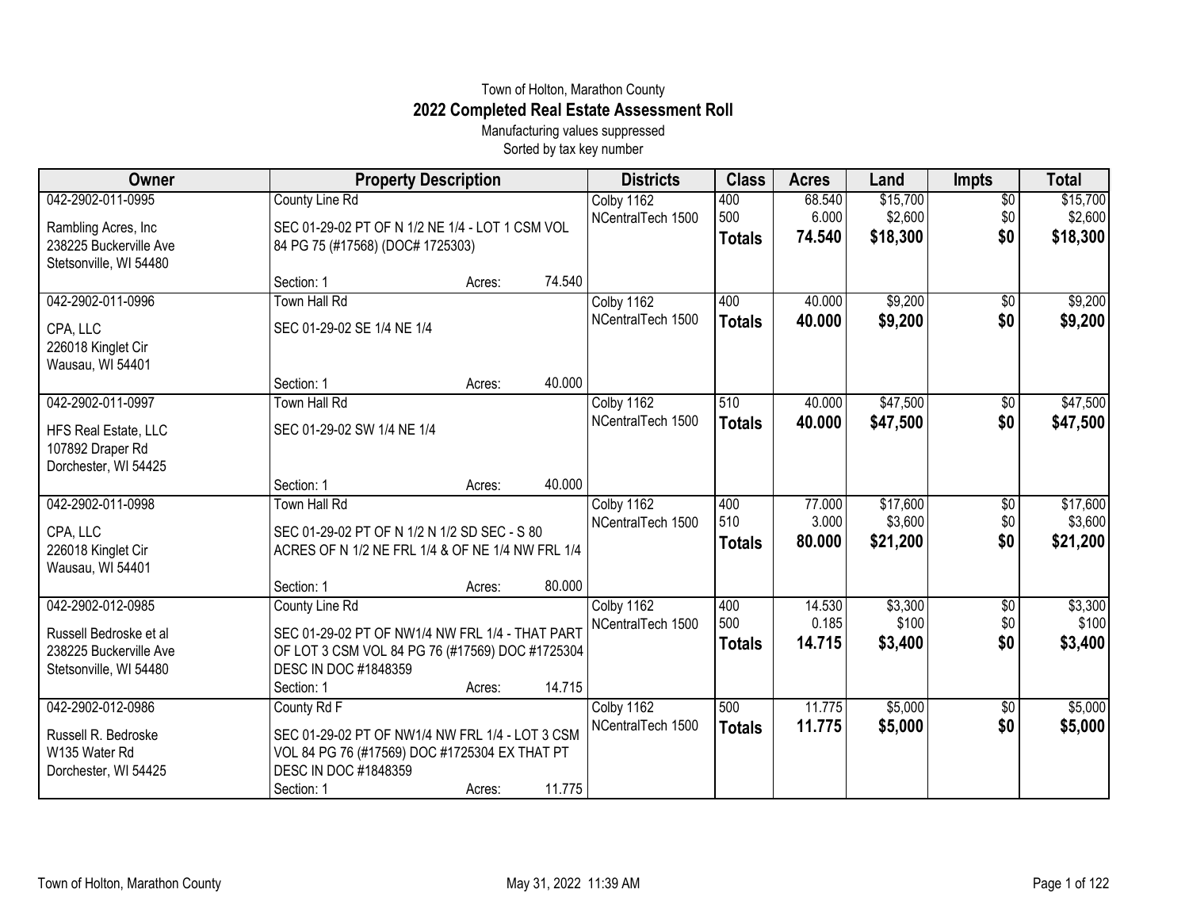Town of Holton, Marathon County

# 2022 Completed Real Estate Assessment Roll

Manufacturing values suppressed

Sorted by tax key number

| Owner | Property Description | Districts | Class | Acres | Land | Impts | Total |
|---|---|---|---|---|---|---|---|
| 042-2902-011-0995<br>Rambling Acres, Inc<br>238225 Buckerville Ave<br>Stetsonville, WI 54480 | County Line Rd<br>SEC 01-29-02 PT OF N 1/2 NE 1/4 - LOT 1 CSM VOL 84 PG 75 (#17568) (DOC# 1725303)<br>Section: 1 Acres: 74.540 | Colby 1162<br>NCentralTech 1500 | 400<br>500<br>**Totals** | 68.540<br>6.000<br>**74.540** | $15,700<br>$2,600<br>**$18,300** | $0<br>$0<br>**$0** | $15,700<br>$2,600<br>**$18,300** |
| 042-2902-011-0996<br>CPA, LLC<br>226018 Kinglet Cir<br>Wausau, WI 54401 | Town Hall Rd<br>SEC 01-29-02 SE 1/4 NE 1/4<br>Section: 1 Acres: 40.000 | Colby 1162<br>NCentralTech 1500 | 400<br>**Totals** | 40.000<br>**40.000** | $9,200<br>**$9,200** | $0<br>**$0** | $9,200<br>**$9,200** |
| 042-2902-011-0997<br>HFS Real Estate, LLC<br>107892 Draper Rd<br>Dorchester, WI 54425 | Town Hall Rd<br>SEC 01-29-02 SW 1/4 NE 1/4<br>Section: 1 Acres: 40.000 | Colby 1162<br>NCentralTech 1500 | 510<br>**Totals** | 40.000<br>**40.000** | $47,500<br>**$47,500** | $0<br>**$0** | $47,500<br>**$47,500** |
| 042-2902-011-0998<br>CPA, LLC<br>226018 Kinglet Cir<br>Wausau, WI 54401 | Town Hall Rd<br>SEC 01-29-02 PT OF N 1/2 N 1/2 SD SEC - S 80 ACRES OF N 1/2 NE FRL 1/4 & OF NE 1/4 NW FRL 1/4<br>Section: 1 Acres: 80.000 | Colby 1162<br>NCentralTech 1500 | 400<br>510<br>**Totals** | 77.000<br>3.000<br>**80.000** | $17,600<br>$3,600<br>**$21,200** | $0<br>$0<br>**$0** | $17,600<br>$3,600<br>**$21,200** |
| 042-2902-012-0985<br>Russell Bedroske et al<br>238225 Buckerville Ave<br>Stetsonville, WI 54480 | County Line Rd<br>SEC 01-29-02 PT OF NW1/4 NW FRL 1/4 - THAT PART OF LOT 3 CSM VOL 84 PG 76 (#17569) DOC #1725304 DESC IN DOC #1848359<br>Section: 1 Acres: 14.715 | Colby 1162<br>NCentralTech 1500 | 400<br>500<br>**Totals** | 14.530<br>0.185<br>**14.715** | $3,300<br>$100<br>**$3,400** | $0<br>$0<br>**$0** | $3,300<br>$100<br>**$3,400** |
| 042-2902-012-0986<br>Russell R. Bedroske<br>W135 Water Rd<br>Dorchester, WI 54425 | County Rd F<br>SEC 01-29-02 PT OF NW1/4 NW FRL 1/4 - LOT 3 CSM VOL 84 PG 76 (#17569) DOC #1725304 EX THAT PT DESC IN DOC #1848359<br>Section: 1 Acres: 11.775 | Colby 1162<br>NCentralTech 1500 | 500<br>**Totals** | 11.775<br>**11.775** | $5,000<br>**$5,000** | $0<br>**$0** | $5,000<br>**$5,000** |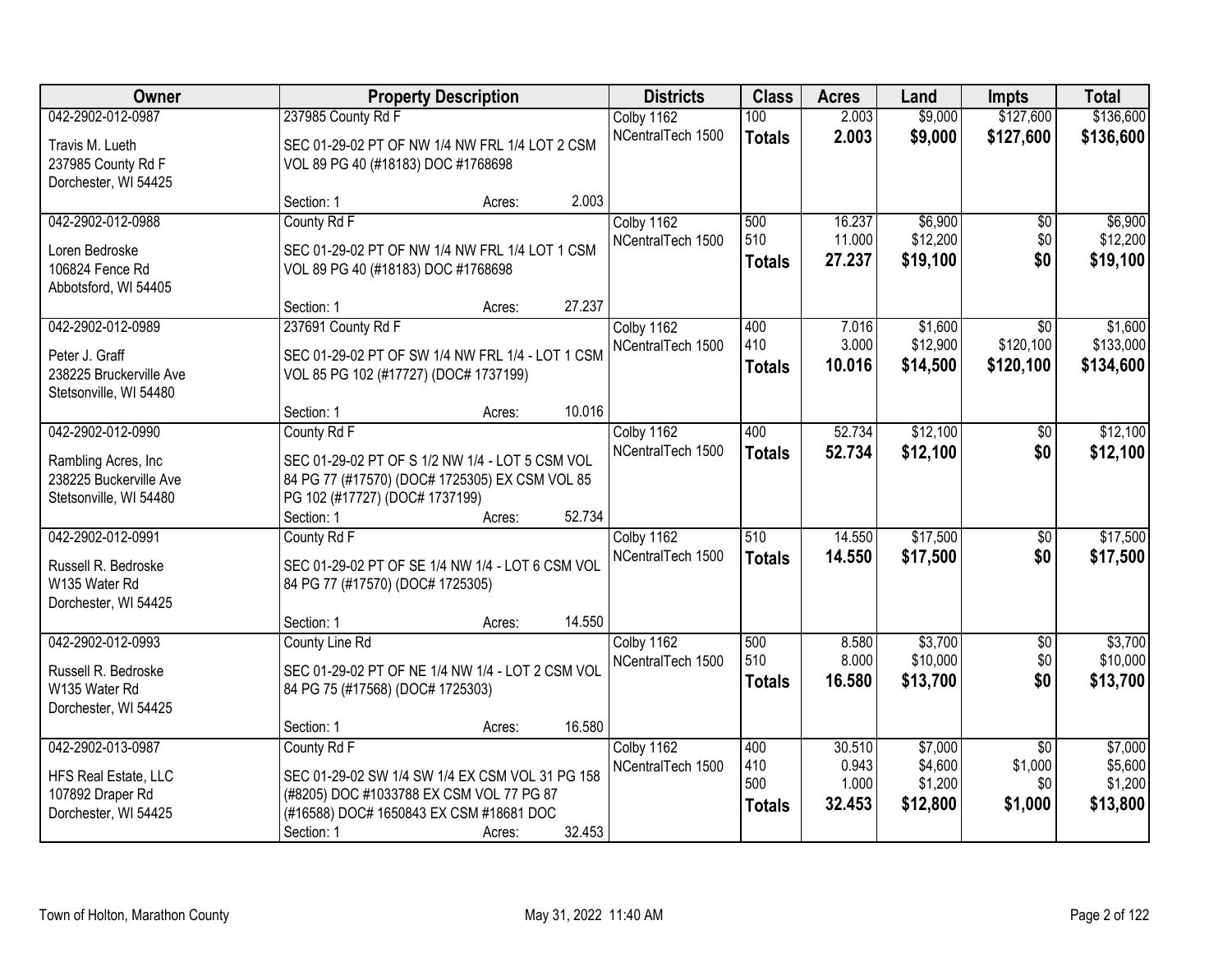| Owner | Property Description | Districts | Class | Acres | Land | Impts | Total |
|---|---|---|---|---|---|---|---|
| 042-2902-012-0987<br>Travis M. Lueth<br>237985 County Rd F<br>Dorchester, WI 54425 | 237985 County Rd F<br>SEC 01-29-02 PT OF NW 1/4 NW FRL 1/4 LOT 2 CSM VOL 89 PG 40 (#18183) DOC #1768698<br>Section: 1 Acres: 2.003 | Colby 1162<br>NCentralTech 1500 | 100<br>**Totals** | 2.003<br>**2.003** | $9,000<br>**$9,000** | $127,600<br>**$127,600** | $136,600<br>**$136,600** |
| 042-2902-012-0988<br>Loren Bedroske<br>106824 Fence Rd<br>Abbotsford, WI 54405 | County Rd F<br>SEC 01-29-02 PT OF NW 1/4 NW FRL 1/4 LOT 1 CSM VOL 89 PG 40 (#18183) DOC #1768698<br>Section: 1 Acres: 27.237 | Colby 1162<br>NCentralTech 1500 | 500<br>510<br>**Totals** | 16.237<br>11.000<br>**27.237** | $6,900<br>$12,200<br>**$19,100** | $0<br>$0<br>**$0** | $6,900<br>$12,200<br>**$19,100** |
| 042-2902-012-0989<br>Peter J. Graff<br>238225 Bruckerville Ave<br>Stetsonville, WI 54480 | 237691 County Rd F<br>SEC 01-29-02 PT OF SW 1/4 NW FRL 1/4 - LOT 1 CSM VOL 85 PG 102 (#17727) (DOC# 1737199)<br>Section: 1 Acres: 10.016 | Colby 1162<br>NCentralTech 1500 | 400<br>410<br>**Totals** | 7.016<br>3.000<br>**10.016** | $1,600<br>$12,900<br>**$14,500** | $0<br>$120,100<br>**$120,100** | $1,600<br>$133,000<br>**$134,600** |
| 042-2902-012-0990<br>Rambling Acres, Inc<br>238225 Buckerville Ave<br>Stetsonville, WI 54480 | County Rd F<br>SEC 01-29-02 PT OF S 1/2 NW 1/4 - LOT 5 CSM VOL 84 PG 77 (#17570) (DOC# 1725305) EX CSM VOL 85 PG 102 (#17727) (DOC# 1737199)<br>Section: 1 Acres: 52.734 | Colby 1162<br>NCentralTech 1500 | 400<br>**Totals** | 52.734<br>**52.734** | $12,100<br>**$12,100** | $0<br>**$0** | $12,100<br>**$12,100** |
| 042-2902-012-0991<br>Russell R. Bedroske<br>W135 Water Rd<br>Dorchester, WI 54425 | County Rd F<br>SEC 01-29-02 PT OF SE 1/4 NW 1/4 - LOT 6 CSM VOL 84 PG 77 (#17570) (DOC# 1725305)<br>Section: 1 Acres: 14.550 | Colby 1162<br>NCentralTech 1500 | 510<br>**Totals** | 14.550<br>**14.550** | $17,500<br>**$17,500** | $0<br>**$0** | $17,500<br>**$17,500** |
| 042-2902-012-0993<br>Russell R. Bedroske<br>W135 Water Rd<br>Dorchester, WI 54425 | County Line Rd<br>SEC 01-29-02 PT OF NE 1/4 NW 1/4 - LOT 2 CSM VOL 84 PG 75 (#17568) (DOC# 1725303)<br>Section: 1 Acres: 16.580 | Colby 1162<br>NCentralTech 1500 | 500<br>510<br>**Totals** | 8.580<br>8.000<br>**16.580** | $3,700<br>$10,000<br>**$13,700** | $0<br>$0<br>**$0** | $3,700<br>$10,000<br>**$13,700** |
| 042-2902-013-0987<br>HFS Real Estate, LLC<br>107892 Draper Rd<br>Dorchester, WI 54425 | County Rd F<br>SEC 01-29-02 SW 1/4 SW 1/4 EX CSM VOL 31 PG 158 (#8205) DOC #1033788 EX CSM VOL 77 PG 87 (#16588) DOC# 1650843 EX CSM #18681 DOC<br>Section: 1 Acres: 32.453 | Colby 1162<br>NCentralTech 1500 | 400<br>410<br>500<br>**Totals** | 30.510<br>0.943<br>1.000<br>**32.453** | $7,000<br>$4,600<br>$1,200<br>**$12,800** | $0<br>$1,000<br>$0<br>**$1,000** | $7,000<br>$5,600<br>$1,200<br>**$13,800** |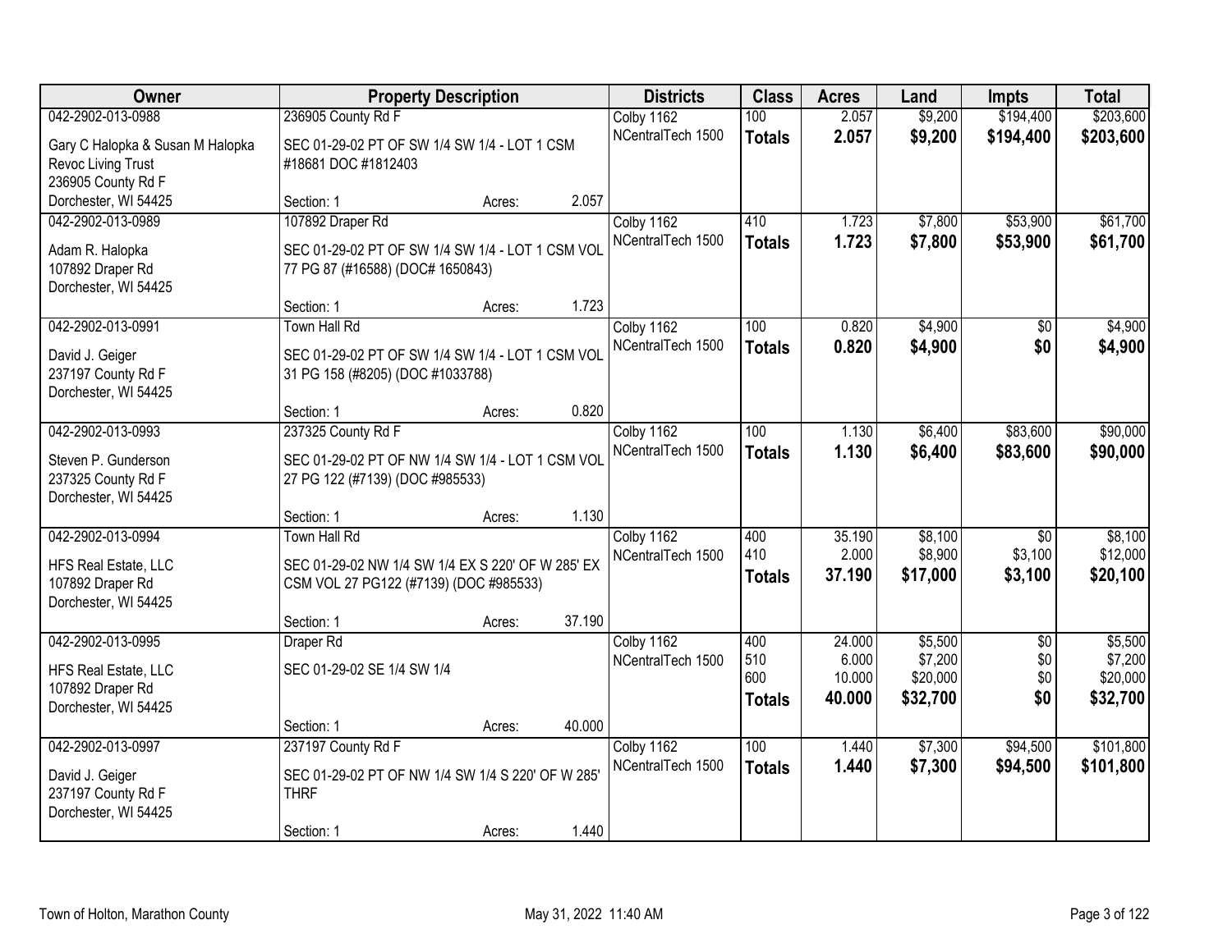| Owner | Property Description | | | Districts | Class | Acres | Land | Impts | Total |
|---|---|---|---|---|---|---|---|---|---|
| 042-2902-013-0988 | 236905 County Rd F | | | Colby 1162 | 100 | 2.057 | $9,200 | $194,400 | $203,600 |
| Gary C Halopka & Susan M Halopka Revoc Living Trust 236905 County Rd F Dorchester, WI 54425 | SEC 01-29-02 PT OF SW 1/4 SW 1/4 - LOT 1 CSM #18681 DOC #1812403 | | | NCentralTech 1500 | **Totals** | **2.057** | **$9,200** | **$194,400** | **$203,600** |
| | Section: 1 | Acres: | 2.057 | | | | | | |
| 042-2902-013-0989 | 107892 Draper Rd | | | Colby 1162 | 410 | 1.723 | $7,800 | $53,900 | $61,700 |
| Adam R. Halopka 107892 Draper Rd Dorchester, WI 54425 | SEC 01-29-02 PT OF SW 1/4 SW 1/4 - LOT 1 CSM VOL 77 PG 87 (#16588) (DOC# 1650843) | | | NCentralTech 1500 | **Totals** | **1.723** | **$7,800** | **$53,900** | **$61,700** |
| | Section: 1 | Acres: | 1.723 | | | | | | |
| 042-2902-013-0991 | Town Hall Rd | | | Colby 1162 | 100 | 0.820 | $4,900 | $0 | $4,900 |
| David J. Geiger 237197 County Rd F Dorchester, WI 54425 | SEC 01-29-02 PT OF SW 1/4 SW 1/4 - LOT 1 CSM VOL 31 PG 158 (#8205) (DOC #1033788) | | | NCentralTech 1500 | **Totals** | **0.820** | **$4,900** | **$0** | **$4,900** |
| | Section: 1 | Acres: | 0.820 | | | | | | |
| 042-2902-013-0993 | 237325 County Rd F | | | Colby 1162 | 100 | 1.130 | $6,400 | $83,600 | $90,000 |
| Steven P. Gunderson 237325 County Rd F Dorchester, WI 54425 | SEC 01-29-02 PT OF NW 1/4 SW 1/4 - LOT 1 CSM VOL 27 PG 122 (#7139) (DOC #985533) | | | NCentralTech 1500 | **Totals** | **1.130** | **$6,400** | **$83,600** | **$90,000** |
| | Section: 1 | Acres: | 1.130 | | | | | | |
| 042-2902-013-0994 | Town Hall Rd | | | Colby 1162 | 400 | 35.190 | $8,100 | $0 | $8,100 |
| HFS Real Estate, LLC 107892 Draper Rd Dorchester, WI 54425 | SEC 01-29-02 NW 1/4 SW 1/4 EX S 220' OF W 285' EX CSM VOL 27 PG122 (#7139) (DOC #985533) | | | NCentralTech 1500 | 410 | 2.000 | $8,900 | $3,100 | $12,000 |
| | | | | | **Totals** | **37.190** | **$17,000** | **$3,100** | **$20,100** |
| | Section: 1 | Acres: | 37.190 | | | | | | |
| 042-2902-013-0995 | Draper Rd | | | Colby 1162 | 400 | 24.000 | $5,500 | $0 | $5,500 |
| HFS Real Estate, LLC 107892 Draper Rd Dorchester, WI 54425 | SEC 01-29-02 SE 1/4 SW 1/4 | | | NCentralTech 1500 | 510 | 6.000 | $7,200 | $0 | $7,200 |
| | | | | | 600 | 10.000 | $20,000 | $0 | $20,000 |
| | | | | | **Totals** | **40.000** | **$32,700** | **$0** | **$32,700** |
| | Section: 1 | Acres: | 40.000 | | | | | | |
| 042-2902-013-0997 | 237197 County Rd F | | | Colby 1162 | 100 | 1.440 | $7,300 | $94,500 | $101,800 |
| David J. Geiger 237197 County Rd F Dorchester, WI 54425 | SEC 01-29-02 PT OF NW 1/4 SW 1/4 S 220' OF W 285' THRF | | | NCentralTech 1500 | **Totals** | **1.440** | **$7,300** | **$94,500** | **$101,800** |
| | Section: 1 | Acres: | 1.440 | | | | | | |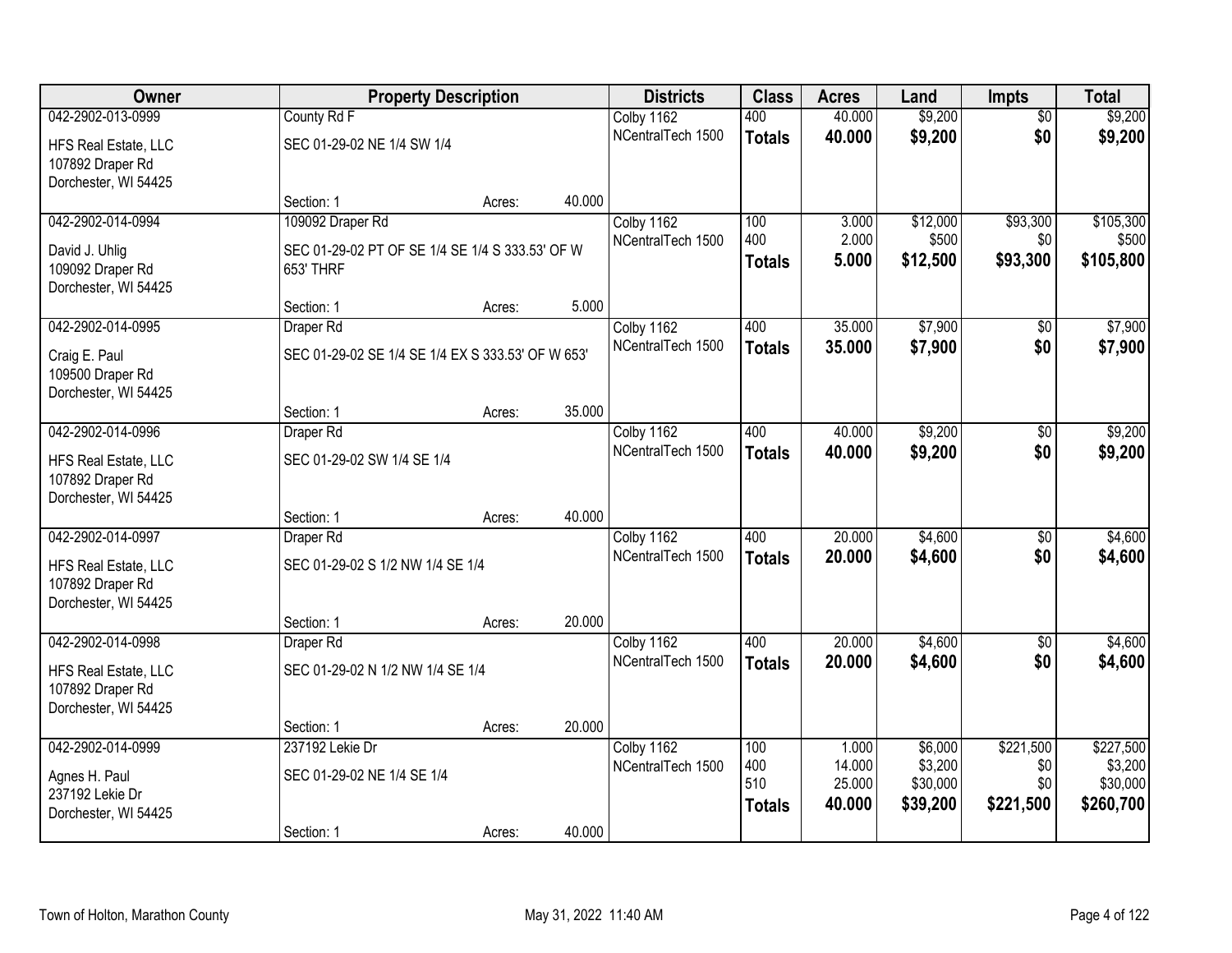| Owner | Property Description | | | Districts | Class | Acres | Land | Impts | Total |
|---|---|---|---|---|---|---|---|---|---|
| 042-2902-013-0999 | County Rd F | | | Colby 1162 | 400 | 40.000 | $9,200 | $0 | $9,200 |
| HFS Real Estate, LLC<br>107892 Draper Rd<br>Dorchester, WI 54425 | SEC 01-29-02 NE 1/4 SW 1/4 | | | NCentralTech 1500 | **Totals** | **40.000** | **$9,200** | **$0** | **$9,200** |
| | Section: 1 | Acres: | 40.000 | | | | | | |
| 042-2902-014-0994 | 109092 Draper Rd | | | Colby 1162 | 100 | 3.000 | $12,000 | $93,300 | $105,300 |
| David J. Uhlig<br>109092 Draper Rd<br>Dorchester, WI 54425 | SEC 01-29-02 PT OF SE 1/4 SE 1/4 S 333.53' OF W 653' THRF | | | NCentralTech 1500 | 400 | 2.000 | $500 | $0 | $500 |
| | | | | | **Totals** | **5.000** | **$12,500** | **$93,300** | **$105,800** |
| | Section: 1 | Acres: | 5.000 | | | | | | |
| 042-2902-014-0995 | Draper Rd | | | Colby 1162 | 400 | 35.000 | $7,900 | $0 | $7,900 |
| Craig E. Paul<br>109500 Draper Rd<br>Dorchester, WI 54425 | SEC 01-29-02 SE 1/4 SE 1/4 EX S 333.53' OF W 653' | | | NCentralTech 1500 | **Totals** | **35.000** | **$7,900** | **$0** | **$7,900** |
| | Section: 1 | Acres: | 35.000 | | | | | | |
| 042-2902-014-0996 | Draper Rd | | | Colby 1162 | 400 | 40.000 | $9,200 | $0 | $9,200 |
| HFS Real Estate, LLC<br>107892 Draper Rd<br>Dorchester, WI 54425 | SEC 01-29-02 SW 1/4 SE 1/4 | | | NCentralTech 1500 | **Totals** | **40.000** | **$9,200** | **$0** | **$9,200** |
| | Section: 1 | Acres: | 40.000 | | | | | | |
| 042-2902-014-0997 | Draper Rd | | | Colby 1162 | 400 | 20.000 | $4,600 | $0 | $4,600 |
| HFS Real Estate, LLC<br>107892 Draper Rd<br>Dorchester, WI 54425 | SEC 01-29-02 S 1/2 NW 1/4 SE 1/4 | | | NCentralTech 1500 | **Totals** | **20.000** | **$4,600** | **$0** | **$4,600** |
| | Section: 1 | Acres: | 20.000 | | | | | | |
| 042-2902-014-0998 | Draper Rd | | | Colby 1162 | 400 | 20.000 | $4,600 | $0 | $4,600 |
| HFS Real Estate, LLC<br>107892 Draper Rd<br>Dorchester, WI 54425 | SEC 01-29-02 N 1/2 NW 1/4 SE 1/4 | | | NCentralTech 1500 | **Totals** | **20.000** | **$4,600** | **$0** | **$4,600** |
| | Section: 1 | Acres: | 20.000 | | | | | | |
| 042-2902-014-0999 | 237192 Lekie Dr | | | Colby 1162 | 100 | 1.000 | $6,000 | $221,500 | $227,500 |
| Agnes H. Paul<br>237192 Lekie Dr<br>Dorchester, WI 54425 | SEC 01-29-02 NE 1/4 SE 1/4 | | | NCentralTech 1500 | 400 | 14.000 | $3,200 | $0 | $3,200 |
| | | | | | 510 | 25.000 | $30,000 | $0 | $30,000 |
| | | | | | **Totals** | **40.000** | **$39,200** | **$221,500** | **$260,700** |
| | Section: 1 | Acres: | 40.000 | | | | | | |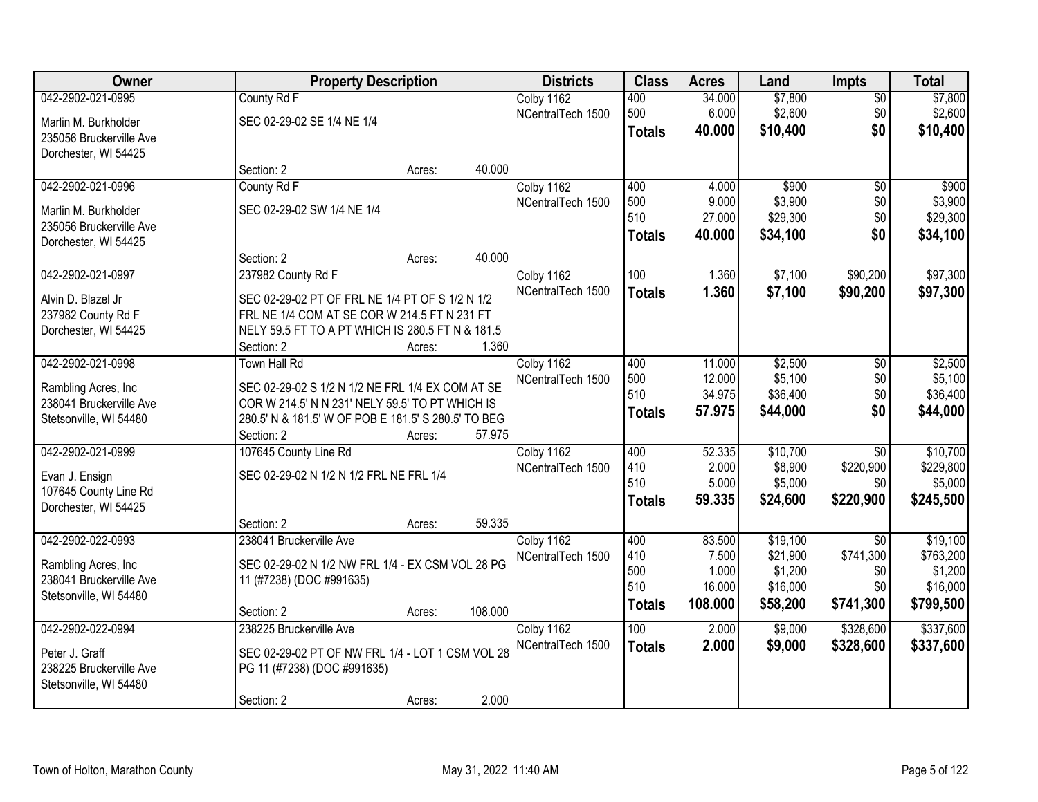| Owner | Property Description | Districts | Class | Acres | Land | Impts | Total |
|---|---|---|---|---|---|---|---|
| 042-2902-021-0995<br>Marlin M. Burkholder<br>235056 Bruckerville Ave<br>Dorchester, WI 54425 | County Rd F<br>SEC 02-29-02 SE 1/4 NE 1/4<br>Section: 2 Acres: 40.000 | Colby 1162<br>NCentralTech 1500 | 400<br>500<br>**Totals** | 34.000<br>6.000<br>**40.000** | $7,800<br>$2,600<br>**$10,400** | $0<br>$0<br>**$0** | $7,800<br>$2,600<br>**$10,400** |
| 042-2902-021-0996<br>Marlin M. Burkholder<br>235056 Bruckerville Ave<br>Dorchester, WI 54425 | County Rd F<br>SEC 02-29-02 SW 1/4 NE 1/4<br>Section: 2 Acres: 40.000 | Colby 1162<br>NCentralTech 1500 | 400<br>500<br>510<br>**Totals** | 4.000<br>9.000<br>27.000<br>**40.000** | $900<br>$3,900<br>$29,300<br>**$34,100** | $0<br>$0<br>$0<br>**$0** | $900<br>$3,900<br>$29,300<br>**$34,100** |
| 042-2902-021-0997<br>Alvin D. Blazel Jr<br>237982 County Rd F<br>Dorchester, WI 54425 | 237982 County Rd F<br>SEC 02-29-02 PT OF FRL NE 1/4 PT OF S 1/2 N 1/2 FRL NE 1/4 COM AT SE COR W 214.5 FT N 231 FT NELY 59.5 FT TO A PT WHICH IS 280.5 FT N & 181.5<br>Section: 2 Acres: 1.360 | Colby 1162<br>NCentralTech 1500 | 100<br>**Totals** | 1.360<br>**1.360** | $7,100<br>**$7,100** | $90,200<br>**$90,200** | $97,300<br>**$97,300** |
| 042-2902-021-0998<br>Rambling Acres, Inc<br>238041 Bruckerville Ave<br>Stetsonville, WI 54480 | Town Hall Rd<br>SEC 02-29-02 S 1/2 N 1/2 NE FRL 1/4 EX COM AT SE COR W 214.5' N N 231' NELY 59.5' TO PT WHICH IS 280.5' N & 181.5' W OF POB E 181.5' S 280.5' TO BEG<br>Section: 2 Acres: 57.975 | Colby 1162<br>NCentralTech 1500 | 400<br>500<br>510<br>**Totals** | 11.000<br>12.000<br>34.975<br>**57.975** | $2,500<br>$5,100<br>$36,400<br>**$44,000** | $0<br>$0<br>$0<br>**$0** | $2,500<br>$5,100<br>$36,400<br>**$44,000** |
| 042-2902-021-0999<br>Evan J. Ensign<br>107645 County Line Rd<br>Dorchester, WI 54425 | 107645 County Line Rd<br>SEC 02-29-02 N 1/2 N 1/2 FRL NE FRL 1/4<br>Section: 2 Acres: 59.335 | Colby 1162<br>NCentralTech 1500 | 400<br>410<br>510<br>**Totals** | 52.335<br>2.000<br>5.000<br>**59.335** | $10,700<br>$8,900<br>$5,000<br>**$24,600** | $0<br>$220,900<br>$0<br>**$220,900** | $10,700<br>$229,800<br>$5,000<br>**$245,500** |
| 042-2902-022-0993<br>Rambling Acres, Inc<br>238041 Bruckerville Ave<br>Stetsonville, WI 54480 | 238041 Bruckerville Ave<br>SEC 02-29-02 N 1/2 NW FRL 1/4 - EX CSM VOL 28 PG 11 (#7238) (DOC #991635)<br>Section: 2 Acres: 108.000 | Colby 1162<br>NCentralTech 1500 | 400<br>410<br>500<br>510<br>**Totals** | 83.500<br>7.500<br>1.000<br>16.000<br>**108.000** | $19,100<br>$21,900<br>$1,200<br>$16,000<br>**$58,200** | $0<br>$741,300<br>$0<br>$0<br>**$741,300** | $19,100<br>$763,200<br>$1,200<br>$16,000<br>**$799,500** |
| 042-2902-022-0994<br>Peter J. Graff<br>238225 Bruckerville Ave<br>Stetsonville, WI 54480 | 238225 Bruckerville Ave<br>SEC 02-29-02 PT OF NW FRL 1/4 - LOT 1 CSM VOL 28 PG 11 (#7238) (DOC #991635)<br>Section: 2 Acres: 2.000 | Colby 1162<br>NCentralTech 1500 | 100<br>**Totals** | 2.000<br>**2.000** | $9,000<br>**$9,000** | $328,600<br>**$328,600** | $337,600<br>**$337,600** |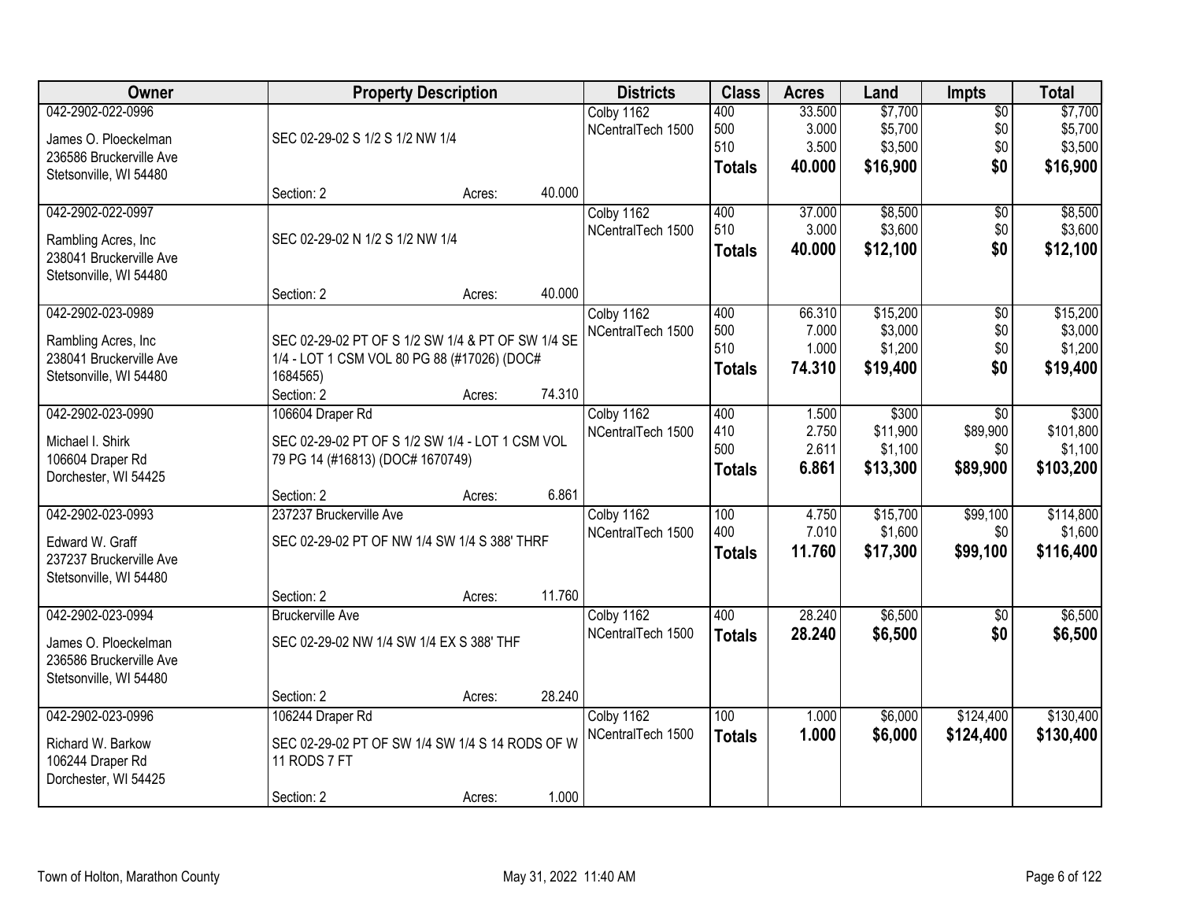| Owner | Property Description | Districts | Class | Acres | Land | Impts | Total |
|---|---|---|---|---|---|---|---|
| 042-2902-022-0996<br>James O. Ploeckelman<br>236586 Bruckerville Ave<br>Stetsonville, WI 54480 | SEC 02-29-02 S 1/2 S 1/2 NW 1/4<br>Section: 2 Acres: 40.000 | Colby 1162<br>NCentralTech 1500 | 400<br>500<br>510<br>**Totals** | 33.500<br>3.000<br>3.500<br>**40.000** | $7,700<br>$5,700<br>$3,500<br>**$16,900** | $0<br>$0<br>$0<br>**$0** | $7,700<br>$5,700<br>$3,500<br>**$16,900** |
| 042-2902-022-0997<br>Rambling Acres, Inc<br>238041 Bruckerville Ave<br>Stetsonville, WI 54480 | SEC 02-29-02 N 1/2 S 1/2 NW 1/4<br>Section: 2 Acres: 40.000 | Colby 1162<br>NCentralTech 1500 | 400<br>510<br>**Totals** | 37.000<br>3.000<br>**40.000** | $8,500<br>$3,600<br>**$12,100** | $0<br>$0<br>**$0** | $8,500<br>$3,600<br>**$12,100** |
| 042-2902-023-0989<br>Rambling Acres, Inc<br>238041 Bruckerville Ave<br>Stetsonville, WI 54480 | SEC 02-29-02 PT OF S 1/2 SW 1/4 & PT OF SW 1/4 SE 1/4 - LOT 1 CSM VOL 80 PG 88 (#17026) (DOC# 1684565)<br>Section: 2 Acres: 74.310 | Colby 1162<br>NCentralTech 1500 | 400<br>500<br>510<br>**Totals** | 66.310<br>7.000<br>1.000<br>**74.310** | $15,200<br>$3,000<br>$1,200<br>**$19,400** | $0<br>$0<br>$0<br>**$0** | $15,200<br>$3,000<br>$1,200<br>**$19,400** |
| 042-2902-023-0990<br>Michael I. Shirk<br>106604 Draper Rd<br>Dorchester, WI 54425 | 106604 Draper Rd<br>SEC 02-29-02 PT OF S 1/2 SW 1/4 - LOT 1 CSM VOL 79 PG 14 (#16813) (DOC# 1670749)<br>Section: 2 Acres: 6.861 | Colby 1162<br>NCentralTech 1500 | 400<br>410<br>500<br>**Totals** | 1.500<br>2.750<br>2.611<br>**6.861** | $300<br>$11,900<br>$1,100<br>**$13,300** | $0<br>$89,900<br>$0<br>**$89,900** | $300<br>$101,800<br>$1,100<br>**$103,200** |
| 042-2902-023-0993<br>Edward W. Graff<br>237237 Bruckerville Ave<br>Stetsonville, WI 54480 | 237237 Bruckerville Ave<br>SEC 02-29-02 PT OF NW 1/4 SW 1/4 S 388' THRF<br>Section: 2 Acres: 11.760 | Colby 1162<br>NCentralTech 1500 | 100<br>400<br>**Totals** | 4.750<br>7.010<br>**11.760** | $15,700<br>$1,600<br>**$17,300** | $99,100<br>$0<br>**$99,100** | $114,800<br>$1,600<br>**$116,400** |
| 042-2902-023-0994<br>James O. Ploeckelman<br>236586 Bruckerville Ave<br>Stetsonville, WI 54480 | Bruckerville Ave<br>SEC 02-29-02 NW 1/4 SW 1/4 EX S 388' THF<br>Section: 2 Acres: 28.240 | Colby 1162<br>NCentralTech 1500 | 400<br>**Totals** | 28.240<br>**28.240** | $6,500<br>**$6,500** | $0<br>**$0** | $6,500<br>**$6,500** |
| 042-2902-023-0996<br>Richard W. Barkow<br>106244 Draper Rd<br>Dorchester, WI 54425 | 106244 Draper Rd<br>SEC 02-29-02 PT OF SW 1/4 SW 1/4 S 14 RODS OF W 11 RODS 7 FT<br>Section: 2 Acres: 1.000 | Colby 1162<br>NCentralTech 1500 | 100<br>**Totals** | 1.000<br>**1.000** | $6,000<br>**$6,000** | $124,400<br>**$124,400** | $130,400<br>**$130,400** |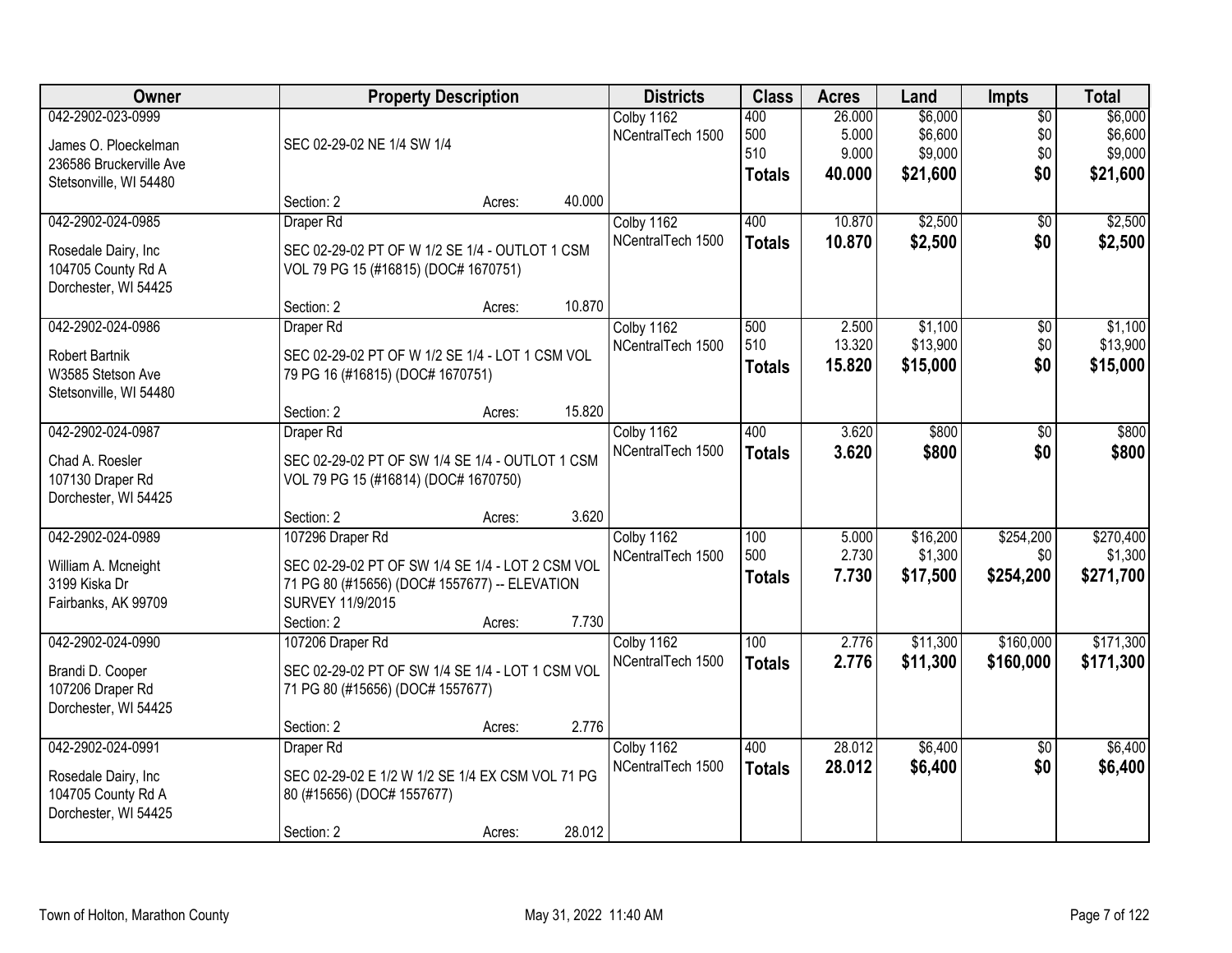| Owner | Property Description | Districts | Class | Acres | Land | Impts | Total |
|---|---|---|---|---|---|---|---|
| 042-2902-023-0999<br>James O. Ploeckelman<br>236586 Bruckerville Ave<br>Stetsonville, WI 54480 | SEC 02-29-02 NE 1/4 SW 1/4<br>Section: 2 Acres: 40.000 | Colby 1162<br>NCentralTech 1500 | 400<br>500<br>510<br>**Totals** | 26.000<br>5.000<br>9.000<br>**40.000** | $6,000<br>$6,600<br>$9,000<br>**$21,600** | $0<br>$0<br>$0<br>**$0** | $6,000<br>$6,600<br>$9,000<br>**$21,600** |
| 042-2902-024-0985<br>Rosedale Dairy, Inc<br>104705 County Rd A<br>Dorchester, WI 54425 | Draper Rd<br>SEC 02-29-02 PT OF W 1/2 SE 1/4 - OUTLOT 1 CSM VOL 79 PG 15 (#16815) (DOC# 1670751)<br>Section: 2 Acres: 10.870 | Colby 1162<br>NCentralTech 1500 | 400<br>**Totals** | 10.870<br>**10.870** | $2,500<br>**$2,500** | $0<br>**$0** | $2,500<br>**$2,500** |
| 042-2902-024-0986<br>Robert Bartnik<br>W3585 Stetson Ave<br>Stetsonville, WI 54480 | Draper Rd<br>SEC 02-29-02 PT OF W 1/2 SE 1/4 - LOT 1 CSM VOL 79 PG 16 (#16815) (DOC# 1670751)<br>Section: 2 Acres: 15.820 | Colby 1162<br>NCentralTech 1500 | 500<br>510<br>**Totals** | 2.500<br>13.320<br>**15.820** | $1,100<br>$13,900<br>**$15,000** | $0<br>$0<br>**$0** | $1,100<br>$13,900<br>**$15,000** |
| 042-2902-024-0987<br>Chad A. Roesler<br>107130 Draper Rd<br>Dorchester, WI 54425 | Draper Rd<br>SEC 02-29-02 PT OF SW 1/4 SE 1/4 - OUTLOT 1 CSM VOL 79 PG 15 (#16814) (DOC# 1670750)<br>Section: 2 Acres: 3.620 | Colby 1162<br>NCentralTech 1500 | 400<br>**Totals** | 3.620<br>**3.620** | $800<br>**$800** | $0<br>**$0** | $800<br>**$800** |
| 042-2902-024-0989<br>William A. Mcneight<br>3199 Kiska Dr<br>Fairbanks, AK 99709 | 107296 Draper Rd<br>SEC 02-29-02 PT OF SW 1/4 SE 1/4 - LOT 2 CSM VOL 71 PG 80 (#15656) (DOC# 1557677) -- ELEVATION SURVEY 11/9/2015<br>Section: 2 Acres: 7.730 | Colby 1162<br>NCentralTech 1500 | 100<br>500<br>**Totals** | 5.000<br>2.730<br>**7.730** | $16,200<br>$1,300<br>**$17,500** | $254,200<br>$0<br>**$254,200** | $270,400<br>$1,300<br>**$271,700** |
| 042-2902-024-0990<br>Brandi D. Cooper<br>107206 Draper Rd<br>Dorchester, WI 54425 | 107206 Draper Rd<br>SEC 02-29-02 PT OF SW 1/4 SE 1/4 - LOT 1 CSM VOL 71 PG 80 (#15656) (DOC# 1557677)<br>Section: 2 Acres: 2.776 | Colby 1162<br>NCentralTech 1500 | 100<br>**Totals** | 2.776<br>**2.776** | $11,300<br>**$11,300** | $160,000<br>**$160,000** | $171,300<br>**$171,300** |
| 042-2902-024-0991<br>Rosedale Dairy, Inc<br>104705 County Rd A<br>Dorchester, WI 54425 | Draper Rd<br>SEC 02-29-02 E 1/2 W 1/2 SE 1/4 EX CSM VOL 71 PG 80 (#15656) (DOC# 1557677)<br>Section: 2 Acres: 28.012 | Colby 1162<br>NCentralTech 1500 | 400<br>**Totals** | 28.012<br>**28.012** | $6,400<br>**$6,400** | $0<br>**$0** | $6,400<br>**$6,400** |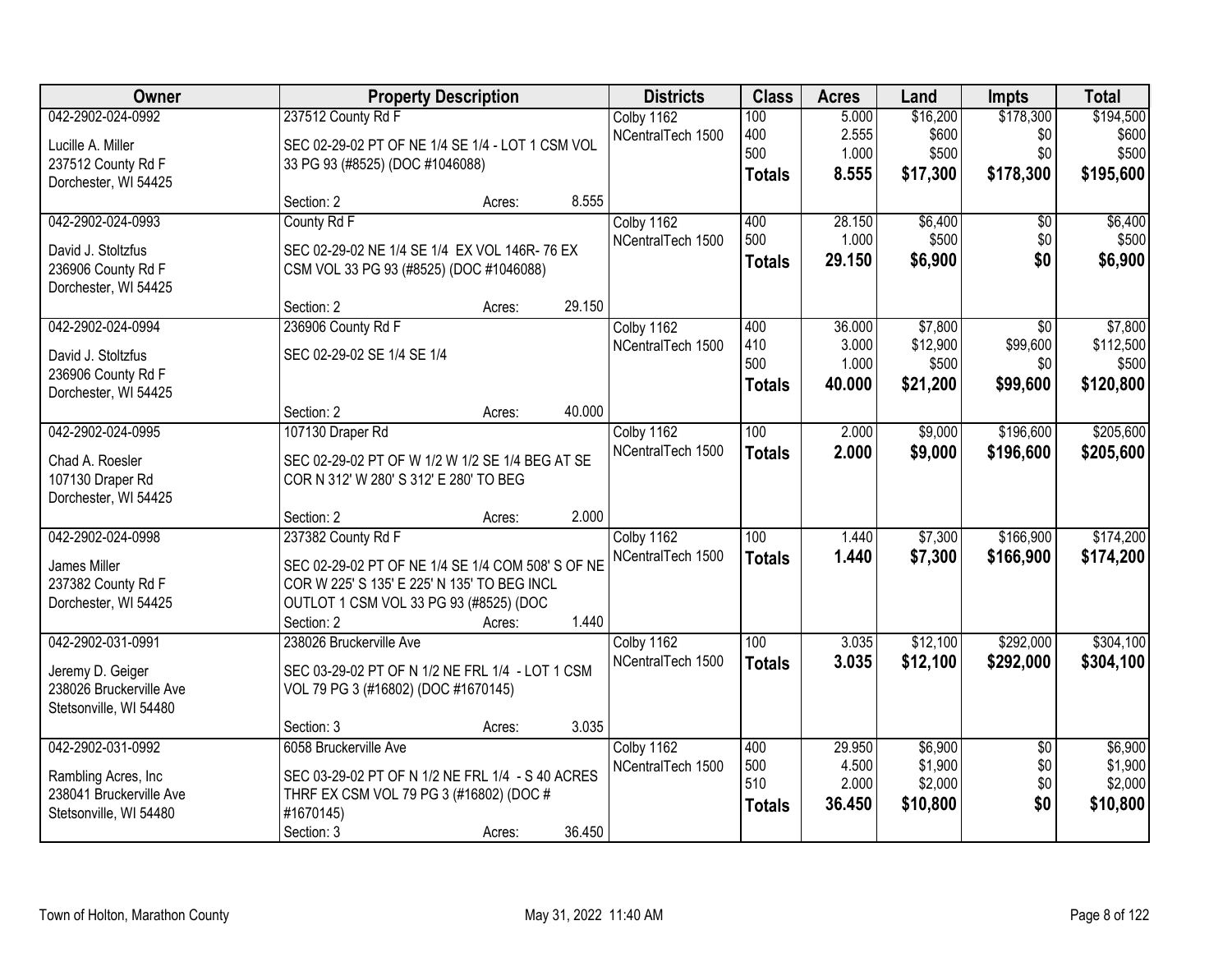| Owner | Property Description | Districts | Class | Acres | Land | Impts | Total |
|---|---|---|---|---|---|---|---|
| 042-2902-024-0992<br>Lucille A. Miller<br>237512 County Rd F<br>Dorchester, WI 54425 | 237512 County Rd F<br>SEC 02-29-02 PT OF NE 1/4 SE 1/4 - LOT 1 CSM VOL 33 PG 93 (#8525) (DOC #1046088)<br>Section: 2 Acres: 8.555 | Colby 1162<br>NCentralTech 1500 | 100<br>400<br>500<br>**Totals** | 5.000<br>2.555<br>1.000<br>**8.555** | $16,200<br>$600<br>$500<br>**$17,300** | $178,300<br>$0<br>$0<br>**$178,300** | $194,500<br>$600<br>$500<br>**$195,600** |
| 042-2902-024-0993<br>David J. Stoltzfus<br>236906 County Rd F<br>Dorchester, WI 54425 | County Rd F<br>SEC 02-29-02 NE 1/4 SE 1/4 EX VOL 146R- 76 EX CSM VOL 33 PG 93 (#8525) (DOC #1046088)<br>Section: 2 Acres: 29.150 | Colby 1162<br>NCentralTech 1500 | 400<br>500<br>**Totals** | 28.150<br>1.000<br>**29.150** | $6,400<br>$500<br>**$6,900** | $0<br>$0<br>**$0** | $6,400<br>$500<br>**$6,900** |
| 042-2902-024-0994<br>David J. Stoltzfus<br>236906 County Rd F<br>Dorchester, WI 54425 | 236906 County Rd F<br>SEC 02-29-02 SE 1/4 SE 1/4<br>Section: 2 Acres: 40.000 | Colby 1162<br>NCentralTech 1500 | 400<br>410<br>500<br>**Totals** | 36.000<br>3.000<br>1.000<br>**40.000** | $7,800<br>$12,900<br>$500<br>**$21,200** | $0<br>$99,600<br>$0<br>**$99,600** | $7,800<br>$112,500<br>$500<br>**$120,800** |
| 042-2902-024-0995<br>Chad A. Roesler<br>107130 Draper Rd<br>Dorchester, WI 54425 | 107130 Draper Rd<br>SEC 02-29-02 PT OF W 1/2 W 1/2 SE 1/4 BEG AT SE COR N 312' W 280' S 312' E 280' TO BEG<br>Section: 2 Acres: 2.000 | Colby 1162<br>NCentralTech 1500 | 100<br>**Totals** | 2.000<br>**2.000** | $9,000<br>**$9,000** | $196,600<br>**$196,600** | $205,600<br>**$205,600** |
| 042-2902-024-0998<br>James Miller<br>237382 County Rd F<br>Dorchester, WI 54425 | 237382 County Rd F<br>SEC 02-29-02 PT OF NE 1/4 SE 1/4 COM 508' S OF NE COR W 225' S 135' E 225' N 135' TO BEG INCL OUTLOT 1 CSM VOL 33 PG 93 (#8525) (DOC<br>Section: 2 Acres: 1.440 | Colby 1162<br>NCentralTech 1500 | 100<br>**Totals** | 1.440<br>**1.440** | $7,300<br>**$7,300** | $166,900<br>**$166,900** | $174,200<br>**$174,200** |
| 042-2902-031-0991<br>Jeremy D. Geiger<br>238026 Bruckerville Ave<br>Stetsonville, WI 54480 | 238026 Bruckerville Ave<br>SEC 03-29-02 PT OF N 1/2 NE FRL 1/4 - LOT 1 CSM VOL 79 PG 3 (#16802) (DOC #1670145)<br>Section: 3 Acres: 3.035 | Colby 1162<br>NCentralTech 1500 | 100<br>**Totals** | 3.035<br>**3.035** | $12,100<br>**$12,100** | $292,000<br>**$292,000** | $304,100<br>**$304,100** |
| 042-2902-031-0992<br>Rambling Acres, Inc<br>238041 Bruckerville Ave<br>Stetsonville, WI 54480 | 6058 Bruckerville Ave<br>SEC 03-29-02 PT OF N 1/2 NE FRL 1/4 - S 40 ACRES THRF EX CSM VOL 79 PG 3 (#16802) (DOC # #1670145)<br>Section: 3 Acres: 36.450 | Colby 1162<br>NCentralTech 1500 | 400<br>500<br>510<br>**Totals** | 29.950<br>4.500<br>2.000<br>**36.450** | $6,900<br>$1,900<br>$2,000<br>**$10,800** | $0<br>$0<br>$0<br>**$0** | $6,900<br>$1,900<br>$2,000<br>**$10,800** |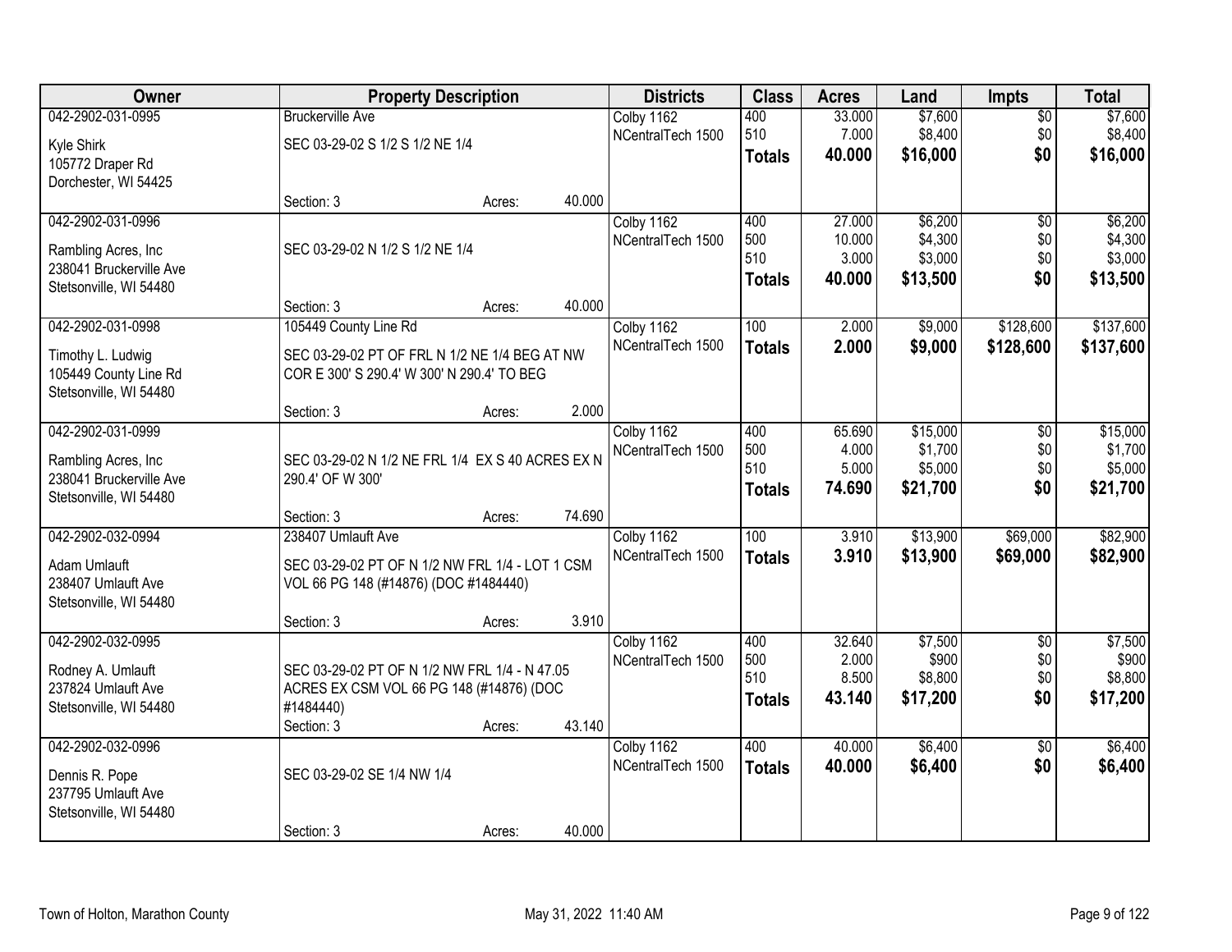| Owner | Property Description | Districts | Class | Acres | Land | Impts | Total |
|---|---|---|---|---|---|---|---|
| 042-2902-031-0995<br>Kyle Shirk<br>105772 Draper Rd<br>Dorchester, WI 54425 | Bruckerville Ave<br>SEC 03-29-02 S 1/2 S 1/2 NE 1/4<br>Section: 3 Acres: 40.000 | Colby 1162<br>NCentralTech 1500 | 400<br>510<br>**Totals** | 33.000<br>7.000<br>**40.000** | $7,600<br>$8,400<br>**$16,000** | $0<br>$0<br>**$0** | $7,600<br>$8,400<br>**$16,000** |
| 042-2902-031-0996<br>Rambling Acres, Inc<br>238041 Bruckerville Ave<br>Stetsonville, WI 54480 | SEC 03-29-02 N 1/2 S 1/2 NE 1/4<br>Section: 3 Acres: 40.000 | Colby 1162<br>NCentralTech 1500 | 400<br>500<br>510<br>**Totals** | 27.000<br>10.000<br>3.000<br>**40.000** | $6,200<br>$4,300<br>$3,000<br>**$13,500** | $0<br>$0<br>$0<br>**$0** | $6,200<br>$4,300<br>$3,000<br>**$13,500** |
| 042-2902-031-0998<br>Timothy L. Ludwig<br>105449 County Line Rd<br>Stetsonville, WI 54480 | 105449 County Line Rd<br>SEC 03-29-02 PT OF FRL N 1/2 NE 1/4 BEG AT NW COR E 300' S 290.4' W 300' N 290.4' TO BEG<br>Section: 3 Acres: 2.000 | Colby 1162<br>NCentralTech 1500 | 100<br>**Totals** | 2.000<br>**2.000** | $9,000<br>**$9,000** | $128,600<br>**$128,600** | $137,600<br>**$137,600** |
| 042-2902-031-0999<br>Rambling Acres, Inc<br>238041 Bruckerville Ave<br>Stetsonville, WI 54480 | SEC 03-29-02 N 1/2 NE FRL 1/4 EX S 40 ACRES EX N 290.4' OF W 300'<br>Section: 3 Acres: 74.690 | Colby 1162<br>NCentralTech 1500 | 400<br>500<br>510<br>**Totals** | 65.690<br>4.000<br>5.000<br>**74.690** | $15,000<br>$1,700<br>$5,000<br>**$21,700** | $0<br>$0<br>$0<br>**$0** | $15,000<br>$1,700<br>$5,000<br>**$21,700** |
| 042-2902-032-0994<br>Adam Umlauft<br>238407 Umlauft Ave<br>Stetsonville, WI 54480 | 238407 Umlauft Ave<br>SEC 03-29-02 PT OF N 1/2 NW FRL 1/4 - LOT 1 CSM VOL 66 PG 148 (#14876) (DOC #1484440)<br>Section: 3 Acres: 3.910 | Colby 1162<br>NCentralTech 1500 | 100<br>**Totals** | 3.910<br>**3.910** | $13,900<br>**$13,900** | $69,000<br>**$69,000** | $82,900<br>**$82,900** |
| 042-2902-032-0995<br>Rodney A. Umlauft<br>237824 Umlauft Ave<br>Stetsonville, WI 54480 | SEC 03-29-02 PT OF N 1/2 NW FRL 1/4 - N 47.05 ACRES EX CSM VOL 66 PG 148 (#14876) (DOC #1484440)<br>Section: 3 Acres: 43.140 | Colby 1162<br>NCentralTech 1500 | 400<br>500<br>510<br>**Totals** | 32.640<br>2.000<br>8.500<br>**43.140** | $7,500<br>$900<br>$8,800<br>**$17,200** | $0<br>$0<br>$0<br>**$0** | $7,500<br>$900<br>$8,800<br>**$17,200** |
| 042-2902-032-0996<br>Dennis R. Pope<br>237795 Umlauft Ave<br>Stetsonville, WI 54480 | SEC 03-29-02 SE 1/4 NW 1/4<br>Section: 3 Acres: 40.000 | Colby 1162<br>NCentralTech 1500 | 400<br>**Totals** | 40.000<br>**40.000** | $6,400<br>**$6,400** | $0<br>**$0** | $6,400<br>**$6,400** |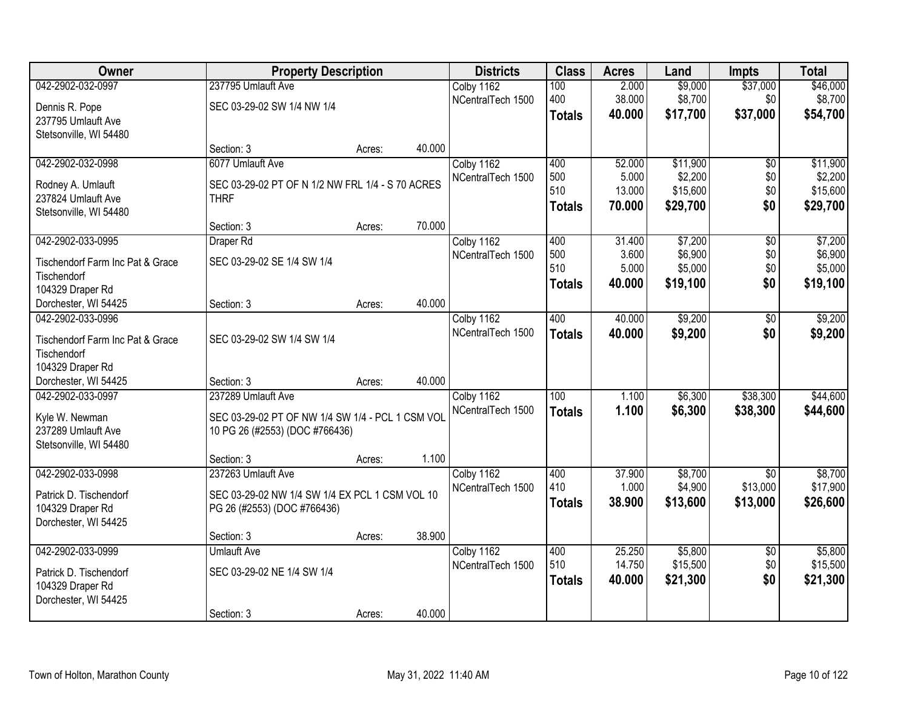| Owner | Property Description | Districts | Class | Acres | Land | Impts | Total |
|---|---|---|---|---|---|---|---|
| 042-2902-032-0997<br>Dennis R. Pope<br>237795 Umlauft Ave<br>Stetsonville, WI 54480 | 237795 Umlauft Ave<br>SEC 03-29-02 SW 1/4 NW 1/4<br>Section: 3 Acres: 40.000 | Colby 1162<br>NCentralTech 1500 | 100<br>400<br>**Totals** | 2.000<br>38.000<br>**40.000** | $9,000<br>$8,700<br>**$17,700** | $37,000<br>$0<br>**$37,000** | $46,000<br>$8,700<br>**$54,700** |
| 042-2902-032-0998<br>Rodney A. Umlauft<br>237824 Umlauft Ave<br>Stetsonville, WI 54480 | 6077 Umlauft Ave<br>SEC 03-29-02 PT OF N 1/2 NW FRL 1/4 - S 70 ACRES THRF<br>Section: 3 Acres: 70.000 | Colby 1162<br>NCentralTech 1500 | 400<br>500<br>510<br>**Totals** | 52.000<br>5.000<br>13.000<br>**70.000** | $11,900<br>$2,200<br>$15,600<br>**$29,700** | $0<br>$0<br>$0<br>**$0** | $11,900<br>$2,200<br>$15,600<br>**$29,700** |
| 042-2902-033-0995<br>Tischendorf Farm Inc Pat & Grace Tischendorf<br>104329 Draper Rd<br>Dorchester, WI 54425 | Draper Rd<br>SEC 03-29-02 SE 1/4 SW 1/4<br>Section: 3 Acres: 40.000 | Colby 1162<br>NCentralTech 1500 | 400<br>500<br>510<br>**Totals** | 31.400<br>3.600<br>5.000<br>**40.000** | $7,200<br>$6,900<br>$5,000<br>**$19,100** | $0<br>$0<br>$0<br>**$0** | $7,200<br>$6,900<br>$5,000<br>**$19,100** |
| 042-2902-033-0996<br>Tischendorf Farm Inc Pat & Grace Tischendorf<br>104329 Draper Rd<br>Dorchester, WI 54425 | SEC 03-29-02 SW 1/4 SW 1/4<br>Section: 3 Acres: 40.000 | Colby 1162<br>NCentralTech 1500 | 400<br>**Totals** | 40.000<br>**40.000** | $9,200<br>**$9,200** | $0<br>**$0** | $9,200<br>**$9,200** |
| 042-2902-033-0997<br>Kyle W. Newman<br>237289 Umlauft Ave<br>Stetsonville, WI 54480 | 237289 Umlauft Ave<br>SEC 03-29-02 PT OF NW 1/4 SW 1/4 - PCL 1 CSM VOL 10 PG 26 (#2553) (DOC #766436)<br>Section: 3 Acres: 1.100 | Colby 1162<br>NCentralTech 1500 | 100<br>**Totals** | 1.100<br>**1.100** | $6,300<br>**$6,300** | $38,300<br>**$38,300** | $44,600<br>**$44,600** |
| 042-2902-033-0998<br>Patrick D. Tischendorf<br>104329 Draper Rd<br>Dorchester, WI 54425 | 237263 Umlauft Ave<br>SEC 03-29-02 NW 1/4 SW 1/4 EX PCL 1 CSM VOL 10 PG 26 (#2553) (DOC #766436)<br>Section: 3 Acres: 38.900 | Colby 1162<br>NCentralTech 1500 | 400<br>410<br>**Totals** | 37.900<br>1.000<br>**38.900** | $8,700<br>$4,900<br>**$13,600** | $0<br>$13,000<br>**$13,000** | $8,700<br>$17,900<br>**$26,600** |
| 042-2902-033-0999<br>Patrick D. Tischendorf<br>104329 Draper Rd<br>Dorchester, WI 54425 | Umlauft Ave<br>SEC 03-29-02 NE 1/4 SW 1/4<br>Section: 3 Acres: 40.000 | Colby 1162<br>NCentralTech 1500 | 400<br>510<br>**Totals** | 25.250<br>14.750<br>**40.000** | $5,800<br>$15,500<br>**$21,300** | $0<br>$0<br>**$0** | $5,800<br>$15,500<br>**$21,300** |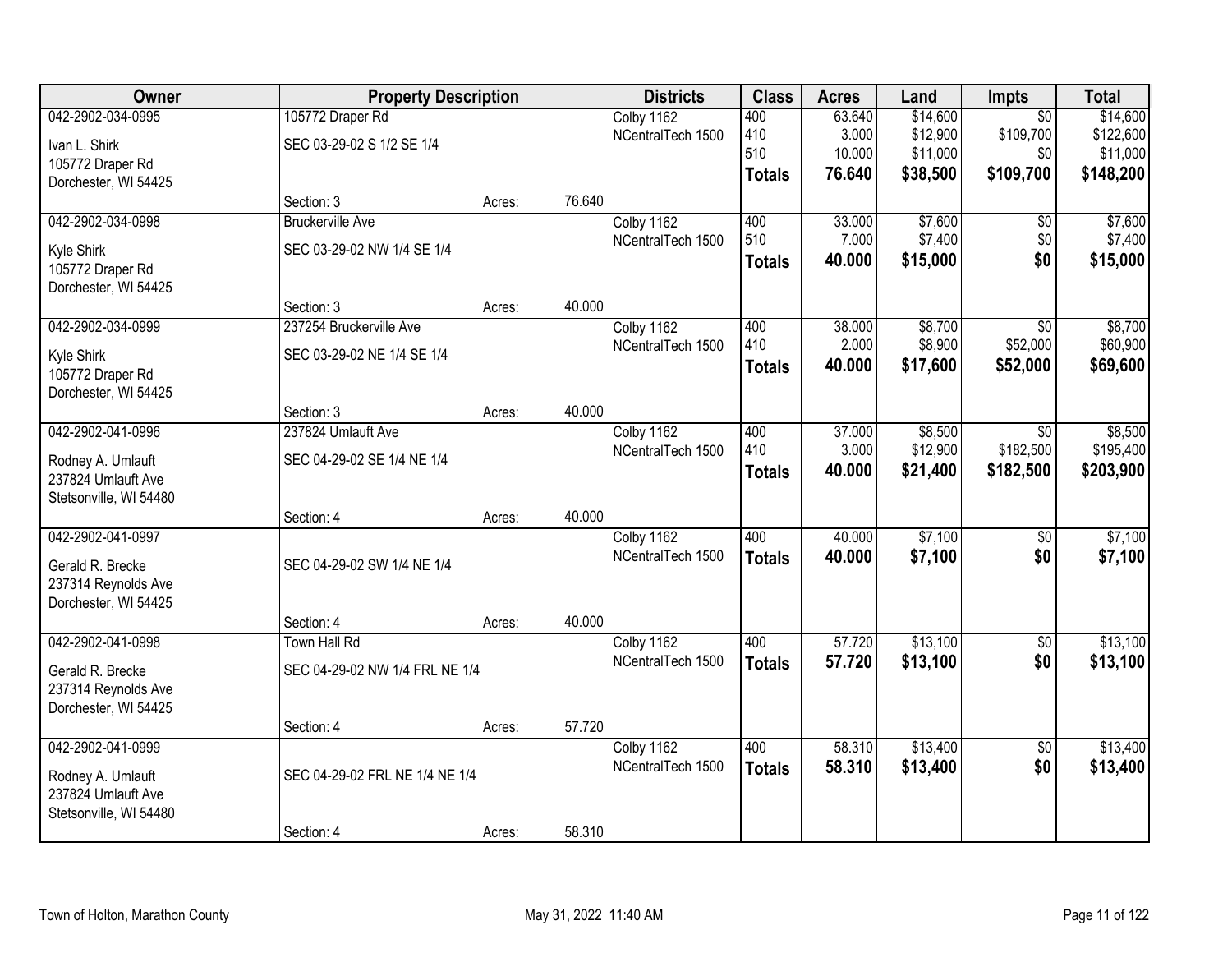| Owner | Property Description | | | Districts | Class | Acres | Land | Impts | Total |
|---|---|---|---|---|---|---|---|---|---|
| 042-2902-034-0995 | 105772 Draper Rd | | | Colby 1162 | 400 | 63.640 | $14,600 | $0 | $14,600 |
| Ivan L. Shirk | SEC 03-29-02 S 1/2 SE 1/4 | | | NCentralTech 1500 | 410 | 3.000 | $12,900 | $109,700 | $122,600 |
| 105772 Draper Rd | | | | | 510 | 10.000 | $11,000 | $0 | $11,000 |
| Dorchester, WI 54425 | | | | | **Totals** | **76.640** | **$38,500** | **$109,700** | **$148,200** |
| | Section: 3 | Acres: | 76.640 | | | | | | |
| 042-2902-034-0998 | Bruckerville Ave | | | Colby 1162 | 400 | 33.000 | $7,600 | $0 | $7,600 |
| Kyle Shirk | SEC 03-29-02 NW 1/4 SE 1/4 | | | NCentralTech 1500 | 510 | 7.000 | $7,400 | $0 | $7,400 |
| 105772 Draper Rd | | | | | **Totals** | **40.000** | **$15,000** | **$0** | **$15,000** |
| Dorchester, WI 54425 | | | | | | | | | |
| | Section: 3 | Acres: | 40.000 | | | | | | |
| 042-2902-034-0999 | 237254 Bruckerville Ave | | | Colby 1162 | 400 | 38.000 | $8,700 | $0 | $8,700 |
| Kyle Shirk | SEC 03-29-02 NE 1/4 SE 1/4 | | | NCentralTech 1500 | 410 | 2.000 | $8,900 | $52,000 | $60,900 |
| 105772 Draper Rd | | | | | **Totals** | **40.000** | **$17,600** | **$52,000** | **$69,600** |
| Dorchester, WI 54425 | | | | | | | | | |
| | Section: 3 | Acres: | 40.000 | | | | | | |
| 042-2902-041-0996 | 237824 Umlauft Ave | | | Colby 1162 | 400 | 37.000 | $8,500 | $0 | $8,500 |
| Rodney A. Umlauft | SEC 04-29-02 SE 1/4 NE 1/4 | | | NCentralTech 1500 | 410 | 3.000 | $12,900 | $182,500 | $195,400 |
| 237824 Umlauft Ave | | | | | **Totals** | **40.000** | **$21,400** | **$182,500** | **$203,900** |
| Stetsonville, WI 54480 | | | | | | | | | |
| | Section: 4 | Acres: | 40.000 | | | | | | |
| 042-2902-041-0997 | | | | Colby 1162 | 400 | 40.000 | $7,100 | $0 | $7,100 |
| Gerald R. Brecke | SEC 04-29-02 SW 1/4 NE 1/4 | | | NCentralTech 1500 | **Totals** | **40.000** | **$7,100** | **$0** | **$7,100** |
| 237314 Reynolds Ave | | | | | | | | | |
| Dorchester, WI 54425 | | | | | | | | | |
| | Section: 4 | Acres: | 40.000 | | | | | | |
| 042-2902-041-0998 | Town Hall Rd | | | Colby 1162 | 400 | 57.720 | $13,100 | $0 | $13,100 |
| Gerald R. Brecke | SEC 04-29-02 NW 1/4 FRL NE 1/4 | | | NCentralTech 1500 | **Totals** | **57.720** | **$13,100** | **$0** | **$13,100** |
| 237314 Reynolds Ave | | | | | | | | | |
| Dorchester, WI 54425 | | | | | | | | | |
| | Section: 4 | Acres: | 57.720 | | | | | | |
| 042-2902-041-0999 | | | | Colby 1162 | 400 | 58.310 | $13,400 | $0 | $13,400 |
| Rodney A. Umlauft | SEC 04-29-02 FRL NE 1/4 NE 1/4 | | | NCentralTech 1500 | **Totals** | **58.310** | **$13,400** | **$0** | **$13,400** |
| 237824 Umlauft Ave | | | | | | | | | |
| Stetsonville, WI 54480 | | | | | | | | | |
| | Section: 4 | Acres: | 58.310 | | | | | | |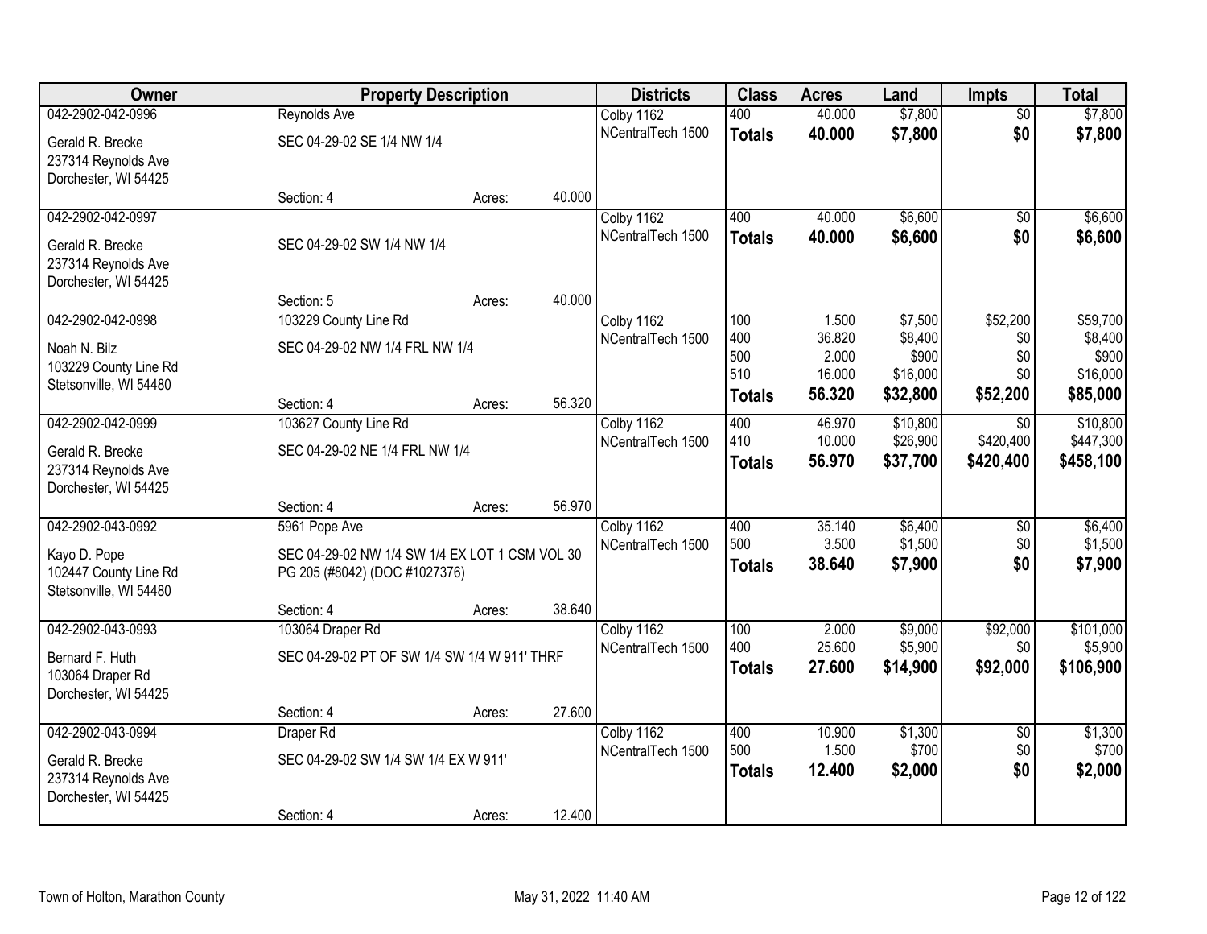| Owner | Property Description | | | Districts | Class | Acres | Land | Impts | Total |
|---|---|---|---|---|---|---|---|---|---|
| 042-2902-042-0996 | Reynolds Ave | | | Colby 1162 | 400 | 40.000 | $7,800 | $0 | $7,800 |
| Gerald R. Brecke<br>237314 Reynolds Ave<br>Dorchester, WI 54425 | SEC 04-29-02 SE 1/4 NW 1/4 | | | NCentralTech 1500 | **Totals** | **40.000** | **$7,800** | **$0** | **$7,800** |
| | Section: 4 | Acres: | 40.000 | | | | | | |
| 042-2902-042-0997 | | | | Colby 1162 | 400 | 40.000 | $6,600 | $0 | $6,600 |
| Gerald R. Brecke<br>237314 Reynolds Ave<br>Dorchester, WI 54425 | SEC 04-29-02 SW 1/4 NW 1/4 | | | NCentralTech 1500 | **Totals** | **40.000** | **$6,600** | **$0** | **$6,600** |
| | Section: 5 | Acres: | 40.000 | | | | | | |
| 042-2902-042-0998 | 103229 County Line Rd | | | Colby 1162 | 100 | 1.500 | $7,500 | $52,200 | $59,700 |
| Noah N. Bilz<br>103229 County Line Rd<br>Stetsonville, WI 54480 | SEC 04-29-02 NW 1/4 FRL NW 1/4 | | | NCentralTech 1500 | 400 | 36.820 | $8,400 | $0 | $8,400 |
| | | | | | 500 | 2.000 | $900 | $0 | $900 |
| | | | | | 510 | 16.000 | $16,000 | $0 | $16,000 |
| | Section: 4 | Acres: | 56.320 | | **Totals** | **56.320** | **$32,800** | **$52,200** | **$85,000** |
| 042-2902-042-0999 | 103627 County Line Rd | | | Colby 1162 | 400 | 46.970 | $10,800 | $0 | $10,800 |
| Gerald R. Brecke<br>237314 Reynolds Ave<br>Dorchester, WI 54425 | SEC 04-29-02 NE 1/4 FRL NW 1/4 | | | NCentralTech 1500 | 410 | 10.000 | $26,900 | $420,400 | $447,300 |
| | | | | | **Totals** | **56.970** | **$37,700** | **$420,400** | **$458,100** |
| | Section: 4 | Acres: | 56.970 | | | | | | |
| 042-2902-043-0992 | 5961 Pope Ave | | | Colby 1162 | 400 | 35.140 | $6,400 | $0 | $6,400 |
| Kayo D. Pope<br>102447 County Line Rd<br>Stetsonville, WI 54480 | SEC 04-29-02 NW 1/4 SW 1/4 EX LOT 1 CSM VOL 30 PG 205 (#8042) (DOC #1027376) | | | NCentralTech 1500 | 500 | 3.500 | $1,500 | $0 | $1,500 |
| | | | | | **Totals** | **38.640** | **$7,900** | **$0** | **$7,900** |
| | Section: 4 | Acres: | 38.640 | | | | | | |
| 042-2902-043-0993 | 103064 Draper Rd | | | Colby 1162 | 100 | 2.000 | $9,000 | $92,000 | $101,000 |
| Bernard F. Huth<br>103064 Draper Rd<br>Dorchester, WI 54425 | SEC 04-29-02 PT OF SW 1/4 SW 1/4 W 911' THRF | | | NCentralTech 1500 | 400 | 25.600 | $5,900 | $0 | $5,900 |
| | | | | | **Totals** | **27.600** | **$14,900** | **$92,000** | **$106,900** |
| | Section: 4 | Acres: | 27.600 | | | | | | |
| 042-2902-043-0994 | Draper Rd | | | Colby 1162 | 400 | 10.900 | $1,300 | $0 | $1,300 |
| Gerald R. Brecke<br>237314 Reynolds Ave<br>Dorchester, WI 54425 | SEC 04-29-02 SW 1/4 SW 1/4 EX W 911' | | | NCentralTech 1500 | 500 | 1.500 | $700 | $0 | $700 |
| | | | | | **Totals** | **12.400** | **$2,000** | **$0** | **$2,000** |
| | Section: 4 | Acres: | 12.400 | | | | | | |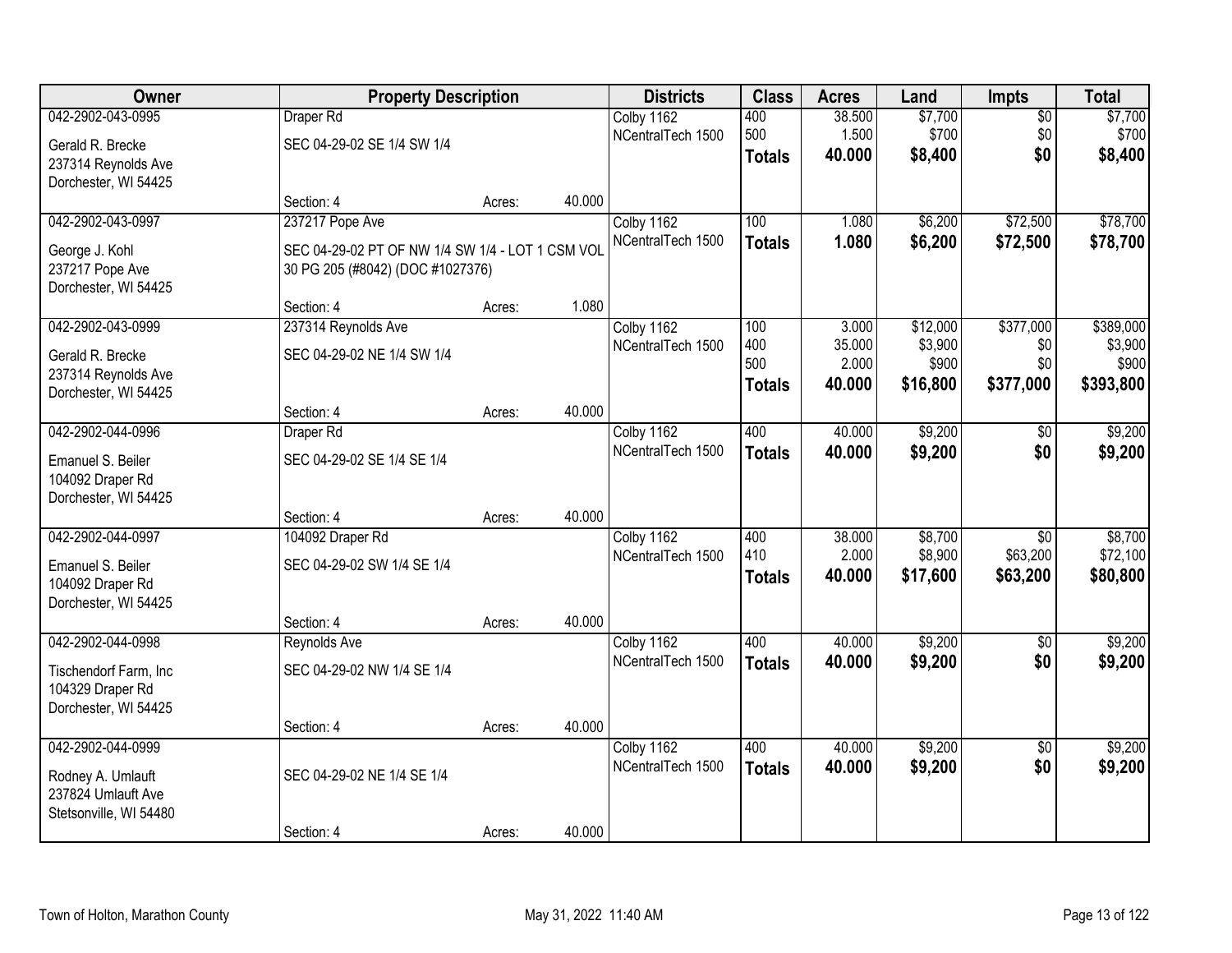| Owner | Property Description | | | Districts | Class | Acres | Land | Impts | Total |
|---|---|---|---|---|---|---|---|---|---|
| 042-2902-043-0995 | Draper Rd | | | Colby 1162 | 400 | 38.500 | $7,700 | $0 | $7,700 |
| Gerald R. Brecke | SEC 04-29-02 SE 1/4 SW 1/4 | | | NCentralTech 1500 | 500 | 1.500 | $700 | $0 | $700 |
| 237314 Reynolds Ave | | | | | **Totals** | **40.000** | **$8,400** | **$0** | **$8,400** |
| Dorchester, WI 54425 | | | | | | | | | |
| | Section: 4 | Acres: | 40.000 | | | | | | |
| 042-2902-043-0997 | 237217 Pope Ave | | | Colby 1162 | 100 | 1.080 | $6,200 | $72,500 | $78,700 |
| George J. Kohl | SEC 04-29-02 PT OF NW 1/4 SW 1/4 - LOT 1 CSM VOL 30 PG 205 (#8042) (DOC #1027376) | | | NCentralTech 1500 | **Totals** | **1.080** | **$6,200** | **$72,500** | **$78,700** |
| 237217 Pope Ave | | | | | | | | | |
| Dorchester, WI 54425 | | | | | | | | | |
| | Section: 4 | Acres: | 1.080 | | | | | | |
| 042-2902-043-0999 | 237314 Reynolds Ave | | | Colby 1162 | 100 | 3.000 | $12,000 | $377,000 | $389,000 |
| Gerald R. Brecke | SEC 04-29-02 NE 1/4 SW 1/4 | | | NCentralTech 1500 | 400 | 35.000 | $3,900 | $0 | $3,900 |
| 237314 Reynolds Ave | | | | | 500 | 2.000 | $900 | $0 | $900 |
| Dorchester, WI 54425 | | | | | **Totals** | **40.000** | **$16,800** | **$377,000** | **$393,800** |
| | Section: 4 | Acres: | 40.000 | | | | | | |
| 042-2902-044-0996 | Draper Rd | | | Colby 1162 | 400 | 40.000 | $9,200 | $0 | $9,200 |
| Emanuel S. Beiler | SEC 04-29-02 SE 1/4 SE 1/4 | | | NCentralTech 1500 | **Totals** | **40.000** | **$9,200** | **$0** | **$9,200** |
| 104092 Draper Rd | | | | | | | | | |
| Dorchester, WI 54425 | | | | | | | | | |
| | Section: 4 | Acres: | 40.000 | | | | | | |
| 042-2902-044-0997 | 104092 Draper Rd | | | Colby 1162 | 400 | 38.000 | $8,700 | $0 | $8,700 |
| Emanuel S. Beiler | SEC 04-29-02 SW 1/4 SE 1/4 | | | NCentralTech 1500 | 410 | 2.000 | $8,900 | $63,200 | $72,100 |
| 104092 Draper Rd | | | | | **Totals** | **40.000** | **$17,600** | **$63,200** | **$80,800** |
| Dorchester, WI 54425 | | | | | | | | | |
| | Section: 4 | Acres: | 40.000 | | | | | | |
| 042-2902-044-0998 | Reynolds Ave | | | Colby 1162 | 400 | 40.000 | $9,200 | $0 | $9,200 |
| Tischendorf Farm, Inc | SEC 04-29-02 NW 1/4 SE 1/4 | | | NCentralTech 1500 | **Totals** | **40.000** | **$9,200** | **$0** | **$9,200** |
| 104329 Draper Rd | | | | | | | | | |
| Dorchester, WI 54425 | | | | | | | | | |
| | Section: 4 | Acres: | 40.000 | | | | | | |
| 042-2902-044-0999 | | | | Colby 1162 | 400 | 40.000 | $9,200 | $0 | $9,200 |
| Rodney A. Umlauft | SEC 04-29-02 NE 1/4 SE 1/4 | | | NCentralTech 1500 | **Totals** | **40.000** | **$9,200** | **$0** | **$9,200** |
| 237824 Umlauft Ave | | | | | | | | | |
| Stetsonville, WI 54480 | | | | | | | | | |
| | Section: 4 | Acres: | 40.000 | | | | | | |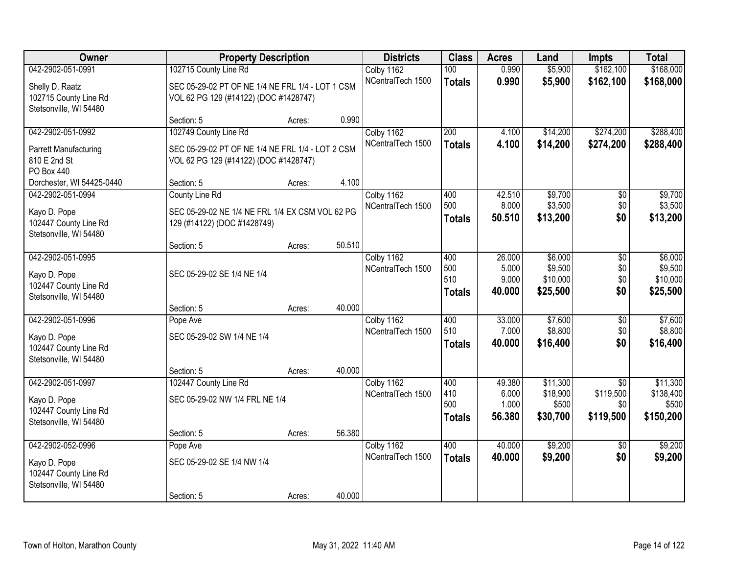| Owner | Property Description | | | Districts | Class | Acres | Land | Impts | Total |
|---|---|---|---|---|---|---|---|---|---|
| 042-2902-051-0991 | 102715 County Line Rd | | | Colby 1162 | 100 | 0.990 | $5,900 | $162,100 | $168,000 |
| Shelly D. Raatz<br>102715 County Line Rd<br>Stetsonville, WI 54480 | SEC 05-29-02 PT OF NE 1/4 NE FRL 1/4 - LOT 1 CSM VOL 62 PG 129 (#14122) (DOC #1428747) | | | NCentralTech 1500 | **Totals** | **0.990** | **$5,900** | **$162,100** | **$168,000** |
| | Section: 5 | Acres: | 0.990 | | | | | | |
| 042-2902-051-0992 | 102749 County Line Rd | | | Colby 1162 | 200 | 4.100 | $14,200 | $274,200 | $288,400 |
| Parrett Manufacturing<br>810 E 2nd St<br>PO Box 440<br>Dorchester, WI 54425-0440 | SEC 05-29-02 PT OF NE 1/4 NE FRL 1/4 - LOT 2 CSM VOL 62 PG 129 (#14122) (DOC #1428747) | | | NCentralTech 1500 | **Totals** | **4.100** | **$14,200** | **$274,200** | **$288,400** |
| | Section: 5 | Acres: | 4.100 | | | | | | |
| 042-2902-051-0994 | County Line Rd | | | Colby 1162 | 400 | 42.510 | $9,700 | $0 | $9,700 |
| Kayo D. Pope<br>102447 County Line Rd<br>Stetsonville, WI 54480 | SEC 05-29-02 NE 1/4 NE FRL 1/4 EX CSM VOL 62 PG 129 (#14122) (DOC #1428749) | | | NCentralTech 1500 | 500 | 8.000 | $3,500 | $0 | $3,500 |
| | | | | | **Totals** | **50.510** | **$13,200** | **$0** | **$13,200** |
| | Section: 5 | Acres: | 50.510 | | | | | | |
| 042-2902-051-0995 | | | | Colby 1162 | 400 | 26.000 | $6,000 | $0 | $6,000 |
| Kayo D. Pope<br>102447 County Line Rd<br>Stetsonville, WI 54480 | SEC 05-29-02 SE 1/4 NE 1/4 | | | NCentralTech 1500 | 500 | 5.000 | $9,500 | $0 | $9,500 |
| | | | | | 510 | 9.000 | $10,000 | $0 | $10,000 |
| | | | | | **Totals** | **40.000** | **$25,500** | **$0** | **$25,500** |
| | Section: 5 | Acres: | 40.000 | | | | | | |
| 042-2902-051-0996 | Pope Ave | | | Colby 1162 | 400 | 33.000 | $7,600 | $0 | $7,600 |
| Kayo D. Pope<br>102447 County Line Rd<br>Stetsonville, WI 54480 | SEC 05-29-02 SW 1/4 NE 1/4 | | | NCentralTech 1500 | 510 | 7.000 | $8,800 | $0 | $8,800 |
| | | | | | **Totals** | **40.000** | **$16,400** | **$0** | **$16,400** |
| | Section: 5 | Acres: | 40.000 | | | | | | |
| 042-2902-051-0997 | 102447 County Line Rd | | | Colby 1162 | 400 | 49.380 | $11,300 | $0 | $11,300 |
| Kayo D. Pope<br>102447 County Line Rd<br>Stetsonville, WI 54480 | SEC 05-29-02 NW 1/4 FRL NE 1/4 | | | NCentralTech 1500 | 410 | 6.000 | $18,900 | $119,500 | $138,400 |
| | | | | | 500 | 1.000 | $500 | $0 | $500 |
| | | | | | **Totals** | **56.380** | **$30,700** | **$119,500** | **$150,200** |
| | Section: 5 | Acres: | 56.380 | | | | | | |
| 042-2902-052-0996 | Pope Ave | | | Colby 1162 | 400 | 40.000 | $9,200 | $0 | $9,200 |
| Kayo D. Pope<br>102447 County Line Rd<br>Stetsonville, WI 54480 | SEC 05-29-02 SE 1/4 NW 1/4 | | | NCentralTech 1500 | **Totals** | **40.000** | **$9,200** | **$0** | **$9,200** |
| | Section: 5 | Acres: | 40.000 | | | | | | |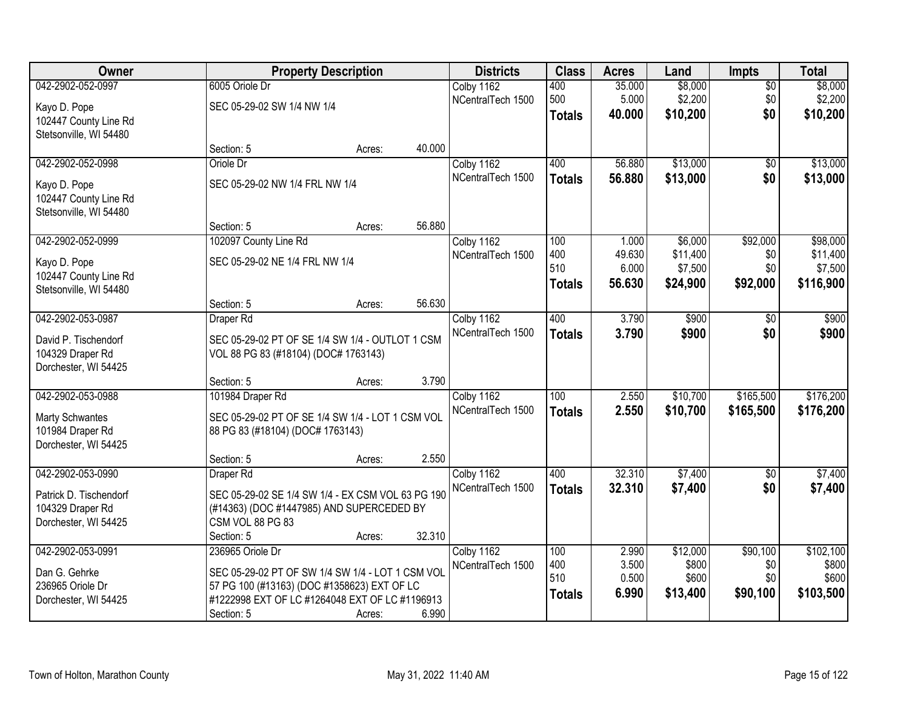| Owner | Property Description | Districts | Class | Acres | Land | Impts | Total |
|---|---|---|---|---|---|---|---|
| 042-2902-052-0997<br>Kayo D. Pope<br>102447 County Line Rd<br>Stetsonville, WI 54480 | 6005 Oriole Dr<br>SEC 05-29-02 SW 1/4 NW 1/4<br>Section: 5 Acres: 40.000 | Colby 1162<br>NCentralTech 1500 | 400<br>500<br>**Totals** | 35.000<br>5.000<br>**40.000** | $8,000<br>$2,200<br>**$10,200** | $0<br>$0<br>**$0** | $8,000<br>$2,200<br>**$10,200** |
| 042-2902-052-0998<br>Kayo D. Pope<br>102447 County Line Rd<br>Stetsonville, WI 54480 | Oriole Dr<br>SEC 05-29-02 NW 1/4 FRL NW 1/4<br>Section: 5 Acres: 56.880 | Colby 1162<br>NCentralTech 1500 | 400<br>**Totals** | 56.880<br>**56.880** | $13,000<br>**$13,000** | $0<br>**$0** | $13,000<br>**$13,000** |
| 042-2902-052-0999<br>Kayo D. Pope<br>102447 County Line Rd<br>Stetsonville, WI 54480 | 102097 County Line Rd<br>SEC 05-29-02 NE 1/4 FRL NW 1/4<br>Section: 5 Acres: 56.630 | Colby 1162<br>NCentralTech 1500 | 100<br>400<br>510<br>**Totals** | 1.000<br>49.630<br>6.000<br>**56.630** | $6,000<br>$11,400<br>$7,500<br>**$24,900** | $92,000<br>$0<br>$0<br>**$92,000** | $98,000<br>$11,400<br>$7,500<br>**$116,900** |
| 042-2902-053-0987<br>David P. Tischendorf<br>104329 Draper Rd<br>Dorchester, WI 54425 | Draper Rd<br>SEC 05-29-02 PT OF SE 1/4 SW 1/4 - OUTLOT 1 CSM VOL 88 PG 83 (#18104) (DOC# 1763143)<br>Section: 5 Acres: 3.790 | Colby 1162<br>NCentralTech 1500 | 400<br>**Totals** | 3.790<br>**3.790** | $900<br>**$900** | $0<br>**$0** | $900<br>**$900** |
| 042-2902-053-0988<br>Marty Schwantes<br>101984 Draper Rd<br>Dorchester, WI 54425 | 101984 Draper Rd<br>SEC 05-29-02 PT OF SE 1/4 SW 1/4 - LOT 1 CSM VOL 88 PG 83 (#18104) (DOC# 1763143)<br>Section: 5 Acres: 2.550 | Colby 1162<br>NCentralTech 1500 | 100<br>**Totals** | 2.550<br>**2.550** | $10,700<br>**$10,700** | $165,500<br>**$165,500** | $176,200<br>**$176,200** |
| 042-2902-053-0990<br>Patrick D. Tischendorf<br>104329 Draper Rd<br>Dorchester, WI 54425 | Draper Rd<br>SEC 05-29-02 SE 1/4 SW 1/4 - EX CSM VOL 63 PG 190 (#14363) (DOC #1447985) AND SUPERCEDED BY CSM VOL 88 PG 83<br>Section: 5 Acres: 32.310 | Colby 1162<br>NCentralTech 1500 | 400<br>**Totals** | 32.310<br>**32.310** | $7,400<br>**$7,400** | $0<br>**$0** | $7,400<br>**$7,400** |
| 042-2902-053-0991<br>Dan G. Gehrke<br>236965 Oriole Dr<br>Dorchester, WI 54425 | 236965 Oriole Dr<br>SEC 05-29-02 PT OF SW 1/4 SW 1/4 - LOT 1 CSM VOL 57 PG 100 (#13163) (DOC #1358623) EXT OF LC #1222998 EXT OF LC #1264048 EXT OF LC #1196913<br>Section: 5 Acres: 6.990 | Colby 1162<br>NCentralTech 1500 | 100<br>400<br>510<br>**Totals** | 2.990<br>3.500<br>0.500<br>**6.990** | $12,000<br>$800<br>$600<br>**$13,400** | $90,100<br>$0<br>$0<br>**$90,100** | $102,100<br>$800<br>$600<br>**$103,500** |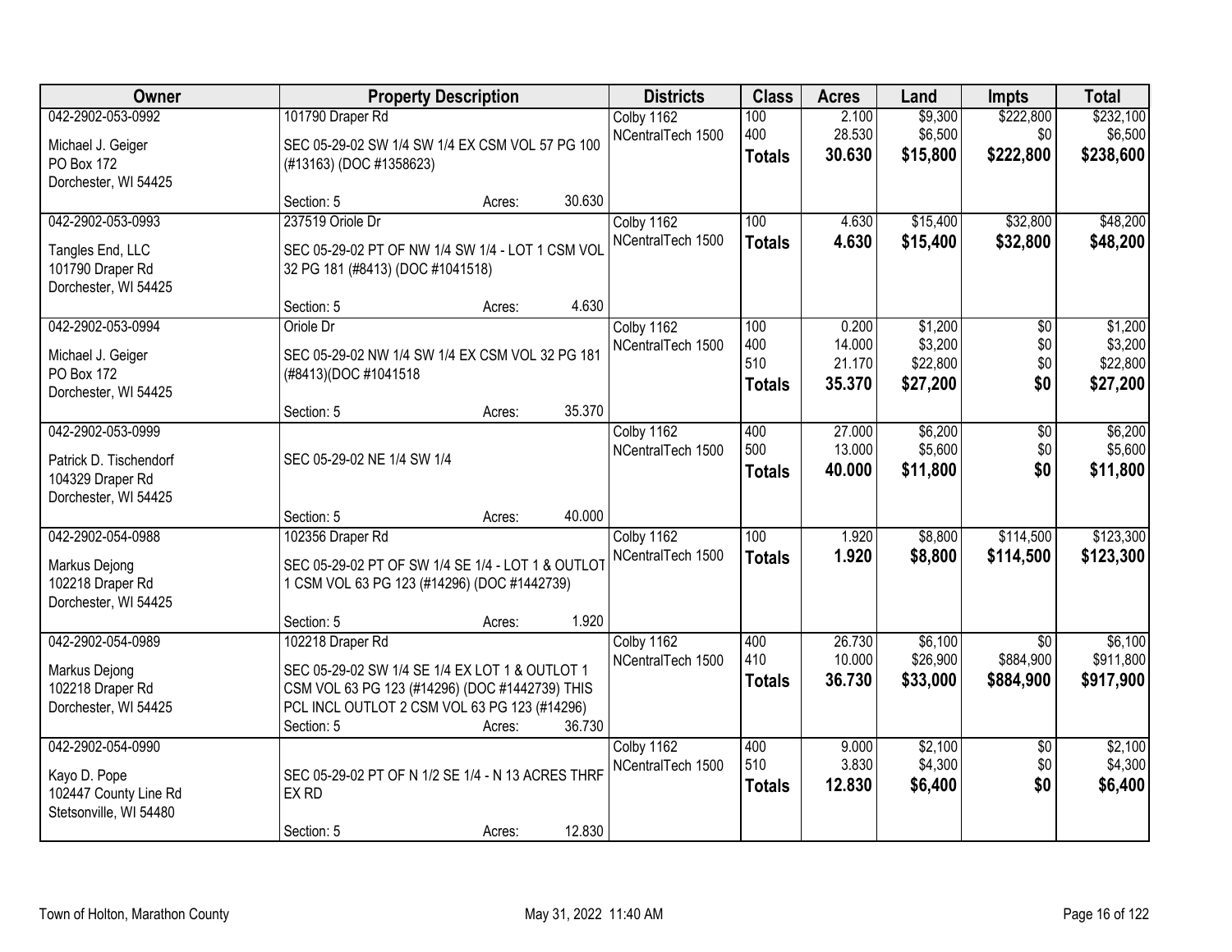| Owner | Property Description | Districts | Class | Acres | Land | Impts | Total |
|---|---|---|---|---|---|---|---|
| 042-2902-053-0992<br>Michael J. Geiger<br>PO Box 172<br>Dorchester, WI 54425 | 101790 Draper Rd<br>SEC 05-29-02 SW 1/4 SW 1/4 EX CSM VOL 57 PG 100 (#13163) (DOC #1358623)<br>Section: 5 Acres: 30.630 | Colby 1162<br>NCentralTech 1500 | 100<br>400<br>**Totals** | 2.100<br>28.530<br>**30.630** | $9,300<br>$6,500<br>**$15,800** | $222,800<br>$0<br>**$222,800** | $232,100<br>$6,500<br>**$238,600** |
| 042-2902-053-0993<br>Tangles End, LLC<br>101790 Draper Rd<br>Dorchester, WI 54425 | 237519 Oriole Dr<br>SEC 05-29-02 PT OF NW 1/4 SW 1/4 - LOT 1 CSM VOL 32 PG 181 (#8413) (DOC #1041518)<br>Section: 5 Acres: 4.630 | Colby 1162<br>NCentralTech 1500 | 100<br>**Totals** | 4.630<br>**4.630** | $15,400<br>**$15,400** | $32,800<br>**$32,800** | $48,200<br>**$48,200** |
| 042-2902-053-0994<br>Michael J. Geiger<br>PO Box 172<br>Dorchester, WI 54425 | Oriole Dr<br>SEC 05-29-02 NW 1/4 SW 1/4 EX CSM VOL 32 PG 181 (#8413)(DOC #1041518<br>Section: 5 Acres: 35.370 | Colby 1162<br>NCentralTech 1500 | 100<br>400<br>510<br>**Totals** | 0.200<br>14.000<br>21.170<br>**35.370** | $1,200<br>$3,200<br>$22,800<br>**$27,200** | $0<br>$0<br>$0<br>**$0** | $1,200<br>$3,200<br>$22,800<br>**$27,200** |
| 042-2902-053-0999<br>Patrick D. Tischendorf<br>104329 Draper Rd<br>Dorchester, WI 54425 | SEC 05-29-02 NE 1/4 SW 1/4<br>Section: 5 Acres: 40.000 | Colby 1162<br>NCentralTech 1500 | 400<br>500<br>**Totals** | 27.000<br>13.000<br>**40.000** | $6,200<br>$5,600<br>**$11,800** | $0<br>$0<br>**$0** | $6,200<br>$5,600<br>**$11,800** |
| 042-2902-054-0988<br>Markus Dejong<br>102218 Draper Rd<br>Dorchester, WI 54425 | 102356 Draper Rd<br>SEC 05-29-02 PT OF SW 1/4 SE 1/4 - LOT 1 & OUTLOT 1 CSM VOL 63 PG 123 (#14296) (DOC #1442739)<br>Section: 5 Acres: 1.920 | Colby 1162<br>NCentralTech 1500 | 100<br>**Totals** | 1.920<br>**1.920** | $8,800<br>**$8,800** | $114,500<br>**$114,500** | $123,300<br>**$123,300** |
| 042-2902-054-0989<br>Markus Dejong<br>102218 Draper Rd<br>Dorchester, WI 54425 | 102218 Draper Rd<br>SEC 05-29-02 SW 1/4 SE 1/4 EX LOT 1 & OUTLOT 1 CSM VOL 63 PG 123 (#14296) (DOC #1442739) THIS PCL INCL OUTLOT 2 CSM VOL 63 PG 123 (#14296)<br>Section: 5 Acres: 36.730 | Colby 1162<br>NCentralTech 1500 | 400<br>410<br>**Totals** | 26.730<br>10.000<br>**36.730** | $6,100<br>$26,900<br>**$33,000** | $0<br>$884,900<br>**$884,900** | $6,100<br>$911,800<br>**$917,900** |
| 042-2902-054-0990<br>Kayo D. Pope<br>102447 County Line Rd<br>Stetsonville, WI 54480 | SEC 05-29-02 PT OF N 1/2 SE 1/4 - N 13 ACRES THRF EX RD<br>Section: 5 Acres: 12.830 | Colby 1162<br>NCentralTech 1500 | 400<br>510<br>**Totals** | 9.000<br>3.830<br>**12.830** | $2,100<br>$4,300<br>**$6,400** | $0<br>$0<br>**$0** | $2,100<br>$4,300<br>**$6,400** |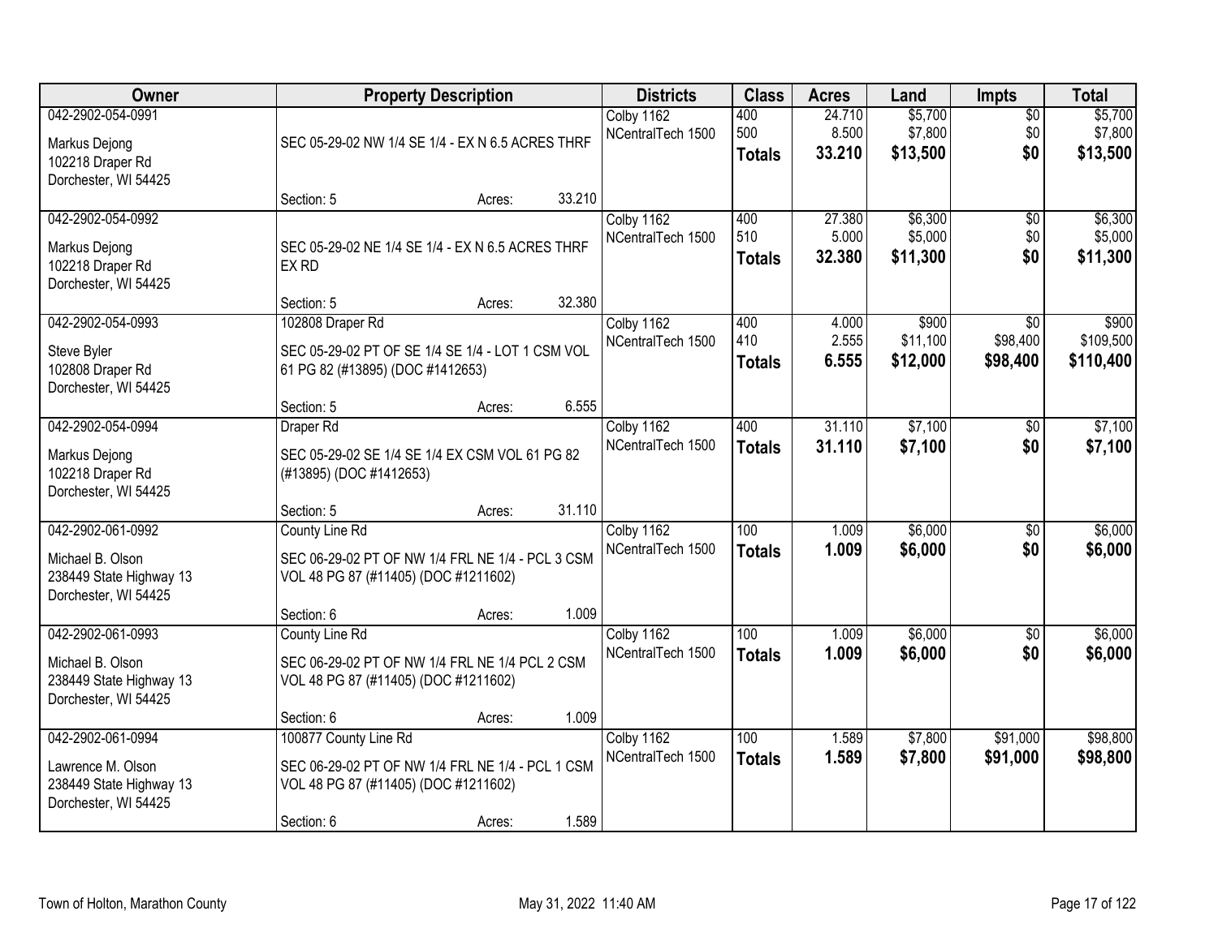| Owner | Property Description | Districts | Class | Acres | Land | Impts | Total |
|---|---|---|---|---|---|---|---|
| 042-2902-054-0991<br>Markus Dejong<br>102218 Draper Rd<br>Dorchester, WI 54425 | SEC 05-29-02 NW 1/4 SE 1/4 - EX N 6.5 ACRES THRF<br>Section: 5 Acres: 33.210 | Colby 1162<br>NCentralTech 1500 | 400<br>500<br>**Totals** | 24.710<br>8.500<br>**33.210** | $5,700<br>$7,800<br>**$13,500** | $0<br>$0<br>**$0** | $5,700<br>$7,800<br>**$13,500** |
| 042-2902-054-0992<br>Markus Dejong<br>102218 Draper Rd<br>Dorchester, WI 54425 | SEC 05-29-02 NE 1/4 SE 1/4 - EX N 6.5 ACRES THRF EX RD<br>Section: 5 Acres: 32.380 | Colby 1162<br>NCentralTech 1500 | 400<br>510<br>**Totals** | 27.380<br>5.000<br>**32.380** | $6,300<br>$5,000<br>**$11,300** | $0<br>$0<br>**$0** | $6,300<br>$5,000<br>**$11,300** |
| 042-2902-054-0993<br>Steve Byler<br>102808 Draper Rd<br>Dorchester, WI 54425 | 102808 Draper Rd<br>SEC 05-29-02 PT OF SE 1/4 SE 1/4 - LOT 1 CSM VOL 61 PG 82 (#13895) (DOC #1412653)<br>Section: 5 Acres: 6.555 | Colby 1162<br>NCentralTech 1500 | 400<br>410<br>**Totals** | 4.000<br>2.555<br>**6.555** | $900<br>$11,100<br>**$12,000** | $0<br>$98,400<br>**$98,400** | $900<br>$109,500<br>**$110,400** |
| 042-2902-054-0994<br>Markus Dejong<br>102218 Draper Rd<br>Dorchester, WI 54425 | Draper Rd<br>SEC 05-29-02 SE 1/4 SE 1/4 EX CSM VOL 61 PG 82 (#13895) (DOC #1412653)<br>Section: 5 Acres: 31.110 | Colby 1162<br>NCentralTech 1500 | 400<br>**Totals** | 31.110<br>**31.110** | $7,100<br>**$7,100** | $0<br>**$0** | $7,100<br>**$7,100** |
| 042-2902-061-0992<br>Michael B. Olson<br>238449 State Highway 13<br>Dorchester, WI 54425 | County Line Rd<br>SEC 06-29-02 PT OF NW 1/4 FRL NE 1/4 - PCL 3 CSM VOL 48 PG 87 (#11405) (DOC #1211602)<br>Section: 6 Acres: 1.009 | Colby 1162<br>NCentralTech 1500 | 100<br>**Totals** | 1.009<br>**1.009** | $6,000<br>**$6,000** | $0<br>**$0** | $6,000<br>**$6,000** |
| 042-2902-061-0993<br>Michael B. Olson<br>238449 State Highway 13<br>Dorchester, WI 54425 | County Line Rd<br>SEC 06-29-02 PT OF NW 1/4 FRL NE 1/4 PCL 2 CSM VOL 48 PG 87 (#11405) (DOC #1211602)<br>Section: 6 Acres: 1.009 | Colby 1162<br>NCentralTech 1500 | 100<br>**Totals** | 1.009<br>**1.009** | $6,000<br>**$6,000** | $0<br>**$0** | $6,000<br>**$6,000** |
| 042-2902-061-0994<br>Lawrence M. Olson<br>238449 State Highway 13<br>Dorchester, WI 54425 | 100877 County Line Rd<br>SEC 06-29-02 PT OF NW 1/4 FRL NE 1/4 - PCL 1 CSM VOL 48 PG 87 (#11405) (DOC #1211602)<br>Section: 6 Acres: 1.589 | Colby 1162<br>NCentralTech 1500 | 100<br>**Totals** | 1.589<br>**1.589** | $7,800<br>**$7,800** | $91,000<br>**$91,000** | $98,800<br>**$98,800** |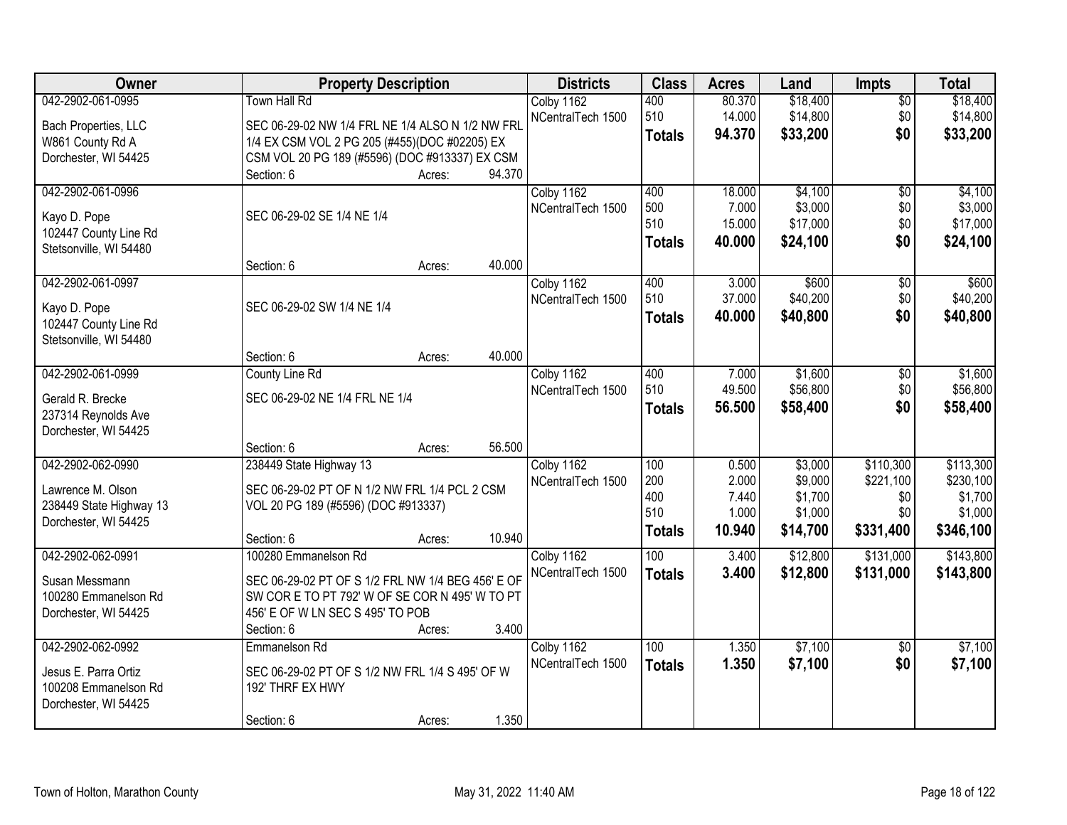| Owner | Property Description | Districts | Class | Acres | Land | Impts | Total |
|---|---|---|---|---|---|---|---|
| 042-2902-061-0995<br>Bach Properties, LLC<br>W861 County Rd A<br>Dorchester, WI 54425 | Town Hall Rd<br>SEC 06-29-02 NW 1/4 FRL NE 1/4 ALSO N 1/2 NW FRL 1/4 EX CSM VOL 2 PG 205 (#455)(DOC #02205) EX CSM VOL 20 PG 189 (#5596) (DOC #913337) EX CSM<br>Section: 6 Acres: 94.370 | Colby 1162<br>NCentralTech 1500 | 400<br>510<br>**Totals** | 80.370<br>14.000<br>**94.370** | $18,400<br>$14,800<br>**$33,200** | $0<br>$0<br>**$0** | $18,400<br>$14,800<br>**$33,200** |
| 042-2902-061-0996<br>Kayo D. Pope<br>102447 County Line Rd<br>Stetsonville, WI 54480 | SEC 06-29-02 SE 1/4 NE 1/4<br>Section: 6 Acres: 40.000 | Colby 1162<br>NCentralTech 1500 | 400<br>500<br>510<br>**Totals** | 18.000<br>7.000<br>15.000<br>**40.000** | $4,100<br>$3,000<br>$17,000<br>**$24,100** | $0<br>$0<br>$0<br>**$0** | $4,100<br>$3,000<br>$17,000<br>**$24,100** |
| 042-2902-061-0997<br>Kayo D. Pope<br>102447 County Line Rd<br>Stetsonville, WI 54480 | SEC 06-29-02 SW 1/4 NE 1/4<br>Section: 6 Acres: 40.000 | Colby 1162<br>NCentralTech 1500 | 400<br>510<br>**Totals** | 3.000<br>37.000<br>**40.000** | $600<br>$40,200<br>**$40,800** | $0<br>$0<br>**$0** | $600<br>$40,200<br>**$40,800** |
| 042-2902-061-0999<br>Gerald R. Brecke<br>237314 Reynolds Ave<br>Dorchester, WI 54425 | County Line Rd<br>SEC 06-29-02 NE 1/4 FRL NE 1/4<br>Section: 6 Acres: 56.500 | Colby 1162<br>NCentralTech 1500 | 400<br>510<br>**Totals** | 7.000<br>49.500<br>**56.500** | $1,600<br>$56,800<br>**$58,400** | $0<br>$0<br>**$0** | $1,600<br>$56,800<br>**$58,400** |
| 042-2902-062-0990<br>Lawrence M. Olson<br>238449 State Highway 13<br>Dorchester, WI 54425 | 238449 State Highway 13<br>SEC 06-29-02 PT OF N 1/2 NW FRL 1/4 PCL 2 CSM VOL 20 PG 189 (#5596) (DOC #913337)<br>Section: 6 Acres: 10.940 | Colby 1162<br>NCentralTech 1500 | 100<br>200<br>400<br>510<br>**Totals** | 0.500<br>2.000<br>7.440<br>1.000<br>**10.940** | $3,000<br>$9,000<br>$1,700<br>$1,000<br>**$14,700** | $110,300<br>$221,100<br>$0<br>$0<br>**$331,400** | $113,300<br>$230,100<br>$1,700<br>$1,000<br>**$346,100** |
| 042-2902-062-0991<br>Susan Messmann<br>100280 Emmanelson Rd<br>Dorchester, WI 54425 | 100280 Emmanelson Rd<br>SEC 06-29-02 PT OF S 1/2 FRL NW 1/4 BEG 456' E OF SW COR E TO PT 792' W OF SE COR N 495' W TO PT 456' E OF W LN SEC S 495' TO POB<br>Section: 6 Acres: 3.400 | Colby 1162<br>NCentralTech 1500 | 100<br>**Totals** | 3.400<br>**3.400** | $12,800<br>**$12,800** | $131,000<br>**$131,000** | $143,800<br>**$143,800** |
| 042-2902-062-0992<br>Jesus E. Parra Ortiz<br>100208 Emmanelson Rd<br>Dorchester, WI 54425 | Emmanelson Rd<br>SEC 06-29-02 PT OF S 1/2 NW FRL 1/4 S 495' OF W 192' THRF EX HWY<br>Section: 6 Acres: 1.350 | Colby 1162<br>NCentralTech 1500 | 100<br>**Totals** | 1.350<br>**1.350** | $7,100<br>**$7,100** | $0<br>**$0** | $7,100<br>**$7,100** |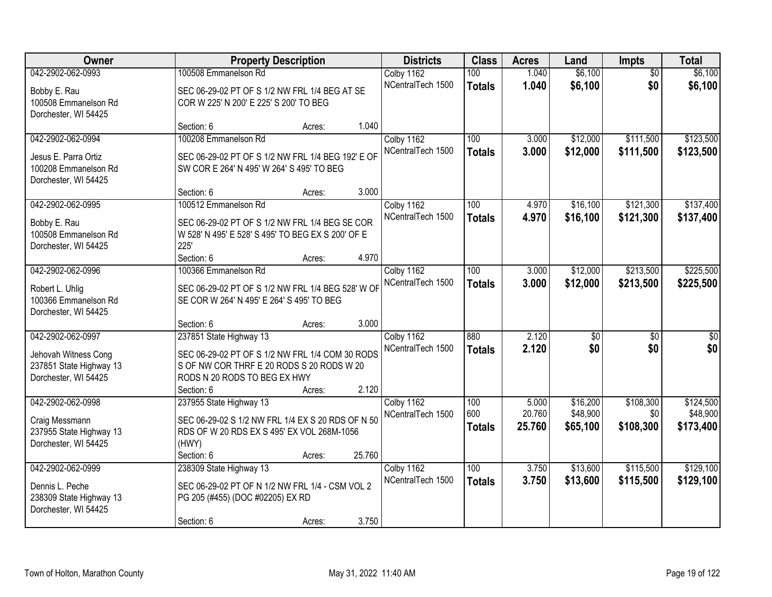| Owner | Property Description | Districts | Class | Acres | Land | Impts | Total |
|---|---|---|---|---|---|---|---|
| 042-2902-062-0993<br>Bobby E. Rau<br>100508 Emmanelson Rd<br>Dorchester, WI 54425 | 100508 Emmanelson Rd<br>SEC 06-29-02 PT OF S 1/2 NW FRL 1/4 BEG AT SE COR W 225' N 200' E 225' S 200' TO BEG<br>Section: 6 Acres: 1.040 | Colby 1162<br>NCentralTech 1500 | 100<br>**Totals** | 1.040<br>**1.040** | $6,100<br>**$6,100** | $0<br>**$0** | $6,100<br>**$6,100** |
| 042-2902-062-0994<br>Jesus E. Parra Ortiz<br>100208 Emmanelson Rd<br>Dorchester, WI 54425 | 100208 Emmanelson Rd<br>SEC 06-29-02 PT OF S 1/2 NW FRL 1/4 BEG 192' E OF SW COR E 264' N 495' W 264' S 495' TO BEG<br>Section: 6 Acres: 3.000 | Colby 1162<br>NCentralTech 1500 | 100<br>**Totals** | 3.000<br>**3.000** | $12,000<br>**$12,000** | $111,500<br>**$111,500** | $123,500<br>**$123,500** |
| 042-2902-062-0995<br>Bobby E. Rau<br>100508 Emmanelson Rd<br>Dorchester, WI 54425 | 100512 Emmanelson Rd<br>SEC 06-29-02 PT OF S 1/2 NW FRL 1/4 BEG SE COR W 528' N 495' E 528' S 495' TO BEG EX S 200' OF E 225'<br>Section: 6 Acres: 4.970 | Colby 1162<br>NCentralTech 1500 | 100<br>**Totals** | 4.970<br>**4.970** | $16,100<br>**$16,100** | $121,300<br>**$121,300** | $137,400<br>**$137,400** |
| 042-2902-062-0996<br>Robert L. Uhlig<br>100366 Emmanelson Rd<br>Dorchester, WI 54425 | 100366 Emmanelson Rd<br>SEC 06-29-02 PT OF S 1/2 NW FRL 1/4 BEG 528' W OF SE COR W 264' N 495' E 264' S 495' TO BEG<br>Section: 6 Acres: 3.000 | Colby 1162<br>NCentralTech 1500 | 100<br>**Totals** | 3.000<br>**3.000** | $12,000<br>**$12,000** | $213,500<br>**$213,500** | $225,500<br>**$225,500** |
| 042-2902-062-0997<br>Jehovah Witness Cong<br>237851 State Highway 13<br>Dorchester, WI 54425 | 237851 State Highway 13<br>SEC 06-29-02 PT OF S 1/2 NW FRL 1/4 COM 30 RODS S OF NW COR THRF E 20 RODS S 20 RODS W 20 RODS N 20 RODS TO BEG EX HWY<br>Section: 6 Acres: 2.120 | Colby 1162<br>NCentralTech 1500 | 880<br>**Totals** | 2.120<br>**2.120** | $0<br>**$0** | $0<br>**$0** | $0<br>**$0** |
| 042-2902-062-0998<br>Craig Messmann<br>237955 State Highway 13<br>Dorchester, WI 54425 | 237955 State Highway 13<br>SEC 06-29-02 S 1/2 NW FRL 1/4 EX S 20 RDS OF N 50 RDS OF W 20 RDS EX S 495' EX VOL 268M-1056 (HWY)<br>Section: 6 Acres: 25.760 | Colby 1162<br>NCentralTech 1500 | 100<br>600<br>**Totals** | 5.000<br>20.760<br>**25.760** | $16,200<br>$48,900<br>**$65,100** | $108,300<br>$0<br>**$108,300** | $124,500<br>$48,900<br>**$173,400** |
| 042-2902-062-0999<br>Dennis L. Peche<br>238309 State Highway 13<br>Dorchester, WI 54425 | 238309 State Highway 13<br>SEC 06-29-02 PT OF N 1/2 NW FRL 1/4 - CSM VOL 2 PG 205 (#455) (DOC #02205) EX RD<br>Section: 6 Acres: 3.750 | Colby 1162<br>NCentralTech 1500 | 100<br>**Totals** | 3.750<br>**3.750** | $13,600<br>**$13,600** | $115,500<br>**$115,500** | $129,100<br>**$129,100** |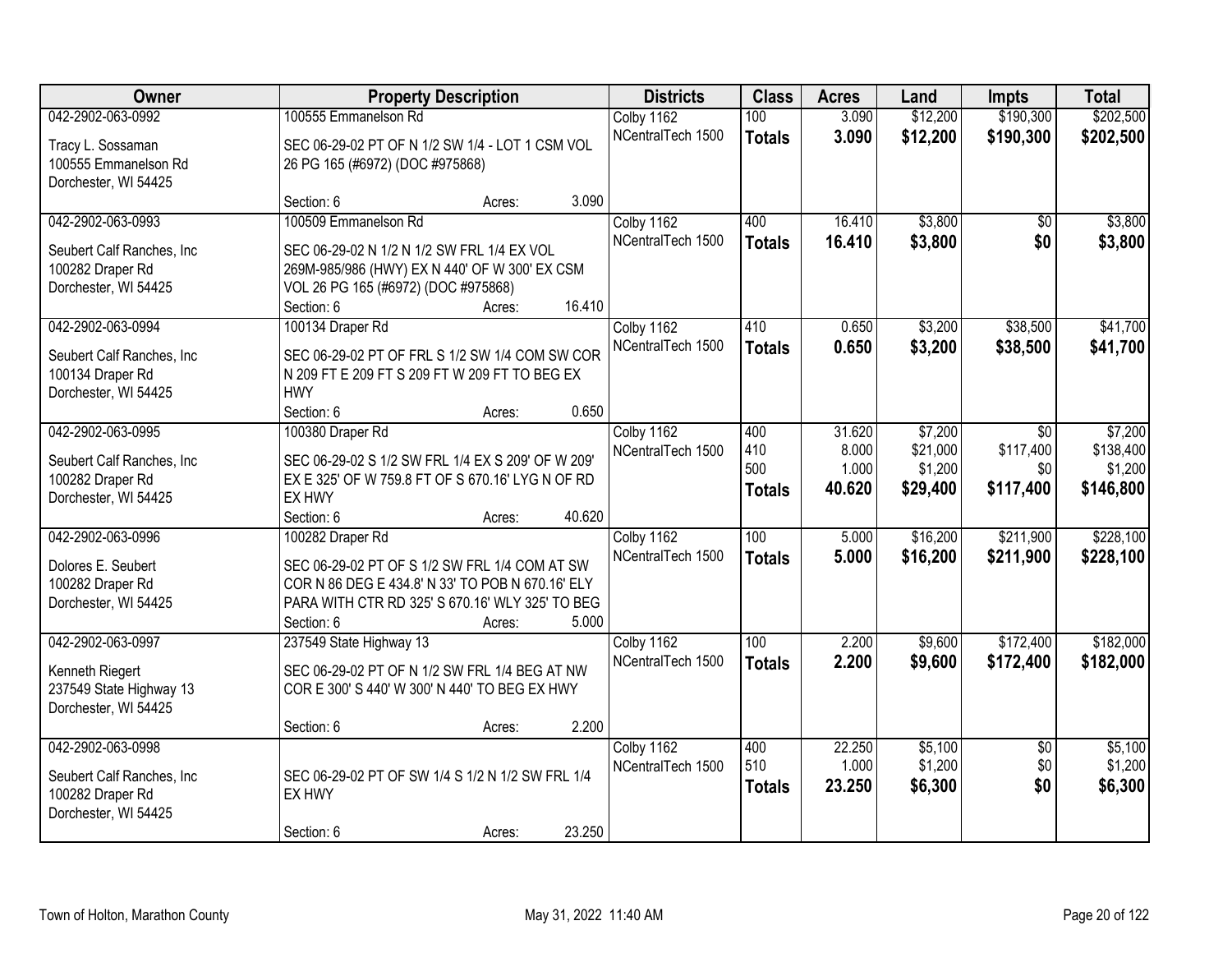| Owner | Property Description | Districts | Class | Acres | Land | Impts | Total |
|---|---|---|---|---|---|---|---|
| 042-2902-063-0992<br>Tracy L. Sossaman<br>100555 Emmanelson Rd<br>Dorchester, WI 54425 | 100555 Emmanelson Rd<br>SEC 06-29-02 PT OF N 1/2 SW 1/4 - LOT 1 CSM VOL 26 PG 165 (#6972) (DOC #975868)<br>Section: 6 Acres: 3.090 | Colby 1162<br>NCentralTech 1500 | 100<br>**Totals** | 3.090<br>**3.090** | $12,200<br>**$12,200** | $190,300<br>**$190,300** | $202,500<br>**$202,500** |
| 042-2902-063-0993<br>Seubert Calf Ranches, Inc<br>100282 Draper Rd<br>Dorchester, WI 54425 | 100509 Emmanelson Rd<br>SEC 06-29-02 N 1/2 N 1/2 SW FRL 1/4 EX VOL 269M-985/986 (HWY) EX N 440' OF W 300' EX CSM VOL 26 PG 165 (#6972) (DOC #975868)<br>Section: 6 Acres: 16.410 | Colby 1162<br>NCentralTech 1500 | 400<br>**Totals** | 16.410<br>**16.410** | $3,800<br>**$3,800** | $0<br>**$0** | $3,800<br>**$3,800** |
| 042-2902-063-0994<br>Seubert Calf Ranches, Inc<br>100134 Draper Rd<br>Dorchester, WI 54425 | 100134 Draper Rd<br>SEC 06-29-02 PT OF FRL S 1/2 SW 1/4 COM SW COR N 209 FT E 209 FT S 209 FT W 209 FT TO BEG EX HWY<br>Section: 6 Acres: 0.650 | Colby 1162<br>NCentralTech 1500 | 410<br>**Totals** | 0.650<br>**0.650** | $3,200<br>**$3,200** | $38,500<br>**$38,500** | $41,700<br>**$41,700** |
| 042-2902-063-0995<br>Seubert Calf Ranches, Inc<br>100282 Draper Rd<br>Dorchester, WI 54425 | 100380 Draper Rd<br>SEC 06-29-02 S 1/2 SW FRL 1/4 EX S 209' OF W 209' EX E 325' OF W 759.8 FT OF S 670.16' LYG N OF RD EX HWY<br>Section: 6 Acres: 40.620 | Colby 1162<br>NCentralTech 1500 | 400<br>410<br>500<br>**Totals** | 31.620<br>8.000<br>1.000<br>**40.620** | $7,200<br>$21,000<br>$1,200<br>**$29,400** | $0<br>$117,400<br>$0<br>**$117,400** | $7,200<br>$138,400<br>$1,200<br>**$146,800** |
| 042-2902-063-0996<br>Dolores E. Seubert<br>100282 Draper Rd<br>Dorchester, WI 54425 | 100282 Draper Rd<br>SEC 06-29-02 PT OF S 1/2 SW FRL 1/4 COM AT SW COR N 86 DEG E 434.8' N 33' TO POB N 670.16' ELY PARA WITH CTR RD 325' S 670.16' WLY 325' TO BEG<br>Section: 6 Acres: 5.000 | Colby 1162<br>NCentralTech 1500 | 100<br>**Totals** | 5.000<br>**5.000** | $16,200<br>**$16,200** | $211,900<br>**$211,900** | $228,100<br>**$228,100** |
| 042-2902-063-0997<br>Kenneth Riegert<br>237549 State Highway 13<br>Dorchester, WI 54425 | 237549 State Highway 13<br>SEC 06-29-02 PT OF N 1/2 SW FRL 1/4 BEG AT NW COR E 300' S 440' W 300' N 440' TO BEG EX HWY<br>Section: 6 Acres: 2.200 | Colby 1162<br>NCentralTech 1500 | 100<br>**Totals** | 2.200<br>**2.200** | $9,600<br>**$9,600** | $172,400<br>**$172,400** | $182,000<br>**$182,000** |
| 042-2902-063-0998<br>Seubert Calf Ranches, Inc<br>100282 Draper Rd<br>Dorchester, WI 54425 | SEC 06-29-02 PT OF SW 1/4 S 1/2 N 1/2 SW FRL 1/4 EX HWY<br>Section: 6 Acres: 23.250 | Colby 1162<br>NCentralTech 1500 | 400<br>510<br>**Totals** | 22.250<br>1.000<br>**23.250** | $5,100<br>$1,200<br>**$6,300** | $0<br>$0<br>**$0** | $5,100<br>$1,200<br>**$6,300** |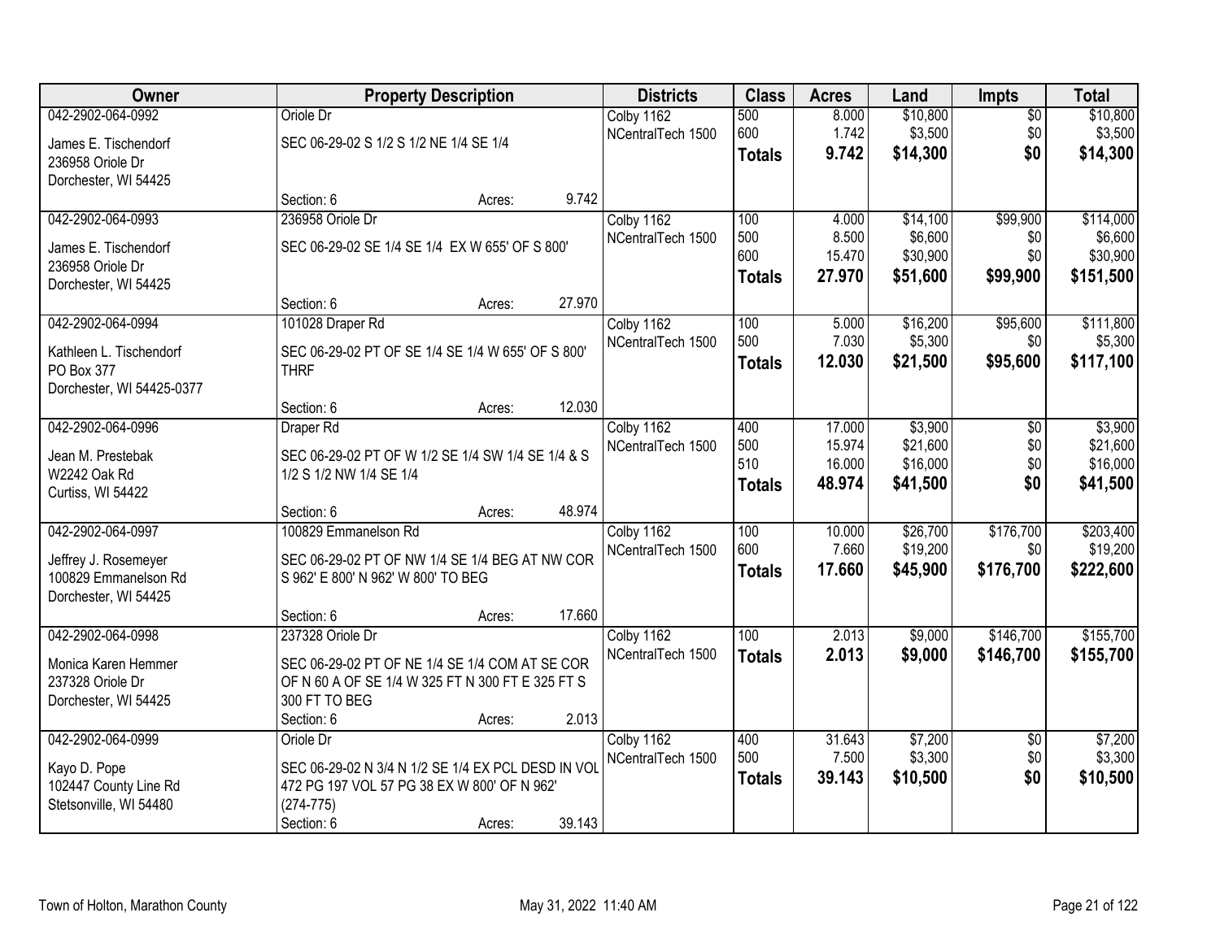| Owner | Property Description | | | Districts | Class | Acres | Land | Impts | Total |
|---|---|---|---|---|---|---|---|---|---|
| 042-2902-064-0992 | Oriole Dr | | | Colby 1162 | 500 | 8.000 | $10,800 | $0 | $10,800 |
| James E. Tischendorf | SEC 06-29-02 S 1/2 S 1/2 NE 1/4 SE 1/4 | | | NCentralTech 1500 | 600 | 1.742 | $3,500 | $0 | $3,500 |
| 236958 Oriole Dr | | | | | **Totals** | **9.742** | **$14,300** | **$0** | **$14,300** |
| Dorchester, WI 54425 | | | | | | | | | |
| | Section: 6 | Acres: | 9.742 | | | | | | |
| 042-2902-064-0993 | 236958 Oriole Dr | | | Colby 1162 | 100 | 4.000 | $14,100 | $99,900 | $114,000 |
| James E. Tischendorf | SEC 06-29-02 SE 1/4 SE 1/4 EX W 655' OF S 800' | | | NCentralTech 1500 | 500 | 8.500 | $6,600 | $0 | $6,600 |
| 236958 Oriole Dr | | | | | 600 | 15.470 | $30,900 | $0 | $30,900 |
| Dorchester, WI 54425 | | | | | **Totals** | **27.970** | **$51,600** | **$99,900** | **$151,500** |
| | Section: 6 | Acres: | 27.970 | | | | | | |
| 042-2902-064-0994 | 101028 Draper Rd | | | Colby 1162 | 100 | 5.000 | $16,200 | $95,600 | $111,800 |
| Kathleen L. Tischendorf | SEC 06-29-02 PT OF SE 1/4 SE 1/4 W 655' OF S 800' THRF | | | NCentralTech 1500 | 500 | 7.030 | $5,300 | $0 | $5,300 |
| PO Box 377 | | | | | **Totals** | **12.030** | **$21,500** | **$95,600** | **$117,100** |
| Dorchester, WI 54425-0377 | | | | | | | | | |
| | Section: 6 | Acres: | 12.030 | | | | | | |
| 042-2902-064-0996 | Draper Rd | | | Colby 1162 | 400 | 17.000 | $3,900 | $0 | $3,900 |
| Jean M. Prestebak | SEC 06-29-02 PT OF W 1/2 SE 1/4 SW 1/4 SE 1/4 & S 1/2 S 1/2 NW 1/4 SE 1/4 | | | NCentralTech 1500 | 500 | 15.974 | $21,600 | $0 | $21,600 |
| W2242 Oak Rd | | | | | 510 | 16.000 | $16,000 | $0 | $16,000 |
| Curtiss, WI 54422 | | | | | **Totals** | **48.974** | **$41,500** | **$0** | **$41,500** |
| | Section: 6 | Acres: | 48.974 | | | | | | |
| 042-2902-064-0997 | 100829 Emmanelson Rd | | | Colby 1162 | 100 | 10.000 | $26,700 | $176,700 | $203,400 |
| Jeffrey J. Rosemeyer | SEC 06-29-02 PT OF NW 1/4 SE 1/4 BEG AT NW COR S 962' E 800' N 962' W 800' TO BEG | | | NCentralTech 1500 | 600 | 7.660 | $19,200 | $0 | $19,200 |
| 100829 Emmanelson Rd | | | | | **Totals** | **17.660** | **$45,900** | **$176,700** | **$222,600** |
| Dorchester, WI 54425 | | | | | | | | | |
| | Section: 6 | Acres: | 17.660 | | | | | | |
| 042-2902-064-0998 | 237328 Oriole Dr | | | Colby 1162 | 100 | 2.013 | $9,000 | $146,700 | $155,700 |
| Monica Karen Hemmer | SEC 06-29-02 PT OF NE 1/4 SE 1/4 COM AT SE COR OF N 60 A OF SE 1/4 W 325 FT N 300 FT E 325 FT S 300 FT TO BEG | | | NCentralTech 1500 | **Totals** | **2.013** | **$9,000** | **$146,700** | **$155,700** |
| 237328 Oriole Dr | | | | | | | | | |
| Dorchester, WI 54425 | | | | | | | | | |
| | Section: 6 | Acres: | 2.013 | | | | | | |
| 042-2902-064-0999 | Oriole Dr | | | Colby 1162 | 400 | 31.643 | $7,200 | $0 | $7,200 |
| Kayo D. Pope | SEC 06-29-02 N 3/4 N 1/2 SE 1/4 EX PCL DESD IN VOL 472 PG 197 VOL 57 PG 38 EX W 800' OF N 962' (274-775) | | | NCentralTech 1500 | 500 | 7.500 | $3,300 | $0 | $3,300 |
| 102447 County Line Rd | | | | | **Totals** | **39.143** | **$10,500** | **$0** | **$10,500** |
| Stetsonville, WI 54480 | | | | | | | | | |
| | Section: 6 | Acres: | 39.143 | | | | | | |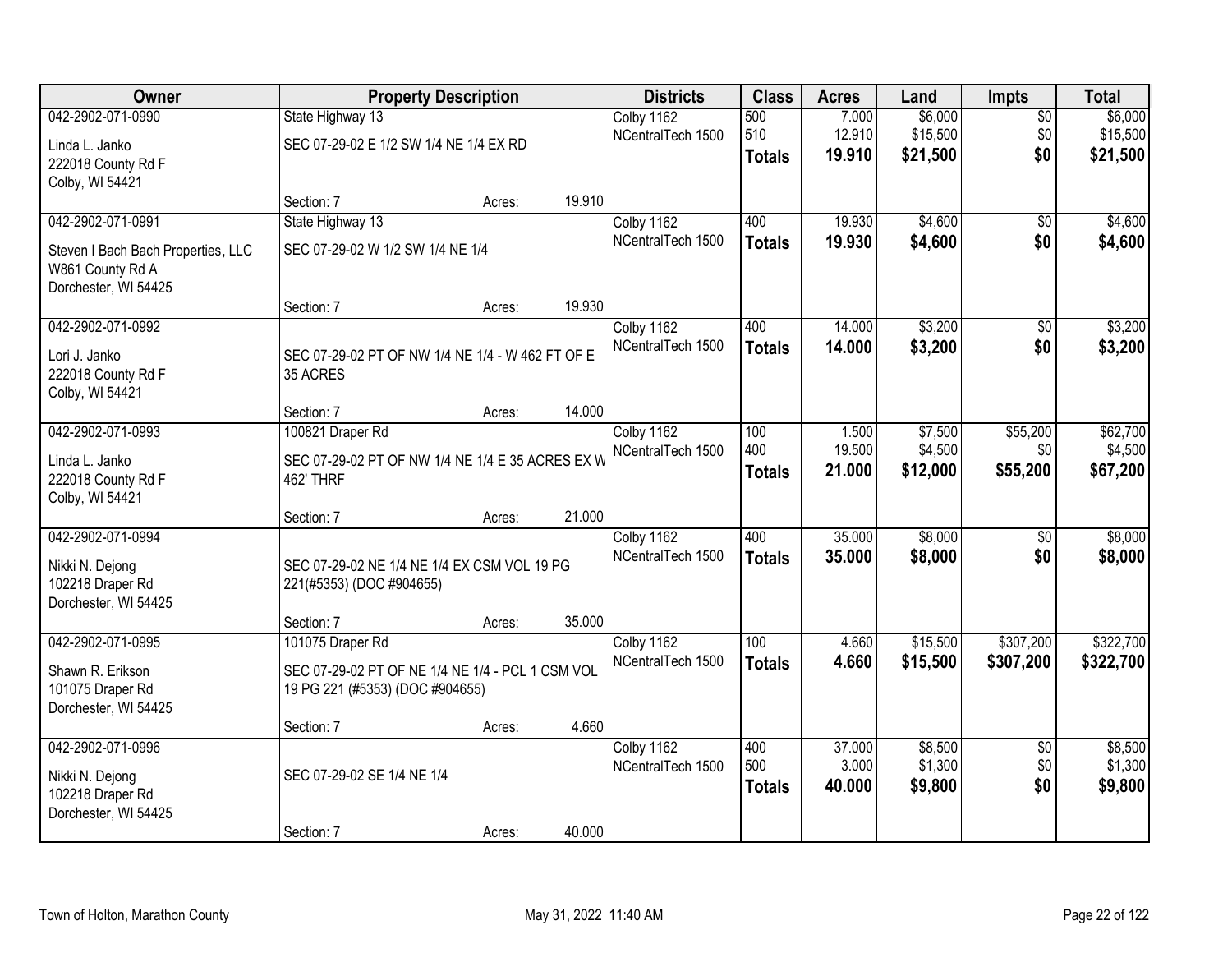| Owner | Property Description | | | Districts | Class | Acres | Land | Impts | Total |
|---|---|---|---|---|---|---|---|---|---|
| 042-2902-071-0990 | State Highway 13 | | | Colby 1162 | 500 | 7.000 | $6,000 | $0 | $6,000 |
| Linda L. Janko | SEC 07-29-02 E 1/2 SW 1/4 NE 1/4 EX RD | | | NCentralTech 1500 | 510 | 12.910 | $15,500 | $0 | $15,500 |
| 222018 County Rd F | | | | | **Totals** | **19.910** | **$21,500** | **$0** | **$21,500** |
| Colby, WI 54421 | | | | | | | | | |
| | Section: 7 | Acres: | 19.910 | | | | | | |
| 042-2902-071-0991 | State Highway 13 | | | Colby 1162 | 400 | 19.930 | $4,600 | $0 | $4,600 |
| Steven I Bach Bach Properties, LLC | SEC 07-29-02 W 1/2 SW 1/4 NE 1/4 | | | NCentralTech 1500 | **Totals** | **19.930** | **$4,600** | **$0** | **$4,600** |
| W861 County Rd A | | | | | | | | | |
| Dorchester, WI 54425 | | | | | | | | | |
| | Section: 7 | Acres: | 19.930 | | | | | | |
| 042-2902-071-0992 | | | | Colby 1162 | 400 | 14.000 | $3,200 | $0 | $3,200 |
| Lori J. Janko | SEC 07-29-02 PT OF NW 1/4 NE 1/4 - W 462 FT OF E 35 ACRES | | | NCentralTech 1500 | **Totals** | **14.000** | **$3,200** | **$0** | **$3,200** |
| 222018 County Rd F | | | | | | | | | |
| Colby, WI 54421 | | | | | | | | | |
| | Section: 7 | Acres: | 14.000 | | | | | | |
| 042-2902-071-0993 | 100821 Draper Rd | | | Colby 1162 | 100 | 1.500 | $7,500 | $55,200 | $62,700 |
| Linda L. Janko | SEC 07-29-02 PT OF NW 1/4 NE 1/4 E 35 ACRES EX W 462' THRF | | | NCentralTech 1500 | 400 | 19.500 | $4,500 | $0 | $4,500 |
| 222018 County Rd F | | | | | **Totals** | **21.000** | **$12,000** | **$55,200** | **$67,200** |
| Colby, WI 54421 | | | | | | | | | |
| | Section: 7 | Acres: | 21.000 | | | | | | |
| 042-2902-071-0994 | | | | Colby 1162 | 400 | 35.000 | $8,000 | $0 | $8,000 |
| Nikki N. Dejong | SEC 07-29-02 NE 1/4 NE 1/4 EX CSM VOL 19 PG 221(#5353) (DOC #904655) | | | NCentralTech 1500 | **Totals** | **35.000** | **$8,000** | **$0** | **$8,000** |
| 102218 Draper Rd | | | | | | | | | |
| Dorchester, WI 54425 | | | | | | | | | |
| | Section: 7 | Acres: | 35.000 | | | | | | |
| 042-2902-071-0995 | 101075 Draper Rd | | | Colby 1162 | 100 | 4.660 | $15,500 | $307,200 | $322,700 |
| Shawn R. Erikson | SEC 07-29-02 PT OF NE 1/4 NE 1/4 - PCL 1 CSM VOL 19 PG 221 (#5353) (DOC #904655) | | | NCentralTech 1500 | **Totals** | **4.660** | **$15,500** | **$307,200** | **$322,700** |
| 101075 Draper Rd | | | | | | | | | |
| Dorchester, WI 54425 | | | | | | | | | |
| | Section: 7 | Acres: | 4.660 | | | | | | |
| 042-2902-071-0996 | | | | Colby 1162 | 400 | 37.000 | $8,500 | $0 | $8,500 |
| Nikki N. Dejong | SEC 07-29-02 SE 1/4 NE 1/4 | | | NCentralTech 1500 | 500 | 3.000 | $1,300 | $0 | $1,300 |
| 102218 Draper Rd | | | | | **Totals** | **40.000** | **$9,800** | **$0** | **$9,800** |
| Dorchester, WI 54425 | | | | | | | | | |
| | Section: 7 | Acres: | 40.000 | | | | | | |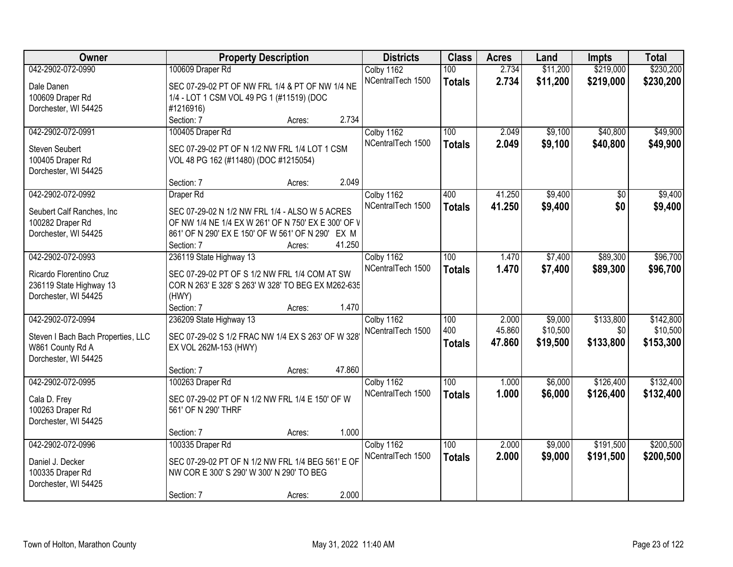| Owner | Property Description | Districts | Class | Acres | Land | Impts | Total |
|---|---|---|---|---|---|---|---|
| 042-2902-072-0990<br>Dale Danen<br>100609 Draper Rd<br>Dorchester, WI 54425 | 100609 Draper Rd<br>SEC 07-29-02 PT OF NW FRL 1/4 & PT OF NW 1/4 NE 1/4 - LOT 1 CSM VOL 49 PG 1 (#11519) (DOC #1216916)<br>Section: 7 Acres: 2.734 | Colby 1162<br>NCentralTech 1500 | 100<br>**Totals** | 2.734<br>**2.734** | $11,200<br>**$11,200** | $219,000<br>**$219,000** | $230,200<br>**$230,200** |
| 042-2902-072-0991<br>Steven Seubert<br>100405 Draper Rd<br>Dorchester, WI 54425 | 100405 Draper Rd<br>SEC 07-29-02 PT OF N 1/2 NW FRL 1/4 LOT 1 CSM VOL 48 PG 162 (#11480) (DOC #1215054)<br>Section: 7 Acres: 2.049 | Colby 1162<br>NCentralTech 1500 | 100<br>**Totals** | 2.049<br>**2.049** | $9,100<br>**$9,100** | $40,800<br>**$40,800** | $49,900<br>**$49,900** |
| 042-2902-072-0992<br>Seubert Calf Ranches, Inc<br>100282 Draper Rd<br>Dorchester, WI 54425 | Draper Rd<br>SEC 07-29-02 N 1/2 NW FRL 1/4 - ALSO W 5 ACRES OF NW 1/4 NE 1/4 EX W 261' OF N 750' EX E 300' OF W 861' OF N 290' EX E 150' OF W 561' OF N 290' EX M<br>Section: 7 Acres: 41.250 | Colby 1162<br>NCentralTech 1500 | 400<br>**Totals** | 41.250<br>**41.250** | $9,400<br>**$9,400** | $0<br>**$0** | $9,400<br>**$9,400** |
| 042-2902-072-0993<br>Ricardo Florentino Cruz<br>236119 State Highway 13<br>Dorchester, WI 54425 | 236119 State Highway 13<br>SEC 07-29-02 PT OF S 1/2 NW FRL 1/4 COM AT SW COR N 263' E 328' S 263' W 328' TO BEG EX M262-635 (HWY)<br>Section: 7 Acres: 1.470 | Colby 1162<br>NCentralTech 1500 | 100<br>**Totals** | 1.470<br>**1.470** | $7,400<br>**$7,400** | $89,300<br>**$89,300** | $96,700<br>**$96,700** |
| 042-2902-072-0994<br>Steven I Bach Bach Properties, LLC<br>W861 County Rd A<br>Dorchester, WI 54425 | 236209 State Highway 13<br>SEC 07-29-02 S 1/2 FRAC NW 1/4 EX S 263' OF W 328' EX VOL 262M-153 (HWY)<br>Section: 7 Acres: 47.860 | Colby 1162<br>NCentralTech 1500 | 100<br>400<br>**Totals** | 2.000<br>45.860<br>**47.860** | $9,000<br>$10,500<br>**$19,500** | $133,800<br>$0<br>**$133,800** | $142,800<br>$10,500<br>**$153,300** |
| 042-2902-072-0995<br>Cala D. Frey<br>100263 Draper Rd<br>Dorchester, WI 54425 | 100263 Draper Rd<br>SEC 07-29-02 PT OF N 1/2 NW FRL 1/4 E 150' OF W 561' OF N 290' THRF<br>Section: 7 Acres: 1.000 | Colby 1162<br>NCentralTech 1500 | 100<br>**Totals** | 1.000<br>**1.000** | $6,000<br>**$6,000** | $126,400<br>**$126,400** | $132,400<br>**$132,400** |
| 042-2902-072-0996<br>Daniel J. Decker<br>100335 Draper Rd<br>Dorchester, WI 54425 | 100335 Draper Rd<br>SEC 07-29-02 PT OF N 1/2 NW FRL 1/4 BEG 561' E OF NW COR E 300' S 290' W 300' N 290' TO BEG<br>Section: 7 Acres: 2.000 | Colby 1162<br>NCentralTech 1500 | 100<br>**Totals** | 2.000<br>**2.000** | $9,000<br>**$9,000** | $191,500<br>**$191,500** | $200,500<br>**$200,500** |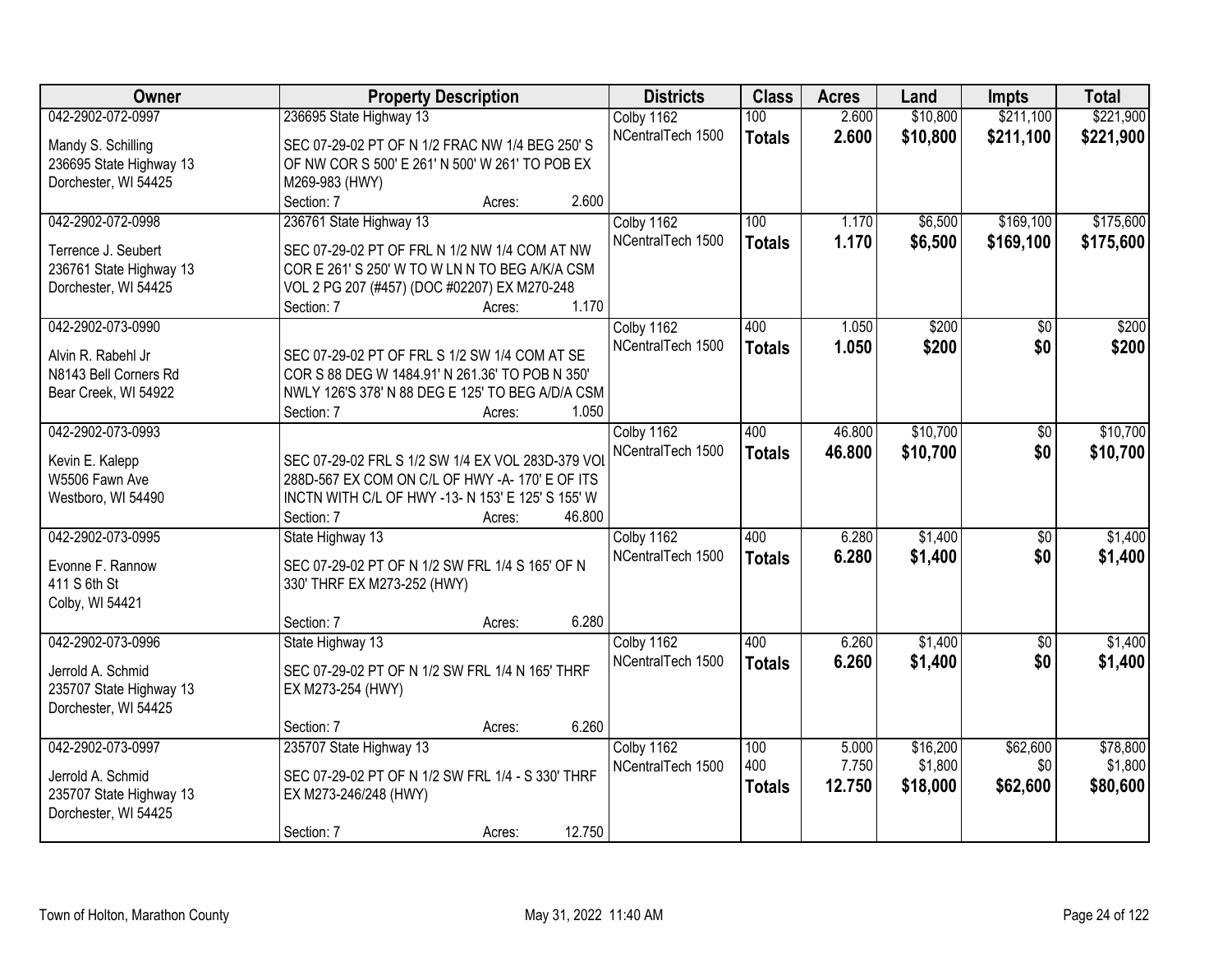| Owner | Property Description | Districts | Class | Acres | Land | Impts | Total |
|---|---|---|---|---|---|---|---|
| 042-2902-072-0997<br><br>Mandy S. Schilling<br>236695 State Highway 13<br>Dorchester, WI 54425 | 236695 State Highway 13<br><br>SEC 07-29-02 PT OF N 1/2 FRAC NW 1/4 BEG 250' S OF NW COR S 500' E 261' N 500' W 261' TO POB EX M269-983 (HWY)<br>Section: 7 Acres: 2.600 | Colby 1162<br>NCentralTech 1500 | 100<br>**Totals** | 2.600<br>**2.600** | $10,800<br>**$10,800** | $211,100<br>**$211,100** | $221,900<br>**$221,900** |
| 042-2902-072-0998<br><br>Terrence J. Seubert<br>236761 State Highway 13<br>Dorchester, WI 54425 | 236761 State Highway 13<br><br>SEC 07-29-02 PT OF FRL N 1/2 NW 1/4 COM AT NW COR E 261' S 250' W TO W LN N TO BEG A/K/A CSM VOL 2 PG 207 (#457) (DOC #02207) EX M270-248<br>Section: 7 Acres: 1.170 | Colby 1162<br>NCentralTech 1500 | 100<br>**Totals** | 1.170<br>**1.170** | $6,500<br>**$6,500** | $169,100<br>**$169,100** | $175,600<br>**$175,600** |
| 042-2902-073-0990<br><br>Alvin R. Rabehl Jr<br>N8143 Bell Corners Rd<br>Bear Creek, WI 54922 | SEC 07-29-02 PT OF FRL S 1/2 SW 1/4 COM AT SE COR S 88 DEG W 1484.91' N 261.36' TO POB N 350' NWLY 126'S 378' N 88 DEG E 125' TO BEG A/D/A CSM<br>Section: 7 Acres: 1.050 | Colby 1162<br>NCentralTech 1500 | 400<br>**Totals** | 1.050<br>**1.050** | $200<br>**$200** | $0<br>**$0** | $200<br>**$200** |
| 042-2902-073-0993<br><br>Kevin E. Kalepp<br>W5506 Fawn Ave<br>Westboro, WI 54490 | SEC 07-29-02 FRL S 1/2 SW 1/4 EX VOL 283D-379 VOL 288D-567 EX COM ON C/L OF HWY -A- 170' E OF ITS INCTN WITH C/L OF HWY -13- N 153' E 125' S 155' W<br>Section: 7 Acres: 46.800 | Colby 1162<br>NCentralTech 1500 | 400<br>**Totals** | 46.800<br>**46.800** | $10,700<br>**$10,700** | $0<br>**$0** | $10,700<br>**$10,700** |
| 042-2902-073-0995<br><br>Evonne F. Rannow<br>411 S 6th St<br>Colby, WI 54421 | State Highway 13<br><br>SEC 07-29-02 PT OF N 1/2 SW FRL 1/4 S 165' OF N 330' THRF EX M273-252 (HWY)<br>Section: 7 Acres: 6.280 | Colby 1162<br>NCentralTech 1500 | 400<br>**Totals** | 6.280<br>**6.280** | $1,400<br>**$1,400** | $0<br>**$0** | $1,400<br>**$1,400** |
| 042-2902-073-0996<br><br>Jerrold A. Schmid<br>235707 State Highway 13<br>Dorchester, WI 54425 | State Highway 13<br><br>SEC 07-29-02 PT OF N 1/2 SW FRL 1/4 N 165' THRF EX M273-254 (HWY)<br>Section: 7 Acres: 6.260 | Colby 1162<br>NCentralTech 1500 | 400<br>**Totals** | 6.260<br>**6.260** | $1,400<br>**$1,400** | $0<br>**$0** | $1,400<br>**$1,400** |
| 042-2902-073-0997<br><br>Jerrold A. Schmid<br>235707 State Highway 13<br>Dorchester, WI 54425 | 235707 State Highway 13<br><br>SEC 07-29-02 PT OF N 1/2 SW FRL 1/4 - S 330' THRF EX M273-246/248 (HWY)<br>Section: 7 Acres: 12.750 | Colby 1162<br>NCentralTech 1500 | 100<br>400<br>**Totals** | 5.000<br>7.750<br>**12.750** | $16,200<br>$1,800<br>**$18,000** | $62,600<br>$0<br>**$62,600** | $78,800<br>$1,800<br>**$80,600** |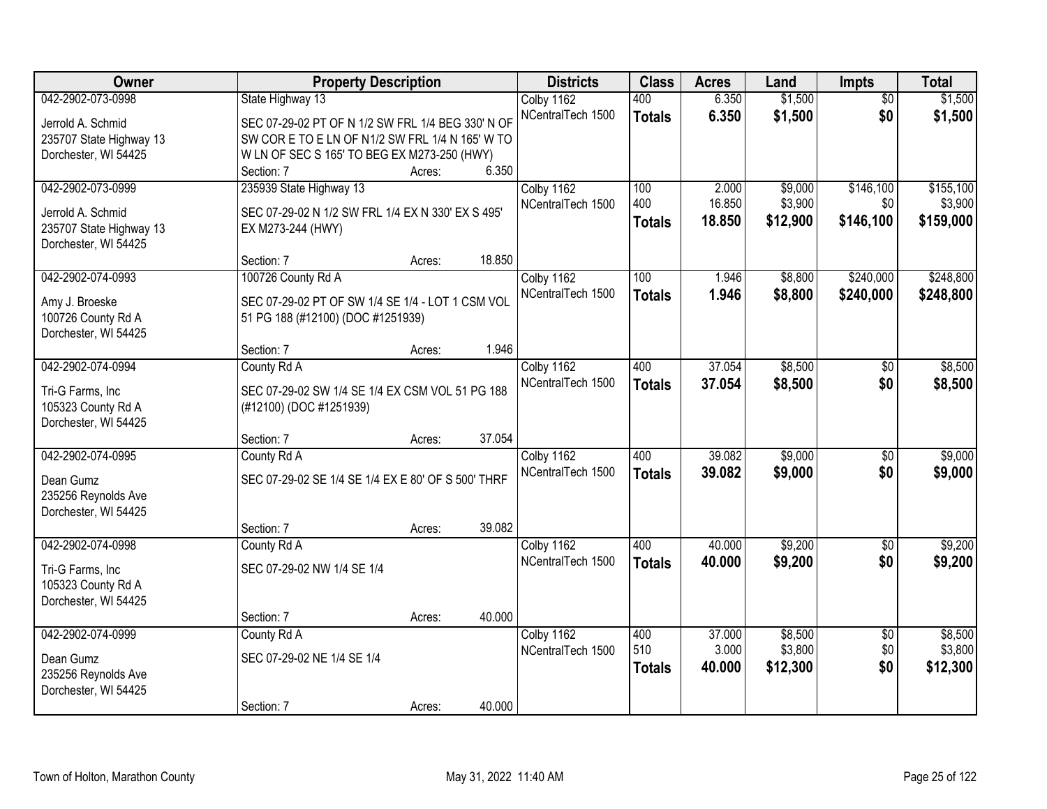| Owner | Property Description | Districts | Class | Acres | Land | Impts | Total |
|---|---|---|---|---|---|---|---|
| 042-2902-073-0998<br>Jerrold A. Schmid<br>235707 State Highway 13<br>Dorchester, WI 54425 | State Highway 13<br>SEC 07-29-02 PT OF N 1/2 SW FRL 1/4 BEG 330' N OF SW COR E TO E LN OF N1/2 SW FRL 1/4 N 165' W TO W LN OF SEC S 165' TO BEG EX M273-250 (HWY)<br>Section: 7 Acres: 6.350 | Colby 1162<br>NCentralTech 1500 | 400<br>**Totals** | 6.350<br>**6.350** | $1,500<br>**$1,500** | $0<br>**$0** | $1,500<br>**$1,500** |
| 042-2902-073-0999<br>Jerrold A. Schmid<br>235707 State Highway 13<br>Dorchester, WI 54425 | 235939 State Highway 13<br>SEC 07-29-02 N 1/2 SW FRL 1/4 EX N 330' EX S 495' EX M273-244 (HWY)<br>Section: 7 Acres: 18.850 | Colby 1162<br>NCentralTech 1500 | 100<br>400<br>**Totals** | 2.000<br>16.850<br>**18.850** | $9,000<br>$3,900<br>**$12,900** | $146,100<br>$0<br>**$146,100** | $155,100<br>$3,900<br>**$159,000** |
| 042-2902-074-0993<br>Amy J. Broeske<br>100726 County Rd A<br>Dorchester, WI 54425 | 100726 County Rd A<br>SEC 07-29-02 PT OF SW 1/4 SE 1/4 - LOT 1 CSM VOL 51 PG 188 (#12100) (DOC #1251939)<br>Section: 7 Acres: 1.946 | Colby 1162<br>NCentralTech 1500 | 100<br>**Totals** | 1.946<br>**1.946** | $8,800<br>**$8,800** | $240,000<br>**$240,000** | $248,800<br>**$248,800** |
| 042-2902-074-0994<br>Tri-G Farms, Inc<br>105323 County Rd A<br>Dorchester, WI 54425 | County Rd A<br>SEC 07-29-02 SW 1/4 SE 1/4 EX CSM VOL 51 PG 188 (#12100) (DOC #1251939)<br>Section: 7 Acres: 37.054 | Colby 1162<br>NCentralTech 1500 | 400<br>**Totals** | 37.054<br>**37.054** | $8,500<br>**$8,500** | $0<br>**$0** | $8,500<br>**$8,500** |
| 042-2902-074-0995<br>Dean Gumz<br>235256 Reynolds Ave<br>Dorchester, WI 54425 | County Rd A<br>SEC 07-29-02 SE 1/4 SE 1/4 EX E 80' OF S 500' THRF<br>Section: 7 Acres: 39.082 | Colby 1162<br>NCentralTech 1500 | 400<br>**Totals** | 39.082<br>**39.082** | $9,000<br>**$9,000** | $0<br>**$0** | $9,000<br>**$9,000** |
| 042-2902-074-0998<br>Tri-G Farms, Inc<br>105323 County Rd A<br>Dorchester, WI 54425 | County Rd A<br>SEC 07-29-02 NW 1/4 SE 1/4<br>Section: 7 Acres: 40.000 | Colby 1162<br>NCentralTech 1500 | 400<br>**Totals** | 40.000<br>**40.000** | $9,200<br>**$9,200** | $0<br>**$0** | $9,200<br>**$9,200** |
| 042-2902-074-0999<br>Dean Gumz<br>235256 Reynolds Ave<br>Dorchester, WI 54425 | County Rd A<br>SEC 07-29-02 NE 1/4 SE 1/4<br>Section: 7 Acres: 40.000 | Colby 1162<br>NCentralTech 1500 | 400<br>510<br>**Totals** | 37.000<br>3.000<br>**40.000** | $8,500<br>$3,800<br>**$12,300** | $0<br>$0<br>**$0** | $8,500<br>$3,800<br>**$12,300** |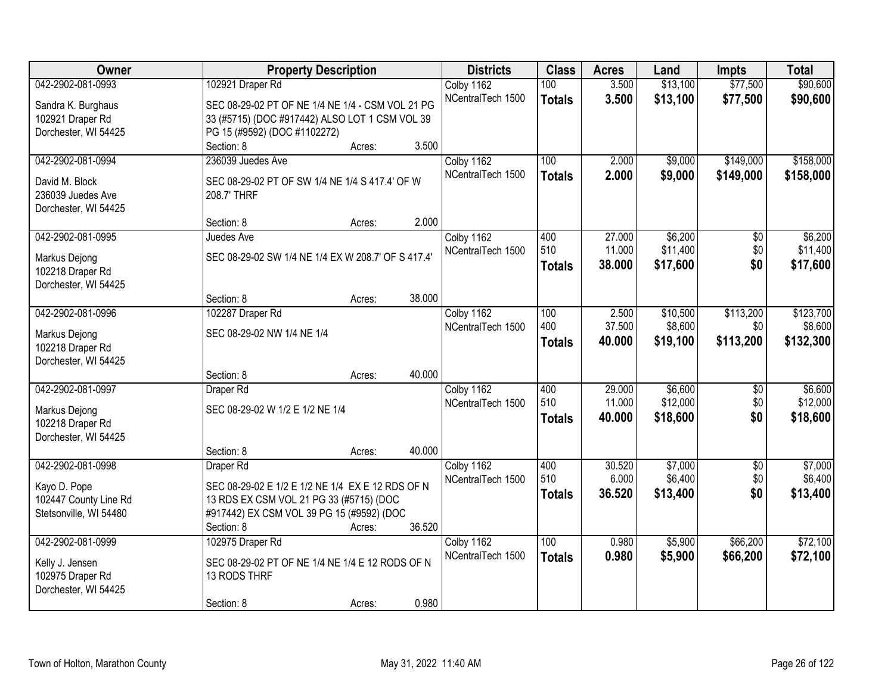| Owner | Property Description | | | Districts | Class | Acres | Land | Impts | Total |
|---|---|---|---|---|---|---|---|---|---|
| 042-2902-081-0993 | 102921 Draper Rd | | | Colby 1162 | 100 | 3.500 | $13,100 | $77,500 | $90,600 |
| Sandra K. Burghaus<br>102921 Draper Rd<br>Dorchester, WI 54425 | SEC 08-29-02 PT OF NE 1/4 NE 1/4 - CSM VOL 21 PG 33 (#5715) (DOC #917442) ALSO LOT 1 CSM VOL 39 PG 15 (#9592) (DOC #1102272) | | | NCentralTech 1500 | **Totals** | **3.500** | **$13,100** | **$77,500** | **$90,600** |
| | Section: 8 | Acres: | 3.500 | | | | | | |
| 042-2902-081-0994 | 236039 Juedes Ave | | | Colby 1162 | 100 | 2.000 | $9,000 | $149,000 | $158,000 |
| David M. Block<br>236039 Juedes Ave<br>Dorchester, WI 54425 | SEC 08-29-02 PT OF SW 1/4 NE 1/4 S 417.4' OF W 208.7' THRF | | | NCentralTech 1500 | **Totals** | **2.000** | **$9,000** | **$149,000** | **$158,000** |
| | Section: 8 | Acres: | 2.000 | | | | | | |
| 042-2902-081-0995 | Juedes Ave | | | Colby 1162 | 400 | 27.000 | $6,200 | $0 | $6,200 |
| Markus Dejong<br>102218 Draper Rd<br>Dorchester, WI 54425 | SEC 08-29-02 SW 1/4 NE 1/4 EX W 208.7' OF S 417.4' | | | NCentralTech 1500 | 510 | 11.000 | $11,400 | $0 | $11,400 |
| | | | | | **Totals** | **38.000** | **$17,600** | **$0** | **$17,600** |
| | Section: 8 | Acres: | 38.000 | | | | | | |
| 042-2902-081-0996 | 102287 Draper Rd | | | Colby 1162 | 100 | 2.500 | $10,500 | $113,200 | $123,700 |
| Markus Dejong<br>102218 Draper Rd<br>Dorchester, WI 54425 | SEC 08-29-02 NW 1/4 NE 1/4 | | | NCentralTech 1500 | 400 | 37.500 | $8,600 | $0 | $8,600 |
| | | | | | **Totals** | **40.000** | **$19,100** | **$113,200** | **$132,300** |
| | Section: 8 | Acres: | 40.000 | | | | | | |
| 042-2902-081-0997 | Draper Rd | | | Colby 1162 | 400 | 29.000 | $6,600 | $0 | $6,600 |
| Markus Dejong<br>102218 Draper Rd<br>Dorchester, WI 54425 | SEC 08-29-02 W 1/2 E 1/2 NE 1/4 | | | NCentralTech 1500 | 510 | 11.000 | $12,000 | $0 | $12,000 |
| | | | | | **Totals** | **40.000** | **$18,600** | **$0** | **$18,600** |
| | Section: 8 | Acres: | 40.000 | | | | | | |
| 042-2902-081-0998 | Draper Rd | | | Colby 1162 | 400 | 30.520 | $7,000 | $0 | $7,000 |
| Kayo D. Pope<br>102447 County Line Rd<br>Stetsonville, WI 54480 | SEC 08-29-02 E 1/2 E 1/2 NE 1/4 EX E 12 RDS OF N 13 RDS EX CSM VOL 21 PG 33 (#5715) (DOC #917442) EX CSM VOL 39 PG 15 (#9592) (DOC | | | NCentralTech 1500 | 510 | 6.000 | $6,400 | $0 | $6,400 |
| | | | | | **Totals** | **36.520** | **$13,400** | **$0** | **$13,400** |
| | Section: 8 | Acres: | 36.520 | | | | | | |
| 042-2902-081-0999 | 102975 Draper Rd | | | Colby 1162 | 100 | 0.980 | $5,900 | $66,200 | $72,100 |
| Kelly J. Jensen<br>102975 Draper Rd<br>Dorchester, WI 54425 | SEC 08-29-02 PT OF NE 1/4 NE 1/4 E 12 RODS OF N 13 RODS THRF | | | NCentralTech 1500 | **Totals** | **0.980** | **$5,900** | **$66,200** | **$72,100** |
| | Section: 8 | Acres: | 0.980 | | | | | | |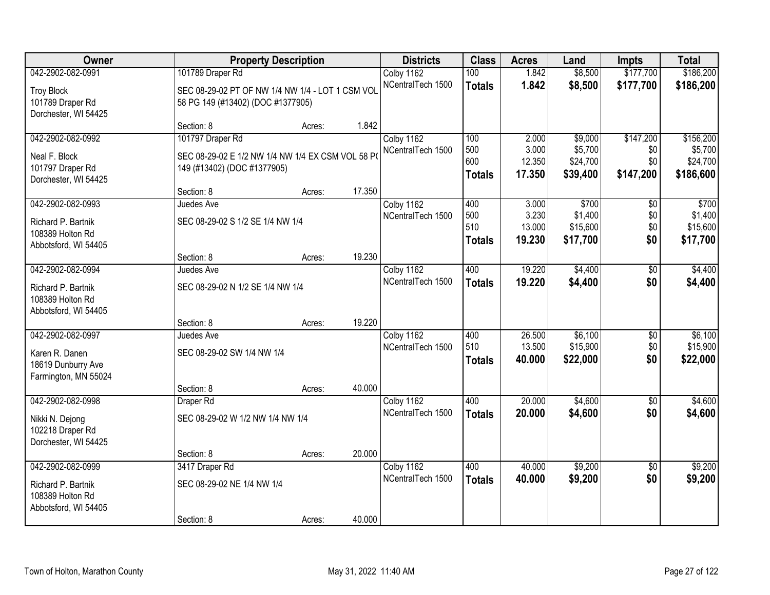| Owner | Property Description | | | Districts | Class | Acres | Land | Impts | Total |
|---|---|---|---|---|---|---|---|---|---|
| 042-2902-082-0991 | 101789 Draper Rd | | | Colby 1162 | 100 | 1.842 | $8,500 | $177,700 | $186,200 |
| Troy Block<br>101789 Draper Rd<br>Dorchester, WI 54425 | SEC 08-29-02 PT OF NW 1/4 NW 1/4 - LOT 1 CSM VOL 58 PG 149 (#13402) (DOC #1377905) | | | NCentralTech 1500 | **Totals** | **1.842** | **$8,500** | **$177,700** | **$186,200** |
| | Section: 8 | Acres: | 1.842 | | | | | | |
| 042-2902-082-0992 | 101797 Draper Rd | | | Colby 1162 | 100 | 2.000 | $9,000 | $147,200 | $156,200 |
| Neal F. Block<br>101797 Draper Rd<br>Dorchester, WI 54425 | SEC 08-29-02 E 1/2 NW 1/4 NW 1/4 EX CSM VOL 58 PG 149 (#13402) (DOC #1377905) | | | NCentralTech 1500 | 500 | 3.000 | $5,700 | $0 | $5,700 |
| | | | | | 600 | 12.350 | $24,700 | $0 | $24,700 |
| | | | | | **Totals** | **17.350** | **$39,400** | **$147,200** | **$186,600** |
| | Section: 8 | Acres: | 17.350 | | | | | | |
| 042-2902-082-0993 | Juedes Ave | | | Colby 1162 | 400 | 3.000 | $700 | $0 | $700 |
| Richard P. Bartnik<br>108389 Holton Rd<br>Abbotsford, WI 54405 | SEC 08-29-02 S 1/2 SE 1/4 NW 1/4 | | | NCentralTech 1500 | 500 | 3.230 | $1,400 | $0 | $1,400 |
| | | | | | 510 | 13.000 | $15,600 | $0 | $15,600 |
| | | | | | **Totals** | **19.230** | **$17,700** | **$0** | **$17,700** |
| | Section: 8 | Acres: | 19.230 | | | | | | |
| 042-2902-082-0994 | Juedes Ave | | | Colby 1162 | 400 | 19.220 | $4,400 | $0 | $4,400 |
| Richard P. Bartnik<br>108389 Holton Rd<br>Abbotsford, WI 54405 | SEC 08-29-02 N 1/2 SE 1/4 NW 1/4 | | | NCentralTech 1500 | **Totals** | **19.220** | **$4,400** | **$0** | **$4,400** |
| | Section: 8 | Acres: | 19.220 | | | | | | |
| 042-2902-082-0997 | Juedes Ave | | | Colby 1162 | 400 | 26.500 | $6,100 | $0 | $6,100 |
| Karen R. Danen<br>18619 Dunburry Ave<br>Farmington, MN 55024 | SEC 08-29-02 SW 1/4 NW 1/4 | | | NCentralTech 1500 | 510 | 13.500 | $15,900 | $0 | $15,900 |
| | | | | | **Totals** | **40.000** | **$22,000** | **$0** | **$22,000** |
| | Section: 8 | Acres: | 40.000 | | | | | | |
| 042-2902-082-0998 | Draper Rd | | | Colby 1162 | 400 | 20.000 | $4,600 | $0 | $4,600 |
| Nikki N. Dejong<br>102218 Draper Rd<br>Dorchester, WI 54425 | SEC 08-29-02 W 1/2 NW 1/4 NW 1/4 | | | NCentralTech 1500 | **Totals** | **20.000** | **$4,600** | **$0** | **$4,600** |
| | Section: 8 | Acres: | 20.000 | | | | | | |
| 042-2902-082-0999 | 3417 Draper Rd | | | Colby 1162 | 400 | 40.000 | $9,200 | $0 | $9,200 |
| Richard P. Bartnik<br>108389 Holton Rd<br>Abbotsford, WI 54405 | SEC 08-29-02 NE 1/4 NW 1/4 | | | NCentralTech 1500 | **Totals** | **40.000** | **$9,200** | **$0** | **$9,200** |
| | Section: 8 | Acres: | 40.000 | | | | | | |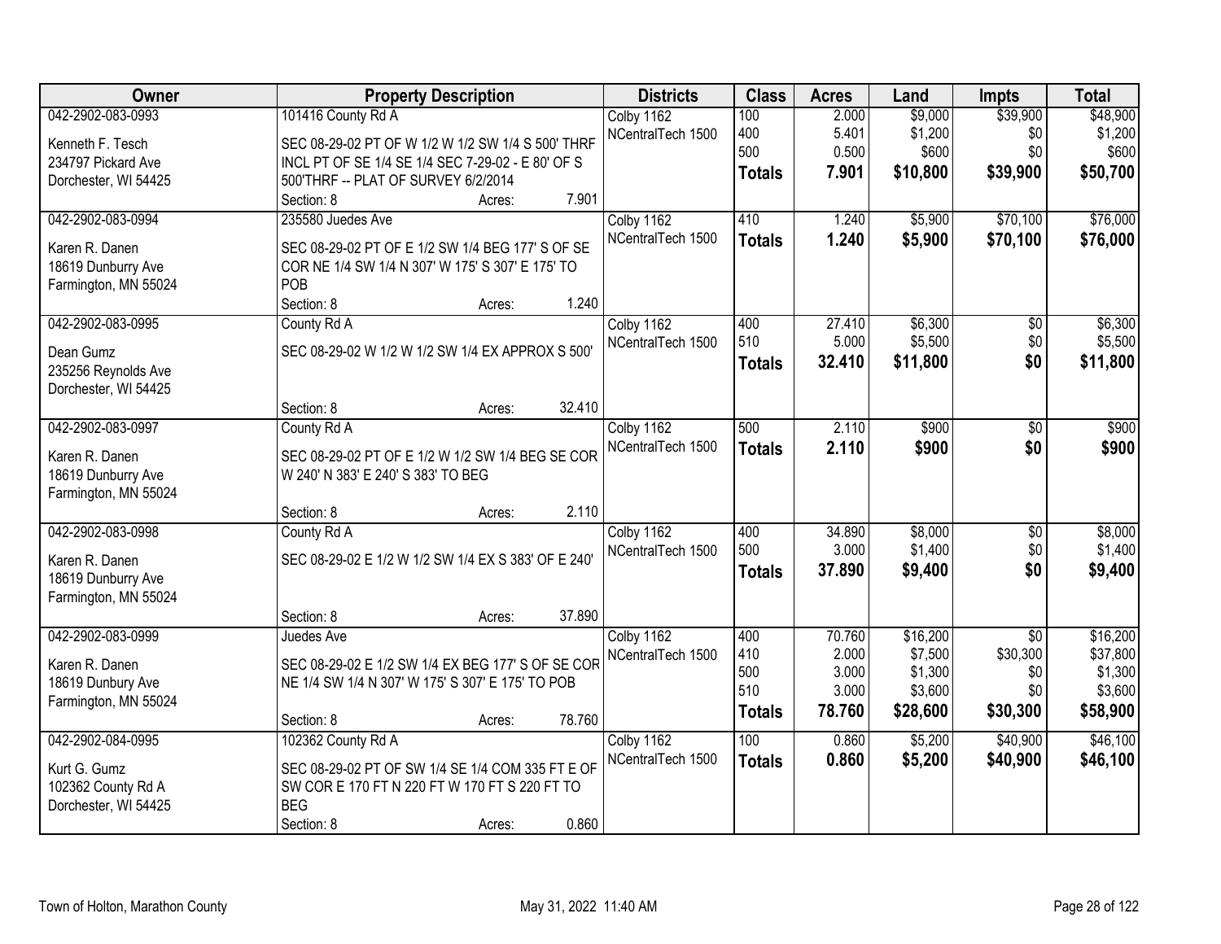| Owner | Property Description | Districts | Class | Acres | Land | Impts | Total |
|---|---|---|---|---|---|---|---|
| 042-2902-083-0993<br>Kenneth F. Tesch<br>234797 Pickard Ave<br>Dorchester, WI 54425 | 101416 County Rd A<br>SEC 08-29-02 PT OF W 1/2 W 1/2 SW 1/4 S 500' THRF INCL PT OF SE 1/4 SE 1/4 SEC 7-29-02 - E 80' OF S 500'THRF -- PLAT OF SURVEY 6/2/2014<br>Section: 8 Acres: 7.901 | Colby 1162<br>NCentralTech 1500 | 100<br>400<br>500<br>**Totals** | 2.000<br>5.401<br>0.500<br>**7.901** | $9,000<br>$1,200<br>$600<br>**$10,800** | $39,900<br>$0<br>$0<br>**$39,900** | $48,900<br>$1,200<br>$600<br>**$50,700** |
| 042-2902-083-0994<br>Karen R. Danen<br>18619 Dunburry Ave<br>Farmington, MN 55024 | 235580 Juedes Ave<br>SEC 08-29-02 PT OF E 1/2 SW 1/4 BEG 177' S OF SE COR NE 1/4 SW 1/4 N 307' W 175' S 307' E 175' TO POB<br>Section: 8 Acres: 1.240 | Colby 1162<br>NCentralTech 1500 | 410<br>**Totals** | 1.240<br>**1.240** | $5,900<br>**$5,900** | $70,100<br>**$70,100** | $76,000<br>**$76,000** |
| 042-2902-083-0995<br>Dean Gumz<br>235256 Reynolds Ave<br>Dorchester, WI 54425 | County Rd A<br>SEC 08-29-02 W 1/2 W 1/2 SW 1/4 EX APPROX S 500'<br>Section: 8 Acres: 32.410 | Colby 1162<br>NCentralTech 1500 | 400<br>510<br>**Totals** | 27.410<br>5.000<br>**32.410** | $6,300<br>$5,500<br>**$11,800** | $0<br>$0<br>**$0** | $6,300<br>$5,500<br>**$11,800** |
| 042-2902-083-0997<br>Karen R. Danen<br>18619 Dunburry Ave<br>Farmington, MN 55024 | County Rd A<br>SEC 08-29-02 PT OF E 1/2 W 1/2 SW 1/4 BEG SE COR W 240' N 383' E 240' S 383' TO BEG<br>Section: 8 Acres: 2.110 | Colby 1162<br>NCentralTech 1500 | 500<br>**Totals** | 2.110<br>**2.110** | $900<br>**$900** | $0<br>**$0** | $900<br>**$900** |
| 042-2902-083-0998<br>Karen R. Danen<br>18619 Dunburry Ave<br>Farmington, MN 55024 | County Rd A<br>SEC 08-29-02 E 1/2 W 1/2 SW 1/4 EX S 383' OF E 240'<br>Section: 8 Acres: 37.890 | Colby 1162<br>NCentralTech 1500 | 400<br>500<br>**Totals** | 34.890<br>3.000<br>**37.890** | $8,000<br>$1,400<br>**$9,400** | $0<br>$0<br>**$0** | $8,000<br>$1,400<br>**$9,400** |
| 042-2902-083-0999<br>Karen R. Danen<br>18619 Dunbury Ave<br>Farmington, MN 55024 | Juedes Ave<br>SEC 08-29-02 E 1/2 SW 1/4 EX BEG 177' S OF SE COR NE 1/4 SW 1/4 N 307' W 175' S 307' E 175' TO POB<br>Section: 8 Acres: 78.760 | Colby 1162<br>NCentralTech 1500 | 400<br>410<br>500<br>510<br>**Totals** | 70.760<br>2.000<br>3.000<br>3.000<br>**78.760** | $16,200<br>$7,500<br>$1,300<br>$3,600<br>**$28,600** | $0<br>$30,300<br>$0<br>$0<br>**$30,300** | $16,200<br>$37,800<br>$1,300<br>$3,600<br>**$58,900** |
| 042-2902-084-0995<br>Kurt G. Gumz<br>102362 County Rd A<br>Dorchester, WI 54425 | 102362 County Rd A<br>SEC 08-29-02 PT OF SW 1/4 SE 1/4 COM 335 FT E OF SW COR E 170 FT N 220 FT W 170 FT S 220 FT TO BEG<br>Section: 8 Acres: 0.860 | Colby 1162<br>NCentralTech 1500 | 100<br>**Totals** | 0.860<br>**0.860** | $5,200<br>**$5,200** | $40,900<br>**$40,900** | $46,100<br>**$46,100** |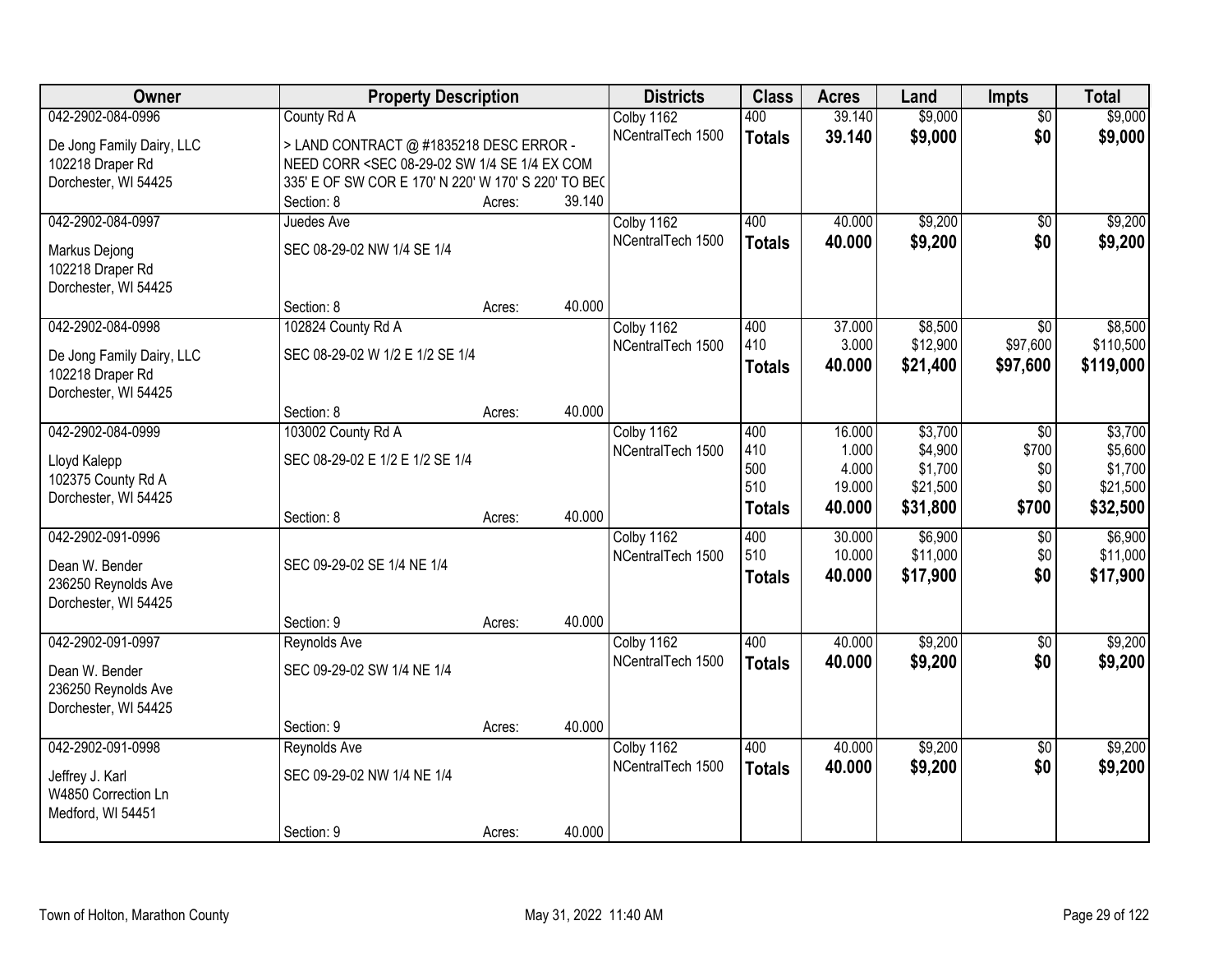| Owner | Property Description | | | Districts | Class | Acres | Land | Impts | Total |
|---|---|---|---|---|---|---|---|---|---|
| 042-2902-084-0996 | County Rd A | | | Colby 1162 | 400 | 39.140 | $9,000 | $0 | $9,000 |
| De Jong Family Dairy, LLC<br>102218 Draper Rd<br>Dorchester, WI 54425 | > LAND CONTRACT @ #1835218 DESC ERROR - NEED CORR <SEC 08-29-02 SW 1/4 SE 1/4 EX COM 335' E OF SW COR E 170' N 220' W 170' S 220' TO BEC | | | NCentralTech 1500 | **Totals** | **39.140** | **$9,000** | **$0** | **$9,000** |
| | Section: 8 | Acres: | 39.140 | | | | | | |
| 042-2902-084-0997 | Juedes Ave | | | Colby 1162 | 400 | 40.000 | $9,200 | $0 | $9,200 |
| Markus Dejong<br>102218 Draper Rd<br>Dorchester, WI 54425 | SEC 08-29-02 NW 1/4 SE 1/4 | | | NCentralTech 1500 | **Totals** | **40.000** | **$9,200** | **$0** | **$9,200** |
| | Section: 8 | Acres: | 40.000 | | | | | | |
| 042-2902-084-0998 | 102824 County Rd A | | | Colby 1162 | 400 | 37.000 | $8,500 | $0 | $8,500 |
| De Jong Family Dairy, LLC<br>102218 Draper Rd<br>Dorchester, WI 54425 | SEC 08-29-02 W 1/2 E 1/2 SE 1/4 | | | NCentralTech 1500 | 410 | 3.000 | $12,900 | $97,600 | $110,500 |
| | | | | | **Totals** | **40.000** | **$21,400** | **$97,600** | **$119,000** |
| | Section: 8 | Acres: | 40.000 | | | | | | |
| 042-2902-084-0999 | 103002 County Rd A | | | Colby 1162 | 400 | 16.000 | $3,700 | $0 | $3,700 |
| Lloyd Kalepp<br>102375 County Rd A<br>Dorchester, WI 54425 | SEC 08-29-02 E 1/2 E 1/2 SE 1/4 | | | NCentralTech 1500 | 410 | 1.000 | $4,900 | $700 | $5,600 |
| | | | | | 500 | 4.000 | $1,700 | $0 | $1,700 |
| | | | | | 510 | 19.000 | $21,500 | $0 | $21,500 |
| | Section: 8 | Acres: | 40.000 | | **Totals** | **40.000** | **$31,800** | **$700** | **$32,500** |
| 042-2902-091-0996 | | | | Colby 1162 | 400 | 30.000 | $6,900 | $0 | $6,900 |
| Dean W. Bender<br>236250 Reynolds Ave<br>Dorchester, WI 54425 | SEC 09-29-02 SE 1/4 NE 1/4 | | | NCentralTech 1500 | 510 | 10.000 | $11,000 | $0 | $11,000 |
| | | | | | **Totals** | **40.000** | **$17,900** | **$0** | **$17,900** |
| | Section: 9 | Acres: | 40.000 | | | | | | |
| 042-2902-091-0997 | Reynolds Ave | | | Colby 1162 | 400 | 40.000 | $9,200 | $0 | $9,200 |
| Dean W. Bender<br>236250 Reynolds Ave<br>Dorchester, WI 54425 | SEC 09-29-02 SW 1/4 NE 1/4 | | | NCentralTech 1500 | **Totals** | **40.000** | **$9,200** | **$0** | **$9,200** |
| | Section: 9 | Acres: | 40.000 | | | | | | |
| 042-2902-091-0998 | Reynolds Ave | | | Colby 1162 | 400 | 40.000 | $9,200 | $0 | $9,200 |
| Jeffrey J. Karl<br>W4850 Correction Ln<br>Medford, WI 54451 | SEC 09-29-02 NW 1/4 NE 1/4 | | | NCentralTech 1500 | **Totals** | **40.000** | **$9,200** | **$0** | **$9,200** |
| | Section: 9 | Acres: | 40.000 | | | | | | |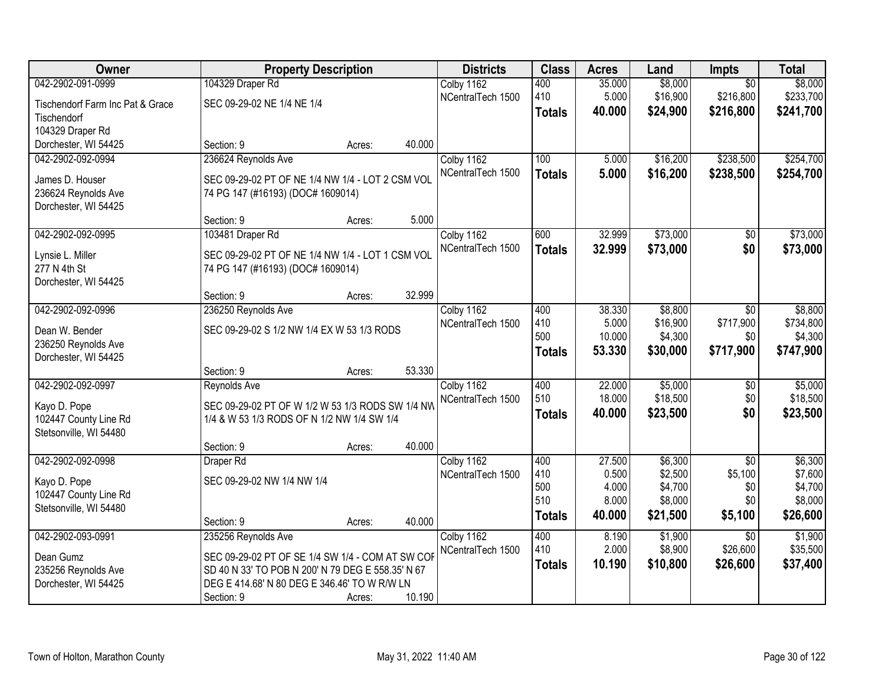| Owner | Property Description | | | Districts | Class | Acres | Land | Impts | Total |
|---|---|---|---|---|---|---|---|---|---|
| 042-2902-091-0999 | 104329 Draper Rd | | | Colby 1162 | 400 | 35.000 | $8,000 | $0 | $8,000 |
| Tischendorf Farm Inc Pat & Grace Tischendorf | SEC 09-29-02 NE 1/4 NE 1/4 | | | NCentralTech 1500 | 410 | 5.000 | $16,900 | $216,800 | $233,700 |
| 104329 Draper Rd | | | | | **Totals** | **40.000** | **$24,900** | **$216,800** | **$241,700** |
| Dorchester, WI 54425 | Section: 9 | Acres: | 40.000 | | | | | | |
| 042-2902-092-0994 | 236624 Reynolds Ave | | | Colby 1162 | 100 | 5.000 | $16,200 | $238,500 | $254,700 |
| James D. Houser | SEC 09-29-02 PT OF NE 1/4 NW 1/4 - LOT 2 CSM VOL 74 PG 147 (#16193) (DOC# 1609014) | | | NCentralTech 1500 | **Totals** | **5.000** | **$16,200** | **$238,500** | **$254,700** |
| 236624 Reynolds Ave | | | | | | | | | |
| Dorchester, WI 54425 | Section: 9 | Acres: | 5.000 | | | | | | |
| 042-2902-092-0995 | 103481 Draper Rd | | | Colby 1162 | 600 | 32.999 | $73,000 | $0 | $73,000 |
| Lynsie L. Miller | SEC 09-29-02 PT OF NE 1/4 NW 1/4 - LOT 1 CSM VOL 74 PG 147 (#16193) (DOC# 1609014) | | | NCentralTech 1500 | **Totals** | **32.999** | **$73,000** | **$0** | **$73,000** |
| 277 N 4th St | | | | | | | | | |
| Dorchester, WI 54425 | Section: 9 | Acres: | 32.999 | | | | | | |
| 042-2902-092-0996 | 236250 Reynolds Ave | | | Colby 1162 | 400 | 38.330 | $8,800 | $0 | $8,800 |
| Dean W. Bender | SEC 09-29-02 S 1/2 NW 1/4 EX W 53 1/3 RODS | | | NCentralTech 1500 | 410 | 5.000 | $16,900 | $717,900 | $734,800 |
| 236250 Reynolds Ave | | | | | 500 | 10.000 | $4,300 | $0 | $4,300 |
| Dorchester, WI 54425 | | | | | **Totals** | **53.330** | **$30,000** | **$717,900** | **$747,900** |
| | Section: 9 | Acres: | 53.330 | | | | | | |
| 042-2902-092-0997 | Reynolds Ave | | | Colby 1162 | 400 | 22.000 | $5,000 | $0 | $5,000 |
| Kayo D. Pope | SEC 09-29-02 PT OF W 1/2 W 53 1/3 RODS SW 1/4 NW 1/4 & W 53 1/3 RODS OF N 1/2 NW 1/4 SW 1/4 | | | NCentralTech 1500 | 510 | 18.000 | $18,500 | $0 | $18,500 |
| 102447 County Line Rd | | | | | **Totals** | **40.000** | **$23,500** | **$0** | **$23,500** |
| Stetsonville, WI 54480 | Section: 9 | Acres: | 40.000 | | | | | | |
| 042-2902-092-0998 | Draper Rd | | | Colby 1162 | 400 | 27.500 | $6,300 | $0 | $6,300 |
| Kayo D. Pope | SEC 09-29-02 NW 1/4 NW 1/4 | | | NCentralTech 1500 | 410 | 0.500 | $2,500 | $5,100 | $7,600 |
| 102447 County Line Rd | | | | | 500 | 4.000 | $4,700 | $0 | $4,700 |
| Stetsonville, WI 54480 | | | | | 510 | 8.000 | $8,000 | $0 | $8,000 |
| | Section: 9 | Acres: | 40.000 | | **Totals** | **40.000** | **$21,500** | **$5,100** | **$26,600** |
| 042-2902-093-0991 | 235256 Reynolds Ave | | | Colby 1162 | 400 | 8.190 | $1,900 | $0 | $1,900 |
| Dean Gumz | SEC 09-29-02 PT OF SE 1/4 SW 1/4 - COM AT SW COR SD 40 N 33' TO POB N 200' N 79 DEG E 558.35' N 67 DEG E 414.68' N 80 DEG E 346.46' TO W R/W LN | | | NCentralTech 1500 | 410 | 2.000 | $8,900 | $26,600 | $35,500 |
| 235256 Reynolds Ave | | | | | **Totals** | **10.190** | **$10,800** | **$26,600** | **$37,400** |
| Dorchester, WI 54425 | Section: 9 | Acres: | 10.190 | | | | | | |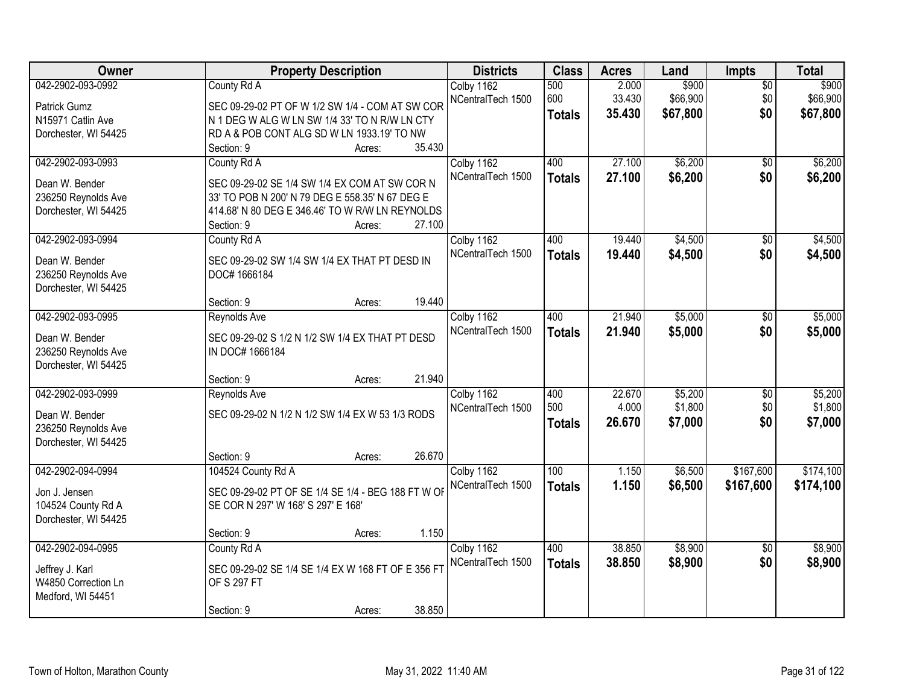| Owner | Property Description | Districts | Class | Acres | Land | Impts | Total |
|---|---|---|---|---|---|---|---|
| 042-2902-093-0992<br>Patrick Gumz<br>N15971 Catlin Ave<br>Dorchester, WI 54425 | County Rd A<br>SEC 09-29-02 PT OF W 1/2 SW 1/4 - COM AT SW COR N 1 DEG W ALG W LN SW 1/4 33' TO N R/W LN CTY RD A & POB CONT ALG SD W LN 1933.19' TO NW<br>Section: 9 Acres: 35.430 | Colby 1162<br>NCentralTech 1500 | 500<br>600<br>**Totals** | 2.000<br>33.430<br>**35.430** | $900<br>$66,900<br>**$67,800** | $0<br>$0<br>**$0** | $900<br>$66,900<br>**$67,800** |
| 042-2902-093-0993<br>Dean W. Bender<br>236250 Reynolds Ave<br>Dorchester, WI 54425 | County Rd A<br>SEC 09-29-02 SE 1/4 SW 1/4 EX COM AT SW COR N 33' TO POB N 200' N 79 DEG E 558.35' N 67 DEG E 414.68' N 80 DEG E 346.46' TO W R/W LN REYNOLDS<br>Section: 9 Acres: 27.100 | Colby 1162<br>NCentralTech 1500 | 400<br>**Totals** | 27.100<br>**27.100** | $6,200<br>**$6,200** | $0<br>**$0** | $6,200<br>**$6,200** |
| 042-2902-093-0994<br>Dean W. Bender<br>236250 Reynolds Ave<br>Dorchester, WI 54425 | County Rd A<br>SEC 09-29-02 SW 1/4 SW 1/4 EX THAT PT DESD IN DOC# 1666184<br>Section: 9 Acres: 19.440 | Colby 1162<br>NCentralTech 1500 | 400<br>**Totals** | 19.440<br>**19.440** | $4,500<br>**$4,500** | $0<br>**$0** | $4,500<br>**$4,500** |
| 042-2902-093-0995<br>Dean W. Bender<br>236250 Reynolds Ave<br>Dorchester, WI 54425 | Reynolds Ave<br>SEC 09-29-02 S 1/2 N 1/2 SW 1/4 EX THAT PT DESD IN DOC# 1666184<br>Section: 9 Acres: 21.940 | Colby 1162<br>NCentralTech 1500 | 400<br>**Totals** | 21.940<br>**21.940** | $5,000<br>**$5,000** | $0<br>**$0** | $5,000<br>**$5,000** |
| 042-2902-093-0999<br>Dean W. Bender<br>236250 Reynolds Ave<br>Dorchester, WI 54425 | Reynolds Ave<br>SEC 09-29-02 N 1/2 N 1/2 SW 1/4 EX W 53 1/3 RODS<br>Section: 9 Acres: 26.670 | Colby 1162<br>NCentralTech 1500 | 400<br>500<br>**Totals** | 22.670<br>4.000<br>**26.670** | $5,200<br>$1,800<br>**$7,000** | $0<br>$0<br>**$0** | $5,200<br>$1,800<br>**$7,000** |
| 042-2902-094-0994<br>Jon J. Jensen<br>104524 County Rd A<br>Dorchester, WI 54425 | 104524 County Rd A<br>SEC 09-29-02 PT OF SE 1/4 SE 1/4 - BEG 188 FT W OF SE COR N 297' W 168' S 297' E 168'<br>Section: 9 Acres: 1.150 | Colby 1162<br>NCentralTech 1500 | 100<br>**Totals** | 1.150<br>**1.150** | $6,500<br>**$6,500** | $167,600<br>**$167,600** | $174,100<br>**$174,100** |
| 042-2902-094-0995<br>Jeffrey J. Karl<br>W4850 Correction Ln<br>Medford, WI 54451 | County Rd A<br>SEC 09-29-02 SE 1/4 SE 1/4 EX W 168 FT OF E 356 FT OF S 297 FT<br>Section: 9 Acres: 38.850 | Colby 1162<br>NCentralTech 1500 | 400<br>**Totals** | 38.850<br>**38.850** | $8,900<br>**$8,900** | $0<br>**$0** | $8,900<br>**$8,900** |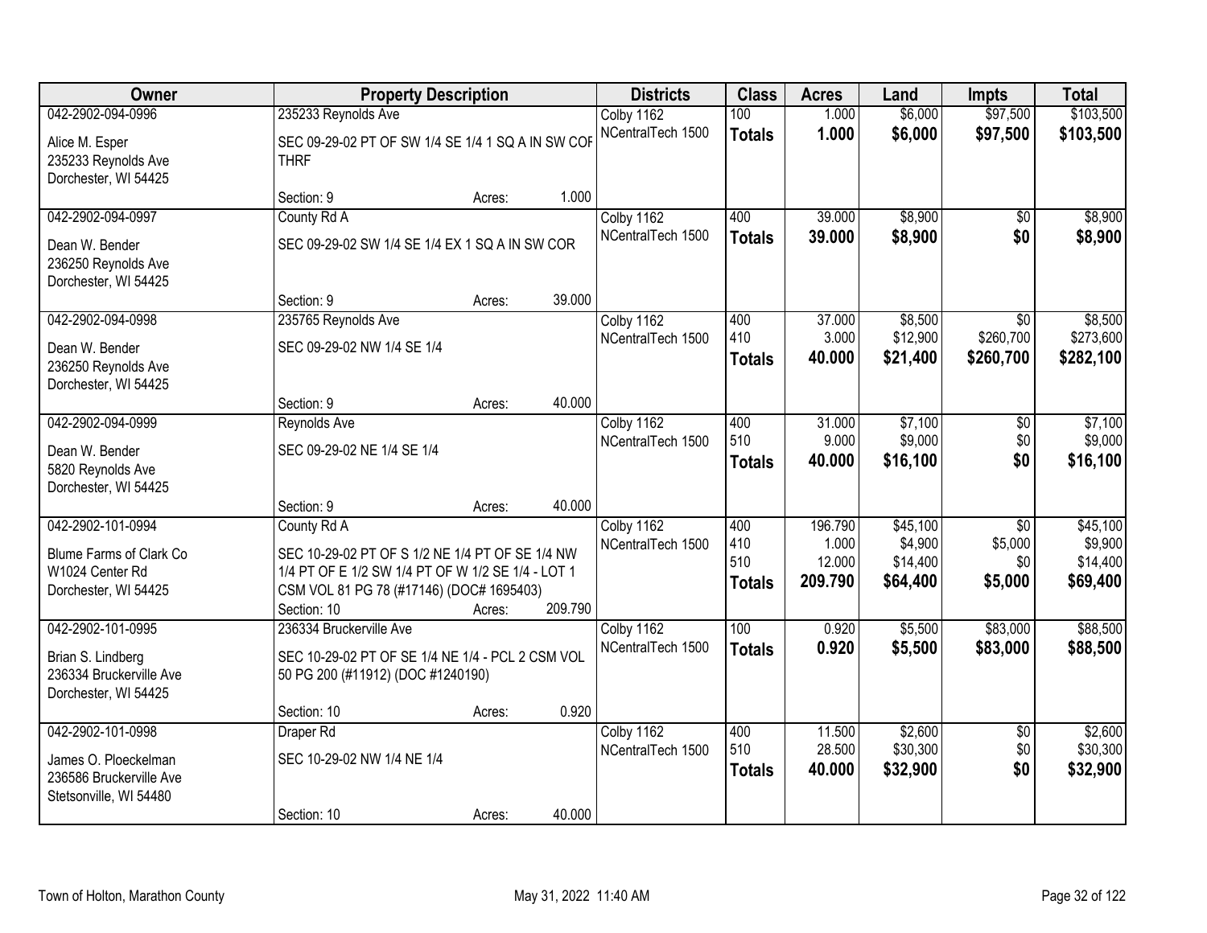| Owner | Property Description | | | Districts | Class | Acres | Land | Impts | Total |
|---|---|---|---|---|---|---|---|---|---|
| 042-2902-094-0996 | 235233 Reynolds Ave | | | Colby 1162 | 100 | 1.000 | $6,000 | $97,500 | $103,500 |
| Alice M. Esper | SEC 09-29-02 PT OF SW 1/4 SE 1/4 1 SQ A IN SW COR THRF | | | NCentralTech 1500 | **Totals** | **1.000** | **$6,000** | **$97,500** | **$103,500** |
| 235233 Reynolds Ave | | | | | | | | | |
| Dorchester, WI 54425 | | | | | | | | | |
| | Section: 9 | Acres: | 1.000 | | | | | | |
| 042-2902-094-0997 | County Rd A | | | Colby 1162 | 400 | 39.000 | $8,900 | $0 | $8,900 |
| Dean W. Bender | SEC 09-29-02 SW 1/4 SE 1/4 EX 1 SQ A IN SW COR | | | NCentralTech 1500 | **Totals** | **39.000** | **$8,900** | **$0** | **$8,900** |
| 236250 Reynolds Ave | | | | | | | | | |
| Dorchester, WI 54425 | | | | | | | | | |
| | Section: 9 | Acres: | 39.000 | | | | | | |
| 042-2902-094-0998 | 235765 Reynolds Ave | | | Colby 1162 | 400 | 37.000 | $8,500 | $0 | $8,500 |
| Dean W. Bender | SEC 09-29-02 NW 1/4 SE 1/4 | | | NCentralTech 1500 | 410 | 3.000 | $12,900 | $260,700 | $273,600 |
| 236250 Reynolds Ave | | | | | **Totals** | **40.000** | **$21,400** | **$260,700** | **$282,100** |
| Dorchester, WI 54425 | | | | | | | | | |
| | Section: 9 | Acres: | 40.000 | | | | | | |
| 042-2902-094-0999 | Reynolds Ave | | | Colby 1162 | 400 | 31.000 | $7,100 | $0 | $7,100 |
| Dean W. Bender | SEC 09-29-02 NE 1/4 SE 1/4 | | | NCentralTech 1500 | 510 | 9.000 | $9,000 | $0 | $9,000 |
| 5820 Reynolds Ave | | | | | **Totals** | **40.000** | **$16,100** | **$0** | **$16,100** |
| Dorchester, WI 54425 | | | | | | | | | |
| | Section: 9 | Acres: | 40.000 | | | | | | |
| 042-2902-101-0994 | County Rd A | | | Colby 1162 | 400 | 196.790 | $45,100 | $0 | $45,100 |
| Blume Farms of Clark Co | SEC 10-29-02 PT OF S 1/2 NE 1/4 PT OF SE 1/4 NW 1/4 PT OF E 1/2 SW 1/4 PT OF W 1/2 SE 1/4 - LOT 1 CSM VOL 81 PG 78 (#17146) (DOC# 1695403) | | | NCentralTech 1500 | 410 | 1.000 | $4,900 | $5,000 | $9,900 |
| W1024 Center Rd | | | | | 510 | 12.000 | $14,400 | $0 | $14,400 |
| Dorchester, WI 54425 | | | | | **Totals** | **209.790** | **$64,400** | **$5,000** | **$69,400** |
| | Section: 10 | Acres: | 209.790 | | | | | | |
| 042-2902-101-0995 | 236334 Bruckerville Ave | | | Colby 1162 | 100 | 0.920 | $5,500 | $83,000 | $88,500 |
| Brian S. Lindberg | SEC 10-29-02 PT OF SE 1/4 NE 1/4 - PCL 2 CSM VOL 50 PG 200 (#11912) (DOC #1240190) | | | NCentralTech 1500 | **Totals** | **0.920** | **$5,500** | **$83,000** | **$88,500** |
| 236334 Bruckerville Ave | | | | | | | | | |
| Dorchester, WI 54425 | | | | | | | | | |
| | Section: 10 | Acres: | 0.920 | | | | | | |
| 042-2902-101-0998 | Draper Rd | | | Colby 1162 | 400 | 11.500 | $2,600 | $0 | $2,600 |
| James O. Ploeckelman | SEC 10-29-02 NW 1/4 NE 1/4 | | | NCentralTech 1500 | 510 | 28.500 | $30,300 | $0 | $30,300 |
| 236586 Bruckerville Ave | | | | | **Totals** | **40.000** | **$32,900** | **$0** | **$32,900** |
| Stetsonville, WI 54480 | | | | | | | | | |
| | Section: 10 | Acres: | 40.000 | | | | | | |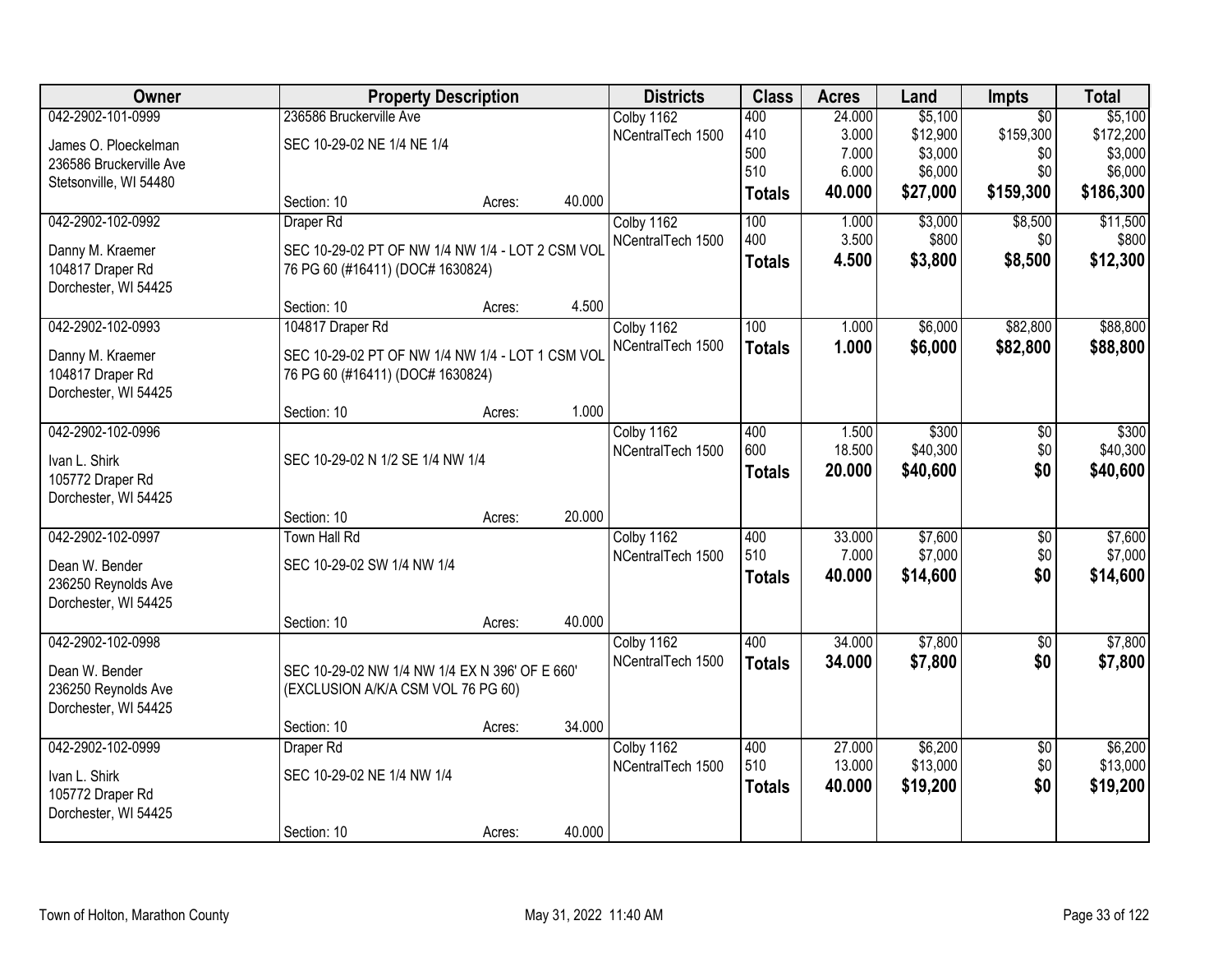| Owner | Property Description | Districts | Class | Acres | Land | Impts | Total |
|---|---|---|---|---|---|---|---|
| 042-2902-101-0999<br>James O. Ploeckelman<br>236586 Bruckerville Ave<br>Stetsonville, WI 54480 | 236586 Bruckerville Ave<br>SEC 10-29-02 NE 1/4 NE 1/4<br>Section: 10 Acres: 40.000 | Colby 1162<br>NCentralTech 1500 | 400<br>410<br>500<br>510<br>**Totals** | 24.000<br>3.000<br>7.000<br>6.000<br>**40.000** | $5,100<br>$12,900<br>$3,000<br>$6,000<br>**$27,000** | $0<br>$159,300<br>$0<br>$0<br>**$159,300** | $5,100<br>$172,200<br>$3,000<br>$6,000<br>**$186,300** |
| 042-2902-102-0992<br>Danny M. Kraemer<br>104817 Draper Rd<br>Dorchester, WI 54425 | Draper Rd<br>SEC 10-29-02 PT OF NW 1/4 NW 1/4 - LOT 2 CSM VOL 76 PG 60 (#16411) (DOC# 1630824)<br>Section: 10 Acres: 4.500 | Colby 1162<br>NCentralTech 1500 | 100<br>400<br>**Totals** | 1.000<br>3.500<br>**4.500** | $3,000<br>$800<br>**$3,800** | $8,500<br>$0<br>**$8,500** | $11,500<br>$800<br>**$12,300** |
| 042-2902-102-0993<br>Danny M. Kraemer<br>104817 Draper Rd<br>Dorchester, WI 54425 | 104817 Draper Rd<br>SEC 10-29-02 PT OF NW 1/4 NW 1/4 - LOT 1 CSM VOL 76 PG 60 (#16411) (DOC# 1630824)<br>Section: 10 Acres: 1.000 | Colby 1162<br>NCentralTech 1500 | 100<br>**Totals** | 1.000<br>**1.000** | $6,000<br>**$6,000** | $82,800<br>**$82,800** | $88,800<br>**$88,800** |
| 042-2902-102-0996<br>Ivan L. Shirk<br>105772 Draper Rd<br>Dorchester, WI 54425 | SEC 10-29-02 N 1/2 SE 1/4 NW 1/4<br>Section: 10 Acres: 20.000 | Colby 1162<br>NCentralTech 1500 | 400<br>600<br>**Totals** | 1.500<br>18.500<br>**20.000** | $300<br>$40,300<br>**$40,600** | $0<br>$0<br>**$0** | $300<br>$40,300<br>**$40,600** |
| 042-2902-102-0997<br>Dean W. Bender<br>236250 Reynolds Ave<br>Dorchester, WI 54425 | Town Hall Rd<br>SEC 10-29-02 SW 1/4 NW 1/4<br>Section: 10 Acres: 40.000 | Colby 1162<br>NCentralTech 1500 | 400<br>510<br>**Totals** | 33.000<br>7.000<br>**40.000** | $7,600<br>$7,000<br>**$14,600** | $0<br>$0<br>**$0** | $7,600<br>$7,000<br>**$14,600** |
| 042-2902-102-0998<br>Dean W. Bender<br>236250 Reynolds Ave<br>Dorchester, WI 54425 | SEC 10-29-02 NW 1/4 NW 1/4 EX N 396' OF E 660' (EXCLUSION A/K/A CSM VOL 76 PG 60)<br>Section: 10 Acres: 34.000 | Colby 1162<br>NCentralTech 1500 | 400<br>**Totals** | 34.000<br>**34.000** | $7,800<br>**$7,800** | $0<br>**$0** | $7,800<br>**$7,800** |
| 042-2902-102-0999<br>Ivan L. Shirk<br>105772 Draper Rd<br>Dorchester, WI 54425 | Draper Rd<br>SEC 10-29-02 NE 1/4 NW 1/4<br>Section: 10 Acres: 40.000 | Colby 1162<br>NCentralTech 1500 | 400<br>510<br>**Totals** | 27.000<br>13.000<br>**40.000** | $6,200<br>$13,000<br>**$19,200** | $0<br>$0<br>**$0** | $6,200<br>$13,000<br>**$19,200** |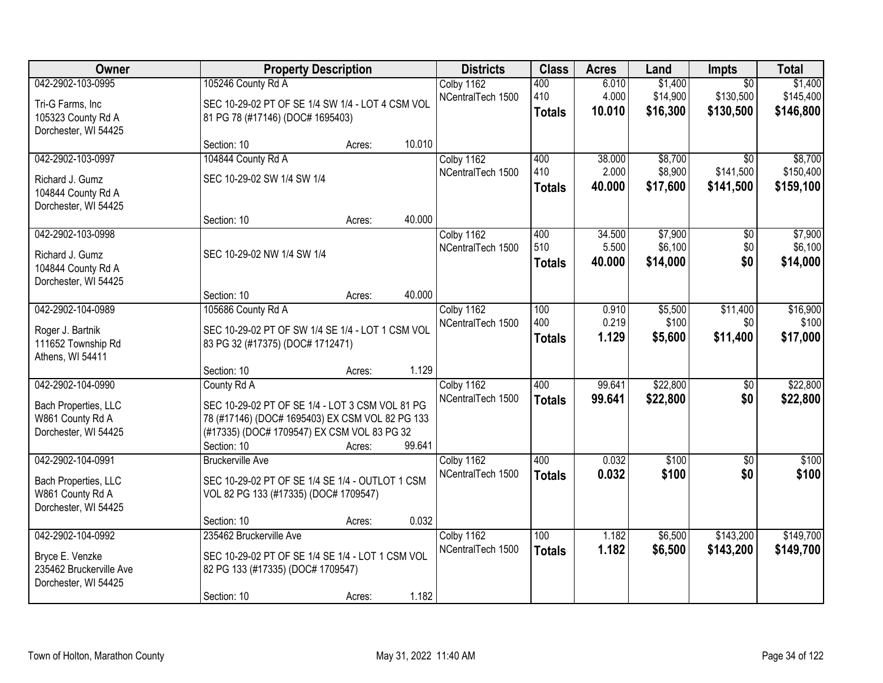| Owner | Property Description | Districts | Class | Acres | Land | Impts | Total |
|---|---|---|---|---|---|---|---|
| 042-2902-103-0995<br>Tri-G Farms, Inc<br>105323 County Rd A<br>Dorchester, WI 54425 | 105246 County Rd A<br>SEC 10-29-02 PT OF SE 1/4 SW 1/4 - LOT 4 CSM VOL 81 PG 78 (#17146) (DOC# 1695403)<br>Section: 10 Acres: 10.010 | Colby 1162<br>NCentralTech 1500 | 400<br>410<br>**Totals** | 6.010<br>4.000<br>**10.010** | $1,400<br>$14,900<br>**$16,300** | $0<br>$130,500<br>**$130,500** | $1,400<br>$145,400<br>**$146,800** |
| 042-2902-103-0997<br>Richard J. Gumz<br>104844 County Rd A<br>Dorchester, WI 54425 | 104844 County Rd A<br>SEC 10-29-02 SW 1/4 SW 1/4<br>Section: 10 Acres: 40.000 | Colby 1162<br>NCentralTech 1500 | 400<br>410<br>**Totals** | 38.000<br>2.000<br>**40.000** | $8,700<br>$8,900<br>**$17,600** | $0<br>$141,500<br>**$141,500** | $8,700<br>$150,400<br>**$159,100** |
| 042-2902-103-0998<br>Richard J. Gumz<br>104844 County Rd A<br>Dorchester, WI 54425 | SEC 10-29-02 NW 1/4 SW 1/4<br>Section: 10 Acres: 40.000 | Colby 1162<br>NCentralTech 1500 | 400<br>510<br>**Totals** | 34.500<br>5.500<br>**40.000** | $7,900<br>$6,100<br>**$14,000** | $0<br>$0<br>**$0** | $7,900<br>$6,100<br>**$14,000** |
| 042-2902-104-0989<br>Roger J. Bartnik<br>111652 Township Rd<br>Athens, WI 54411 | 105686 County Rd A<br>SEC 10-29-02 PT OF SW 1/4 SE 1/4 - LOT 1 CSM VOL 83 PG 32 (#17375) (DOC# 1712471)<br>Section: 10 Acres: 1.129 | Colby 1162<br>NCentralTech 1500 | 100<br>400<br>**Totals** | 0.910<br>0.219<br>**1.129** | $5,500<br>$100<br>**$5,600** | $11,400<br>$0<br>**$11,400** | $16,900<br>$100<br>**$17,000** |
| 042-2902-104-0990<br>Bach Properties, LLC<br>W861 County Rd A<br>Dorchester, WI 54425 | County Rd A<br>SEC 10-29-02 PT OF SE 1/4 - LOT 3 CSM VOL 81 PG 78 (#17146) (DOC# 1695403) EX CSM VOL 82 PG 133 (#17335) (DOC# 1709547) EX CSM VOL 83 PG 32<br>Section: 10 Acres: 99.641 | Colby 1162<br>NCentralTech 1500 | 400<br>**Totals** | 99.641<br>**99.641** | $22,800<br>**$22,800** | $0<br>**$0** | $22,800<br>**$22,800** |
| 042-2902-104-0991<br>Bach Properties, LLC<br>W861 County Rd A<br>Dorchester, WI 54425 | Bruckerville Ave<br>SEC 10-29-02 PT OF SE 1/4 SE 1/4 - OUTLOT 1 CSM VOL 82 PG 133 (#17335) (DOC# 1709547)<br>Section: 10 Acres: 0.032 | Colby 1162<br>NCentralTech 1500 | 400<br>**Totals** | 0.032<br>**0.032** | $100<br>**$100** | $0<br>**$0** | $100<br>**$100** |
| 042-2902-104-0992<br>Bryce E. Venzke<br>235462 Bruckerville Ave<br>Dorchester, WI 54425 | 235462 Bruckerville Ave<br>SEC 10-29-02 PT OF SE 1/4 SE 1/4 - LOT 1 CSM VOL 82 PG 133 (#17335) (DOC# 1709547)<br>Section: 10 Acres: 1.182 | Colby 1162<br>NCentralTech 1500 | 100<br>**Totals** | 1.182<br>**1.182** | $6,500<br>**$6,500** | $143,200<br>**$143,200** | $149,700<br>**$149,700** |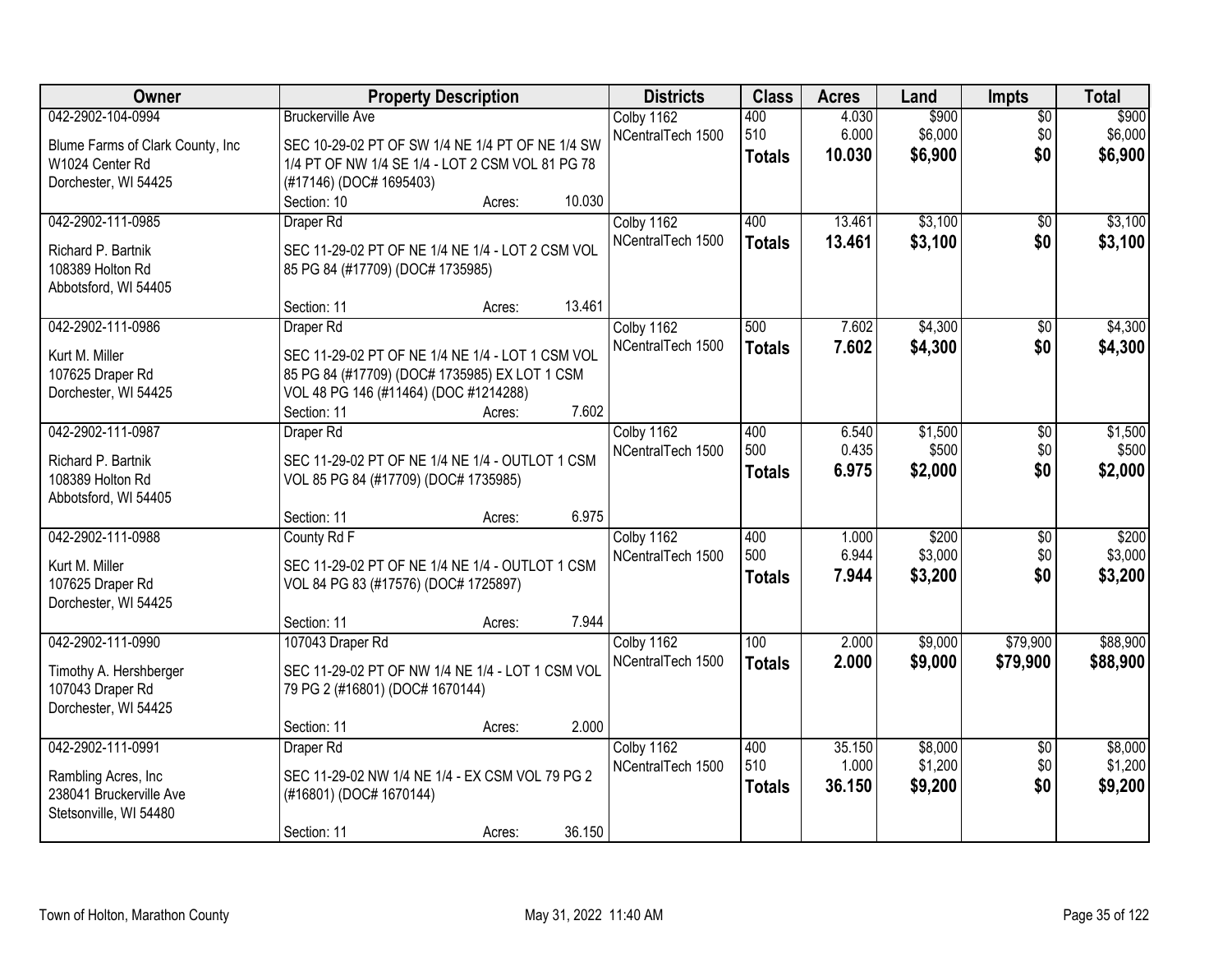| Owner | Property Description | Districts | Class | Acres | Land | Impts | Total |
|---|---|---|---|---|---|---|---|
| 042-2902-104-0994<br>Blume Farms of Clark County, Inc<br>W1024 Center Rd<br>Dorchester, WI 54425 | Bruckerville Ave<br>SEC 10-29-02 PT OF SW 1/4 NE 1/4 PT OF NE 1/4 SW 1/4 PT OF NW 1/4 SE 1/4 - LOT 2 CSM VOL 81 PG 78 (#17146) (DOC# 1695403)<br>Section: 10 Acres: 10.030 | Colby 1162<br>NCentralTech 1500 | 400<br>510<br>**Totals** | 4.030<br>6.000<br>**10.030** | $900<br>$6,000<br>**$6,900** | $0<br>$0<br>**$0** | $900<br>$6,000<br>**$6,900** |
| 042-2902-111-0985<br>Richard P. Bartnik<br>108389 Holton Rd<br>Abbotsford, WI 54405 | Draper Rd<br>SEC 11-29-02 PT OF NE 1/4 NE 1/4 - LOT 2 CSM VOL 85 PG 84 (#17709) (DOC# 1735985)<br>Section: 11 Acres: 13.461 | Colby 1162<br>NCentralTech 1500 | 400<br>**Totals** | 13.461<br>**13.461** | $3,100<br>**$3,100** | $0<br>**$0** | $3,100<br>**$3,100** |
| 042-2902-111-0986<br>Kurt M. Miller<br>107625 Draper Rd<br>Dorchester, WI 54425 | Draper Rd<br>SEC 11-29-02 PT OF NE 1/4 NE 1/4 - LOT 1 CSM VOL 85 PG 84 (#17709) (DOC# 1735985) EX LOT 1 CSM VOL 48 PG 146 (#11464) (DOC #1214288)<br>Section: 11 Acres: 7.602 | Colby 1162<br>NCentralTech 1500 | 500<br>**Totals** | 7.602<br>**7.602** | $4,300<br>**$4,300** | $0<br>**$0** | $4,300<br>**$4,300** |
| 042-2902-111-0987<br>Richard P. Bartnik<br>108389 Holton Rd<br>Abbotsford, WI 54405 | Draper Rd<br>SEC 11-29-02 PT OF NE 1/4 NE 1/4 - OUTLOT 1 CSM VOL 85 PG 84 (#17709) (DOC# 1735985)<br>Section: 11 Acres: 6.975 | Colby 1162<br>NCentralTech 1500 | 400<br>500<br>**Totals** | 6.540<br>0.435<br>**6.975** | $1,500<br>$500<br>**$2,000** | $0<br>$0<br>**$0** | $1,500<br>$500<br>**$2,000** |
| 042-2902-111-0988<br>Kurt M. Miller<br>107625 Draper Rd<br>Dorchester, WI 54425 | County Rd F<br>SEC 11-29-02 PT OF NE 1/4 NE 1/4 - OUTLOT 1 CSM VOL 84 PG 83 (#17576) (DOC# 1725897)<br>Section: 11 Acres: 7.944 | Colby 1162<br>NCentralTech 1500 | 400<br>500<br>**Totals** | 1.000<br>6.944<br>**7.944** | $200<br>$3,000<br>**$3,200** | $0<br>$0<br>**$0** | $200<br>$3,000<br>**$3,200** |
| 042-2902-111-0990<br>Timothy A. Hershberger<br>107043 Draper Rd<br>Dorchester, WI 54425 | 107043 Draper Rd<br>SEC 11-29-02 PT OF NW 1/4 NE 1/4 - LOT 1 CSM VOL 79 PG 2 (#16801) (DOC# 1670144)<br>Section: 11 Acres: 2.000 | Colby 1162<br>NCentralTech 1500 | 100<br>**Totals** | 2.000<br>**2.000** | $9,000<br>**$9,000** | $79,900<br>**$79,900** | $88,900<br>**$88,900** |
| 042-2902-111-0991<br>Rambling Acres, Inc<br>238041 Bruckerville Ave<br>Stetsonville, WI 54480 | Draper Rd<br>SEC 11-29-02 NW 1/4 NE 1/4 - EX CSM VOL 79 PG 2 (#16801) (DOC# 1670144)<br>Section: 11 Acres: 36.150 | Colby 1162<br>NCentralTech 1500 | 400<br>510<br>**Totals** | 35.150<br>1.000<br>**36.150** | $8,000<br>$1,200<br>**$9,200** | $0<br>$0<br>**$0** | $8,000<br>$1,200<br>**$9,200** |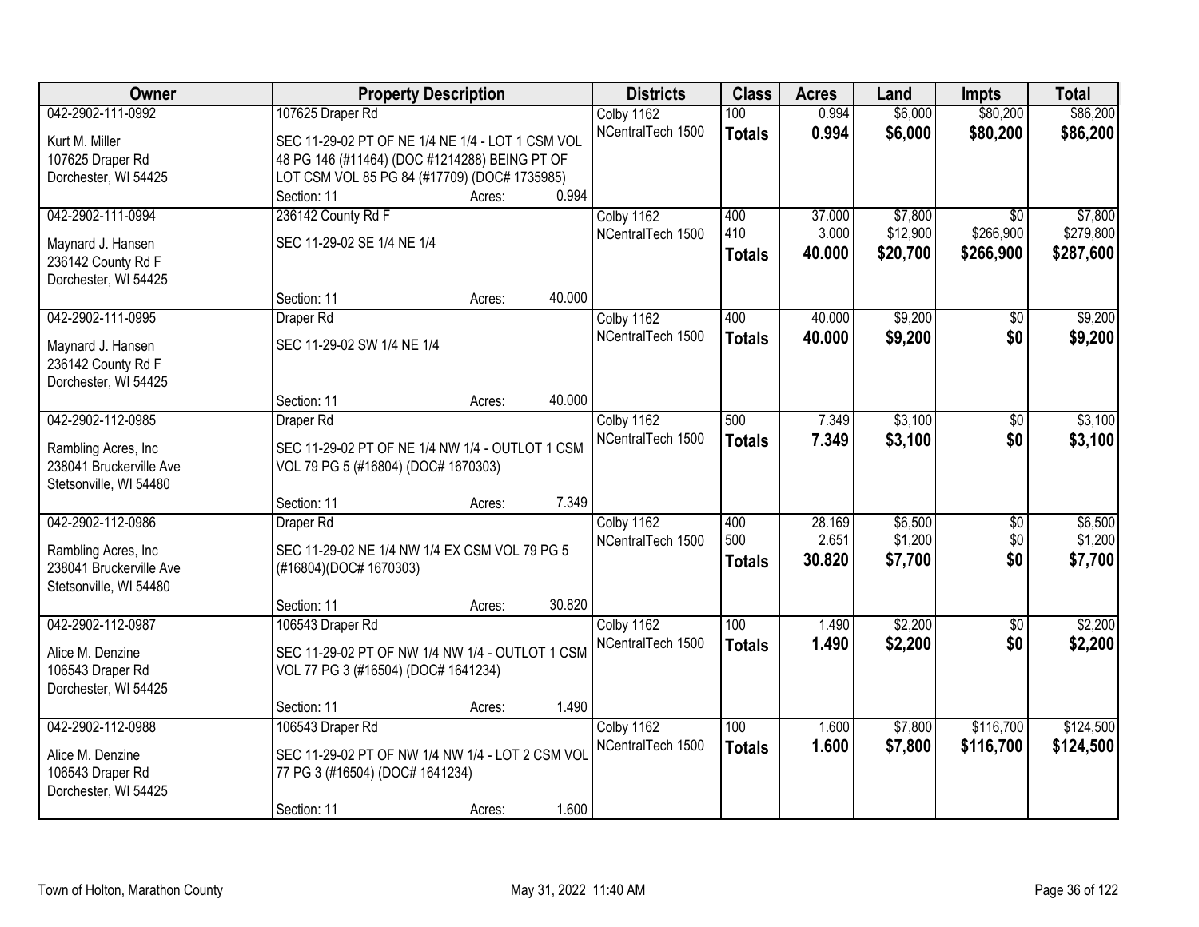| Owner | Property Description | Districts | Class | Acres | Land | Impts | Total |
|---|---|---|---|---|---|---|---|
| 042-2902-111-0992<br>Kurt M. Miller<br>107625 Draper Rd<br>Dorchester, WI 54425 | 107625 Draper Rd<br>SEC 11-29-02 PT OF NE 1/4 NE 1/4 - LOT 1 CSM VOL 48 PG 146 (#11464) (DOC #1214288) BEING PT OF LOT CSM VOL 85 PG 84 (#17709) (DOC# 1735985)<br>Section: 11 Acres: 0.994 | Colby 1162<br>NCentralTech 1500 | 100<br>**Totals** | 0.994<br>**0.994** | \$6,000<br>**\$6,000** | \$80,200<br>**\$80,200** | \$86,200<br>**\$86,200** |
| 042-2902-111-0994<br>Maynard J. Hansen<br>236142 County Rd F<br>Dorchester, WI 54425 | 236142 County Rd F<br>SEC 11-29-02 SE 1/4 NE 1/4<br>Section: 11 Acres: 40.000 | Colby 1162<br>NCentralTech 1500 | 400<br>410<br>**Totals** | 37.000<br>3.000<br>**40.000** | \$7,800<br>\$12,900<br>**\$20,700** | \$0<br>\$266,900<br>**\$266,900** | \$7,800<br>\$279,800<br>**\$287,600** |
| 042-2902-111-0995<br>Maynard J. Hansen<br>236142 County Rd F<br>Dorchester, WI 54425 | Draper Rd<br>SEC 11-29-02 SW 1/4 NE 1/4<br>Section: 11 Acres: 40.000 | Colby 1162<br>NCentralTech 1500 | 400<br>**Totals** | 40.000<br>**40.000** | \$9,200<br>**\$9,200** | \$0<br>**\$0** | \$9,200<br>**\$9,200** |
| 042-2902-112-0985<br>Rambling Acres, Inc<br>238041 Bruckerville Ave<br>Stetsonville, WI 54480 | Draper Rd<br>SEC 11-29-02 PT OF NE 1/4 NW 1/4 - OUTLOT 1 CSM VOL 79 PG 5 (#16804) (DOC# 1670303)<br>Section: 11 Acres: 7.349 | Colby 1162<br>NCentralTech 1500 | 500<br>**Totals** | 7.349<br>**7.349** | \$3,100<br>**\$3,100** | \$0<br>**\$0** | \$3,100<br>**\$3,100** |
| 042-2902-112-0986<br>Rambling Acres, Inc<br>238041 Bruckerville Ave<br>Stetsonville, WI 54480 | Draper Rd<br>SEC 11-29-02 NE 1/4 NW 1/4 EX CSM VOL 79 PG 5 (#16804)(DOC# 1670303)<br>Section: 11 Acres: 30.820 | Colby 1162<br>NCentralTech 1500 | 400<br>500<br>**Totals** | 28.169<br>2.651<br>**30.820** | \$6,500<br>\$1,200<br>**\$7,700** | \$0<br>\$0<br>**\$0** | \$6,500<br>\$1,200<br>**\$7,700** |
| 042-2902-112-0987<br>Alice M. Denzine<br>106543 Draper Rd<br>Dorchester, WI 54425 | 106543 Draper Rd<br>SEC 11-29-02 PT OF NW 1/4 NW 1/4 - OUTLOT 1 CSM VOL 77 PG 3 (#16504) (DOC# 1641234)<br>Section: 11 Acres: 1.490 | Colby 1162<br>NCentralTech 1500 | 100<br>**Totals** | 1.490<br>**1.490** | \$2,200<br>**\$2,200** | \$0<br>**\$0** | \$2,200<br>**\$2,200** |
| 042-2902-112-0988<br>Alice M. Denzine<br>106543 Draper Rd<br>Dorchester, WI 54425 | 106543 Draper Rd<br>SEC 11-29-02 PT OF NW 1/4 NW 1/4 - LOT 2 CSM VOL 77 PG 3 (#16504) (DOC# 1641234)<br>Section: 11 Acres: 1.600 | Colby 1162<br>NCentralTech 1500 | 100<br>**Totals** | 1.600<br>**1.600** | \$7,800<br>**\$7,800** | \$116,700<br>**\$116,700** | \$124,500<br>**\$124,500** |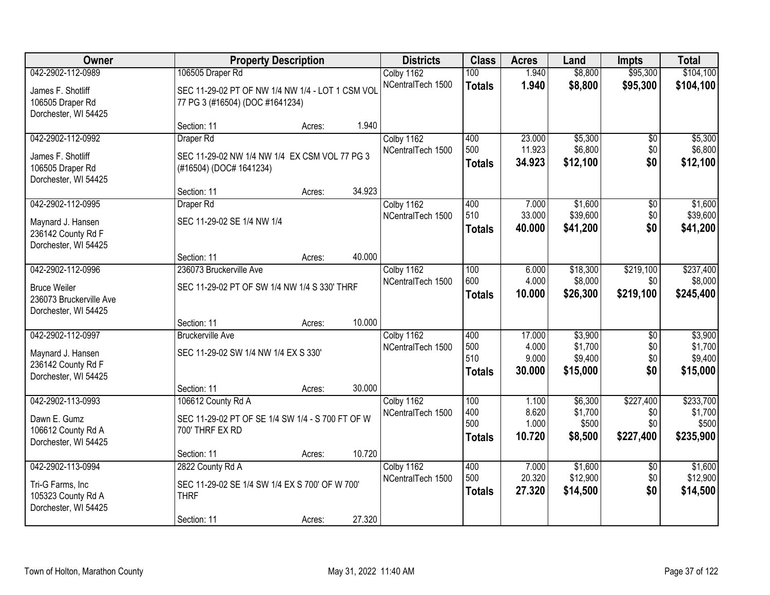| Owner | Property Description | Districts | Class | Acres | Land | Impts | Total |
|---|---|---|---|---|---|---|---|
| 042-2902-112-0989<br>James F. Shotliff<br>106505 Draper Rd<br>Dorchester, WI 54425 | 106505 Draper Rd<br>SEC 11-29-02 PT OF NW 1/4 NW 1/4 - LOT 1 CSM VOL 77 PG 3 (#16504) (DOC #1641234)<br>Section: 11 Acres: 1.940 | Colby 1162<br>NCentralTech 1500 | 100<br>**Totals** | 1.940<br>**1.940** | $8,800<br>**$8,800** | $95,300<br>**$95,300** | $104,100<br>**$104,100** |
| 042-2902-112-0992<br>James F. Shotliff<br>106505 Draper Rd<br>Dorchester, WI 54425 | Draper Rd<br>SEC 11-29-02 NW 1/4 NW 1/4 EX CSM VOL 77 PG 3 (#16504) (DOC# 1641234)<br>Section: 11 Acres: 34.923 | Colby 1162<br>NCentralTech 1500 | 400<br>500<br>**Totals** | 23.000<br>11.923<br>**34.923** | $5,300<br>$6,800<br>**$12,100** | $0<br>$0<br>**$0** | $5,300<br>$6,800<br>**$12,100** |
| 042-2902-112-0995<br>Maynard J. Hansen<br>236142 County Rd F<br>Dorchester, WI 54425 | Draper Rd<br>SEC 11-29-02 SE 1/4 NW 1/4<br>Section: 11 Acres: 40.000 | Colby 1162<br>NCentralTech 1500 | 400<br>510<br>**Totals** | 7.000<br>33.000<br>**40.000** | $1,600<br>$39,600<br>**$41,200** | $0<br>$0<br>**$0** | $1,600<br>$39,600<br>**$41,200** |
| 042-2902-112-0996<br>Bruce Weiler<br>236073 Bruckerville Ave<br>Dorchester, WI 54425 | 236073 Bruckerville Ave<br>SEC 11-29-02 PT OF SW 1/4 NW 1/4 S 330' THRF<br>Section: 11 Acres: 10.000 | Colby 1162<br>NCentralTech 1500 | 100<br>600<br>**Totals** | 6.000<br>4.000<br>**10.000** | $18,300<br>$8,000<br>**$26,300** | $219,100<br>$0<br>**$219,100** | $237,400<br>$8,000<br>**$245,400** |
| 042-2902-112-0997<br>Maynard J. Hansen<br>236142 County Rd F<br>Dorchester, WI 54425 | Bruckerville Ave<br>SEC 11-29-02 SW 1/4 NW 1/4 EX S 330'<br>Section: 11 Acres: 30.000 | Colby 1162<br>NCentralTech 1500 | 400<br>500<br>510<br>**Totals** | 17.000<br>4.000<br>9.000<br>**30.000** | $3,900<br>$1,700<br>$9,400<br>**$15,000** | $0<br>$0<br>$0<br>**$0** | $3,900<br>$1,700<br>$9,400<br>**$15,000** |
| 042-2902-113-0993<br>Dawn E. Gumz<br>106612 County Rd A<br>Dorchester, WI 54425 | 106612 County Rd A<br>SEC 11-29-02 PT OF SE 1/4 SW 1/4 - S 700 FT OF W 700' THRF EX RD<br>Section: 11 Acres: 10.720 | Colby 1162<br>NCentralTech 1500 | 100<br>400<br>500<br>**Totals** | 1.100<br>8.620<br>1.000<br>**10.720** | $6,300<br>$1,700<br>$500<br>**$8,500** | $227,400<br>$0<br>$0<br>**$227,400** | $233,700<br>$1,700<br>$500<br>**$235,900** |
| 042-2902-113-0994<br>Tri-G Farms, Inc<br>105323 County Rd A<br>Dorchester, WI 54425 | 2822 County Rd A<br>SEC 11-29-02 SE 1/4 SW 1/4 EX S 700' OF W 700' THRF<br>Section: 11 Acres: 27.320 | Colby 1162<br>NCentralTech 1500 | 400<br>500<br>**Totals** | 7.000<br>20.320<br>**27.320** | $1,600<br>$12,900<br>**$14,500** | $0<br>$0<br>**$0** | $1,600<br>$12,900<br>**$14,500** |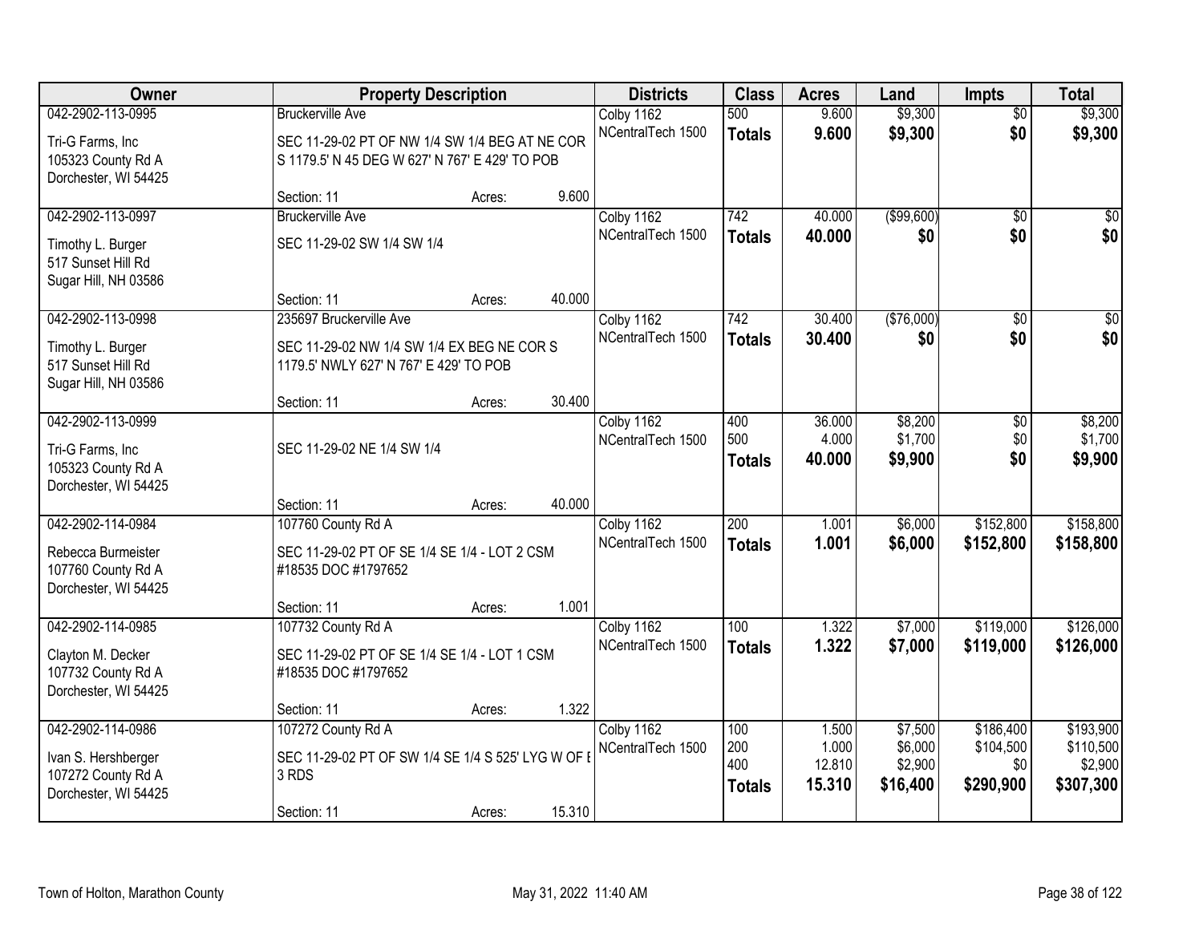| Owner | Property Description | | | Districts | Class | Acres | Land | Impts | Total |
|---|---|---|---|---|---|---|---|---|---|
| 042-2902-113-0995 | Bruckerville Ave | | | Colby 1162 | 500 | 9.600 | $9,300 | $0 | $9,300 |
| Tri-G Farms, Inc<br>105323 County Rd A<br>Dorchester, WI 54425 | SEC 11-29-02 PT OF NW 1/4 SW 1/4 BEG AT NE COR S 1179.5' N 45 DEG W 627' N 767' E 429' TO POB | | | NCentralTech 1500 | **Totals** | **9.600** | **$9,300** | **$0** | **$9,300** |
| | Section: 11 | Acres: | 9.600 | | | | | | |
| 042-2902-113-0997 | Bruckerville Ave | | | Colby 1162 | 742 | 40.000 | ($99,600) | $0 | $0 |
| Timothy L. Burger<br>517 Sunset Hill Rd<br>Sugar Hill, NH 03586 | SEC 11-29-02 SW 1/4 SW 1/4 | | | NCentralTech 1500 | **Totals** | **40.000** | **$0** | **$0** | **$0** |
| | Section: 11 | Acres: | 40.000 | | | | | | |
| 042-2902-113-0998 | 235697 Bruckerville Ave | | | Colby 1162 | 742 | 30.400 | ($76,000) | $0 | $0 |
| Timothy L. Burger<br>517 Sunset Hill Rd<br>Sugar Hill, NH 03586 | SEC 11-29-02 NW 1/4 SW 1/4 EX BEG NE COR S 1179.5' NWLY 627' N 767' E 429' TO POB | | | NCentralTech 1500 | **Totals** | **30.400** | **$0** | **$0** | **$0** |
| | Section: 11 | Acres: | 30.400 | | | | | | |
| 042-2902-113-0999 | | | | Colby 1162 | 400 | 36.000 | $8,200 | $0 | $8,200 |
| Tri-G Farms, Inc<br>105323 County Rd A<br>Dorchester, WI 54425 | SEC 11-29-02 NE 1/4 SW 1/4 | | | NCentralTech 1500 | 500 | 4.000 | $1,700 | $0 | $1,700 |
| | | | | | **Totals** | **40.000** | **$9,900** | **$0** | **$9,900** |
| | Section: 11 | Acres: | 40.000 | | | | | | |
| 042-2902-114-0984 | 107760 County Rd A | | | Colby 1162 | 200 | 1.001 | $6,000 | $152,800 | $158,800 |
| Rebecca Burmeister<br>107760 County Rd A<br>Dorchester, WI 54425 | SEC 11-29-02 PT OF SE 1/4 SE 1/4 - LOT 2 CSM #18535 DOC #1797652 | | | NCentralTech 1500 | **Totals** | **1.001** | **$6,000** | **$152,800** | **$158,800** |
| | Section: 11 | Acres: | 1.001 | | | | | | |
| 042-2902-114-0985 | 107732 County Rd A | | | Colby 1162 | 100 | 1.322 | $7,000 | $119,000 | $126,000 |
| Clayton M. Decker<br>107732 County Rd A<br>Dorchester, WI 54425 | SEC 11-29-02 PT OF SE 1/4 SE 1/4 - LOT 1 CSM #18535 DOC #1797652 | | | NCentralTech 1500 | **Totals** | **1.322** | **$7,000** | **$119,000** | **$126,000** |
| | Section: 11 | Acres: | 1.322 | | | | | | |
| 042-2902-114-0986 | 107272 County Rd A | | | Colby 1162 | 100 | 1.500 | $7,500 | $186,400 | $193,900 |
| Ivan S. Hershberger<br>107272 County Rd A<br>Dorchester, WI 54425 | SEC 11-29-02 PT OF SW 1/4 SE 1/4 S 525' LYG W OF E 3 RDS | | | NCentralTech 1500 | 200 | 1.000 | $6,000 | $104,500 | $110,500 |
| | | | | | 400 | 12.810 | $2,900 | $0 | $2,900 |
| | | | | | **Totals** | **15.310** | **$16,400** | **$290,900** | **$307,300** |
| | Section: 11 | Acres: | 15.310 | | | | | | |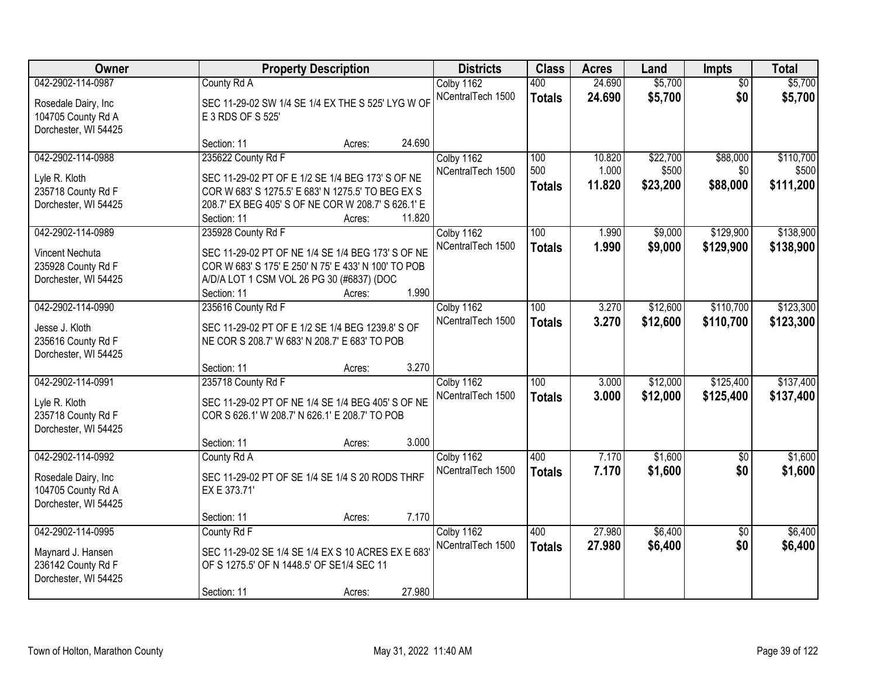| Owner | Property Description | Districts | Class | Acres | Land | Impts | Total |
|---|---|---|---|---|---|---|---|
| 042-2902-114-0987<br>Rosedale Dairy, Inc<br>104705 County Rd A<br>Dorchester, WI 54425 | County Rd A<br>SEC 11-29-02 SW 1/4 SE 1/4 EX THE S 525' LYG W OF E 3 RDS OF S 525'<br>Section: 11 Acres: 24.690 | Colby 1162<br>NCentralTech 1500 | 400<br>**Totals** | 24.690<br>**24.690** | $5,700<br>**$5,700** | $0<br>**$0** | $5,700<br>**$5,700** |
| 042-2902-114-0988<br>Lyle R. Kloth<br>235718 County Rd F<br>Dorchester, WI 54425 | 235622 County Rd F<br>SEC 11-29-02 PT OF E 1/2 SE 1/4 BEG 173' S OF NE COR W 683' S 1275.5' E 683' N 1275.5' TO BEG EX S 208.7' EX BEG 405' S OF NE COR W 208.7' S 626.1' E<br>Section: 11 Acres: 11.820 | Colby 1162<br>NCentralTech 1500 | 100<br>500<br>**Totals** | 10.820<br>1.000<br>**11.820** | $22,700<br>$500<br>**$23,200** | $88,000<br>$0<br>**$88,000** | $110,700<br>$500<br>**$111,200** |
| 042-2902-114-0989<br>Vincent Nechuta<br>235928 County Rd F<br>Dorchester, WI 54425 | 235928 County Rd F<br>SEC 11-29-02 PT OF NE 1/4 SE 1/4 BEG 173' S OF NE COR W 683' S 175' E 250' N 75' E 433' N 100' TO POB A/D/A LOT 1 CSM VOL 26 PG 30 (#6837) (DOC<br>Section: 11 Acres: 1.990 | Colby 1162<br>NCentralTech 1500 | 100<br>**Totals** | 1.990<br>**1.990** | $9,000<br>**$9,000** | $129,900<br>**$129,900** | $138,900<br>**$138,900** |
| 042-2902-114-0990<br>Jesse J. Kloth<br>235616 County Rd F<br>Dorchester, WI 54425 | 235616 County Rd F<br>SEC 11-29-02 PT OF E 1/2 SE 1/4 BEG 1239.8' S OF NE COR S 208.7' W 683' N 208.7' E 683' TO POB<br>Section: 11 Acres: 3.270 | Colby 1162<br>NCentralTech 1500 | 100<br>**Totals** | 3.270<br>**3.270** | $12,600<br>**$12,600** | $110,700<br>**$110,700** | $123,300<br>**$123,300** |
| 042-2902-114-0991<br>Lyle R. Kloth<br>235718 County Rd F<br>Dorchester, WI 54425 | 235718 County Rd F<br>SEC 11-29-02 PT OF NE 1/4 SE 1/4 BEG 405' S OF NE COR S 626.1' W 208.7' N 626.1' E 208.7' TO POB<br>Section: 11 Acres: 3.000 | Colby 1162<br>NCentralTech 1500 | 100<br>**Totals** | 3.000<br>**3.000** | $12,000<br>**$12,000** | $125,400<br>**$125,400** | $137,400<br>**$137,400** |
| 042-2902-114-0992<br>Rosedale Dairy, Inc<br>104705 County Rd A<br>Dorchester, WI 54425 | County Rd A<br>SEC 11-29-02 PT OF SE 1/4 SE 1/4 S 20 RODS THRF EX E 373.71'<br>Section: 11 Acres: 7.170 | Colby 1162<br>NCentralTech 1500 | 400<br>**Totals** | 7.170<br>**7.170** | $1,600<br>**$1,600** | $0<br>**$0** | $1,600<br>**$1,600** |
| 042-2902-114-0995<br>Maynard J. Hansen<br>236142 County Rd F<br>Dorchester, WI 54425 | County Rd F<br>SEC 11-29-02 SE 1/4 SE 1/4 EX S 10 ACRES EX E 683' OF S 1275.5' OF N 1448.5' OF SE1/4 SEC 11<br>Section: 11 Acres: 27.980 | Colby 1162<br>NCentralTech 1500 | 400<br>**Totals** | 27.980<br>**27.980** | $6,400<br>**$6,400** | $0<br>**$0** | $6,400<br>**$6,400** |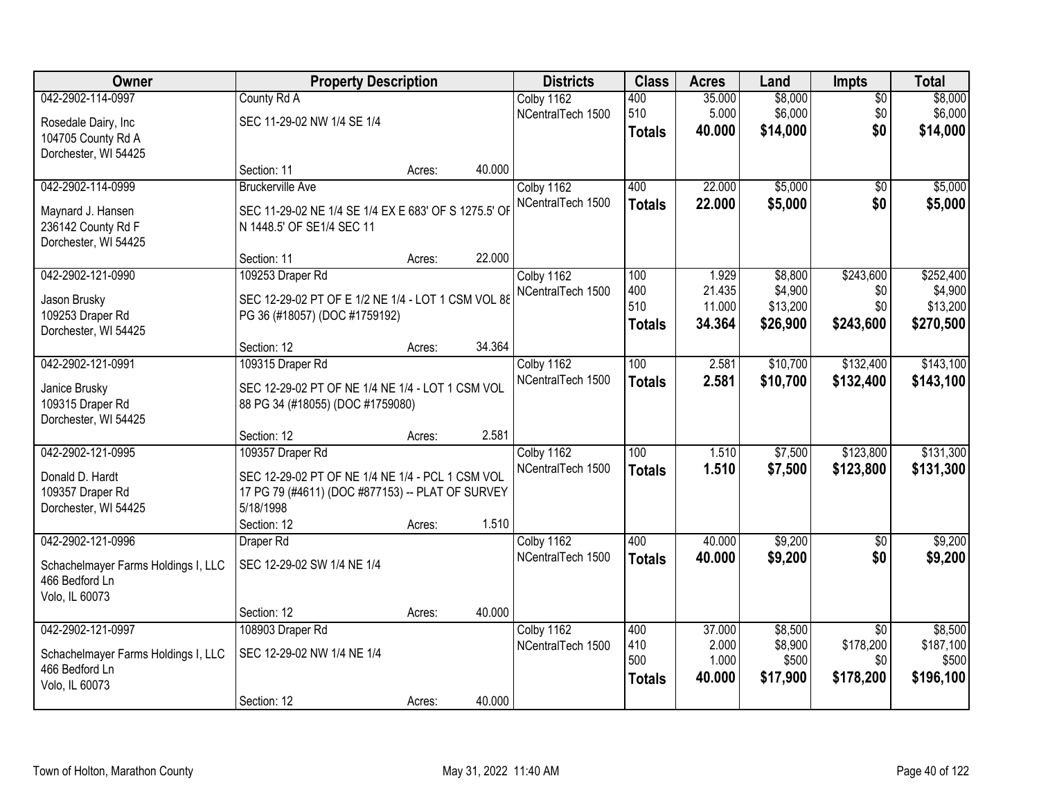| Owner | Property Description | Districts | Class | Acres | Land | Impts | Total |
|---|---|---|---|---|---|---|---|
| 042-2902-114-0997<br>Rosedale Dairy, Inc<br>104705 County Rd A<br>Dorchester, WI 54425 | County Rd A<br>SEC 11-29-02 NW 1/4 SE 1/4<br>Section: 11 Acres: 40.000 | Colby 1162<br>NCentralTech 1500 | 400<br>510<br>**Totals** | 35.000<br>5.000<br>**40.000** | $8,000<br>$6,000<br>**$14,000** | $0<br>$0<br>**$0** | $8,000<br>$6,000<br>**$14,000** |
| 042-2902-114-0999<br>Maynard J. Hansen<br>236142 County Rd F<br>Dorchester, WI 54425 | Bruckerville Ave<br>SEC 11-29-02 NE 1/4 SE 1/4 EX E 683' OF S 1275.5' OF N 1448.5' OF SE1/4 SEC 11<br>Section: 11 Acres: 22.000 | Colby 1162<br>NCentralTech 1500 | 400<br>**Totals** | 22.000<br>**22.000** | $5,000<br>**$5,000** | $0<br>**$0** | $5,000<br>**$5,000** |
| 042-2902-121-0990<br>Jason Brusky<br>109253 Draper Rd<br>Dorchester, WI 54425 | 109253 Draper Rd<br>SEC 12-29-02 PT OF E 1/2 NE 1/4 - LOT 1 CSM VOL 88 PG 36 (#18057) (DOC #1759192)<br>Section: 12 Acres: 34.364 | Colby 1162<br>NCentralTech 1500 | 100<br>400<br>510<br>**Totals** | 1.929<br>21.435<br>11.000<br>**34.364** | $8,800<br>$4,900<br>$13,200<br>**$26,900** | $243,600<br>$0<br>$0<br>**$243,600** | $252,400<br>$4,900<br>$13,200<br>**$270,500** |
| 042-2902-121-0991<br>Janice Brusky<br>109315 Draper Rd<br>Dorchester, WI 54425 | 109315 Draper Rd<br>SEC 12-29-02 PT OF NE 1/4 NE 1/4 - LOT 1 CSM VOL 88 PG 34 (#18055) (DOC #1759080)<br>Section: 12 Acres: 2.581 | Colby 1162<br>NCentralTech 1500 | 100<br>**Totals** | 2.581<br>**2.581** | $10,700<br>**$10,700** | $132,400<br>**$132,400** | $143,100<br>**$143,100** |
| 042-2902-121-0995<br>Donald D. Hardt<br>109357 Draper Rd<br>Dorchester, WI 54425 | 109357 Draper Rd<br>SEC 12-29-02 PT OF NE 1/4 NE 1/4 - PCL 1 CSM VOL 17 PG 79 (#4611) (DOC #877153) -- PLAT OF SURVEY 5/18/1998<br>Section: 12 Acres: 1.510 | Colby 1162<br>NCentralTech 1500 | 100<br>**Totals** | 1.510<br>**1.510** | $7,500<br>**$7,500** | $123,800<br>**$123,800** | $131,300<br>**$131,300** |
| 042-2902-121-0996<br>Schachelmayer Farms Holdings I, LLC<br>466 Bedford Ln<br>Volo, IL 60073 | Draper Rd<br>SEC 12-29-02 SW 1/4 NE 1/4<br>Section: 12 Acres: 40.000 | Colby 1162<br>NCentralTech 1500 | 400<br>**Totals** | 40.000<br>**40.000** | $9,200<br>**$9,200** | $0<br>**$0** | $9,200<br>**$9,200** |
| 042-2902-121-0997<br>Schachelmayer Farms Holdings I, LLC<br>466 Bedford Ln<br>Volo, IL 60073 | 108903 Draper Rd<br>SEC 12-29-02 NW 1/4 NE 1/4<br>Section: 12 Acres: 40.000 | Colby 1162<br>NCentralTech 1500 | 400<br>410<br>500<br>**Totals** | 37.000<br>2.000<br>1.000<br>**40.000** | $8,500<br>$8,900<br>$500<br>**$17,900** | $0<br>$178,200<br>$0<br>**$178,200** | $8,500<br>$187,100<br>$500<br>**$196,100** |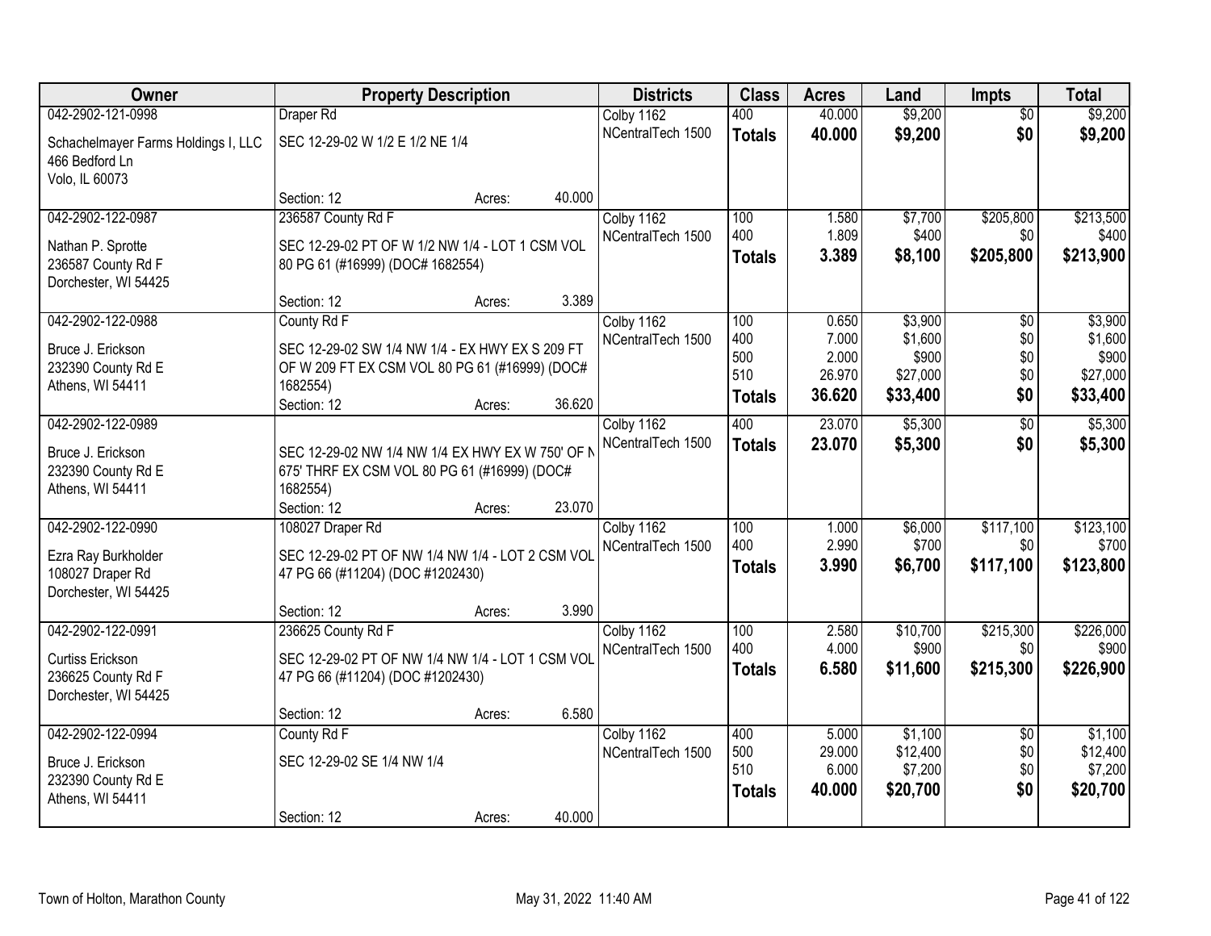| Owner | Property Description | Districts | Class | Acres | Land | Impts | Total |
|---|---|---|---|---|---|---|---|
| 042-2902-121-0998 | Draper Rd | Colby 1162 | 400 | 40.000 | $9,200 | $0 | $9,200 |
| Schachelmayer Farms Holdings I, LLC<br>466 Bedford Ln<br>Volo, IL 60073 | SEC 12-29-02 W 1/2 E 1/2 NE 1/4 | NCentralTech 1500 | **Totals** | **40.000** | **$9,200** | **$0** | **$9,200** |
| | Section: 12 Acres: 40.000 | | | | | | |
| 042-2902-122-0987 | 236587 County Rd F | Colby 1162 | 100 | 1.580 | $7,700 | $205,800 | $213,500 |
| Nathan P. Sprotte<br>236587 County Rd F<br>Dorchester, WI 54425 | SEC 12-29-02 PT OF W 1/2 NW 1/4 - LOT 1 CSM VOL 80 PG 61 (#16999) (DOC# 1682554) | NCentralTech 1500 | 400 | 1.809 | $400 | $0 | $400 |
| | | | **Totals** | **3.389** | **$8,100** | **$205,800** | **$213,900** |
| | Section: 12 Acres: 3.389 | | | | | | |
| 042-2902-122-0988 | County Rd F | Colby 1162 | 100 | 0.650 | $3,900 | $0 | $3,900 |
| Bruce J. Erickson<br>232390 County Rd E<br>Athens, WI 54411 | SEC 12-29-02 SW 1/4 NW 1/4 - EX HWY EX S 209 FT OF W 209 FT EX CSM VOL 80 PG 61 (#16999) (DOC# 1682554) | NCentralTech 1500 | 400 | 7.000 | $1,600 | $0 | $1,600 |
| | | | 500 | 2.000 | $900 | $0 | $900 |
| | | | 510 | 26.970 | $27,000 | $0 | $27,000 |
| | Section: 12 Acres: 36.620 | | **Totals** | **36.620** | **$33,400** | **$0** | **$33,400** |
| 042-2902-122-0989 | | Colby 1162 | 400 | 23.070 | $5,300 | $0 | $5,300 |
| Bruce J. Erickson<br>232390 County Rd E<br>Athens, WI 54411 | SEC 12-29-02 NW 1/4 NW 1/4 EX HWY EX W 750' OF N 675' THRF EX CSM VOL 80 PG 61 (#16999) (DOC# 1682554) | NCentralTech 1500 | **Totals** | **23.070** | **$5,300** | **$0** | **$5,300** |
| | Section: 12 Acres: 23.070 | | | | | | |
| 042-2902-122-0990 | 108027 Draper Rd | Colby 1162 | 100 | 1.000 | $6,000 | $117,100 | $123,100 |
| Ezra Ray Burkholder<br>108027 Draper Rd<br>Dorchester, WI 54425 | SEC 12-29-02 PT OF NW 1/4 NW 1/4 - LOT 2 CSM VOL 47 PG 66 (#11204) (DOC #1202430) | NCentralTech 1500 | 400 | 2.990 | $700 | $0 | $700 |
| | | | **Totals** | **3.990** | **$6,700** | **$117,100** | **$123,800** |
| | Section: 12 Acres: 3.990 | | | | | | |
| 042-2902-122-0991 | 236625 County Rd F | Colby 1162 | 100 | 2.580 | $10,700 | $215,300 | $226,000 |
| Curtiss Erickson<br>236625 County Rd F<br>Dorchester, WI 54425 | SEC 12-29-02 PT OF NW 1/4 NW 1/4 - LOT 1 CSM VOL 47 PG 66 (#11204) (DOC #1202430) | NCentralTech 1500 | 400 | 4.000 | $900 | $0 | $900 |
| | | | **Totals** | **6.580** | **$11,600** | **$215,300** | **$226,900** |
| | Section: 12 Acres: 6.580 | | | | | | |
| 042-2902-122-0994 | County Rd F | Colby 1162 | 400 | 5.000 | $1,100 | $0 | $1,100 |
| Bruce J. Erickson<br>232390 County Rd E<br>Athens, WI 54411 | SEC 12-29-02 SE 1/4 NW 1/4 | NCentralTech 1500 | 500 | 29.000 | $12,400 | $0 | $12,400 |
| | | | 510 | 6.000 | $7,200 | $0 | $7,200 |
| | | | **Totals** | **40.000** | **$20,700** | **$0** | **$20,700** |
| | Section: 12 Acres: 40.000 | | | | | | |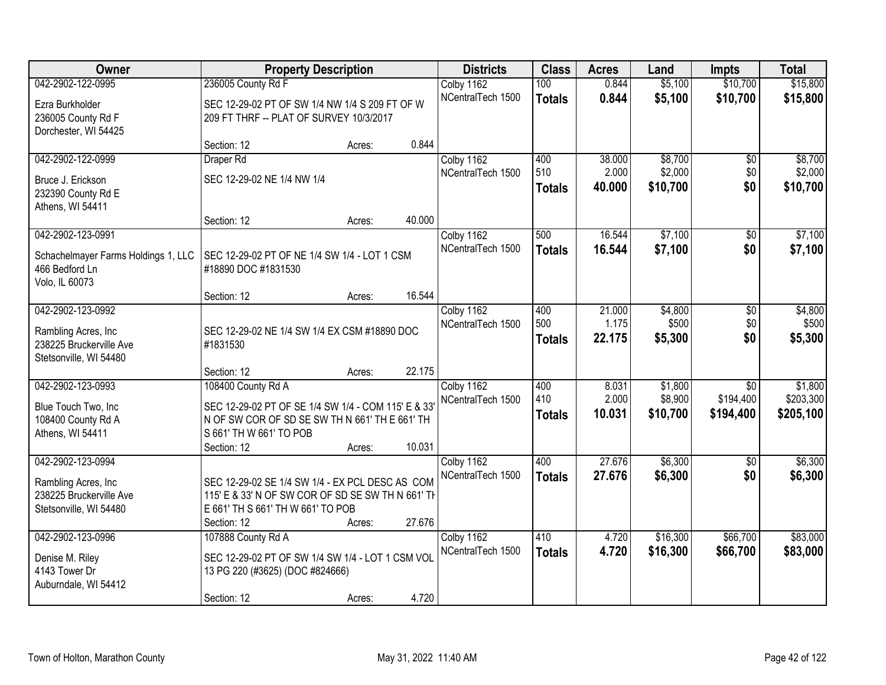| Owner | Property Description | | | Districts | Class | Acres | Land | Impts | Total |
|---|---|---|---|---|---|---|---|---|---|
| 042-2902-122-0995 | 236005 County Rd F | | | Colby 1162 | 100 | 0.844 | $5,100 | $10,700 | $15,800 |
| Ezra Burkholder<br>236005 County Rd F<br>Dorchester, WI 54425 | SEC 12-29-02 PT OF SW 1/4 NW 1/4 S 209 FT OF W 209 FT THRF -- PLAT OF SURVEY 10/3/2017 | | | NCentralTech 1500 | **Totals** | **0.844** | **$5,100** | **$10,700** | **$15,800** |
| | Section: 12 | Acres: | 0.844 | | | | | | |
| 042-2902-122-0999 | Draper Rd | | | Colby 1162 | 400 | 38.000 | $8,700 | $0 | $8,700 |
| Bruce J. Erickson<br>232390 County Rd E<br>Athens, WI 54411 | SEC 12-29-02 NE 1/4 NW 1/4 | | | NCentralTech 1500 | 510 | 2.000 | $2,000 | $0 | $2,000 |
| | | | | | **Totals** | **40.000** | **$10,700** | **$0** | **$10,700** |
| | Section: 12 | Acres: | 40.000 | | | | | | |
| 042-2902-123-0991 | | | | Colby 1162 | 500 | 16.544 | $7,100 | $0 | $7,100 |
| Schachelmayer Farms Holdings 1, LLC<br>466 Bedford Ln<br>Volo, IL 60073 | SEC 12-29-02 PT OF NE 1/4 SW 1/4 - LOT 1 CSM #18890 DOC #1831530 | | | NCentralTech 1500 | **Totals** | **16.544** | **$7,100** | **$0** | **$7,100** |
| | Section: 12 | Acres: | 16.544 | | | | | | |
| 042-2902-123-0992 | | | | Colby 1162 | 400 | 21.000 | $4,800 | $0 | $4,800 |
| Rambling Acres, Inc<br>238225 Bruckerville Ave<br>Stetsonville, WI 54480 | SEC 12-29-02 NE 1/4 SW 1/4 EX CSM #18890 DOC #1831530 | | | NCentralTech 1500 | 500 | 1.175 | $500 | $0 | $500 |
| | | | | | **Totals** | **22.175** | **$5,300** | **$0** | **$5,300** |
| | Section: 12 | Acres: | 22.175 | | | | | | |
| 042-2902-123-0993 | 108400 County Rd A | | | Colby 1162 | 400 | 8.031 | $1,800 | $0 | $1,800 |
| Blue Touch Two, Inc<br>108400 County Rd A<br>Athens, WI 54411 | SEC 12-29-02 PT OF SE 1/4 SW 1/4 - COM 115' E & 33' N OF SW COR OF SD SE SW TH N 661' TH E 661' TH S 661' TH W 661' TO POB | | | NCentralTech 1500 | 410 | 2.000 | $8,900 | $194,400 | $203,300 |
| | | | | | **Totals** | **10.031** | **$10,700** | **$194,400** | **$205,100** |
| | Section: 12 | Acres: | 10.031 | | | | | | |
| 042-2902-123-0994 | | | | Colby 1162 | 400 | 27.676 | $6,300 | $0 | $6,300 |
| Rambling Acres, Inc<br>238225 Bruckerville Ave<br>Stetsonville, WI 54480 | SEC 12-29-02 SE 1/4 SW 1/4 - EX PCL DESC AS COM 115' E & 33' N OF SW COR OF SD SE SW TH N 661' TH E 661' TH S 661' TH W 661' TO POB | | | NCentralTech 1500 | **Totals** | **27.676** | **$6,300** | **$0** | **$6,300** |
| | Section: 12 | Acres: | 27.676 | | | | | | |
| 042-2902-123-0996 | 107888 County Rd A | | | Colby 1162 | 410 | 4.720 | $16,300 | $66,700 | $83,000 |
| Denise M. Riley<br>4143 Tower Dr<br>Auburndale, WI 54412 | SEC 12-29-02 PT OF SW 1/4 SW 1/4 - LOT 1 CSM VOL 13 PG 220 (#3625) (DOC #824666) | | | NCentralTech 1500 | **Totals** | **4.720** | **$16,300** | **$66,700** | **$83,000** |
| | Section: 12 | Acres: | 4.720 | | | | | | |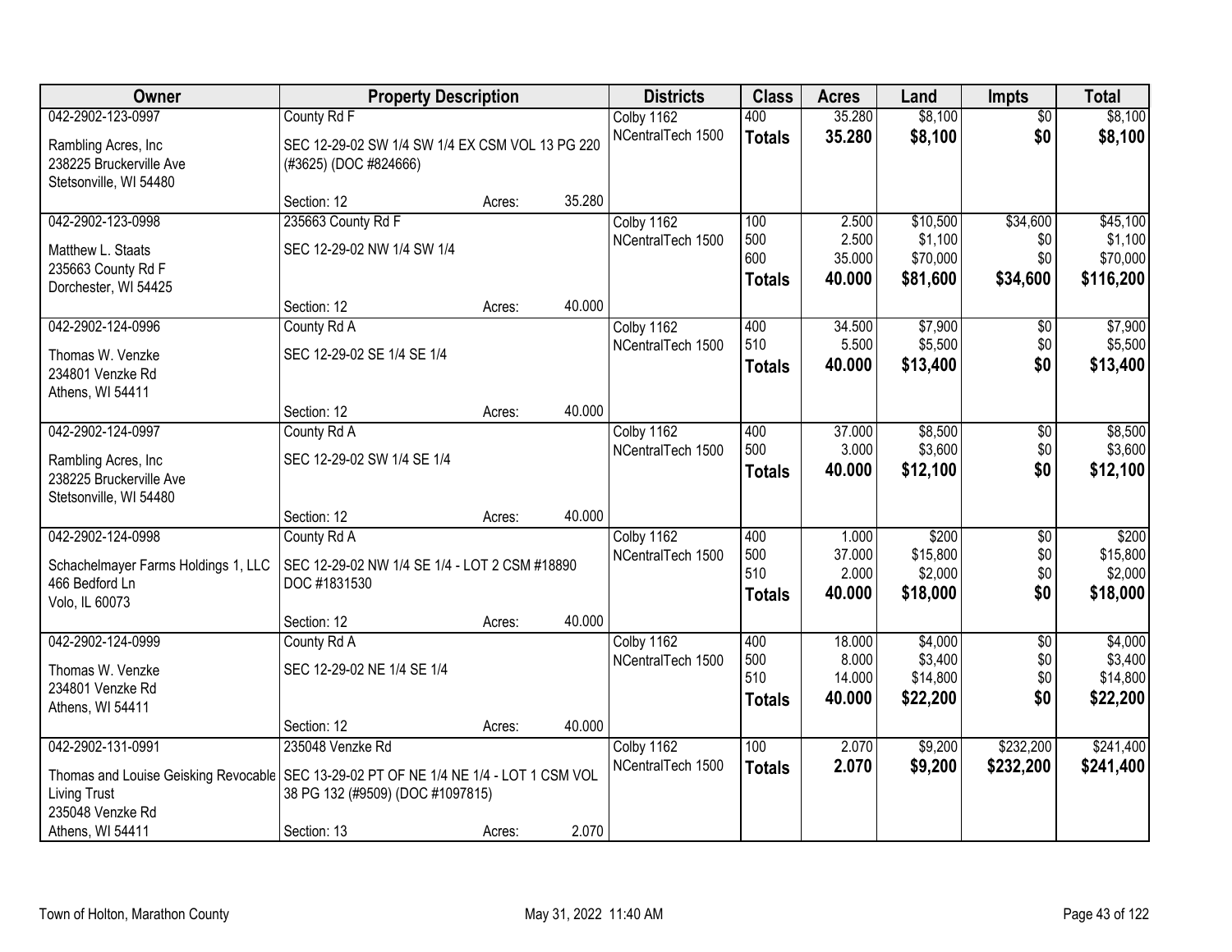| Owner | Property Description | | | Districts | Class | Acres | Land | Impts | Total |
|---|---|---|---|---|---|---|---|---|---|
| 042-2902-123-0997 | County Rd F | | | Colby 1162 | 400 | 35.280 | $8,100 | $0 | $8,100 |
| Rambling Acres, Inc<br>238225 Bruckerville Ave<br>Stetsonville, WI 54480 | SEC 12-29-02 SW 1/4 SW 1/4 EX CSM VOL 13 PG 220 (#3625) (DOC #824666) | | | NCentralTech 1500 | **Totals** | **35.280** | **$8,100** | **$0** | **$8,100** |
| | Section: 12 | Acres: | 35.280 | | | | | | |
| 042-2902-123-0998 | 235663 County Rd F | | | Colby 1162 | 100 | 2.500 | $10,500 | $34,600 | $45,100 |
| Matthew L. Staats<br>235663 County Rd F<br>Dorchester, WI 54425 | SEC 12-29-02 NW 1/4 SW 1/4 | | | NCentralTech 1500 | 500 | 2.500 | $1,100 | $0 | $1,100 |
| | | | | | 600 | 35.000 | $70,000 | $0 | $70,000 |
| | | | | | **Totals** | **40.000** | **$81,600** | **$34,600** | **$116,200** |
| | Section: 12 | Acres: | 40.000 | | | | | | |
| 042-2902-124-0996 | County Rd A | | | Colby 1162 | 400 | 34.500 | $7,900 | $0 | $7,900 |
| Thomas W. Venzke<br>234801 Venzke Rd<br>Athens, WI 54411 | SEC 12-29-02 SE 1/4 SE 1/4 | | | NCentralTech 1500 | 510 | 5.500 | $5,500 | $0 | $5,500 |
| | | | | | **Totals** | **40.000** | **$13,400** | **$0** | **$13,400** |
| | Section: 12 | Acres: | 40.000 | | | | | | |
| 042-2902-124-0997 | County Rd A | | | Colby 1162 | 400 | 37.000 | $8,500 | $0 | $8,500 |
| Rambling Acres, Inc<br>238225 Bruckerville Ave<br>Stetsonville, WI 54480 | SEC 12-29-02 SW 1/4 SE 1/4 | | | NCentralTech 1500 | 500 | 3.000 | $3,600 | $0 | $3,600 |
| | | | | | **Totals** | **40.000** | **$12,100** | **$0** | **$12,100** |
| | Section: 12 | Acres: | 40.000 | | | | | | |
| 042-2902-124-0998 | County Rd A | | | Colby 1162 | 400 | 1.000 | $200 | $0 | $200 |
| Schachelmayer Farms Holdings 1, LLC<br>466 Bedford Ln<br>Volo, IL 60073 | SEC 12-29-02 NW 1/4 SE 1/4 - LOT 2 CSM #18890 DOC #1831530 | | | NCentralTech 1500 | 500 | 37.000 | $15,800 | $0 | $15,800 |
| | | | | | 510 | 2.000 | $2,000 | $0 | $2,000 |
| | | | | | **Totals** | **40.000** | **$18,000** | **$0** | **$18,000** |
| | Section: 12 | Acres: | 40.000 | | | | | | |
| 042-2902-124-0999 | County Rd A | | | Colby 1162 | 400 | 18.000 | $4,000 | $0 | $4,000 |
| Thomas W. Venzke<br>234801 Venzke Rd<br>Athens, WI 54411 | SEC 12-29-02 NE 1/4 SE 1/4 | | | NCentralTech 1500 | 500 | 8.000 | $3,400 | $0 | $3,400 |
| | | | | | 510 | 14.000 | $14,800 | $0 | $14,800 |
| | | | | | **Totals** | **40.000** | **$22,200** | **$0** | **$22,200** |
| | Section: 12 | Acres: | 40.000 | | | | | | |
| 042-2902-131-0991 | 235048 Venzke Rd | | | Colby 1162 | 100 | 2.070 | $9,200 | $232,200 | $241,400 |
| Thomas and Louise Geisking Revocable Living Trust<br>235048 Venzke Rd<br>Athens, WI 54411 | SEC 13-29-02 PT OF NE 1/4 NE 1/4 - LOT 1 CSM VOL 38 PG 132 (#9509) (DOC #1097815) | | | NCentralTech 1500 | **Totals** | **2.070** | **$9,200** | **$232,200** | **$241,400** |
| | Section: 13 | Acres: | 2.070 | | | | | | |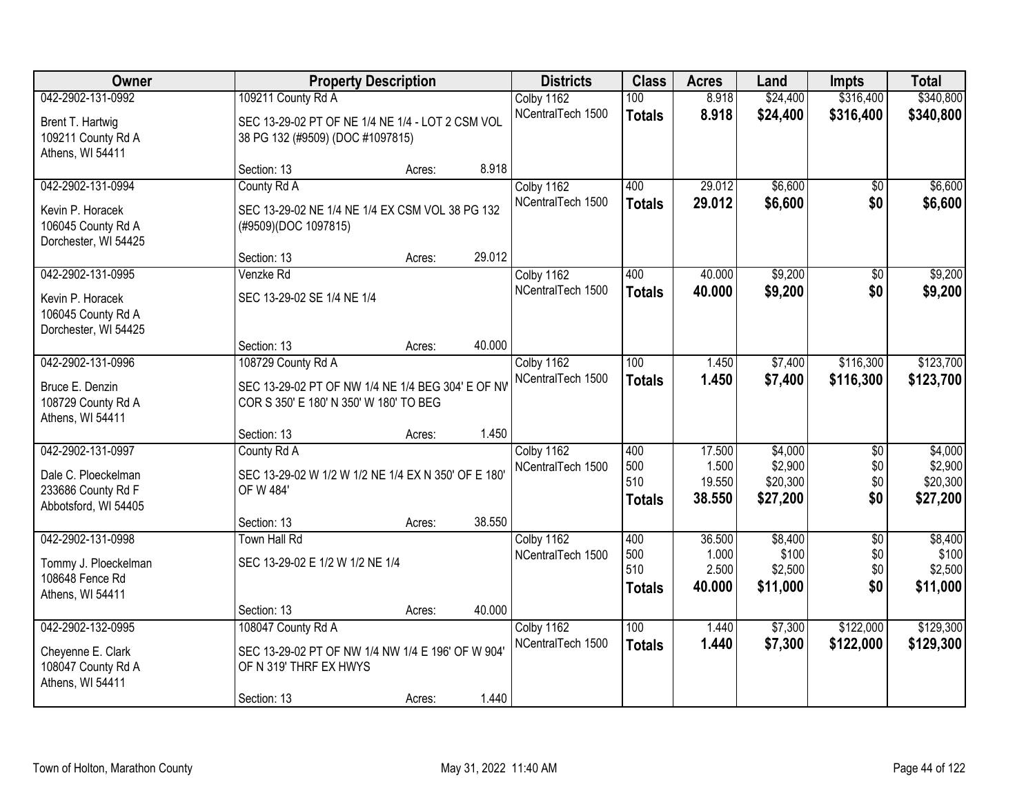| Owner | Property Description | | | Districts | Class | Acres | Land | Impts | Total |
|---|---|---|---|---|---|---|---|---|---|
| 042-2902-131-0992 | 109211 County Rd A | | | Colby 1162 | 100 | 8.918 | $24,400 | $316,400 | $340,800 |
| Brent T. Hartwig<br>109211 County Rd A<br>Athens, WI 54411 | SEC 13-29-02 PT OF NE 1/4 NE 1/4 - LOT 2 CSM VOL 38 PG 132 (#9509) (DOC #1097815) | | | NCentralTech 1500 | **Totals** | **8.918** | **$24,400** | **$316,400** | **$340,800** |
| | Section: 13 | Acres: | 8.918 | | | | | | |
| 042-2902-131-0994 | County Rd A | | | Colby 1162 | 400 | 29.012 | $6,600 | $0 | $6,600 |
| Kevin P. Horacek<br>106045 County Rd A<br>Dorchester, WI 54425 | SEC 13-29-02 NE 1/4 NE 1/4 EX CSM VOL 38 PG 132 (#9509)(DOC 1097815) | | | NCentralTech 1500 | **Totals** | **29.012** | **$6,600** | **$0** | **$6,600** |
| | Section: 13 | Acres: | 29.012 | | | | | | |
| 042-2902-131-0995 | Venzke Rd | | | Colby 1162 | 400 | 40.000 | $9,200 | $0 | $9,200 |
| Kevin P. Horacek<br>106045 County Rd A<br>Dorchester, WI 54425 | SEC 13-29-02 SE 1/4 NE 1/4 | | | NCentralTech 1500 | **Totals** | **40.000** | **$9,200** | **$0** | **$9,200** |
| | Section: 13 | Acres: | 40.000 | | | | | | |
| 042-2902-131-0996 | 108729 County Rd A | | | Colby 1162 | 100 | 1.450 | $7,400 | $116,300 | $123,700 |
| Bruce E. Denzin<br>108729 County Rd A<br>Athens, WI 54411 | SEC 13-29-02 PT OF NW 1/4 NE 1/4 BEG 304' E OF NW COR S 350' E 180' N 350' W 180' TO BEG | | | NCentralTech 1500 | **Totals** | **1.450** | **$7,400** | **$116,300** | **$123,700** |
| | Section: 13 | Acres: | 1.450 | | | | | | |
| 042-2902-131-0997 | County Rd A | | | Colby 1162 | 400 | 17.500 | $4,000 | $0 | $4,000 |
| Dale C. Ploeckelman<br>233686 County Rd F<br>Abbotsford, WI 54405 | SEC 13-29-02 W 1/2 W 1/2 NE 1/4 EX N 350' OF E 180' OF W 484' | | | NCentralTech 1500 | 500 | 1.500 | $2,900 | $0 | $2,900 |
| | | | | | 510 | 19.550 | $20,300 | $0 | $20,300 |
| | | | | | **Totals** | **38.550** | **$27,200** | **$0** | **$27,200** |
| | Section: 13 | Acres: | 38.550 | | | | | | |
| 042-2902-131-0998 | Town Hall Rd | | | Colby 1162 | 400 | 36.500 | $8,400 | $0 | $8,400 |
| Tommy J. Ploeckelman<br>108648 Fence Rd<br>Athens, WI 54411 | SEC 13-29-02 E 1/2 W 1/2 NE 1/4 | | | NCentralTech 1500 | 500 | 1.000 | $100 | $0 | $100 |
| | | | | | 510 | 2.500 | $2,500 | $0 | $2,500 |
| | | | | | **Totals** | **40.000** | **$11,000** | **$0** | **$11,000** |
| | Section: 13 | Acres: | 40.000 | | | | | | |
| 042-2902-132-0995 | 108047 County Rd A | | | Colby 1162 | 100 | 1.440 | $7,300 | $122,000 | $129,300 |
| Cheyenne E. Clark<br>108047 County Rd A<br>Athens, WI 54411 | SEC 13-29-02 PT OF NW 1/4 NW 1/4 E 196' OF W 904' OF N 319' THRF EX HWYS | | | NCentralTech 1500 | **Totals** | **1.440** | **$7,300** | **$122,000** | **$129,300** |
| | Section: 13 | Acres: | 1.440 | | | | | | |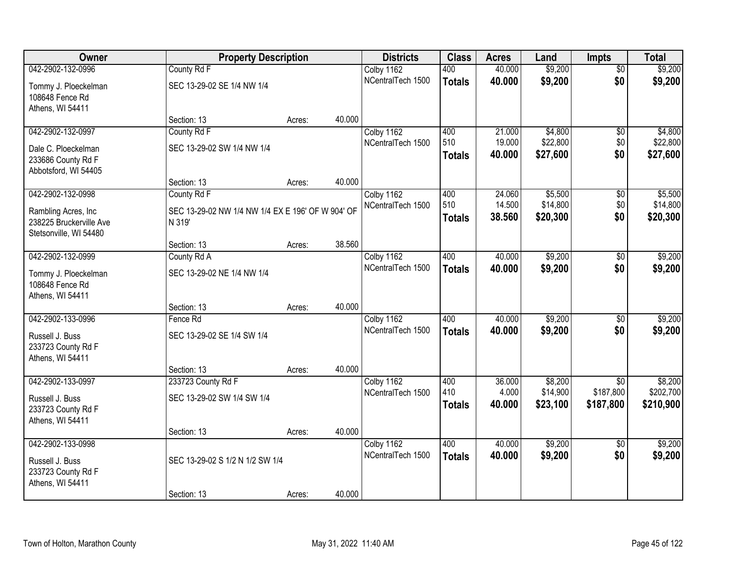| Owner | Property Description | | | Districts | Class | Acres | Land | Impts | Total |
|---|---|---|---|---|---|---|---|---|---|
| 042-2902-132-0996 | County Rd F | | | Colby 1162 | 400 | 40.000 | $9,200 | $0 | $9,200 |
| Tommy J. Ploeckelman<br>108648 Fence Rd<br>Athens, WI 54411 | SEC 13-29-02 SE 1/4 NW 1/4 | | | NCentralTech 1500 | **Totals** | **40.000** | **$9,200** | **$0** | **$9,200** |
| | Section: 13 | Acres: | 40.000 | | | | | | |
| 042-2902-132-0997 | County Rd F | | | Colby 1162 | 400 | 21.000 | $4,800 | $0 | $4,800 |
| Dale C. Ploeckelman<br>233686 County Rd F<br>Abbotsford, WI 54405 | SEC 13-29-02 SW 1/4 NW 1/4 | | | NCentralTech 1500 | 510 | 19.000 | $22,800 | $0 | $22,800 |
| | | | | | **Totals** | **40.000** | **$27,600** | **$0** | **$27,600** |
| | Section: 13 | Acres: | 40.000 | | | | | | |
| 042-2902-132-0998 | County Rd F | | | Colby 1162 | 400 | 24.060 | $5,500 | $0 | $5,500 |
| Rambling Acres, Inc<br>238225 Bruckerville Ave<br>Stetsonville, WI 54480 | SEC 13-29-02 NW 1/4 NW 1/4 EX E 196' OF W 904' OF N 319' | | | NCentralTech 1500 | 510 | 14.500 | $14,800 | $0 | $14,800 |
| | | | | | **Totals** | **38.560** | **$20,300** | **$0** | **$20,300** |
| | Section: 13 | Acres: | 38.560 | | | | | | |
| 042-2902-132-0999 | County Rd A | | | Colby 1162 | 400 | 40.000 | $9,200 | $0 | $9,200 |
| Tommy J. Ploeckelman<br>108648 Fence Rd<br>Athens, WI 54411 | SEC 13-29-02 NE 1/4 NW 1/4 | | | NCentralTech 1500 | **Totals** | **40.000** | **$9,200** | **$0** | **$9,200** |
| | Section: 13 | Acres: | 40.000 | | | | | | |
| 042-2902-133-0996 | Fence Rd | | | Colby 1162 | 400 | 40.000 | $9,200 | $0 | $9,200 |
| Russell J. Buss<br>233723 County Rd F<br>Athens, WI 54411 | SEC 13-29-02 SE 1/4 SW 1/4 | | | NCentralTech 1500 | **Totals** | **40.000** | **$9,200** | **$0** | **$9,200** |
| | Section: 13 | Acres: | 40.000 | | | | | | |
| 042-2902-133-0997 | 233723 County Rd F | | | Colby 1162 | 400 | 36.000 | $8,200 | $0 | $8,200 |
| Russell J. Buss<br>233723 County Rd F<br>Athens, WI 54411 | SEC 13-29-02 SW 1/4 SW 1/4 | | | NCentralTech 1500 | 410 | 4.000 | $14,900 | $187,800 | $202,700 |
| | | | | | **Totals** | **40.000** | **$23,100** | **$187,800** | **$210,900** |
| | Section: 13 | Acres: | 40.000 | | | | | | |
| 042-2902-133-0998 | | | | Colby 1162 | 400 | 40.000 | $9,200 | $0 | $9,200 |
| Russell J. Buss<br>233723 County Rd F<br>Athens, WI 54411 | SEC 13-29-02 S 1/2 N 1/2 SW 1/4 | | | NCentralTech 1500 | **Totals** | **40.000** | **$9,200** | **$0** | **$9,200** |
| | Section: 13 | Acres: | 40.000 | | | | | | |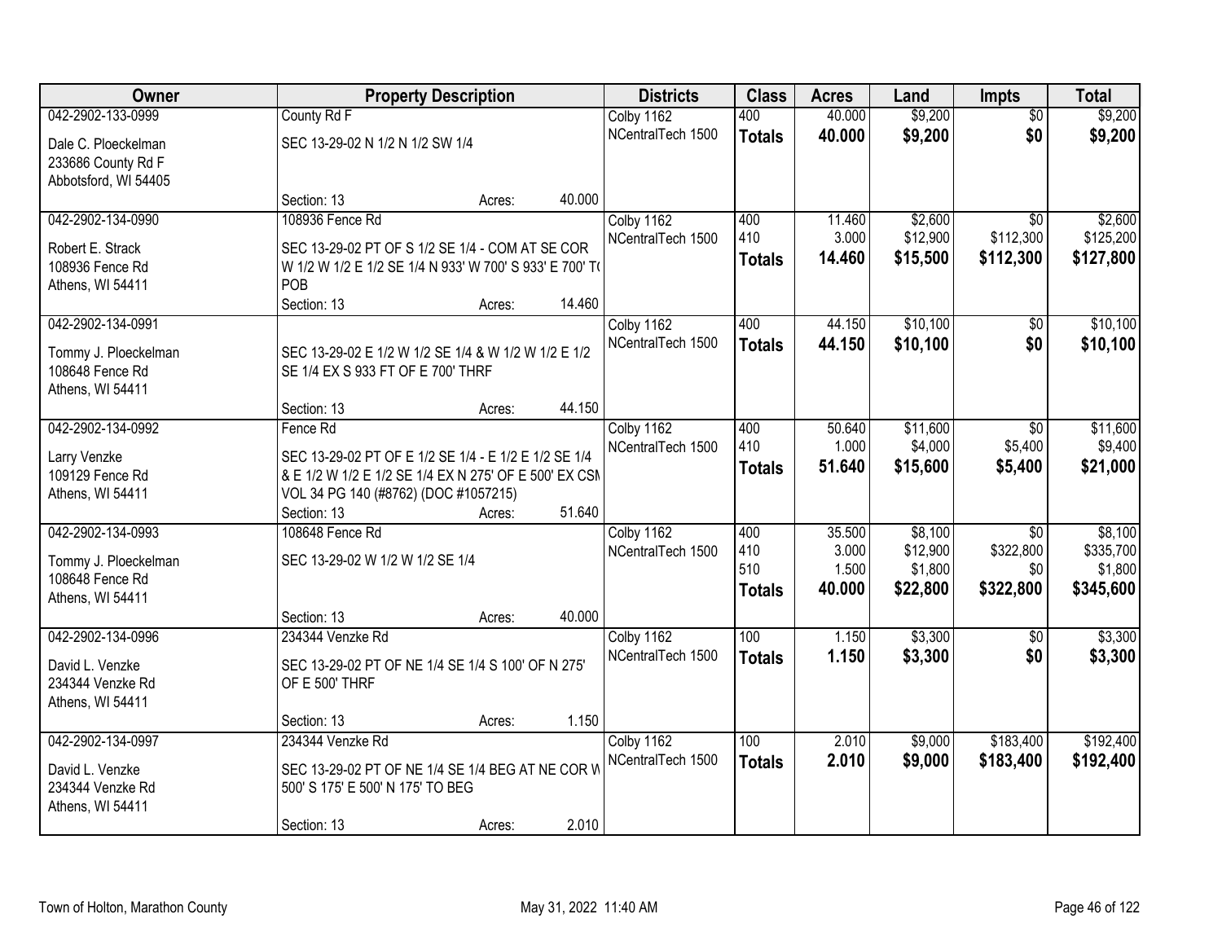| Owner | Property Description | Districts | Class | Acres | Land | Impts | Total |
|---|---|---|---|---|---|---|---|
| 042-2902-133-0999<br>Dale C. Ploeckelman<br>233686 County Rd F<br>Abbotsford, WI 54405 | County Rd F<br>SEC 13-29-02 N 1/2 N 1/2 SW 1/4<br>Section: 13 Acres: 40.000 | Colby 1162<br>NCentralTech 1500 | 400<br>**Totals** | 40.000<br>**40.000** | $9,200<br>**$9,200** | $0<br>**$0** | $9,200<br>**$9,200** |
| 042-2902-134-0990<br>Robert E. Strack<br>108936 Fence Rd<br>Athens, WI 54411 | 108936 Fence Rd<br>SEC 13-29-02 PT OF S 1/2 SE 1/4 - COM AT SE COR W 1/2 W 1/2 E 1/2 SE 1/4 N 933' W 700' S 933' E 700' TO POB<br>Section: 13 Acres: 14.460 | Colby 1162<br>NCentralTech 1500 | 400<br>410<br>**Totals** | 11.460<br>3.000<br>**14.460** | $2,600<br>$12,900<br>**$15,500** | $0<br>$112,300<br>**$112,300** | $2,600<br>$125,200<br>**$127,800** |
| 042-2902-134-0991<br>Tommy J. Ploeckelman<br>108648 Fence Rd<br>Athens, WI 54411 | SEC 13-29-02 E 1/2 W 1/2 SE 1/4 & W 1/2 W 1/2 E 1/2 SE 1/4 EX S 933 FT OF E 700' THRF<br>Section: 13 Acres: 44.150 | Colby 1162<br>NCentralTech 1500 | 400<br>**Totals** | 44.150<br>**44.150** | $10,100<br>**$10,100** | $0<br>**$0** | $10,100<br>**$10,100** |
| 042-2902-134-0992<br>Larry Venzke<br>109129 Fence Rd<br>Athens, WI 54411 | Fence Rd<br>SEC 13-29-02 PT OF E 1/2 SE 1/4 - E 1/2 E 1/2 SE 1/4 & E 1/2 W 1/2 E 1/2 SE 1/4 EX N 275' OF E 500' EX CSM VOL 34 PG 140 (#8762) (DOC #1057215)<br>Section: 13 Acres: 51.640 | Colby 1162<br>NCentralTech 1500 | 400<br>410<br>**Totals** | 50.640<br>1.000<br>**51.640** | $11,600<br>$4,000<br>**$15,600** | $0<br>$5,400<br>**$5,400** | $11,600<br>$9,400<br>**$21,000** |
| 042-2902-134-0993<br>Tommy J. Ploeckelman<br>108648 Fence Rd<br>Athens, WI 54411 | 108648 Fence Rd<br>SEC 13-29-02 W 1/2 W 1/2 SE 1/4<br>Section: 13 Acres: 40.000 | Colby 1162<br>NCentralTech 1500 | 400<br>410<br>510<br>**Totals** | 35.500<br>3.000<br>1.500<br>**40.000** | $8,100<br>$12,900<br>$1,800<br>**$22,800** | $0<br>$322,800<br>$0<br>**$322,800** | $8,100<br>$335,700<br>$1,800<br>**$345,600** |
| 042-2902-134-0996<br>David L. Venzke<br>234344 Venzke Rd<br>Athens, WI 54411 | 234344 Venzke Rd<br>SEC 13-29-02 PT OF NE 1/4 SE 1/4 S 100' OF N 275' OF E 500' THRF<br>Section: 13 Acres: 1.150 | Colby 1162<br>NCentralTech 1500 | 100<br>**Totals** | 1.150<br>**1.150** | $3,300<br>**$3,300** | $0<br>**$0** | $3,300<br>**$3,300** |
| 042-2902-134-0997<br>David L. Venzke<br>234344 Venzke Rd<br>Athens, WI 54411 | 234344 Venzke Rd<br>SEC 13-29-02 PT OF NE 1/4 SE 1/4 BEG AT NE COR W 500' S 175' E 500' N 175' TO BEG<br>Section: 13 Acres: 2.010 | Colby 1162<br>NCentralTech 1500 | 100<br>**Totals** | 2.010<br>**2.010** | $9,000<br>**$9,000** | $183,400<br>**$183,400** | $192,400<br>**$192,400** |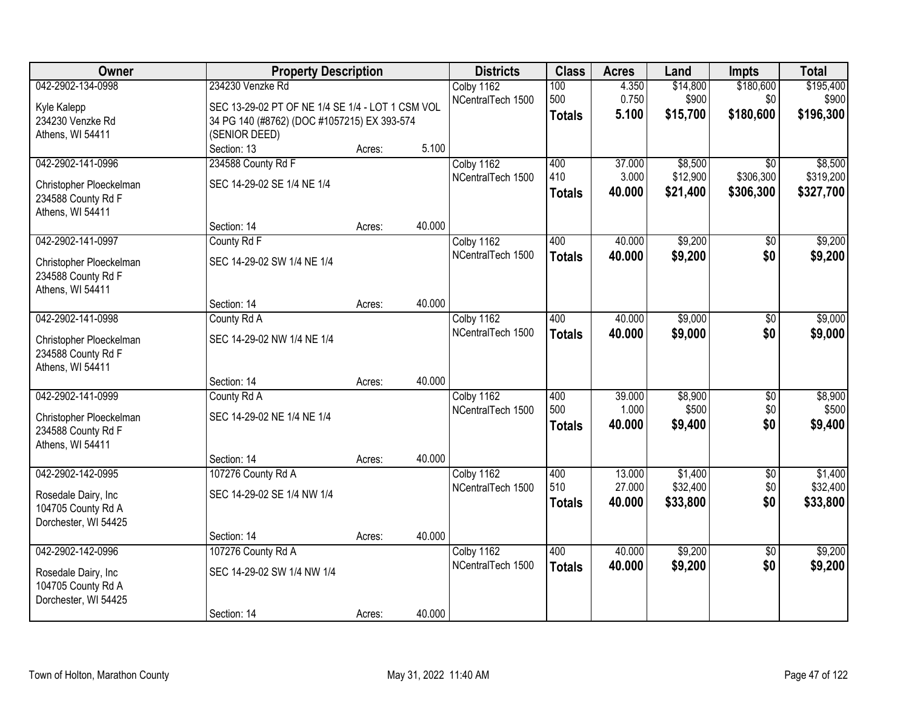| Owner | Property Description | | | Districts | Class | Acres | Land | Impts | Total |
|---|---|---|---|---|---|---|---|---|---|
| 042-2902-134-0998 | 234230 Venzke Rd | | | Colby 1162 | 100 | 4.350 | $14,800 | $180,600 | $195,400 |
| Kyle Kalepp | SEC 13-29-02 PT OF NE 1/4 SE 1/4 - LOT 1 CSM VOL 34 PG 140 (#8762) (DOC #1057215) EX 393-574 (SENIOR DEED) | | | NCentralTech 1500 | 500 | 0.750 | $900 | $0 | $900 |
| 234230 Venzke Rd | | | | | **Totals** | **5.100** | **$15,700** | **$180,600** | **$196,300** |
| Athens, WI 54411 | Section: 13 | Acres: | 5.100 | | | | | | |
| 042-2902-141-0996 | 234588 County Rd F | | | Colby 1162 | 400 | 37.000 | $8,500 | $0 | $8,500 |
| Christopher Ploeckelman | SEC 14-29-02 SE 1/4 NE 1/4 | | | NCentralTech 1500 | 410 | 3.000 | $12,900 | $306,300 | $319,200 |
| 234588 County Rd F | | | | | **Totals** | **40.000** | **$21,400** | **$306,300** | **$327,700** |
| Athens, WI 54411 | Section: 14 | Acres: | 40.000 | | | | | | |
| 042-2902-141-0997 | County Rd F | | | Colby 1162 | 400 | 40.000 | $9,200 | $0 | $9,200 |
| Christopher Ploeckelman | SEC 14-29-02 SW 1/4 NE 1/4 | | | NCentralTech 1500 | **Totals** | **40.000** | **$9,200** | **$0** | **$9,200** |
| 234588 County Rd F | | | | | | | | | |
| Athens, WI 54411 | Section: 14 | Acres: | 40.000 | | | | | | |
| 042-2902-141-0998 | County Rd A | | | Colby 1162 | 400 | 40.000 | $9,000 | $0 | $9,000 |
| Christopher Ploeckelman | SEC 14-29-02 NW 1/4 NE 1/4 | | | NCentralTech 1500 | **Totals** | **40.000** | **$9,000** | **$0** | **$9,000** |
| 234588 County Rd F | | | | | | | | | |
| Athens, WI 54411 | Section: 14 | Acres: | 40.000 | | | | | | |
| 042-2902-141-0999 | County Rd A | | | Colby 1162 | 400 | 39.000 | $8,900 | $0 | $8,900 |
| Christopher Ploeckelman | SEC 14-29-02 NE 1/4 NE 1/4 | | | NCentralTech 1500 | 500 | 1.000 | $500 | $0 | $500 |
| 234588 County Rd F | | | | | **Totals** | **40.000** | **$9,400** | **$0** | **$9,400** |
| Athens, WI 54411 | Section: 14 | Acres: | 40.000 | | | | | | |
| 042-2902-142-0995 | 107276 County Rd A | | | Colby 1162 | 400 | 13.000 | $1,400 | $0 | $1,400 |
| Rosedale Dairy, Inc | SEC 14-29-02 SE 1/4 NW 1/4 | | | NCentralTech 1500 | 510 | 27.000 | $32,400 | $0 | $32,400 |
| 104705 County Rd A | | | | | **Totals** | **40.000** | **$33,800** | **$0** | **$33,800** |
| Dorchester, WI 54425 | Section: 14 | Acres: | 40.000 | | | | | | |
| 042-2902-142-0996 | 107276 County Rd A | | | Colby 1162 | 400 | 40.000 | $9,200 | $0 | $9,200 |
| Rosedale Dairy, Inc | SEC 14-29-02 SW 1/4 NW 1/4 | | | NCentralTech 1500 | **Totals** | **40.000** | **$9,200** | **$0** | **$9,200** |
| 104705 County Rd A | | | | | | | | | |
| Dorchester, WI 54425 | Section: 14 | Acres: | 40.000 | | | | | | |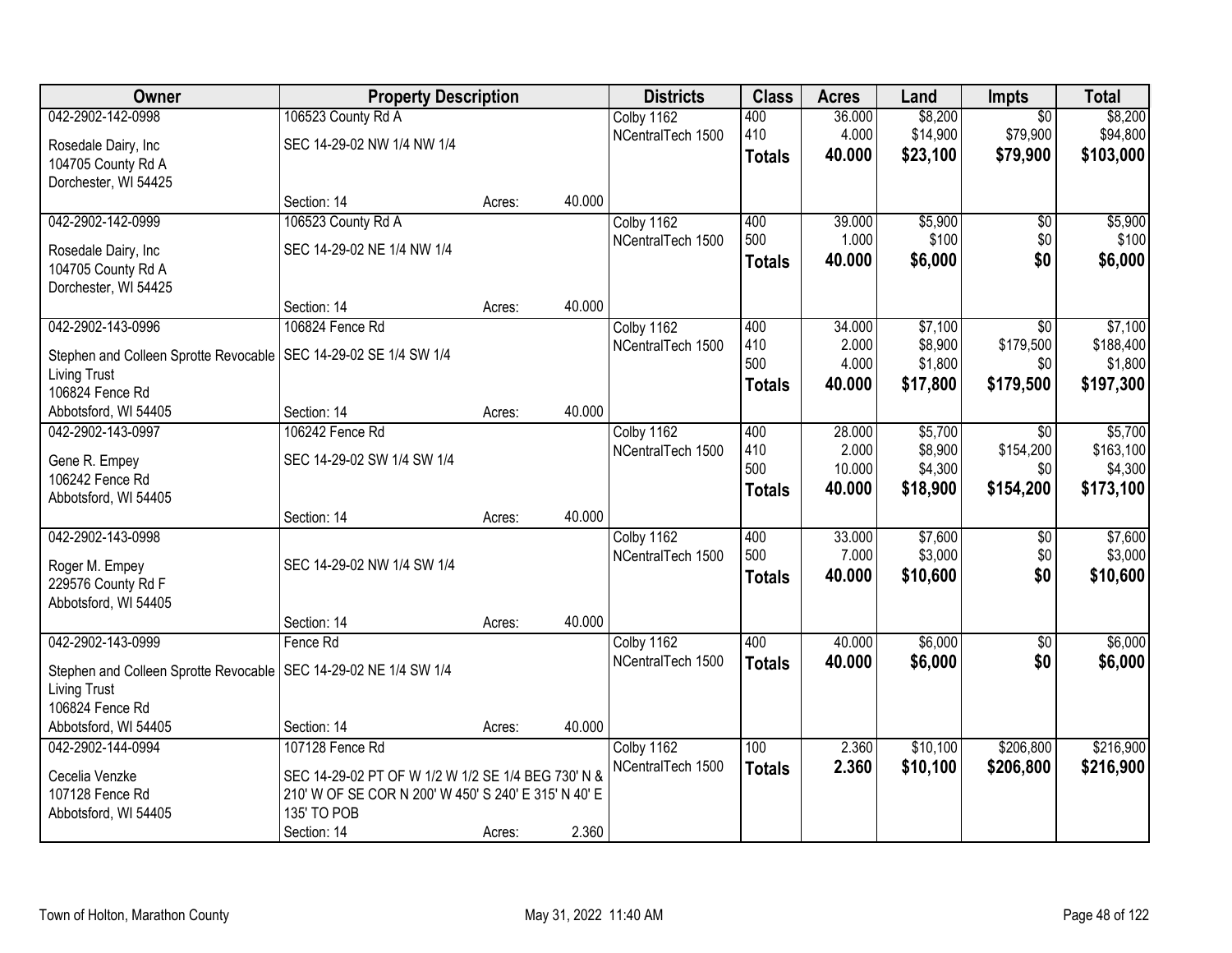| Owner | Property Description | | | Districts | Class | Acres | Land | Impts | Total |
|---|---|---|---|---|---|---|---|---|---|
| 042-2902-142-0998<br>Rosedale Dairy, Inc<br>104705 County Rd A<br>Dorchester, WI 54425 | 106523 County Rd A<br>SEC 14-29-02 NW 1/4 NW 1/4<br>Section: 14 | Acres: | 40.000 | Colby 1162<br>NCentralTech 1500 | 400<br>410<br>**Totals** | 36.000<br>4.000<br>**40.000** | $8,200<br>$14,900<br>**$23,100** | $0<br>$79,900<br>**$79,900** | $8,200<br>$94,800<br>**$103,000** |
| 042-2902-142-0999<br>Rosedale Dairy, Inc<br>104705 County Rd A<br>Dorchester, WI 54425 | 106523 County Rd A<br>SEC 14-29-02 NE 1/4 NW 1/4<br>Section: 14 | Acres: | 40.000 | Colby 1162<br>NCentralTech 1500 | 400<br>500<br>**Totals** | 39.000<br>1.000<br>**40.000** | $5,900<br>$100<br>**$6,000** | $0<br>$0<br>**$0** | $5,900<br>$100<br>**$6,000** |
| 042-2902-143-0996<br>Stephen and Colleen Sprotte Revocable Living Trust<br>106824 Fence Rd<br>Abbotsford, WI 54405 | 106824 Fence Rd<br>SEC 14-29-02 SE 1/4 SW 1/4<br>Section: 14 | Acres: | 40.000 | Colby 1162<br>NCentralTech 1500 | 400<br>410<br>500<br>**Totals** | 34.000<br>2.000<br>4.000<br>**40.000** | $7,100<br>$8,900<br>$1,800<br>**$17,800** | $0<br>$179,500<br>$0<br>**$179,500** | $7,100<br>$188,400<br>$1,800<br>**$197,300** |
| 042-2902-143-0997<br>Gene R. Empey<br>106242 Fence Rd<br>Abbotsford, WI 54405 | 106242 Fence Rd<br>SEC 14-29-02 SW 1/4 SW 1/4<br>Section: 14 | Acres: | 40.000 | Colby 1162<br>NCentralTech 1500 | 400<br>410<br>500<br>**Totals** | 28.000<br>2.000<br>10.000<br>**40.000** | $5,700<br>$8,900<br>$4,300<br>**$18,900** | $0<br>$154,200<br>$0<br>**$154,200** | $5,700<br>$163,100<br>$4,300<br>**$173,100** |
| 042-2902-143-0998<br>Roger M. Empey<br>229576 County Rd F<br>Abbotsford, WI 54405 | SEC 14-29-02 NW 1/4 SW 1/4<br>Section: 14 | Acres: | 40.000 | Colby 1162<br>NCentralTech 1500 | 400<br>500<br>**Totals** | 33.000<br>7.000<br>**40.000** | $7,600<br>$3,000<br>**$10,600** | $0<br>$0<br>**$0** | $7,600<br>$3,000<br>**$10,600** |
| 042-2902-143-0999<br>Stephen and Colleen Sprotte Revocable Living Trust<br>106824 Fence Rd<br>Abbotsford, WI 54405 | Fence Rd<br>SEC 14-29-02 NE 1/4 SW 1/4<br>Section: 14 | Acres: | 40.000 | Colby 1162<br>NCentralTech 1500 | 400<br>**Totals** | 40.000<br>**40.000** | $6,000<br>**$6,000** | $0<br>**$0** | $6,000<br>**$6,000** |
| 042-2902-144-0994<br>Cecelia Venzke<br>107128 Fence Rd<br>Abbotsford, WI 54405 | 107128 Fence Rd<br>SEC 14-29-02 PT OF W 1/2 W 1/2 SE 1/4 BEG 730' N & 210' W OF SE COR N 200' W 450' S 240' E 315' N 40' E 135' TO POB<br>Section: 14 | Acres: | 2.360 | Colby 1162<br>NCentralTech 1500 | 100<br>**Totals** | 2.360<br>**2.360** | $10,100<br>**$10,100** | $206,800<br>**$206,800** | $216,900<br>**$216,900** |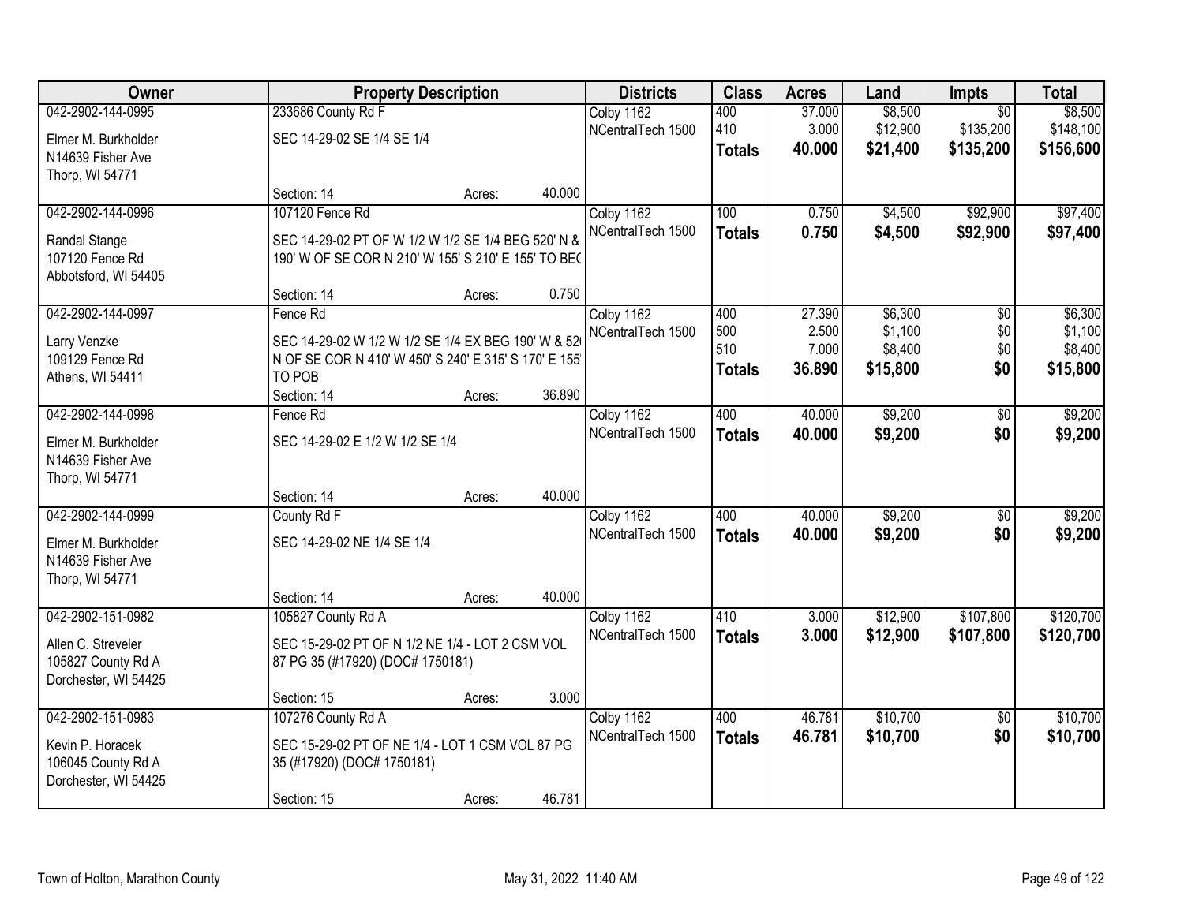| Owner | Property Description | | | Districts | Class | Acres | Land | Impts | Total |
|---|---|---|---|---|---|---|---|---|---|
| 042-2902-144-0995 | 233686 County Rd F | | | Colby 1162 | 400 | 37.000 | $8,500 | $0 | $8,500 |
| Elmer M. Burkholder | SEC 14-29-02 SE 1/4 SE 1/4 | | | NCentralTech 1500 | 410 | 3.000 | $12,900 | $135,200 | $148,100 |
| N14639 Fisher Ave | | | | | **Totals** | **40.000** | **$21,400** | **$135,200** | **$156,600** |
| Thorp, WI 54771 | | | | | | | | | |
| | Section: 14 | Acres: | 40.000 | | | | | | |
| 042-2902-144-0996 | 107120 Fence Rd | | | Colby 1162 | 100 | 0.750 | $4,500 | $92,900 | $97,400 |
| Randal Stange | SEC 14-29-02 PT OF W 1/2 W 1/2 SE 1/4 BEG 520' N & 190' W OF SE COR N 210' W 155' S 210' E 155' TO BE( | | | NCentralTech 1500 | **Totals** | **0.750** | **$4,500** | **$92,900** | **$97,400** |
| 107120 Fence Rd | | | | | | | | | |
| Abbotsford, WI 54405 | | | | | | | | | |
| | Section: 14 | Acres: | 0.750 | | | | | | |
| 042-2902-144-0997 | Fence Rd | | | Colby 1162 | 400 | 27.390 | $6,300 | $0 | $6,300 |
| Larry Venzke | SEC 14-29-02 W 1/2 W 1/2 SE 1/4 EX BEG 190' W & 52( N OF SE COR N 410' W 450' S 240' E 315' S 170' E 155' TO POB | | | NCentralTech 1500 | 500 | 2.500 | $1,100 | $0 | $1,100 |
| 109129 Fence Rd | | | | | 510 | 7.000 | $8,400 | $0 | $8,400 |
| Athens, WI 54411 | | | | | **Totals** | **36.890** | **$15,800** | **$0** | **$15,800** |
| | Section: 14 | Acres: | 36.890 | | | | | | |
| 042-2902-144-0998 | Fence Rd | | | Colby 1162 | 400 | 40.000 | $9,200 | $0 | $9,200 |
| Elmer M. Burkholder | SEC 14-29-02 E 1/2 W 1/2 SE 1/4 | | | NCentralTech 1500 | **Totals** | **40.000** | **$9,200** | **$0** | **$9,200** |
| N14639 Fisher Ave | | | | | | | | | |
| Thorp, WI 54771 | | | | | | | | | |
| | Section: 14 | Acres: | 40.000 | | | | | | |
| 042-2902-144-0999 | County Rd F | | | Colby 1162 | 400 | 40.000 | $9,200 | $0 | $9,200 |
| Elmer M. Burkholder | SEC 14-29-02 NE 1/4 SE 1/4 | | | NCentralTech 1500 | **Totals** | **40.000** | **$9,200** | **$0** | **$9,200** |
| N14639 Fisher Ave | | | | | | | | | |
| Thorp, WI 54771 | | | | | | | | | |
| | Section: 14 | Acres: | 40.000 | | | | | | |
| 042-2902-151-0982 | 105827 County Rd A | | | Colby 1162 | 410 | 3.000 | $12,900 | $107,800 | $120,700 |
| Allen C. Streveler | SEC 15-29-02 PT OF N 1/2 NE 1/4 - LOT 2 CSM VOL 87 PG 35 (#17920) (DOC# 1750181) | | | NCentralTech 1500 | **Totals** | **3.000** | **$12,900** | **$107,800** | **$120,700** |
| 105827 County Rd A | | | | | | | | | |
| Dorchester, WI 54425 | | | | | | | | | |
| | Section: 15 | Acres: | 3.000 | | | | | | |
| 042-2902-151-0983 | 107276 County Rd A | | | Colby 1162 | 400 | 46.781 | $10,700 | $0 | $10,700 |
| Kevin P. Horacek | SEC 15-29-02 PT OF NE 1/4 - LOT 1 CSM VOL 87 PG 35 (#17920) (DOC# 1750181) | | | NCentralTech 1500 | **Totals** | **46.781** | **$10,700** | **$0** | **$10,700** |
| 106045 County Rd A | | | | | | | | | |
| Dorchester, WI 54425 | | | | | | | | | |
| | Section: 15 | Acres: | 46.781 | | | | | | |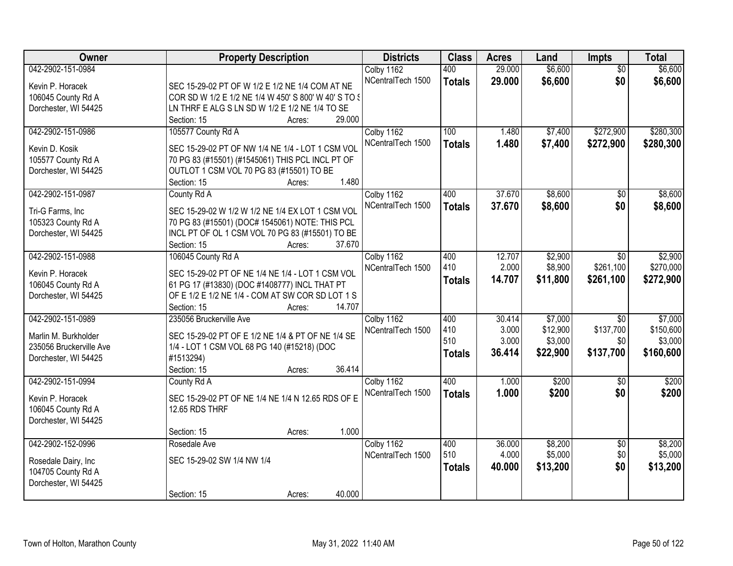| Owner | Property Description | Districts | Class | Acres | Land | Impts | Total |
|---|---|---|---|---|---|---|---|
| 042-2902-151-0984<br><br>Kevin P. Horacek<br>106045 County Rd A<br>Dorchester, WI 54425 | SEC 15-29-02 PT OF W 1/2 E 1/2 NE 1/4 COM AT NE COR SD W 1/2 E 1/2 NE 1/4 W 450' S 800' W 40' S TO S LN THRF E ALG S LN SD W 1/2 E 1/2 NE 1/4 TO SE<br>Section: 15 Acres: 29.000 | Colby 1162<br>NCentralTech 1500 | 400<br>**Totals** | 29.000<br>**29.000** | $6,600<br>**$6,600** | $0<br>**$0** | $6,600<br>**$6,600** |
| 042-2902-151-0986<br><br>Kevin D. Kosik<br>105577 County Rd A<br>Dorchester, WI 54425 | 105577 County Rd A<br>SEC 15-29-02 PT OF NW 1/4 NE 1/4 - LOT 1 CSM VOL 70 PG 83 (#15501) (#1545061) THIS PCL INCL PT OF OUTLOT 1 CSM VOL 70 PG 83 (#15501) TO BE<br>Section: 15 Acres: 1.480 | Colby 1162<br>NCentralTech 1500 | 100<br>**Totals** | 1.480<br>**1.480** | $7,400<br>**$7,400** | $272,900<br>**$272,900** | $280,300<br>**$280,300** |
| 042-2902-151-0987<br><br>Tri-G Farms, Inc<br>105323 County Rd A<br>Dorchester, WI 54425 | County Rd A<br>SEC 15-29-02 W 1/2 W 1/2 NE 1/4 EX LOT 1 CSM VOL 70 PG 83 (#15501) (DOC# 1545061) NOTE: THIS PCL INCL PT OF OL 1 CSM VOL 70 PG 83 (#15501) TO BE<br>Section: 15 Acres: 37.670 | Colby 1162<br>NCentralTech 1500 | 400<br>**Totals** | 37.670<br>**37.670** | $8,600<br>**$8,600** | $0<br>**$0** | $8,600<br>**$8,600** |
| 042-2902-151-0988<br><br>Kevin P. Horacek<br>106045 County Rd A<br>Dorchester, WI 54425 | 106045 County Rd A<br>SEC 15-29-02 PT OF NE 1/4 NE 1/4 - LOT 1 CSM VOL 61 PG 17 (#13830) (DOC #1408777) INCL THAT PT OF E 1/2 E 1/2 NE 1/4 - COM AT SW COR SD LOT 1 S<br>Section: 15 Acres: 14.707 | Colby 1162<br>NCentralTech 1500 | 400<br>410<br>**Totals** | 12.707<br>2.000<br>**14.707** | $2,900<br>$8,900<br>**$11,800** | $0<br>$261,100<br>**$261,100** | $2,900<br>$270,000<br>**$272,900** |
| 042-2902-151-0989<br><br>Marlin M. Burkholder<br>235056 Bruckerville Ave<br>Dorchester, WI 54425 | 235056 Bruckerville Ave<br>SEC 15-29-02 PT OF E 1/2 NE 1/4 & PT OF NE 1/4 SE 1/4 - LOT 1 CSM VOL 68 PG 140 (#15218) (DOC #1513294)<br>Section: 15 Acres: 36.414 | Colby 1162<br>NCentralTech 1500 | 400<br>410<br>510<br>**Totals** | 30.414<br>3.000<br>3.000<br>**36.414** | $7,000<br>$12,900<br>$3,000<br>**$22,900** | $0<br>$137,700<br>$0<br>**$137,700** | $7,000<br>$150,600<br>$3,000<br>**$160,600** |
| 042-2902-151-0994<br><br>Kevin P. Horacek<br>106045 County Rd A<br>Dorchester, WI 54425 | County Rd A<br>SEC 15-29-02 PT OF NE 1/4 NE 1/4 N 12.65 RDS OF E 12.65 RDS THRF<br>Section: 15 Acres: 1.000 | Colby 1162<br>NCentralTech 1500 | 400<br>**Totals** | 1.000<br>**1.000** | $200<br>**$200** | $0<br>**$0** | $200<br>**$200** |
| 042-2902-152-0996<br><br>Rosedale Dairy, Inc<br>104705 County Rd A<br>Dorchester, WI 54425 | Rosedale Ave<br>SEC 15-29-02 SW 1/4 NW 1/4<br>Section: 15 Acres: 40.000 | Colby 1162<br>NCentralTech 1500 | 400<br>510<br>**Totals** | 36.000<br>4.000<br>**40.000** | $8,200<br>$5,000<br>**$13,200** | $0<br>$0<br>**$0** | $8,200<br>$5,000<br>**$13,200** |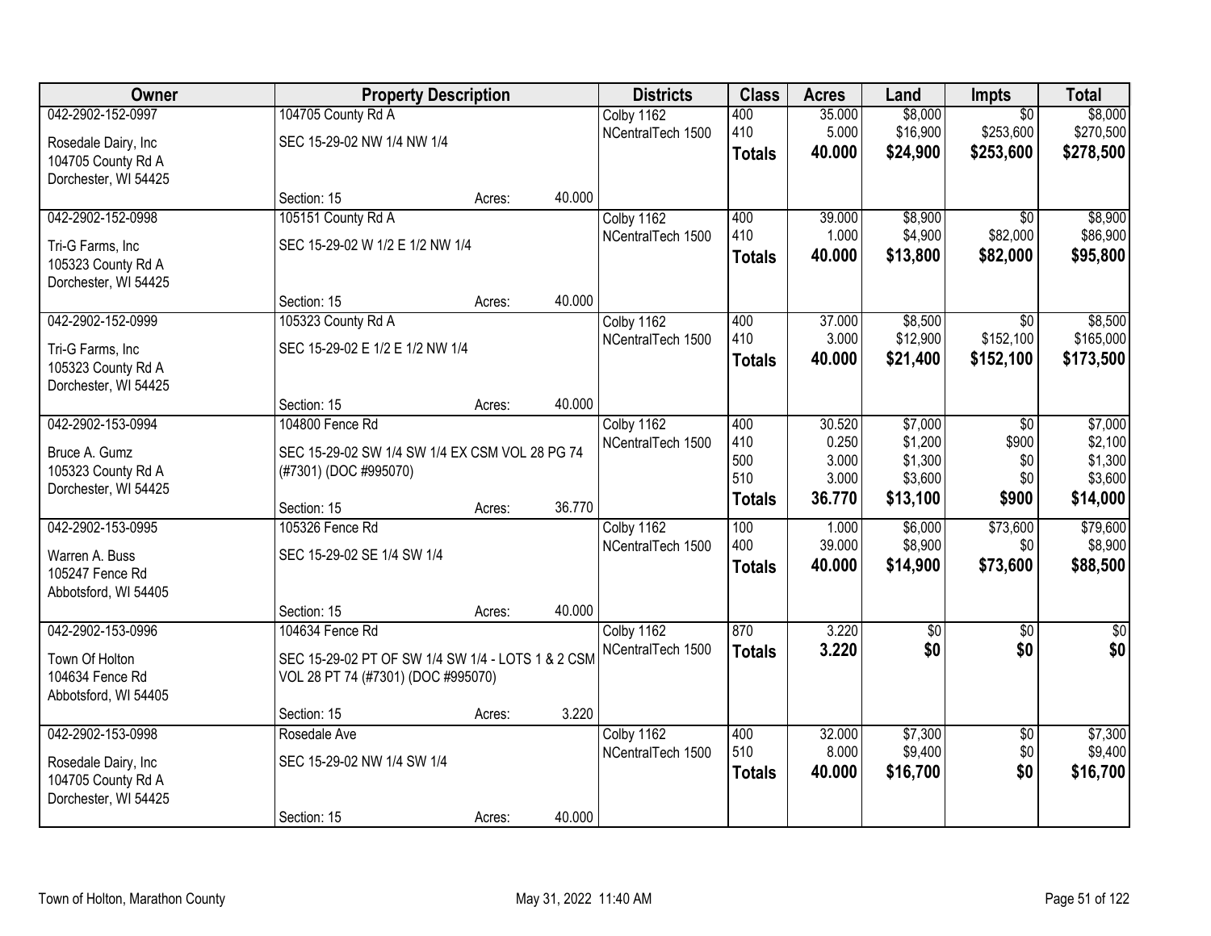| Owner | Property Description | | | Districts | Class | Acres | Land | Impts | Total |
|---|---|---|---|---|---|---|---|---|---|
| 042-2902-152-0997 | 104705 County Rd A | | | Colby 1162 | 400 | 35.000 | $8,000 | $0 | $8,000 |
| Rosedale Dairy, Inc | SEC 15-29-02 NW 1/4 NW 1/4 | | | NCentralTech 1500 | 410 | 5.000 | $16,900 | $253,600 | $270,500 |
| 104705 County Rd A | | | | | **Totals** | **40.000** | **$24,900** | **$253,600** | **$278,500** |
| Dorchester, WI 54425 | | | | | | | | | |
| | Section: 15 | Acres: | 40.000 | | | | | | |
| 042-2902-152-0998 | 105151 County Rd A | | | Colby 1162 | 400 | 39.000 | $8,900 | $0 | $8,900 |
| Tri-G Farms, Inc | SEC 15-29-02 W 1/2 E 1/2 NW 1/4 | | | NCentralTech 1500 | 410 | 1.000 | $4,900 | $82,000 | $86,900 |
| 105323 County Rd A | | | | | **Totals** | **40.000** | **$13,800** | **$82,000** | **$95,800** |
| Dorchester, WI 54425 | | | | | | | | | |
| | Section: 15 | Acres: | 40.000 | | | | | | |
| 042-2902-152-0999 | 105323 County Rd A | | | Colby 1162 | 400 | 37.000 | $8,500 | $0 | $8,500 |
| Tri-G Farms, Inc | SEC 15-29-02 E 1/2 E 1/2 NW 1/4 | | | NCentralTech 1500 | 410 | 3.000 | $12,900 | $152,100 | $165,000 |
| 105323 County Rd A | | | | | **Totals** | **40.000** | **$21,400** | **$152,100** | **$173,500** |
| Dorchester, WI 54425 | | | | | | | | | |
| | Section: 15 | Acres: | 40.000 | | | | | | |
| 042-2902-153-0994 | 104800 Fence Rd | | | Colby 1162 | 400 | 30.520 | $7,000 | $0 | $7,000 |
| Bruce A. Gumz | SEC 15-29-02 SW 1/4 SW 1/4 EX CSM VOL 28 PG 74 | | | NCentralTech 1500 | 410 | 0.250 | $1,200 | $900 | $2,100 |
| 105323 County Rd A | (#7301) (DOC #995070) | | | | 500 | 3.000 | $1,300 | $0 | $1,300 |
| Dorchester, WI 54425 | | | | | 510 | 3.000 | $3,600 | $0 | $3,600 |
| | Section: 15 | Acres: | 36.770 | | **Totals** | **36.770** | **$13,100** | **$900** | **$14,000** |
| 042-2902-153-0995 | 105326 Fence Rd | | | Colby 1162 | 100 | 1.000 | $6,000 | $73,600 | $79,600 |
| Warren A. Buss | SEC 15-29-02 SE 1/4 SW 1/4 | | | NCentralTech 1500 | 400 | 39.000 | $8,900 | $0 | $8,900 |
| 105247 Fence Rd | | | | | **Totals** | **40.000** | **$14,900** | **$73,600** | **$88,500** |
| Abbotsford, WI 54405 | | | | | | | | | |
| | Section: 15 | Acres: | 40.000 | | | | | | |
| 042-2902-153-0996 | 104634 Fence Rd | | | Colby 1162 | 870 | 3.220 | $0 | $0 | $0 |
| Town Of Holton | SEC 15-29-02 PT OF SW 1/4 SW 1/4 - LOTS 1 & 2 CSM | | | NCentralTech 1500 | **Totals** | **3.220** | **$0** | **$0** | **$0** |
| 104634 Fence Rd | VOL 28 PT 74 (#7301) (DOC #995070) | | | | | | | | |
| Abbotsford, WI 54405 | | | | | | | | | |
| | Section: 15 | Acres: | 3.220 | | | | | | |
| 042-2902-153-0998 | Rosedale Ave | | | Colby 1162 | 400 | 32.000 | $7,300 | $0 | $7,300 |
| Rosedale Dairy, Inc | SEC 15-29-02 NW 1/4 SW 1/4 | | | NCentralTech 1500 | 510 | 8.000 | $9,400 | $0 | $9,400 |
| 104705 County Rd A | | | | | **Totals** | **40.000** | **$16,700** | **$0** | **$16,700** |
| Dorchester, WI 54425 | | | | | | | | | |
| | Section: 15 | Acres: | 40.000 | | | | | | |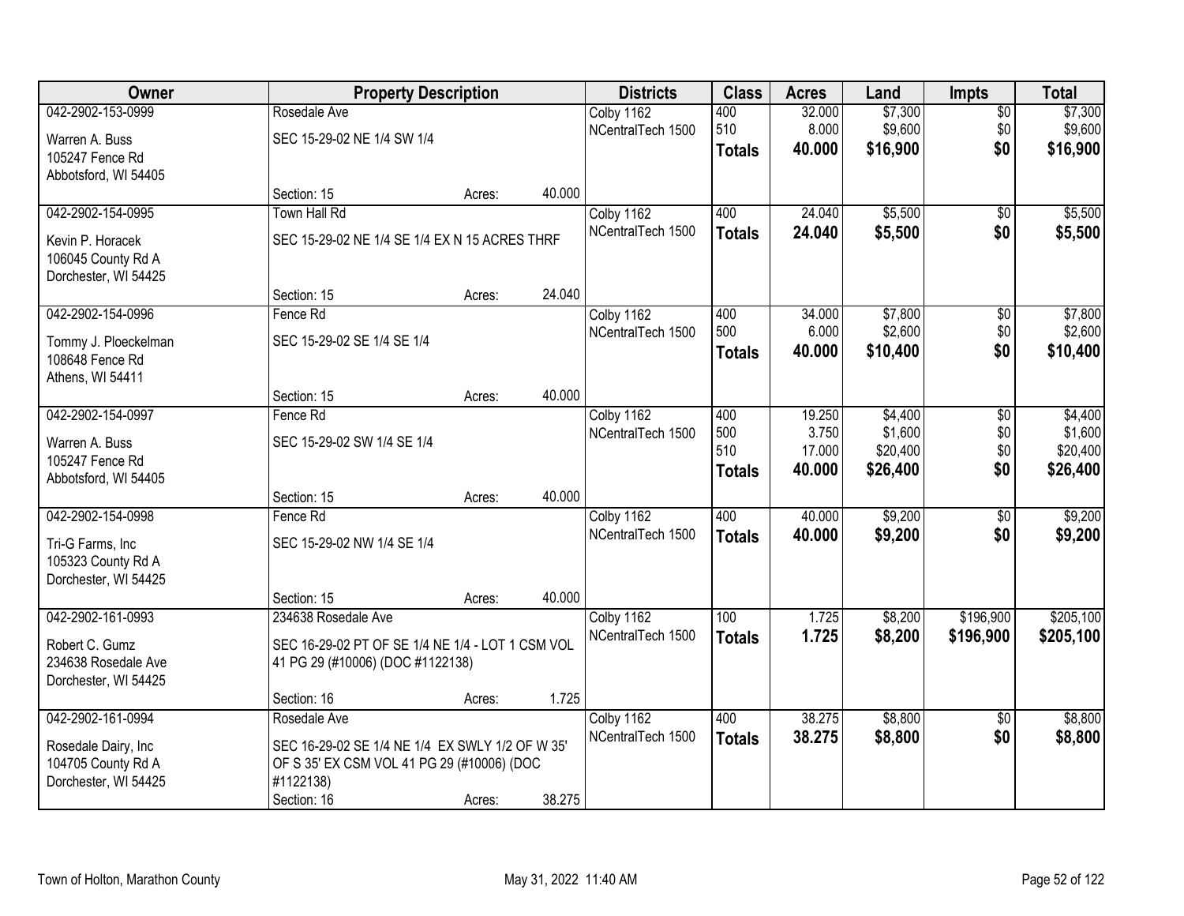| Owner | Property Description | | | Districts | Class | Acres | Land | Impts | Total |
|---|---|---|---|---|---|---|---|---|---|
| 042-2902-153-0999 | Rosedale Ave | | | Colby 1162 | 400 | 32.000 | $7,300 | $0 | $7,300 |
| Warren A. Buss<br>105247 Fence Rd<br>Abbotsford, WI 54405 | SEC 15-29-02 NE 1/4 SW 1/4 | | | NCentralTech 1500 | 510 | 8.000 | $9,600 | $0 | $9,600 |
| | | | | | **Totals** | **40.000** | **$16,900** | **$0** | **$16,900** |
| | Section: 15 | Acres: | 40.000 | | | | | | |
| 042-2902-154-0995 | Town Hall Rd | | | Colby 1162 | 400 | 24.040 | $5,500 | $0 | $5,500 |
| Kevin P. Horacek<br>106045 County Rd A<br>Dorchester, WI 54425 | SEC 15-29-02 NE 1/4 SE 1/4 EX N 15 ACRES THRF | | | NCentralTech 1500 | **Totals** | **24.040** | **$5,500** | **$0** | **$5,500** |
| | Section: 15 | Acres: | 24.040 | | | | | | |
| 042-2902-154-0996 | Fence Rd | | | Colby 1162 | 400 | 34.000 | $7,800 | $0 | $7,800 |
| Tommy J. Ploeckelman<br>108648 Fence Rd<br>Athens, WI 54411 | SEC 15-29-02 SE 1/4 SE 1/4 | | | NCentralTech 1500 | 500 | 6.000 | $2,600 | $0 | $2,600 |
| | | | | | **Totals** | **40.000** | **$10,400** | **$0** | **$10,400** |
| | Section: 15 | Acres: | 40.000 | | | | | | |
| 042-2902-154-0997 | Fence Rd | | | Colby 1162 | 400 | 19.250 | $4,400 | $0 | $4,400 |
| Warren A. Buss<br>105247 Fence Rd<br>Abbotsford, WI 54405 | SEC 15-29-02 SW 1/4 SE 1/4 | | | NCentralTech 1500 | 500 | 3.750 | $1,600 | $0 | $1,600 |
| | | | | | 510 | 17.000 | $20,400 | $0 | $20,400 |
| | | | | | **Totals** | **40.000** | **$26,400** | **$0** | **$26,400** |
| | Section: 15 | Acres: | 40.000 | | | | | | |
| 042-2902-154-0998 | Fence Rd | | | Colby 1162 | 400 | 40.000 | $9,200 | $0 | $9,200 |
| Tri-G Farms, Inc<br>105323 County Rd A<br>Dorchester, WI 54425 | SEC 15-29-02 NW 1/4 SE 1/4 | | | NCentralTech 1500 | **Totals** | **40.000** | **$9,200** | **$0** | **$9,200** |
| | Section: 15 | Acres: | 40.000 | | | | | | |
| 042-2902-161-0993 | 234638 Rosedale Ave | | | Colby 1162 | 100 | 1.725 | $8,200 | $196,900 | $205,100 |
| Robert C. Gumz<br>234638 Rosedale Ave<br>Dorchester, WI 54425 | SEC 16-29-02 PT OF SE 1/4 NE 1/4 - LOT 1 CSM VOL 41 PG 29 (#10006) (DOC #1122138) | | | NCentralTech 1500 | **Totals** | **1.725** | **$8,200** | **$196,900** | **$205,100** |
| | Section: 16 | Acres: | 1.725 | | | | | | |
| 042-2902-161-0994 | Rosedale Ave | | | Colby 1162 | 400 | 38.275 | $8,800 | $0 | $8,800 |
| Rosedale Dairy, Inc<br>104705 County Rd A<br>Dorchester, WI 54425 | SEC 16-29-02 SE 1/4 NE 1/4 EX SWLY 1/2 OF W 35' OF S 35' EX CSM VOL 41 PG 29 (#10006) (DOC #1122138) | | | NCentralTech 1500 | **Totals** | **38.275** | **$8,800** | **$0** | **$8,800** |
| | Section: 16 | Acres: | 38.275 | | | | | | |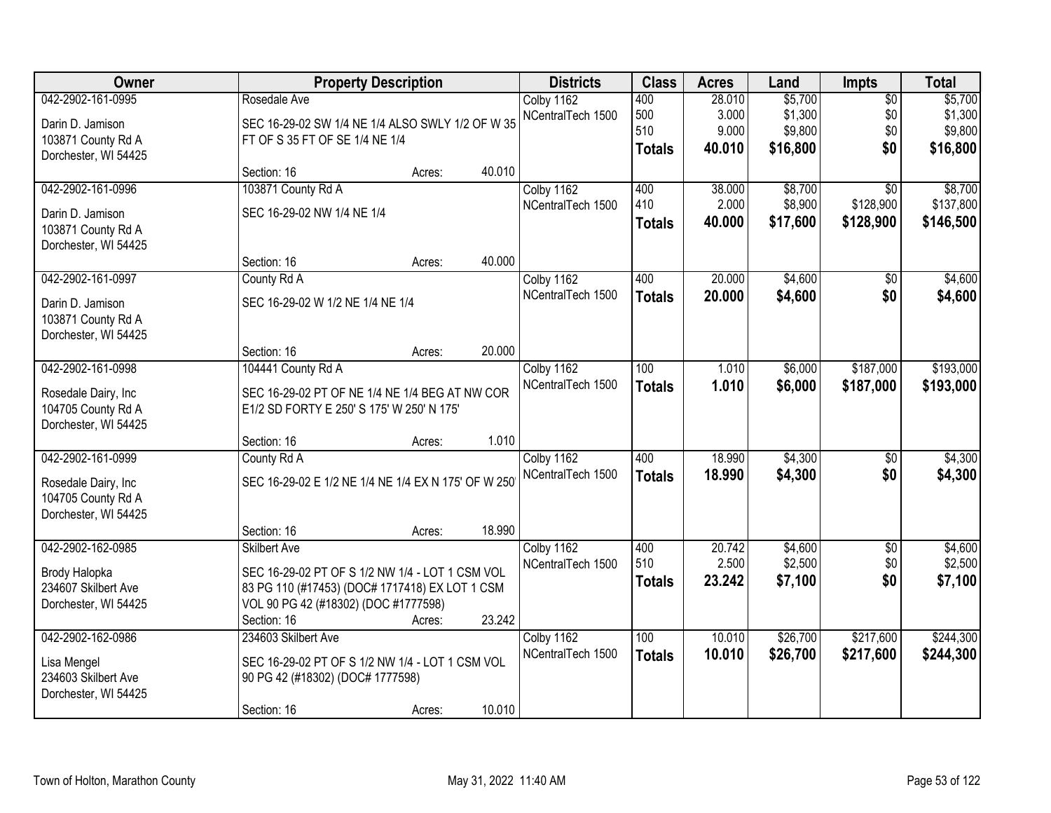| Owner | Property Description | | | Districts | Class | Acres | Land | Impts | Total |
|---|---|---|---|---|---|---|---|---|---|
| 042-2902-161-0995 | Rosedale Ave | | | Colby 1162 | 400 | 28.010 | $5,700 | $0 | $5,700 |
| Darin D. Jamison | SEC 16-29-02 SW 1/4 NE 1/4 ALSO SWLY 1/2 OF W 35 | | | NCentralTech 1500 | 500 | 3.000 | $1,300 | $0 | $1,300 |
| 103871 County Rd A | FT OF S 35 FT OF SE 1/4 NE 1/4 | | | | 510 | 9.000 | $9,800 | $0 | $9,800 |
| Dorchester, WI 54425 | | | | | **Totals** | **40.010** | **$16,800** | **$0** | **$16,800** |
| | Section: 16 | Acres: | 40.010 | | | | | | |
| 042-2902-161-0996 | 103871 County Rd A | | | Colby 1162 | 400 | 38.000 | $8,700 | $0 | $8,700 |
| Darin D. Jamison | SEC 16-29-02 NW 1/4 NE 1/4 | | | NCentralTech 1500 | 410 | 2.000 | $8,900 | $128,900 | $137,800 |
| 103871 County Rd A | | | | | **Totals** | **40.000** | **$17,600** | **$128,900** | **$146,500** |
| Dorchester, WI 54425 | | | | | | | | | |
| | Section: 16 | Acres: | 40.000 | | | | | | |
| 042-2902-161-0997 | County Rd A | | | Colby 1162 | 400 | 20.000 | $4,600 | $0 | $4,600 |
| Darin D. Jamison | SEC 16-29-02 W 1/2 NE 1/4 NE 1/4 | | | NCentralTech 1500 | **Totals** | **20.000** | **$4,600** | **$0** | **$4,600** |
| 103871 County Rd A | | | | | | | | | |
| Dorchester, WI 54425 | | | | | | | | | |
| | Section: 16 | Acres: | 20.000 | | | | | | |
| 042-2902-161-0998 | 104441 County Rd A | | | Colby 1162 | 100 | 1.010 | $6,000 | $187,000 | $193,000 |
| Rosedale Dairy, Inc | SEC 16-29-02 PT OF NE 1/4 NE 1/4 BEG AT NW COR | | | NCentralTech 1500 | **Totals** | **1.010** | **$6,000** | **$187,000** | **$193,000** |
| 104705 County Rd A | E1/2 SD FORTY E 250' S 175' W 250' N 175' | | | | | | | | |
| Dorchester, WI 54425 | | | | | | | | | |
| | Section: 16 | Acres: | 1.010 | | | | | | |
| 042-2902-161-0999 | County Rd A | | | Colby 1162 | 400 | 18.990 | $4,300 | $0 | $4,300 |
| Rosedale Dairy, Inc | SEC 16-29-02 E 1/2 NE 1/4 NE 1/4 EX N 175' OF W 250' | | | NCentralTech 1500 | **Totals** | **18.990** | **$4,300** | **$0** | **$4,300** |
| 104705 County Rd A | | | | | | | | | |
| Dorchester, WI 54425 | | | | | | | | | |
| | Section: 16 | Acres: | 18.990 | | | | | | |
| 042-2902-162-0985 | Skilbert Ave | | | Colby 1162 | 400 | 20.742 | $4,600 | $0 | $4,600 |
| Brody Halopka | SEC 16-29-02 PT OF S 1/2 NW 1/4 - LOT 1 CSM VOL | | | NCentralTech 1500 | 510 | 2.500 | $2,500 | $0 | $2,500 |
| 234607 Skilbert Ave | 83 PG 110 (#17453) (DOC# 1717418) EX LOT 1 CSM | | | | **Totals** | **23.242** | **$7,100** | **$0** | **$7,100** |
| Dorchester, WI 54425 | VOL 90 PG 42 (#18302) (DOC #1777598) | | | | | | | | |
| | Section: 16 | Acres: | 23.242 | | | | | | |
| 042-2902-162-0986 | 234603 Skilbert Ave | | | Colby 1162 | 100 | 10.010 | $26,700 | $217,600 | $244,300 |
| Lisa Mengel | SEC 16-29-02 PT OF S 1/2 NW 1/4 - LOT 1 CSM VOL | | | NCentralTech 1500 | **Totals** | **10.010** | **$26,700** | **$217,600** | **$244,300** |
| 234603 Skilbert Ave | 90 PG 42 (#18302) (DOC# 1777598) | | | | | | | | |
| Dorchester, WI 54425 | | | | | | | | | |
| | Section: 16 | Acres: | 10.010 | | | | | | |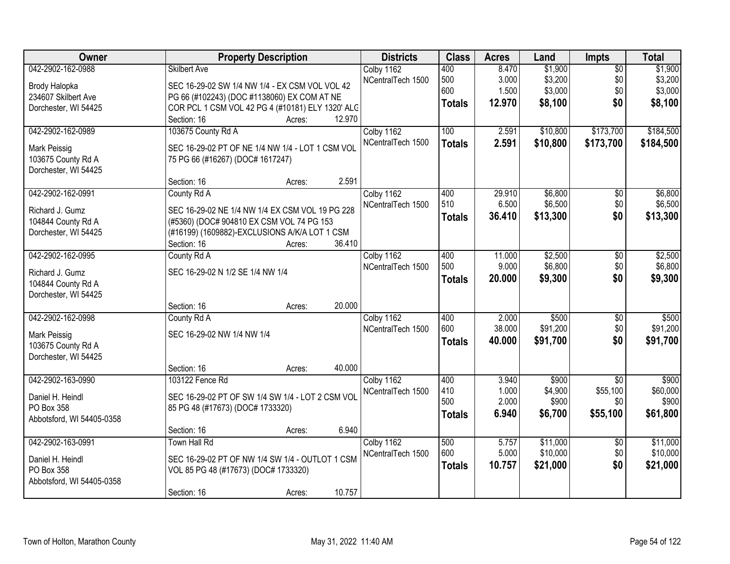| Owner | Property Description | Districts | Class | Acres | Land | Impts | Total |
|---|---|---|---|---|---|---|---|
| 042-2902-162-0988<br>Brody Halopka<br>234607 Skilbert Ave<br>Dorchester, WI 54425 | Skilbert Ave<br>SEC 16-29-02 SW 1/4 NW 1/4 - EX CSM VOL VOL 42 PG 66 (#102243) (DOC #1138060) EX COM AT NE COR PCL 1 CSM VOL 42 PG 4 (#10181) ELY 1320' ALG<br>Section: 16 Acres: 12.970 | Colby 1162<br>NCentralTech 1500 | 400<br>500<br>600<br>**Totals** | 8.470<br>3.000<br>1.500<br>**12.970** | $1,900<br>$3,200<br>$3,000<br>**$8,100** | $0<br>$0<br>$0<br>**$0** | $1,900<br>$3,200<br>$3,000<br>**$8,100** |
| 042-2902-162-0989<br>Mark Peissig<br>103675 County Rd A<br>Dorchester, WI 54425 | 103675 County Rd A<br>SEC 16-29-02 PT OF NE 1/4 NW 1/4 - LOT 1 CSM VOL 75 PG 66 (#16267) (DOC# 1617247)<br>Section: 16 Acres: 2.591 | Colby 1162<br>NCentralTech 1500 | 100<br>**Totals** | 2.591<br>**2.591** | $10,800<br>**$10,800** | $173,700<br>**$173,700** | $184,500<br>**$184,500** |
| 042-2902-162-0991<br>Richard J. Gumz<br>104844 County Rd A<br>Dorchester, WI 54425 | County Rd A<br>SEC 16-29-02 NE 1/4 NW 1/4 EX CSM VOL 19 PG 228 (#5360) (DOC# 904810 EX CSM VOL 74 PG 153 (#16199) (1609882)-EXCLUSIONS A/K/A LOT 1 CSM<br>Section: 16 Acres: 36.410 | Colby 1162<br>NCentralTech 1500 | 400<br>510<br>**Totals** | 29.910<br>6.500<br>**36.410** | $6,800<br>$6,500<br>**$13,300** | $0<br>$0<br>**$0** | $6,800<br>$6,500<br>**$13,300** |
| 042-2902-162-0995<br>Richard J. Gumz<br>104844 County Rd A<br>Dorchester, WI 54425 | County Rd A<br>SEC 16-29-02 N 1/2 SE 1/4 NW 1/4<br>Section: 16 Acres: 20.000 | Colby 1162<br>NCentralTech 1500 | 400<br>500<br>**Totals** | 11.000<br>9.000<br>**20.000** | $2,500<br>$6,800<br>**$9,300** | $0<br>$0<br>**$0** | $2,500<br>$6,800<br>**$9,300** |
| 042-2902-162-0998<br>Mark Peissig<br>103675 County Rd A<br>Dorchester, WI 54425 | County Rd A<br>SEC 16-29-02 NW 1/4 NW 1/4<br>Section: 16 Acres: 40.000 | Colby 1162<br>NCentralTech 1500 | 400<br>600<br>**Totals** | 2.000<br>38.000<br>**40.000** | $500<br>$91,200<br>**$91,700** | $0<br>$0<br>**$0** | $500<br>$91,200<br>**$91,700** |
| 042-2902-163-0990<br>Daniel H. Heindl<br>PO Box 358<br>Abbotsford, WI 54405-0358 | 103122 Fence Rd<br>SEC 16-29-02 PT OF SW 1/4 SW 1/4 - LOT 2 CSM VOL 85 PG 48 (#17673) (DOC# 1733320)<br>Section: 16 Acres: 6.940 | Colby 1162<br>NCentralTech 1500 | 400<br>410<br>500<br>**Totals** | 3.940<br>1.000<br>2.000<br>**6.940** | $900<br>$4,900<br>$900<br>**$6,700** | $0<br>$55,100<br>$0<br>**$55,100** | $900<br>$60,000<br>$900<br>**$61,800** |
| 042-2902-163-0991<br>Daniel H. Heindl<br>PO Box 358<br>Abbotsford, WI 54405-0358 | Town Hall Rd<br>SEC 16-29-02 PT OF NW 1/4 SW 1/4 - OUTLOT 1 CSM VOL 85 PG 48 (#17673) (DOC# 1733320)<br>Section: 16 Acres: 10.757 | Colby 1162<br>NCentralTech 1500 | 500<br>600<br>**Totals** | 5.757<br>5.000<br>**10.757** | $11,000<br>$10,000<br>**$21,000** | $0<br>$0<br>**$0** | $11,000<br>$10,000<br>**$21,000** |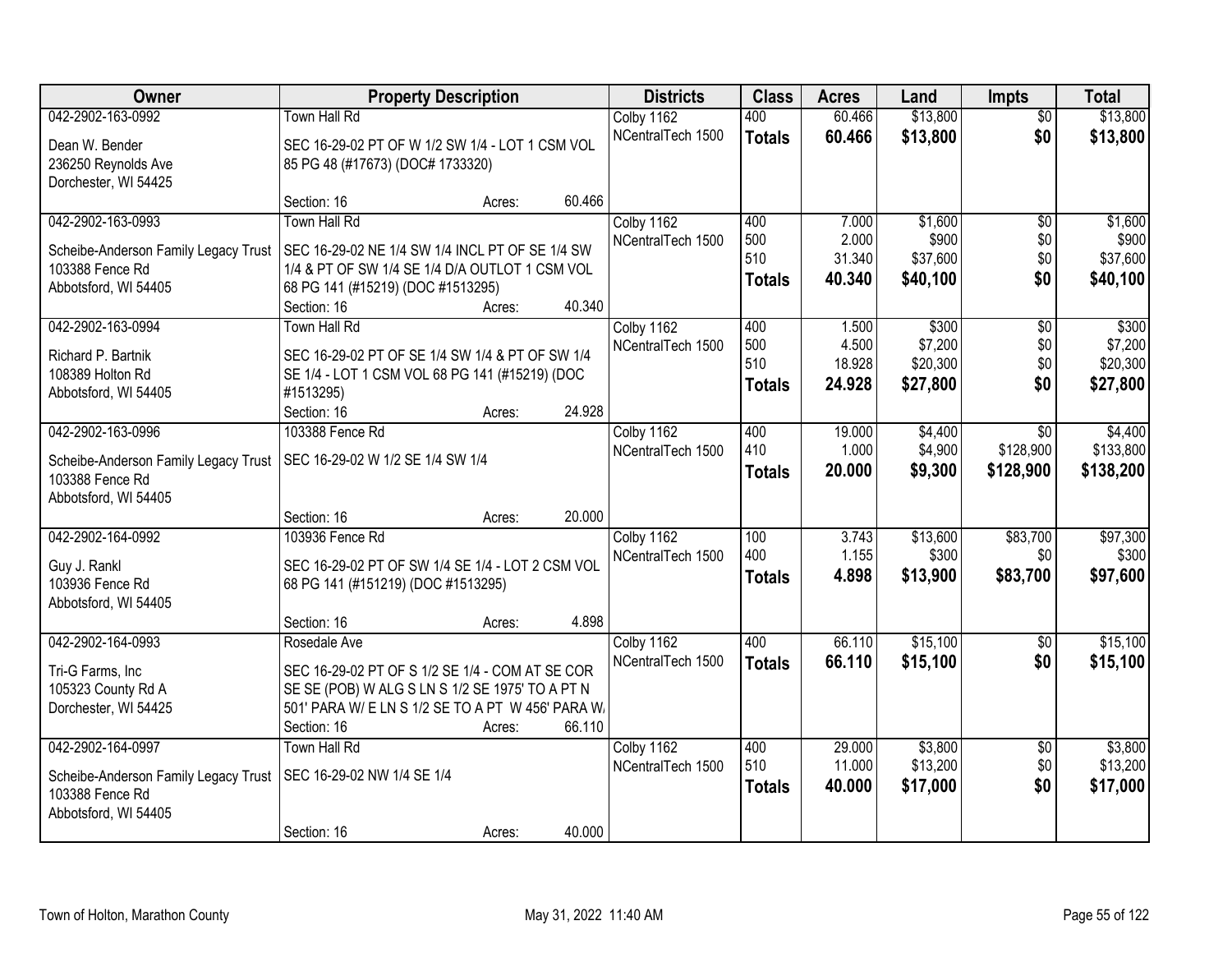| Owner | Property Description | Districts | Class | Acres | Land | Impts | Total |
|---|---|---|---|---|---|---|---|
| 042-2902-163-0992<br>Dean W. Bender<br>236250 Reynolds Ave<br>Dorchester, WI 54425 | Town Hall Rd<br>SEC 16-29-02 PT OF W 1/2 SW 1/4 - LOT 1 CSM VOL 85 PG 48 (#17673) (DOC# 1733320)<br>Section: 16 Acres: 60.466 | Colby 1162<br>NCentralTech 1500 | 400<br>**Totals** | 60.466<br>**60.466** | $13,800<br>**$13,800** | $0<br>**$0** | $13,800<br>**$13,800** |
| 042-2902-163-0993<br>Scheibe-Anderson Family Legacy Trust<br>103388 Fence Rd<br>Abbotsford, WI 54405 | Town Hall Rd<br>SEC 16-29-02 NE 1/4 SW 1/4 INCL PT OF SE 1/4 SW 1/4 & PT OF SW 1/4 SE 1/4 D/A OUTLOT 1 CSM VOL 68 PG 141 (#15219) (DOC #1513295)<br>Section: 16 Acres: 40.340 | Colby 1162<br>NCentralTech 1500 | 400<br>500<br>510<br>**Totals** | 7.000<br>2.000<br>31.340<br>**40.340** | $1,600<br>$900<br>$37,600<br>**$40,100** | $0<br>$0<br>$0<br>**$0** | $1,600<br>$900<br>$37,600<br>**$40,100** |
| 042-2902-163-0994<br>Richard P. Bartnik<br>108389 Holton Rd<br>Abbotsford, WI 54405 | Town Hall Rd<br>SEC 16-29-02 PT OF SE 1/4 SW 1/4 & PT OF SW 1/4 SE 1/4 - LOT 1 CSM VOL 68 PG 141 (#15219) (DOC #1513295)<br>Section: 16 Acres: 24.928 | Colby 1162<br>NCentralTech 1500 | 400<br>500<br>510<br>**Totals** | 1.500<br>4.500<br>18.928<br>**24.928** | $300<br>$7,200<br>$20,300<br>**$27,800** | $0<br>$0<br>$0<br>**$0** | $300<br>$7,200<br>$20,300<br>**$27,800** |
| 042-2902-163-0996<br>Scheibe-Anderson Family Legacy Trust<br>103388 Fence Rd<br>Abbotsford, WI 54405 | 103388 Fence Rd<br>SEC 16-29-02 W 1/2 SE 1/4 SW 1/4<br>Section: 16 Acres: 20.000 | Colby 1162<br>NCentralTech 1500 | 400<br>410<br>**Totals** | 19.000<br>1.000<br>**20.000** | $4,400<br>$4,900<br>**$9,300** | $0<br>$128,900<br>**$128,900** | $4,400<br>$133,800<br>**$138,200** |
| 042-2902-164-0992<br>Guy J. Rankl<br>103936 Fence Rd<br>Abbotsford, WI 54405 | 103936 Fence Rd<br>SEC 16-29-02 PT OF SW 1/4 SE 1/4 - LOT 2 CSM VOL 68 PG 141 (#151219) (DOC #1513295)<br>Section: 16 Acres: 4.898 | Colby 1162<br>NCentralTech 1500 | 100<br>400<br>**Totals** | 3.743<br>1.155<br>**4.898** | $13,600<br>$300<br>**$13,900** | $83,700<br>$0<br>**$83,700** | $97,300<br>$300<br>**$97,600** |
| 042-2902-164-0993<br>Tri-G Farms, Inc<br>105323 County Rd A<br>Dorchester, WI 54425 | Rosedale Ave<br>SEC 16-29-02 PT OF S 1/2 SE 1/4 - COM AT SE COR SE SE (POB) W ALG S LN S 1/2 SE 1975' TO A PT N 501' PARA W/ E LN S 1/2 SE TO A PT W 456' PARA W/<br>Section: 16 Acres: 66.110 | Colby 1162<br>NCentralTech 1500 | 400<br>**Totals** | 66.110<br>**66.110** | $15,100<br>**$15,100** | $0<br>**$0** | $15,100<br>**$15,100** |
| 042-2902-164-0997<br>Scheibe-Anderson Family Legacy Trust<br>103388 Fence Rd<br>Abbotsford, WI 54405 | Town Hall Rd<br>SEC 16-29-02 NW 1/4 SE 1/4<br>Section: 16 Acres: 40.000 | Colby 1162<br>NCentralTech 1500 | 400<br>510<br>**Totals** | 29.000<br>11.000<br>**40.000** | $3,800<br>$13,200<br>**$17,000** | $0<br>$0<br>**$0** | $3,800<br>$13,200<br>**$17,000** |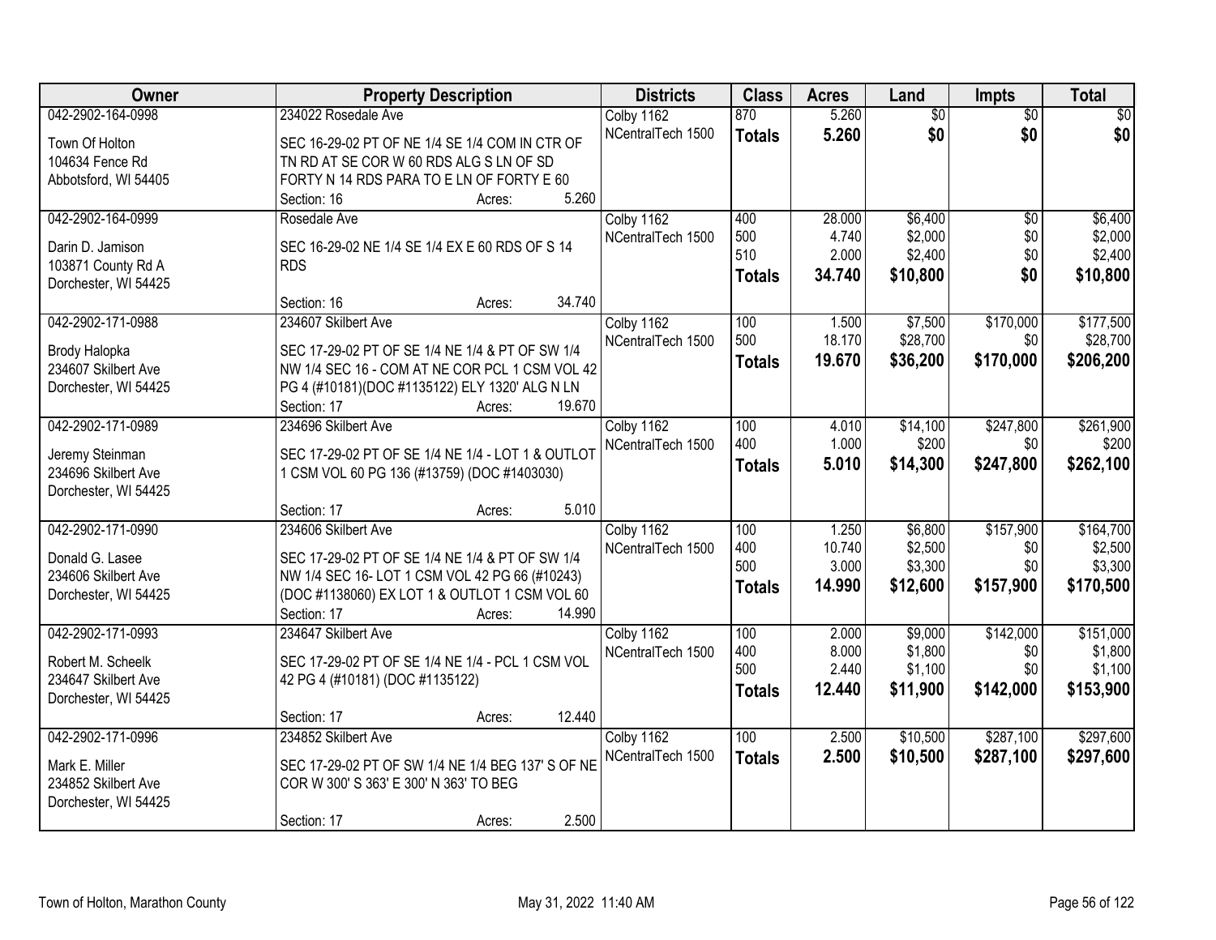| Owner | Property Description | Districts | Class | Acres | Land | Impts | Total |
|---|---|---|---|---|---|---|---|
| 042-2902-164-0998<br>Town Of Holton<br>104634 Fence Rd<br>Abbotsford, WI 54405 | 234022 Rosedale Ave<br>SEC 16-29-02 PT OF NE 1/4 SE 1/4 COM IN CTR OF TN RD AT SE COR W 60 RDS ALG S LN OF SD FORTY N 14 RDS PARA TO E LN OF FORTY E 60<br>Section: 16 Acres: 5.260 | Colby 1162<br>NCentralTech 1500 | 870<br>**Totals** | 5.260<br>**5.260** | $0<br>**$0** | $0<br>**$0** | $0<br>**$0** |
| 042-2902-164-0999<br>Darin D. Jamison<br>103871 County Rd A<br>Dorchester, WI 54425 | Rosedale Ave<br>SEC 16-29-02 NE 1/4 SE 1/4 EX E 60 RDS OF S 14 RDS<br>Section: 16 Acres: 34.740 | Colby 1162<br>NCentralTech 1500 | 400<br>500<br>510<br>**Totals** | 28.000<br>4.740<br>2.000<br>**34.740** | $6,400<br>$2,000<br>$2,400<br>**$10,800** | $0<br>$0<br>$0<br>**$0** | $6,400<br>$2,000<br>$2,400<br>**$10,800** |
| 042-2902-171-0988<br>Brody Halopka<br>234607 Skilbert Ave<br>Dorchester, WI 54425 | 234607 Skilbert Ave<br>SEC 17-29-02 PT OF SE 1/4 NE 1/4 & PT OF SW 1/4 NW 1/4 SEC 16 - COM AT NE COR PCL 1 CSM VOL 42 PG 4 (#10181)(DOC #1135122) ELY 1320' ALG N LN<br>Section: 17 Acres: 19.670 | Colby 1162<br>NCentralTech 1500 | 100<br>500<br>**Totals** | 1.500<br>18.170<br>**19.670** | $7,500<br>$28,700<br>**$36,200** | $170,000<br>$0<br>**$170,000** | $177,500<br>$28,700<br>**$206,200** |
| 042-2902-171-0989<br>Jeremy Steinman<br>234696 Skilbert Ave<br>Dorchester, WI 54425 | 234696 Skilbert Ave<br>SEC 17-29-02 PT OF SE 1/4 NE 1/4 - LOT 1 & OUTLOT 1 CSM VOL 60 PG 136 (#13759) (DOC #1403030)<br>Section: 17 Acres: 5.010 | Colby 1162<br>NCentralTech 1500 | 100<br>400<br>**Totals** | 4.010<br>1.000<br>**5.010** | $14,100<br>$200<br>**$14,300** | $247,800<br>$0<br>**$247,800** | $261,900<br>$200<br>**$262,100** |
| 042-2902-171-0990<br>Donald G. Lasee<br>234606 Skilbert Ave<br>Dorchester, WI 54425 | 234606 Skilbert Ave<br>SEC 17-29-02 PT OF SE 1/4 NE 1/4 & PT OF SW 1/4 NW 1/4 SEC 16- LOT 1 CSM VOL 42 PG 66 (#10243) (DOC #1138060) EX LOT 1 & OUTLOT 1 CSM VOL 60<br>Section: 17 Acres: 14.990 | Colby 1162<br>NCentralTech 1500 | 100<br>400<br>500<br>**Totals** | 1.250<br>10.740<br>3.000<br>**14.990** | $6,800<br>$2,500<br>$3,300<br>**$12,600** | $157,900<br>$0<br>$0<br>**$157,900** | $164,700<br>$2,500<br>$3,300<br>**$170,500** |
| 042-2902-171-0993<br>Robert M. Scheelk<br>234647 Skilbert Ave<br>Dorchester, WI 54425 | 234647 Skilbert Ave<br>SEC 17-29-02 PT OF SE 1/4 NE 1/4 - PCL 1 CSM VOL 42 PG 4 (#10181) (DOC #1135122)<br>Section: 17 Acres: 12.440 | Colby 1162<br>NCentralTech 1500 | 100<br>400<br>500<br>**Totals** | 2.000<br>8.000<br>2.440<br>**12.440** | $9,000<br>$1,800<br>$1,100<br>**$11,900** | $142,000<br>$0<br>$0<br>**$142,000** | $151,000<br>$1,800<br>$1,100<br>**$153,900** |
| 042-2902-171-0996<br>Mark E. Miller<br>234852 Skilbert Ave<br>Dorchester, WI 54425 | 234852 Skilbert Ave<br>SEC 17-29-02 PT OF SW 1/4 NE 1/4 BEG 137' S OF NE COR W 300' S 363' E 300' N 363' TO BEG<br>Section: 17 Acres: 2.500 | Colby 1162<br>NCentralTech 1500 | 100<br>**Totals** | 2.500<br>**2.500** | $10,500<br>**$10,500** | $287,100<br>**$287,100** | $297,600<br>**$297,600** |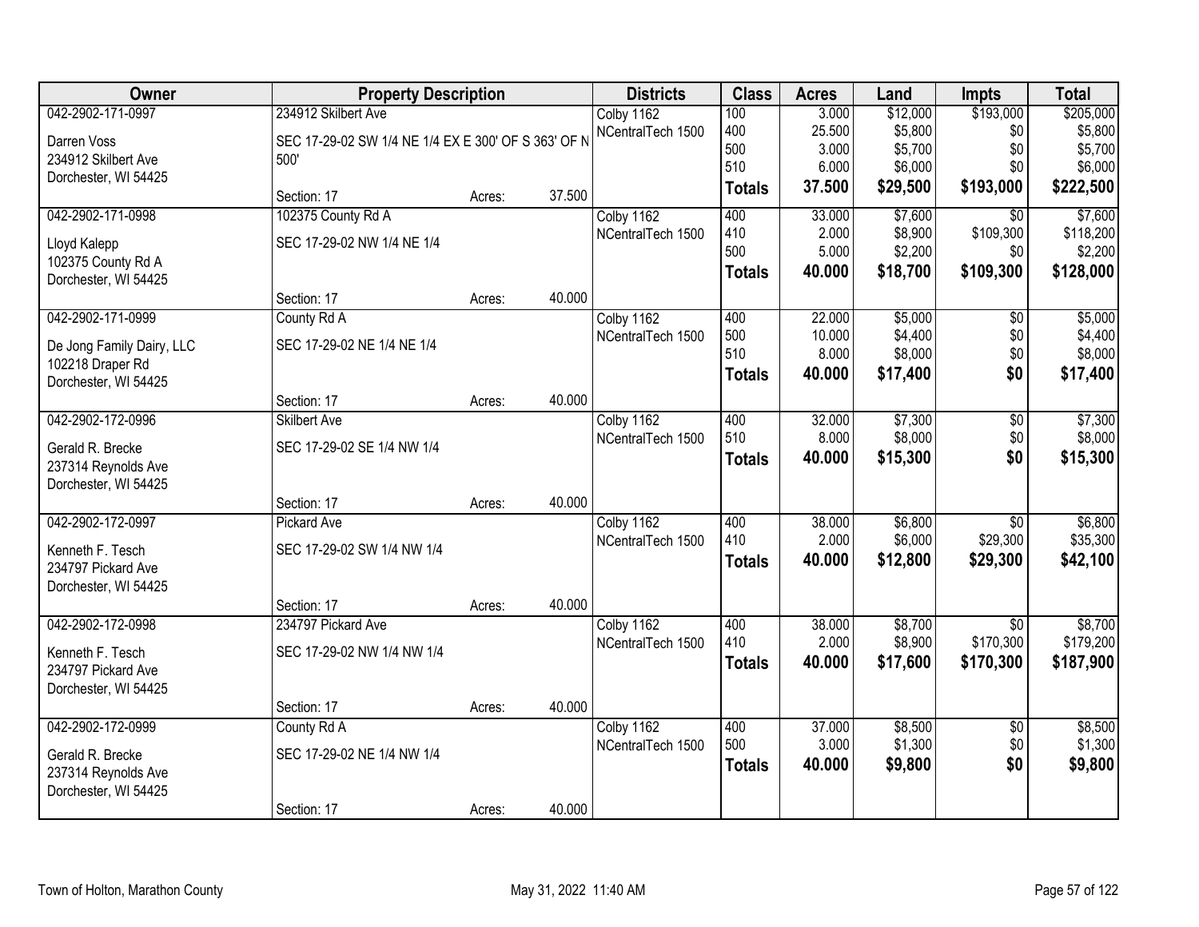| Owner | Property Description | | | Districts | Class | Acres | Land | Impts | Total |
|---|---|---|---|---|---|---|---|---|---|
| 042-2902-171-0997 | 234912 Skilbert Ave | | | Colby 1162 | 100 | 3.000 | $12,000 | $193,000 | $205,000 |
| Darren Voss | SEC 17-29-02 SW 1/4 NE 1/4 EX E 300' OF S 363' OF N 500' | | | NCentralTech 1500 | 400 | 25.500 | $5,800 | $0 | $5,800 |
| 234912 Skilbert Ave | | | | | 500 | 3.000 | $5,700 | $0 | $5,700 |
| Dorchester, WI 54425 | | | | | 510 | 6.000 | $6,000 | $0 | $6,000 |
| | Section: 17 | Acres: | 37.500 | | **Totals** | **37.500** | **$29,500** | **$193,000** | **$222,500** |
| 042-2902-171-0998 | 102375 County Rd A | | | Colby 1162 | 400 | 33.000 | $7,600 | $0 | $7,600 |
| Lloyd Kalepp | SEC 17-29-02 NW 1/4 NE 1/4 | | | NCentralTech 1500 | 410 | 2.000 | $8,900 | $109,300 | $118,200 |
| 102375 County Rd A | | | | | 500 | 5.000 | $2,200 | $0 | $2,200 |
| Dorchester, WI 54425 | | | | | **Totals** | **40.000** | **$18,700** | **$109,300** | **$128,000** |
| | Section: 17 | Acres: | 40.000 | | | | | | |
| 042-2902-171-0999 | County Rd A | | | Colby 1162 | 400 | 22.000 | $5,000 | $0 | $5,000 |
| De Jong Family Dairy, LLC | SEC 17-29-02 NE 1/4 NE 1/4 | | | NCentralTech 1500 | 500 | 10.000 | $4,400 | $0 | $4,400 |
| 102218 Draper Rd | | | | | 510 | 8.000 | $8,000 | $0 | $8,000 |
| Dorchester, WI 54425 | | | | | **Totals** | **40.000** | **$17,400** | **$0** | **$17,400** |
| | Section: 17 | Acres: | 40.000 | | | | | | |
| 042-2902-172-0996 | Skilbert Ave | | | Colby 1162 | 400 | 32.000 | $7,300 | $0 | $7,300 |
| Gerald R. Brecke | SEC 17-29-02 SE 1/4 NW 1/4 | | | NCentralTech 1500 | 510 | 8.000 | $8,000 | $0 | $8,000 |
| 237314 Reynolds Ave | | | | | **Totals** | **40.000** | **$15,300** | **$0** | **$15,300** |
| Dorchester, WI 54425 | | | | | | | | | |
| | Section: 17 | Acres: | 40.000 | | | | | | |
| 042-2902-172-0997 | Pickard Ave | | | Colby 1162 | 400 | 38.000 | $6,800 | $0 | $6,800 |
| Kenneth F. Tesch | SEC 17-29-02 SW 1/4 NW 1/4 | | | NCentralTech 1500 | 410 | 2.000 | $6,000 | $29,300 | $35,300 |
| 234797 Pickard Ave | | | | | **Totals** | **40.000** | **$12,800** | **$29,300** | **$42,100** |
| Dorchester, WI 54425 | | | | | | | | | |
| | Section: 17 | Acres: | 40.000 | | | | | | |
| 042-2902-172-0998 | 234797 Pickard Ave | | | Colby 1162 | 400 | 38.000 | $8,700 | $0 | $8,700 |
| Kenneth F. Tesch | SEC 17-29-02 NW 1/4 NW 1/4 | | | NCentralTech 1500 | 410 | 2.000 | $8,900 | $170,300 | $179,200 |
| 234797 Pickard Ave | | | | | **Totals** | **40.000** | **$17,600** | **$170,300** | **$187,900** |
| Dorchester, WI 54425 | | | | | | | | | |
| | Section: 17 | Acres: | 40.000 | | | | | | |
| 042-2902-172-0999 | County Rd A | | | Colby 1162 | 400 | 37.000 | $8,500 | $0 | $8,500 |
| Gerald R. Brecke | SEC 17-29-02 NE 1/4 NW 1/4 | | | NCentralTech 1500 | 500 | 3.000 | $1,300 | $0 | $1,300 |
| 237314 Reynolds Ave | | | | | **Totals** | **40.000** | **$9,800** | **$0** | **$9,800** |
| Dorchester, WI 54425 | | | | | | | | | |
| | Section: 17 | Acres: | 40.000 | | | | | | |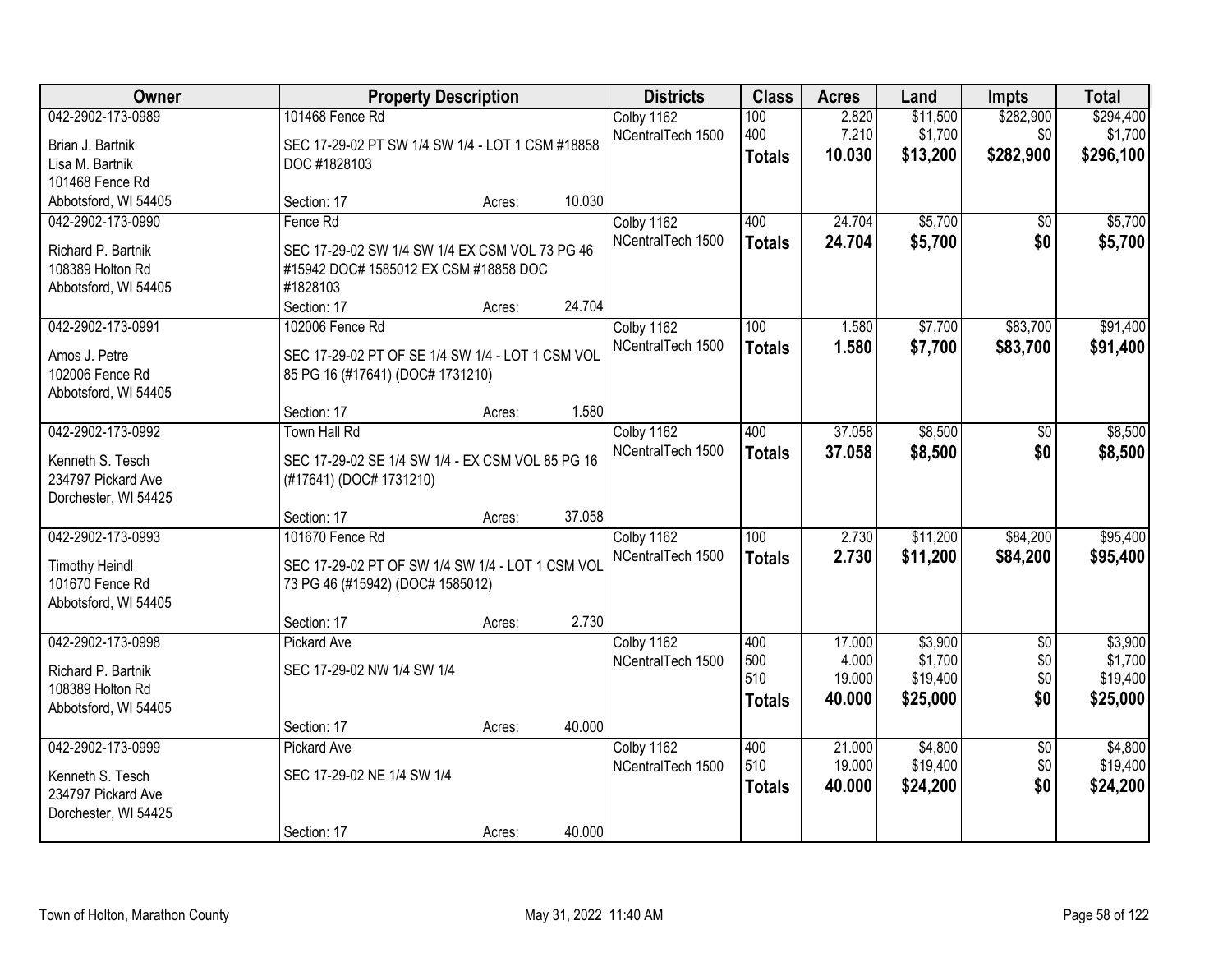| Owner | Property Description | Districts | Class | Acres | Land | Impts | Total |
|---|---|---|---|---|---|---|---|
| 042-2902-173-0989<br>Brian J. Bartnik<br>Lisa M. Bartnik<br>101468 Fence Rd<br>Abbotsford, WI 54405 | 101468 Fence Rd<br>SEC 17-29-02 PT SW 1/4 SW 1/4 - LOT 1 CSM #18858 DOC #1828103<br>Section: 17 Acres: 10.030 | Colby 1162<br>NCentralTech 1500 | 100<br>400<br>**Totals** | 2.820<br>7.210<br>**10.030** | $11,500<br>$1,700<br>**$13,200** | $282,900<br>$0<br>**$282,900** | $294,400<br>$1,700<br>**$296,100** |
| 042-2902-173-0990<br>Richard P. Bartnik<br>108389 Holton Rd<br>Abbotsford, WI 54405 | Fence Rd<br>SEC 17-29-02 SW 1/4 SW 1/4 EX CSM VOL 73 PG 46 #15942 DOC# 1585012 EX CSM #18858 DOC #1828103<br>Section: 17 Acres: 24.704 | Colby 1162<br>NCentralTech 1500 | 400<br>**Totals** | 24.704<br>**24.704** | $5,700<br>**$5,700** | $0<br>**$0** | $5,700<br>**$5,700** |
| 042-2902-173-0991<br>Amos J. Petre<br>102006 Fence Rd<br>Abbotsford, WI 54405 | 102006 Fence Rd<br>SEC 17-29-02 PT OF SE 1/4 SW 1/4 - LOT 1 CSM VOL 85 PG 16 (#17641) (DOC# 1731210)<br>Section: 17 Acres: 1.580 | Colby 1162<br>NCentralTech 1500 | 100<br>**Totals** | 1.580<br>**1.580** | $7,700<br>**$7,700** | $83,700<br>**$83,700** | $91,400<br>**$91,400** |
| 042-2902-173-0992<br>Kenneth S. Tesch<br>234797 Pickard Ave<br>Dorchester, WI 54425 | Town Hall Rd<br>SEC 17-29-02 SE 1/4 SW 1/4 - EX CSM VOL 85 PG 16 (#17641) (DOC# 1731210)<br>Section: 17 Acres: 37.058 | Colby 1162<br>NCentralTech 1500 | 400<br>**Totals** | 37.058<br>**37.058** | $8,500<br>**$8,500** | $0<br>**$0** | $8,500<br>**$8,500** |
| 042-2902-173-0993<br>Timothy Heindl<br>101670 Fence Rd<br>Abbotsford, WI 54405 | 101670 Fence Rd<br>SEC 17-29-02 PT OF SW 1/4 SW 1/4 - LOT 1 CSM VOL 73 PG 46 (#15942) (DOC# 1585012)<br>Section: 17 Acres: 2.730 | Colby 1162<br>NCentralTech 1500 | 100<br>**Totals** | 2.730<br>**2.730** | $11,200<br>**$11,200** | $84,200<br>**$84,200** | $95,400<br>**$95,400** |
| 042-2902-173-0998<br>Richard P. Bartnik<br>108389 Holton Rd<br>Abbotsford, WI 54405 | Pickard Ave<br>SEC 17-29-02 NW 1/4 SW 1/4<br>Section: 17 Acres: 40.000 | Colby 1162<br>NCentralTech 1500 | 400<br>500<br>510<br>**Totals** | 17.000<br>4.000<br>19.000<br>**40.000** | $3,900<br>$1,700<br>$19,400<br>**$25,000** | $0<br>$0<br>$0<br>**$0** | $3,900<br>$1,700<br>$19,400<br>**$25,000** |
| 042-2902-173-0999<br>Kenneth S. Tesch<br>234797 Pickard Ave<br>Dorchester, WI 54425 | Pickard Ave<br>SEC 17-29-02 NE 1/4 SW 1/4<br>Section: 17 Acres: 40.000 | Colby 1162<br>NCentralTech 1500 | 400<br>510<br>**Totals** | 21.000<br>19.000<br>**40.000** | $4,800<br>$19,400<br>**$24,200** | $0<br>$0<br>**$0** | $4,800<br>$19,400<br>**$24,200** |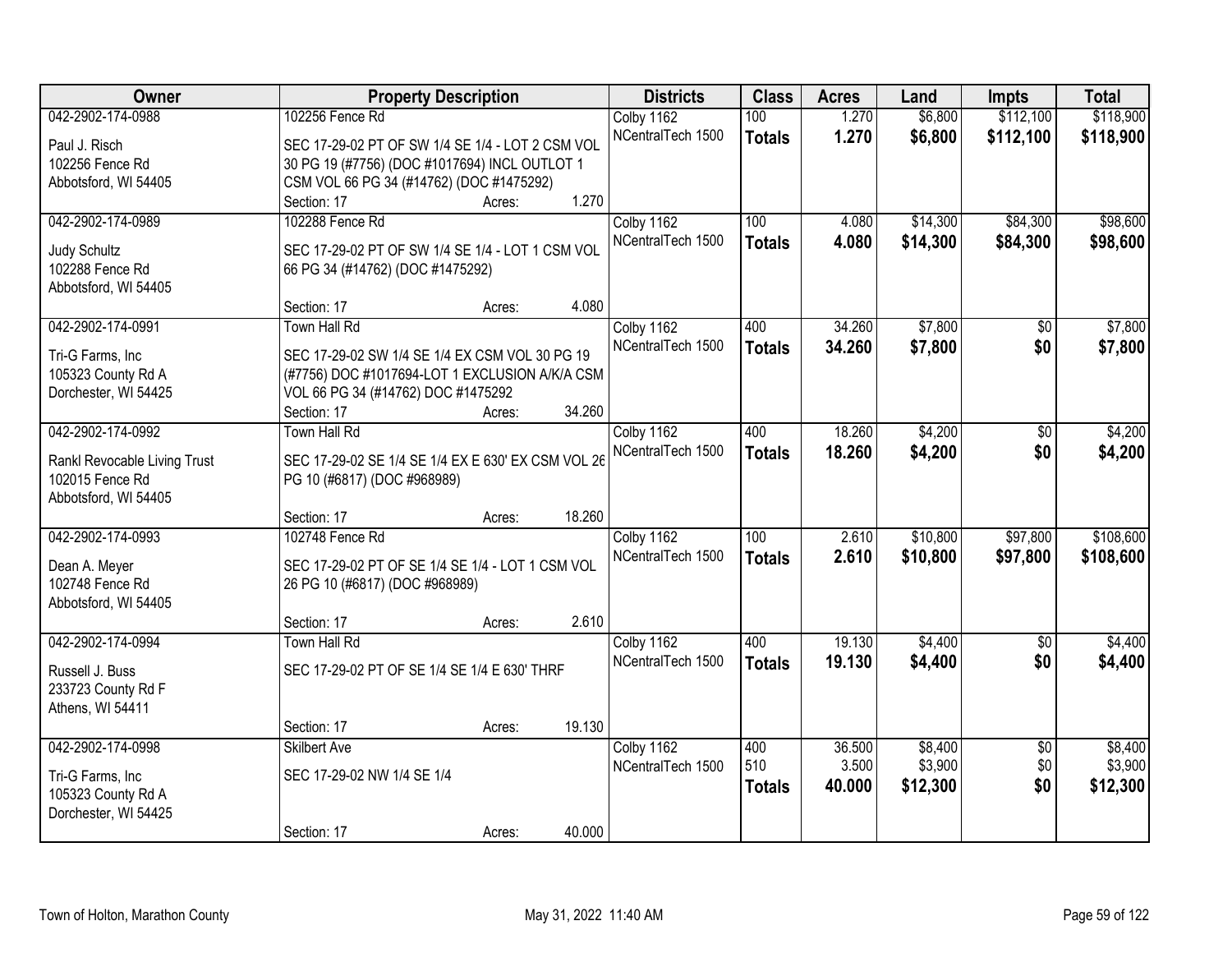| Owner | Property Description | Districts | Class | Acres | Land | Impts | Total |
|---|---|---|---|---|---|---|---|
| 042-2902-174-0988 | 102256 Fence Rd | Colby 1162 | 100 | 1.270 | $6,800 | $112,100 | $118,900 |
| Paul J. Risch<br>102256 Fence Rd<br>Abbotsford, WI 54405 | SEC 17-29-02 PT OF SW 1/4 SE 1/4 - LOT 2 CSM VOL 30 PG 19 (#7756) (DOC #1017694) INCL OUTLOT 1 CSM VOL 66 PG 34 (#14762) (DOC #1475292)<br>Section: 17 Acres: 1.270 | NCentralTech 1500 | **Totals** | **1.270** | **$6,800** | **$112,100** | **$118,900** |
| 042-2902-174-0989 | 102288 Fence Rd | Colby 1162 | 100 | 4.080 | $14,300 | $84,300 | $98,600 |
| Judy Schultz<br>102288 Fence Rd<br>Abbotsford, WI 54405 | SEC 17-29-02 PT OF SW 1/4 SE 1/4 - LOT 1 CSM VOL 66 PG 34 (#14762) (DOC #1475292)<br>Section: 17 Acres: 4.080 | NCentralTech 1500 | **Totals** | **4.080** | **$14,300** | **$84,300** | **$98,600** |
| 042-2902-174-0991 | Town Hall Rd | Colby 1162 | 400 | 34.260 | $7,800 | $0 | $7,800 |
| Tri-G Farms, Inc<br>105323 County Rd A<br>Dorchester, WI 54425 | SEC 17-29-02 SW 1/4 SE 1/4 EX CSM VOL 30 PG 19 (#7756) DOC #1017694-LOT 1 EXCLUSION A/K/A CSM VOL 66 PG 34 (#14762) DOC #1475292<br>Section: 17 Acres: 34.260 | NCentralTech 1500 | **Totals** | **34.260** | **$7,800** | **$0** | **$7,800** |
| 042-2902-174-0992 | Town Hall Rd | Colby 1162 | 400 | 18.260 | $4,200 | $0 | $4,200 |
| Rankl Revocable Living Trust<br>102015 Fence Rd<br>Abbotsford, WI 54405 | SEC 17-29-02 SE 1/4 SE 1/4 EX E 630' EX CSM VOL 26 PG 10 (#6817) (DOC #968989)<br>Section: 17 Acres: 18.260 | NCentralTech 1500 | **Totals** | **18.260** | **$4,200** | **$0** | **$4,200** |
| 042-2902-174-0993 | 102748 Fence Rd | Colby 1162 | 100 | 2.610 | $10,800 | $97,800 | $108,600 |
| Dean A. Meyer<br>102748 Fence Rd<br>Abbotsford, WI 54405 | SEC 17-29-02 PT OF SE 1/4 SE 1/4 - LOT 1 CSM VOL 26 PG 10 (#6817) (DOC #968989)<br>Section: 17 Acres: 2.610 | NCentralTech 1500 | **Totals** | **2.610** | **$10,800** | **$97,800** | **$108,600** |
| 042-2902-174-0994 | Town Hall Rd | Colby 1162 | 400 | 19.130 | $4,400 | $0 | $4,400 |
| Russell J. Buss<br>233723 County Rd F<br>Athens, WI 54411 | SEC 17-29-02 PT OF SE 1/4 SE 1/4 E 630' THRF<br>Section: 17 Acres: 19.130 | NCentralTech 1500 | **Totals** | **19.130** | **$4,400** | **$0** | **$4,400** |
| 042-2902-174-0998 | Skilbert Ave | Colby 1162 | 400 | 36.500 | $8,400 | $0 | $8,400 |
| Tri-G Farms, Inc<br>105323 County Rd A<br>Dorchester, WI 54425 | SEC 17-29-02 NW 1/4 SE 1/4<br>Section: 17 Acres: 40.000 | NCentralTech 1500 | 510 | 3.500 | $3,900 | $0 | $3,900 |
| | | | **Totals** | **40.000** | **$12,300** | **$0** | **$12,300** |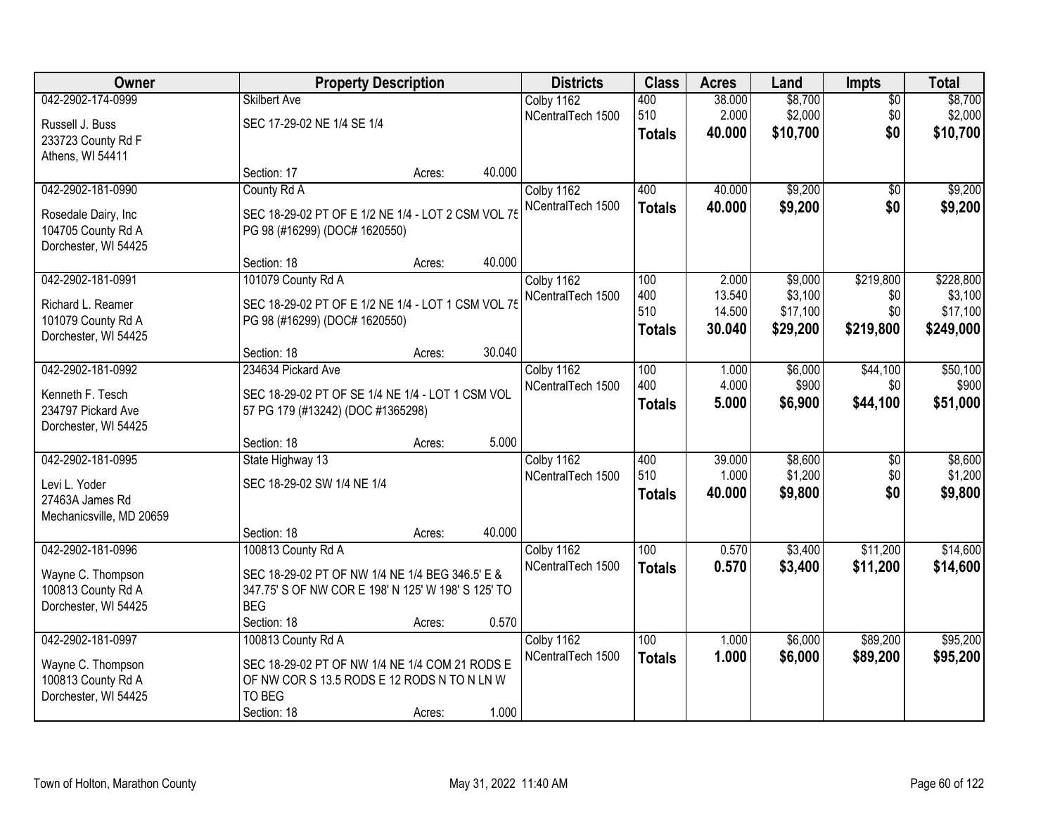| Owner | Property Description | Districts | Class | Acres | Land | Impts | Total |
|---|---|---|---|---|---|---|---|
| 042-2902-174-0999<br>Russell J. Buss<br>233723 County Rd F<br>Athens, WI 54411 | Skilbert Ave<br>SEC 17-29-02 NE 1/4 SE 1/4<br>Section: 17 Acres: 40.000 | Colby 1162<br>NCentralTech 1500 | 400<br>510<br>**Totals** | 38.000<br>2.000<br>**40.000** | $8,700<br>$2,000<br>**$10,700** | $0<br>$0<br>**$0** | $8,700<br>$2,000<br>**$10,700** |
| 042-2902-181-0990<br>Rosedale Dairy, Inc<br>104705 County Rd A<br>Dorchester, WI 54425 | County Rd A<br>SEC 18-29-02 PT OF E 1/2 NE 1/4 - LOT 2 CSM VOL 75 PG 98 (#16299) (DOC# 1620550)<br>Section: 18 Acres: 40.000 | Colby 1162<br>NCentralTech 1500 | 400<br>**Totals** | 40.000<br>**40.000** | $9,200<br>**$9,200** | $0<br>**$0** | $9,200<br>**$9,200** |
| 042-2902-181-0991<br>Richard L. Reamer<br>101079 County Rd A<br>Dorchester, WI 54425 | 101079 County Rd A<br>SEC 18-29-02 PT OF E 1/2 NE 1/4 - LOT 1 CSM VOL 75 PG 98 (#16299) (DOC# 1620550)<br>Section: 18 Acres: 30.040 | Colby 1162<br>NCentralTech 1500 | 100<br>400<br>510<br>**Totals** | 2.000<br>13.540<br>14.500<br>**30.040** | $9,000<br>$3,100<br>$17,100<br>**$29,200** | $219,800<br>$0<br>$0<br>**$219,800** | $228,800<br>$3,100<br>$17,100<br>**$249,000** |
| 042-2902-181-0992<br>Kenneth F. Tesch<br>234797 Pickard Ave<br>Dorchester, WI 54425 | 234634 Pickard Ave<br>SEC 18-29-02 PT OF SE 1/4 NE 1/4 - LOT 1 CSM VOL 57 PG 179 (#13242) (DOC #1365298)<br>Section: 18 Acres: 5.000 | Colby 1162<br>NCentralTech 1500 | 100<br>400<br>**Totals** | 1.000<br>4.000<br>**5.000** | $6,000<br>$900<br>**$6,900** | $44,100<br>$0<br>**$44,100** | $50,100<br>$900<br>**$51,000** |
| 042-2902-181-0995<br>Levi L. Yoder<br>27463A James Rd<br>Mechanicsville, MD 20659 | State Highway 13<br>SEC 18-29-02 SW 1/4 NE 1/4<br>Section: 18 Acres: 40.000 | Colby 1162<br>NCentralTech 1500 | 400<br>510<br>**Totals** | 39.000<br>1.000<br>**40.000** | $8,600<br>$1,200<br>**$9,800** | $0<br>$0<br>**$0** | $8,600<br>$1,200<br>**$9,800** |
| 042-2902-181-0996<br>Wayne C. Thompson<br>100813 County Rd A<br>Dorchester, WI 54425 | 100813 County Rd A<br>SEC 18-29-02 PT OF NW 1/4 NE 1/4 BEG 346.5' E & 347.75' S OF NW COR E 198' N 125' W 198' S 125' TO BEG<br>Section: 18 Acres: 0.570 | Colby 1162<br>NCentralTech 1500 | 100<br>**Totals** | 0.570<br>**0.570** | $3,400<br>**$3,400** | $11,200<br>**$11,200** | $14,600<br>**$14,600** |
| 042-2902-181-0997<br>Wayne C. Thompson<br>100813 County Rd A<br>Dorchester, WI 54425 | 100813 County Rd A<br>SEC 18-29-02 PT OF NW 1/4 NE 1/4 COM 21 RODS E OF NW COR S 13.5 RODS E 12 RODS N TO N LN W TO BEG<br>Section: 18 Acres: 1.000 | Colby 1162<br>NCentralTech 1500 | 100<br>**Totals** | 1.000<br>**1.000** | $6,000<br>**$6,000** | $89,200<br>**$89,200** | $95,200<br>**$95,200** |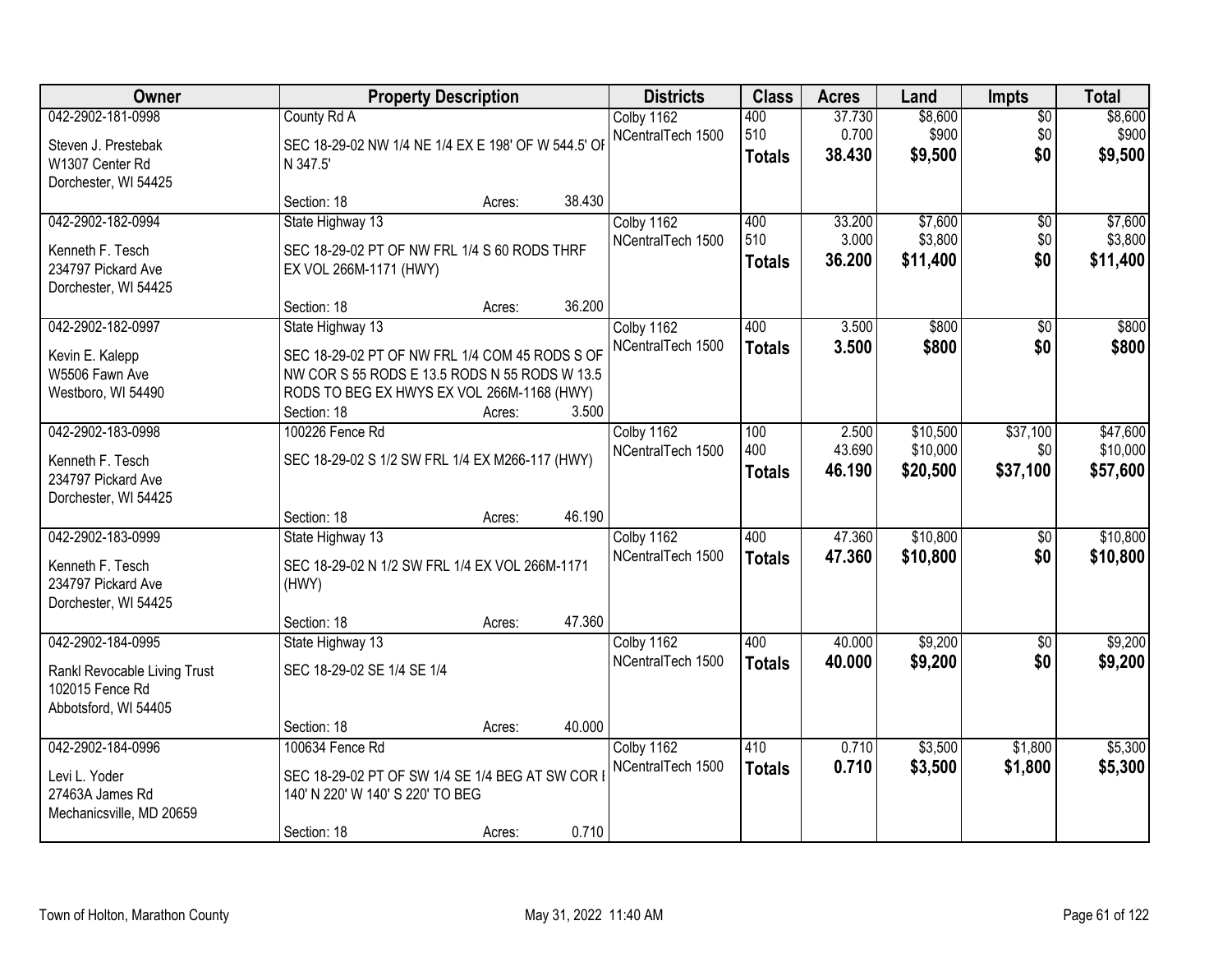| Owner | Property Description | Districts | Class | Acres | Land | Impts | Total |
|---|---|---|---|---|---|---|---|
| 042-2902-181-0998<br>Steven J. Prestebak<br>W1307 Center Rd<br>Dorchester, WI 54425 | County Rd A<br>SEC 18-29-02 NW 1/4 NE 1/4 EX E 198' OF W 544.5' OF N 347.5'<br>Section: 18 Acres: 38.430 | Colby 1162<br>NCentralTech 1500 | 400<br>510<br>**Totals** | 37.730<br>0.700<br>**38.430** | $8,600<br>$900<br>**$9,500** | $0<br>$0<br>**$0** | $8,600<br>$900<br>**$9,500** |
| 042-2902-182-0994<br>Kenneth F. Tesch<br>234797 Pickard Ave<br>Dorchester, WI 54425 | State Highway 13<br>SEC 18-29-02 PT OF NW FRL 1/4 S 60 RODS THRF EX VOL 266M-1171 (HWY)<br>Section: 18 Acres: 36.200 | Colby 1162<br>NCentralTech 1500 | 400<br>510<br>**Totals** | 33.200<br>3.000<br>**36.200** | $7,600<br>$3,800<br>**$11,400** | $0<br>$0<br>**$0** | $7,600<br>$3,800<br>**$11,400** |
| 042-2902-182-0997<br>Kevin E. Kalepp<br>W5506 Fawn Ave<br>Westboro, WI 54490 | State Highway 13<br>SEC 18-29-02 PT OF NW FRL 1/4 COM 45 RODS S OF NW COR S 55 RODS E 13.5 RODS N 55 RODS W 13.5 RODS TO BEG EX HWYS EX VOL 266M-1168 (HWY)<br>Section: 18 Acres: 3.500 | Colby 1162<br>NCentralTech 1500 | 400<br>**Totals** | 3.500<br>**3.500** | $800<br>**$800** | $0<br>**$0** | $800<br>**$800** |
| 042-2902-183-0998<br>Kenneth F. Tesch<br>234797 Pickard Ave<br>Dorchester, WI 54425 | 100226 Fence Rd<br>SEC 18-29-02 S 1/2 SW FRL 1/4 EX M266-117 (HWY)<br>Section: 18 Acres: 46.190 | Colby 1162<br>NCentralTech 1500 | 100<br>400<br>**Totals** | 2.500<br>43.690<br>**46.190** | $10,500<br>$10,000<br>**$20,500** | $37,100<br>$0<br>**$37,100** | $47,600<br>$10,000<br>**$57,600** |
| 042-2902-183-0999<br>Kenneth F. Tesch<br>234797 Pickard Ave<br>Dorchester, WI 54425 | State Highway 13<br>SEC 18-29-02 N 1/2 SW FRL 1/4 EX VOL 266M-1171 (HWY)<br>Section: 18 Acres: 47.360 | Colby 1162<br>NCentralTech 1500 | 400<br>**Totals** | 47.360<br>**47.360** | $10,800<br>**$10,800** | $0<br>**$0** | $10,800<br>**$10,800** |
| 042-2902-184-0995<br>Rankl Revocable Living Trust<br>102015 Fence Rd<br>Abbotsford, WI 54405 | State Highway 13<br>SEC 18-29-02 SE 1/4 SE 1/4<br>Section: 18 Acres: 40.000 | Colby 1162<br>NCentralTech 1500 | 400<br>**Totals** | 40.000<br>**40.000** | $9,200<br>**$9,200** | $0<br>**$0** | $9,200<br>**$9,200** |
| 042-2902-184-0996<br>Levi L. Yoder<br>27463A James Rd<br>Mechanicsville, MD 20659 | 100634 Fence Rd<br>SEC 18-29-02 PT OF SW 1/4 SE 1/4 BEG AT SW COR E 140' N 220' W 140' S 220' TO BEG<br>Section: 18 Acres: 0.710 | Colby 1162<br>NCentralTech 1500 | 410<br>**Totals** | 0.710<br>**0.710** | $3,500<br>**$3,500** | $1,800<br>**$1,800** | $5,300<br>**$5,300** |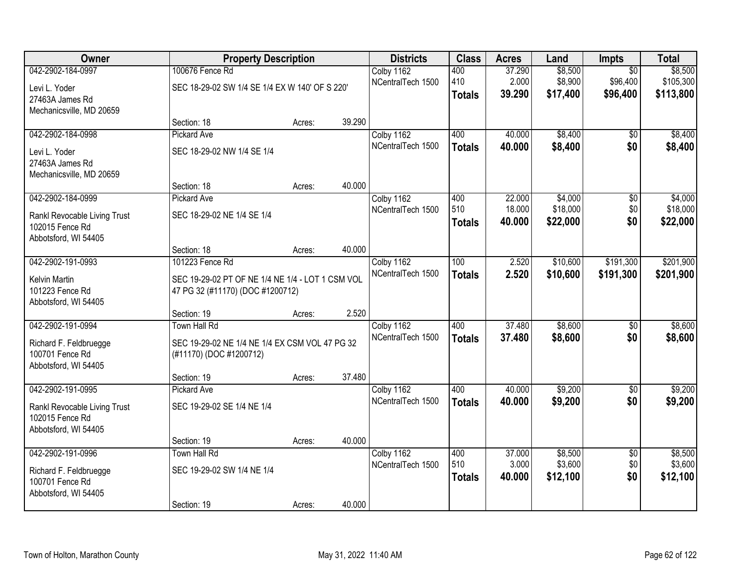| Owner | Property Description | Districts | Class | Acres | Land | Impts | Total |
|---|---|---|---|---|---|---|---|
| 042-2902-184-0997 | 100676 Fence Rd | Colby 1162 | 400 | 37.290 | $8,500 | $0 | $8,500 |
| Levi L. Yoder<br>27463A James Rd<br>Mechanicsville, MD 20659 | SEC 18-29-02 SW 1/4 SE 1/4 EX W 140' OF S 220' | NCentralTech 1500 | 410 | 2.000 | $8,900 | $96,400 | $105,300 |
| | | | **Totals** | **39.290** | **$17,400** | **$96,400** | **$113,800** |
| | Section: 18 Acres: 39.290 | | | | | | |
| 042-2902-184-0998 | Pickard Ave | Colby 1162 | 400 | 40.000 | $8,400 | $0 | $8,400 |
| Levi L. Yoder<br>27463A James Rd<br>Mechanicsville, MD 20659 | SEC 18-29-02 NW 1/4 SE 1/4 | NCentralTech 1500 | **Totals** | **40.000** | **$8,400** | **$0** | **$8,400** |
| | Section: 18 Acres: 40.000 | | | | | | |
| 042-2902-184-0999 | Pickard Ave | Colby 1162 | 400 | 22.000 | $4,000 | $0 | $4,000 |
| Rankl Revocable Living Trust<br>102015 Fence Rd<br>Abbotsford, WI 54405 | SEC 18-29-02 NE 1/4 SE 1/4 | NCentralTech 1500 | 510 | 18.000 | $18,000 | $0 | $18,000 |
| | | | **Totals** | **40.000** | **$22,000** | **$0** | **$22,000** |
| | Section: 18 Acres: 40.000 | | | | | | |
| 042-2902-191-0993 | 101223 Fence Rd | Colby 1162 | 100 | 2.520 | $10,600 | $191,300 | $201,900 |
| Kelvin Martin<br>101223 Fence Rd<br>Abbotsford, WI 54405 | SEC 19-29-02 PT OF NE 1/4 NE 1/4 - LOT 1 CSM VOL 47 PG 32 (#11170) (DOC #1200712) | NCentralTech 1500 | **Totals** | **2.520** | **$10,600** | **$191,300** | **$201,900** |
| | Section: 19 Acres: 2.520 | | | | | | |
| 042-2902-191-0994 | Town Hall Rd | Colby 1162 | 400 | 37.480 | $8,600 | $0 | $8,600 |
| Richard F. Feldbruegge<br>100701 Fence Rd<br>Abbotsford, WI 54405 | SEC 19-29-02 NE 1/4 NE 1/4 EX CSM VOL 47 PG 32 (#11170) (DOC #1200712) | NCentralTech 1500 | **Totals** | **37.480** | **$8,600** | **$0** | **$8,600** |
| | Section: 19 Acres: 37.480 | | | | | | |
| 042-2902-191-0995 | Pickard Ave | Colby 1162 | 400 | 40.000 | $9,200 | $0 | $9,200 |
| Rankl Revocable Living Trust<br>102015 Fence Rd<br>Abbotsford, WI 54405 | SEC 19-29-02 SE 1/4 NE 1/4 | NCentralTech 1500 | **Totals** | **40.000** | **$9,200** | **$0** | **$9,200** |
| | Section: 19 Acres: 40.000 | | | | | | |
| 042-2902-191-0996 | Town Hall Rd | Colby 1162 | 400 | 37.000 | $8,500 | $0 | $8,500 |
| Richard F. Feldbruegge<br>100701 Fence Rd<br>Abbotsford, WI 54405 | SEC 19-29-02 SW 1/4 NE 1/4 | NCentralTech 1500 | 510 | 3.000 | $3,600 | $0 | $3,600 |
| | | | **Totals** | **40.000** | **$12,100** | **$0** | **$12,100** |
| | Section: 19 Acres: 40.000 | | | | | | |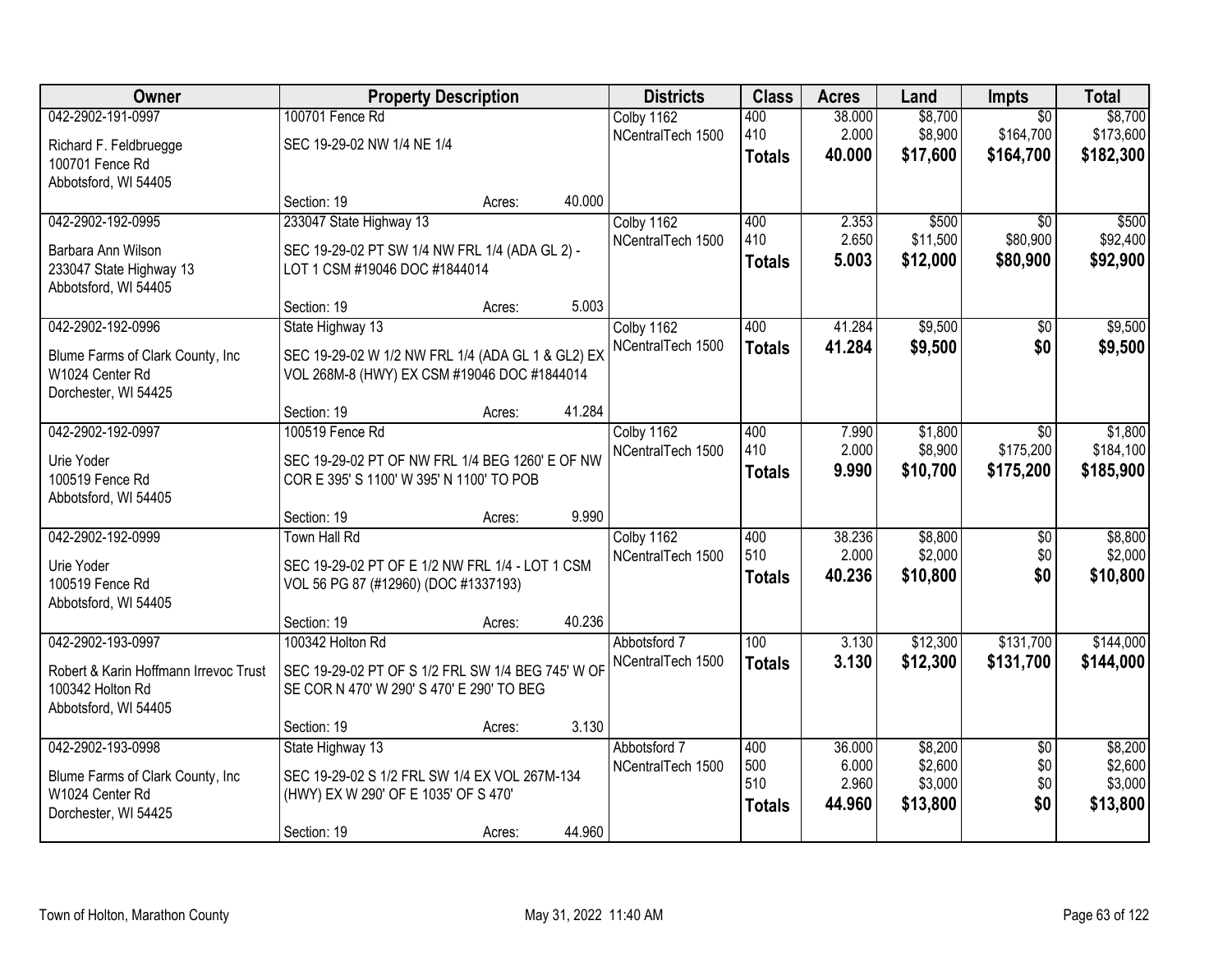| Owner | Property Description | Districts | Class | Acres | Land | Impts | Total |
|---|---|---|---|---|---|---|---|
| 042-2902-191-0997 | 100701 Fence Rd | Colby 1162 | 400 | 38.000 | $8,700 | $0 | $8,700 |
| Richard F. Feldbruegge | SEC 19-29-02 NW 1/4 NE 1/4 | NCentralTech 1500 | 410 | 2.000 | $8,900 | $164,700 | $173,600 |
| 100701 Fence Rd | | | **Totals** | **40.000** | **$17,600** | **$164,700** | **$182,300** |
| Abbotsford, WI 54405 | | | | | | | |
| | Section: 19 Acres: 40.000 | | | | | | |
| 042-2902-192-0995 | 233047 State Highway 13 | Colby 1162 | 400 | 2.353 | $500 | $0 | $500 |
| Barbara Ann Wilson | SEC 19-29-02 PT SW 1/4 NW FRL 1/4 (ADA GL 2) - LOT 1 CSM #19046 DOC #1844014 | NCentralTech 1500 | 410 | 2.650 | $11,500 | $80,900 | $92,400 |
| 233047 State Highway 13 | | | **Totals** | **5.003** | **$12,000** | **$80,900** | **$92,900** |
| Abbotsford, WI 54405 | | | | | | | |
| | Section: 19 Acres: 5.003 | | | | | | |
| 042-2902-192-0996 | State Highway 13 | Colby 1162 | 400 | 41.284 | $9,500 | $0 | $9,500 |
| Blume Farms of Clark County, Inc | SEC 19-29-02 W 1/2 NW FRL 1/4 (ADA GL 1 & GL2) EX VOL 268M-8 (HWY) EX CSM #19046 DOC #1844014 | NCentralTech 1500 | **Totals** | **41.284** | **$9,500** | **$0** | **$9,500** |
| W1024 Center Rd | | | | | | | |
| Dorchester, WI 54425 | | | | | | | |
| | Section: 19 Acres: 41.284 | | | | | | |
| 042-2902-192-0997 | 100519 Fence Rd | Colby 1162 | 400 | 7.990 | $1,800 | $0 | $1,800 |
| Urie Yoder | SEC 19-29-02 PT OF NW FRL 1/4 BEG 1260' E OF NW COR E 395' S 1100' W 395' N 1100' TO POB | NCentralTech 1500 | 410 | 2.000 | $8,900 | $175,200 | $184,100 |
| 100519 Fence Rd | | | **Totals** | **9.990** | **$10,700** | **$175,200** | **$185,900** |
| Abbotsford, WI 54405 | | | | | | | |
| | Section: 19 Acres: 9.990 | | | | | | |
| 042-2902-192-0999 | Town Hall Rd | Colby 1162 | 400 | 38.236 | $8,800 | $0 | $8,800 |
| Urie Yoder | SEC 19-29-02 PT OF E 1/2 NW FRL 1/4 - LOT 1 CSM VOL 56 PG 87 (#12960) (DOC #1337193) | NCentralTech 1500 | 510 | 2.000 | $2,000 | $0 | $2,000 |
| 100519 Fence Rd | | | **Totals** | **40.236** | **$10,800** | **$0** | **$10,800** |
| Abbotsford, WI 54405 | | | | | | | |
| | Section: 19 Acres: 40.236 | | | | | | |
| 042-2902-193-0997 | 100342 Holton Rd | Abbotsford 7 | 100 | 3.130 | $12,300 | $131,700 | $144,000 |
| Robert & Karin Hoffmann Irrevoc Trust | SEC 19-29-02 PT OF S 1/2 FRL SW 1/4 BEG 745' W OF SE COR N 470' W 290' S 470' E 290' TO BEG | NCentralTech 1500 | **Totals** | **3.130** | **$12,300** | **$131,700** | **$144,000** |
| 100342 Holton Rd | | | | | | | |
| Abbotsford, WI 54405 | | | | | | | |
| | Section: 19 Acres: 3.130 | | | | | | |
| 042-2902-193-0998 | State Highway 13 | Abbotsford 7 | 400 | 36.000 | $8,200 | $0 | $8,200 |
| Blume Farms of Clark County, Inc | SEC 19-29-02 S 1/2 FRL SW 1/4 EX VOL 267M-134 (HWY) EX W 290' OF E 1035' OF S 470' | NCentralTech 1500 | 500 | 6.000 | $2,600 | $0 | $2,600 |
| W1024 Center Rd | | | 510 | 2.960 | $3,000 | $0 | $3,000 |
| Dorchester, WI 54425 | | | **Totals** | **44.960** | **$13,800** | **$0** | **$13,800** |
| | Section: 19 Acres: 44.960 | | | | | | |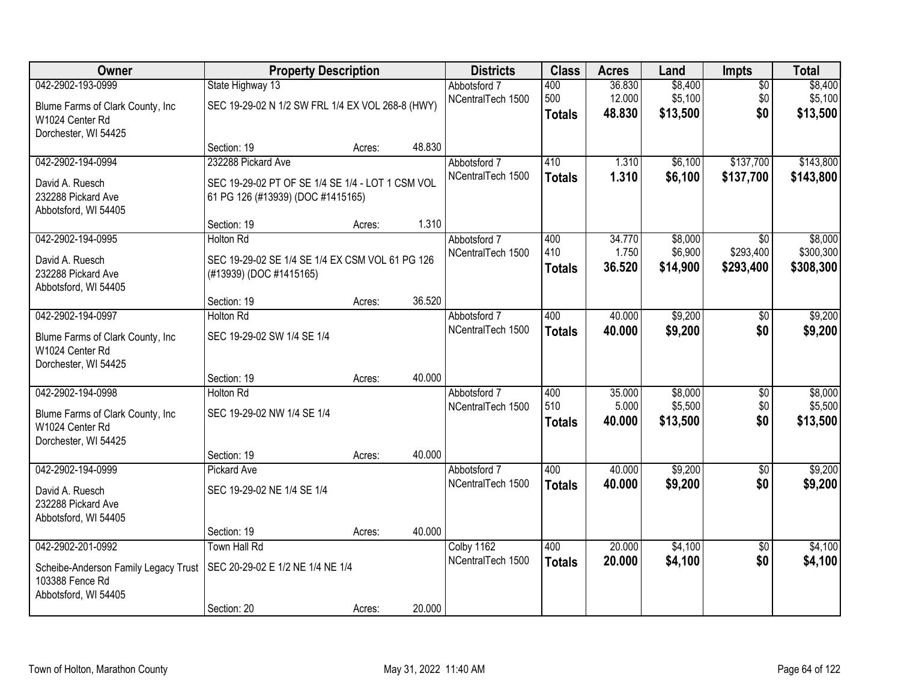| Owner | Property Description | | | Districts | Class | Acres | Land | Impts | Total |
|---|---|---|---|---|---|---|---|---|---|
| 042-2902-193-0999 | State Highway 13 | | | Abbotsford 7 | 400 | 36.830 | $8,400 | $0 | $8,400 |
| Blume Farms of Clark County, Inc<br>W1024 Center Rd<br>Dorchester, WI 54425 | SEC 19-29-02 N 1/2 SW FRL 1/4 EX VOL 268-8 (HWY) | | | NCentralTech 1500 | 500 | 12.000 | $5,100 | $0 | $5,100 |
| | | | | | **Totals** | **48.830** | **$13,500** | **$0** | **$13,500** |
| | Section: 19 | Acres: | 48.830 | | | | | | |
| 042-2902-194-0994 | 232288 Pickard Ave | | | Abbotsford 7 | 410 | 1.310 | $6,100 | $137,700 | $143,800 |
| David A. Ruesch<br>232288 Pickard Ave<br>Abbotsford, WI 54405 | SEC 19-29-02 PT OF SE 1/4 SE 1/4 - LOT 1 CSM VOL 61 PG 126 (#13939) (DOC #1415165) | | | NCentralTech 1500 | **Totals** | **1.310** | **$6,100** | **$137,700** | **$143,800** |
| | Section: 19 | Acres: | 1.310 | | | | | | |
| 042-2902-194-0995 | Holton Rd | | | Abbotsford 7 | 400 | 34.770 | $8,000 | $0 | $8,000 |
| David A. Ruesch<br>232288 Pickard Ave<br>Abbotsford, WI 54405 | SEC 19-29-02 SE 1/4 SE 1/4 EX CSM VOL 61 PG 126 (#13939) (DOC #1415165) | | | NCentralTech 1500 | 410 | 1.750 | $6,900 | $293,400 | $300,300 |
| | | | | | **Totals** | **36.520** | **$14,900** | **$293,400** | **$308,300** |
| | Section: 19 | Acres: | 36.520 | | | | | | |
| 042-2902-194-0997 | Holton Rd | | | Abbotsford 7 | 400 | 40.000 | $9,200 | $0 | $9,200 |
| Blume Farms of Clark County, Inc<br>W1024 Center Rd<br>Dorchester, WI 54425 | SEC 19-29-02 SW 1/4 SE 1/4 | | | NCentralTech 1500 | **Totals** | **40.000** | **$9,200** | **$0** | **$9,200** |
| | Section: 19 | Acres: | 40.000 | | | | | | |
| 042-2902-194-0998 | Holton Rd | | | Abbotsford 7 | 400 | 35.000 | $8,000 | $0 | $8,000 |
| Blume Farms of Clark County, Inc<br>W1024 Center Rd<br>Dorchester, WI 54425 | SEC 19-29-02 NW 1/4 SE 1/4 | | | NCentralTech 1500 | 510 | 5.000 | $5,500 | $0 | $5,500 |
| | | | | | **Totals** | **40.000** | **$13,500** | **$0** | **$13,500** |
| | Section: 19 | Acres: | 40.000 | | | | | | |
| 042-2902-194-0999 | Pickard Ave | | | Abbotsford 7 | 400 | 40.000 | $9,200 | $0 | $9,200 |
| David A. Ruesch<br>232288 Pickard Ave<br>Abbotsford, WI 54405 | SEC 19-29-02 NE 1/4 SE 1/4 | | | NCentralTech 1500 | **Totals** | **40.000** | **$9,200** | **$0** | **$9,200** |
| | Section: 19 | Acres: | 40.000 | | | | | | |
| 042-2902-201-0992 | Town Hall Rd | | | Colby 1162 | 400 | 20.000 | $4,100 | $0 | $4,100 |
| Scheibe-Anderson Family Legacy Trust<br>103388 Fence Rd<br>Abbotsford, WI 54405 | SEC 20-29-02 E 1/2 NE 1/4 NE 1/4 | | | NCentralTech 1500 | **Totals** | **20.000** | **$4,100** | **$0** | **$4,100** |
| | Section: 20 | Acres: | 20.000 | | | | | | |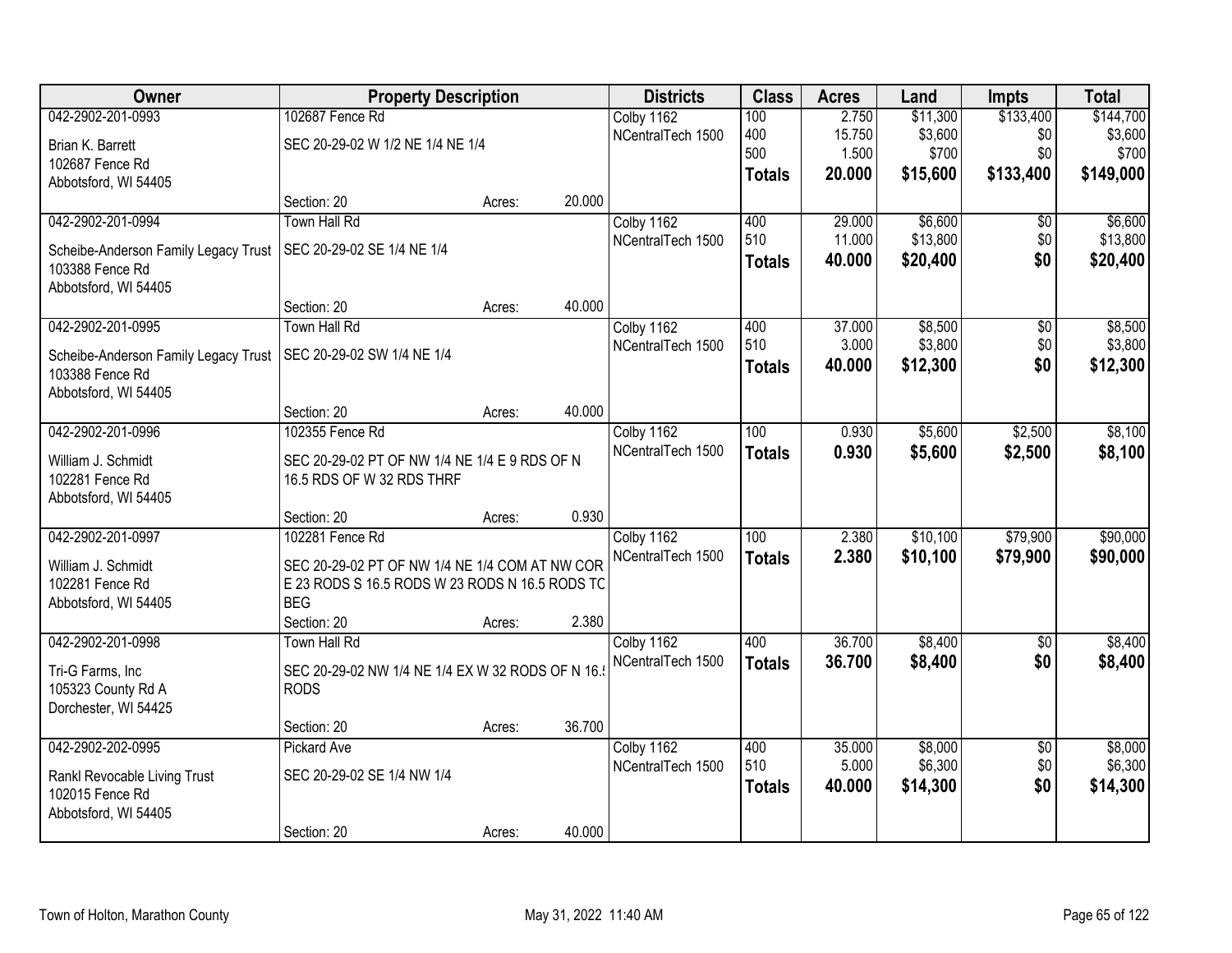| Owner | Property Description | | | Districts | Class | Acres | Land | Impts | Total |
|---|---|---|---|---|---|---|---|---|---|
| 042-2902-201-0993 | 102687 Fence Rd | | | Colby 1162 | 100 | 2.750 | $11,300 | $133,400 | $144,700 |
| Brian K. Barrett | SEC 20-29-02 W 1/2 NE 1/4 NE 1/4 | | | NCentralTech 1500 | 400 | 15.750 | $3,600 | $0 | $3,600 |
| 102687 Fence Rd | | | | | 500 | 1.500 | $700 | $0 | $700 |
| Abbotsford, WI 54405 | | | | | **Totals** | **20.000** | **$15,600** | **$133,400** | **$149,000** |
| | Section: 20 | Acres: | 20.000 | | | | | | |
| 042-2902-201-0994 | Town Hall Rd | | | Colby 1162 | 400 | 29.000 | $6,600 | $0 | $6,600 |
| Scheibe-Anderson Family Legacy Trust | SEC 20-29-02 SE 1/4 NE 1/4 | | | NCentralTech 1500 | 510 | 11.000 | $13,800 | $0 | $13,800 |
| 103388 Fence Rd | | | | | **Totals** | **40.000** | **$20,400** | **$0** | **$20,400** |
| Abbotsford, WI 54405 | | | | | | | | | |
| | Section: 20 | Acres: | 40.000 | | | | | | |
| 042-2902-201-0995 | Town Hall Rd | | | Colby 1162 | 400 | 37.000 | $8,500 | $0 | $8,500 |
| Scheibe-Anderson Family Legacy Trust | SEC 20-29-02 SW 1/4 NE 1/4 | | | NCentralTech 1500 | 510 | 3.000 | $3,800 | $0 | $3,800 |
| 103388 Fence Rd | | | | | **Totals** | **40.000** | **$12,300** | **$0** | **$12,300** |
| Abbotsford, WI 54405 | | | | | | | | | |
| | Section: 20 | Acres: | 40.000 | | | | | | |
| 042-2902-201-0996 | 102355 Fence Rd | | | Colby 1162 | 100 | 0.930 | $5,600 | $2,500 | $8,100 |
| William J. Schmidt | SEC 20-29-02 PT OF NW 1/4 NE 1/4 E 9 RDS OF N 16.5 RDS OF W 32 RDS THRF | | | NCentralTech 1500 | **Totals** | **0.930** | **$5,600** | **$2,500** | **$8,100** |
| 102281 Fence Rd | | | | | | | | | |
| Abbotsford, WI 54405 | | | | | | | | | |
| | Section: 20 | Acres: | 0.930 | | | | | | |
| 042-2902-201-0997 | 102281 Fence Rd | | | Colby 1162 | 100 | 2.380 | $10,100 | $79,900 | $90,000 |
| William J. Schmidt | SEC 20-29-02 PT OF NW 1/4 NE 1/4 COM AT NW COR E 23 RODS S 16.5 RODS W 23 RODS N 16.5 RODS TC BEG | | | NCentralTech 1500 | **Totals** | **2.380** | **$10,100** | **$79,900** | **$90,000** |
| 102281 Fence Rd | | | | | | | | | |
| Abbotsford, WI 54405 | | | | | | | | | |
| | Section: 20 | Acres: | 2.380 | | | | | | |
| 042-2902-201-0998 | Town Hall Rd | | | Colby 1162 | 400 | 36.700 | $8,400 | $0 | $8,400 |
| Tri-G Farms, Inc | SEC 20-29-02 NW 1/4 NE 1/4 EX W 32 RODS OF N 16.5 RODS | | | NCentralTech 1500 | **Totals** | **36.700** | **$8,400** | **$0** | **$8,400** |
| 105323 County Rd A | | | | | | | | | |
| Dorchester, WI 54425 | | | | | | | | | |
| | Section: 20 | Acres: | 36.700 | | | | | | |
| 042-2902-202-0995 | Pickard Ave | | | Colby 1162 | 400 | 35.000 | $8,000 | $0 | $8,000 |
| Rankl Revocable Living Trust | SEC 20-29-02 SE 1/4 NW 1/4 | | | NCentralTech 1500 | 510 | 5.000 | $6,300 | $0 | $6,300 |
| 102015 Fence Rd | | | | | **Totals** | **40.000** | **$14,300** | **$0** | **$14,300** |
| Abbotsford, WI 54405 | | | | | | | | | |
| | Section: 20 | Acres: | 40.000 | | | | | | |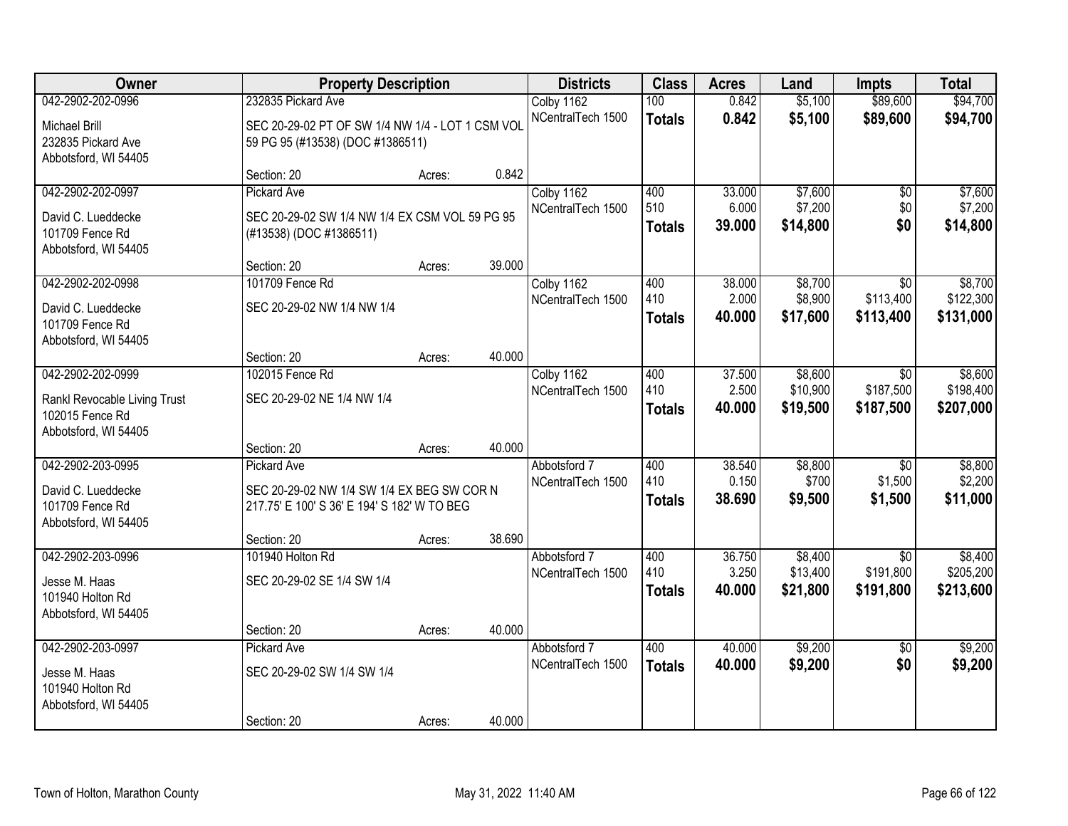| Owner | Property Description | | | Districts | Class | Acres | Land | Impts | Total |
|---|---|---|---|---|---|---|---|---|---|
| 042-2902-202-0996 | 232835 Pickard Ave | | | Colby 1162 | 100 | 0.842 | $5,100 | $89,600 | $94,700 |
| Michael Brill<br>232835 Pickard Ave<br>Abbotsford, WI 54405 | SEC 20-29-02 PT OF SW 1/4 NW 1/4 - LOT 1 CSM VOL 59 PG 95 (#13538) (DOC #1386511) | | | NCentralTech 1500 | **Totals** | **0.842** | **$5,100** | **$89,600** | **$94,700** |
| | Section: 20 | Acres: | 0.842 | | | | | | |
| 042-2902-202-0997 | Pickard Ave | | | Colby 1162 | 400 | 33.000 | $7,600 | $0 | $7,600 |
| David C. Lueddecke<br>101709 Fence Rd<br>Abbotsford, WI 54405 | SEC 20-29-02 SW 1/4 NW 1/4 EX CSM VOL 59 PG 95 (#13538) (DOC #1386511) | | | NCentralTech 1500 | 510 | 6.000 | $7,200 | $0 | $7,200 |
| | | | | | **Totals** | **39.000** | **$14,800** | **$0** | **$14,800** |
| | Section: 20 | Acres: | 39.000 | | | | | | |
| 042-2902-202-0998 | 101709 Fence Rd | | | Colby 1162 | 400 | 38.000 | $8,700 | $0 | $8,700 |
| David C. Lueddecke<br>101709 Fence Rd<br>Abbotsford, WI 54405 | SEC 20-29-02 NW 1/4 NW 1/4 | | | NCentralTech 1500 | 410 | 2.000 | $8,900 | $113,400 | $122,300 |
| | | | | | **Totals** | **40.000** | **$17,600** | **$113,400** | **$131,000** |
| | Section: 20 | Acres: | 40.000 | | | | | | |
| 042-2902-202-0999 | 102015 Fence Rd | | | Colby 1162 | 400 | 37.500 | $8,600 | $0 | $8,600 |
| Rankl Revocable Living Trust<br>102015 Fence Rd<br>Abbotsford, WI 54405 | SEC 20-29-02 NE 1/4 NW 1/4 | | | NCentralTech 1500 | 410 | 2.500 | $10,900 | $187,500 | $198,400 |
| | | | | | **Totals** | **40.000** | **$19,500** | **$187,500** | **$207,000** |
| | Section: 20 | Acres: | 40.000 | | | | | | |
| 042-2902-203-0995 | Pickard Ave | | | Abbotsford 7 | 400 | 38.540 | $8,800 | $0 | $8,800 |
| David C. Lueddecke<br>101709 Fence Rd<br>Abbotsford, WI 54405 | SEC 20-29-02 NW 1/4 SW 1/4 EX BEG SW COR N 217.75' E 100' S 36' E 194' S 182' W TO BEG | | | NCentralTech 1500 | 410 | 0.150 | $700 | $1,500 | $2,200 |
| | | | | | **Totals** | **38.690** | **$9,500** | **$1,500** | **$11,000** |
| | Section: 20 | Acres: | 38.690 | | | | | | |
| 042-2902-203-0996 | 101940 Holton Rd | | | Abbotsford 7 | 400 | 36.750 | $8,400 | $0 | $8,400 |
| Jesse M. Haas<br>101940 Holton Rd<br>Abbotsford, WI 54405 | SEC 20-29-02 SE 1/4 SW 1/4 | | | NCentralTech 1500 | 410 | 3.250 | $13,400 | $191,800 | $205,200 |
| | | | | | **Totals** | **40.000** | **$21,800** | **$191,800** | **$213,600** |
| | Section: 20 | Acres: | 40.000 | | | | | | |
| 042-2902-203-0997 | Pickard Ave | | | Abbotsford 7 | 400 | 40.000 | $9,200 | $0 | $9,200 |
| Jesse M. Haas<br>101940 Holton Rd<br>Abbotsford, WI 54405 | SEC 20-29-02 SW 1/4 SW 1/4 | | | NCentralTech 1500 | **Totals** | **40.000** | **$9,200** | **$0** | **$9,200** |
| | Section: 20 | Acres: | 40.000 | | | | | | |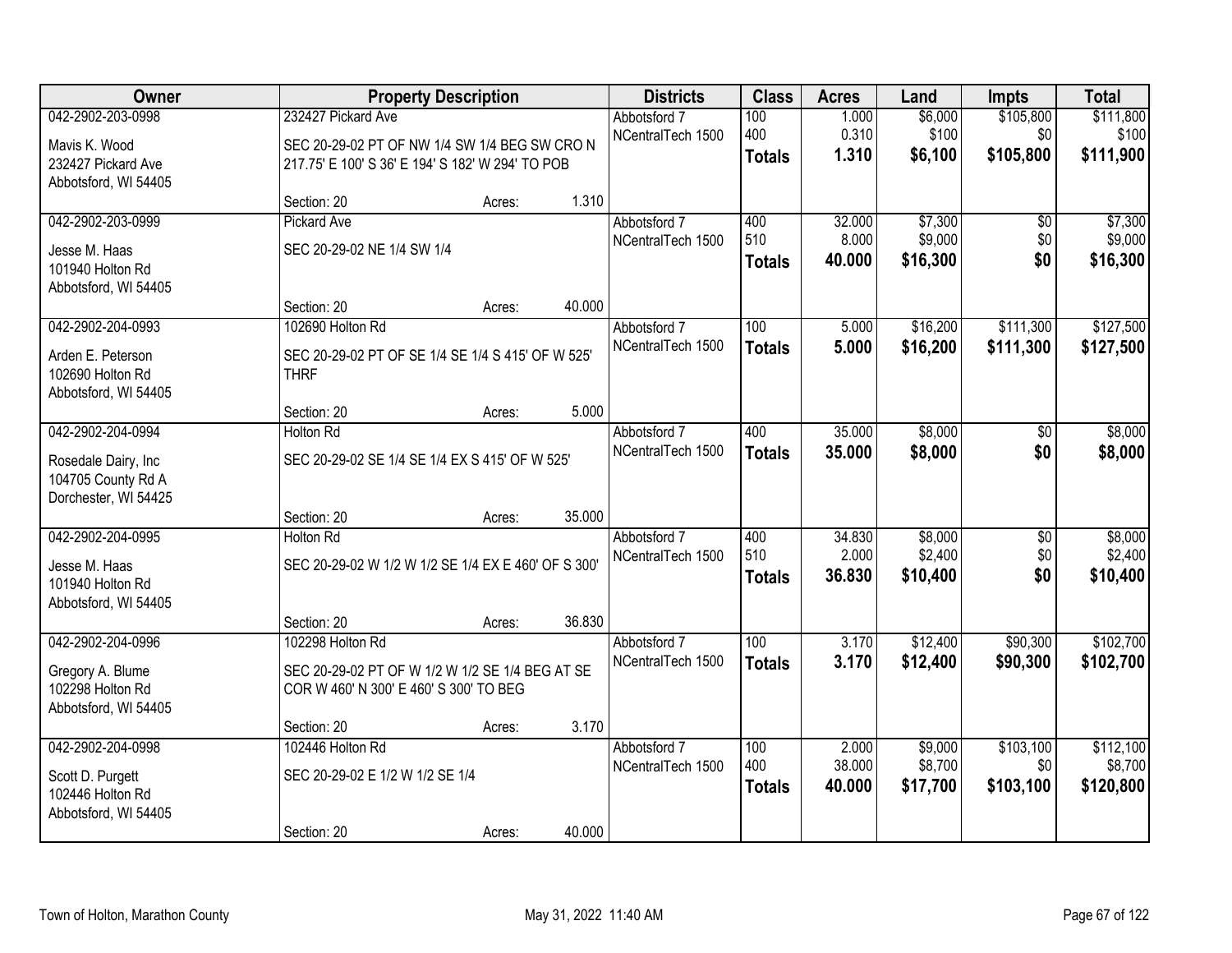| Owner | Property Description | | | Districts | Class | Acres | Land | Impts | Total |
|---|---|---|---|---|---|---|---|---|---|
| 042-2902-203-0998 | 232427 Pickard Ave | | | Abbotsford 7 | 100 | 1.000 | $6,000 | $105,800 | $111,800 |
| Mavis K. Wood | SEC 20-29-02 PT OF NW 1/4 SW 1/4 BEG SW CRO N 217.75' E 100' S 36' E 194' S 182' W 294' TO POB | | | NCentralTech 1500 | 400 | 0.310 | $100 | $0 | $100 |
| 232427 Pickard Ave | | | | | **Totals** | **1.310** | **$6,100** | **$105,800** | **$111,900** |
| Abbotsford, WI 54405 | Section: 20 | Acres: | 1.310 | | | | | | |
| 042-2902-203-0999 | Pickard Ave | | | Abbotsford 7 | 400 | 32.000 | $7,300 | $0 | $7,300 |
| Jesse M. Haas | SEC 20-29-02 NE 1/4 SW 1/4 | | | NCentralTech 1500 | 510 | 8.000 | $9,000 | $0 | $9,000 |
| 101940 Holton Rd | | | | | **Totals** | **40.000** | **$16,300** | **$0** | **$16,300** |
| Abbotsford, WI 54405 | Section: 20 | Acres: | 40.000 | | | | | | |
| 042-2902-204-0993 | 102690 Holton Rd | | | Abbotsford 7 | 100 | 5.000 | $16,200 | $111,300 | $127,500 |
| Arden E. Peterson | SEC 20-29-02 PT OF SE 1/4 SE 1/4 S 415' OF W 525' THRF | | | NCentralTech 1500 | **Totals** | **5.000** | **$16,200** | **$111,300** | **$127,500** |
| 102690 Holton Rd | | | | | | | | | |
| Abbotsford, WI 54405 | Section: 20 | Acres: | 5.000 | | | | | | |
| 042-2902-204-0994 | Holton Rd | | | Abbotsford 7 | 400 | 35.000 | $8,000 | $0 | $8,000 |
| Rosedale Dairy, Inc | SEC 20-29-02 SE 1/4 SE 1/4 EX S 415' OF W 525' | | | NCentralTech 1500 | **Totals** | **35.000** | **$8,000** | **$0** | **$8,000** |
| 104705 County Rd A | | | | | | | | | |
| Dorchester, WI 54425 | Section: 20 | Acres: | 35.000 | | | | | | |
| 042-2902-204-0995 | Holton Rd | | | Abbotsford 7 | 400 | 34.830 | $8,000 | $0 | $8,000 |
| Jesse M. Haas | SEC 20-29-02 W 1/2 W 1/2 SE 1/4 EX E 460' OF S 300' | | | NCentralTech 1500 | 510 | 2.000 | $2,400 | $0 | $2,400 |
| 101940 Holton Rd | | | | | **Totals** | **36.830** | **$10,400** | **$0** | **$10,400** |
| Abbotsford, WI 54405 | Section: 20 | Acres: | 36.830 | | | | | | |
| 042-2902-204-0996 | 102298 Holton Rd | | | Abbotsford 7 | 100 | 3.170 | $12,400 | $90,300 | $102,700 |
| Gregory A. Blume | SEC 20-29-02 PT OF W 1/2 W 1/2 SE 1/4 BEG AT SE COR W 460' N 300' E 460' S 300' TO BEG | | | NCentralTech 1500 | **Totals** | **3.170** | **$12,400** | **$90,300** | **$102,700** |
| 102298 Holton Rd | | | | | | | | | |
| Abbotsford, WI 54405 | Section: 20 | Acres: | 3.170 | | | | | | |
| 042-2902-204-0998 | 102446 Holton Rd | | | Abbotsford 7 | 100 | 2.000 | $9,000 | $103,100 | $112,100 |
| Scott D. Purgett | SEC 20-29-02 E 1/2 W 1/2 SE 1/4 | | | NCentralTech 1500 | 400 | 38.000 | $8,700 | $0 | $8,700 |
| 102446 Holton Rd | | | | | **Totals** | **40.000** | **$17,700** | **$103,100** | **$120,800** |
| Abbotsford, WI 54405 | Section: 20 | Acres: | 40.000 | | | | | | |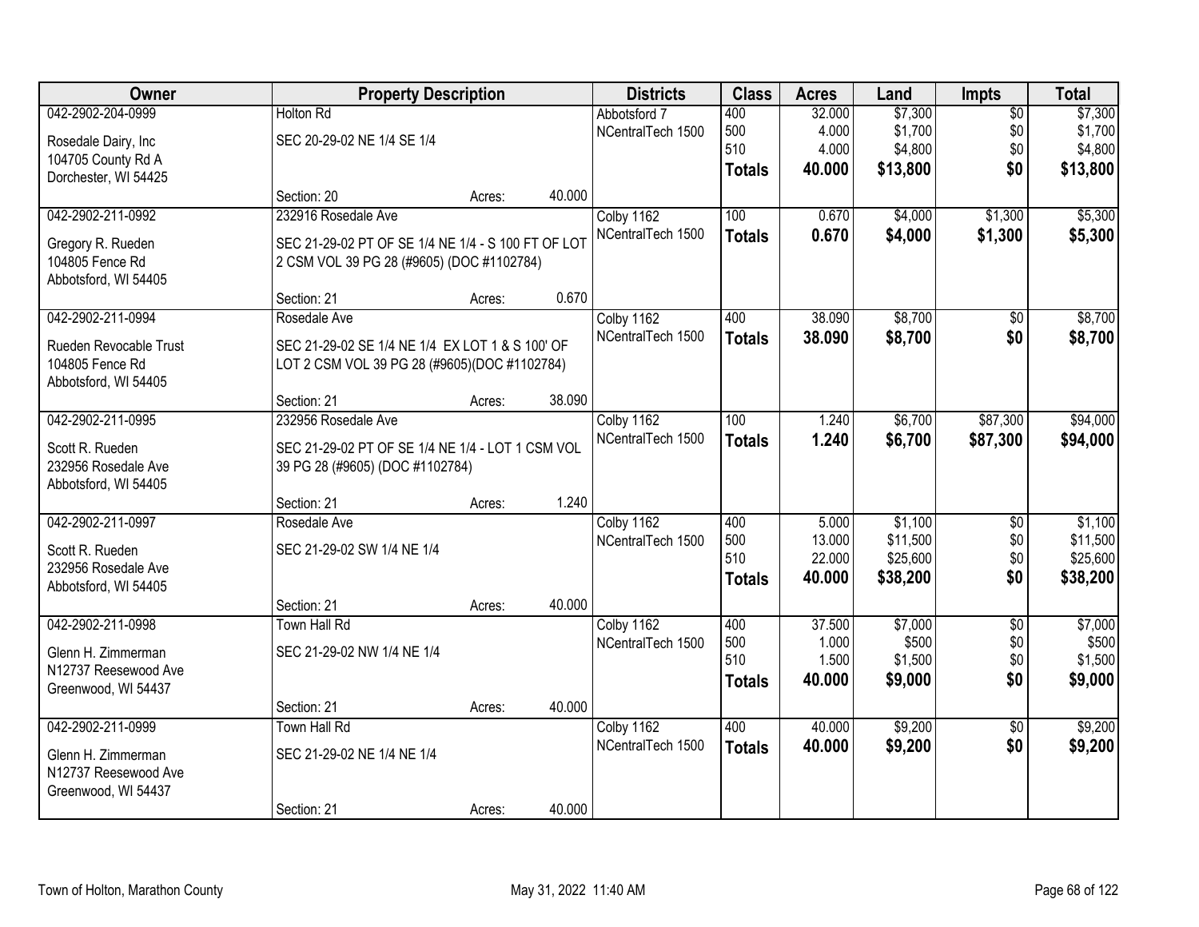| Owner | Property Description | | | Districts | Class | Acres | Land | Impts | Total |
|---|---|---|---|---|---|---|---|---|---|
| 042-2902-204-0999 | Holton Rd | | | Abbotsford 7 | 400 | 32.000 | $7,300 | $0 | $7,300 |
| Rosedale Dairy, Inc | SEC 20-29-02 NE 1/4 SE 1/4 | | | NCentralTech 1500 | 500 | 4.000 | $1,700 | $0 | $1,700 |
| 104705 County Rd A | | | | | 510 | 4.000 | $4,800 | $0 | $4,800 |
| Dorchester, WI 54425 | | | | | **Totals** | **40.000** | **$13,800** | **$0** | **$13,800** |
| | Section: 20 | Acres: | 40.000 | | | | | | |
| 042-2902-211-0992 | 232916 Rosedale Ave | | | Colby 1162 | 100 | 0.670 | $4,000 | $1,300 | $5,300 |
| Gregory R. Rueden | SEC 21-29-02 PT OF SE 1/4 NE 1/4 - S 100 FT OF LOT 2 CSM VOL 39 PG 28 (#9605) (DOC #1102784) | | | NCentralTech 1500 | **Totals** | **0.670** | **$4,000** | **$1,300** | **$5,300** |
| 104805 Fence Rd | | | | | | | | | |
| Abbotsford, WI 54405 | | | | | | | | | |
| | Section: 21 | Acres: | 0.670 | | | | | | |
| 042-2902-211-0994 | Rosedale Ave | | | Colby 1162 | 400 | 38.090 | $8,700 | $0 | $8,700 |
| Rueden Revocable Trust | SEC 21-29-02 SE 1/4 NE 1/4 EX LOT 1 & S 100' OF LOT 2 CSM VOL 39 PG 28 (#9605)(DOC #1102784) | | | NCentralTech 1500 | **Totals** | **38.090** | **$8,700** | **$0** | **$8,700** |
| 104805 Fence Rd | | | | | | | | | |
| Abbotsford, WI 54405 | | | | | | | | | |
| | Section: 21 | Acres: | 38.090 | | | | | | |
| 042-2902-211-0995 | 232956 Rosedale Ave | | | Colby 1162 | 100 | 1.240 | $6,700 | $87,300 | $94,000 |
| Scott R. Rueden | SEC 21-29-02 PT OF SE 1/4 NE 1/4 - LOT 1 CSM VOL 39 PG 28 (#9605) (DOC #1102784) | | | NCentralTech 1500 | **Totals** | **1.240** | **$6,700** | **$87,300** | **$94,000** |
| 232956 Rosedale Ave | | | | | | | | | |
| Abbotsford, WI 54405 | | | | | | | | | |
| | Section: 21 | Acres: | 1.240 | | | | | | |
| 042-2902-211-0997 | Rosedale Ave | | | Colby 1162 | 400 | 5.000 | $1,100 | $0 | $1,100 |
| Scott R. Rueden | SEC 21-29-02 SW 1/4 NE 1/4 | | | NCentralTech 1500 | 500 | 13.000 | $11,500 | $0 | $11,500 |
| 232956 Rosedale Ave | | | | | 510 | 22.000 | $25,600 | $0 | $25,600 |
| Abbotsford, WI 54405 | | | | | **Totals** | **40.000** | **$38,200** | **$0** | **$38,200** |
| | Section: 21 | Acres: | 40.000 | | | | | | |
| 042-2902-211-0998 | Town Hall Rd | | | Colby 1162 | 400 | 37.500 | $7,000 | $0 | $7,000 |
| Glenn H. Zimmerman | SEC 21-29-02 NW 1/4 NE 1/4 | | | NCentralTech 1500 | 500 | 1.000 | $500 | $0 | $500 |
| N12737 Reesewood Ave | | | | | 510 | 1.500 | $1,500 | $0 | $1,500 |
| Greenwood, WI 54437 | | | | | **Totals** | **40.000** | **$9,000** | **$0** | **$9,000** |
| | Section: 21 | Acres: | 40.000 | | | | | | |
| 042-2902-211-0999 | Town Hall Rd | | | Colby 1162 | 400 | 40.000 | $9,200 | $0 | $9,200 |
| Glenn H. Zimmerman | SEC 21-29-02 NE 1/4 NE 1/4 | | | NCentralTech 1500 | **Totals** | **40.000** | **$9,200** | **$0** | **$9,200** |
| N12737 Reesewood Ave | | | | | | | | | |
| Greenwood, WI 54437 | | | | | | | | | |
| | Section: 21 | Acres: | 40.000 | | | | | | |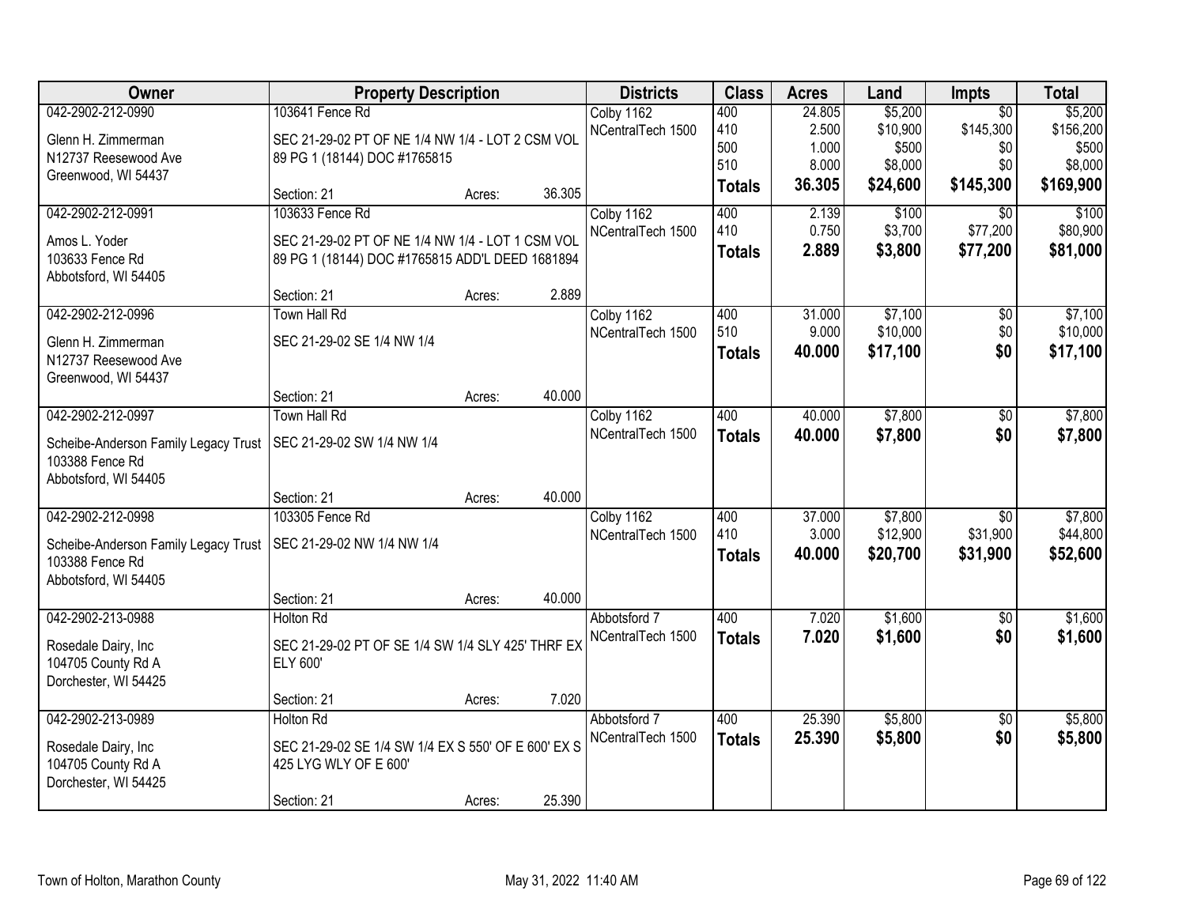| Owner | Property Description | | | Districts | Class | Acres | Land | Impts | Total |
|---|---|---|---|---|---|---|---|---|---|
| 042-2902-212-0990 | 103641 Fence Rd | | | Colby 1162 | 400 | 24.805 | $5,200 | $0 | $5,200 |
| Glenn H. Zimmerman | SEC 21-29-02 PT OF NE 1/4 NW 1/4 - LOT 2 CSM VOL 89 PG 1 (18144) DOC #1765815 | | | NCentralTech 1500 | 410 | 2.500 | $10,900 | $145,300 | $156,200 |
| N12737 Reesewood Ave | | | | | 500 | 1.000 | $500 | $0 | $500 |
| Greenwood, WI 54437 | | | | | 510 | 8.000 | $8,000 | $0 | $8,000 |
| | Section: 21 | Acres: | 36.305 | | **Totals** | **36.305** | **$24,600** | **$145,300** | **$169,900** |
| 042-2902-212-0991 | 103633 Fence Rd | | | Colby 1162 | 400 | 2.139 | $100 | $0 | $100 |
| Amos L. Yoder | SEC 21-29-02 PT OF NE 1/4 NW 1/4 - LOT 1 CSM VOL 89 PG 1 (18144) DOC #1765815 ADD'L DEED 1681894 | | | NCentralTech 1500 | 410 | 0.750 | $3,700 | $77,200 | $80,900 |
| 103633 Fence Rd | | | | | **Totals** | **2.889** | **$3,800** | **$77,200** | **$81,000** |
| Abbotsford, WI 54405 | | | | | | | | | |
| | Section: 21 | Acres: | 2.889 | | | | | | |
| 042-2902-212-0996 | Town Hall Rd | | | Colby 1162 | 400 | 31.000 | $7,100 | $0 | $7,100 |
| Glenn H. Zimmerman | SEC 21-29-02 SE 1/4 NW 1/4 | | | NCentralTech 1500 | 510 | 9.000 | $10,000 | $0 | $10,000 |
| N12737 Reesewood Ave | | | | | **Totals** | **40.000** | **$17,100** | **$0** | **$17,100** |
| Greenwood, WI 54437 | | | | | | | | | |
| | Section: 21 | Acres: | 40.000 | | | | | | |
| 042-2902-212-0997 | Town Hall Rd | | | Colby 1162 | 400 | 40.000 | $7,800 | $0 | $7,800 |
| Scheibe-Anderson Family Legacy Trust | SEC 21-29-02 SW 1/4 NW 1/4 | | | NCentralTech 1500 | **Totals** | **40.000** | **$7,800** | **$0** | **$7,800** |
| 103388 Fence Rd | | | | | | | | | |
| Abbotsford, WI 54405 | | | | | | | | | |
| | Section: 21 | Acres: | 40.000 | | | | | | |
| 042-2902-212-0998 | 103305 Fence Rd | | | Colby 1162 | 400 | 37.000 | $7,800 | $0 | $7,800 |
| Scheibe-Anderson Family Legacy Trust | SEC 21-29-02 NW 1/4 NW 1/4 | | | NCentralTech 1500 | 410 | 3.000 | $12,900 | $31,900 | $44,800 |
| 103388 Fence Rd | | | | | **Totals** | **40.000** | **$20,700** | **$31,900** | **$52,600** |
| Abbotsford, WI 54405 | | | | | | | | | |
| | Section: 21 | Acres: | 40.000 | | | | | | |
| 042-2902-213-0988 | Holton Rd | | | Abbotsford 7 | 400 | 7.020 | $1,600 | $0 | $1,600 |
| Rosedale Dairy, Inc | SEC 21-29-02 PT OF SE 1/4 SW 1/4 SLY 425' THRF EX ELY 600' | | | NCentralTech 1500 | **Totals** | **7.020** | **$1,600** | **$0** | **$1,600** |
| 104705 County Rd A | | | | | | | | | |
| Dorchester, WI 54425 | | | | | | | | | |
| | Section: 21 | Acres: | 7.020 | | | | | | |
| 042-2902-213-0989 | Holton Rd | | | Abbotsford 7 | 400 | 25.390 | $5,800 | $0 | $5,800 |
| Rosedale Dairy, Inc | SEC 21-29-02 SE 1/4 SW 1/4 EX S 550' OF E 600' EX S 425 LYG WLY OF E 600' | | | NCentralTech 1500 | **Totals** | **25.390** | **$5,800** | **$0** | **$5,800** |
| 104705 County Rd A | | | | | | | | | |
| Dorchester, WI 54425 | | | | | | | | | |
| | Section: 21 | Acres: | 25.390 | | | | | | |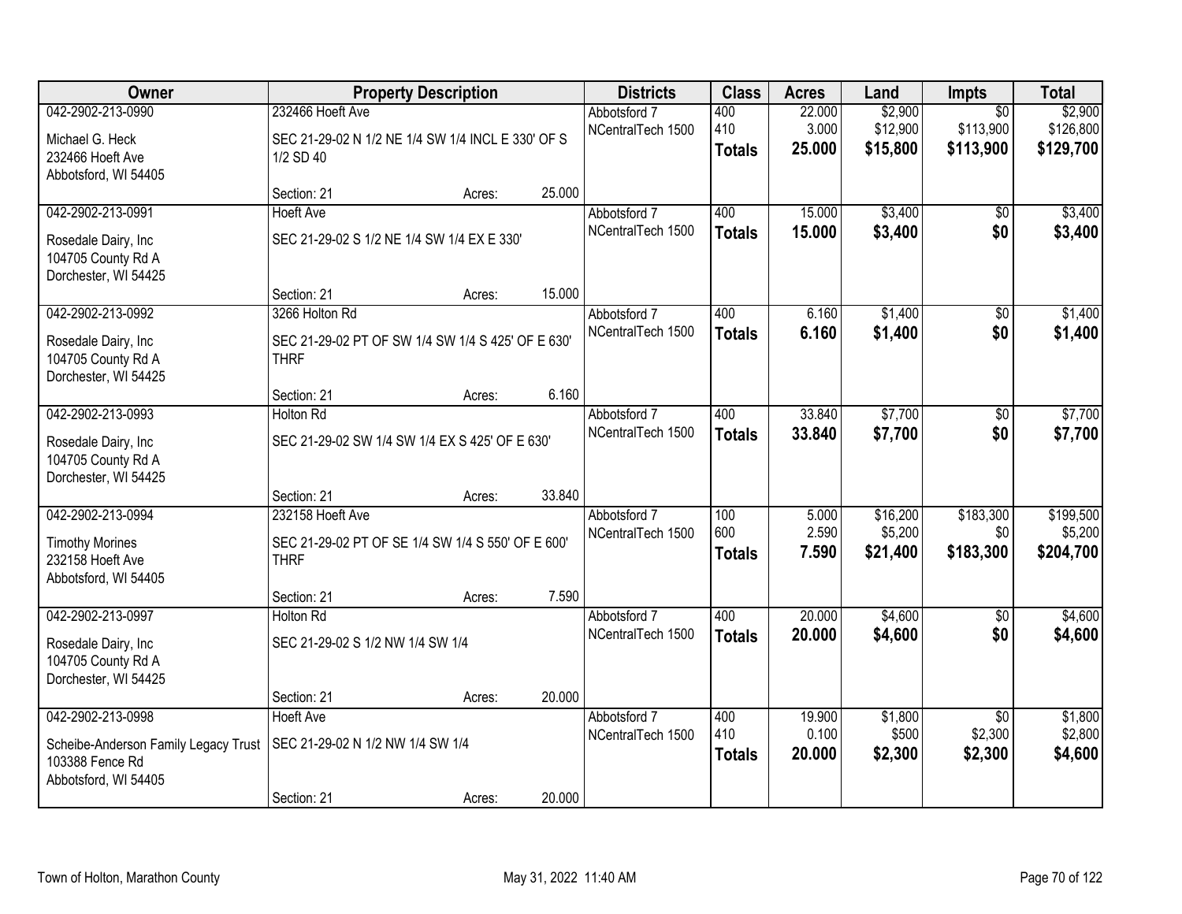| Owner | Property Description | | | Districts | Class | Acres | Land | Impts | Total |
|---|---|---|---|---|---|---|---|---|---|
| 042-2902-213-0990 | 232466 Hoeft Ave | | | Abbotsford 7 | 400 | 22.000 | $2,900 | $0 | $2,900 |
| Michael G. Heck | SEC 21-29-02 N 1/2 NE 1/4 SW 1/4 INCL E 330' OF S 1/2 SD 40 | | | NCentralTech 1500 | 410 | 3.000 | $12,900 | $113,900 | $126,800 |
| 232466 Hoeft Ave | | | | | **Totals** | **25.000** | **$15,800** | **$113,900** | **$129,700** |
| Abbotsford, WI 54405 | | | | | | | | | |
| | Section: 21 | Acres: | 25.000 | | | | | | |
| 042-2902-213-0991 | Hoeft Ave | | | Abbotsford 7 | 400 | 15.000 | $3,400 | $0 | $3,400 |
| Rosedale Dairy, Inc | SEC 21-29-02 S 1/2 NE 1/4 SW 1/4 EX E 330' | | | NCentralTech 1500 | **Totals** | **15.000** | **$3,400** | **$0** | **$3,400** |
| 104705 County Rd A | | | | | | | | | |
| Dorchester, WI 54425 | | | | | | | | | |
| | Section: 21 | Acres: | 15.000 | | | | | | |
| 042-2902-213-0992 | 3266 Holton Rd | | | Abbotsford 7 | 400 | 6.160 | $1,400 | $0 | $1,400 |
| Rosedale Dairy, Inc | SEC 21-29-02 PT OF SW 1/4 SW 1/4 S 425' OF E 630' THRF | | | NCentralTech 1500 | **Totals** | **6.160** | **$1,400** | **$0** | **$1,400** |
| 104705 County Rd A | | | | | | | | | |
| Dorchester, WI 54425 | | | | | | | | | |
| | Section: 21 | Acres: | 6.160 | | | | | | |
| 042-2902-213-0993 | Holton Rd | | | Abbotsford 7 | 400 | 33.840 | $7,700 | $0 | $7,700 |
| Rosedale Dairy, Inc | SEC 21-29-02 SW 1/4 SW 1/4 EX S 425' OF E 630' | | | NCentralTech 1500 | **Totals** | **33.840** | **$7,700** | **$0** | **$7,700** |
| 104705 County Rd A | | | | | | | | | |
| Dorchester, WI 54425 | | | | | | | | | |
| | Section: 21 | Acres: | 33.840 | | | | | | |
| 042-2902-213-0994 | 232158 Hoeft Ave | | | Abbotsford 7 | 100 | 5.000 | $16,200 | $183,300 | $199,500 |
| Timothy Morines | SEC 21-29-02 PT OF SE 1/4 SW 1/4 S 550' OF E 600' THRF | | | NCentralTech 1500 | 600 | 2.590 | $5,200 | $0 | $5,200 |
| 232158 Hoeft Ave | | | | | **Totals** | **7.590** | **$21,400** | **$183,300** | **$204,700** |
| Abbotsford, WI 54405 | | | | | | | | | |
| | Section: 21 | Acres: | 7.590 | | | | | | |
| 042-2902-213-0997 | Holton Rd | | | Abbotsford 7 | 400 | 20.000 | $4,600 | $0 | $4,600 |
| Rosedale Dairy, Inc | SEC 21-29-02 S 1/2 NW 1/4 SW 1/4 | | | NCentralTech 1500 | **Totals** | **20.000** | **$4,600** | **$0** | **$4,600** |
| 104705 County Rd A | | | | | | | | | |
| Dorchester, WI 54425 | | | | | | | | | |
| | Section: 21 | Acres: | 20.000 | | | | | | |
| 042-2902-213-0998 | Hoeft Ave | | | Abbotsford 7 | 400 | 19.900 | $1,800 | $0 | $1,800 |
| Scheibe-Anderson Family Legacy Trust | SEC 21-29-02 N 1/2 NW 1/4 SW 1/4 | | | NCentralTech 1500 | 410 | 0.100 | $500 | $2,300 | $2,800 |
| 103388 Fence Rd | | | | | **Totals** | **20.000** | **$2,300** | **$2,300** | **$4,600** |
| Abbotsford, WI 54405 | | | | | | | | | |
| | Section: 21 | Acres: | 20.000 | | | | | | |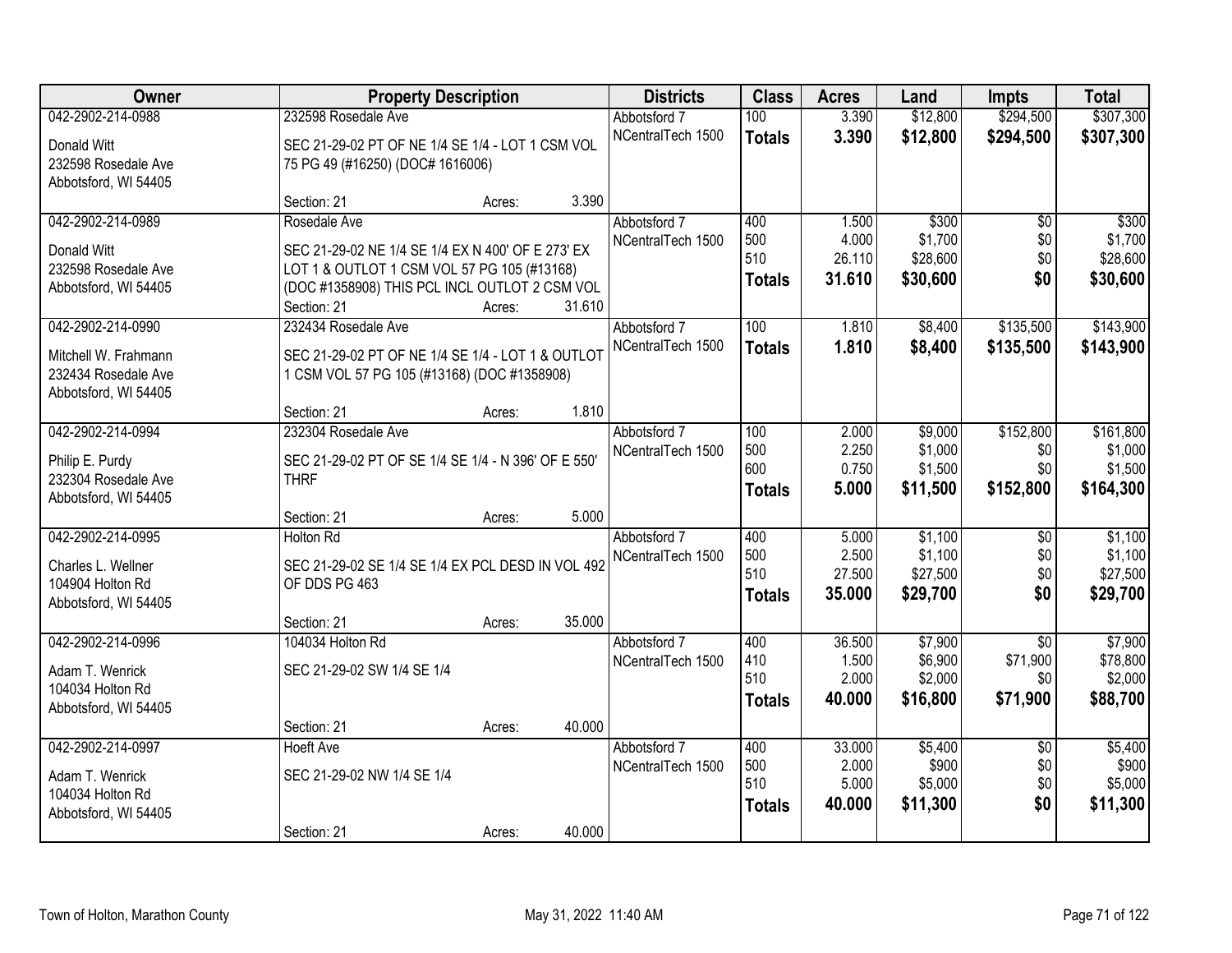| Owner | Property Description | Districts | Class | Acres | Land | Impts | Total |
|---|---|---|---|---|---|---|---|
| 042-2902-214-0988<br>Donald Witt<br>232598 Rosedale Ave<br>Abbotsford, WI 54405 | 232598 Rosedale Ave<br>SEC 21-29-02 PT OF NE 1/4 SE 1/4 - LOT 1 CSM VOL 75 PG 49 (#16250) (DOC# 1616006)<br>Section: 21 Acres: 3.390 | Abbotsford 7<br>NCentralTech 1500 | 100<br>**Totals** | 3.390<br>**3.390** | $12,800<br>**$12,800** | $294,500<br>**$294,500** | $307,300<br>**$307,300** |
| 042-2902-214-0989<br>Donald Witt<br>232598 Rosedale Ave<br>Abbotsford, WI 54405 | Rosedale Ave<br>SEC 21-29-02 NE 1/4 SE 1/4 EX N 400' OF E 273' EX LOT 1 & OUTLOT 1 CSM VOL 57 PG 105 (#13168) (DOC #1358908) THIS PCL INCL OUTLOT 2 CSM VOL<br>Section: 21 Acres: 31.610 | Abbotsford 7<br>NCentralTech 1500 | 400<br>500<br>510<br>**Totals** | 1.500<br>4.000<br>26.110<br>**31.610** | $300<br>$1,700<br>$28,600<br>**$30,600** | $0<br>$0<br>$0<br>**$0** | $300<br>$1,700<br>$28,600<br>**$30,600** |
| 042-2902-214-0990<br>Mitchell W. Frahmann<br>232434 Rosedale Ave<br>Abbotsford, WI 54405 | 232434 Rosedale Ave<br>SEC 21-29-02 PT OF NE 1/4 SE 1/4 - LOT 1 & OUTLOT 1 CSM VOL 57 PG 105 (#13168) (DOC #1358908)<br>Section: 21 Acres: 1.810 | Abbotsford 7<br>NCentralTech 1500 | 100<br>**Totals** | 1.810<br>**1.810** | $8,400<br>**$8,400** | $135,500<br>**$135,500** | $143,900<br>**$143,900** |
| 042-2902-214-0994<br>Philip E. Purdy<br>232304 Rosedale Ave<br>Abbotsford, WI 54405 | 232304 Rosedale Ave<br>SEC 21-29-02 PT OF SE 1/4 SE 1/4 - N 396' OF E 550' THRF<br>Section: 21 Acres: 5.000 | Abbotsford 7<br>NCentralTech 1500 | 100<br>500<br>600<br>**Totals** | 2.000<br>2.250<br>0.750<br>**5.000** | $9,000<br>$1,000<br>$1,500<br>**$11,500** | $152,800<br>$0<br>$0<br>**$152,800** | $161,800<br>$1,000<br>$1,500<br>**$164,300** |
| 042-2902-214-0995<br>Charles L. Wellner<br>104904 Holton Rd<br>Abbotsford, WI 54405 | Holton Rd<br>SEC 21-29-02 SE 1/4 SE 1/4 EX PCL DESD IN VOL 492 OF DDS PG 463<br>Section: 21 Acres: 35.000 | Abbotsford 7<br>NCentralTech 1500 | 400<br>500<br>510<br>**Totals** | 5.000<br>2.500<br>27.500<br>**35.000** | $1,100<br>$1,100<br>$27,500<br>**$29,700** | $0<br>$0<br>$0<br>**$0** | $1,100<br>$1,100<br>$27,500<br>**$29,700** |
| 042-2902-214-0996<br>Adam T. Wenrick<br>104034 Holton Rd<br>Abbotsford, WI 54405 | 104034 Holton Rd<br>SEC 21-29-02 SW 1/4 SE 1/4<br>Section: 21 Acres: 40.000 | Abbotsford 7<br>NCentralTech 1500 | 400<br>410<br>510<br>**Totals** | 36.500<br>1.500<br>2.000<br>**40.000** | $7,900<br>$6,900<br>$2,000<br>**$16,800** | $0<br>$71,900<br>$0<br>**$71,900** | $7,900<br>$78,800<br>$2,000<br>**$88,700** |
| 042-2902-214-0997<br>Adam T. Wenrick<br>104034 Holton Rd<br>Abbotsford, WI 54405 | Hoeft Ave<br>SEC 21-29-02 NW 1/4 SE 1/4<br>Section: 21 Acres: 40.000 | Abbotsford 7<br>NCentralTech 1500 | 400<br>500<br>510<br>**Totals** | 33.000<br>2.000<br>5.000<br>**40.000** | $5,400<br>$900<br>$5,000<br>**$11,300** | $0<br>$0<br>$0<br>**$0** | $5,400<br>$900<br>$5,000<br>**$11,300** |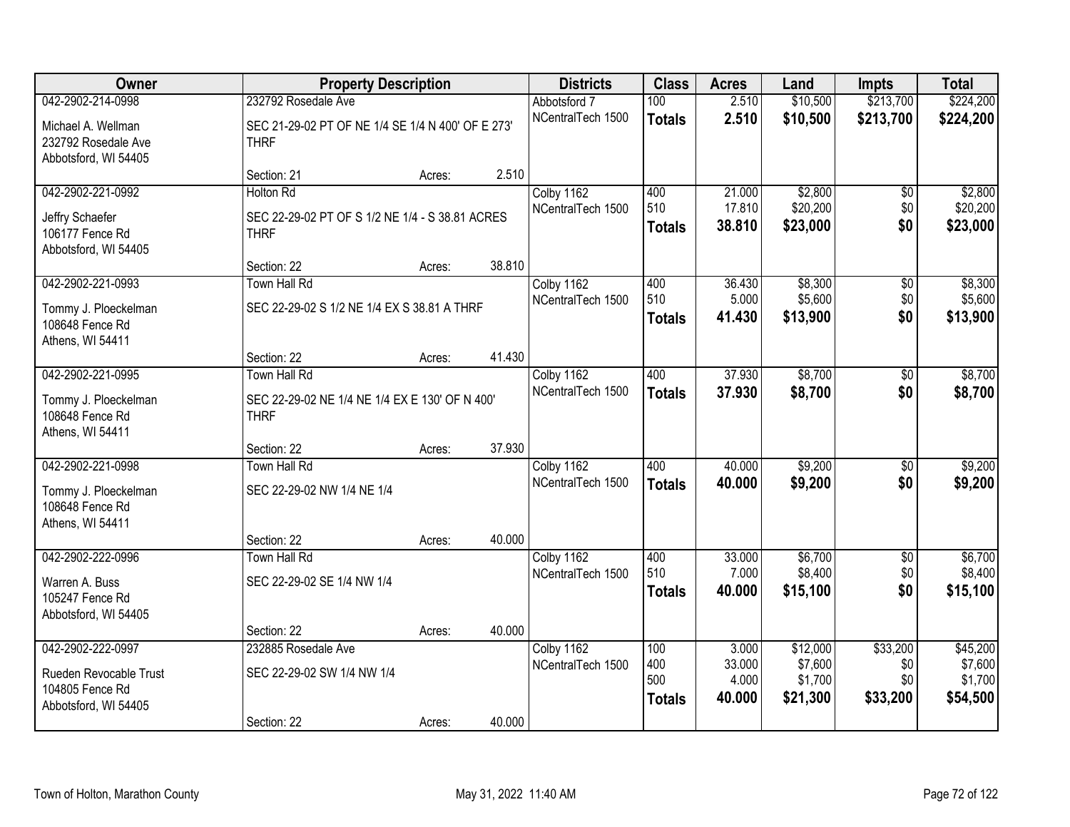| Owner | Property Description | | | Districts | Class | Acres | Land | Impts | Total |
|---|---|---|---|---|---|---|---|---|---|
| 042-2902-214-0998 | 232792 Rosedale Ave | | | Abbotsford 7 | 100 | 2.510 | $10,500 | $213,700 | $224,200 |
| Michael A. Wellman<br>232792 Rosedale Ave<br>Abbotsford, WI 54405 | SEC 21-29-02 PT OF NE 1/4 SE 1/4 N 400' OF E 273' THRF | | | NCentralTech 1500 | **Totals** | **2.510** | **$10,500** | **$213,700** | **$224,200** |
| | Section: 21 | Acres: | 2.510 | | | | | | |
| 042-2902-221-0992 | Holton Rd | | | Colby 1162 | 400 | 21.000 | $2,800 | $0 | $2,800 |
| Jeffry Schaefer<br>106177 Fence Rd<br>Abbotsford, WI 54405 | SEC 22-29-02 PT OF S 1/2 NE 1/4 - S 38.81 ACRES THRF | | | NCentralTech 1500 | 510 | 17.810 | $20,200 | $0 | $20,200 |
| | | | | | **Totals** | **38.810** | **$23,000** | **$0** | **$23,000** |
| | Section: 22 | Acres: | 38.810 | | | | | | |
| 042-2902-221-0993 | Town Hall Rd | | | Colby 1162 | 400 | 36.430 | $8,300 | $0 | $8,300 |
| Tommy J. Ploeckelman<br>108648 Fence Rd<br>Athens, WI 54411 | SEC 22-29-02 S 1/2 NE 1/4 EX S 38.81 A THRF | | | NCentralTech 1500 | 510 | 5.000 | $5,600 | $0 | $5,600 |
| | | | | | **Totals** | **41.430** | **$13,900** | **$0** | **$13,900** |
| | Section: 22 | Acres: | 41.430 | | | | | | |
| 042-2902-221-0995 | Town Hall Rd | | | Colby 1162 | 400 | 37.930 | $8,700 | $0 | $8,700 |
| Tommy J. Ploeckelman<br>108648 Fence Rd<br>Athens, WI 54411 | SEC 22-29-02 NE 1/4 NE 1/4 EX E 130' OF N 400' THRF | | | NCentralTech 1500 | **Totals** | **37.930** | **$8,700** | **$0** | **$8,700** |
| | Section: 22 | Acres: | 37.930 | | | | | | |
| 042-2902-221-0998 | Town Hall Rd | | | Colby 1162 | 400 | 40.000 | $9,200 | $0 | $9,200 |
| Tommy J. Ploeckelman<br>108648 Fence Rd<br>Athens, WI 54411 | SEC 22-29-02 NW 1/4 NE 1/4 | | | NCentralTech 1500 | **Totals** | **40.000** | **$9,200** | **$0** | **$9,200** |
| | Section: 22 | Acres: | 40.000 | | | | | | |
| 042-2902-222-0996 | Town Hall Rd | | | Colby 1162 | 400 | 33.000 | $6,700 | $0 | $6,700 |
| Warren A. Buss<br>105247 Fence Rd<br>Abbotsford, WI 54405 | SEC 22-29-02 SE 1/4 NW 1/4 | | | NCentralTech 1500 | 510 | 7.000 | $8,400 | $0 | $8,400 |
| | | | | | **Totals** | **40.000** | **$15,100** | **$0** | **$15,100** |
| | Section: 22 | Acres: | 40.000 | | | | | | |
| 042-2902-222-0997 | 232885 Rosedale Ave | | | Colby 1162 | 100 | 3.000 | $12,000 | $33,200 | $45,200 |
| Rueden Revocable Trust<br>104805 Fence Rd<br>Abbotsford, WI 54405 | SEC 22-29-02 SW 1/4 NW 1/4 | | | NCentralTech 1500 | 400 | 33.000 | $7,600 | $0 | $7,600 |
| | | | | | 500 | 4.000 | $1,700 | $0 | $1,700 |
| | | | | | **Totals** | **40.000** | **$21,300** | **$33,200** | **$54,500** |
| | Section: 22 | Acres: | 40.000 | | | | | | |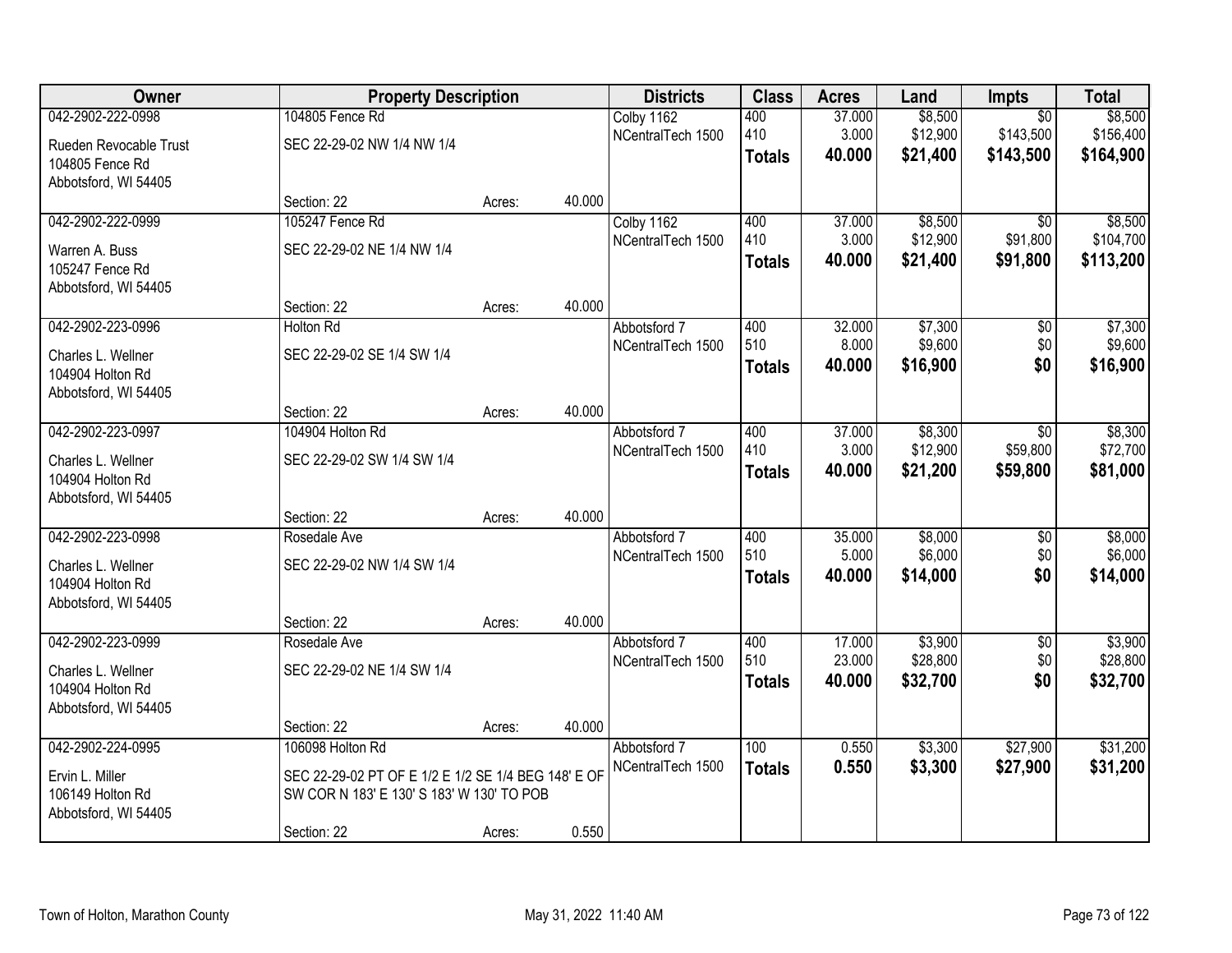| Owner | Property Description | | | Districts | Class | Acres | Land | Impts | Total |
|---|---|---|---|---|---|---|---|---|---|
| 042-2902-222-0998 | 104805 Fence Rd | | | Colby 1162 | 400 | 37.000 | $8,500 | $0 | $8,500 |
| Rueden Revocable Trust<br>104805 Fence Rd<br>Abbotsford, WI 54405 | SEC 22-29-02 NW 1/4 NW 1/4 | | | NCentralTech 1500 | 410 | 3.000 | $12,900 | $143,500 | $156,400 |
| | | | | | **Totals** | **40.000** | **$21,400** | **$143,500** | **$164,900** |
| | Section: 22 | Acres: | 40.000 | | | | | | |
| 042-2902-222-0999 | 105247 Fence Rd | | | Colby 1162 | 400 | 37.000 | $8,500 | $0 | $8,500 |
| Warren A. Buss<br>105247 Fence Rd<br>Abbotsford, WI 54405 | SEC 22-29-02 NE 1/4 NW 1/4 | | | NCentralTech 1500 | 410 | 3.000 | $12,900 | $91,800 | $104,700 |
| | | | | | **Totals** | **40.000** | **$21,400** | **$91,800** | **$113,200** |
| | Section: 22 | Acres: | 40.000 | | | | | | |
| 042-2902-223-0996 | Holton Rd | | | Abbotsford 7 | 400 | 32.000 | $7,300 | $0 | $7,300 |
| Charles L. Wellner<br>104904 Holton Rd<br>Abbotsford, WI 54405 | SEC 22-29-02 SE 1/4 SW 1/4 | | | NCentralTech 1500 | 510 | 8.000 | $9,600 | $0 | $9,600 |
| | | | | | **Totals** | **40.000** | **$16,900** | **$0** | **$16,900** |
| | Section: 22 | Acres: | 40.000 | | | | | | |
| 042-2902-223-0997 | 104904 Holton Rd | | | Abbotsford 7 | 400 | 37.000 | $8,300 | $0 | $8,300 |
| Charles L. Wellner<br>104904 Holton Rd<br>Abbotsford, WI 54405 | SEC 22-29-02 SW 1/4 SW 1/4 | | | NCentralTech 1500 | 410 | 3.000 | $12,900 | $59,800 | $72,700 |
| | | | | | **Totals** | **40.000** | **$21,200** | **$59,800** | **$81,000** |
| | Section: 22 | Acres: | 40.000 | | | | | | |
| 042-2902-223-0998 | Rosedale Ave | | | Abbotsford 7 | 400 | 35.000 | $8,000 | $0 | $8,000 |
| Charles L. Wellner<br>104904 Holton Rd<br>Abbotsford, WI 54405 | SEC 22-29-02 NW 1/4 SW 1/4 | | | NCentralTech 1500 | 510 | 5.000 | $6,000 | $0 | $6,000 |
| | | | | | **Totals** | **40.000** | **$14,000** | **$0** | **$14,000** |
| | Section: 22 | Acres: | 40.000 | | | | | | |
| 042-2902-223-0999 | Rosedale Ave | | | Abbotsford 7 | 400 | 17.000 | $3,900 | $0 | $3,900 |
| Charles L. Wellner<br>104904 Holton Rd<br>Abbotsford, WI 54405 | SEC 22-29-02 NE 1/4 SW 1/4 | | | NCentralTech 1500 | 510 | 23.000 | $28,800 | $0 | $28,800 |
| | | | | | **Totals** | **40.000** | **$32,700** | **$0** | **$32,700** |
| | Section: 22 | Acres: | 40.000 | | | | | | |
| 042-2902-224-0995 | 106098 Holton Rd | | | Abbotsford 7 | 100 | 0.550 | $3,300 | $27,900 | $31,200 |
| Ervin L. Miller<br>106149 Holton Rd<br>Abbotsford, WI 54405 | SEC 22-29-02 PT OF E 1/2 E 1/2 SE 1/4 BEG 148' E OF SW COR N 183' E 130' S 183' W 130' TO POB | | | NCentralTech 1500 | **Totals** | **0.550** | **$3,300** | **$27,900** | **$31,200** |
| | Section: 22 | Acres: | 0.550 | | | | | | |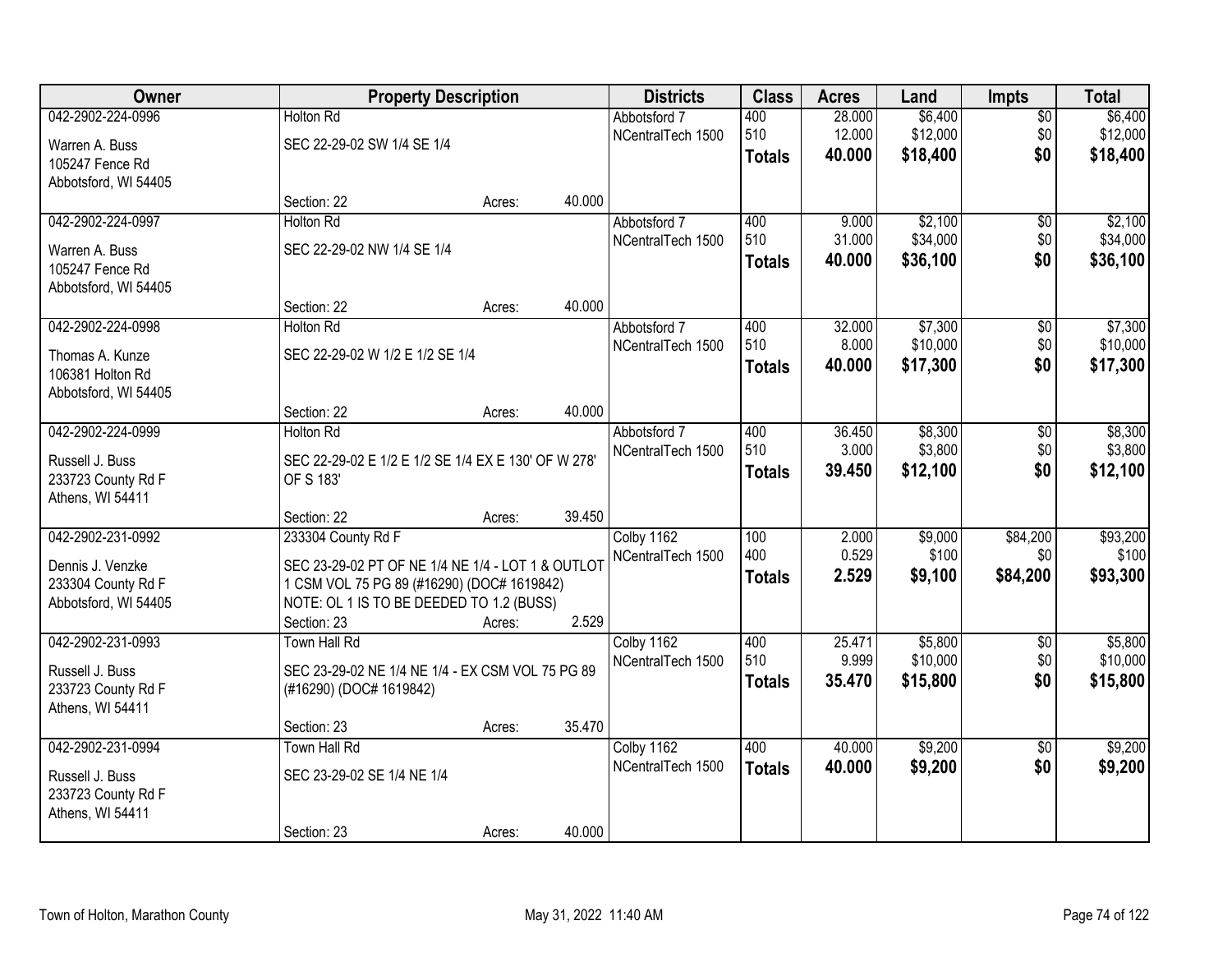| Owner | Property Description | Districts | Class | Acres | Land | Impts | Total |
|---|---|---|---|---|---|---|---|
| 042-2902-224-0996<br>Warren A. Buss<br>105247 Fence Rd<br>Abbotsford, WI 54405 | Holton Rd<br>SEC 22-29-02 SW 1/4 SE 1/4<br>Section: 22 Acres: 40.000 | Abbotsford 7<br>NCentralTech 1500 | 400<br>510<br>**Totals** | 28.000<br>12.000<br>**40.000** | $6,400<br>$12,000<br>**$18,400** | $0<br>$0<br>**$0** | $6,400<br>$12,000<br>**$18,400** |
| 042-2902-224-0997<br>Warren A. Buss<br>105247 Fence Rd<br>Abbotsford, WI 54405 | Holton Rd<br>SEC 22-29-02 NW 1/4 SE 1/4<br>Section: 22 Acres: 40.000 | Abbotsford 7<br>NCentralTech 1500 | 400<br>510<br>**Totals** | 9.000<br>31.000<br>**40.000** | $2,100<br>$34,000<br>**$36,100** | $0<br>$0<br>**$0** | $2,100<br>$34,000<br>**$36,100** |
| 042-2902-224-0998<br>Thomas A. Kunze<br>106381 Holton Rd<br>Abbotsford, WI 54405 | Holton Rd<br>SEC 22-29-02 W 1/2 E 1/2 SE 1/4<br>Section: 22 Acres: 40.000 | Abbotsford 7<br>NCentralTech 1500 | 400<br>510<br>**Totals** | 32.000<br>8.000<br>**40.000** | $7,300<br>$10,000<br>**$17,300** | $0<br>$0<br>**$0** | $7,300<br>$10,000<br>**$17,300** |
| 042-2902-224-0999<br>Russell J. Buss<br>233723 County Rd F<br>Athens, WI 54411 | Holton Rd<br>SEC 22-29-02 E 1/2 E 1/2 SE 1/4 EX E 130' OF W 278' OF S 183'<br>Section: 22 Acres: 39.450 | Abbotsford 7<br>NCentralTech 1500 | 400<br>510<br>**Totals** | 36.450<br>3.000<br>**39.450** | $8,300<br>$3,800<br>**$12,100** | $0<br>$0<br>**$0** | $8,300<br>$3,800<br>**$12,100** |
| 042-2902-231-0992<br>Dennis J. Venzke<br>233304 County Rd F<br>Abbotsford, WI 54405 | 233304 County Rd F<br>SEC 23-29-02 PT OF NE 1/4 NE 1/4 - LOT 1 & OUTLOT 1 CSM VOL 75 PG 89 (#16290) (DOC# 1619842) NOTE: OL 1 IS TO BE DEEDED TO 1.2 (BUSS)<br>Section: 23 Acres: 2.529 | Colby 1162<br>NCentralTech 1500 | 100<br>400<br>**Totals** | 2.000<br>0.529<br>**2.529** | $9,000<br>$100<br>**$9,100** | $84,200<br>$0<br>**$84,200** | $93,200<br>$100<br>**$93,300** |
| 042-2902-231-0993<br>Russell J. Buss<br>233723 County Rd F<br>Athens, WI 54411 | Town Hall Rd<br>SEC 23-29-02 NE 1/4 NE 1/4 - EX CSM VOL 75 PG 89 (#16290) (DOC# 1619842)<br>Section: 23 Acres: 35.470 | Colby 1162<br>NCentralTech 1500 | 400<br>510<br>**Totals** | 25.471<br>9.999<br>**35.470** | $5,800<br>$10,000<br>**$15,800** | $0<br>$0<br>**$0** | $5,800<br>$10,000<br>**$15,800** |
| 042-2902-231-0994<br>Russell J. Buss<br>233723 County Rd F<br>Athens, WI 54411 | Town Hall Rd<br>SEC 23-29-02 SE 1/4 NE 1/4<br>Section: 23 Acres: 40.000 | Colby 1162<br>NCentralTech 1500 | 400<br>**Totals** | 40.000<br>**40.000** | $9,200<br>**$9,200** | $0<br>**$0** | $9,200<br>**$9,200** |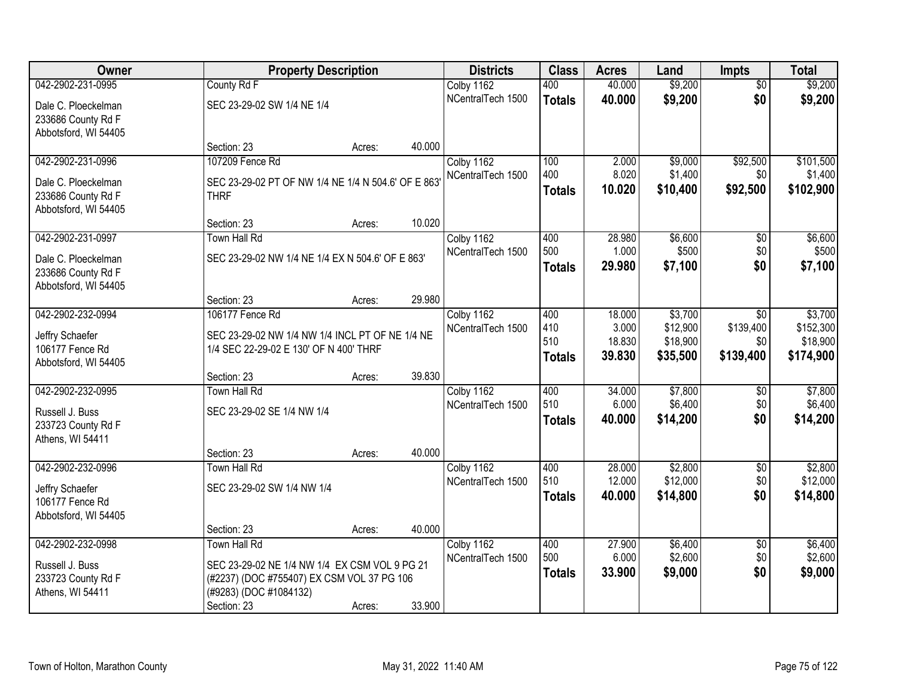| Owner | Property Description | Districts | Class | Acres | Land | Impts | Total |
|---|---|---|---|---|---|---|---|
| 042-2902-231-0995<br>Dale C. Ploeckelman<br>233686 County Rd F<br>Abbotsford, WI 54405 | County Rd F<br>SEC 23-29-02 SW 1/4 NE 1/4<br>Section: 23 Acres: 40.000 | Colby 1162<br>NCentralTech 1500 | 400<br>**Totals** | 40.000<br>**40.000** | $9,200<br>**$9,200** | $0<br>**$0** | $9,200<br>**$9,200** |
| 042-2902-231-0996<br>Dale C. Ploeckelman<br>233686 County Rd F<br>Abbotsford, WI 54405 | 107209 Fence Rd<br>SEC 23-29-02 PT OF NW 1/4 NE 1/4 N 504.6' OF E 863' THRF<br>Section: 23 Acres: 10.020 | Colby 1162<br>NCentralTech 1500 | 100<br>400<br>**Totals** | 2.000<br>8.020<br>**10.020** | $9,000<br>$1,400<br>**$10,400** | $92,500<br>$0<br>**$92,500** | $101,500<br>$1,400<br>**$102,900** |
| 042-2902-231-0997<br>Dale C. Ploeckelman<br>233686 County Rd F<br>Abbotsford, WI 54405 | Town Hall Rd<br>SEC 23-29-02 NW 1/4 NE 1/4 EX N 504.6' OF E 863'<br>Section: 23 Acres: 29.980 | Colby 1162<br>NCentralTech 1500 | 400<br>500<br>**Totals** | 28.980<br>1.000<br>**29.980** | $6,600<br>$500<br>**$7,100** | $0<br>$0<br>**$0** | $6,600<br>$500<br>**$7,100** |
| 042-2902-232-0994<br>Jeffry Schaefer<br>106177 Fence Rd<br>Abbotsford, WI 54405 | 106177 Fence Rd<br>SEC 23-29-02 NW 1/4 NW 1/4 INCL PT OF NE 1/4 NE 1/4 SEC 22-29-02 E 130' OF N 400' THRF<br>Section: 23 Acres: 39.830 | Colby 1162<br>NCentralTech 1500 | 400<br>410<br>510<br>**Totals** | 18.000<br>3.000<br>18.830<br>**39.830** | $3,700<br>$12,900<br>$18,900<br>**$35,500** | $0<br>$139,400<br>$0<br>**$139,400** | $3,700<br>$152,300<br>$18,900<br>**$174,900** |
| 042-2902-232-0995<br>Russell J. Buss<br>233723 County Rd F<br>Athens, WI 54411 | Town Hall Rd<br>SEC 23-29-02 SE 1/4 NW 1/4<br>Section: 23 Acres: 40.000 | Colby 1162<br>NCentralTech 1500 | 400<br>510<br>**Totals** | 34.000<br>6.000<br>**40.000** | $7,800<br>$6,400<br>**$14,200** | $0<br>$0<br>**$0** | $7,800<br>$6,400<br>**$14,200** |
| 042-2902-232-0996<br>Jeffry Schaefer<br>106177 Fence Rd<br>Abbotsford, WI 54405 | Town Hall Rd<br>SEC 23-29-02 SW 1/4 NW 1/4<br>Section: 23 Acres: 40.000 | Colby 1162<br>NCentralTech 1500 | 400<br>510<br>**Totals** | 28.000<br>12.000<br>**40.000** | $2,800<br>$12,000<br>**$14,800** | $0<br>$0<br>**$0** | $2,800<br>$12,000<br>**$14,800** |
| 042-2902-232-0998<br>Russell J. Buss<br>233723 County Rd F<br>Athens, WI 54411 | Town Hall Rd<br>SEC 23-29-02 NE 1/4 NW 1/4 EX CSM VOL 9 PG 21 (#2237) (DOC #755407) EX CSM VOL 37 PG 106 (#9283) (DOC #1084132)<br>Section: 23 Acres: 33.900 | Colby 1162<br>NCentralTech 1500 | 400<br>500<br>**Totals** | 27.900<br>6.000<br>**33.900** | $6,400<br>$2,600<br>**$9,000** | $0<br>$0<br>**$0** | $6,400<br>$2,600<br>**$9,000** |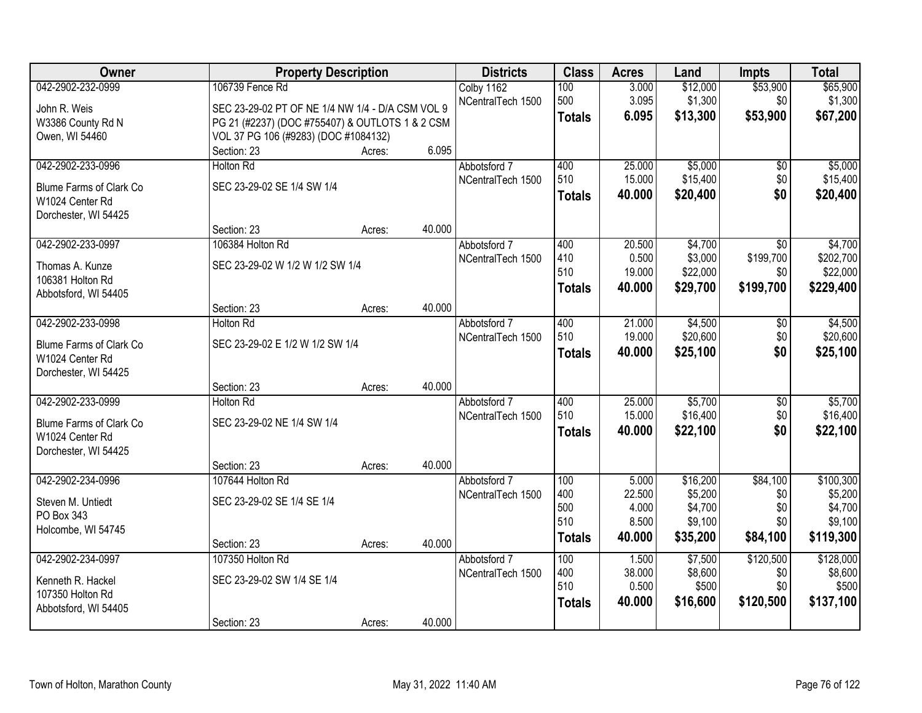| Owner | Property Description | | | Districts | Class | Acres | Land | Impts | Total |
|---|---|---|---|---|---|---|---|---|---|
| 042-2902-232-0999 | 106739 Fence Rd | | | Colby 1162 | 100 | 3.000 | $12,000 | $53,900 | $65,900 |
| John R. Weis | SEC 23-29-02 PT OF NE 1/4 NW 1/4 - D/A CSM VOL 9 | | | NCentralTech 1500 | 500 | 3.095 | $1,300 | $0 | $1,300 |
| W3386 County Rd N | PG 21 (#2237) (DOC #755407) & OUTLOTS 1 & 2 CSM | | | | **Totals** | **6.095** | **$13,300** | **$53,900** | **$67,200** |
| Owen, WI 54460 | VOL 37 PG 106 (#9283) (DOC #1084132) | | | | | | | | |
| | Section: 23 | Acres: | 6.095 | | | | | | |
| 042-2902-233-0996 | Holton Rd | | | Abbotsford 7 | 400 | 25.000 | $5,000 | $0 | $5,000 |
| Blume Farms of Clark Co | SEC 23-29-02 SE 1/4 SW 1/4 | | | NCentralTech 1500 | 510 | 15.000 | $15,400 | $0 | $15,400 |
| W1024 Center Rd | | | | | **Totals** | **40.000** | **$20,400** | **$0** | **$20,400** |
| Dorchester, WI 54425 | | | | | | | | | |
| | Section: 23 | Acres: | 40.000 | | | | | | |
| 042-2902-233-0997 | 106384 Holton Rd | | | Abbotsford 7 | 400 | 20.500 | $4,700 | $0 | $4,700 |
| Thomas A. Kunze | SEC 23-29-02 W 1/2 W 1/2 SW 1/4 | | | NCentralTech 1500 | 410 | 0.500 | $3,000 | $199,700 | $202,700 |
| 106381 Holton Rd | | | | | 510 | 19.000 | $22,000 | $0 | $22,000 |
| Abbotsford, WI 54405 | | | | | **Totals** | **40.000** | **$29,700** | **$199,700** | **$229,400** |
| | Section: 23 | Acres: | 40.000 | | | | | | |
| 042-2902-233-0998 | Holton Rd | | | Abbotsford 7 | 400 | 21.000 | $4,500 | $0 | $4,500 |
| Blume Farms of Clark Co | SEC 23-29-02 E 1/2 W 1/2 SW 1/4 | | | NCentralTech 1500 | 510 | 19.000 | $20,600 | $0 | $20,600 |
| W1024 Center Rd | | | | | **Totals** | **40.000** | **$25,100** | **$0** | **$25,100** |
| Dorchester, WI 54425 | | | | | | | | | |
| | Section: 23 | Acres: | 40.000 | | | | | | |
| 042-2902-233-0999 | Holton Rd | | | Abbotsford 7 | 400 | 25.000 | $5,700 | $0 | $5,700 |
| Blume Farms of Clark Co | SEC 23-29-02 NE 1/4 SW 1/4 | | | NCentralTech 1500 | 510 | 15.000 | $16,400 | $0 | $16,400 |
| W1024 Center Rd | | | | | **Totals** | **40.000** | **$22,100** | **$0** | **$22,100** |
| Dorchester, WI 54425 | | | | | | | | | |
| | Section: 23 | Acres: | 40.000 | | | | | | |
| 042-2902-234-0996 | 107644 Holton Rd | | | Abbotsford 7 | 100 | 5.000 | $16,200 | $84,100 | $100,300 |
| Steven M. Untiedt | SEC 23-29-02 SE 1/4 SE 1/4 | | | NCentralTech 1500 | 400 | 22.500 | $5,200 | $0 | $5,200 |
| PO Box 343 | | | | | 500 | 4.000 | $4,700 | $0 | $4,700 |
| Holcombe, WI 54745 | | | | | 510 | 8.500 | $9,100 | $0 | $9,100 |
| | Section: 23 | Acres: | 40.000 | | **Totals** | **40.000** | **$35,200** | **$84,100** | **$119,300** |
| 042-2902-234-0997 | 107350 Holton Rd | | | Abbotsford 7 | 100 | 1.500 | $7,500 | $120,500 | $128,000 |
| Kenneth R. Hackel | SEC 23-29-02 SW 1/4 SE 1/4 | | | NCentralTech 1500 | 400 | 38.000 | $8,600 | $0 | $8,600 |
| 107350 Holton Rd | | | | | 510 | 0.500 | $500 | $0 | $500 |
| Abbotsford, WI 54405 | | | | | **Totals** | **40.000** | **$16,600** | **$120,500** | **$137,100** |
| | Section: 23 | Acres: | 40.000 | | | | | | |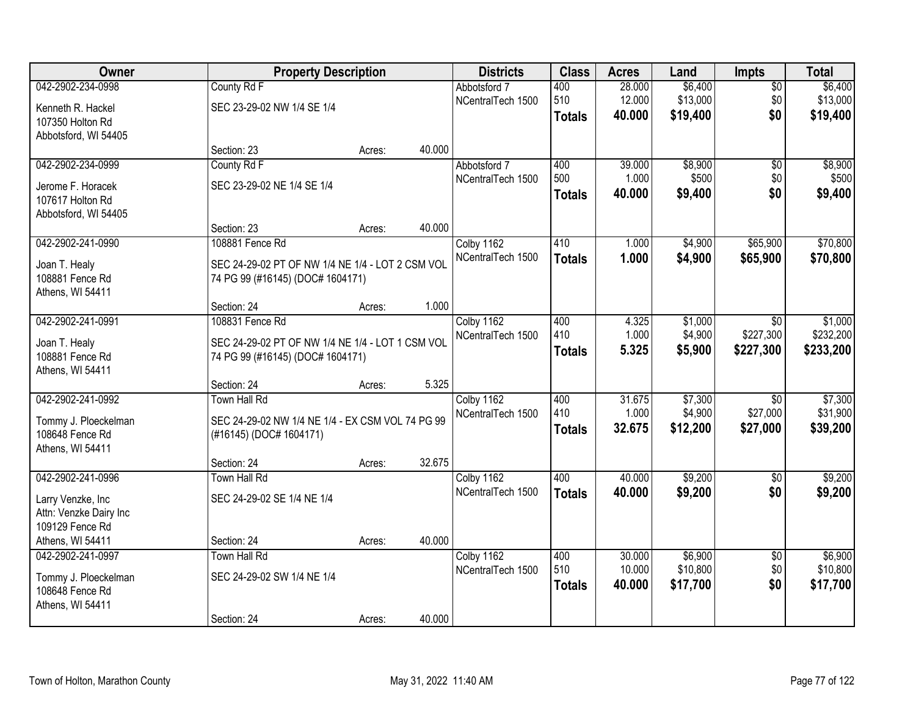| Owner | Property Description | | | Districts | Class | Acres | Land | Impts | Total |
|---|---|---|---|---|---|---|---|---|---|
| 042-2902-234-0998 | County Rd F | | | Abbotsford 7 | 400 | 28.000 | $6,400 | $0 | $6,400 |
| Kenneth R. Hackel<br>107350 Holton Rd<br>Abbotsford, WI 54405 | SEC 23-29-02 NW 1/4 SE 1/4 | | | NCentralTech 1500 | 510 | 12.000 | $13,000 | $0 | $13,000 |
| | | | | | **Totals** | **40.000** | **$19,400** | **$0** | **$19,400** |
| | Section: 23 | Acres: | 40.000 | | | | | | |
| 042-2902-234-0999 | County Rd F | | | Abbotsford 7 | 400 | 39.000 | $8,900 | $0 | $8,900 |
| Jerome F. Horacek<br>107617 Holton Rd<br>Abbotsford, WI 54405 | SEC 23-29-02 NE 1/4 SE 1/4 | | | NCentralTech 1500 | 500 | 1.000 | $500 | $0 | $500 |
| | | | | | **Totals** | **40.000** | **$9,400** | **$0** | **$9,400** |
| | Section: 23 | Acres: | 40.000 | | | | | | |
| 042-2902-241-0990 | 108881 Fence Rd | | | Colby 1162 | 410 | 1.000 | $4,900 | $65,900 | $70,800 |
| Joan T. Healy<br>108881 Fence Rd<br>Athens, WI 54411 | SEC 24-29-02 PT OF NW 1/4 NE 1/4 - LOT 2 CSM VOL 74 PG 99 (#16145) (DOC# 1604171) | | | NCentralTech 1500 | **Totals** | **1.000** | **$4,900** | **$65,900** | **$70,800** |
| | Section: 24 | Acres: | 1.000 | | | | | | |
| 042-2902-241-0991 | 108831 Fence Rd | | | Colby 1162 | 400 | 4.325 | $1,000 | $0 | $1,000 |
| Joan T. Healy<br>108881 Fence Rd<br>Athens, WI 54411 | SEC 24-29-02 PT OF NW 1/4 NE 1/4 - LOT 1 CSM VOL 74 PG 99 (#16145) (DOC# 1604171) | | | NCentralTech 1500 | 410 | 1.000 | $4,900 | $227,300 | $232,200 |
| | | | | | **Totals** | **5.325** | **$5,900** | **$227,300** | **$233,200** |
| | Section: 24 | Acres: | 5.325 | | | | | | |
| 042-2902-241-0992 | Town Hall Rd | | | Colby 1162 | 400 | 31.675 | $7,300 | $0 | $7,300 |
| Tommy J. Ploeckelman<br>108648 Fence Rd<br>Athens, WI 54411 | SEC 24-29-02 NW 1/4 NE 1/4 - EX CSM VOL 74 PG 99 (#16145) (DOC# 1604171) | | | NCentralTech 1500 | 410 | 1.000 | $4,900 | $27,000 | $31,900 |
| | | | | | **Totals** | **32.675** | **$12,200** | **$27,000** | **$39,200** |
| | Section: 24 | Acres: | 32.675 | | | | | | |
| 042-2902-241-0996 | Town Hall Rd | | | Colby 1162 | 400 | 40.000 | $9,200 | $0 | $9,200 |
| Larry Venzke, Inc<br>Attn: Venzke Dairy Inc<br>109129 Fence Rd<br>Athens, WI 54411 | SEC 24-29-02 SE 1/4 NE 1/4 | | | NCentralTech 1500 | **Totals** | **40.000** | **$9,200** | **$0** | **$9,200** |
| | Section: 24 | Acres: | 40.000 | | | | | | |
| 042-2902-241-0997 | Town Hall Rd | | | Colby 1162 | 400 | 30.000 | $6,900 | $0 | $6,900 |
| Tommy J. Ploeckelman<br>108648 Fence Rd<br>Athens, WI 54411 | SEC 24-29-02 SW 1/4 NE 1/4 | | | NCentralTech 1500 | 510 | 10.000 | $10,800 | $0 | $10,800 |
| | | | | | **Totals** | **40.000** | **$17,700** | **$0** | **$17,700** |
| | Section: 24 | Acres: | 40.000 | | | | | | |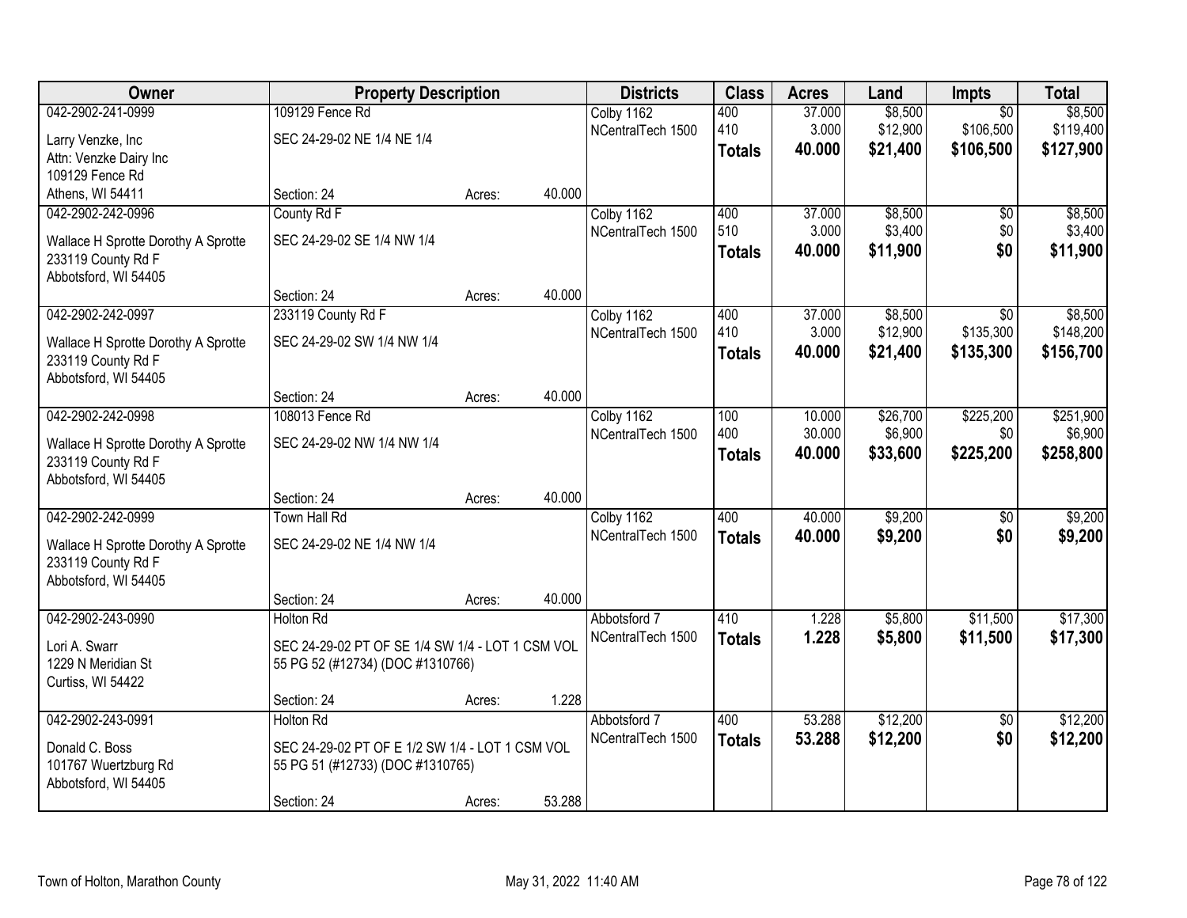| Owner | Property Description | | | Districts | Class | Acres | Land | Impts | Total |
|---|---|---|---|---|---|---|---|---|---|
| 042-2902-241-0999 | 109129 Fence Rd | | | Colby 1162 | 400 | 37.000 | $8,500 | $0 | $8,500 |
| Larry Venzke, Inc | SEC 24-29-02 NE 1/4 NE 1/4 | | | NCentralTech 1500 | 410 | 3.000 | $12,900 | $106,500 | $119,400 |
| Attn: Venzke Dairy Inc | | | | | **Totals** | **40.000** | **$21,400** | **$106,500** | **$127,900** |
| 109129 Fence Rd | | | | | | | | | |
| Athens, WI 54411 | Section: 24 | Acres: | 40.000 | | | | | | |
| 042-2902-242-0996 | County Rd F | | | Colby 1162 | 400 | 37.000 | $8,500 | $0 | $8,500 |
| Wallace H Sprotte Dorothy A Sprotte | SEC 24-29-02 SE 1/4 NW 1/4 | | | NCentralTech 1500 | 510 | 3.000 | $3,400 | $0 | $3,400 |
| 233119 County Rd F | | | | | **Totals** | **40.000** | **$11,900** | **$0** | **$11,900** |
| Abbotsford, WI 54405 | | | | | | | | | |
| | Section: 24 | Acres: | 40.000 | | | | | | |
| 042-2902-242-0997 | 233119 County Rd F | | | Colby 1162 | 400 | 37.000 | $8,500 | $0 | $8,500 |
| Wallace H Sprotte Dorothy A Sprotte | SEC 24-29-02 SW 1/4 NW 1/4 | | | NCentralTech 1500 | 410 | 3.000 | $12,900 | $135,300 | $148,200 |
| 233119 County Rd F | | | | | **Totals** | **40.000** | **$21,400** | **$135,300** | **$156,700** |
| Abbotsford, WI 54405 | | | | | | | | | |
| | Section: 24 | Acres: | 40.000 | | | | | | |
| 042-2902-242-0998 | 108013 Fence Rd | | | Colby 1162 | 100 | 10.000 | $26,700 | $225,200 | $251,900 |
| Wallace H Sprotte Dorothy A Sprotte | SEC 24-29-02 NW 1/4 NW 1/4 | | | NCentralTech 1500 | 400 | 30.000 | $6,900 | $0 | $6,900 |
| 233119 County Rd F | | | | | **Totals** | **40.000** | **$33,600** | **$225,200** | **$258,800** |
| Abbotsford, WI 54405 | | | | | | | | | |
| | Section: 24 | Acres: | 40.000 | | | | | | |
| 042-2902-242-0999 | Town Hall Rd | | | Colby 1162 | 400 | 40.000 | $9,200 | $0 | $9,200 |
| Wallace H Sprotte Dorothy A Sprotte | SEC 24-29-02 NE 1/4 NW 1/4 | | | NCentralTech 1500 | **Totals** | **40.000** | **$9,200** | **$0** | **$9,200** |
| 233119 County Rd F | | | | | | | | | |
| Abbotsford, WI 54405 | | | | | | | | | |
| | Section: 24 | Acres: | 40.000 | | | | | | |
| 042-2902-243-0990 | Holton Rd | | | Abbotsford 7 | 410 | 1.228 | $5,800 | $11,500 | $17,300 |
| Lori A. Swarr | SEC 24-29-02 PT OF SE 1/4 SW 1/4 - LOT 1 CSM VOL 55 PG 52 (#12734) (DOC #1310766) | | | NCentralTech 1500 | **Totals** | **1.228** | **$5,800** | **$11,500** | **$17,300** |
| 1229 N Meridian St | | | | | | | | | |
| Curtiss, WI 54422 | | | | | | | | | |
| | Section: 24 | Acres: | 1.228 | | | | | | |
| 042-2902-243-0991 | Holton Rd | | | Abbotsford 7 | 400 | 53.288 | $12,200 | $0 | $12,200 |
| Donald C. Boss | SEC 24-29-02 PT OF E 1/2 SW 1/4 - LOT 1 CSM VOL 55 PG 51 (#12733) (DOC #1310765) | | | NCentralTech 1500 | **Totals** | **53.288** | **$12,200** | **$0** | **$12,200** |
| 101767 Wuertzburg Rd | | | | | | | | | |
| Abbotsford, WI 54405 | | | | | | | | | |
| | Section: 24 | Acres: | 53.288 | | | | | | |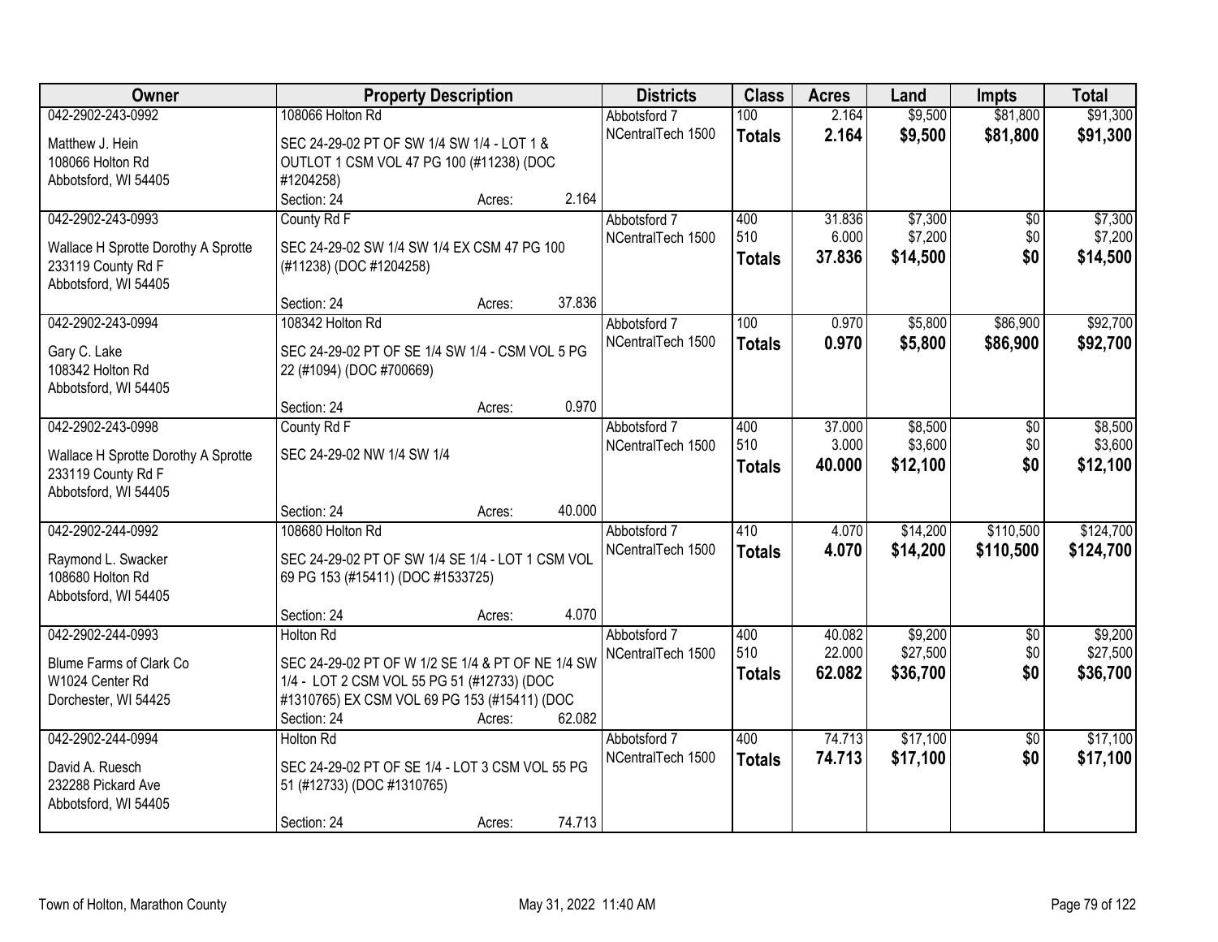| Owner | Property Description | Districts | Class | Acres | Land | Impts | Total |
|---|---|---|---|---|---|---|---|
| 042-2902-243-0992<br>Matthew J. Hein<br>108066 Holton Rd<br>Abbotsford, WI 54405 | 108066 Holton Rd<br>SEC 24-29-02 PT OF SW 1/4 SW 1/4 - LOT 1 & OUTLOT 1 CSM VOL 47 PG 100 (#11238) (DOC #1204258)<br>Section: 24 Acres: 2.164 | Abbotsford 7<br>NCentralTech 1500 | 100<br>**Totals** | 2.164<br>**2.164** | $9,500<br>**$9,500** | $81,800<br>**$81,800** | $91,300<br>**$91,300** |
| 042-2902-243-0993<br>Wallace H Sprotte Dorothy A Sprotte<br>233119 County Rd F<br>Abbotsford, WI 54405 | County Rd F<br>SEC 24-29-02 SW 1/4 SW 1/4 EX CSM 47 PG 100 (#11238) (DOC #1204258)<br>Section: 24 Acres: 37.836 | Abbotsford 7<br>NCentralTech 1500 | 400<br>510<br>**Totals** | 31.836<br>6.000<br>**37.836** | $7,300<br>$7,200<br>**$14,500** | $0<br>$0<br>**$0** | $7,300<br>$7,200<br>**$14,500** |
| 042-2902-243-0994<br>Gary C. Lake<br>108342 Holton Rd<br>Abbotsford, WI 54405 | 108342 Holton Rd<br>SEC 24-29-02 PT OF SE 1/4 SW 1/4 - CSM VOL 5 PG 22 (#1094) (DOC #700669)<br>Section: 24 Acres: 0.970 | Abbotsford 7<br>NCentralTech 1500 | 100<br>**Totals** | 0.970<br>**0.970** | $5,800<br>**$5,800** | $86,900<br>**$86,900** | $92,700<br>**$92,700** |
| 042-2902-243-0998<br>Wallace H Sprotte Dorothy A Sprotte<br>233119 County Rd F<br>Abbotsford, WI 54405 | County Rd F<br>SEC 24-29-02 NW 1/4 SW 1/4<br>Section: 24 Acres: 40.000 | Abbotsford 7<br>NCentralTech 1500 | 400<br>510<br>**Totals** | 37.000<br>3.000<br>**40.000** | $8,500<br>$3,600<br>**$12,100** | $0<br>$0<br>**$0** | $8,500<br>$3,600<br>**$12,100** |
| 042-2902-244-0992<br>Raymond L. Swacker<br>108680 Holton Rd<br>Abbotsford, WI 54405 | 108680 Holton Rd<br>SEC 24-29-02 PT OF SW 1/4 SE 1/4 - LOT 1 CSM VOL 69 PG 153 (#15411) (DOC #1533725)<br>Section: 24 Acres: 4.070 | Abbotsford 7<br>NCentralTech 1500 | 410<br>**Totals** | 4.070<br>**4.070** | $14,200<br>**$14,200** | $110,500<br>**$110,500** | $124,700<br>**$124,700** |
| 042-2902-244-0993<br>Blume Farms of Clark Co<br>W1024 Center Rd<br>Dorchester, WI 54425 | Holton Rd<br>SEC 24-29-02 PT OF W 1/2 SE 1/4 & PT OF NE 1/4 SW 1/4 - LOT 2 CSM VOL 55 PG 51 (#12733) (DOC #1310765) EX CSM VOL 69 PG 153 (#15411) (DOC<br>Section: 24 Acres: 62.082 | Abbotsford 7<br>NCentralTech 1500 | 400<br>510<br>**Totals** | 40.082<br>22.000<br>**62.082** | $9,200<br>$27,500<br>**$36,700** | $0<br>$0<br>**$0** | $9,200<br>$27,500<br>**$36,700** |
| 042-2902-244-0994<br>David A. Ruesch<br>232288 Pickard Ave<br>Abbotsford, WI 54405 | Holton Rd<br>SEC 24-29-02 PT OF SE 1/4 - LOT 3 CSM VOL 55 PG 51 (#12733) (DOC #1310765)<br>Section: 24 Acres: 74.713 | Abbotsford 7<br>NCentralTech 1500 | 400<br>**Totals** | 74.713<br>**74.713** | $17,100<br>**$17,100** | $0<br>**$0** | $17,100<br>**$17,100** |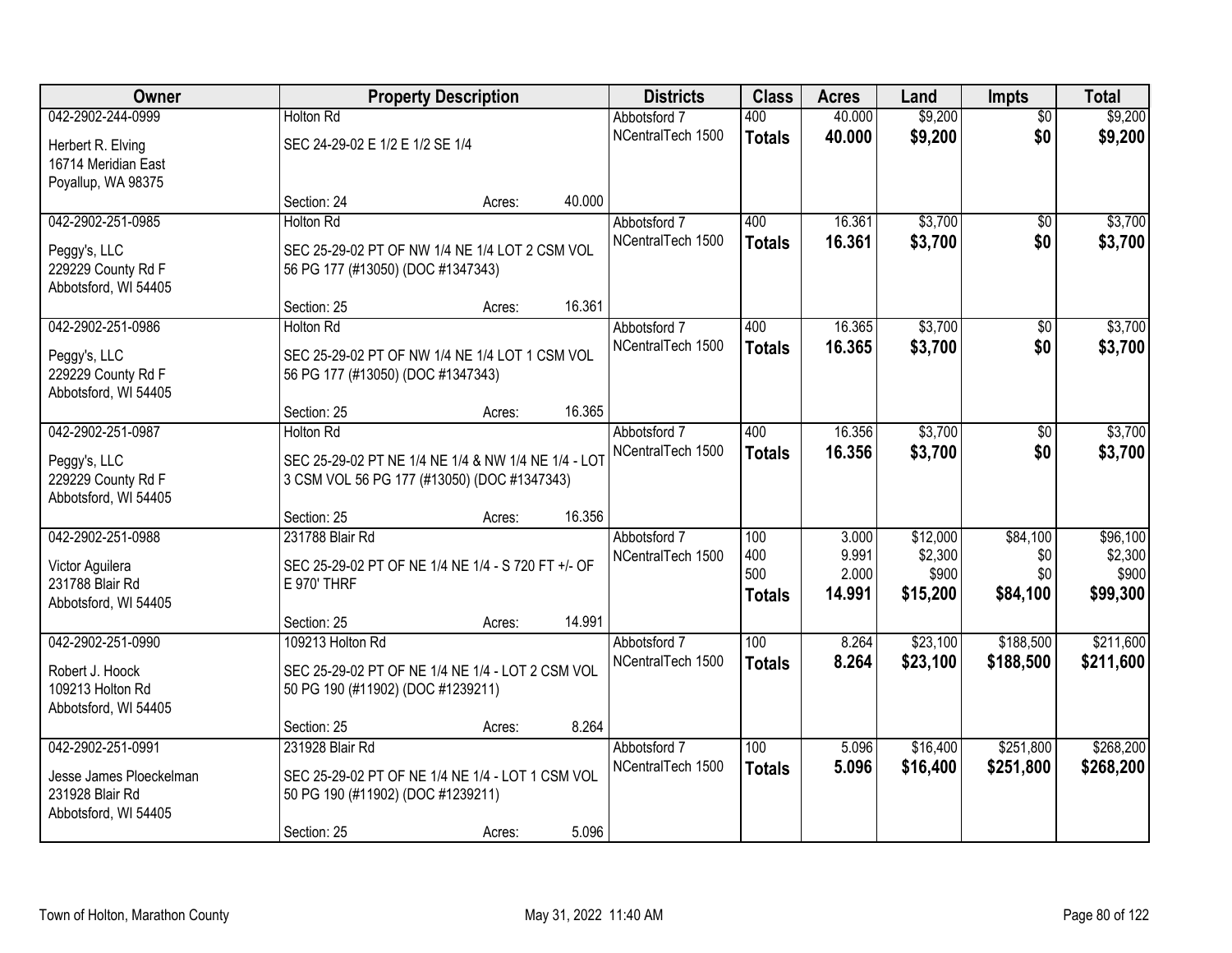| Owner | Property Description | Districts | Class | Acres | Land | Impts | Total |
|---|---|---|---|---|---|---|---|
| 042-2902-244-0999<br>Herbert R. Elving<br>16714 Meridian East<br>Poyallup, WA 98375 | Holton Rd<br>SEC 24-29-02 E 1/2 E 1/2 SE 1/4<br>Section: 24 Acres: 40.000 | Abbotsford 7<br>NCentralTech 1500 | 400<br>**Totals** | 40.000<br>**40.000** | $9,200<br>**$9,200** | $0<br>**$0** | $9,200<br>**$9,200** |
| 042-2902-251-0985<br>Peggy's, LLC<br>229229 County Rd F<br>Abbotsford, WI 54405 | Holton Rd<br>SEC 25-29-02 PT OF NW 1/4 NE 1/4 LOT 2 CSM VOL 56 PG 177 (#13050) (DOC #1347343)<br>Section: 25 Acres: 16.361 | Abbotsford 7<br>NCentralTech 1500 | 400<br>**Totals** | 16.361<br>**16.361** | $3,700<br>**$3,700** | $0<br>**$0** | $3,700<br>**$3,700** |
| 042-2902-251-0986<br>Peggy's, LLC<br>229229 County Rd F<br>Abbotsford, WI 54405 | Holton Rd<br>SEC 25-29-02 PT OF NW 1/4 NE 1/4 LOT 1 CSM VOL 56 PG 177 (#13050) (DOC #1347343)<br>Section: 25 Acres: 16.365 | Abbotsford 7<br>NCentralTech 1500 | 400<br>**Totals** | 16.365<br>**16.365** | $3,700<br>**$3,700** | $0<br>**$0** | $3,700<br>**$3,700** |
| 042-2902-251-0987<br>Peggy's, LLC<br>229229 County Rd F<br>Abbotsford, WI 54405 | Holton Rd<br>SEC 25-29-02 PT NE 1/4 NE 1/4 & NW 1/4 NE 1/4 - LOT 3 CSM VOL 56 PG 177 (#13050) (DOC #1347343)<br>Section: 25 Acres: 16.356 | Abbotsford 7<br>NCentralTech 1500 | 400<br>**Totals** | 16.356<br>**16.356** | $3,700<br>**$3,700** | $0<br>**$0** | $3,700<br>**$3,700** |
| 042-2902-251-0988<br>Victor Aguilera<br>231788 Blair Rd<br>Abbotsford, WI 54405 | 231788 Blair Rd<br>SEC 25-29-02 PT OF NE 1/4 NE 1/4 - S 720 FT +/- OF E 970' THRF<br>Section: 25 Acres: 14.991 | Abbotsford 7<br>NCentralTech 1500 | 100<br>400<br>500<br>**Totals** | 3.000<br>9.991<br>2.000<br>**14.991** | $12,000<br>$2,300<br>$900<br>**$15,200** | $84,100<br>$0<br>$0<br>**$84,100** | $96,100<br>$2,300<br>$900<br>**$99,300** |
| 042-2902-251-0990<br>Robert J. Hoock<br>109213 Holton Rd<br>Abbotsford, WI 54405 | 109213 Holton Rd<br>SEC 25-29-02 PT OF NE 1/4 NE 1/4 - LOT 2 CSM VOL 50 PG 190 (#11902) (DOC #1239211)<br>Section: 25 Acres: 8.264 | Abbotsford 7<br>NCentralTech 1500 | 100<br>**Totals** | 8.264<br>**8.264** | $23,100<br>**$23,100** | $188,500<br>**$188,500** | $211,600<br>**$211,600** |
| 042-2902-251-0991<br>Jesse James Ploeckelman<br>231928 Blair Rd<br>Abbotsford, WI 54405 | 231928 Blair Rd<br>SEC 25-29-02 PT OF NE 1/4 NE 1/4 - LOT 1 CSM VOL 50 PG 190 (#11902) (DOC #1239211)<br>Section: 25 Acres: 5.096 | Abbotsford 7<br>NCentralTech 1500 | 100<br>**Totals** | 5.096<br>**5.096** | $16,400<br>**$16,400** | $251,800<br>**$251,800** | $268,200<br>**$268,200** |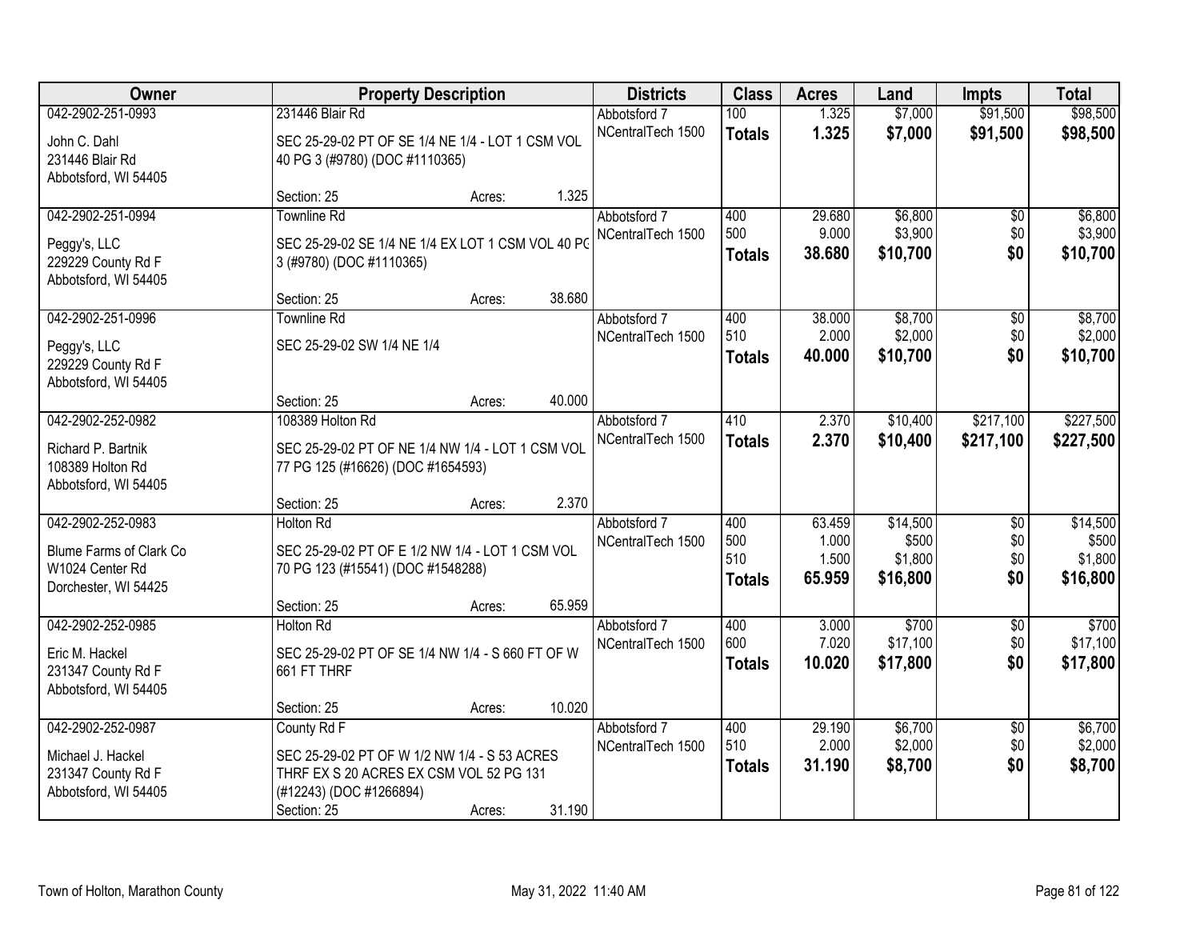| Owner | Property Description | Districts | Class | Acres | Land | Impts | Total |
|---|---|---|---|---|---|---|---|
| 042-2902-251-0993<br>John C. Dahl<br>231446 Blair Rd<br>Abbotsford, WI 54405 | 231446 Blair Rd<br>SEC 25-29-02 PT OF SE 1/4 NE 1/4 - LOT 1 CSM VOL 40 PG 3 (#9780) (DOC #1110365)<br>Section: 25 Acres: 1.325 | Abbotsford 7<br>NCentralTech 1500 | 100<br>**Totals** | 1.325<br>**1.325** | $7,000<br>**$7,000** | $91,500<br>**$91,500** | $98,500<br>**$98,500** |
| 042-2902-251-0994<br>Peggy's, LLC<br>229229 County Rd F<br>Abbotsford, WI 54405 | Townline Rd<br>SEC 25-29-02 SE 1/4 NE 1/4 EX LOT 1 CSM VOL 40 PG 3 (#9780) (DOC #1110365)<br>Section: 25 Acres: 38.680 | Abbotsford 7<br>NCentralTech 1500 | 400<br>500<br>**Totals** | 29.680<br>9.000<br>**38.680** | $6,800<br>$3,900<br>**$10,700** | $0<br>$0<br>**$0** | $6,800<br>$3,900<br>**$10,700** |
| 042-2902-251-0996<br>Peggy's, LLC<br>229229 County Rd F<br>Abbotsford, WI 54405 | Townline Rd<br>SEC 25-29-02 SW 1/4 NE 1/4<br>Section: 25 Acres: 40.000 | Abbotsford 7<br>NCentralTech 1500 | 400<br>510<br>**Totals** | 38.000<br>2.000<br>**40.000** | $8,700<br>$2,000<br>**$10,700** | $0<br>$0<br>**$0** | $8,700<br>$2,000<br>**$10,700** |
| 042-2902-252-0982<br>Richard P. Bartnik<br>108389 Holton Rd<br>Abbotsford, WI 54405 | 108389 Holton Rd<br>SEC 25-29-02 PT OF NE 1/4 NW 1/4 - LOT 1 CSM VOL 77 PG 125 (#16626) (DOC #1654593)<br>Section: 25 Acres: 2.370 | Abbotsford 7<br>NCentralTech 1500 | 410<br>**Totals** | 2.370<br>**2.370** | $10,400<br>**$10,400** | $217,100<br>**$217,100** | $227,500<br>**$227,500** |
| 042-2902-252-0983<br>Blume Farms of Clark Co<br>W1024 Center Rd<br>Dorchester, WI 54425 | Holton Rd<br>SEC 25-29-02 PT OF E 1/2 NW 1/4 - LOT 1 CSM VOL 70 PG 123 (#15541) (DOC #1548288)<br>Section: 25 Acres: 65.959 | Abbotsford 7<br>NCentralTech 1500 | 400<br>500<br>510<br>**Totals** | 63.459<br>1.000<br>1.500<br>**65.959** | $14,500<br>$500<br>$1,800<br>**$16,800** | $0<br>$0<br>$0<br>**$0** | $14,500<br>$500<br>$1,800<br>**$16,800** |
| 042-2902-252-0985<br>Eric M. Hackel<br>231347 County Rd F<br>Abbotsford, WI 54405 | Holton Rd<br>SEC 25-29-02 PT OF SE 1/4 NW 1/4 - S 660 FT OF W 661 FT THRF<br>Section: 25 Acres: 10.020 | Abbotsford 7<br>NCentralTech 1500 | 400<br>600<br>**Totals** | 3.000<br>7.020<br>**10.020** | $700<br>$17,100<br>**$17,800** | $0<br>$0<br>**$0** | $700<br>$17,100<br>**$17,800** |
| 042-2902-252-0987<br>Michael J. Hackel<br>231347 County Rd F<br>Abbotsford, WI 54405 | County Rd F<br>SEC 25-29-02 PT OF W 1/2 NW 1/4 - S 53 ACRES THRF EX S 20 ACRES EX CSM VOL 52 PG 131 (#12243) (DOC #1266894)<br>Section: 25 Acres: 31.190 | Abbotsford 7<br>NCentralTech 1500 | 400<br>510<br>**Totals** | 29.190<br>2.000<br>**31.190** | $6,700<br>$2,000<br>**$8,700** | $0<br>$0<br>**$0** | $6,700<br>$2,000<br>**$8,700** |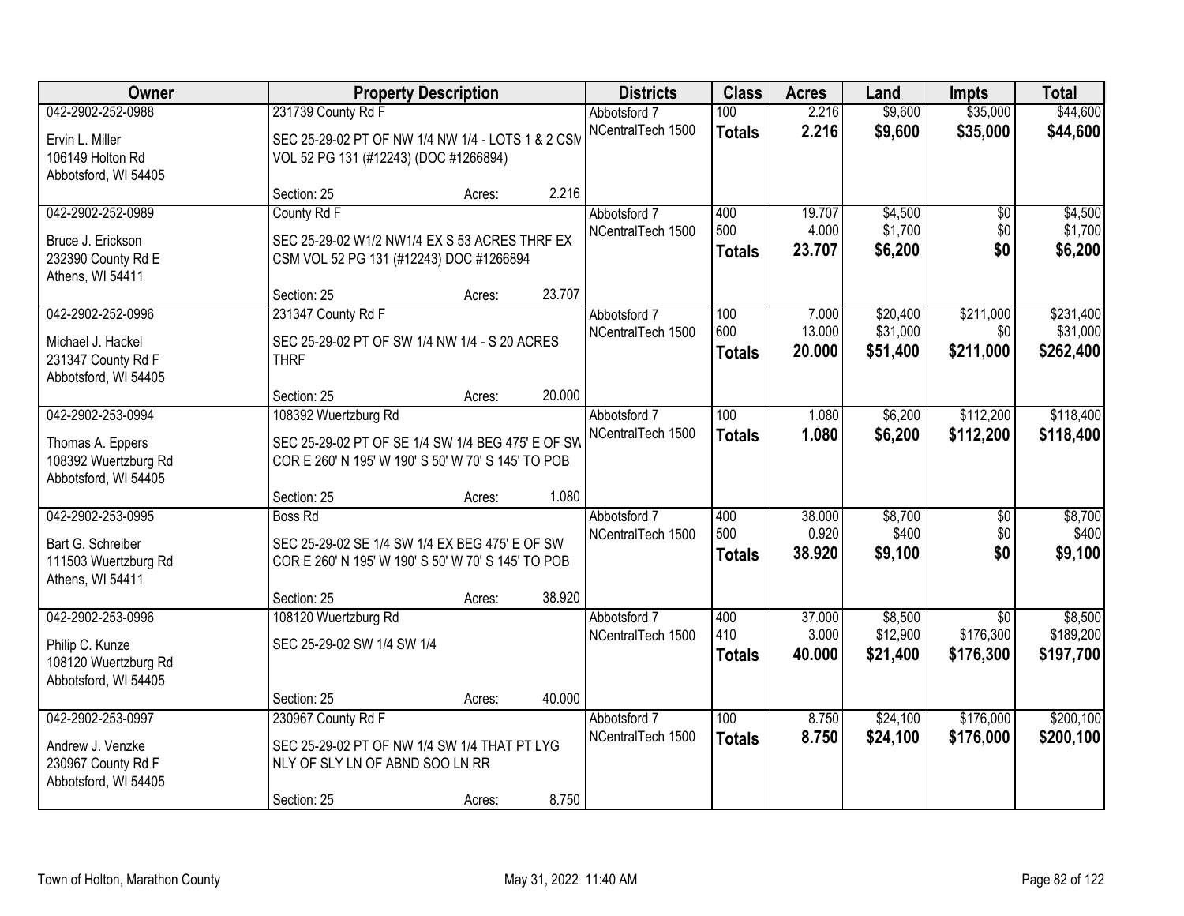| Owner | Property Description | Districts | Class | Acres | Land | Impts | Total |
|---|---|---|---|---|---|---|---|
| 042-2902-252-0988<br>Ervin L. Miller<br>106149 Holton Rd<br>Abbotsford, WI 54405 | 231739 County Rd F<br>SEC 25-29-02 PT OF NW 1/4 NW 1/4 - LOTS 1 & 2 CSM VOL 52 PG 131 (#12243) (DOC #1266894)<br>Section: 25 Acres: 2.216 | Abbotsford 7<br>NCentralTech 1500 | 100<br>**Totals** | 2.216<br>**2.216** | $9,600<br>**$9,600** | $35,000<br>**$35,000** | $44,600<br>**$44,600** |
| 042-2902-252-0989<br>Bruce J. Erickson<br>232390 County Rd E<br>Athens, WI 54411 | County Rd F<br>SEC 25-29-02 W1/2 NW1/4 EX S 53 ACRES THRF EX CSM VOL 52 PG 131 (#12243) DOC #1266894<br>Section: 25 Acres: 23.707 | Abbotsford 7<br>NCentralTech 1500 | 400<br>500<br>**Totals** | 19.707<br>4.000<br>**23.707** | $4,500<br>$1,700<br>**$6,200** | $0<br>$0<br>**$0** | $4,500<br>$1,700<br>**$6,200** |
| 042-2902-252-0996<br>Michael J. Hackel<br>231347 County Rd F<br>Abbotsford, WI 54405 | 231347 County Rd F<br>SEC 25-29-02 PT OF SW 1/4 NW 1/4 - S 20 ACRES THRF<br>Section: 25 Acres: 20.000 | Abbotsford 7<br>NCentralTech 1500 | 100<br>600<br>**Totals** | 7.000<br>13.000<br>**20.000** | $20,400<br>$31,000<br>**$51,400** | $211,000<br>$0<br>**$211,000** | $231,400<br>$31,000<br>**$262,400** |
| 042-2902-253-0994<br>Thomas A. Eppers<br>108392 Wuertzburg Rd<br>Abbotsford, WI 54405 | 108392 Wuertzburg Rd<br>SEC 25-29-02 PT OF SE 1/4 SW 1/4 BEG 475' E OF SW COR E 260' N 195' W 190' S 50' W 70' S 145' TO POB<br>Section: 25 Acres: 1.080 | Abbotsford 7<br>NCentralTech 1500 | 100<br>**Totals** | 1.080<br>**1.080** | $6,200<br>**$6,200** | $112,200<br>**$112,200** | $118,400<br>**$118,400** |
| 042-2902-253-0995<br>Bart G. Schreiber<br>111503 Wuertzburg Rd<br>Athens, WI 54411 | Boss Rd<br>SEC 25-29-02 SE 1/4 SW 1/4 EX BEG 475' E OF SW COR E 260' N 195' W 190' S 50' W 70' S 145' TO POB<br>Section: 25 Acres: 38.920 | Abbotsford 7<br>NCentralTech 1500 | 400<br>500<br>**Totals** | 38.000<br>0.920<br>**38.920** | $8,700<br>$400<br>**$9,100** | $0<br>$0<br>**$0** | $8,700<br>$400<br>**$9,100** |
| 042-2902-253-0996<br>Philip C. Kunze<br>108120 Wuertzburg Rd<br>Abbotsford, WI 54405 | 108120 Wuertzburg Rd<br>SEC 25-29-02 SW 1/4 SW 1/4<br>Section: 25 Acres: 40.000 | Abbotsford 7<br>NCentralTech 1500 | 400<br>410<br>**Totals** | 37.000<br>3.000<br>**40.000** | $8,500<br>$12,900<br>**$21,400** | $0<br>$176,300<br>**$176,300** | $8,500<br>$189,200<br>**$197,700** |
| 042-2902-253-0997<br>Andrew J. Venzke<br>230967 County Rd F<br>Abbotsford, WI 54405 | 230967 County Rd F<br>SEC 25-29-02 PT OF NW 1/4 SW 1/4 THAT PT LYG NLY OF SLY LN OF ABND SOO LN RR<br>Section: 25 Acres: 8.750 | Abbotsford 7<br>NCentralTech 1500 | 100<br>**Totals** | 8.750<br>**8.750** | $24,100<br>**$24,100** | $176,000<br>**$176,000** | $200,100<br>**$200,100** |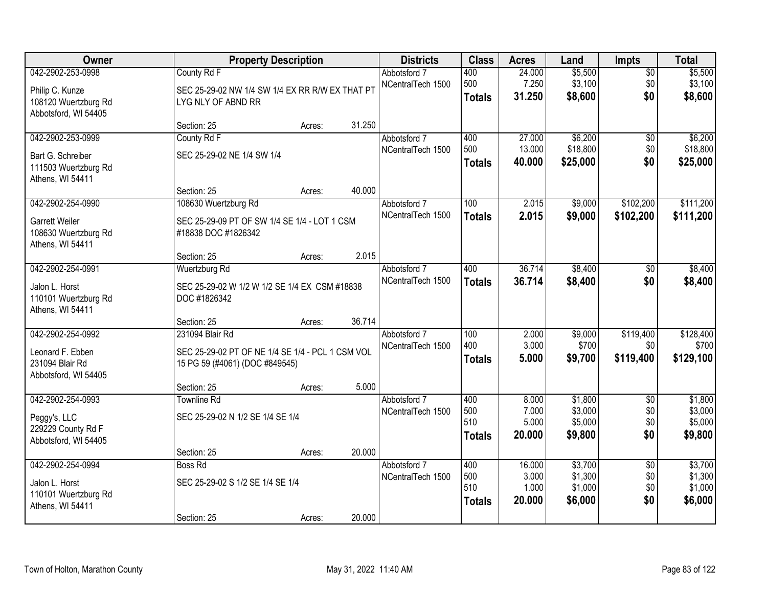| Owner | Property Description | Districts | Class | Acres | Land | Impts | Total |
|---|---|---|---|---|---|---|---|
| 042-2902-253-0998<br>Philip C. Kunze<br>108120 Wuertzburg Rd<br>Abbotsford, WI 54405 | County Rd F<br>SEC 25-29-02 NW 1/4 SW 1/4 EX RR R/W EX THAT PT LYG NLY OF ABND RR<br>Section: 25 Acres: 31.250 | Abbotsford 7<br>NCentralTech 1500 | 400<br>500<br>**Totals** | 24.000<br>7.250<br>**31.250** | \$5,500<br>\$3,100<br>**\$8,600** | \$0<br>\$0<br>**\$0** | \$5,500<br>\$3,100<br>**\$8,600** |
| 042-2902-253-0999<br>Bart G. Schreiber<br>111503 Wuertzburg Rd<br>Athens, WI 54411 | County Rd F<br>SEC 25-29-02 NE 1/4 SW 1/4<br>Section: 25 Acres: 40.000 | Abbotsford 7<br>NCentralTech 1500 | 400<br>500<br>**Totals** | 27.000<br>13.000<br>**40.000** | \$6,200<br>\$18,800<br>**\$25,000** | \$0<br>\$0<br>**\$0** | \$6,200<br>\$18,800<br>**\$25,000** |
| 042-2902-254-0990<br>Garrett Weiler<br>108630 Wuertzburg Rd<br>Athens, WI 54411 | 108630 Wuertzburg Rd<br>SEC 25-29-09 PT OF SW 1/4 SE 1/4 - LOT 1 CSM #18838 DOC #1826342<br>Section: 25 Acres: 2.015 | Abbotsford 7<br>NCentralTech 1500 | 100<br>**Totals** | 2.015<br>**2.015** | \$9,000<br>**\$9,000** | \$102,200<br>**\$102,200** | \$111,200<br>**\$111,200** |
| 042-2902-254-0991<br>Jalon L. Horst<br>110101 Wuertzburg Rd<br>Athens, WI 54411 | Wuertzburg Rd<br>SEC 25-29-02 W 1/2 W 1/2 SE 1/4 EX CSM #18838 DOC #1826342<br>Section: 25 Acres: 36.714 | Abbotsford 7<br>NCentralTech 1500 | 400<br>**Totals** | 36.714<br>**36.714** | \$8,400<br>**\$8,400** | \$0<br>**\$0** | \$8,400<br>**\$8,400** |
| 042-2902-254-0992<br>Leonard F. Ebben<br>231094 Blair Rd<br>Abbotsford, WI 54405 | 231094 Blair Rd<br>SEC 25-29-02 PT OF NE 1/4 SE 1/4 - PCL 1 CSM VOL 15 PG 59 (#4061) (DOC #849545)<br>Section: 25 Acres: 5.000 | Abbotsford 7<br>NCentralTech 1500 | 100<br>400<br>**Totals** | 2.000<br>3.000<br>**5.000** | \$9,000<br>\$700<br>**\$9,700** | \$119,400<br>\$0<br>**\$119,400** | \$128,400<br>\$700<br>**\$129,100** |
| 042-2902-254-0993<br>Peggy's, LLC<br>229229 County Rd F<br>Abbotsford, WI 54405 | Townline Rd<br>SEC 25-29-02 N 1/2 SE 1/4 SE 1/4<br>Section: 25 Acres: 20.000 | Abbotsford 7<br>NCentralTech 1500 | 400<br>500<br>510<br>**Totals** | 8.000<br>7.000<br>5.000<br>**20.000** | \$1,800<br>\$3,000<br>\$5,000<br>**\$9,800** | \$0<br>\$0<br>\$0<br>**\$0** | \$1,800<br>\$3,000<br>\$5,000<br>**\$9,800** |
| 042-2902-254-0994<br>Jalon L. Horst<br>110101 Wuertzburg Rd<br>Athens, WI 54411 | Boss Rd<br>SEC 25-29-02 S 1/2 SE 1/4 SE 1/4<br>Section: 25 Acres: 20.000 | Abbotsford 7<br>NCentralTech 1500 | 400<br>500<br>510<br>**Totals** | 16.000<br>3.000<br>1.000<br>**20.000** | \$3,700<br>\$1,300<br>\$1,000<br>**\$6,000** | \$0<br>\$0<br>\$0<br>**\$0** | \$3,700<br>\$1,300<br>\$1,000<br>**\$6,000** |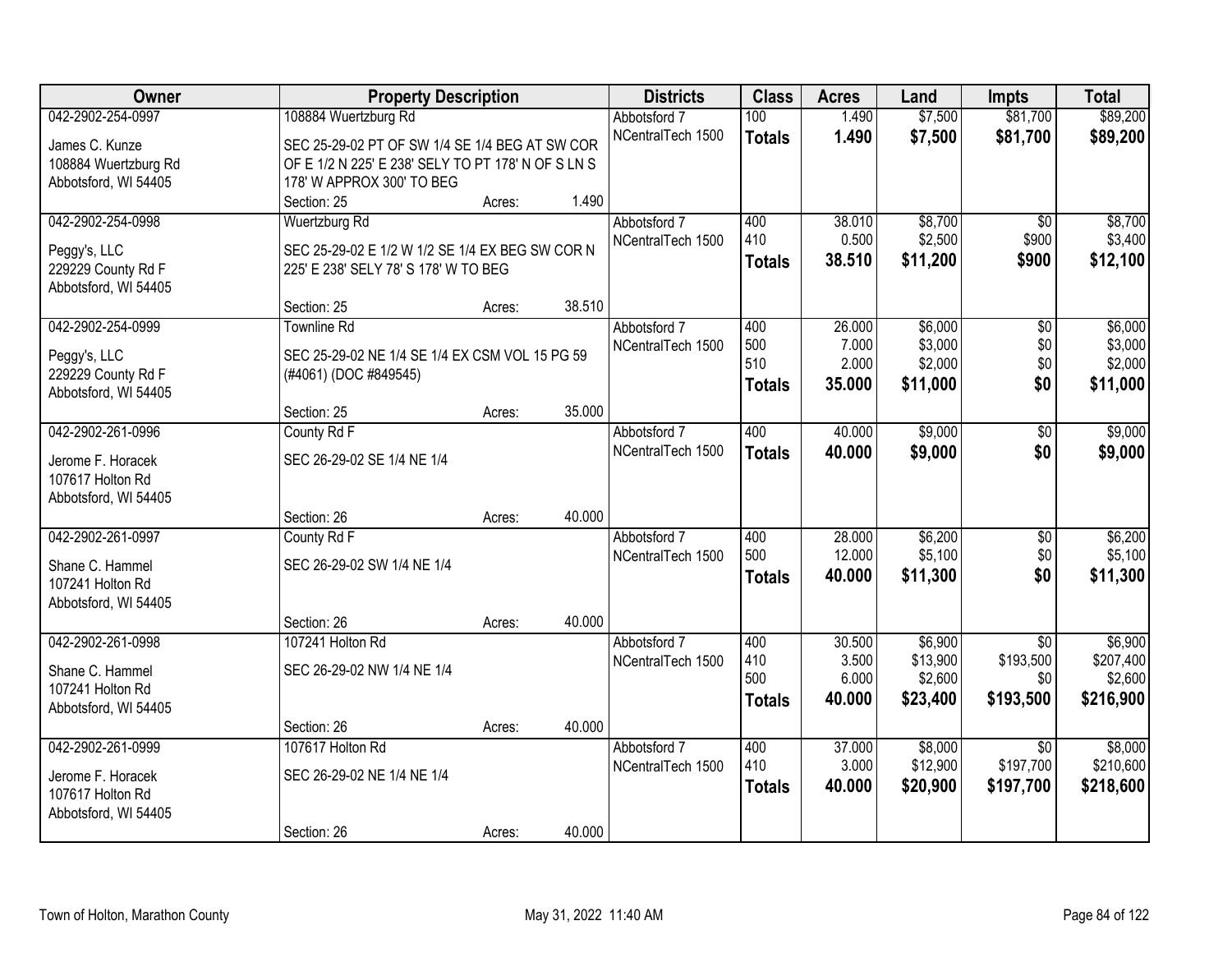| Owner | Property Description | | | Districts | Class | Acres | Land | Impts | Total |
|---|---|---|---|---|---|---|---|---|---|
| 042-2902-254-0997 | 108884 Wuertzburg Rd | | | Abbotsford 7 | 100 | 1.490 | $7,500 | $81,700 | $89,200 |
| James C. Kunze<br>108884 Wuertzburg Rd<br>Abbotsford, WI 54405 | SEC 25-29-02 PT OF SW 1/4 SE 1/4 BEG AT SW COR OF E 1/2 N 225' E 238' SELY TO PT 178' N OF S LN S 178' W APPROX 300' TO BEG | | | NCentralTech 1500 | **Totals** | **1.490** | **$7,500** | **$81,700** | **$89,200** |
| | Section: 25 | Acres: | 1.490 | | | | | | |
| 042-2902-254-0998 | Wuertzburg Rd | | | Abbotsford 7 | 400 | 38.010 | $8,700 | $0 | $8,700 |
| Peggy's, LLC<br>229229 County Rd F<br>Abbotsford, WI 54405 | SEC 25-29-02 E 1/2 W 1/2 SE 1/4 EX BEG SW COR N 225' E 238' SELY 78' S 178' W TO BEG | | | NCentralTech 1500 | 410 | 0.500 | $2,500 | $900 | $3,400 |
| | | | | | **Totals** | **38.510** | **$11,200** | **$900** | **$12,100** |
| | Section: 25 | Acres: | 38.510 | | | | | | |
| 042-2902-254-0999 | Townline Rd | | | Abbotsford 7 | 400 | 26.000 | $6,000 | $0 | $6,000 |
| Peggy's, LLC<br>229229 County Rd F<br>Abbotsford, WI 54405 | SEC 25-29-02 NE 1/4 SE 1/4 EX CSM VOL 15 PG 59 (#4061) (DOC #849545) | | | NCentralTech 1500 | 500 | 7.000 | $3,000 | $0 | $3,000 |
| | | | | | 510 | 2.000 | $2,000 | $0 | $2,000 |
| | | | | | **Totals** | **35.000** | **$11,000** | **$0** | **$11,000** |
| | Section: 25 | Acres: | 35.000 | | | | | | |
| 042-2902-261-0996 | County Rd F | | | Abbotsford 7 | 400 | 40.000 | $9,000 | $0 | $9,000 |
| Jerome F. Horacek<br>107617 Holton Rd<br>Abbotsford, WI 54405 | SEC 26-29-02 SE 1/4 NE 1/4 | | | NCentralTech 1500 | **Totals** | **40.000** | **$9,000** | **$0** | **$9,000** |
| | Section: 26 | Acres: | 40.000 | | | | | | |
| 042-2902-261-0997 | County Rd F | | | Abbotsford 7 | 400 | 28.000 | $6,200 | $0 | $6,200 |
| Shane C. Hammel<br>107241 Holton Rd<br>Abbotsford, WI 54405 | SEC 26-29-02 SW 1/4 NE 1/4 | | | NCentralTech 1500 | 500 | 12.000 | $5,100 | $0 | $5,100 |
| | | | | | **Totals** | **40.000** | **$11,300** | **$0** | **$11,300** |
| | Section: 26 | Acres: | 40.000 | | | | | | |
| 042-2902-261-0998 | 107241 Holton Rd | | | Abbotsford 7 | 400 | 30.500 | $6,900 | $0 | $6,900 |
| Shane C. Hammel<br>107241 Holton Rd<br>Abbotsford, WI 54405 | SEC 26-29-02 NW 1/4 NE 1/4 | | | NCentralTech 1500 | 410 | 3.500 | $13,900 | $193,500 | $207,400 |
| | | | | | 500 | 6.000 | $2,600 | $0 | $2,600 |
| | | | | | **Totals** | **40.000** | **$23,400** | **$193,500** | **$216,900** |
| | Section: 26 | Acres: | 40.000 | | | | | | |
| 042-2902-261-0999 | 107617 Holton Rd | | | Abbotsford 7 | 400 | 37.000 | $8,000 | $0 | $8,000 |
| Jerome F. Horacek<br>107617 Holton Rd<br>Abbotsford, WI 54405 | SEC 26-29-02 NE 1/4 NE 1/4 | | | NCentralTech 1500 | 410 | 3.000 | $12,900 | $197,700 | $210,600 |
| | | | | | **Totals** | **40.000** | **$20,900** | **$197,700** | **$218,600** |
| | Section: 26 | Acres: | 40.000 | | | | | | |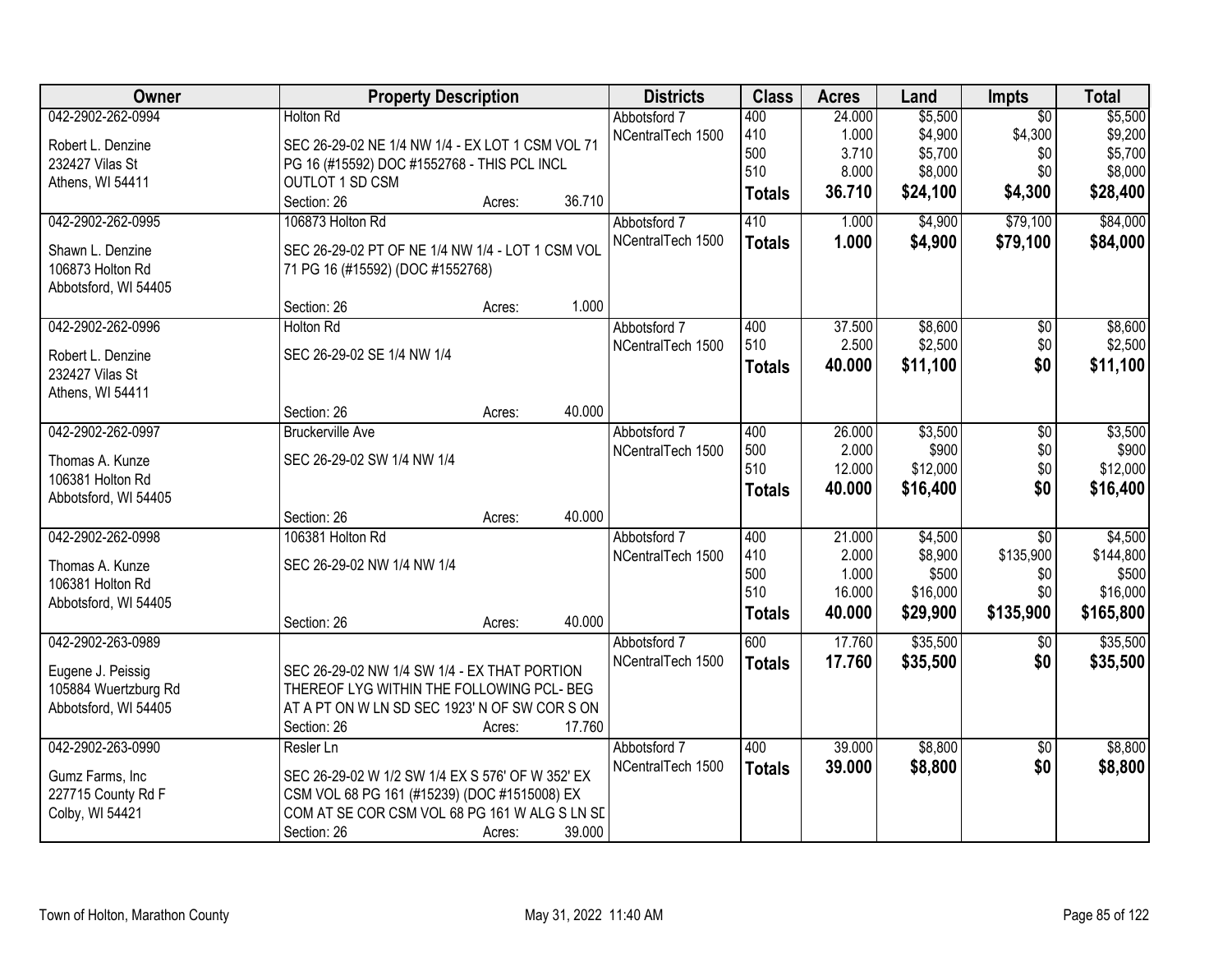| Owner | Property Description | Districts | Class | Acres | Land | Impts | Total |
|---|---|---|---|---|---|---|---|
| 042-2902-262-0994<br>Robert L. Denzine<br>232427 Vilas St<br>Athens, WI 54411 | Holton Rd<br>SEC 26-29-02 NE 1/4 NW 1/4 - EX LOT 1 CSM VOL 71 PG 16 (#15592) DOC #1552768 - THIS PCL INCL OUTLOT 1 SD CSM<br>Section: 26 Acres: 36.710 | Abbotsford 7<br>NCentralTech 1500 | 400<br>410<br>500<br>510<br>**Totals** | 24.000<br>1.000<br>3.710<br>8.000<br>**36.710** | $5,500<br>$4,900<br>$5,700<br>$8,000<br>**$24,100** | $0<br>$4,300<br>$0<br>$0<br>**$4,300** | $5,500<br>$9,200<br>$5,700<br>$8,000<br>**$28,400** |
| 042-2902-262-0995<br>Shawn L. Denzine<br>106873 Holton Rd<br>Abbotsford, WI 54405 | 106873 Holton Rd<br>SEC 26-29-02 PT OF NE 1/4 NW 1/4 - LOT 1 CSM VOL 71 PG 16 (#15592) (DOC #1552768)<br>Section: 26 Acres: 1.000 | Abbotsford 7<br>NCentralTech 1500 | 410<br>**Totals** | 1.000<br>**1.000** | $4,900<br>**$4,900** | $79,100<br>**$79,100** | $84,000<br>**$84,000** |
| 042-2902-262-0996<br>Robert L. Denzine<br>232427 Vilas St<br>Athens, WI 54411 | Holton Rd<br>SEC 26-29-02 SE 1/4 NW 1/4<br>Section: 26 Acres: 40.000 | Abbotsford 7<br>NCentralTech 1500 | 400<br>510<br>**Totals** | 37.500<br>2.500<br>**40.000** | $8,600<br>$2,500<br>**$11,100** | $0<br>$0<br>**$0** | $8,600<br>$2,500<br>**$11,100** |
| 042-2902-262-0997<br>Thomas A. Kunze<br>106381 Holton Rd<br>Abbotsford, WI 54405 | Bruckerville Ave<br>SEC 26-29-02 SW 1/4 NW 1/4<br>Section: 26 Acres: 40.000 | Abbotsford 7<br>NCentralTech 1500 | 400<br>500<br>510<br>**Totals** | 26.000<br>2.000<br>12.000<br>**40.000** | $3,500<br>$900<br>$12,000<br>**$16,400** | $0<br>$0<br>$0<br>**$0** | $3,500<br>$900<br>$12,000<br>**$16,400** |
| 042-2902-262-0998<br>Thomas A. Kunze<br>106381 Holton Rd<br>Abbotsford, WI 54405 | 106381 Holton Rd<br>SEC 26-29-02 NW 1/4 NW 1/4<br>Section: 26 Acres: 40.000 | Abbotsford 7<br>NCentralTech 1500 | 400<br>410<br>500<br>510<br>**Totals** | 21.000<br>2.000<br>1.000<br>16.000<br>**40.000** | $4,500<br>$8,900<br>$500<br>$16,000<br>**$29,900** | $0<br>$135,900<br>$0<br>$0<br>**$135,900** | $4,500<br>$144,800<br>$500<br>$16,000<br>**$165,800** |
| 042-2902-263-0989<br>Eugene J. Peissig<br>105884 Wuertzburg Rd<br>Abbotsford, WI 54405 | SEC 26-29-02 NW 1/4 SW 1/4 - EX THAT PORTION THEREOF LYG WITHIN THE FOLLOWING PCL- BEG AT A PT ON W LN SD SEC 1923' N OF SW COR S ON<br>Section: 26 Acres: 17.760 | Abbotsford 7<br>NCentralTech 1500 | 600<br>**Totals** | 17.760<br>**17.760** | $35,500<br>**$35,500** | $0<br>**$0** | $35,500<br>**$35,500** |
| 042-2902-263-0990<br>Gumz Farms, Inc<br>227715 County Rd F<br>Colby, WI 54421 | Resler Ln<br>SEC 26-29-02 W 1/2 SW 1/4 EX S 576' OF W 352' EX CSM VOL 68 PG 161 (#15239) (DOC #1515008) EX COM AT SE COR CSM VOL 68 PG 161 W ALG S LN SD<br>Section: 26 Acres: 39.000 | Abbotsford 7<br>NCentralTech 1500 | 400<br>**Totals** | 39.000<br>**39.000** | $8,800<br>**$8,800** | $0<br>**$0** | $8,800<br>**$8,800** |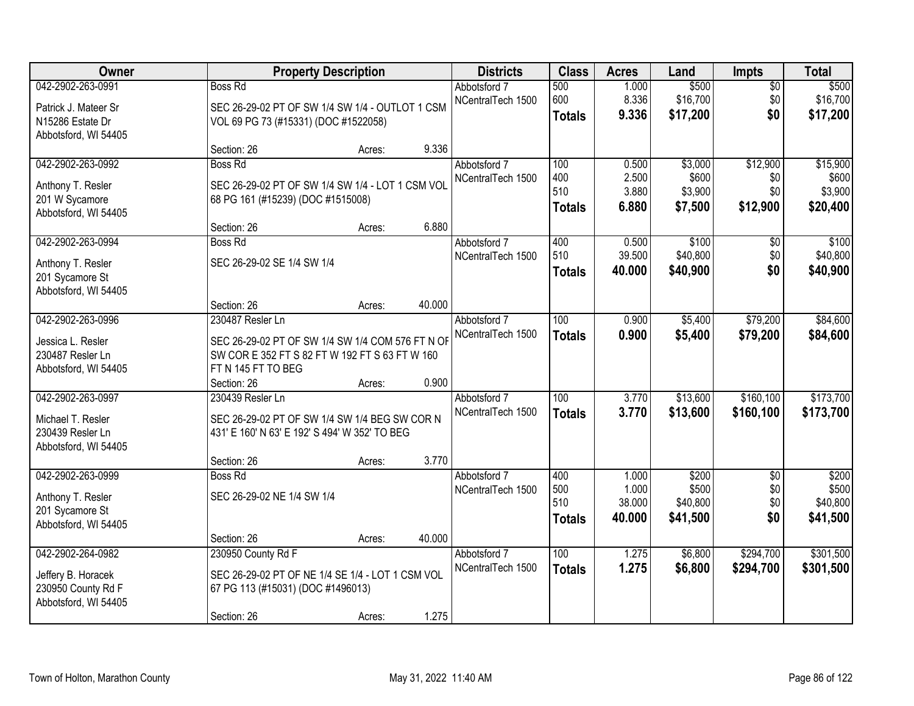| Owner | Property Description | Districts | Class | Acres | Land | Impts | Total |
|---|---|---|---|---|---|---|---|
| 042-2902-263-0991<br>Patrick J. Mateer Sr<br>N15286 Estate Dr<br>Abbotsford, WI 54405 | Boss Rd<br>SEC 26-29-02 PT OF SW 1/4 SW 1/4 - OUTLOT 1 CSM VOL 69 PG 73 (#15331) (DOC #1522058)<br>Section: 26 Acres: 9.336 | Abbotsford 7<br>NCentralTech 1500 | 500<br>600<br>**Totals** | 1.000<br>8.336<br>**9.336** | $500<br>$16,700<br>**$17,200** | $0<br>$0<br>**$0** | $500<br>$16,700<br>**$17,200** |
| 042-2902-263-0992<br>Anthony T. Resler<br>201 W Sycamore<br>Abbotsford, WI 54405 | Boss Rd<br>SEC 26-29-02 PT OF SW 1/4 SW 1/4 - LOT 1 CSM VOL 68 PG 161 (#15239) (DOC #1515008)<br>Section: 26 Acres: 6.880 | Abbotsford 7<br>NCentralTech 1500 | 100<br>400<br>510<br>**Totals** | 0.500<br>2.500<br>3.880<br>**6.880** | $3,000<br>$600<br>$3,900<br>**$7,500** | $12,900<br>$0<br>$0<br>**$12,900** | $15,900<br>$600<br>$3,900<br>**$20,400** |
| 042-2902-263-0994<br>Anthony T. Resler<br>201 Sycamore St<br>Abbotsford, WI 54405 | Boss Rd<br>SEC 26-29-02 SE 1/4 SW 1/4<br>Section: 26 Acres: 40.000 | Abbotsford 7<br>NCentralTech 1500 | 400<br>510<br>**Totals** | 0.500<br>39.500<br>**40.000** | $100<br>$40,800<br>**$40,900** | $0<br>$0<br>**$0** | $100<br>$40,800<br>**$40,900** |
| 042-2902-263-0996<br>Jessica L. Resler<br>230487 Resler Ln<br>Abbotsford, WI 54405 | 230487 Resler Ln<br>SEC 26-29-02 PT OF SW 1/4 SW 1/4 COM 576 FT N OF SW COR E 352 FT S 82 FT W 192 FT S 63 FT W 160 FT N 145 FT TO BEG<br>Section: 26 Acres: 0.900 | Abbotsford 7<br>NCentralTech 1500 | 100<br>**Totals** | 0.900<br>**0.900** | $5,400<br>**$5,400** | $79,200<br>**$79,200** | $84,600<br>**$84,600** |
| 042-2902-263-0997<br>Michael T. Resler<br>230439 Resler Ln<br>Abbotsford, WI 54405 | 230439 Resler Ln<br>SEC 26-29-02 PT OF SW 1/4 SW 1/4 BEG SW COR N 431' E 160' N 63' E 192' S 494' W 352' TO BEG<br>Section: 26 Acres: 3.770 | Abbotsford 7<br>NCentralTech 1500 | 100<br>**Totals** | 3.770<br>**3.770** | $13,600<br>**$13,600** | $160,100<br>**$160,100** | $173,700<br>**$173,700** |
| 042-2902-263-0999<br>Anthony T. Resler<br>201 Sycamore St<br>Abbotsford, WI 54405 | Boss Rd<br>SEC 26-29-02 NE 1/4 SW 1/4<br>Section: 26 Acres: 40.000 | Abbotsford 7<br>NCentralTech 1500 | 400<br>500<br>510<br>**Totals** | 1.000<br>1.000<br>38.000<br>**40.000** | $200<br>$500<br>$40,800<br>**$41,500** | $0<br>$0<br>$0<br>**$0** | $200<br>$500<br>$40,800<br>**$41,500** |
| 042-2902-264-0982<br>Jeffery B. Horacek<br>230950 County Rd F<br>Abbotsford, WI 54405 | 230950 County Rd F<br>SEC 26-29-02 PT OF NE 1/4 SE 1/4 - LOT 1 CSM VOL 67 PG 113 (#15031) (DOC #1496013)<br>Section: 26 Acres: 1.275 | Abbotsford 7<br>NCentralTech 1500 | 100<br>**Totals** | 1.275<br>**1.275** | $6,800<br>**$6,800** | $294,700<br>**$294,700** | $301,500<br>**$301,500** |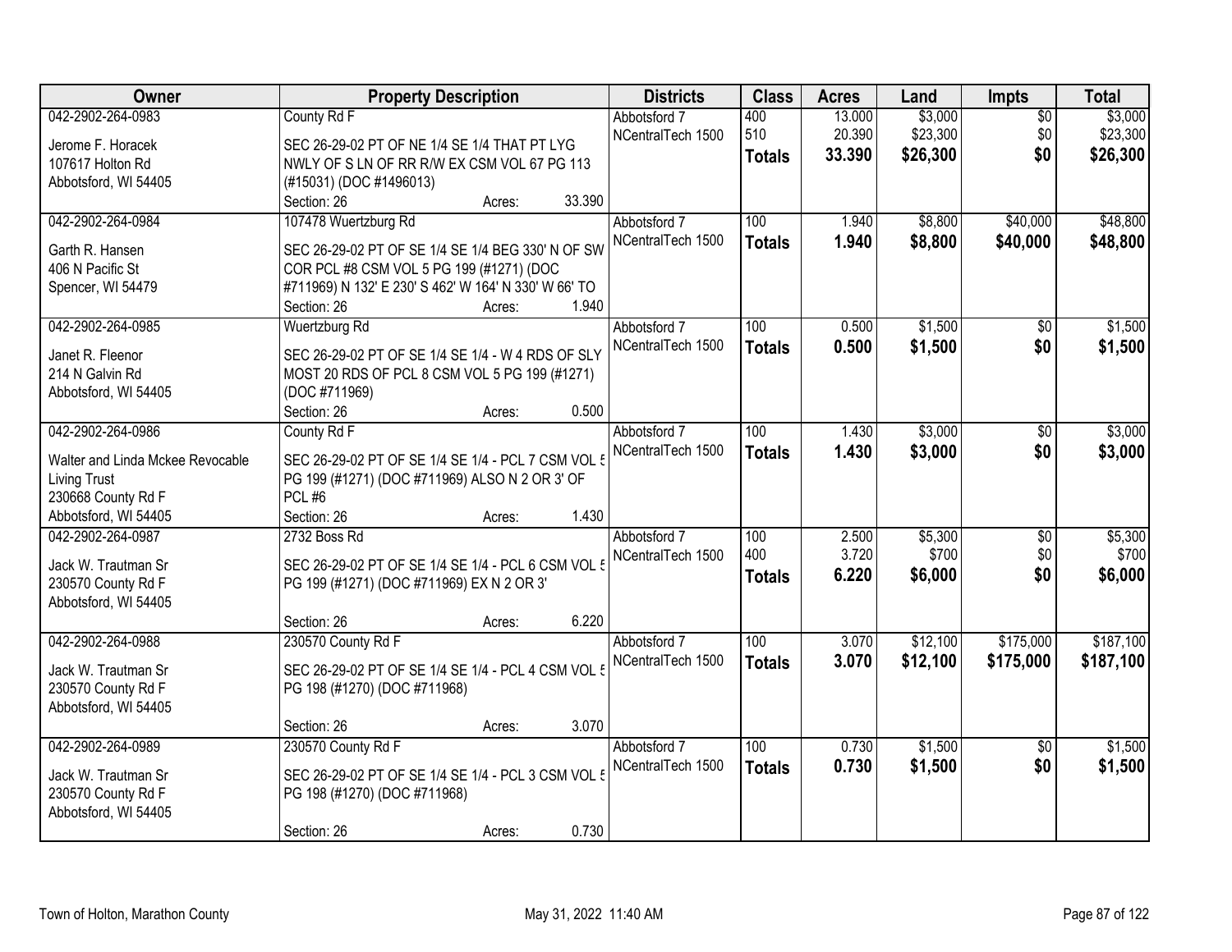| Owner | Property Description | Districts | Class | Acres | Land | Impts | Total |
|---|---|---|---|---|---|---|---|
| 042-2902-264-0983<br>Jerome F. Horacek<br>107617 Holton Rd<br>Abbotsford, WI 54405 | County Rd F<br>SEC 26-29-02 PT OF NE 1/4 SE 1/4 THAT PT LYG NWLY OF S LN OF RR R/W EX CSM VOL 67 PG 113 (#15031) (DOC #1496013)<br>Section: 26 Acres: 33.390 | Abbotsford 7<br>NCentralTech 1500 | 400<br>510<br>**Totals** | 13.000<br>20.390<br>**33.390** | $3,000<br>$23,300<br>**$26,300** | $0<br>$0<br>**$0** | $3,000<br>$23,300<br>**$26,300** |
| 042-2902-264-0984<br>Garth R. Hansen<br>406 N Pacific St<br>Spencer, WI 54479 | 107478 Wuertzburg Rd<br>SEC 26-29-02 PT OF SE 1/4 SE 1/4 BEG 330' N OF SW COR PCL #8 CSM VOL 5 PG 199 (#1271) (DOC #711969) N 132' E 230' S 462' W 164' N 330' W 66' TO<br>Section: 26 Acres: 1.940 | Abbotsford 7<br>NCentralTech 1500 | 100<br>**Totals** | 1.940<br>**1.940** | $8,800<br>**$8,800** | $40,000<br>**$40,000** | $48,800<br>**$48,800** |
| 042-2902-264-0985<br>Janet R. Fleenor<br>214 N Galvin Rd<br>Abbotsford, WI 54405 | Wuertzburg Rd<br>SEC 26-29-02 PT OF SE 1/4 SE 1/4 - W 4 RDS OF SLY MOST 20 RDS OF PCL 8 CSM VOL 5 PG 199 (#1271) (DOC #711969)<br>Section: 26 Acres: 0.500 | Abbotsford 7<br>NCentralTech 1500 | 100<br>**Totals** | 0.500<br>**0.500** | $1,500<br>**$1,500** | $0<br>**$0** | $1,500<br>**$1,500** |
| 042-2902-264-0986<br>Walter and Linda Mckee Revocable Living Trust<br>230668 County Rd F<br>Abbotsford, WI 54405 | County Rd F<br>SEC 26-29-02 PT OF SE 1/4 SE 1/4 - PCL 7 CSM VOL 5 PG 199 (#1271) (DOC #711969) ALSO N 2 OR 3' OF PCL #6<br>Section: 26 Acres: 1.430 | Abbotsford 7<br>NCentralTech 1500 | 100<br>**Totals** | 1.430<br>**1.430** | $3,000<br>**$3,000** | $0<br>**$0** | $3,000<br>**$3,000** |
| 042-2902-264-0987<br>Jack W. Trautman Sr<br>230570 County Rd F<br>Abbotsford, WI 54405 | 2732 Boss Rd<br>SEC 26-29-02 PT OF SE 1/4 SE 1/4 - PCL 6 CSM VOL 5 PG 199 (#1271) (DOC #711969) EX N 2 OR 3'<br>Section: 26 Acres: 6.220 | Abbotsford 7<br>NCentralTech 1500 | 100<br>400<br>**Totals** | 2.500<br>3.720<br>**6.220** | $5,300<br>$700<br>**$6,000** | $0<br>$0<br>**$0** | $5,300<br>$700<br>**$6,000** |
| 042-2902-264-0988<br>Jack W. Trautman Sr<br>230570 County Rd F<br>Abbotsford, WI 54405 | 230570 County Rd F<br>SEC 26-29-02 PT OF SE 1/4 SE 1/4 - PCL 4 CSM VOL 5 PG 198 (#1270) (DOC #711968)<br>Section: 26 Acres: 3.070 | Abbotsford 7<br>NCentralTech 1500 | 100<br>**Totals** | 3.070<br>**3.070** | $12,100<br>**$12,100** | $175,000<br>**$175,000** | $187,100<br>**$187,100** |
| 042-2902-264-0989<br>Jack W. Trautman Sr<br>230570 County Rd F<br>Abbotsford, WI 54405 | 230570 County Rd F<br>SEC 26-29-02 PT OF SE 1/4 SE 1/4 - PCL 3 CSM VOL 5 PG 198 (#1270) (DOC #711968)<br>Section: 26 Acres: 0.730 | Abbotsford 7<br>NCentralTech 1500 | 100<br>**Totals** | 0.730<br>**0.730** | $1,500<br>**$1,500** | $0<br>**$0** | $1,500<br>**$1,500** |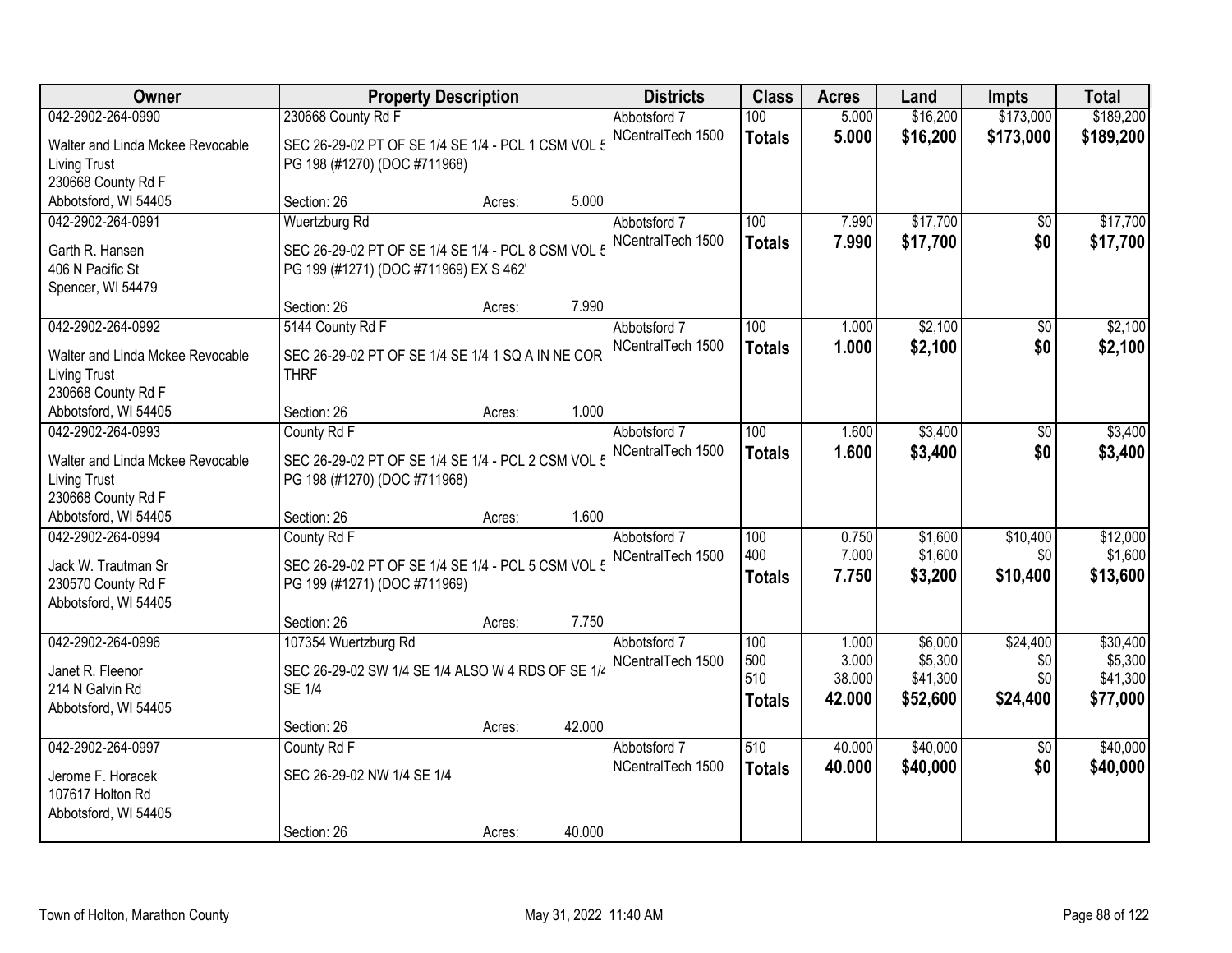| Owner | Property Description | Districts | Class | Acres | Land | Impts | Total |
|---|---|---|---|---|---|---|---|
| 042-2902-264-0990<br>Walter and Linda Mckee Revocable Living Trust<br>230668 County Rd F<br>Abbotsford, WI 54405 | 230668 County Rd F<br>SEC 26-29-02 PT OF SE 1/4 SE 1/4 - PCL 1 CSM VOL 5 PG 198 (#1270) (DOC #711968)<br>Section: 26 Acres: 5.000 | Abbotsford 7<br>NCentralTech 1500 | 100<br>**Totals** | 5.000<br>**5.000** | $16,200<br>**$16,200** | $173,000<br>**$173,000** | $189,200<br>**$189,200** |
| 042-2902-264-0991<br>Garth R. Hansen<br>406 N Pacific St<br>Spencer, WI 54479 | Wuertzburg Rd<br>SEC 26-29-02 PT OF SE 1/4 SE 1/4 - PCL 8 CSM VOL 5 PG 199 (#1271) (DOC #711969) EX S 462'<br>Section: 26 Acres: 7.990 | Abbotsford 7<br>NCentralTech 1500 | 100<br>**Totals** | 7.990<br>**7.990** | $17,700<br>**$17,700** | $0<br>**$0** | $17,700<br>**$17,700** |
| 042-2902-264-0992<br>Walter and Linda Mckee Revocable Living Trust<br>230668 County Rd F<br>Abbotsford, WI 54405 | 5144 County Rd F<br>SEC 26-29-02 PT OF SE 1/4 SE 1/4 1 SQ A IN NE COR THRF<br>Section: 26 Acres: 1.000 | Abbotsford 7<br>NCentralTech 1500 | 100<br>**Totals** | 1.000<br>**1.000** | $2,100<br>**$2,100** | $0<br>**$0** | $2,100<br>**$2,100** |
| 042-2902-264-0993<br>Walter and Linda Mckee Revocable Living Trust<br>230668 County Rd F<br>Abbotsford, WI 54405 | County Rd F<br>SEC 26-29-02 PT OF SE 1/4 SE 1/4 - PCL 2 CSM VOL 5 PG 198 (#1270) (DOC #711968)<br>Section: 26 Acres: 1.600 | Abbotsford 7<br>NCentralTech 1500 | 100<br>**Totals** | 1.600<br>**1.600** | $3,400<br>**$3,400** | $0<br>**$0** | $3,400<br>**$3,400** |
| 042-2902-264-0994<br>Jack W. Trautman Sr<br>230570 County Rd F<br>Abbotsford, WI 54405 | County Rd F<br>SEC 26-29-02 PT OF SE 1/4 SE 1/4 - PCL 5 CSM VOL 5 PG 199 (#1271) (DOC #711969)<br>Section: 26 Acres: 7.750 | Abbotsford 7<br>NCentralTech 1500 | 100<br>400<br>**Totals** | 0.750<br>7.000<br>**7.750** | $1,600<br>$1,600<br>**$3,200** | $10,400<br>$0<br>**$10,400** | $12,000<br>$1,600<br>**$13,600** |
| 042-2902-264-0996<br>Janet R. Fleenor<br>214 N Galvin Rd<br>Abbotsford, WI 54405 | 107354 Wuertzburg Rd<br>SEC 26-29-02 SW 1/4 SE 1/4 ALSO W 4 RDS OF SE 1/4 SE 1/4<br>Section: 26 Acres: 42.000 | Abbotsford 7<br>NCentralTech 1500 | 100<br>500<br>510<br>**Totals** | 1.000<br>3.000<br>38.000<br>**42.000** | $6,000<br>$5,300<br>$41,300<br>**$52,600** | $24,400<br>$0<br>$0<br>**$24,400** | $30,400<br>$5,300<br>$41,300<br>**$77,000** |
| 042-2902-264-0997<br>Jerome F. Horacek<br>107617 Holton Rd<br>Abbotsford, WI 54405 | County Rd F<br>SEC 26-29-02 NW 1/4 SE 1/4<br>Section: 26 Acres: 40.000 | Abbotsford 7<br>NCentralTech 1500 | 510<br>**Totals** | 40.000<br>**40.000** | $40,000<br>**$40,000** | $0<br>**$0** | $40,000<br>**$40,000** |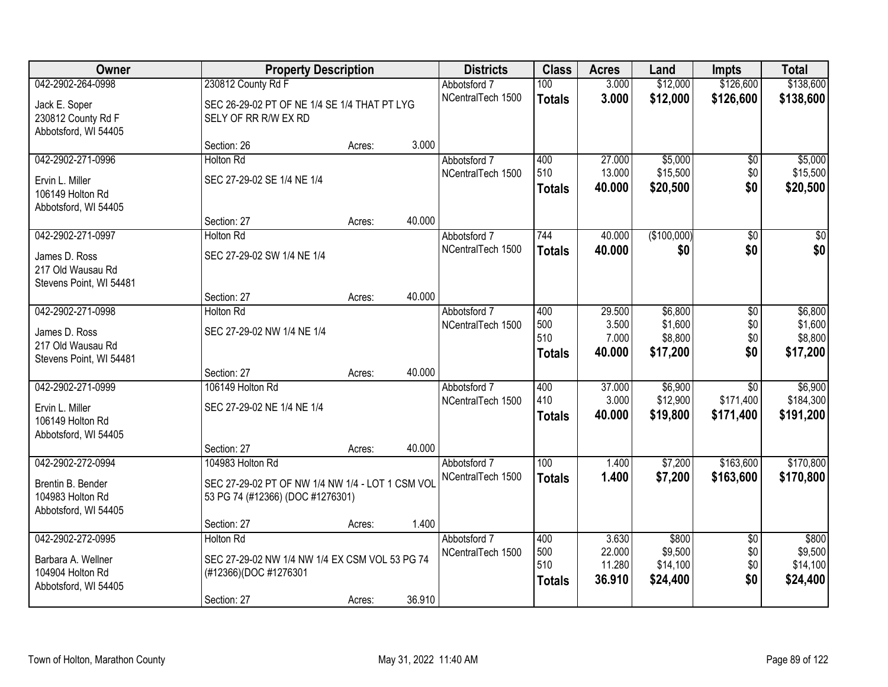| Owner | Property Description | | | Districts | Class | Acres | Land | Impts | Total |
|---|---|---|---|---|---|---|---|---|---|
| 042-2902-264-0998 | 230812 County Rd F | | | Abbotsford 7 | 100 | 3.000 | $12,000 | $126,600 | $138,600 |
| Jack E. Soper<br>230812 County Rd F<br>Abbotsford, WI 54405 | SEC 26-29-02 PT OF NE 1/4 SE 1/4 THAT PT LYG SELY OF RR R/W EX RD | | | NCentralTech 1500 | **Totals** | **3.000** | **$12,000** | **$126,600** | **$138,600** |
| | Section: 26 | Acres: | 3.000 | | | | | | |
| 042-2902-271-0996 | Holton Rd | | | Abbotsford 7 | 400 | 27.000 | $5,000 | $0 | $5,000 |
| Ervin L. Miller<br>106149 Holton Rd<br>Abbotsford, WI 54405 | SEC 27-29-02 SE 1/4 NE 1/4 | | | NCentralTech 1500 | 510 | 13.000 | $15,500 | $0 | $15,500 |
| | | | | | **Totals** | **40.000** | **$20,500** | **$0** | **$20,500** |
| | Section: 27 | Acres: | 40.000 | | | | | | |
| 042-2902-271-0997 | Holton Rd | | | Abbotsford 7 | 744 | 40.000 | ($100,000) | $0 | $0 |
| James D. Ross<br>217 Old Wausau Rd<br>Stevens Point, WI 54481 | SEC 27-29-02 SW 1/4 NE 1/4 | | | NCentralTech 1500 | **Totals** | **40.000** | **$0** | **$0** | **$0** |
| | Section: 27 | Acres: | 40.000 | | | | | | |
| 042-2902-271-0998 | Holton Rd | | | Abbotsford 7 | 400 | 29.500 | $6,800 | $0 | $6,800 |
| James D. Ross<br>217 Old Wausau Rd<br>Stevens Point, WI 54481 | SEC 27-29-02 NW 1/4 NE 1/4 | | | NCentralTech 1500 | 500 | 3.500 | $1,600 | $0 | $1,600 |
| | | | | | 510 | 7.000 | $8,800 | $0 | $8,800 |
| | | | | | **Totals** | **40.000** | **$17,200** | **$0** | **$17,200** |
| | Section: 27 | Acres: | 40.000 | | | | | | |
| 042-2902-271-0999 | 106149 Holton Rd | | | Abbotsford 7 | 400 | 37.000 | $6,900 | $0 | $6,900 |
| Ervin L. Miller<br>106149 Holton Rd<br>Abbotsford, WI 54405 | SEC 27-29-02 NE 1/4 NE 1/4 | | | NCentralTech 1500 | 410 | 3.000 | $12,900 | $171,400 | $184,300 |
| | | | | | **Totals** | **40.000** | **$19,800** | **$171,400** | **$191,200** |
| | Section: 27 | Acres: | 40.000 | | | | | | |
| 042-2902-272-0994 | 104983 Holton Rd | | | Abbotsford 7 | 100 | 1.400 | $7,200 | $163,600 | $170,800 |
| Brentin B. Bender<br>104983 Holton Rd<br>Abbotsford, WI 54405 | SEC 27-29-02 PT OF NW 1/4 NW 1/4 - LOT 1 CSM VOL 53 PG 74 (#12366) (DOC #1276301) | | | NCentralTech 1500 | **Totals** | **1.400** | **$7,200** | **$163,600** | **$170,800** |
| | Section: 27 | Acres: | 1.400 | | | | | | |
| 042-2902-272-0995 | Holton Rd | | | Abbotsford 7 | 400 | 3.630 | $800 | $0 | $800 |
| Barbara A. Wellner<br>104904 Holton Rd<br>Abbotsford, WI 54405 | SEC 27-29-02 NW 1/4 NW 1/4 EX CSM VOL 53 PG 74 (#12366)(DOC #1276301 | | | NCentralTech 1500 | 500 | 22.000 | $9,500 | $0 | $9,500 |
| | | | | | 510 | 11.280 | $14,100 | $0 | $14,100 |
| | | | | | **Totals** | **36.910** | **$24,400** | **$0** | **$24,400** |
| | Section: 27 | Acres: | 36.910 | | | | | | |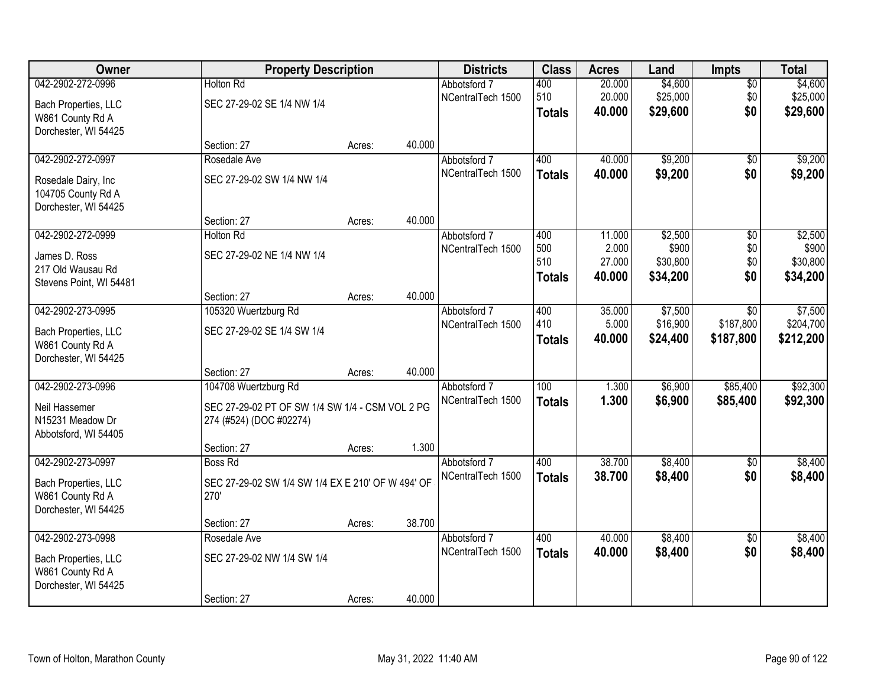| Owner | Property Description | | Districts | Class | Acres | Land | Impts | Total |
|---|---|---|---|---|---|---|---|---|
| 042-2902-272-0996 | Holton Rd | | Abbotsford 7 | 400 | 20.000 | $4,600 | $0 | $4,600 |
| Bach Properties, LLC<br>W861 County Rd A<br>Dorchester, WI 54425 | SEC 27-29-02 SE 1/4 NW 1/4 | | NCentralTech 1500 | 510 | 20.000 | $25,000 | $0 | $25,000 |
| | | | | **Totals** | **40.000** | **$29,600** | **$0** | **$29,600** |
| | Section: 27 | Acres: 40.000 | | | | | | |
| 042-2902-272-0997 | Rosedale Ave | | Abbotsford 7 | 400 | 40.000 | $9,200 | $0 | $9,200 |
| Rosedale Dairy, Inc<br>104705 County Rd A<br>Dorchester, WI 54425 | SEC 27-29-02 SW 1/4 NW 1/4 | | NCentralTech 1500 | **Totals** | **40.000** | **$9,200** | **$0** | **$9,200** |
| | Section: 27 | Acres: 40.000 | | | | | | |
| 042-2902-272-0999 | Holton Rd | | Abbotsford 7 | 400 | 11.000 | $2,500 | $0 | $2,500 |
| James D. Ross<br>217 Old Wausau Rd<br>Stevens Point, WI 54481 | SEC 27-29-02 NE 1/4 NW 1/4 | | NCentralTech 1500 | 500 | 2.000 | $900 | $0 | $900 |
| | | | | 510 | 27.000 | $30,800 | $0 | $30,800 |
| | | | | **Totals** | **40.000** | **$34,200** | **$0** | **$34,200** |
| | Section: 27 | Acres: 40.000 | | | | | | |
| 042-2902-273-0995 | 105320 Wuertzburg Rd | | Abbotsford 7 | 400 | 35.000 | $7,500 | $0 | $7,500 |
| Bach Properties, LLC<br>W861 County Rd A<br>Dorchester, WI 54425 | SEC 27-29-02 SE 1/4 SW 1/4 | | NCentralTech 1500 | 410 | 5.000 | $16,900 | $187,800 | $204,700 |
| | | | | **Totals** | **40.000** | **$24,400** | **$187,800** | **$212,200** |
| | Section: 27 | Acres: 40.000 | | | | | | |
| 042-2902-273-0996 | 104708 Wuertzburg Rd | | Abbotsford 7 | 100 | 1.300 | $6,900 | $85,400 | $92,300 |
| Neil Hassemer<br>N15231 Meadow Dr<br>Abbotsford, WI 54405 | SEC 27-29-02 PT OF SW 1/4 SW 1/4 - CSM VOL 2 PG 274 (#524) (DOC #02274) | | NCentralTech 1500 | **Totals** | **1.300** | **$6,900** | **$85,400** | **$92,300** |
| | Section: 27 | Acres: 1.300 | | | | | | |
| 042-2902-273-0997 | Boss Rd | | Abbotsford 7 | 400 | 38.700 | $8,400 | $0 | $8,400 |
| Bach Properties, LLC<br>W861 County Rd A<br>Dorchester, WI 54425 | SEC 27-29-02 SW 1/4 SW 1/4 EX E 210' OF W 494' OF 270' | | NCentralTech 1500 | **Totals** | **38.700** | **$8,400** | **$0** | **$8,400** |
| | Section: 27 | Acres: 38.700 | | | | | | |
| 042-2902-273-0998 | Rosedale Ave | | Abbotsford 7 | 400 | 40.000 | $8,400 | $0 | $8,400 |
| Bach Properties, LLC<br>W861 County Rd A<br>Dorchester, WI 54425 | SEC 27-29-02 NW 1/4 SW 1/4 | | NCentralTech 1500 | **Totals** | **40.000** | **$8,400** | **$0** | **$8,400** |
| | Section: 27 | Acres: 40.000 | | | | | | |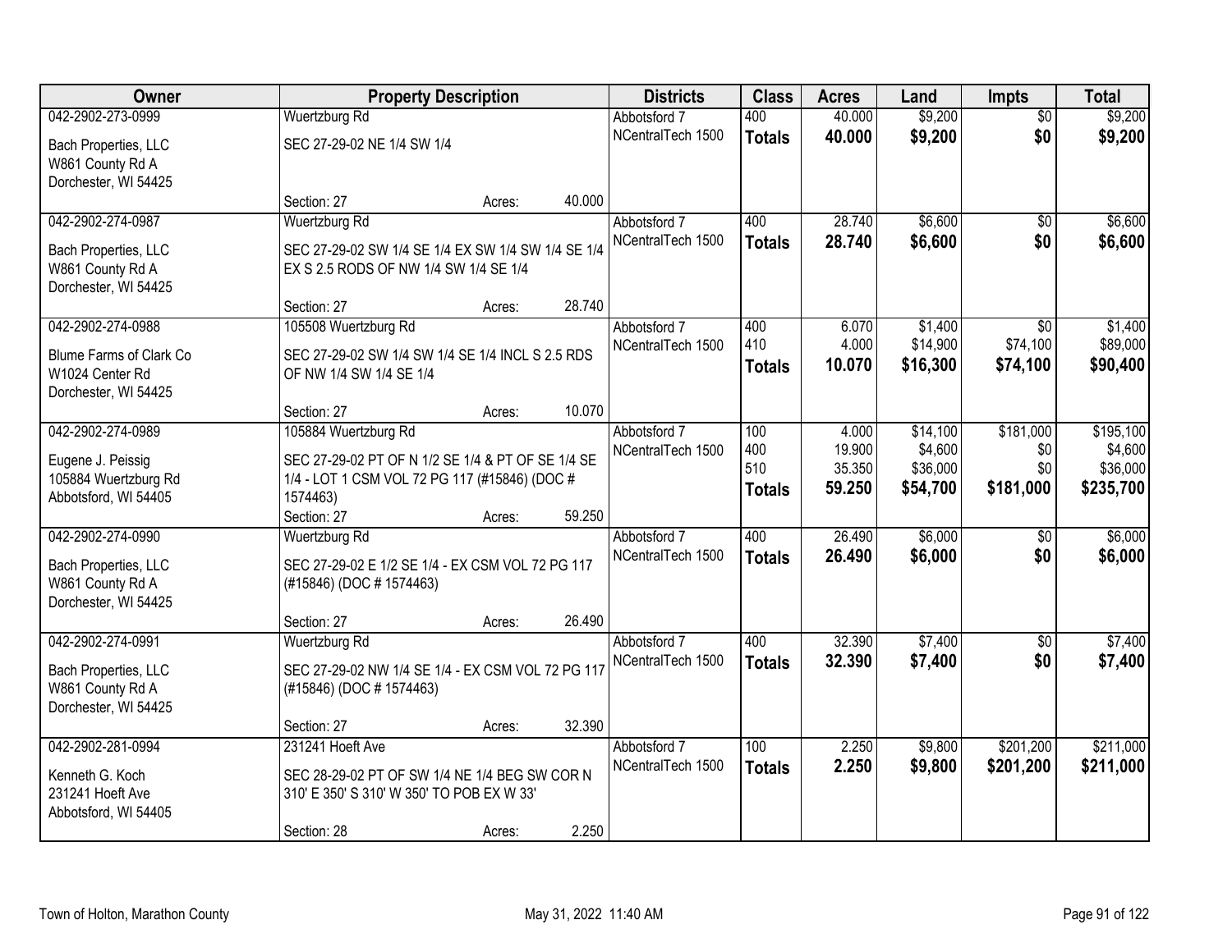| Owner | Property Description | Districts | Class | Acres | Land | Impts | Total |
|---|---|---|---|---|---|---|---|
| 042-2902-273-0999<br>Bach Properties, LLC<br>W861 County Rd A<br>Dorchester, WI 54425 | Wuertzburg Rd<br>SEC 27-29-02 NE 1/4 SW 1/4<br>Section: 27 Acres: 40.000 | Abbotsford 7<br>NCentralTech 1500 | 400<br>**Totals** | 40.000<br>**40.000** | $9,200<br>**$9,200** | $0<br>**$0** | $9,200<br>**$9,200** |
| 042-2902-274-0987<br>Bach Properties, LLC<br>W861 County Rd A<br>Dorchester, WI 54425 | Wuertzburg Rd<br>SEC 27-29-02 SW 1/4 SE 1/4 EX SW 1/4 SW 1/4 SE 1/4 EX S 2.5 RODS OF NW 1/4 SW 1/4 SE 1/4<br>Section: 27 Acres: 28.740 | Abbotsford 7<br>NCentralTech 1500 | 400<br>**Totals** | 28.740<br>**28.740** | $6,600<br>**$6,600** | $0<br>**$0** | $6,600<br>**$6,600** |
| 042-2902-274-0988<br>Blume Farms of Clark Co<br>W1024 Center Rd<br>Dorchester, WI 54425 | 105508 Wuertzburg Rd<br>SEC 27-29-02 SW 1/4 SW 1/4 SE 1/4 INCL S 2.5 RDS OF NW 1/4 SW 1/4 SE 1/4<br>Section: 27 Acres: 10.070 | Abbotsford 7<br>NCentralTech 1500 | 400<br>410<br>**Totals** | 6.070<br>4.000<br>**10.070** | $1,400<br>$14,900<br>**$16,300** | $0<br>$74,100<br>**$74,100** | $1,400<br>$89,000<br>**$90,400** |
| 042-2902-274-0989<br>Eugene J. Peissig<br>105884 Wuertzburg Rd<br>Abbotsford, WI 54405 | 105884 Wuertzburg Rd<br>SEC 27-29-02 PT OF N 1/2 SE 1/4 & PT OF SE 1/4 SE 1/4 - LOT 1 CSM VOL 72 PG 117 (#15846) (DOC # 1574463)<br>Section: 27 Acres: 59.250 | Abbotsford 7<br>NCentralTech 1500 | 100<br>400<br>510<br>**Totals** | 4.000<br>19.900<br>35.350<br>**59.250** | $14,100<br>$4,600<br>$36,000<br>**$54,700** | $181,000<br>$0<br>$0<br>**$181,000** | $195,100<br>$4,600<br>$36,000<br>**$235,700** |
| 042-2902-274-0990<br>Bach Properties, LLC<br>W861 County Rd A<br>Dorchester, WI 54425 | Wuertzburg Rd<br>SEC 27-29-02 E 1/2 SE 1/4 - EX CSM VOL 72 PG 117 (#15846) (DOC # 1574463)<br>Section: 27 Acres: 26.490 | Abbotsford 7<br>NCentralTech 1500 | 400<br>**Totals** | 26.490<br>**26.490** | $6,000<br>**$6,000** | $0<br>**$0** | $6,000<br>**$6,000** |
| 042-2902-274-0991<br>Bach Properties, LLC<br>W861 County Rd A<br>Dorchester, WI 54425 | Wuertzburg Rd<br>SEC 27-29-02 NW 1/4 SE 1/4 - EX CSM VOL 72 PG 117 (#15846) (DOC # 1574463)<br>Section: 27 Acres: 32.390 | Abbotsford 7<br>NCentralTech 1500 | 400<br>**Totals** | 32.390<br>**32.390** | $7,400<br>**$7,400** | $0<br>**$0** | $7,400<br>**$7,400** |
| 042-2902-281-0994<br>Kenneth G. Koch<br>231241 Hoeft Ave<br>Abbotsford, WI 54405 | 231241 Hoeft Ave<br>SEC 28-29-02 PT OF SW 1/4 NE 1/4 BEG SW COR N 310' E 350' S 310' W 350' TO POB EX W 33'<br>Section: 28 Acres: 2.250 | Abbotsford 7<br>NCentralTech 1500 | 100<br>**Totals** | 2.250<br>**2.250** | $9,800<br>**$9,800** | $201,200<br>**$201,200** | $211,000<br>**$211,000** |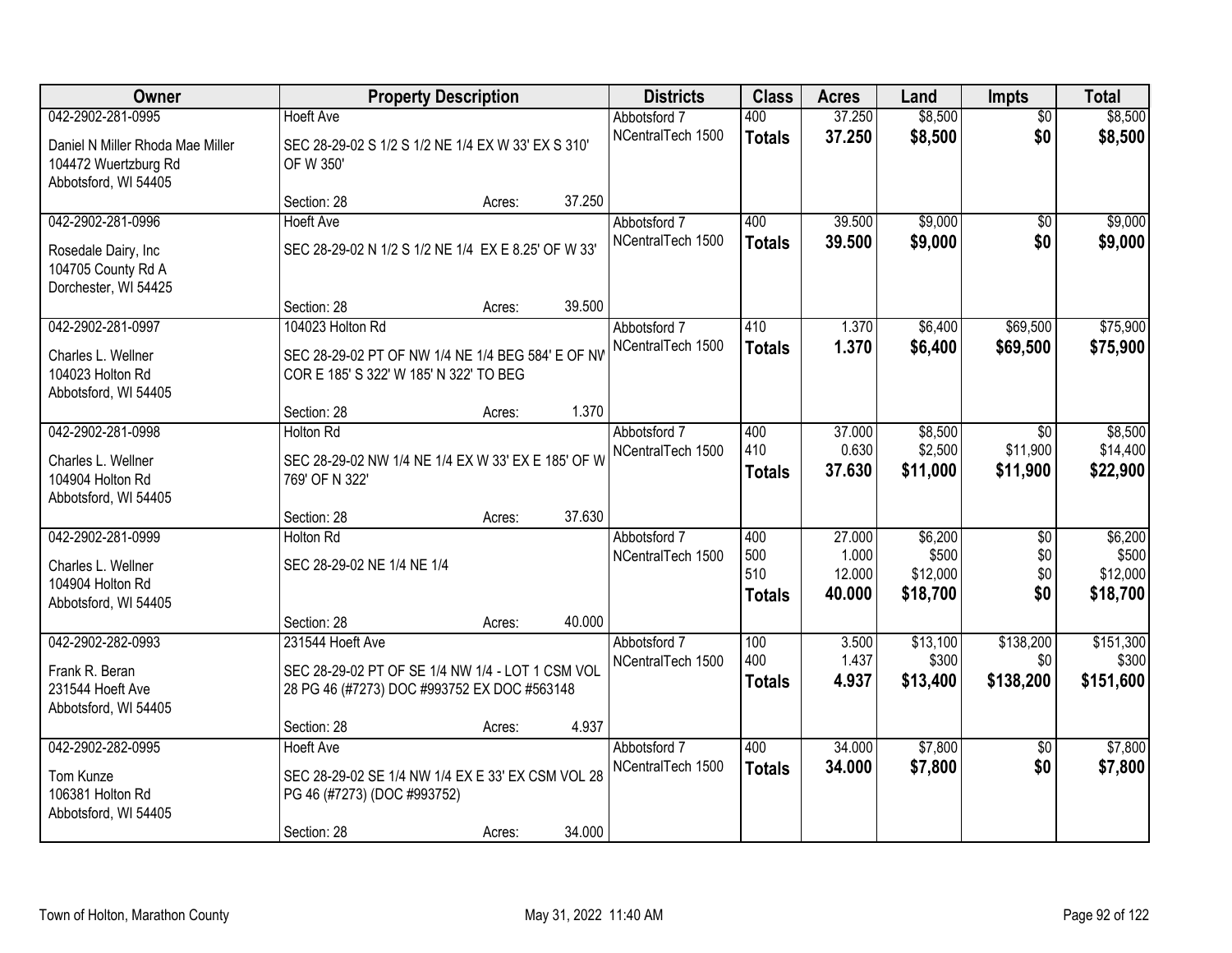| Owner | Property Description | | | Districts | Class | Acres | Land | Impts | Total |
|---|---|---|---|---|---|---|---|---|---|
| 042-2902-281-0995 | Hoeft Ave | | | Abbotsford 7 | 400 | 37.250 | $8,500 | $0 | $8,500 |
| Daniel N Miller Rhoda Mae Miller<br>104472 Wuertzburg Rd<br>Abbotsford, WI 54405 | SEC 28-29-02 S 1/2 S 1/2 NE 1/4 EX W 33' EX S 310' OF W 350' | | | NCentralTech 1500 | **Totals** | **37.250** | **$8,500** | **$0** | **$8,500** |
| | Section: 28 | Acres: | 37.250 | | | | | | |
| 042-2902-281-0996 | Hoeft Ave | | | Abbotsford 7 | 400 | 39.500 | $9,000 | $0 | $9,000 |
| Rosedale Dairy, Inc<br>104705 County Rd A<br>Dorchester, WI 54425 | SEC 28-29-02 N 1/2 S 1/2 NE 1/4 EX E 8.25' OF W 33' | | | NCentralTech 1500 | **Totals** | **39.500** | **$9,000** | **$0** | **$9,000** |
| | Section: 28 | Acres: | 39.500 | | | | | | |
| 042-2902-281-0997 | 104023 Holton Rd | | | Abbotsford 7 | 410 | 1.370 | $6,400 | $69,500 | $75,900 |
| Charles L. Wellner<br>104023 Holton Rd<br>Abbotsford, WI 54405 | SEC 28-29-02 PT OF NW 1/4 NE 1/4 BEG 584' E OF NW COR E 185' S 322' W 185' N 322' TO BEG | | | NCentralTech 1500 | **Totals** | **1.370** | **$6,400** | **$69,500** | **$75,900** |
| | Section: 28 | Acres: | 1.370 | | | | | | |
| 042-2902-281-0998 | Holton Rd | | | Abbotsford 7 | 400 | 37.000 | $8,500 | $0 | $8,500 |
| Charles L. Wellner<br>104904 Holton Rd<br>Abbotsford, WI 54405 | SEC 28-29-02 NW 1/4 NE 1/4 EX W 33' EX E 185' OF W 769' OF N 322' | | | NCentralTech 1500 | 410 | 0.630 | $2,500 | $11,900 | $14,400 |
| | | | | | **Totals** | **37.630** | **$11,000** | **$11,900** | **$22,900** |
| | Section: 28 | Acres: | 37.630 | | | | | | |
| 042-2902-281-0999 | Holton Rd | | | Abbotsford 7 | 400 | 27.000 | $6,200 | $0 | $6,200 |
| Charles L. Wellner<br>104904 Holton Rd<br>Abbotsford, WI 54405 | SEC 28-29-02 NE 1/4 NE 1/4 | | | NCentralTech 1500 | 500 | 1.000 | $500 | $0 | $500 |
| | | | | | 510 | 12.000 | $12,000 | $0 | $12,000 |
| | | | | | **Totals** | **40.000** | **$18,700** | **$0** | **$18,700** |
| | Section: 28 | Acres: | 40.000 | | | | | | |
| 042-2902-282-0993 | 231544 Hoeft Ave | | | Abbotsford 7 | 100 | 3.500 | $13,100 | $138,200 | $151,300 |
| Frank R. Beran<br>231544 Hoeft Ave<br>Abbotsford, WI 54405 | SEC 28-29-02 PT OF SE 1/4 NW 1/4 - LOT 1 CSM VOL 28 PG 46 (#7273) DOC #993752 EX DOC #563148 | | | NCentralTech 1500 | 400 | 1.437 | $300 | $0 | $300 |
| | | | | | **Totals** | **4.937** | **$13,400** | **$138,200** | **$151,600** |
| | Section: 28 | Acres: | 4.937 | | | | | | |
| 042-2902-282-0995 | Hoeft Ave | | | Abbotsford 7 | 400 | 34.000 | $7,800 | $0 | $7,800 |
| Tom Kunze<br>106381 Holton Rd<br>Abbotsford, WI 54405 | SEC 28-29-02 SE 1/4 NW 1/4 EX E 33' EX CSM VOL 28 PG 46 (#7273) (DOC #993752) | | | NCentralTech 1500 | **Totals** | **34.000** | **$7,800** | **$0** | **$7,800** |
| | Section: 28 | Acres: | 34.000 | | | | | | |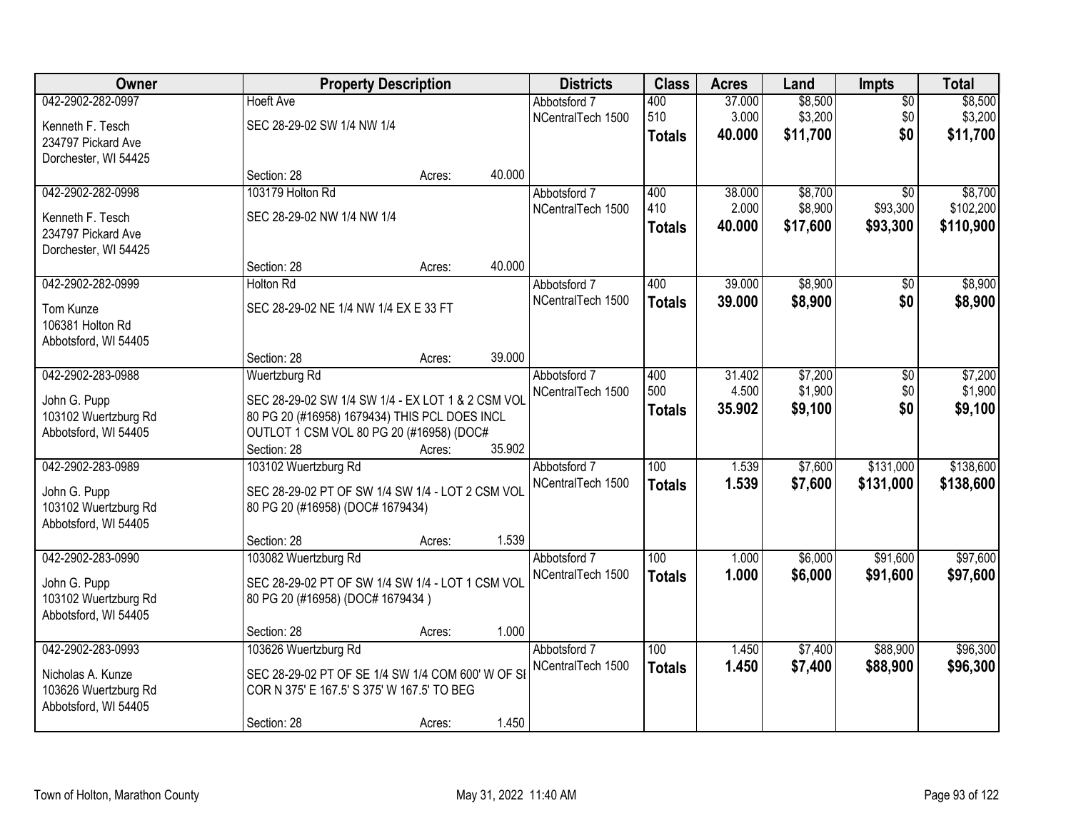| Owner | Property Description | Districts | Class | Acres | Land | Impts | Total |
|---|---|---|---|---|---|---|---|
| 042-2902-282-0997<br>Kenneth F. Tesch<br>234797 Pickard Ave<br>Dorchester, WI 54425 | Hoeft Ave<br>SEC 28-29-02 SW 1/4 NW 1/4<br>Section: 28 Acres: 40.000 | Abbotsford 7<br>NCentralTech 1500 | 400<br>510<br>**Totals** | 37.000<br>3.000<br>**40.000** | $8,500<br>$3,200<br>**$11,700** | $0<br>$0<br>**$0** | $8,500<br>$3,200<br>**$11,700** |
| 042-2902-282-0998<br>Kenneth F. Tesch<br>234797 Pickard Ave<br>Dorchester, WI 54425 | 103179 Holton Rd<br>SEC 28-29-02 NW 1/4 NW 1/4<br>Section: 28 Acres: 40.000 | Abbotsford 7<br>NCentralTech 1500 | 400<br>410<br>**Totals** | 38.000<br>2.000<br>**40.000** | $8,700<br>$8,900<br>**$17,600** | $0<br>$93,300<br>**$93,300** | $8,700<br>$102,200<br>**$110,900** |
| 042-2902-282-0999<br>Tom Kunze<br>106381 Holton Rd<br>Abbotsford, WI 54405 | Holton Rd<br>SEC 28-29-02 NE 1/4 NW 1/4 EX E 33 FT<br>Section: 28 Acres: 39.000 | Abbotsford 7<br>NCentralTech 1500 | 400<br>**Totals** | 39.000<br>**39.000** | $8,900<br>**$8,900** | $0<br>**$0** | $8,900<br>**$8,900** |
| 042-2902-283-0988<br>John G. Pupp<br>103102 Wuertzburg Rd<br>Abbotsford, WI 54405 | Wuertzburg Rd<br>SEC 28-29-02 SW 1/4 SW 1/4 - EX LOT 1 & 2 CSM VOL 80 PG 20 (#16958) 1679434) THIS PCL DOES INCL OUTLOT 1 CSM VOL 80 PG 20 (#16958) (DOC#<br>Section: 28 Acres: 35.902 | Abbotsford 7<br>NCentralTech 1500 | 400<br>500<br>**Totals** | 31.402<br>4.500<br>**35.902** | $7,200<br>$1,900<br>**$9,100** | $0<br>$0<br>**$0** | $7,200<br>$1,900<br>**$9,100** |
| 042-2902-283-0989<br>John G. Pupp<br>103102 Wuertzburg Rd<br>Abbotsford, WI 54405 | 103102 Wuertzburg Rd<br>SEC 28-29-02 PT OF SW 1/4 SW 1/4 - LOT 2 CSM VOL 80 PG 20 (#16958) (DOC# 1679434)<br>Section: 28 Acres: 1.539 | Abbotsford 7<br>NCentralTech 1500 | 100<br>**Totals** | 1.539<br>**1.539** | $7,600<br>**$7,600** | $131,000<br>**$131,000** | $138,600<br>**$138,600** |
| 042-2902-283-0990<br>John G. Pupp<br>103102 Wuertzburg Rd<br>Abbotsford, WI 54405 | 103082 Wuertzburg Rd<br>SEC 28-29-02 PT OF SW 1/4 SW 1/4 - LOT 1 CSM VOL 80 PG 20 (#16958) (DOC# 1679434 )<br>Section: 28 Acres: 1.000 | Abbotsford 7<br>NCentralTech 1500 | 100<br>**Totals** | 1.000<br>**1.000** | $6,000<br>**$6,000** | $91,600<br>**$91,600** | $97,600<br>**$97,600** |
| 042-2902-283-0993<br>Nicholas A. Kunze<br>103626 Wuertzburg Rd<br>Abbotsford, WI 54405 | 103626 Wuertzburg Rd<br>SEC 28-29-02 PT OF SE 1/4 SW 1/4 COM 600' W OF SI COR N 375' E 167.5' S 375' W 167.5' TO BEG<br>Section: 28 Acres: 1.450 | Abbotsford 7<br>NCentralTech 1500 | 100<br>**Totals** | 1.450<br>**1.450** | $7,400<br>**$7,400** | $88,900<br>**$88,900** | $96,300<br>**$96,300** |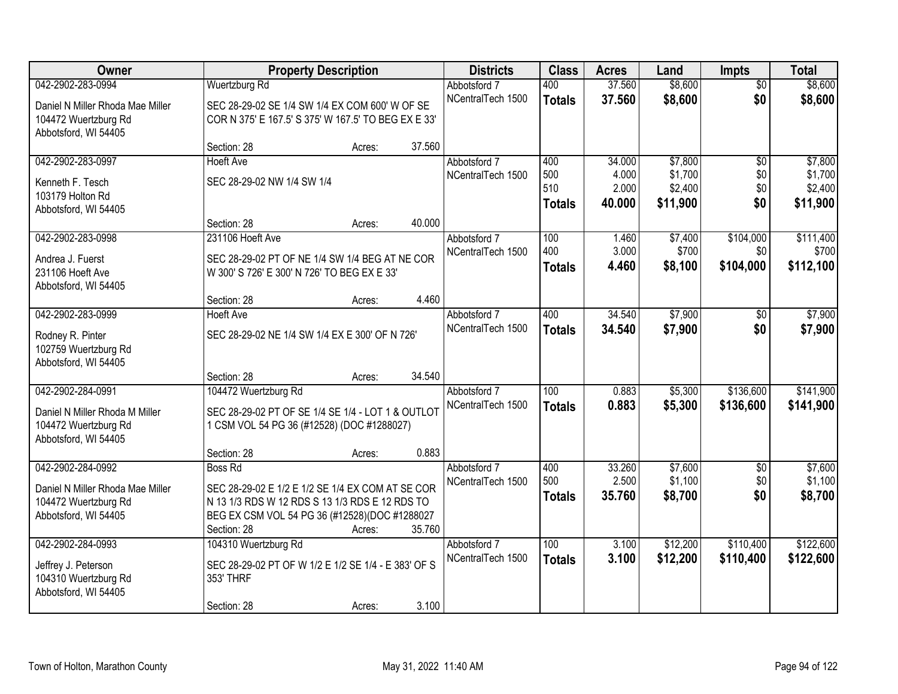| Owner | Property Description | | | Districts | Class | Acres | Land | Impts | Total |
|---|---|---|---|---|---|---|---|---|---|
| 042-2902-283-0994 | Wuertzburg Rd | | | Abbotsford 7 | 400 | 37.560 | $8,600 | $0 | $8,600 |
| Daniel N Miller Rhoda Mae Miller<br>104472 Wuertzburg Rd<br>Abbotsford, WI 54405 | SEC 28-29-02 SE 1/4 SW 1/4 EX COM 600' W OF SE COR N 375' E 167.5' S 375' W 167.5' TO BEG EX E 33' | | | NCentralTech 1500 | **Totals** | **37.560** | **$8,600** | **$0** | **$8,600** |
| | Section: 28 | Acres: | 37.560 | | | | | | |
| 042-2902-283-0997 | Hoeft Ave | | | Abbotsford 7 | 400 | 34.000 | $7,800 | $0 | $7,800 |
| Kenneth F. Tesch<br>103179 Holton Rd<br>Abbotsford, WI 54405 | SEC 28-29-02 NW 1/4 SW 1/4 | | | NCentralTech 1500 | 500 | 4.000 | $1,700 | $0 | $1,700 |
| | | | | | 510 | 2.000 | $2,400 | $0 | $2,400 |
| | | | | | **Totals** | **40.000** | **$11,900** | **$0** | **$11,900** |
| | Section: 28 | Acres: | 40.000 | | | | | | |
| 042-2902-283-0998 | 231106 Hoeft Ave | | | Abbotsford 7 | 100 | 1.460 | $7,400 | $104,000 | $111,400 |
| Andrea J. Fuerst<br>231106 Hoeft Ave<br>Abbotsford, WI 54405 | SEC 28-29-02 PT OF NE 1/4 SW 1/4 BEG AT NE COR W 300' S 726' E 300' N 726' TO BEG EX E 33' | | | NCentralTech 1500 | 400 | 3.000 | $700 | $0 | $700 |
| | | | | | **Totals** | **4.460** | **$8,100** | **$104,000** | **$112,100** |
| | Section: 28 | Acres: | 4.460 | | | | | | |
| 042-2902-283-0999 | Hoeft Ave | | | Abbotsford 7 | 400 | 34.540 | $7,900 | $0 | $7,900 |
| Rodney R. Pinter<br>102759 Wuertzburg Rd<br>Abbotsford, WI 54405 | SEC 28-29-02 NE 1/4 SW 1/4 EX E 300' OF N 726' | | | NCentralTech 1500 | **Totals** | **34.540** | **$7,900** | **$0** | **$7,900** |
| | Section: 28 | Acres: | 34.540 | | | | | | |
| 042-2902-284-0991 | 104472 Wuertzburg Rd | | | Abbotsford 7 | 100 | 0.883 | $5,300 | $136,600 | $141,900 |
| Daniel N Miller Rhoda M Miller<br>104472 Wuertzburg Rd<br>Abbotsford, WI 54405 | SEC 28-29-02 PT OF SE 1/4 SE 1/4 - LOT 1 & OUTLOT 1 CSM VOL 54 PG 36 (#12528) (DOC #1288027) | | | NCentralTech 1500 | **Totals** | **0.883** | **$5,300** | **$136,600** | **$141,900** |
| | Section: 28 | Acres: | 0.883 | | | | | | |
| 042-2902-284-0992 | Boss Rd | | | Abbotsford 7 | 400 | 33.260 | $7,600 | $0 | $7,600 |
| Daniel N Miller Rhoda Mae Miller<br>104472 Wuertzburg Rd<br>Abbotsford, WI 54405 | SEC 28-29-02 E 1/2 E 1/2 SE 1/4 EX COM AT SE COR N 13 1/3 RDS W 12 RDS S 13 1/3 RDS E 12 RDS TO BEG EX CSM VOL 54 PG 36 (#12528)(DOC #1288027 | | | NCentralTech 1500 | 500 | 2.500 | $1,100 | $0 | $1,100 |
| | | | | | **Totals** | **35.760** | **$8,700** | **$0** | **$8,700** |
| | Section: 28 | Acres: | 35.760 | | | | | | |
| 042-2902-284-0993 | 104310 Wuertzburg Rd | | | Abbotsford 7 | 100 | 3.100 | $12,200 | $110,400 | $122,600 |
| Jeffrey J. Peterson<br>104310 Wuertzburg Rd<br>Abbotsford, WI 54405 | SEC 28-29-02 PT OF W 1/2 E 1/2 SE 1/4 - E 383' OF S 353' THRF | | | NCentralTech 1500 | **Totals** | **3.100** | **$12,200** | **$110,400** | **$122,600** |
| | Section: 28 | Acres: | 3.100 | | | | | | |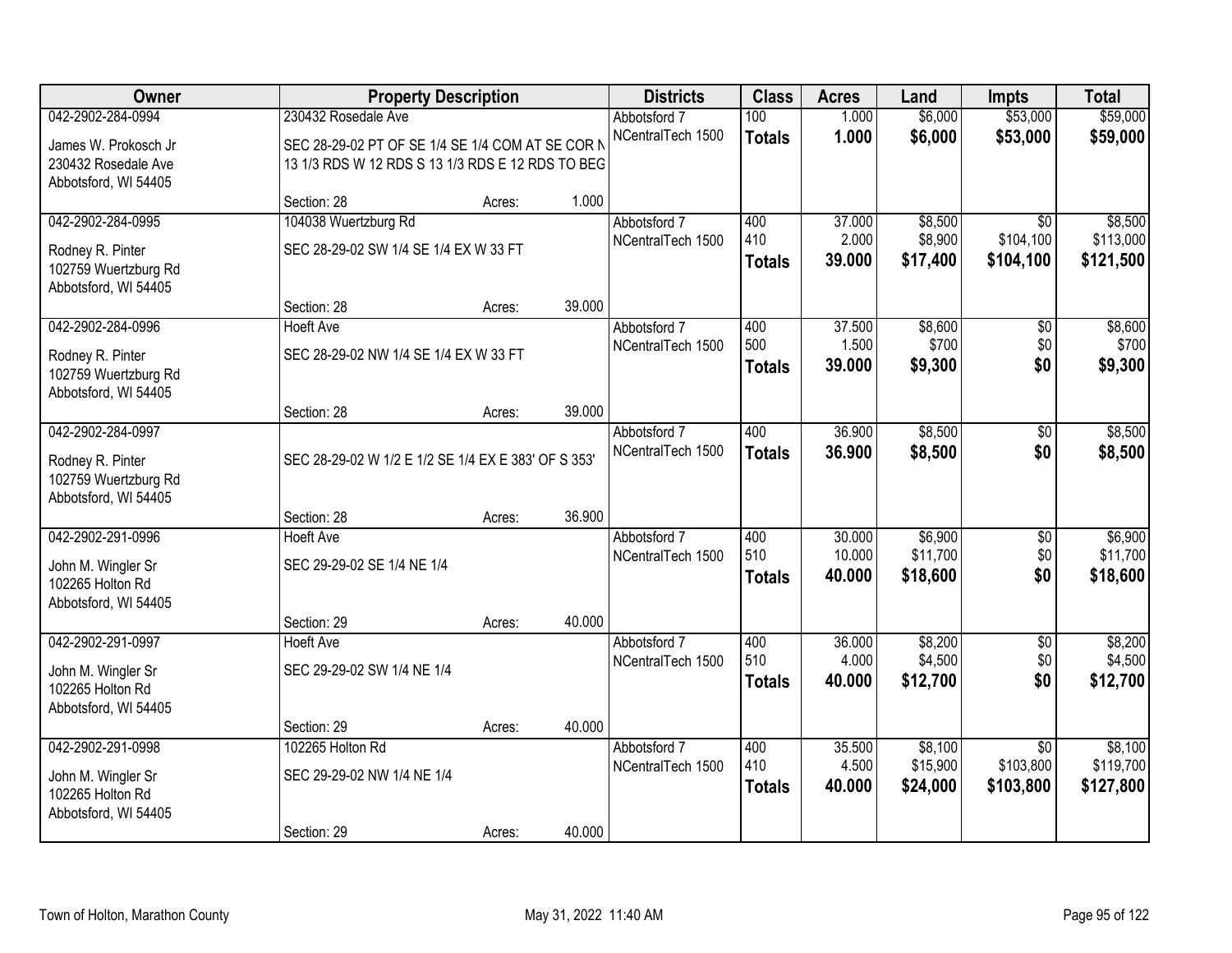| Owner | Property Description | | | Districts | Class | Acres | Land | Impts | Total |
|---|---|---|---|---|---|---|---|---|---|
| 042-2902-284-0994 | 230432 Rosedale Ave | | | Abbotsford 7 | 100 | 1.000 | $6,000 | $53,000 | $59,000 |
| James W. Prokosch Jr<br>230432 Rosedale Ave<br>Abbotsford, WI 54405 | SEC 28-29-02 PT OF SE 1/4 SE 1/4 COM AT SE COR N 13 1/3 RDS W 12 RDS S 13 1/3 RDS E 12 RDS TO BEG | | | NCentralTech 1500 | **Totals** | **1.000** | **$6,000** | **$53,000** | **$59,000** |
| | Section: 28 | Acres: | 1.000 | | | | | | |
| 042-2902-284-0995 | 104038 Wuertzburg Rd | | | Abbotsford 7 | 400 | 37.000 | $8,500 | $0 | $8,500 |
| Rodney R. Pinter<br>102759 Wuertzburg Rd<br>Abbotsford, WI 54405 | SEC 28-29-02 SW 1/4 SE 1/4 EX W 33 FT | | | NCentralTech 1500 | 410 | 2.000 | $8,900 | $104,100 | $113,000 |
| | | | | | **Totals** | **39.000** | **$17,400** | **$104,100** | **$121,500** |
| | Section: 28 | Acres: | 39.000 | | | | | | |
| 042-2902-284-0996 | Hoeft Ave | | | Abbotsford 7 | 400 | 37.500 | $8,600 | $0 | $8,600 |
| Rodney R. Pinter<br>102759 Wuertzburg Rd<br>Abbotsford, WI 54405 | SEC 28-29-02 NW 1/4 SE 1/4 EX W 33 FT | | | NCentralTech 1500 | 500 | 1.500 | $700 | $0 | $700 |
| | | | | | **Totals** | **39.000** | **$9,300** | **$0** | **$9,300** |
| | Section: 28 | Acres: | 39.000 | | | | | | |
| 042-2902-284-0997 | | | | Abbotsford 7 | 400 | 36.900 | $8,500 | $0 | $8,500 |
| Rodney R. Pinter<br>102759 Wuertzburg Rd<br>Abbotsford, WI 54405 | SEC 28-29-02 W 1/2 E 1/2 SE 1/4 EX E 383' OF S 353' | | | NCentralTech 1500 | **Totals** | **36.900** | **$8,500** | **$0** | **$8,500** |
| | Section: 28 | Acres: | 36.900 | | | | | | |
| 042-2902-291-0996 | Hoeft Ave | | | Abbotsford 7 | 400 | 30.000 | $6,900 | $0 | $6,900 |
| John M. Wingler Sr<br>102265 Holton Rd<br>Abbotsford, WI 54405 | SEC 29-29-02 SE 1/4 NE 1/4 | | | NCentralTech 1500 | 510 | 10.000 | $11,700 | $0 | $11,700 |
| | | | | | **Totals** | **40.000** | **$18,600** | **$0** | **$18,600** |
| | Section: 29 | Acres: | 40.000 | | | | | | |
| 042-2902-291-0997 | Hoeft Ave | | | Abbotsford 7 | 400 | 36.000 | $8,200 | $0 | $8,200 |
| John M. Wingler Sr<br>102265 Holton Rd<br>Abbotsford, WI 54405 | SEC 29-29-02 SW 1/4 NE 1/4 | | | NCentralTech 1500 | 510 | 4.000 | $4,500 | $0 | $4,500 |
| | | | | | **Totals** | **40.000** | **$12,700** | **$0** | **$12,700** |
| | Section: 29 | Acres: | 40.000 | | | | | | |
| 042-2902-291-0998 | 102265 Holton Rd | | | Abbotsford 7 | 400 | 35.500 | $8,100 | $0 | $8,100 |
| John M. Wingler Sr<br>102265 Holton Rd<br>Abbotsford, WI 54405 | SEC 29-29-02 NW 1/4 NE 1/4 | | | NCentralTech 1500 | 410 | 4.500 | $15,900 | $103,800 | $119,700 |
| | | | | | **Totals** | **40.000** | **$24,000** | **$103,800** | **$127,800** |
| | Section: 29 | Acres: | 40.000 | | | | | | |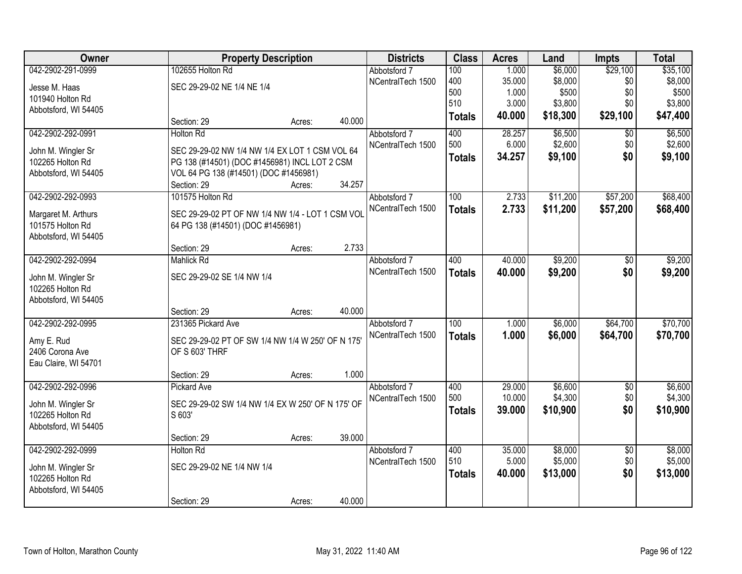| Owner | Property Description | Districts | Class | Acres | Land | Impts | Total |
|---|---|---|---|---|---|---|---|
| 042-2902-291-0999<br>Jesse M. Haas<br>101940 Holton Rd<br>Abbotsford, WI 54405 | 102655 Holton Rd<br>SEC 29-29-02 NE 1/4 NE 1/4<br>Section: 29 Acres: 40.000 | Abbotsford 7<br>NCentralTech 1500 | 100<br>400<br>500<br>510<br>**Totals** | 1.000<br>35.000<br>1.000<br>3.000<br>**40.000** | $6,000<br>$8,000<br>$500<br>$3,800<br>**$18,300** | $29,100<br>$0<br>$0<br>$0<br>**$29,100** | $35,100<br>$8,000<br>$500<br>$3,800<br>**$47,400** |
| 042-2902-292-0991<br>John M. Wingler Sr<br>102265 Holton Rd<br>Abbotsford, WI 54405 | Holton Rd<br>SEC 29-29-02 NW 1/4 NW 1/4 EX LOT 1 CSM VOL 64 PG 138 (#14501) (DOC #1456981) INCL LOT 2 CSM VOL 64 PG 138 (#14501) (DOC #1456981)<br>Section: 29 Acres: 34.257 | Abbotsford 7<br>NCentralTech 1500 | 400<br>500<br>**Totals** | 28.257<br>6.000<br>**34.257** | $6,500<br>$2,600<br>**$9,100** | $0<br>$0<br>**$0** | $6,500<br>$2,600<br>**$9,100** |
| 042-2902-292-0993<br>Margaret M. Arthurs<br>101575 Holton Rd<br>Abbotsford, WI 54405 | 101575 Holton Rd<br>SEC 29-29-02 PT OF NW 1/4 NW 1/4 - LOT 1 CSM VOL 64 PG 138 (#14501) (DOC #1456981)<br>Section: 29 Acres: 2.733 | Abbotsford 7<br>NCentralTech 1500 | 100<br>**Totals** | 2.733<br>**2.733** | $11,200<br>**$11,200** | $57,200<br>**$57,200** | $68,400<br>**$68,400** |
| 042-2902-292-0994<br>John M. Wingler Sr<br>102265 Holton Rd<br>Abbotsford, WI 54405 | Mahlick Rd<br>SEC 29-29-02 SE 1/4 NW 1/4<br>Section: 29 Acres: 40.000 | Abbotsford 7<br>NCentralTech 1500 | 400<br>**Totals** | 40.000<br>**40.000** | $9,200<br>**$9,200** | $0<br>**$0** | $9,200<br>**$9,200** |
| 042-2902-292-0995<br>Amy E. Rud<br>2406 Corona Ave<br>Eau Claire, WI 54701 | 231365 Pickard Ave<br>SEC 29-29-02 PT OF SW 1/4 NW 1/4 W 250' OF N 175' OF S 603' THRF<br>Section: 29 Acres: 1.000 | Abbotsford 7<br>NCentralTech 1500 | 100<br>**Totals** | 1.000<br>**1.000** | $6,000<br>**$6,000** | $64,700<br>**$64,700** | $70,700<br>**$70,700** |
| 042-2902-292-0996<br>John M. Wingler Sr<br>102265 Holton Rd<br>Abbotsford, WI 54405 | Pickard Ave<br>SEC 29-29-02 SW 1/4 NW 1/4 EX W 250' OF N 175' OF S 603'<br>Section: 29 Acres: 39.000 | Abbotsford 7<br>NCentralTech 1500 | 400<br>500<br>**Totals** | 29.000<br>10.000<br>**39.000** | $6,600<br>$4,300<br>**$10,900** | $0<br>$0<br>**$0** | $6,600<br>$4,300<br>**$10,900** |
| 042-2902-292-0999<br>John M. Wingler Sr<br>102265 Holton Rd<br>Abbotsford, WI 54405 | Holton Rd<br>SEC 29-29-02 NE 1/4 NW 1/4<br>Section: 29 Acres: 40.000 | Abbotsford 7<br>NCentralTech 1500 | 400<br>510<br>**Totals** | 35.000<br>5.000<br>**40.000** | $8,000<br>$5,000<br>**$13,000** | $0<br>$0<br>**$0** | $8,000<br>$5,000<br>**$13,000** |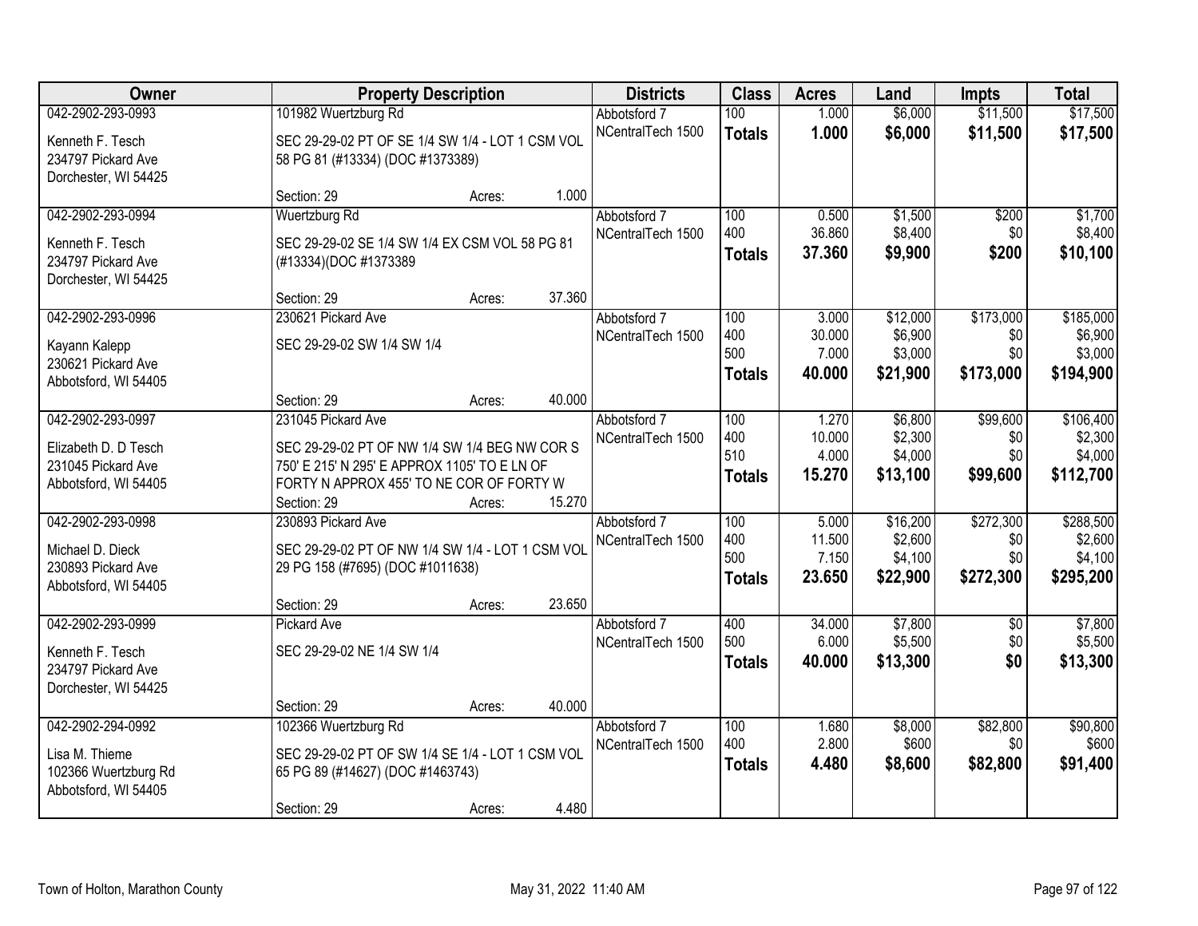| Owner | Property Description | | Districts | Class | Acres | Land | Impts | Total |
|---|---|---|---|---|---|---|---|---|
| 042-2902-293-0993<br>Kenneth F. Tesch<br>234797 Pickard Ave<br>Dorchester, WI 54425 | 101982 Wuertzburg Rd<br>SEC 29-29-02 PT OF SE 1/4 SW 1/4 - LOT 1 CSM VOL 58 PG 81 (#13334) (DOC #1373389)<br>Section: 29 | Acres: 1.000 | Abbotsford 7<br>NCentralTech 1500 | 100<br>**Totals** | 1.000<br>**1.000** | $6,000<br>**$6,000** | $11,500<br>**$11,500** | $17,500<br>**$17,500** |
| 042-2902-293-0994<br>Kenneth F. Tesch<br>234797 Pickard Ave<br>Dorchester, WI 54425 | Wuertzburg Rd<br>SEC 29-29-02 SE 1/4 SW 1/4 EX CSM VOL 58 PG 81 (#13334)(DOC #1373389<br>Section: 29 | Acres: 37.360 | Abbotsford 7<br>NCentralTech 1500 | 100<br>400<br>**Totals** | 0.500<br>36.860<br>**37.360** | $1,500<br>$8,400<br>**$9,900** | $200<br>$0<br>**$200** | $1,700<br>$8,400<br>**$10,100** |
| 042-2902-293-0996<br>Kayann Kalepp<br>230621 Pickard Ave<br>Abbotsford, WI 54405 | 230621 Pickard Ave<br>SEC 29-29-02 SW 1/4 SW 1/4<br>Section: 29 | Acres: 40.000 | Abbotsford 7<br>NCentralTech 1500 | 100<br>400<br>500<br>**Totals** | 3.000<br>30.000<br>7.000<br>**40.000** | $12,000<br>$6,900<br>$3,000<br>**$21,900** | $173,000<br>$0<br>$0<br>**$173,000** | $185,000<br>$6,900<br>$3,000<br>**$194,900** |
| 042-2902-293-0997<br>Elizabeth D. D Tesch<br>231045 Pickard Ave<br>Abbotsford, WI 54405 | 231045 Pickard Ave<br>SEC 29-29-02 PT OF NW 1/4 SW 1/4 BEG NW COR S 750' E 215' N 295' E APPROX 1105' TO E LN OF FORTY N APPROX 455' TO NE COR OF FORTY W<br>Section: 29 | Acres: 15.270 | Abbotsford 7<br>NCentralTech 1500 | 100<br>400<br>510<br>**Totals** | 1.270<br>10.000<br>4.000<br>**15.270** | $6,800<br>$2,300<br>$4,000<br>**$13,100** | $99,600<br>$0<br>$0<br>**$99,600** | $106,400<br>$2,300<br>$4,000<br>**$112,700** |
| 042-2902-293-0998<br>Michael D. Dieck<br>230893 Pickard Ave<br>Abbotsford, WI 54405 | 230893 Pickard Ave<br>SEC 29-29-02 PT OF NW 1/4 SW 1/4 - LOT 1 CSM VOL 29 PG 158 (#7695) (DOC #1011638)<br>Section: 29 | Acres: 23.650 | Abbotsford 7<br>NCentralTech 1500 | 100<br>400<br>500<br>**Totals** | 5.000<br>11.500<br>7.150<br>**23.650** | $16,200<br>$2,600<br>$4,100<br>**$22,900** | $272,300<br>$0<br>$0<br>**$272,300** | $288,500<br>$2,600<br>$4,100<br>**$295,200** |
| 042-2902-293-0999<br>Kenneth F. Tesch<br>234797 Pickard Ave<br>Dorchester, WI 54425 | Pickard Ave<br>SEC 29-29-02 NE 1/4 SW 1/4<br>Section: 29 | Acres: 40.000 | Abbotsford 7<br>NCentralTech 1500 | 400<br>500<br>**Totals** | 34.000<br>6.000<br>**40.000** | $7,800<br>$5,500<br>**$13,300** | $0<br>$0<br>**$0** | $7,800<br>$5,500<br>**$13,300** |
| 042-2902-294-0992<br>Lisa M. Thieme<br>102366 Wuertzburg Rd<br>Abbotsford, WI 54405 | 102366 Wuertzburg Rd<br>SEC 29-29-02 PT OF SW 1/4 SE 1/4 - LOT 1 CSM VOL 65 PG 89 (#14627) (DOC #1463743)<br>Section: 29 | Acres: 4.480 | Abbotsford 7<br>NCentralTech 1500 | 100<br>400<br>**Totals** | 1.680<br>2.800<br>**4.480** | $8,000<br>$600<br>**$8,600** | $82,800<br>$0<br>**$82,800** | $90,800<br>$600<br>**$91,400** |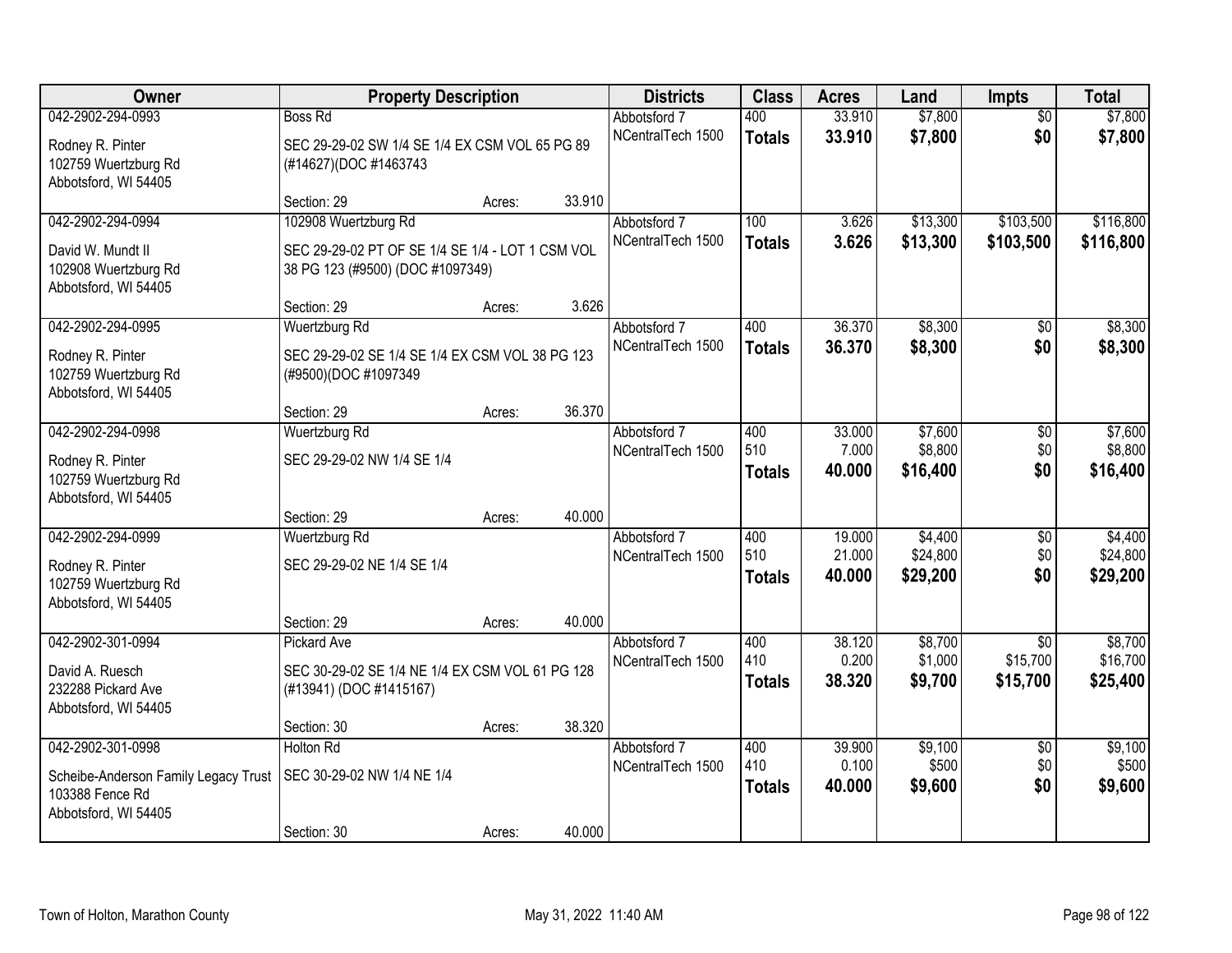| Owner | Property Description | | | Districts | Class | Acres | Land | Impts | Total |
|---|---|---|---|---|---|---|---|---|---|
| 042-2902-294-0993 | Boss Rd | | | Abbotsford 7 | 400 | 33.910 | $7,800 | $0 | $7,800 |
| Rodney R. Pinter<br>102759 Wuertzburg Rd<br>Abbotsford, WI 54405 | SEC 29-29-02 SW 1/4 SE 1/4 EX CSM VOL 65 PG 89 (#14627)(DOC #1463743 | | | NCentralTech 1500 | **Totals** | **33.910** | **$7,800** | **$0** | **$7,800** |
| | Section: 29 | Acres: | 33.910 | | | | | | |
| 042-2902-294-0994 | 102908 Wuertzburg Rd | | | Abbotsford 7 | 100 | 3.626 | $13,300 | $103,500 | $116,800 |
| David W. Mundt II<br>102908 Wuertzburg Rd<br>Abbotsford, WI 54405 | SEC 29-29-02 PT OF SE 1/4 SE 1/4 - LOT 1 CSM VOL 38 PG 123 (#9500) (DOC #1097349) | | | NCentralTech 1500 | **Totals** | **3.626** | **$13,300** | **$103,500** | **$116,800** |
| | Section: 29 | Acres: | 3.626 | | | | | | |
| 042-2902-294-0995 | Wuertzburg Rd | | | Abbotsford 7 | 400 | 36.370 | $8,300 | $0 | $8,300 |
| Rodney R. Pinter<br>102759 Wuertzburg Rd<br>Abbotsford, WI 54405 | SEC 29-29-02 SE 1/4 SE 1/4 EX CSM VOL 38 PG 123 (#9500)(DOC #1097349 | | | NCentralTech 1500 | **Totals** | **36.370** | **$8,300** | **$0** | **$8,300** |
| | Section: 29 | Acres: | 36.370 | | | | | | |
| 042-2902-294-0998 | Wuertzburg Rd | | | Abbotsford 7 | 400 | 33.000 | $7,600 | $0 | $7,600 |
| Rodney R. Pinter<br>102759 Wuertzburg Rd<br>Abbotsford, WI 54405 | SEC 29-29-02 NW 1/4 SE 1/4 | | | NCentralTech 1500 | 510 | 7.000 | $8,800 | $0 | $8,800 |
| | | | | | **Totals** | **40.000** | **$16,400** | **$0** | **$16,400** |
| | Section: 29 | Acres: | 40.000 | | | | | | |
| 042-2902-294-0999 | Wuertzburg Rd | | | Abbotsford 7 | 400 | 19.000 | $4,400 | $0 | $4,400 |
| Rodney R. Pinter<br>102759 Wuertzburg Rd<br>Abbotsford, WI 54405 | SEC 29-29-02 NE 1/4 SE 1/4 | | | NCentralTech 1500 | 510 | 21.000 | $24,800 | $0 | $24,800 |
| | | | | | **Totals** | **40.000** | **$29,200** | **$0** | **$29,200** |
| | Section: 29 | Acres: | 40.000 | | | | | | |
| 042-2902-301-0994 | Pickard Ave | | | Abbotsford 7 | 400 | 38.120 | $8,700 | $0 | $8,700 |
| David A. Ruesch<br>232288 Pickard Ave<br>Abbotsford, WI 54405 | SEC 30-29-02 SE 1/4 NE 1/4 EX CSM VOL 61 PG 128 (#13941) (DOC #1415167) | | | NCentralTech 1500 | 410 | 0.200 | $1,000 | $15,700 | $16,700 |
| | | | | | **Totals** | **38.320** | **$9,700** | **$15,700** | **$25,400** |
| | Section: 30 | Acres: | 38.320 | | | | | | |
| 042-2902-301-0998 | Holton Rd | | | Abbotsford 7 | 400 | 39.900 | $9,100 | $0 | $9,100 |
| Scheibe-Anderson Family Legacy Trust<br>103388 Fence Rd<br>Abbotsford, WI 54405 | SEC 30-29-02 NW 1/4 NE 1/4 | | | NCentralTech 1500 | 410 | 0.100 | $500 | $0 | $500 |
| | | | | | **Totals** | **40.000** | **$9,600** | **$0** | **$9,600** |
| | Section: 30 | Acres: | 40.000 | | | | | | |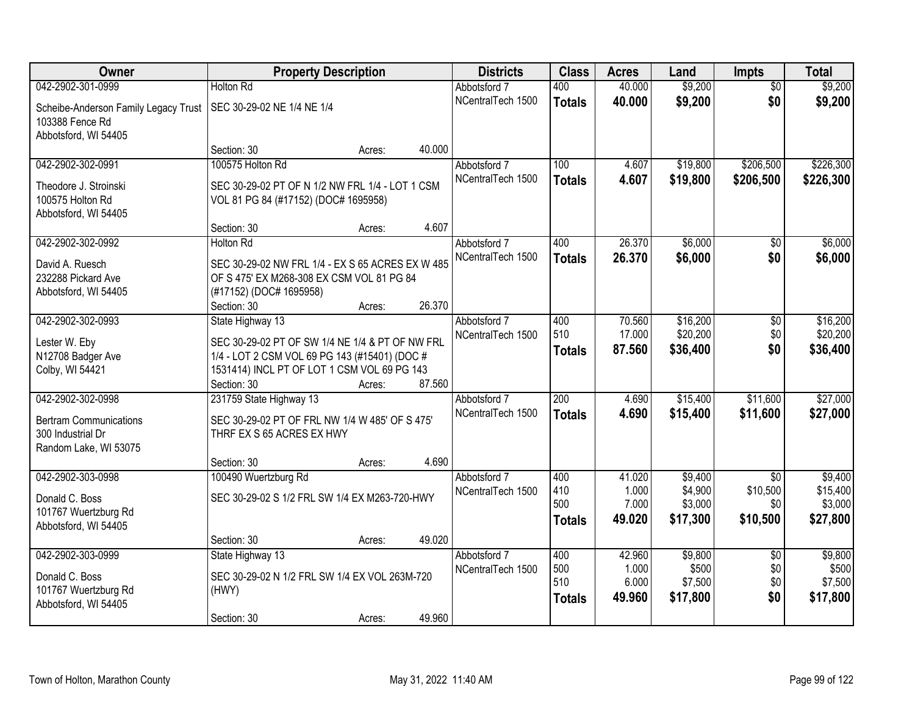| Owner | Property Description | Districts | Class | Acres | Land | Impts | Total |
|---|---|---|---|---|---|---|---|
| 042-2902-301-0999<br>Scheibe-Anderson Family Legacy Trust<br>103388 Fence Rd<br>Abbotsford, WI 54405 | Holton Rd<br>SEC 30-29-02 NE 1/4 NE 1/4<br>Section: 30 Acres: 40.000 | Abbotsford 7<br>NCentralTech 1500 | 400<br>**Totals** | 40.000<br>**40.000** | $9,200<br>**$9,200** | $0<br>**$0** | $9,200<br>**$9,200** |
| 042-2902-302-0991<br>Theodore J. Stroinski<br>100575 Holton Rd<br>Abbotsford, WI 54405 | 100575 Holton Rd<br>SEC 30-29-02 PT OF N 1/2 NW FRL 1/4 - LOT 1 CSM VOL 81 PG 84 (#17152) (DOC# 1695958)<br>Section: 30 Acres: 4.607 | Abbotsford 7<br>NCentralTech 1500 | 100<br>**Totals** | 4.607<br>**4.607** | $19,800<br>**$19,800** | $206,500<br>**$206,500** | $226,300<br>**$226,300** |
| 042-2902-302-0992<br>David A. Ruesch<br>232288 Pickard Ave<br>Abbotsford, WI 54405 | Holton Rd<br>SEC 30-29-02 NW FRL 1/4 - EX S 65 ACRES EX W 485 OF S 475' EX M268-308 EX CSM VOL 81 PG 84 (#17152) (DOC# 1695958)<br>Section: 30 Acres: 26.370 | Abbotsford 7<br>NCentralTech 1500 | 400<br>**Totals** | 26.370<br>**26.370** | $6,000<br>**$6,000** | $0<br>**$0** | $6,000<br>**$6,000** |
| 042-2902-302-0993<br>Lester W. Eby<br>N12708 Badger Ave<br>Colby, WI 54421 | State Highway 13<br>SEC 30-29-02 PT OF SW 1/4 NE 1/4 & PT OF NW FRL 1/4 - LOT 2 CSM VOL 69 PG 143 (#15401) (DOC # 1531414) INCL PT OF LOT 1 CSM VOL 69 PG 143<br>Section: 30 Acres: 87.560 | Abbotsford 7<br>NCentralTech 1500 | 400<br>510<br>**Totals** | 70.560<br>17.000<br>**87.560** | $16,200<br>$20,200<br>**$36,400** | $0<br>$0<br>**$0** | $16,200<br>$20,200<br>**$36,400** |
| 042-2902-302-0998<br>Bertram Communications<br>300 Industrial Dr<br>Random Lake, WI 53075 | 231759 State Highway 13<br>SEC 30-29-02 PT OF FRL NW 1/4 W 485' OF S 475' THRF EX S 65 ACRES EX HWY<br>Section: 30 Acres: 4.690 | Abbotsford 7<br>NCentralTech 1500 | 200<br>**Totals** | 4.690<br>**4.690** | $15,400<br>**$15,400** | $11,600<br>**$11,600** | $27,000<br>**$27,000** |
| 042-2902-303-0998<br>Donald C. Boss<br>101767 Wuertzburg Rd<br>Abbotsford, WI 54405 | 100490 Wuertzburg Rd<br>SEC 30-29-02 S 1/2 FRL SW 1/4 EX M263-720-HWY<br>Section: 30 Acres: 49.020 | Abbotsford 7<br>NCentralTech 1500 | 400<br>410<br>500<br>**Totals** | 41.020<br>1.000<br>7.000<br>**49.020** | $9,400<br>$4,900<br>$3,000<br>**$17,300** | $0<br>$10,500<br>$0<br>**$10,500** | $9,400<br>$15,400<br>$3,000<br>**$27,800** |
| 042-2902-303-0999<br>Donald C. Boss<br>101767 Wuertzburg Rd<br>Abbotsford, WI 54405 | State Highway 13<br>SEC 30-29-02 N 1/2 FRL SW 1/4 EX VOL 263M-720 (HWY)<br>Section: 30 Acres: 49.960 | Abbotsford 7<br>NCentralTech 1500 | 400<br>500<br>510<br>**Totals** | 42.960<br>1.000<br>6.000<br>**49.960** | $9,800<br>$500<br>$7,500<br>**$17,800** | $0<br>$0<br>$0<br>**$0** | $9,800<br>$500<br>$7,500<br>**$17,800** |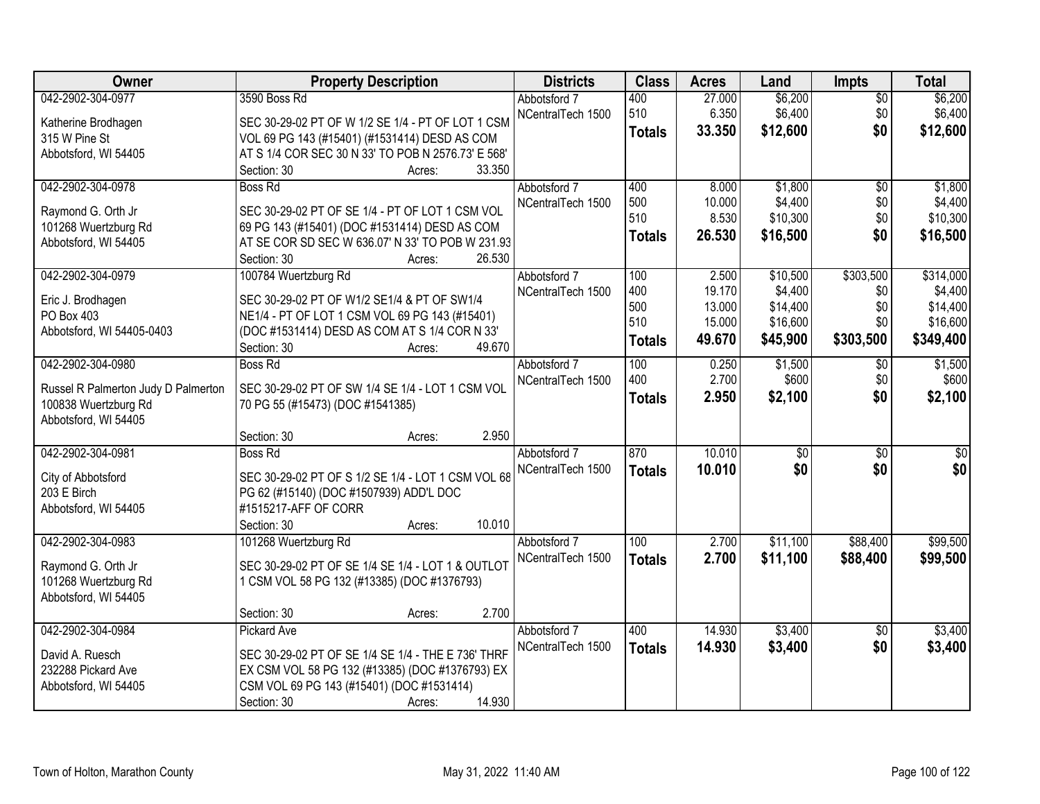| Owner | Property Description | Districts | Class | Acres | Land | Impts | Total |
|---|---|---|---|---|---|---|---|
| 042-2902-304-0977<br><br>Katherine Brodhagen<br>315 W Pine St<br>Abbotsford, WI 54405 | 3590 Boss Rd<br><br>SEC 30-29-02 PT OF W 1/2 SE 1/4 - PT OF LOT 1 CSM VOL 69 PG 143 (#15401) (#1531414) DESD AS COM AT S 1/4 COR SEC 30 N 33' TO POB N 2576.73' E 568'<br>Section: 30 Acres: 33.350 | Abbotsford 7<br>NCentralTech 1500 | 400<br>510<br>**Totals** | 27.000<br>6.350<br>**33.350** | $6,200<br>$6,400<br>**$12,600** | $0<br>$0<br>**$0** | $6,200<br>$6,400<br>**$12,600** |
| 042-2902-304-0978<br><br>Raymond G. Orth Jr<br>101268 Wuertzburg Rd<br>Abbotsford, WI 54405 | Boss Rd<br><br>SEC 30-29-02 PT OF SE 1/4 - PT OF LOT 1 CSM VOL 69 PG 143 (#15401) (DOC #1531414) DESD AS COM AT SE COR SD SEC W 636.07' N 33' TO POB W 231.93<br>Section: 30 Acres: 26.530 | Abbotsford 7<br>NCentralTech 1500 | 400<br>500<br>510<br>**Totals** | 8.000<br>10.000<br>8.530<br>**26.530** | $1,800<br>$4,400<br>$10,300<br>**$16,500** | $0<br>$0<br>$0<br>**$0** | $1,800<br>$4,400<br>$10,300<br>**$16,500** |
| 042-2902-304-0979<br><br>Eric J. Brodhagen<br>PO Box 403<br>Abbotsford, WI 54405-0403 | 100784 Wuertzburg Rd<br><br>SEC 30-29-02 PT OF W1/2 SE1/4 & PT OF SW1/4 NE1/4 - PT OF LOT 1 CSM VOL 69 PG 143 (#15401) (DOC #1531414) DESD AS COM AT S 1/4 COR N 33'<br>Section: 30 Acres: 49.670 | Abbotsford 7<br>NCentralTech 1500 | 100<br>400<br>500<br>510<br>**Totals** | 2.500<br>19.170<br>13.000<br>15.000<br>**49.670** | $10,500<br>$4,400<br>$14,400<br>$16,600<br>**$45,900** | $303,500<br>$0<br>$0<br>$0<br>**$303,500** | $314,000<br>$4,400<br>$14,400<br>$16,600<br>**$349,400** |
| 042-2902-304-0980<br><br>Russel R Palmerton Judy D Palmerton<br>100838 Wuertzburg Rd<br>Abbotsford, WI 54405 | Boss Rd<br><br>SEC 30-29-02 PT OF SW 1/4 SE 1/4 - LOT 1 CSM VOL 70 PG 55 (#15473) (DOC #1541385)<br>Section: 30 Acres: 2.950 | Abbotsford 7<br>NCentralTech 1500 | 100<br>400<br>**Totals** | 0.250<br>2.700<br>**2.950** | $1,500<br>$600<br>**$2,100** | $0<br>$0<br>**$0** | $1,500<br>$600<br>**$2,100** |
| 042-2902-304-0981<br><br>City of Abbotsford<br>203 E Birch<br>Abbotsford, WI 54405 | Boss Rd<br><br>SEC 30-29-02 PT OF S 1/2 SE 1/4 - LOT 1 CSM VOL 68 PG 62 (#15140) (DOC #1507939) ADD'L DOC #1515217-AFF OF CORR<br>Section: 30 Acres: 10.010 | Abbotsford 7<br>NCentralTech 1500 | 870<br>**Totals** | 10.010<br>**10.010** | $0<br>**$0** | $0<br>**$0** | $0<br>**$0** |
| 042-2902-304-0983<br><br>Raymond G. Orth Jr<br>101268 Wuertzburg Rd<br>Abbotsford, WI 54405 | 101268 Wuertzburg Rd<br><br>SEC 30-29-02 PT OF SE 1/4 SE 1/4 - LOT 1 & OUTLOT 1 CSM VOL 58 PG 132 (#13385) (DOC #1376793)<br>Section: 30 Acres: 2.700 | Abbotsford 7<br>NCentralTech 1500 | 100<br>**Totals** | 2.700<br>**2.700** | $11,100<br>**$11,100** | $88,400<br>**$88,400** | $99,500<br>**$99,500** |
| 042-2902-304-0984<br><br>David A. Ruesch<br>232288 Pickard Ave<br>Abbotsford, WI 54405 | Pickard Ave<br><br>SEC 30-29-02 PT OF SE 1/4 SE 1/4 - THE E 736' THRF EX CSM VOL 58 PG 132 (#13385) (DOC #1376793) EX CSM VOL 69 PG 143 (#15401) (DOC #1531414)<br>Section: 30 Acres: 14.930 | Abbotsford 7<br>NCentralTech 1500 | 400<br>**Totals** | 14.930<br>**14.930** | $3,400<br>**$3,400** | $0<br>**$0** | $3,400<br>**$3,400** |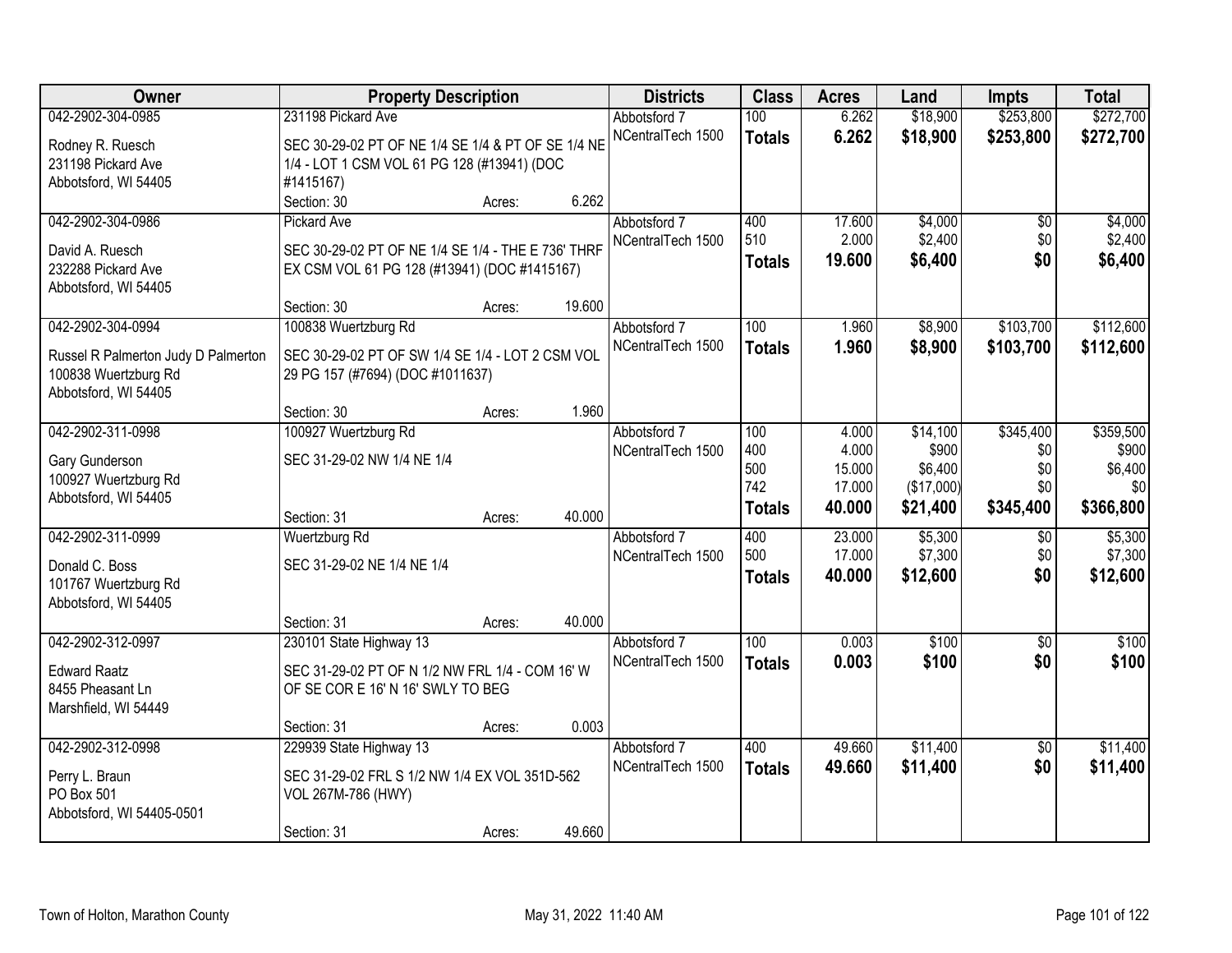| Owner | Property Description | | | Districts | Class | Acres | Land | Impts | Total |
|---|---|---|---|---|---|---|---|---|---|
| 042-2902-304-0985 | 231198 Pickard Ave | | | Abbotsford 7 | 100 | 6.262 | $18,900 | $253,800 | $272,700 |
| Rodney R. Ruesch<br>231198 Pickard Ave<br>Abbotsford, WI 54405 | SEC 30-29-02 PT OF NE 1/4 SE 1/4 & PT OF SE 1/4 NE 1/4 - LOT 1 CSM VOL 61 PG 128 (#13941) (DOC #1415167) | | | NCentralTech 1500 | **Totals** | **6.262** | **$18,900** | **$253,800** | **$272,700** |
| | Section: 30 | Acres: | 6.262 | | | | | | |
| 042-2902-304-0986 | Pickard Ave | | | Abbotsford 7 | 400 | 17.600 | $4,000 | $0 | $4,000 |
| David A. Ruesch<br>232288 Pickard Ave<br>Abbotsford, WI 54405 | SEC 30-29-02 PT OF NE 1/4 SE 1/4 - THE E 736' THRF EX CSM VOL 61 PG 128 (#13941) (DOC #1415167) | | | NCentralTech 1500 | 510 | 2.000 | $2,400 | $0 | $2,400 |
| | | | | | **Totals** | **19.600** | **$6,400** | **$0** | **$6,400** |
| | Section: 30 | Acres: | 19.600 | | | | | | |
| 042-2902-304-0994 | 100838 Wuertzburg Rd | | | Abbotsford 7 | 100 | 1.960 | $8,900 | $103,700 | $112,600 |
| Russel R Palmerton Judy D Palmerton<br>100838 Wuertzburg Rd<br>Abbotsford, WI 54405 | SEC 30-29-02 PT OF SW 1/4 SE 1/4 - LOT 2 CSM VOL 29 PG 157 (#7694) (DOC #1011637) | | | NCentralTech 1500 | **Totals** | **1.960** | **$8,900** | **$103,700** | **$112,600** |
| | Section: 30 | Acres: | 1.960 | | | | | | |
| 042-2902-311-0998 | 100927 Wuertzburg Rd | | | Abbotsford 7 | 100 | 4.000 | $14,100 | $345,400 | $359,500 |
| Gary Gunderson<br>100927 Wuertzburg Rd<br>Abbotsford, WI 54405 | SEC 31-29-02 NW 1/4 NE 1/4 | | | NCentralTech 1500 | 400 | 4.000 | $900 | $0 | $900 |
| | | | | | 500 | 15.000 | $6,400 | $0 | $6,400 |
| | | | | | 742 | 17.000 | ($17,000) | $0 | $0 |
| | | | | | **Totals** | **40.000** | **$21,400** | **$345,400** | **$366,800** |
| | Section: 31 | Acres: | 40.000 | | | | | | |
| 042-2902-311-0999 | Wuertzburg Rd | | | Abbotsford 7 | 400 | 23.000 | $5,300 | $0 | $5,300 |
| Donald C. Boss<br>101767 Wuertzburg Rd<br>Abbotsford, WI 54405 | SEC 31-29-02 NE 1/4 NE 1/4 | | | NCentralTech 1500 | 500 | 17.000 | $7,300 | $0 | $7,300 |
| | | | | | **Totals** | **40.000** | **$12,600** | **$0** | **$12,600** |
| | Section: 31 | Acres: | 40.000 | | | | | | |
| 042-2902-312-0997 | 230101 State Highway 13 | | | Abbotsford 7 | 100 | 0.003 | $100 | $0 | $100 |
| Edward Raatz<br>8455 Pheasant Ln<br>Marshfield, WI 54449 | SEC 31-29-02 PT OF N 1/2 NW FRL 1/4 - COM 16' W OF SE COR E 16' N 16' SWLY TO BEG | | | NCentralTech 1500 | **Totals** | **0.003** | **$100** | **$0** | **$100** |
| | Section: 31 | Acres: | 0.003 | | | | | | |
| 042-2902-312-0998 | 229939 State Highway 13 | | | Abbotsford 7 | 400 | 49.660 | $11,400 | $0 | $11,400 |
| Perry L. Braun<br>PO Box 501<br>Abbotsford, WI 54405-0501 | SEC 31-29-02 FRL S 1/2 NW 1/4 EX VOL 351D-562 VOL 267M-786 (HWY) | | | NCentralTech 1500 | **Totals** | **49.660** | **$11,400** | **$0** | **$11,400** |
| | Section: 31 | Acres: | 49.660 | | | | | | |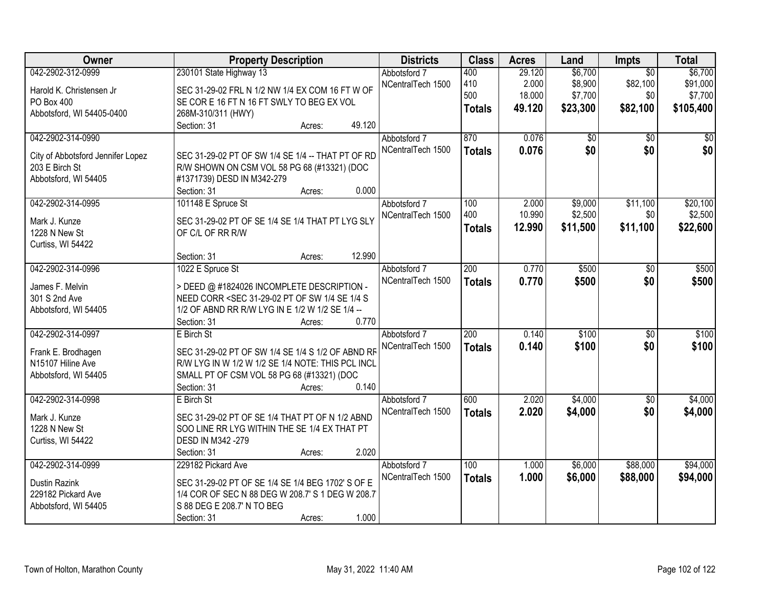| Owner | Property Description | Districts | Class | Acres | Land | Impts | Total |
|---|---|---|---|---|---|---|---|
| 042-2902-312-0999<br>Harold K. Christensen Jr<br>PO Box 400<br>Abbotsford, WI 54405-0400 | 230101 State Highway 13<br>SEC 31-29-02 FRL N 1/2 NW 1/4 EX COM 16 FT W OF SE COR E 16 FT N 16 FT SWLY TO BEG EX VOL 268M-310/311 (HWY)<br>Section: 31 Acres: 49.120 | Abbotsford 7<br>NCentralTech 1500 | 400<br>410<br>500<br>**Totals** | 29.120<br>2.000<br>18.000<br>**49.120** | $6,700<br>$8,900<br>$7,700<br>**$23,300** | $0<br>$82,100<br>$0<br>**$82,100** | $6,700<br>$91,000<br>$7,700<br>**$105,400** |
| 042-2902-314-0990<br>City of Abbotsford Jennifer Lopez<br>203 E Birch St<br>Abbotsford, WI 54405 | SEC 31-29-02 PT OF SW 1/4 SE 1/4 -- THAT PT OF RD R/W SHOWN ON CSM VOL 58 PG 68 (#13321) (DOC #1371739) DESD IN M342-279<br>Section: 31 Acres: 0.000 | Abbotsford 7<br>NCentralTech 1500 | 870<br>**Totals** | 0.076<br>**0.076** | $0<br>**$0** | $0<br>**$0** | $0<br>**$0** |
| 042-2902-314-0995<br>Mark J. Kunze<br>1228 N New St<br>Curtiss, WI 54422 | 101148 E Spruce St<br>SEC 31-29-02 PT OF SE 1/4 SE 1/4 THAT PT LYG SLY OF C/L OF RR R/W<br>Section: 31 Acres: 12.990 | Abbotsford 7<br>NCentralTech 1500 | 100<br>400<br>**Totals** | 2.000<br>10.990<br>**12.990** | $9,000<br>$2,500<br>**$11,500** | $11,100<br>$0<br>**$11,100** | $20,100<br>$2,500<br>**$22,600** |
| 042-2902-314-0996<br>James F. Melvin<br>301 S 2nd Ave<br>Abbotsford, WI 54405 | 1022 E Spruce St<br>> DEED @ #1824026 INCOMPLETE DESCRIPTION - NEED CORR <SEC 31-29-02 PT OF SW 1/4 SE 1/4 S 1/2 OF ABND RR R/W LYG IN E 1/2 W 1/2 SE 1/4 --<br>Section: 31 Acres: 0.770 | Abbotsford 7<br>NCentralTech 1500 | 200<br>**Totals** | 0.770<br>**0.770** | $500<br>**$500** | $0<br>**$0** | $500<br>**$500** |
| 042-2902-314-0997<br>Frank E. Brodhagen<br>N15107 Hiline Ave<br>Abbotsford, WI 54405 | E Birch St<br>SEC 31-29-02 PT OF SW 1/4 SE 1/4 S 1/2 OF ABND RR R/W LYG IN W 1/2 W 1/2 SE 1/4 NOTE: THIS PCL INCL SMALL PT OF CSM VOL 58 PG 68 (#13321) (DOC<br>Section: 31 Acres: 0.140 | Abbotsford 7<br>NCentralTech 1500 | 200<br>**Totals** | 0.140<br>**0.140** | $100<br>**$100** | $0<br>**$0** | $100<br>**$100** |
| 042-2902-314-0998<br>Mark J. Kunze<br>1228 N New St<br>Curtiss, WI 54422 | E Birch St<br>SEC 31-29-02 PT OF SE 1/4 THAT PT OF N 1/2 ABND SOO LINE RR LYG WITHIN THE SE 1/4 EX THAT PT DESD IN M342 -279<br>Section: 31 Acres: 2.020 | Abbotsford 7<br>NCentralTech 1500 | 600<br>**Totals** | 2.020<br>**2.020** | $4,000<br>**$4,000** | $0<br>**$0** | $4,000<br>**$4,000** |
| 042-2902-314-0999<br>Dustin Razink<br>229182 Pickard Ave<br>Abbotsford, WI 54405 | 229182 Pickard Ave<br>SEC 31-29-02 PT OF SE 1/4 SE 1/4 BEG 1702' S OF E 1/4 COR OF SEC N 88 DEG W 208.7' S 1 DEG W 208.7 S 88 DEG E 208.7' N TO BEG<br>Section: 31 Acres: 1.000 | Abbotsford 7<br>NCentralTech 1500 | 100<br>**Totals** | 1.000<br>**1.000** | $6,000<br>**$6,000** | $88,000<br>**$88,000** | $94,000<br>**$94,000** |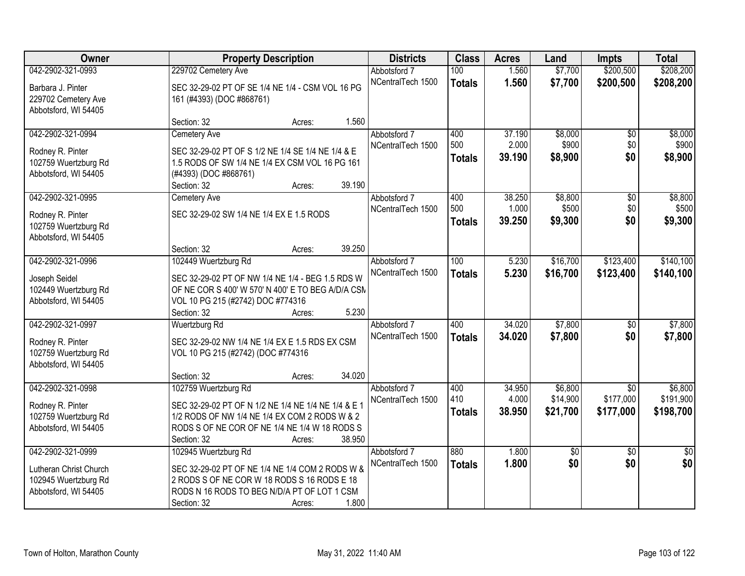| Owner | Property Description | Districts | Class | Acres | Land | Impts | Total |
|---|---|---|---|---|---|---|---|
| 042-2902-321-0993<br>Barbara J. Pinter<br>229702 Cemetery Ave<br>Abbotsford, WI 54405 | 229702 Cemetery Ave<br>SEC 32-29-02 PT OF SE 1/4 NE 1/4 - CSM VOL 16 PG 161 (#4393) (DOC #868761)<br>Section: 32 Acres: 1.560 | Abbotsford 7<br>NCentralTech 1500 | 100<br>**Totals** | 1.560<br>**1.560** | $7,700<br>**$7,700** | $200,500<br>**$200,500** | $208,200<br>**$208,200** |
| 042-2902-321-0994<br>Rodney R. Pinter<br>102759 Wuertzburg Rd<br>Abbotsford, WI 54405 | Cemetery Ave<br>SEC 32-29-02 PT OF S 1/2 NE 1/4 SE 1/4 NE 1/4 & E 1.5 RODS OF SW 1/4 NE 1/4 EX CSM VOL 16 PG 161 (#4393) (DOC #868761)<br>Section: 32 Acres: 39.190 | Abbotsford 7<br>NCentralTech 1500 | 400<br>500<br>**Totals** | 37.190<br>2.000<br>**39.190** | $8,000<br>$900<br>**$8,900** | $0<br>$0<br>**$0** | $8,000<br>$900<br>**$8,900** |
| 042-2902-321-0995<br>Rodney R. Pinter<br>102759 Wuertzburg Rd<br>Abbotsford, WI 54405 | Cemetery Ave<br>SEC 32-29-02 SW 1/4 NE 1/4 EX E 1.5 RODS<br>Section: 32 Acres: 39.250 | Abbotsford 7<br>NCentralTech 1500 | 400<br>500<br>**Totals** | 38.250<br>1.000<br>**39.250** | $8,800<br>$500<br>**$9,300** | $0<br>$0<br>**$0** | $8,800<br>$500<br>**$9,300** |
| 042-2902-321-0996<br>Joseph Seidel<br>102449 Wuertzburg Rd<br>Abbotsford, WI 54405 | 102449 Wuertzburg Rd<br>SEC 32-29-02 PT OF NW 1/4 NE 1/4 - BEG 1.5 RDS W OF NE COR S 400' W 570' N 400' E TO BEG A/D/A CSM VOL 10 PG 215 (#2742) DOC #774316<br>Section: 32 Acres: 5.230 | Abbotsford 7<br>NCentralTech 1500 | 100<br>**Totals** | 5.230<br>**5.230** | $16,700<br>**$16,700** | $123,400<br>**$123,400** | $140,100<br>**$140,100** |
| 042-2902-321-0997<br>Rodney R. Pinter<br>102759 Wuertzburg Rd<br>Abbotsford, WI 54405 | Wuertzburg Rd<br>SEC 32-29-02 NW 1/4 NE 1/4 EX E 1.5 RDS EX CSM VOL 10 PG 215 (#2742) (DOC #774316<br>Section: 32 Acres: 34.020 | Abbotsford 7<br>NCentralTech 1500 | 400<br>**Totals** | 34.020<br>**34.020** | $7,800<br>**$7,800** | $0<br>**$0** | $7,800<br>**$7,800** |
| 042-2902-321-0998<br>Rodney R. Pinter<br>102759 Wuertzburg Rd<br>Abbotsford, WI 54405 | 102759 Wuertzburg Rd<br>SEC 32-29-02 PT OF N 1/2 NE 1/4 NE 1/4 NE 1/4 & E 1 1/2 RODS OF NW 1/4 NE 1/4 EX COM 2 RODS W & 2 RODS S OF NE COR OF NE 1/4 NE 1/4 W 18 RODS S<br>Section: 32 Acres: 38.950 | Abbotsford 7<br>NCentralTech 1500 | 400<br>410<br>**Totals** | 34.950<br>4.000<br>**38.950** | $6,800<br>$14,900<br>**$21,700** | $0<br>$177,000<br>**$177,000** | $6,800<br>$191,900<br>**$198,700** |
| 042-2902-321-0999<br>Lutheran Christ Church<br>102945 Wuertzburg Rd<br>Abbotsford, WI 54405 | 102945 Wuertzburg Rd<br>SEC 32-29-02 PT OF NE 1/4 NE 1/4 COM 2 RODS W & 2 RODS S OF NE COR W 18 RODS S 16 RODS E 18 RODS N 16 RODS TO BEG N/D/A PT OF LOT 1 CSM<br>Section: 32 Acres: 1.800 | Abbotsford 7<br>NCentralTech 1500 | 880<br>**Totals** | 1.800<br>**1.800** | $0<br>**$0** | $0<br>**$0** | $0<br>**$0** |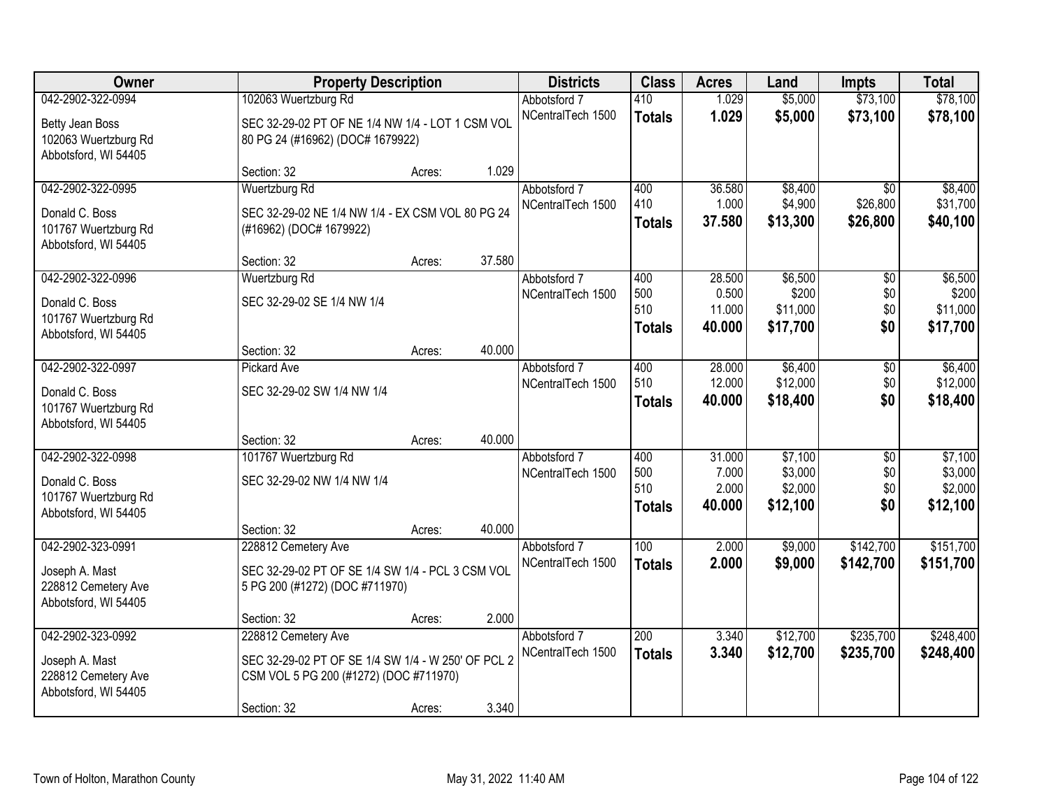| Owner | Property Description | | | Districts | Class | Acres | Land | Impts | Total |
|---|---|---|---|---|---|---|---|---|---|
| 042-2902-322-0994 | 102063 Wuertzburg Rd | | | Abbotsford 7 | 410 | 1.029 | $5,000 | $73,100 | $78,100 |
| Betty Jean Boss<br>102063 Wuertzburg Rd<br>Abbotsford, WI 54405 | SEC 32-29-02 PT OF NE 1/4 NW 1/4 - LOT 1 CSM VOL 80 PG 24 (#16962) (DOC# 1679922) | | | NCentralTech 1500 | **Totals** | **1.029** | **$5,000** | **$73,100** | **$78,100** |
| | Section: 32 | Acres: | 1.029 | | | | | | |
| 042-2902-322-0995 | Wuertzburg Rd | | | Abbotsford 7 | 400 | 36.580 | $8,400 | $0 | $8,400 |
| Donald C. Boss<br>101767 Wuertzburg Rd<br>Abbotsford, WI 54405 | SEC 32-29-02 NE 1/4 NW 1/4 - EX CSM VOL 80 PG 24 (#16962) (DOC# 1679922) | | | NCentralTech 1500 | 410 | 1.000 | $4,900 | $26,800 | $31,700 |
| | | | | | **Totals** | **37.580** | **$13,300** | **$26,800** | **$40,100** |
| | Section: 32 | Acres: | 37.580 | | | | | | |
| 042-2902-322-0996 | Wuertzburg Rd | | | Abbotsford 7 | 400 | 28.500 | $6,500 | $0 | $6,500 |
| Donald C. Boss<br>101767 Wuertzburg Rd<br>Abbotsford, WI 54405 | SEC 32-29-02 SE 1/4 NW 1/4 | | | NCentralTech 1500 | 500 | 0.500 | $200 | $0 | $200 |
| | | | | | 510 | 11.000 | $11,000 | $0 | $11,000 |
| | | | | | **Totals** | **40.000** | **$17,700** | **$0** | **$17,700** |
| | Section: 32 | Acres: | 40.000 | | | | | | |
| 042-2902-322-0997 | Pickard Ave | | | Abbotsford 7 | 400 | 28.000 | $6,400 | $0 | $6,400 |
| Donald C. Boss<br>101767 Wuertzburg Rd<br>Abbotsford, WI 54405 | SEC 32-29-02 SW 1/4 NW 1/4 | | | NCentralTech 1500 | 510 | 12.000 | $12,000 | $0 | $12,000 |
| | | | | | **Totals** | **40.000** | **$18,400** | **$0** | **$18,400** |
| | Section: 32 | Acres: | 40.000 | | | | | | |
| 042-2902-322-0998 | 101767 Wuertzburg Rd | | | Abbotsford 7 | 400 | 31.000 | $7,100 | $0 | $7,100 |
| Donald C. Boss<br>101767 Wuertzburg Rd<br>Abbotsford, WI 54405 | SEC 32-29-02 NW 1/4 NW 1/4 | | | NCentralTech 1500 | 500 | 7.000 | $3,000 | $0 | $3,000 |
| | | | | | 510 | 2.000 | $2,000 | $0 | $2,000 |
| | | | | | **Totals** | **40.000** | **$12,100** | **$0** | **$12,100** |
| | Section: 32 | Acres: | 40.000 | | | | | | |
| 042-2902-323-0991 | 228812 Cemetery Ave | | | Abbotsford 7 | 100 | 2.000 | $9,000 | $142,700 | $151,700 |
| Joseph A. Mast<br>228812 Cemetery Ave<br>Abbotsford, WI 54405 | SEC 32-29-02 PT OF SE 1/4 SW 1/4 - PCL 3 CSM VOL 5 PG 200 (#1272) (DOC #711970) | | | NCentralTech 1500 | **Totals** | **2.000** | **$9,000** | **$142,700** | **$151,700** |
| | Section: 32 | Acres: | 2.000 | | | | | | |
| 042-2902-323-0992 | 228812 Cemetery Ave | | | Abbotsford 7 | 200 | 3.340 | $12,700 | $235,700 | $248,400 |
| Joseph A. Mast<br>228812 Cemetery Ave<br>Abbotsford, WI 54405 | SEC 32-29-02 PT OF SE 1/4 SW 1/4 - W 250' OF PCL 2 CSM VOL 5 PG 200 (#1272) (DOC #711970) | | | NCentralTech 1500 | **Totals** | **3.340** | **$12,700** | **$235,700** | **$248,400** |
| | Section: 32 | Acres: | 3.340 | | | | | | |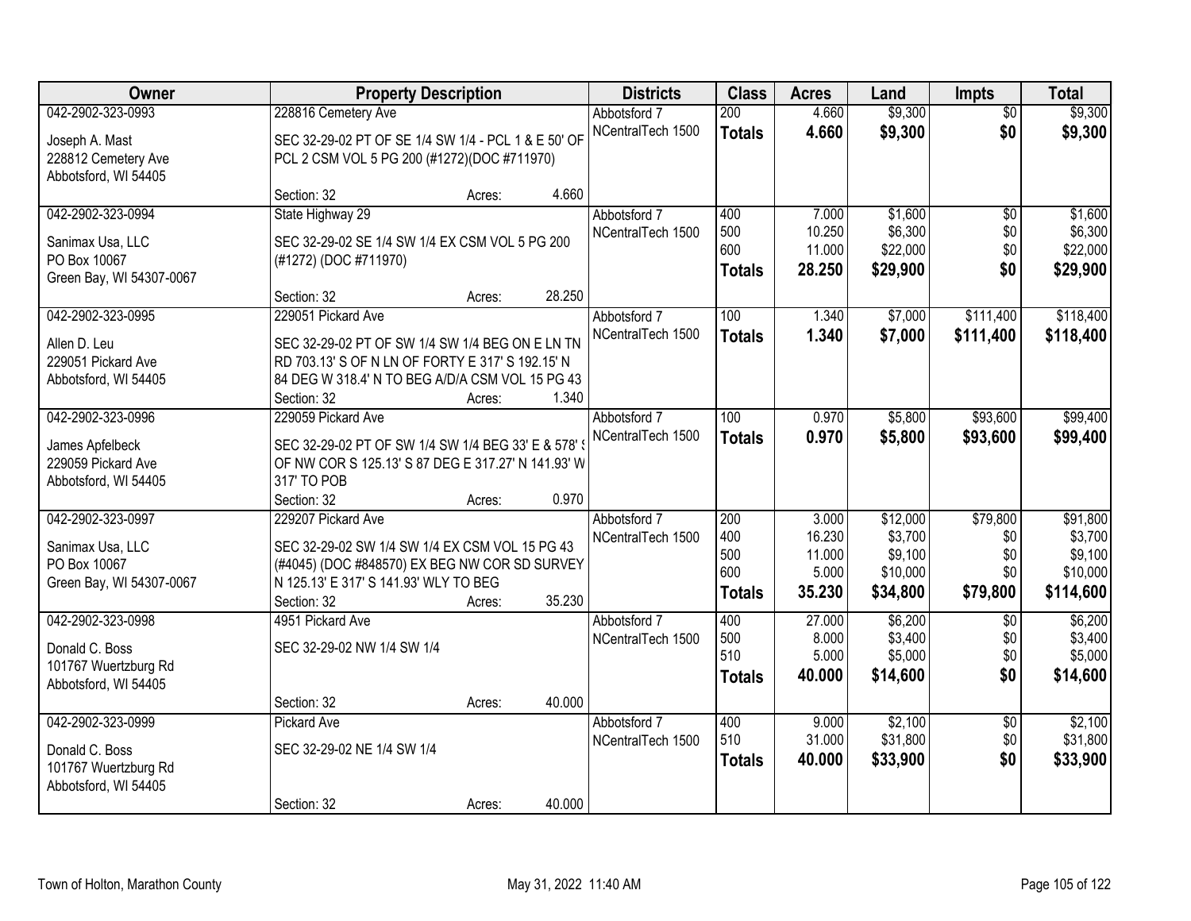| Owner | Property Description | | | Districts | Class | Acres | Land | Impts | Total |
|---|---|---|---|---|---|---|---|---|---|
| 042-2902-323-0993<br><br>Joseph A. Mast<br>228812 Cemetery Ave<br>Abbotsford, WI 54405 | 228816 Cemetery Ave<br><br>SEC 32-29-02 PT OF SE 1/4 SW 1/4 - PCL 1 & E 50' OF PCL 2 CSM VOL 5 PG 200 (#1272)(DOC #711970)<br><br>Section: 32 | Acres: | 4.660 | Abbotsford 7<br>NCentralTech 1500 | 200<br>**Totals** | 4.660<br>**4.660** | $9,300<br>**$9,300** | $0<br>**$0** | $9,300<br>**$9,300** |
| 042-2902-323-0994<br><br>Sanimax Usa, LLC<br>PO Box 10067<br>Green Bay, WI 54307-0067 | State Highway 29<br><br>SEC 32-29-02 SE 1/4 SW 1/4 EX CSM VOL 5 PG 200 (#1272) (DOC #711970)<br><br>Section: 32 | Acres: | 28.250 | Abbotsford 7<br>NCentralTech 1500 | 400<br>500<br>600<br>**Totals** | 7.000<br>10.250<br>11.000<br>**28.250** | $1,600<br>$6,300<br>$22,000<br>**$29,900** | $0<br>$0<br>$0<br>**$0** | $1,600<br>$6,300<br>$22,000<br>**$29,900** |
| 042-2902-323-0995<br><br>Allen D. Leu<br>229051 Pickard Ave<br>Abbotsford, WI 54405 | 229051 Pickard Ave<br><br>SEC 32-29-02 PT OF SW 1/4 SW 1/4 BEG ON E LN TN RD 703.13' S OF N LN OF FORTY E 317' S 192.15' N 84 DEG W 318.4' N TO BEG A/D/A CSM VOL 15 PG 43<br>Section: 32 | Acres: | 1.340 | Abbotsford 7<br>NCentralTech 1500 | 100<br>**Totals** | 1.340<br>**1.340** | $7,000<br>**$7,000** | $111,400<br>**$111,400** | $118,400<br>**$118,400** |
| 042-2902-323-0996<br><br>James Apfelbeck<br>229059 Pickard Ave<br>Abbotsford, WI 54405 | 229059 Pickard Ave<br><br>SEC 32-29-02 PT OF SW 1/4 SW 1/4 BEG 33' E & 578' S OF NW COR S 125.13' S 87 DEG E 317.27' N 141.93' W 317' TO POB<br>Section: 32 | Acres: | 0.970 | Abbotsford 7<br>NCentralTech 1500 | 100<br>**Totals** | 0.970<br>**0.970** | $5,800<br>**$5,800** | $93,600<br>**$93,600** | $99,400<br>**$99,400** |
| 042-2902-323-0997<br><br>Sanimax Usa, LLC<br>PO Box 10067<br>Green Bay, WI 54307-0067 | 229207 Pickard Ave<br><br>SEC 32-29-02 SW 1/4 SW 1/4 EX CSM VOL 15 PG 43 (#4045) (DOC #848570) EX BEG NW COR SD SURVEY N 125.13' E 317' S 141.93' WLY TO BEG<br>Section: 32 | Acres: | 35.230 | Abbotsford 7<br>NCentralTech 1500 | 200<br>400<br>500<br>600<br>**Totals** | 3.000<br>16.230<br>11.000<br>5.000<br>**35.230** | $12,000<br>$3,700<br>$9,100<br>$10,000<br>**$34,800** | $79,800<br>$0<br>$0<br>$0<br>**$79,800** | $91,800<br>$3,700<br>$9,100<br>$10,000<br>**$114,600** |
| 042-2902-323-0998<br><br>Donald C. Boss<br>101767 Wuertzburg Rd<br>Abbotsford, WI 54405 | 4951 Pickard Ave<br><br>SEC 32-29-02 NW 1/4 SW 1/4<br><br>Section: 32 | Acres: | 40.000 | Abbotsford 7<br>NCentralTech 1500 | 400<br>500<br>510<br>**Totals** | 27.000<br>8.000<br>5.000<br>**40.000** | $6,200<br>$3,400<br>$5,000<br>**$14,600** | $0<br>$0<br>$0<br>**$0** | $6,200<br>$3,400<br>$5,000<br>**$14,600** |
| 042-2902-323-0999<br><br>Donald C. Boss<br>101767 Wuertzburg Rd<br>Abbotsford, WI 54405 | Pickard Ave<br><br>SEC 32-29-02 NE 1/4 SW 1/4<br><br>Section: 32 | Acres: | 40.000 | Abbotsford 7<br>NCentralTech 1500 | 400<br>510<br>**Totals** | 9.000<br>31.000<br>**40.000** | $2,100<br>$31,800<br>**$33,900** | $0<br>$0<br>**$0** | $2,100<br>$31,800<br>**$33,900** |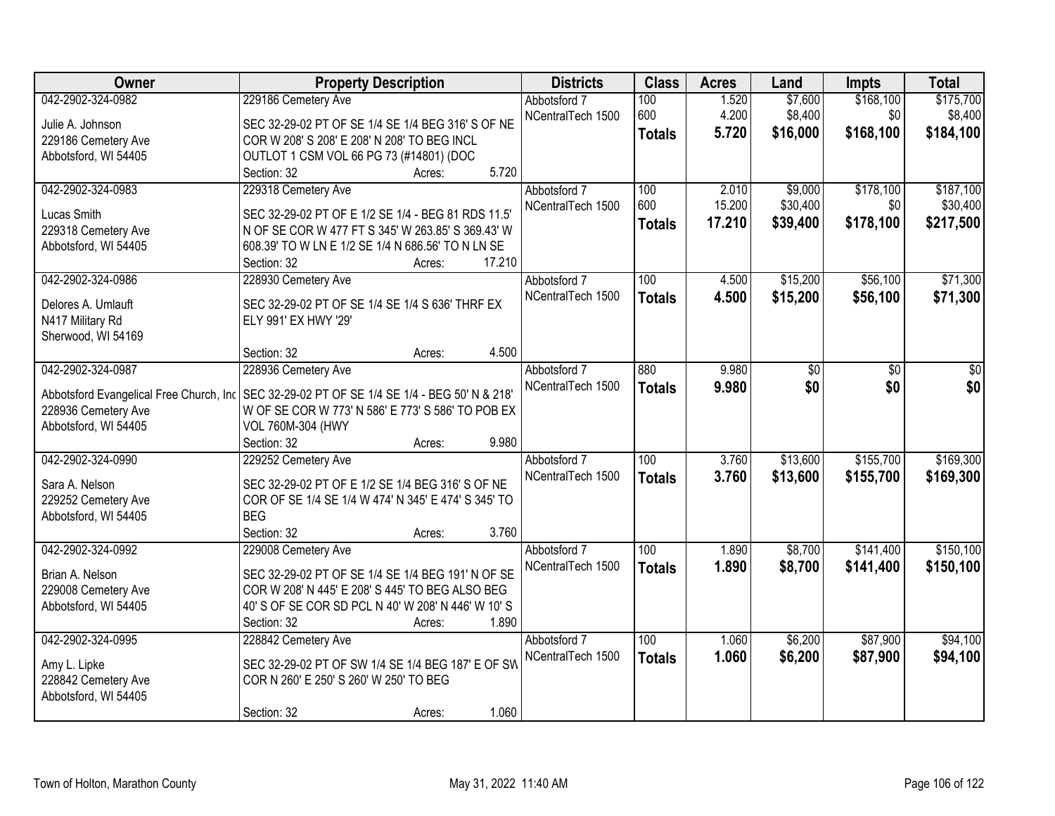| Owner | Property Description | Districts | Class | Acres | Land | Impts | Total |
|---|---|---|---|---|---|---|---|
| 042-2902-324-0982<br>Julie A. Johnson<br>229186 Cemetery Ave<br>Abbotsford, WI 54405 | 229186 Cemetery Ave<br>SEC 32-29-02 PT OF SE 1/4 SE 1/4 BEG 316' S OF NE COR W 208' S 208' E 208' N 208' TO BEG INCL OUTLOT 1 CSM VOL 66 PG 73 (#14801) (DOC<br>Section: 32 Acres: 5.720 | Abbotsford 7<br>NCentralTech 1500 | 100<br>600<br>**Totals** | 1.520<br>4.200<br>**5.720** | $7,600<br>$8,400<br>**$16,000** | $168,100<br>$0<br>**$168,100** | $175,700<br>$8,400<br>**$184,100** |
| 042-2902-324-0983<br>Lucas Smith<br>229318 Cemetery Ave<br>Abbotsford, WI 54405 | 229318 Cemetery Ave<br>SEC 32-29-02 PT OF E 1/2 SE 1/4 - BEG 81 RDS 11.5' N OF SE COR W 477 FT S 345' W 263.85' S 369.43' W 608.39' TO W LN E 1/2 SE 1/4 N 686.56' TO N LN SE<br>Section: 32 Acres: 17.210 | Abbotsford 7<br>NCentralTech 1500 | 100<br>600<br>**Totals** | 2.010<br>15.200<br>**17.210** | $9,000<br>$30,400<br>**$39,400** | $178,100<br>$0<br>**$178,100** | $187,100<br>$30,400<br>**$217,500** |
| 042-2902-324-0986<br>Delores A. Umlauft<br>N417 Military Rd<br>Sherwood, WI 54169 | 228930 Cemetery Ave<br>SEC 32-29-02 PT OF SE 1/4 SE 1/4 S 636' THRF EX ELY 991' EX HWY '29'<br>Section: 32 Acres: 4.500 | Abbotsford 7<br>NCentralTech 1500 | 100<br>**Totals** | 4.500<br>**4.500** | $15,200<br>**$15,200** | $56,100<br>**$56,100** | $71,300<br>**$71,300** |
| 042-2902-324-0987<br>Abbotsford Evangelical Free Church, Inc<br>228936 Cemetery Ave<br>Abbotsford, WI 54405 | 228936 Cemetery Ave<br>SEC 32-29-02 PT OF SE 1/4 SE 1/4 - BEG 50' N & 218' W OF SE COR W 773' N 586' E 773' S 586' TO POB EX VOL 760M-304 (HWY<br>Section: 32 Acres: 9.980 | Abbotsford 7<br>NCentralTech 1500 | 880<br>**Totals** | 9.980<br>**9.980** | $0<br>**$0** | $0<br>**$0** | $0<br>**$0** |
| 042-2902-324-0990<br>Sara A. Nelson<br>229252 Cemetery Ave<br>Abbotsford, WI 54405 | 229252 Cemetery Ave<br>SEC 32-29-02 PT OF E 1/2 SE 1/4 BEG 316' S OF NE COR OF SE 1/4 SE 1/4 W 474' N 345' E 474' S 345' TO BEG<br>Section: 32 Acres: 3.760 | Abbotsford 7<br>NCentralTech 1500 | 100<br>**Totals** | 3.760<br>**3.760** | $13,600<br>**$13,600** | $155,700<br>**$155,700** | $169,300<br>**$169,300** |
| 042-2902-324-0992<br>Brian A. Nelson<br>229008 Cemetery Ave<br>Abbotsford, WI 54405 | 229008 Cemetery Ave<br>SEC 32-29-02 PT OF SE 1/4 SE 1/4 BEG 191' N OF SE COR W 208' N 445' E 208' S 445' TO BEG ALSO BEG 40' S OF SE COR SD PCL N 40' W 208' N 446' W 10' S<br>Section: 32 Acres: 1.890 | Abbotsford 7<br>NCentralTech 1500 | 100<br>**Totals** | 1.890<br>**1.890** | $8,700<br>**$8,700** | $141,400<br>**$141,400** | $150,100<br>**$150,100** |
| 042-2902-324-0995<br>Amy L. Lipke<br>228842 Cemetery Ave<br>Abbotsford, WI 54405 | 228842 Cemetery Ave<br>SEC 32-29-02 PT OF SW 1/4 SE 1/4 BEG 187' E OF SW COR N 260' E 250' S 260' W 250' TO BEG<br>Section: 32 Acres: 1.060 | Abbotsford 7<br>NCentralTech 1500 | 100<br>**Totals** | 1.060<br>**1.060** | $6,200<br>**$6,200** | $87,900<br>**$87,900** | $94,100<br>**$94,100** |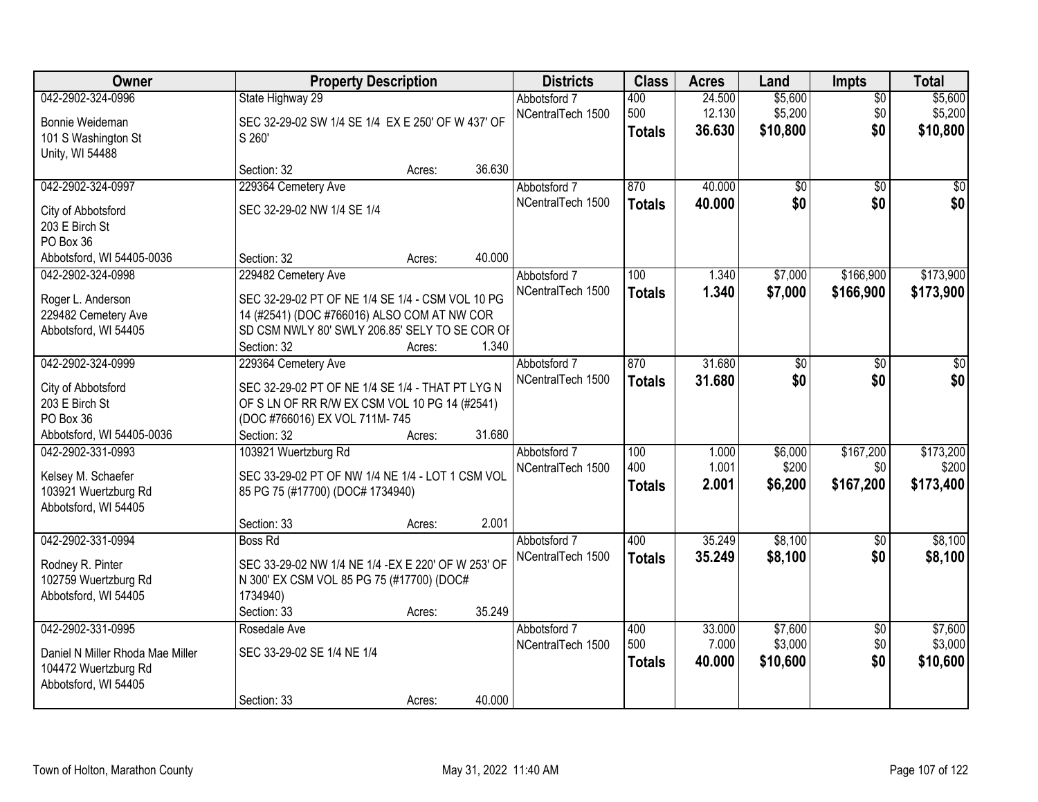| Owner | Property Description | Districts | Class | Acres | Land | Impts | Total |
|---|---|---|---|---|---|---|---|
| 042-2902-324-0996<br>Bonnie Weideman<br>101 S Washington St<br>Unity, WI 54488 | State Highway 29<br>SEC 32-29-02 SW 1/4 SE 1/4 EX E 250' OF W 437' OF S 260'<br>Section: 32 Acres: 36.630 | Abbotsford 7<br>NCentralTech 1500 | 400<br>500<br>**Totals** | 24.500<br>12.130<br>**36.630** | $5,600<br>$5,200<br>**$10,800** | $0<br>$0<br>**$0** | $5,600<br>$5,200<br>**$10,800** |
| 042-2902-324-0997<br>City of Abbotsford<br>203 E Birch St<br>PO Box 36<br>Abbotsford, WI 54405-0036 | 229364 Cemetery Ave<br>SEC 32-29-02 NW 1/4 SE 1/4<br>Section: 32 Acres: 40.000 | Abbotsford 7<br>NCentralTech 1500 | 870<br>**Totals** | 40.000<br>**40.000** | $0<br>**$0** | $0<br>**$0** | $0<br>**$0** |
| 042-2902-324-0998<br>Roger L. Anderson<br>229482 Cemetery Ave<br>Abbotsford, WI 54405 | 229482 Cemetery Ave<br>SEC 32-29-02 PT OF NE 1/4 SE 1/4 - CSM VOL 10 PG 14 (#2541) (DOC #766016) ALSO COM AT NW COR SD CSM NWLY 80' SWLY 206.85' SELY TO SE COR OF<br>Section: 32 Acres: 1.340 | Abbotsford 7<br>NCentralTech 1500 | 100<br>**Totals** | 1.340<br>**1.340** | $7,000<br>**$7,000** | $166,900<br>**$166,900** | $173,900<br>**$173,900** |
| 042-2902-324-0999<br>City of Abbotsford<br>203 E Birch St<br>PO Box 36<br>Abbotsford, WI 54405-0036 | 229364 Cemetery Ave<br>SEC 32-29-02 PT OF NE 1/4 SE 1/4 - THAT PT LYG N OF S LN OF RR R/W EX CSM VOL 10 PG 14 (#2541) (DOC #766016) EX VOL 711M- 745<br>Section: 32 Acres: 31.680 | Abbotsford 7<br>NCentralTech 1500 | 870<br>**Totals** | 31.680<br>**31.680** | $0<br>**$0** | $0<br>**$0** | $0<br>**$0** |
| 042-2902-331-0993<br>Kelsey M. Schaefer<br>103921 Wuertzburg Rd<br>Abbotsford, WI 54405 | 103921 Wuertzburg Rd<br>SEC 33-29-02 PT OF NW 1/4 NE 1/4 - LOT 1 CSM VOL 85 PG 75 (#17700) (DOC# 1734940)<br>Section: 33 Acres: 2.001 | Abbotsford 7<br>NCentralTech 1500 | 100<br>400<br>**Totals** | 1.000<br>1.001<br>**2.001** | $6,000<br>$200<br>**$6,200** | $167,200<br>$0<br>**$167,200** | $173,200<br>$200<br>**$173,400** |
| 042-2902-331-0994<br>Rodney R. Pinter<br>102759 Wuertzburg Rd<br>Abbotsford, WI 54405 | Boss Rd<br>SEC 33-29-02 NW 1/4 NE 1/4 -EX E 220' OF W 253' OF N 300' EX CSM VOL 85 PG 75 (#17700) (DOC# 1734940)<br>Section: 33 Acres: 35.249 | Abbotsford 7<br>NCentralTech 1500 | 400<br>**Totals** | 35.249<br>**35.249** | $8,100<br>**$8,100** | $0<br>**$0** | $8,100<br>**$8,100** |
| 042-2902-331-0995<br>Daniel N Miller Rhoda Mae Miller<br>104472 Wuertzburg Rd<br>Abbotsford, WI 54405 | Rosedale Ave<br>SEC 33-29-02 SE 1/4 NE 1/4<br>Section: 33 Acres: 40.000 | Abbotsford 7<br>NCentralTech 1500 | 400<br>500<br>**Totals** | 33.000<br>7.000<br>**40.000** | $7,600<br>$3,000<br>**$10,600** | $0<br>$0<br>**$0** | $7,600<br>$3,000<br>**$10,600** |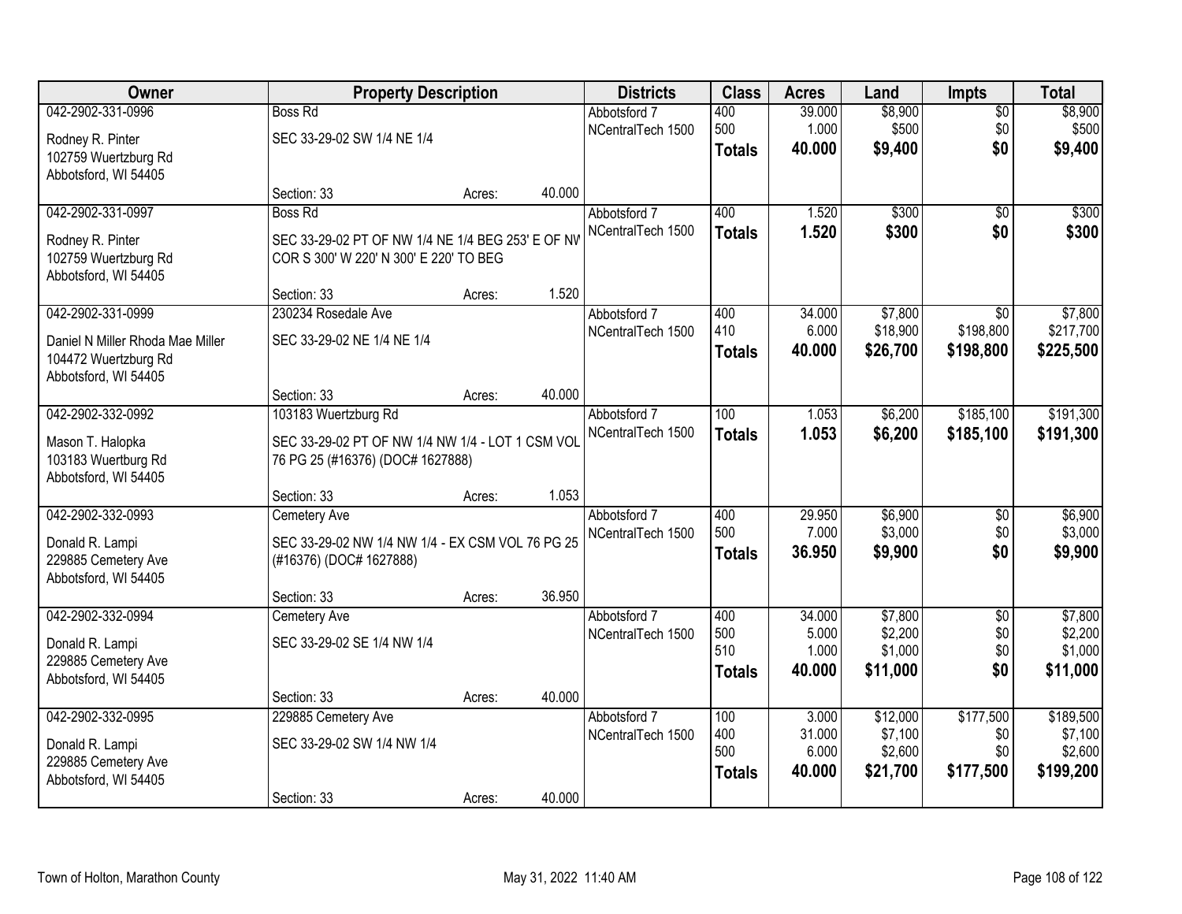| Owner | Property Description | Districts | Class | Acres | Land | Impts | Total |
|---|---|---|---|---|---|---|---|
| 042-2902-331-0996 | Boss Rd | Abbotsford 7 | 400 | 39.000 | $8,900 | $0 | $8,900 |
| Rodney R. Pinter | SEC 33-29-02 SW 1/4 NE 1/4 | NCentralTech 1500 | 500 | 1.000 | $500 | $0 | $500 |
| 102759 Wuertzburg Rd | | | **Totals** | **40.000** | **$9,400** | **$0** | **$9,400** |
| Abbotsford, WI 54405 | | | | | | | |
| | Section: 33 Acres: 40.000 | | | | | | |
| 042-2902-331-0997 | Boss Rd | Abbotsford 7 | 400 | 1.520 | $300 | $0 | $300 |
| Rodney R. Pinter | SEC 33-29-02 PT OF NW 1/4 NE 1/4 BEG 253' E OF NW COR S 300' W 220' N 300' E 220' TO BEG | NCentralTech 1500 | **Totals** | **1.520** | **$300** | **$0** | **$300** |
| 102759 Wuertzburg Rd | | | | | | | |
| Abbotsford, WI 54405 | | | | | | | |
| | Section: 33 Acres: 1.520 | | | | | | |
| 042-2902-331-0999 | 230234 Rosedale Ave | Abbotsford 7 | 400 | 34.000 | $7,800 | $0 | $7,800 |
| Daniel N Miller Rhoda Mae Miller | SEC 33-29-02 NE 1/4 NE 1/4 | NCentralTech 1500 | 410 | 6.000 | $18,900 | $198,800 | $217,700 |
| 104472 Wuertzburg Rd | | | **Totals** | **40.000** | **$26,700** | **$198,800** | **$225,500** |
| Abbotsford, WI 54405 | | | | | | | |
| | Section: 33 Acres: 40.000 | | | | | | |
| 042-2902-332-0992 | 103183 Wuertzburg Rd | Abbotsford 7 | 100 | 1.053 | $6,200 | $185,100 | $191,300 |
| Mason T. Halopka | SEC 33-29-02 PT OF NW 1/4 NW 1/4 - LOT 1 CSM VOL 76 PG 25 (#16376) (DOC# 1627888) | NCentralTech 1500 | **Totals** | **1.053** | **$6,200** | **$185,100** | **$191,300** |
| 103183 Wuertburg Rd | | | | | | | |
| Abbotsford, WI 54405 | | | | | | | |
| | Section: 33 Acres: 1.053 | | | | | | |
| 042-2902-332-0993 | Cemetery Ave | Abbotsford 7 | 400 | 29.950 | $6,900 | $0 | $6,900 |
| Donald R. Lampi | SEC 33-29-02 NW 1/4 NW 1/4 - EX CSM VOL 76 PG 25 (#16376) (DOC# 1627888) | NCentralTech 1500 | 500 | 7.000 | $3,000 | $0 | $3,000 |
| 229885 Cemetery Ave | | | **Totals** | **36.950** | **$9,900** | **$0** | **$9,900** |
| Abbotsford, WI 54405 | | | | | | | |
| | Section: 33 Acres: 36.950 | | | | | | |
| 042-2902-332-0994 | Cemetery Ave | Abbotsford 7 | 400 | 34.000 | $7,800 | $0 | $7,800 |
| Donald R. Lampi | SEC 33-29-02 SE 1/4 NW 1/4 | NCentralTech 1500 | 500 | 5.000 | $2,200 | $0 | $2,200 |
| 229885 Cemetery Ave | | | 510 | 1.000 | $1,000 | $0 | $1,000 |
| Abbotsford, WI 54405 | | | **Totals** | **40.000** | **$11,000** | **$0** | **$11,000** |
| | Section: 33 Acres: 40.000 | | | | | | |
| 042-2902-332-0995 | 229885 Cemetery Ave | Abbotsford 7 | 100 | 3.000 | $12,000 | $177,500 | $189,500 |
| Donald R. Lampi | SEC 33-29-02 SW 1/4 NW 1/4 | NCentralTech 1500 | 400 | 31.000 | $7,100 | $0 | $7,100 |
| 229885 Cemetery Ave | | | 500 | 6.000 | $2,600 | $0 | $2,600 |
| Abbotsford, WI 54405 | | | **Totals** | **40.000** | **$21,700** | **$177,500** | **$199,200** |
| | Section: 33 Acres: 40.000 | | | | | | |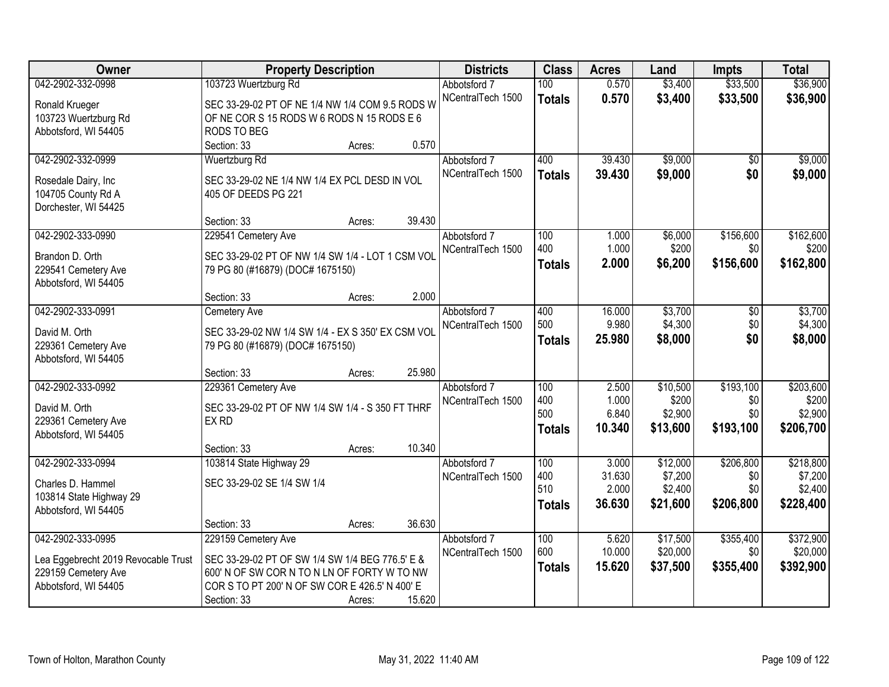| Owner | Property Description | Districts | Class | Acres | Land | Impts | Total |
|---|---|---|---|---|---|---|---|
| 042-2902-332-0998<br>Ronald Krueger<br>103723 Wuertzburg Rd<br>Abbotsford, WI 54405 | 103723 Wuertzburg Rd<br>SEC 33-29-02 PT OF NE 1/4 NW 1/4 COM 9.5 RODS W OF NE COR S 15 RODS W 6 RODS N 15 RODS E 6 RODS TO BEG<br>Section: 33 Acres: 0.570 | Abbotsford 7<br>NCentralTech 1500 | 100<br>**Totals** | 0.570<br>**0.570** | $3,400<br>**$3,400** | $33,500<br>**$33,500** | $36,900<br>**$36,900** |
| 042-2902-332-0999<br>Rosedale Dairy, Inc<br>104705 County Rd A<br>Dorchester, WI 54425 | Wuertzburg Rd<br>SEC 33-29-02 NE 1/4 NW 1/4 EX PCL DESD IN VOL 405 OF DEEDS PG 221<br>Section: 33 Acres: 39.430 | Abbotsford 7<br>NCentralTech 1500 | 400<br>**Totals** | 39.430<br>**39.430** | $9,000<br>**$9,000** | $0<br>**$0** | $9,000<br>**$9,000** |
| 042-2902-333-0990<br>Brandon D. Orth<br>229541 Cemetery Ave<br>Abbotsford, WI 54405 | 229541 Cemetery Ave<br>SEC 33-29-02 PT OF NW 1/4 SW 1/4 - LOT 1 CSM VOL 79 PG 80 (#16879) (DOC# 1675150)<br>Section: 33 Acres: 2.000 | Abbotsford 7<br>NCentralTech 1500 | 100<br>400<br>**Totals** | 1.000<br>1.000<br>**2.000** | $6,000<br>$200<br>**$6,200** | $156,600<br>$0<br>**$156,600** | $162,600<br>$200<br>**$162,800** |
| 042-2902-333-0991<br>David M. Orth<br>229361 Cemetery Ave<br>Abbotsford, WI 54405 | Cemetery Ave<br>SEC 33-29-02 NW 1/4 SW 1/4 - EX S 350' EX CSM VOL 79 PG 80 (#16879) (DOC# 1675150)<br>Section: 33 Acres: 25.980 | Abbotsford 7<br>NCentralTech 1500 | 400<br>500<br>**Totals** | 16.000<br>9.980<br>**25.980** | $3,700<br>$4,300<br>**$8,000** | $0<br>$0<br>**$0** | $3,700<br>$4,300<br>**$8,000** |
| 042-2902-333-0992<br>David M. Orth<br>229361 Cemetery Ave<br>Abbotsford, WI 54405 | 229361 Cemetery Ave<br>SEC 33-29-02 PT OF NW 1/4 SW 1/4 - S 350 FT THRF EX RD<br>Section: 33 Acres: 10.340 | Abbotsford 7<br>NCentralTech 1500 | 100<br>400<br>500<br>**Totals** | 2.500<br>1.000<br>6.840<br>**10.340** | $10,500<br>$200<br>$2,900<br>**$13,600** | $193,100<br>$0<br>$0<br>**$193,100** | $203,600<br>$200<br>$2,900<br>**$206,700** |
| 042-2902-333-0994<br>Charles D. Hammel<br>103814 State Highway 29<br>Abbotsford, WI 54405 | 103814 State Highway 29<br>SEC 33-29-02 SE 1/4 SW 1/4<br>Section: 33 Acres: 36.630 | Abbotsford 7<br>NCentralTech 1500 | 100<br>400<br>510<br>**Totals** | 3.000<br>31.630<br>2.000<br>**36.630** | $12,000<br>$7,200<br>$2,400<br>**$21,600** | $206,800<br>$0<br>$0<br>**$206,800** | $218,800<br>$7,200<br>$2,400<br>**$228,400** |
| 042-2902-333-0995<br>Lea Eggebrecht 2019 Revocable Trust<br>229159 Cemetery Ave<br>Abbotsford, WI 54405 | 229159 Cemetery Ave<br>SEC 33-29-02 PT OF SW 1/4 SW 1/4 BEG 776.5' E & 600' N OF SW COR N TO N LN OF FORTY W TO NW COR S TO PT 200' N OF SW COR E 426.5' N 400' E<br>Section: 33 Acres: 15.620 | Abbotsford 7<br>NCentralTech 1500 | 100<br>600<br>**Totals** | 5.620<br>10.000<br>**15.620** | $17,500<br>$20,000<br>**$37,500** | $355,400<br>$0<br>**$355,400** | $372,900<br>$20,000<br>**$392,900** |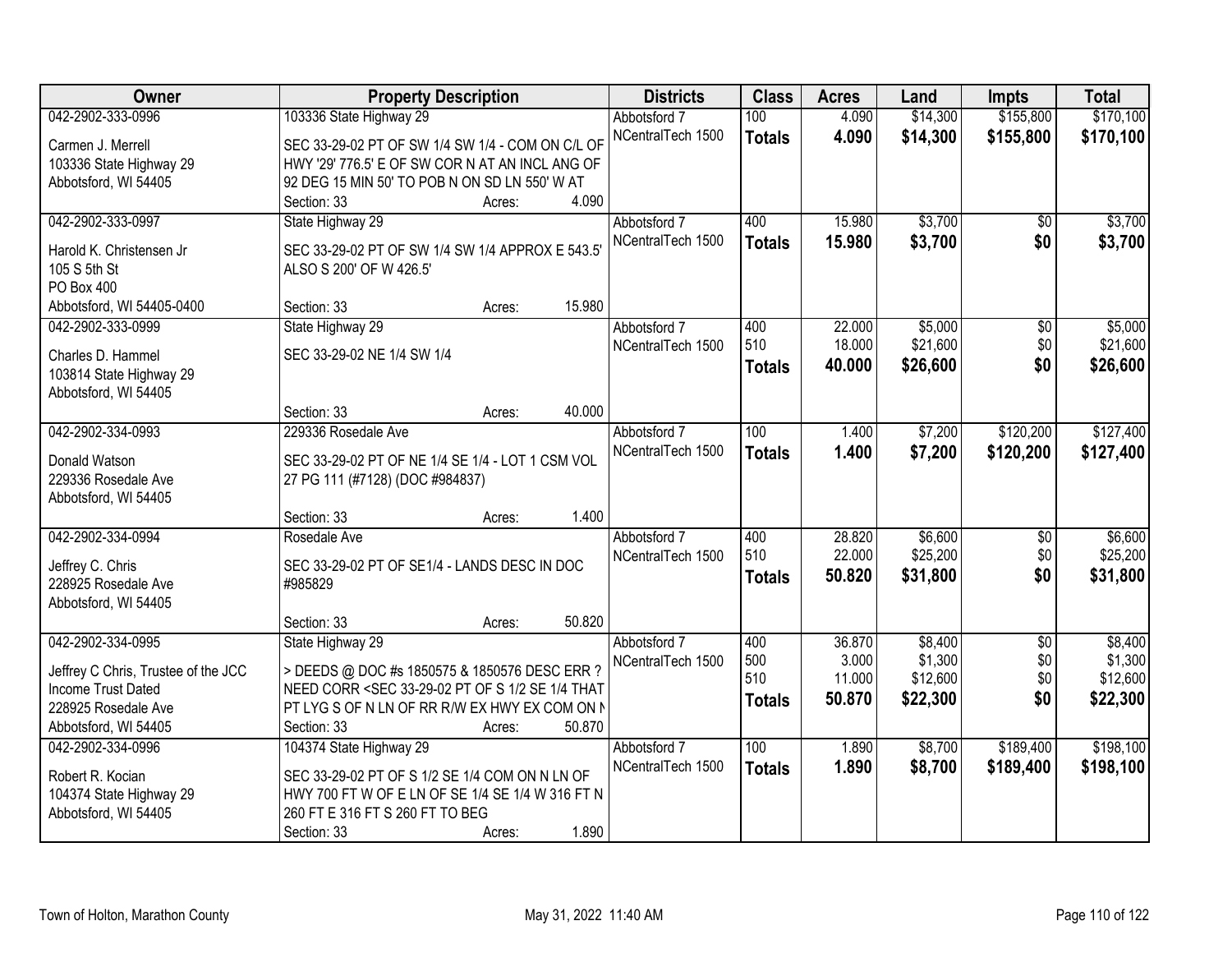| Owner | Property Description | Districts | Class | Acres | Land | Impts | Total |
|---|---|---|---|---|---|---|---|
| 042-2902-333-0996<br>Carmen J. Merrell<br>103336 State Highway 29<br>Abbotsford, WI 54405 | 103336 State Highway 29<br>SEC 33-29-02 PT OF SW 1/4 SW 1/4 - COM ON C/L OF HWY '29' 776.5' E OF SW COR N AT AN INCL ANG OF 92 DEG 15 MIN 50' TO POB N ON SD LN 550' W AT<br>Section: 33 Acres: 4.090 | Abbotsford 7<br>NCentralTech 1500 | 100<br>**Totals** | 4.090<br>**4.090** | $14,300<br>**$14,300** | $155,800<br>**$155,800** | $170,100<br>**$170,100** |
| 042-2902-333-0997<br>Harold K. Christensen Jr<br>105 S 5th St<br>PO Box 400<br>Abbotsford, WI 54405-0400 | State Highway 29<br>SEC 33-29-02 PT OF SW 1/4 SW 1/4 APPROX E 543.5' ALSO S 200' OF W 426.5'<br>Section: 33 Acres: 15.980 | Abbotsford 7<br>NCentralTech 1500 | 400<br>**Totals** | 15.980<br>**15.980** | $3,700<br>**$3,700** | $0<br>**$0** | $3,700<br>**$3,700** |
| 042-2902-333-0999<br>Charles D. Hammel<br>103814 State Highway 29<br>Abbotsford, WI 54405 | State Highway 29<br>SEC 33-29-02 NE 1/4 SW 1/4<br>Section: 33 Acres: 40.000 | Abbotsford 7<br>NCentralTech 1500 | 400<br>510<br>**Totals** | 22.000<br>18.000<br>**40.000** | $5,000<br>$21,600<br>**$26,600** | $0<br>$0<br>**$0** | $5,000<br>$21,600<br>**$26,600** |
| 042-2902-334-0993<br>Donald Watson<br>229336 Rosedale Ave<br>Abbotsford, WI 54405 | 229336 Rosedale Ave<br>SEC 33-29-02 PT OF NE 1/4 SE 1/4 - LOT 1 CSM VOL 27 PG 111 (#7128) (DOC #984837)<br>Section: 33 Acres: 1.400 | Abbotsford 7<br>NCentralTech 1500 | 100<br>**Totals** | 1.400<br>**1.400** | $7,200<br>**$7,200** | $120,200<br>**$120,200** | $127,400<br>**$127,400** |
| 042-2902-334-0994<br>Jeffrey C. Chris<br>228925 Rosedale Ave<br>Abbotsford, WI 54405 | Rosedale Ave<br>SEC 33-29-02 PT OF SE1/4 - LANDS DESC IN DOC #985829<br>Section: 33 Acres: 50.820 | Abbotsford 7<br>NCentralTech 1500 | 400<br>510<br>**Totals** | 28.820<br>22.000<br>**50.820** | $6,600<br>$25,200<br>**$31,800** | $0<br>$0<br>**$0** | $6,600<br>$25,200<br>**$31,800** |
| 042-2902-334-0995<br>Jeffrey C Chris, Trustee of the JCC Income Trust Dated<br>228925 Rosedale Ave<br>Abbotsford, WI 54405 | State Highway 29<br>> DEEDS @ DOC #s 1850575 & 1850576 DESC ERR ? NEED CORR <SEC 33-29-02 PT OF S 1/2 SE 1/4 THAT PT LYG S OF N LN OF RR R/W EX HWY EX COM ON N<br>Section: 33 Acres: 50.870 | Abbotsford 7<br>NCentralTech 1500 | 400<br>500<br>510<br>**Totals** | 36.870<br>3.000<br>11.000<br>**50.870** | $8,400<br>$1,300<br>$12,600<br>**$22,300** | $0<br>$0<br>$0<br>**$0** | $8,400<br>$1,300<br>$12,600<br>**$22,300** |
| 042-2902-334-0996<br>Robert R. Kocian<br>104374 State Highway 29<br>Abbotsford, WI 54405 | 104374 State Highway 29<br>SEC 33-29-02 PT OF S 1/2 SE 1/4 COM ON N LN OF HWY 700 FT W OF E LN OF SE 1/4 SE 1/4 W 316 FT N 260 FT E 316 FT S 260 FT TO BEG<br>Section: 33 Acres: 1.890 | Abbotsford 7<br>NCentralTech 1500 | 100<br>**Totals** | 1.890<br>**1.890** | $8,700<br>**$8,700** | $189,400<br>**$189,400** | $198,100<br>**$198,100** |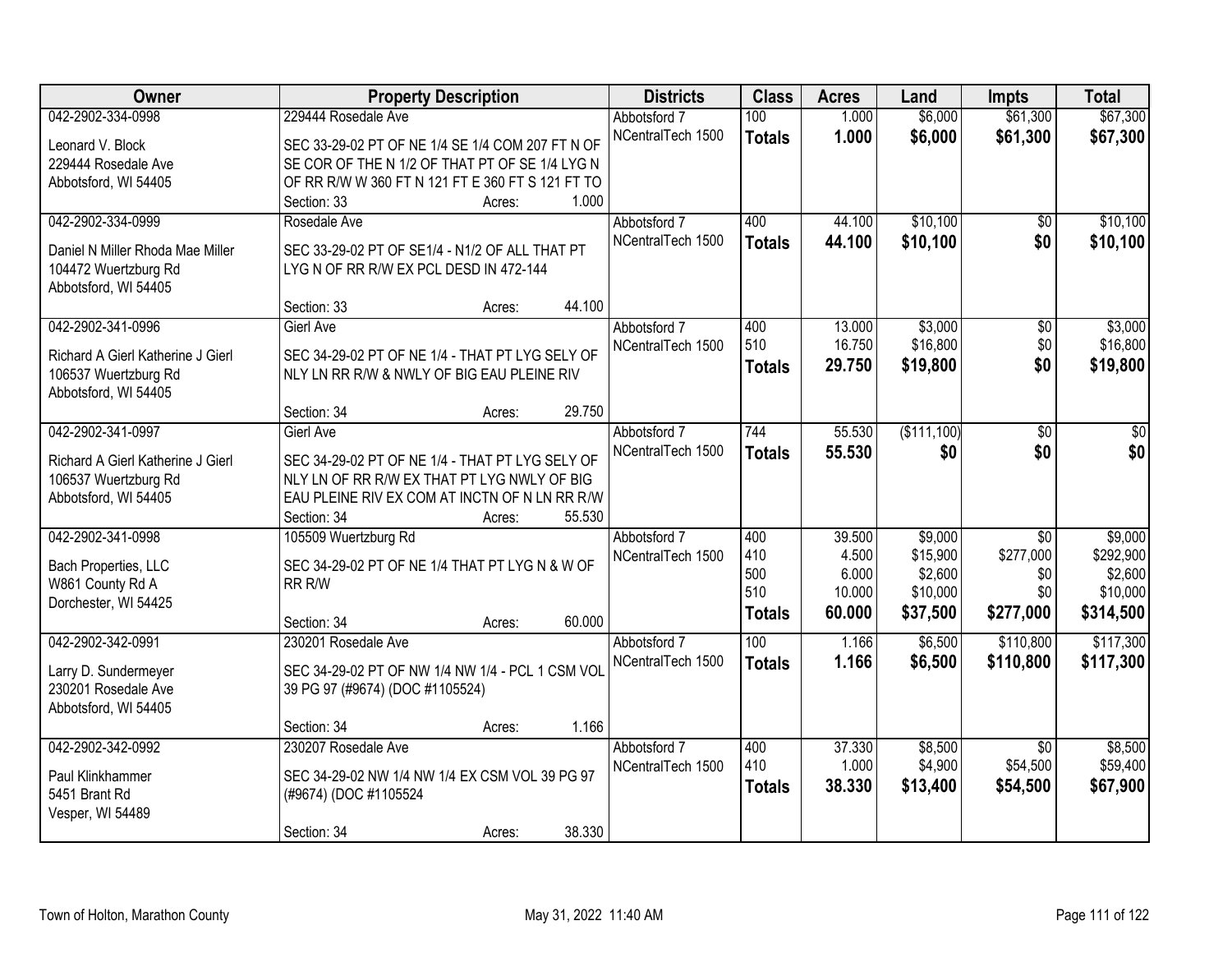| Owner | Property Description | Districts | Class | Acres | Land | Impts | Total |
|---|---|---|---|---|---|---|---|
| 042-2902-334-0998<br>Leonard V. Block<br>229444 Rosedale Ave<br>Abbotsford, WI 54405 | 229444 Rosedale Ave<br>SEC 33-29-02 PT OF NE 1/4 SE 1/4 COM 207 FT N OF SE COR OF THE N 1/2 OF THAT PT OF SE 1/4 LYG N OF RR R/W W 360 FT N 121 FT E 360 FT S 121 FT TO<br>Section: 33 Acres: 1.000 | Abbotsford 7<br>NCentralTech 1500 | 100<br>**Totals** | 1.000<br>**1.000** | $6,000<br>**$6,000** | $61,300<br>**$61,300** | $67,300<br>**$67,300** |
| 042-2902-334-0999<br>Daniel N Miller Rhoda Mae Miller<br>104472 Wuertzburg Rd<br>Abbotsford, WI 54405 | Rosedale Ave<br>SEC 33-29-02 PT OF SE1/4 - N1/2 OF ALL THAT PT LYG N OF RR R/W EX PCL DESD IN 472-144<br>Section: 33 Acres: 44.100 | Abbotsford 7<br>NCentralTech 1500 | 400<br>**Totals** | 44.100<br>**44.100** | $10,100<br>**$10,100** | $0<br>**$0** | $10,100<br>**$10,100** |
| 042-2902-341-0996<br>Richard A Gierl Katherine J Gierl<br>106537 Wuertzburg Rd<br>Abbotsford, WI 54405 | Gierl Ave<br>SEC 34-29-02 PT OF NE 1/4 - THAT PT LYG SELY OF NLY LN RR R/W & NWLY OF BIG EAU PLEINE RIV<br>Section: 34 Acres: 29.750 | Abbotsford 7<br>NCentralTech 1500 | 400<br>510<br>**Totals** | 13.000<br>16.750<br>**29.750** | $3,000<br>$16,800<br>**$19,800** | $0<br>$0<br>**$0** | $3,000<br>$16,800<br>**$19,800** |
| 042-2902-341-0997<br>Richard A Gierl Katherine J Gierl<br>106537 Wuertzburg Rd<br>Abbotsford, WI 54405 | Gierl Ave<br>SEC 34-29-02 PT OF NE 1/4 - THAT PT LYG SELY OF NLY LN OF RR R/W EX THAT PT LYG NWLY OF BIG EAU PLEINE RIV EX COM AT INCTN OF N LN RR R/W<br>Section: 34 Acres: 55.530 | Abbotsford 7<br>NCentralTech 1500 | 744<br>**Totals** | 55.530<br>**55.530** | ($111,100)<br>**$0** | $0<br>**$0** | $0<br>**$0** |
| 042-2902-341-0998<br>Bach Properties, LLC<br>W861 County Rd A<br>Dorchester, WI 54425 | 105509 Wuertzburg Rd<br>SEC 34-29-02 PT OF NE 1/4 THAT PT LYG N & W OF RR R/W<br>Section: 34 Acres: 60.000 | Abbotsford 7<br>NCentralTech 1500 | 400<br>410<br>500<br>510<br>**Totals** | 39.500<br>4.500<br>6.000<br>10.000<br>**60.000** | $9,000<br>$15,900<br>$2,600<br>$10,000<br>**$37,500** | $0<br>$277,000<br>$0<br>$0<br>**$277,000** | $9,000<br>$292,900<br>$2,600<br>$10,000<br>**$314,500** |
| 042-2902-342-0991<br>Larry D. Sundermeyer<br>230201 Rosedale Ave<br>Abbotsford, WI 54405 | 230201 Rosedale Ave<br>SEC 34-29-02 PT OF NW 1/4 NW 1/4 - PCL 1 CSM VOL 39 PG 97 (#9674) (DOC #1105524)<br>Section: 34 Acres: 1.166 | Abbotsford 7<br>NCentralTech 1500 | 100<br>**Totals** | 1.166<br>**1.166** | $6,500<br>**$6,500** | $110,800<br>**$110,800** | $117,300<br>**$117,300** |
| 042-2902-342-0992<br>Paul Klinkhammer<br>5451 Brant Rd<br>Vesper, WI 54489 | 230207 Rosedale Ave<br>SEC 34-29-02 NW 1/4 NW 1/4 EX CSM VOL 39 PG 97 (#9674) (DOC #1105524<br>Section: 34 Acres: 38.330 | Abbotsford 7<br>NCentralTech 1500 | 400<br>410<br>**Totals** | 37.330<br>1.000<br>**38.330** | $8,500<br>$4,900<br>**$13,400** | $0<br>$54,500<br>**$54,500** | $8,500<br>$59,400<br>**$67,900** |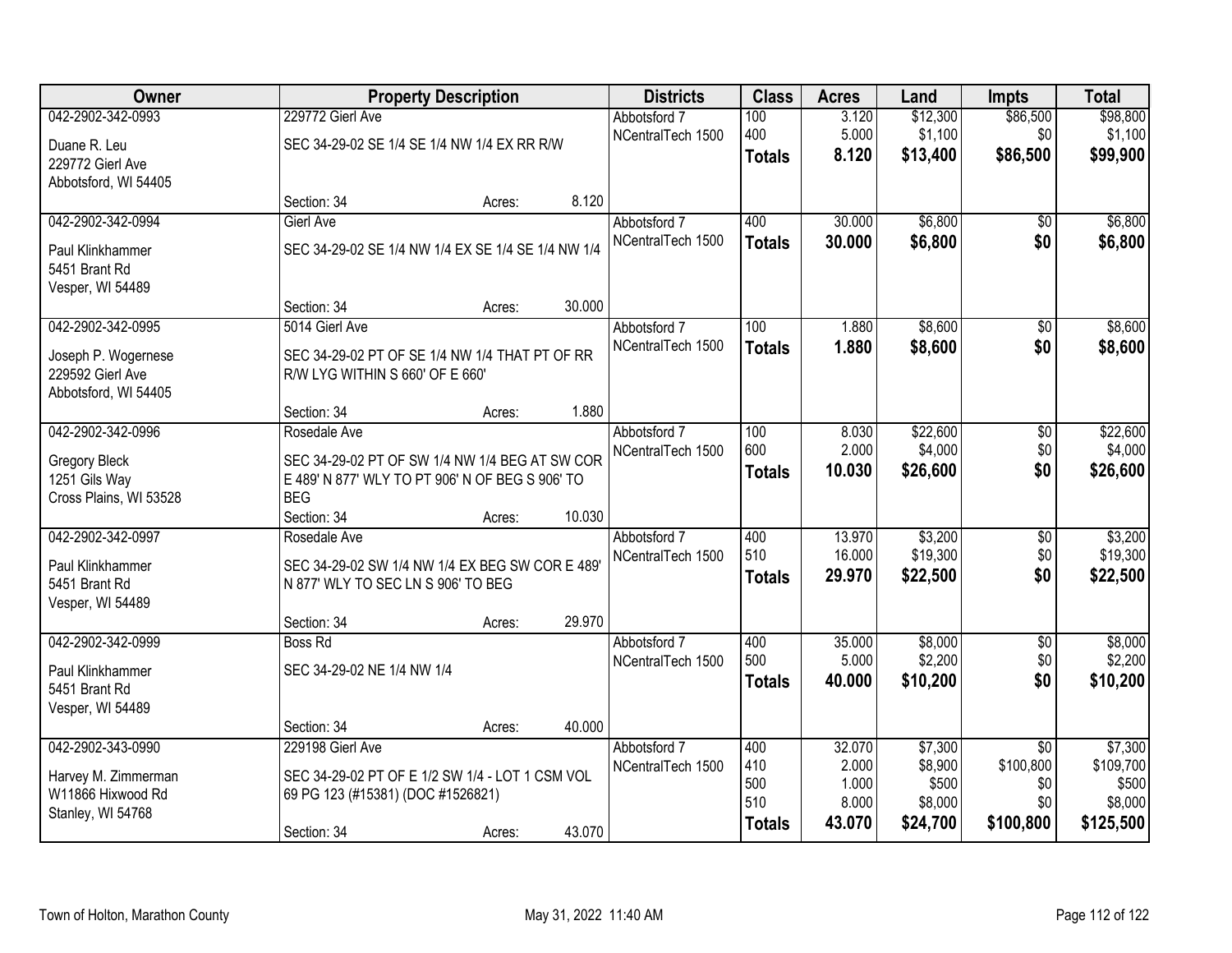| Owner | Property Description | | | Districts | Class | Acres | Land | Impts | Total |
|---|---|---|---|---|---|---|---|---|---|
| 042-2902-342-0993 | 229772 Gierl Ave | | | Abbotsford 7 | 100 | 3.120 | $12,300 | $86,500 | $98,800 |
| Duane R. Leu | SEC 34-29-02 SE 1/4 SE 1/4 NW 1/4 EX RR R/W | | | NCentralTech 1500 | 400 | 5.000 | $1,100 | $0 | $1,100 |
| 229772 Gierl Ave | | | | | **Totals** | **8.120** | **$13,400** | **$86,500** | **$99,900** |
| Abbotsford, WI 54405 | | | | | | | | | |
| | Section: 34 | Acres: | 8.120 | | | | | | |
| 042-2902-342-0994 | Gierl Ave | | | Abbotsford 7 | 400 | 30.000 | $6,800 | $0 | $6,800 |
| Paul Klinkhammer | SEC 34-29-02 SE 1/4 NW 1/4 EX SE 1/4 SE 1/4 NW 1/4 | | | NCentralTech 1500 | **Totals** | **30.000** | **$6,800** | **$0** | **$6,800** |
| 5451 Brant Rd | | | | | | | | | |
| Vesper, WI 54489 | | | | | | | | | |
| | Section: 34 | Acres: | 30.000 | | | | | | |
| 042-2902-342-0995 | 5014 Gierl Ave | | | Abbotsford 7 | 100 | 1.880 | $8,600 | $0 | $8,600 |
| Joseph P. Wogernese | SEC 34-29-02 PT OF SE 1/4 NW 1/4 THAT PT OF RR R/W LYG WITHIN S 660' OF E 660' | | | NCentralTech 1500 | **Totals** | **1.880** | **$8,600** | **$0** | **$8,600** |
| 229592 Gierl Ave | | | | | | | | | |
| Abbotsford, WI 54405 | | | | | | | | | |
| | Section: 34 | Acres: | 1.880 | | | | | | |
| 042-2902-342-0996 | Rosedale Ave | | | Abbotsford 7 | 100 | 8.030 | $22,600 | $0 | $22,600 |
| Gregory Bleck | SEC 34-29-02 PT OF SW 1/4 NW 1/4 BEG AT SW COR E 489' N 877' WLY TO PT 906' N OF BEG S 906' TO BEG | | | NCentralTech 1500 | 600 | 2.000 | $4,000 | $0 | $4,000 |
| 1251 Gils Way | | | | | **Totals** | **10.030** | **$26,600** | **$0** | **$26,600** |
| Cross Plains, WI 53528 | | | | | | | | | |
| | Section: 34 | Acres: | 10.030 | | | | | | |
| 042-2902-342-0997 | Rosedale Ave | | | Abbotsford 7 | 400 | 13.970 | $3,200 | $0 | $3,200 |
| Paul Klinkhammer | SEC 34-29-02 SW 1/4 NW 1/4 EX BEG SW COR E 489' N 877' WLY TO SEC LN S 906' TO BEG | | | NCentralTech 1500 | 510 | 16.000 | $19,300 | $0 | $19,300 |
| 5451 Brant Rd | | | | | **Totals** | **29.970** | **$22,500** | **$0** | **$22,500** |
| Vesper, WI 54489 | | | | | | | | | |
| | Section: 34 | Acres: | 29.970 | | | | | | |
| 042-2902-342-0999 | Boss Rd | | | Abbotsford 7 | 400 | 35.000 | $8,000 | $0 | $8,000 |
| Paul Klinkhammer | SEC 34-29-02 NE 1/4 NW 1/4 | | | NCentralTech 1500 | 500 | 5.000 | $2,200 | $0 | $2,200 |
| 5451 Brant Rd | | | | | **Totals** | **40.000** | **$10,200** | **$0** | **$10,200** |
| Vesper, WI 54489 | | | | | | | | | |
| | Section: 34 | Acres: | 40.000 | | | | | | |
| 042-2902-343-0990 | 229198 Gierl Ave | | | Abbotsford 7 | 400 | 32.070 | $7,300 | $0 | $7,300 |
| Harvey M. Zimmerman | SEC 34-29-02 PT OF E 1/2 SW 1/4 - LOT 1 CSM VOL 69 PG 123 (#15381) (DOC #1526821) | | | NCentralTech 1500 | 410 | 2.000 | $8,900 | $100,800 | $109,700 |
| W11866 Hixwood Rd | | | | | 500 | 1.000 | $500 | $0 | $500 |
| Stanley, WI 54768 | | | | | 510 | 8.000 | $8,000 | $0 | $8,000 |
| | Section: 34 | Acres: | 43.070 | | **Totals** | **43.070** | **$24,700** | **$100,800** | **$125,500** |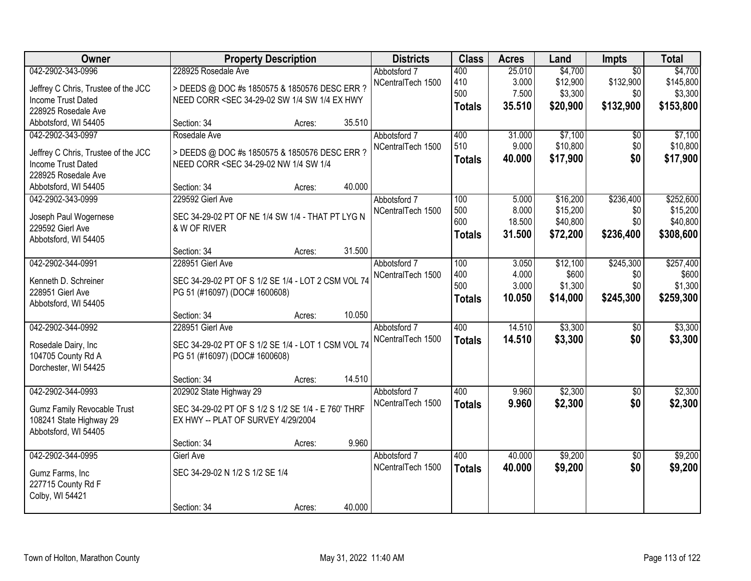| Owner | Property Description | Districts | Class | Acres | Land | Impts | Total |
|---|---|---|---|---|---|---|---|
| 042-2902-343-0996<br>Jeffrey C Chris, Trustee of the JCC Income Trust Dated<br>228925 Rosedale Ave<br>Abbotsford, WI 54405 | 228925 Rosedale Ave<br>> DEEDS @ DOC #s 1850575 & 1850576 DESC ERR ? NEED CORR <SEC 34-29-02 SW 1/4 SW 1/4 EX HWY<br>Section: 34 Acres: 35.510 | Abbotsford 7<br>NCentralTech 1500 | 400<br>410<br>500<br>**Totals** | 25.010<br>3.000<br>7.500<br>**35.510** | $4,700<br>$12,900<br>$3,300<br>**$20,900** | $0<br>$132,900<br>$0<br>**$132,900** | $4,700<br>$145,800<br>$3,300<br>**$153,800** |
| 042-2902-343-0997<br>Jeffrey C Chris, Trustee of the JCC Income Trust Dated<br>228925 Rosedale Ave<br>Abbotsford, WI 54405 | Rosedale Ave<br>> DEEDS @ DOC #s 1850575 & 1850576 DESC ERR ? NEED CORR <SEC 34-29-02 NW 1/4 SW 1/4<br>Section: 34 Acres: 40.000 | Abbotsford 7<br>NCentralTech 1500 | 400<br>510<br>**Totals** | 31.000<br>9.000<br>**40.000** | $7,100<br>$10,800<br>**$17,900** | $0<br>$0<br>**$0** | $7,100<br>$10,800<br>**$17,900** |
| 042-2902-343-0999<br>Joseph Paul Wogernese<br>229592 Gierl Ave<br>Abbotsford, WI 54405 | 229592 Gierl Ave<br>SEC 34-29-02 PT OF NE 1/4 SW 1/4 - THAT PT LYG N & W OF RIVER<br>Section: 34 Acres: 31.500 | Abbotsford 7<br>NCentralTech 1500 | 100<br>500<br>600<br>**Totals** | 5.000<br>8.000<br>18.500<br>**31.500** | $16,200<br>$15,200<br>$40,800<br>**$72,200** | $236,400<br>$0<br>$0<br>**$236,400** | $252,600<br>$15,200<br>$40,800<br>**$308,600** |
| 042-2902-344-0991<br>Kenneth D. Schreiner<br>228951 Gierl Ave<br>Abbotsford, WI 54405 | 228951 Gierl Ave<br>SEC 34-29-02 PT OF S 1/2 SE 1/4 - LOT 2 CSM VOL 74 PG 51 (#16097) (DOC# 1600608)<br>Section: 34 Acres: 10.050 | Abbotsford 7<br>NCentralTech 1500 | 100<br>400<br>500<br>**Totals** | 3.050<br>4.000<br>3.000<br>**10.050** | $12,100<br>$600<br>$1,300<br>**$14,000** | $245,300<br>$0<br>$0<br>**$245,300** | $257,400<br>$600<br>$1,300<br>**$259,300** |
| 042-2902-344-0992<br>Rosedale Dairy, Inc<br>104705 County Rd A<br>Dorchester, WI 54425 | 228951 Gierl Ave<br>SEC 34-29-02 PT OF S 1/2 SE 1/4 - LOT 1 CSM VOL 74 PG 51 (#16097) (DOC# 1600608)<br>Section: 34 Acres: 14.510 | Abbotsford 7<br>NCentralTech 1500 | 400<br>**Totals** | 14.510<br>**14.510** | $3,300<br>**$3,300** | $0<br>**$0** | $3,300<br>**$3,300** |
| 042-2902-344-0993<br>Gumz Family Revocable Trust<br>108241 State Highway 29<br>Abbotsford, WI 54405 | 202902 State Highway 29<br>SEC 34-29-02 PT OF S 1/2 S 1/2 SE 1/4 - E 760' THRF EX HWY -- PLAT OF SURVEY 4/29/2004<br>Section: 34 Acres: 9.960 | Abbotsford 7<br>NCentralTech 1500 | 400<br>**Totals** | 9.960<br>**9.960** | $2,300<br>**$2,300** | $0<br>**$0** | $2,300<br>**$2,300** |
| 042-2902-344-0995<br>Gumz Farms, Inc<br>227715 County Rd F<br>Colby, WI 54421 | Gierl Ave<br>SEC 34-29-02 N 1/2 S 1/2 SE 1/4<br>Section: 34 Acres: 40.000 | Abbotsford 7<br>NCentralTech 1500 | 400<br>**Totals** | 40.000<br>**40.000** | $9,200<br>**$9,200** | $0<br>**$0** | $9,200<br>**$9,200** |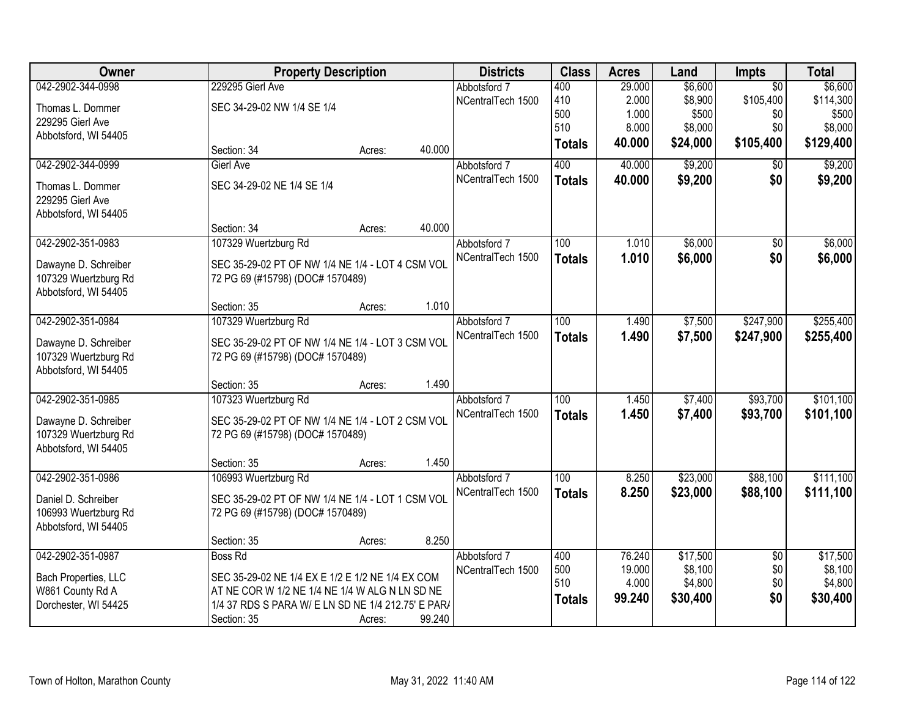| Owner | Property Description | Districts | Class | Acres | Land | Impts | Total |
|---|---|---|---|---|---|---|---|
| 042-2902-344-0998<br>Thomas L. Dommer<br>229295 Gierl Ave<br>Abbotsford, WI 54405 | 229295 Gierl Ave<br>SEC 34-29-02 NW 1/4 SE 1/4<br>Section: 34 Acres: 40.000 | Abbotsford 7<br>NCentralTech 1500 | 400<br>410<br>500<br>510<br>**Totals** | 29.000<br>2.000<br>1.000<br>8.000<br>**40.000** | $6,600<br>$8,900<br>$500<br>$8,000<br>**$24,000** | $0<br>$105,400<br>$0<br>$0<br>**$105,400** | $6,600<br>$114,300<br>$500<br>$8,000<br>**$129,400** |
| 042-2902-344-0999<br>Thomas L. Dommer<br>229295 Gierl Ave<br>Abbotsford, WI 54405 | Gierl Ave<br>SEC 34-29-02 NE 1/4 SE 1/4<br>Section: 34 Acres: 40.000 | Abbotsford 7<br>NCentralTech 1500 | 400<br>**Totals** | 40.000<br>**40.000** | $9,200<br>**$9,200** | $0<br>**$0** | $9,200<br>**$9,200** |
| 042-2902-351-0983<br>Dawayne D. Schreiber<br>107329 Wuertzburg Rd<br>Abbotsford, WI 54405 | 107329 Wuertzburg Rd<br>SEC 35-29-02 PT OF NW 1/4 NE 1/4 - LOT 4 CSM VOL 72 PG 69 (#15798) (DOC# 1570489)<br>Section: 35 Acres: 1.010 | Abbotsford 7<br>NCentralTech 1500 | 100<br>**Totals** | 1.010<br>**1.010** | $6,000<br>**$6,000** | $0<br>**$0** | $6,000<br>**$6,000** |
| 042-2902-351-0984<br>Dawayne D. Schreiber<br>107329 Wuertzburg Rd<br>Abbotsford, WI 54405 | 107329 Wuertzburg Rd<br>SEC 35-29-02 PT OF NW 1/4 NE 1/4 - LOT 3 CSM VOL 72 PG 69 (#15798) (DOC# 1570489)<br>Section: 35 Acres: 1.490 | Abbotsford 7<br>NCentralTech 1500 | 100<br>**Totals** | 1.490<br>**1.490** | $7,500<br>**$7,500** | $247,900<br>**$247,900** | $255,400<br>**$255,400** |
| 042-2902-351-0985<br>Dawayne D. Schreiber<br>107329 Wuertzburg Rd<br>Abbotsford, WI 54405 | 107323 Wuertzburg Rd<br>SEC 35-29-02 PT OF NW 1/4 NE 1/4 - LOT 2 CSM VOL 72 PG 69 (#15798) (DOC# 1570489)<br>Section: 35 Acres: 1.450 | Abbotsford 7<br>NCentralTech 1500 | 100<br>**Totals** | 1.450<br>**1.450** | $7,400<br>**$7,400** | $93,700<br>**$93,700** | $101,100<br>**$101,100** |
| 042-2902-351-0986<br>Daniel D. Schreiber<br>106993 Wuertzburg Rd<br>Abbotsford, WI 54405 | 106993 Wuertzburg Rd<br>SEC 35-29-02 PT OF NW 1/4 NE 1/4 - LOT 1 CSM VOL 72 PG 69 (#15798) (DOC# 1570489)<br>Section: 35 Acres: 8.250 | Abbotsford 7<br>NCentralTech 1500 | 100<br>**Totals** | 8.250<br>**8.250** | $23,000<br>**$23,000** | $88,100<br>**$88,100** | $111,100<br>**$111,100** |
| 042-2902-351-0987<br>Bach Properties, LLC<br>W861 County Rd A<br>Dorchester, WI 54425 | Boss Rd<br>SEC 35-29-02 NE 1/4 EX E 1/2 E 1/2 NE 1/4 EX COM AT NE COR W 1/2 NE 1/4 NE 1/4 W ALG N LN SD NE 1/4 37 RDS S PARA W/ E LN SD NE 1/4 212.75' E PAR/<br>Section: 35 Acres: 99.240 | Abbotsford 7<br>NCentralTech 1500 | 400<br>500<br>510<br>**Totals** | 76.240<br>19.000<br>4.000<br>**99.240** | $17,500<br>$8,100<br>$4,800<br>**$30,400** | $0<br>$0<br>$0<br>**$0** | $17,500<br>$8,100<br>$4,800<br>**$30,400** |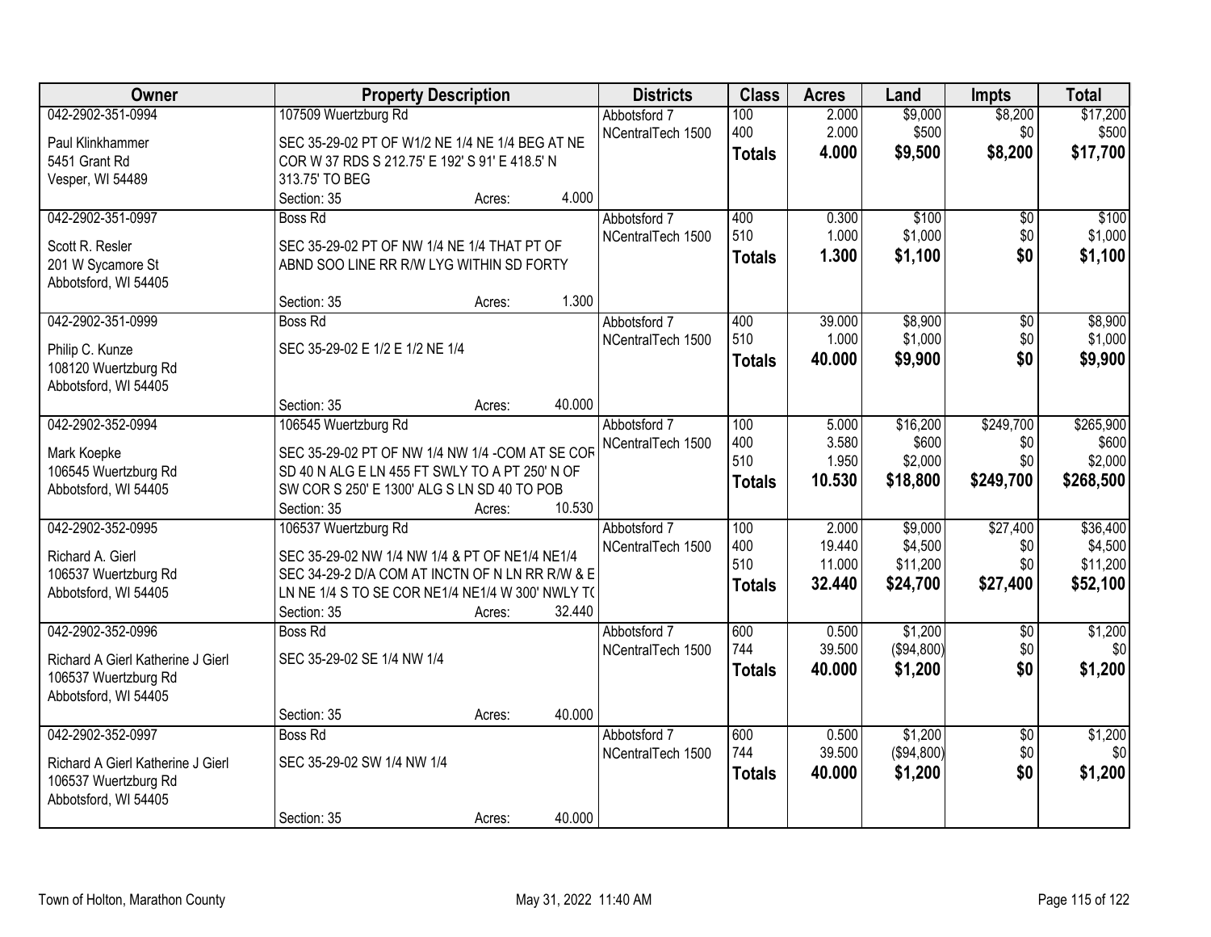| Owner | Property Description | Districts | Class | Acres | Land | Impts | Total |
|---|---|---|---|---|---|---|---|
| 042-2902-351-0994<br>Paul Klinkhammer<br>5451 Grant Rd<br>Vesper, WI 54489 | 107509 Wuertzburg Rd<br>SEC 35-29-02 PT OF W1/2 NE 1/4 NE 1/4 BEG AT NE COR W 37 RDS S 212.75' E 192' S 91' E 418.5' N 313.75' TO BEG<br>Section: 35 Acres: 4.000 | Abbotsford 7<br>NCentralTech 1500 | 100<br>400<br>**Totals** | 2.000<br>2.000<br>**4.000** | $9,000<br>$500<br>**$9,500** | $8,200<br>$0<br>**$8,200** | $17,200<br>$500<br>**$17,700** |
| 042-2902-351-0997<br>Scott R. Resler<br>201 W Sycamore St<br>Abbotsford, WI 54405 | Boss Rd<br>SEC 35-29-02 PT OF NW 1/4 NE 1/4 THAT PT OF ABND SOO LINE RR R/W LYG WITHIN SD FORTY<br>Section: 35 Acres: 1.300 | Abbotsford 7<br>NCentralTech 1500 | 400<br>510<br>**Totals** | 0.300<br>1.000<br>**1.300** | $100<br>$1,000<br>**$1,100** | $0<br>$0<br>**$0** | $100<br>$1,000<br>**$1,100** |
| 042-2902-351-0999<br>Philip C. Kunze<br>108120 Wuertzburg Rd<br>Abbotsford, WI 54405 | Boss Rd<br>SEC 35-29-02 E 1/2 E 1/2 NE 1/4<br>Section: 35 Acres: 40.000 | Abbotsford 7<br>NCentralTech 1500 | 400<br>510<br>**Totals** | 39.000<br>1.000<br>**40.000** | $8,900<br>$1,000<br>**$9,900** | $0<br>$0<br>**$0** | $8,900<br>$1,000<br>**$9,900** |
| 042-2902-352-0994<br>Mark Koepke<br>106545 Wuertzburg Rd<br>Abbotsford, WI 54405 | 106545 Wuertzburg Rd<br>SEC 35-29-02 PT OF NW 1/4 NW 1/4 -COM AT SE COR SD 40 N ALG E LN 455 FT SWLY TO A PT 250' N OF SW COR S 250' E 1300' ALG S LN SD 40 TO POB<br>Section: 35 Acres: 10.530 | Abbotsford 7<br>NCentralTech 1500 | 100<br>400<br>510<br>**Totals** | 5.000<br>3.580<br>1.950<br>**10.530** | $16,200<br>$600<br>$2,000<br>**$18,800** | $249,700<br>$0<br>$0<br>**$249,700** | $265,900<br>$600<br>$2,000<br>**$268,500** |
| 042-2902-352-0995<br>Richard A. Gierl<br>106537 Wuertzburg Rd<br>Abbotsford, WI 54405 | 106537 Wuertzburg Rd<br>SEC 35-29-02 NW 1/4 NW 1/4 & PT OF NE1/4 NE1/4 SEC 34-29-2 D/A COM AT INCTN OF N LN RR R/W & E LN NE 1/4 S TO SE COR NE1/4 NE1/4 W 300' NWLY TO<br>Section: 35 Acres: 32.440 | Abbotsford 7<br>NCentralTech 1500 | 100<br>400<br>510<br>**Totals** | 2.000<br>19.440<br>11.000<br>**32.440** | $9,000<br>$4,500<br>$11,200<br>**$24,700** | $27,400<br>$0<br>$0<br>**$27,400** | $36,400<br>$4,500<br>$11,200<br>**$52,100** |
| 042-2902-352-0996<br>Richard A Gierl Katherine J Gierl<br>106537 Wuertzburg Rd<br>Abbotsford, WI 54405 | Boss Rd<br>SEC 35-29-02 SE 1/4 NW 1/4<br>Section: 35 Acres: 40.000 | Abbotsford 7<br>NCentralTech 1500 | 600<br>744<br>**Totals** | 0.500<br>39.500<br>**40.000** | $1,200<br>($94,800)<br>**$1,200** | $0<br>$0<br>**$0** | $1,200<br>$0<br>**$1,200** |
| 042-2902-352-0997<br>Richard A Gierl Katherine J Gierl<br>106537 Wuertzburg Rd<br>Abbotsford, WI 54405 | Boss Rd<br>SEC 35-29-02 SW 1/4 NW 1/4<br>Section: 35 Acres: 40.000 | Abbotsford 7<br>NCentralTech 1500 | 600<br>744<br>**Totals** | 0.500<br>39.500<br>**40.000** | $1,200<br>($94,800)<br>**$1,200** | $0<br>$0<br>**$0** | $1,200<br>$0<br>**$1,200** |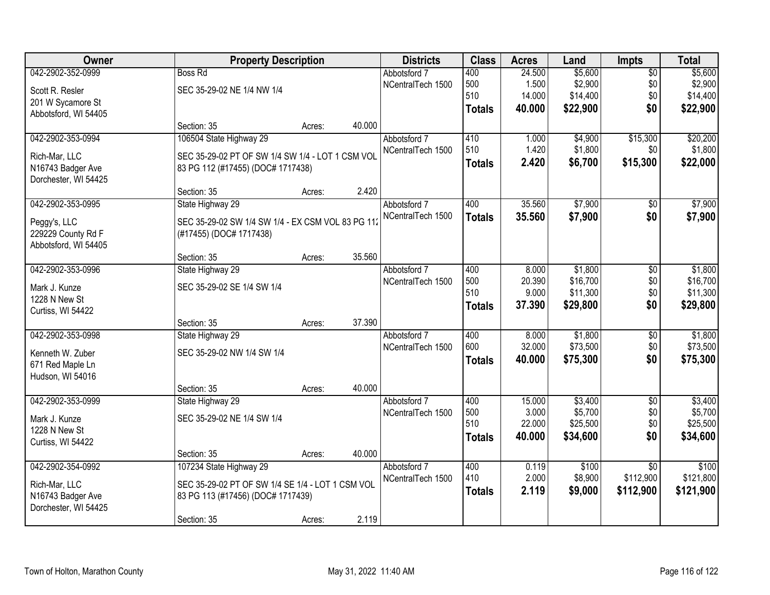| Owner | Property Description | | Districts | Class | Acres | Land | Impts | Total |
|---|---|---|---|---|---|---|---|---|
| 042-2902-352-0999 | Boss Rd | | Abbotsford 7 | 400 | 24.500 | $5,600 | $0 | $5,600 |
| Scott R. Resler | SEC 35-29-02 NE 1/4 NW 1/4 | | NCentralTech 1500 | 500 | 1.500 | $2,900 | $0 | $2,900 |
| 201 W Sycamore St | | | | 510 | 14.000 | $14,400 | $0 | $14,400 |
| Abbotsford, WI 54405 | | | | **Totals** | **40.000** | **$22,900** | **$0** | **$22,900** |
| | Section: 35 | Acres: 40.000 | | | | | | |
| 042-2902-353-0994 | 106504 State Highway 29 | | Abbotsford 7 | 410 | 1.000 | $4,900 | $15,300 | $20,200 |
| Rich-Mar, LLC | SEC 35-29-02 PT OF SW 1/4 SW 1/4 - LOT 1 CSM VOL 83 PG 112 (#17455) (DOC# 1717438) | | NCentralTech 1500 | 510 | 1.420 | $1,800 | $0 | $1,800 |
| N16743 Badger Ave | | | | **Totals** | **2.420** | **$6,700** | **$15,300** | **$22,000** |
| Dorchester, WI 54425 | | | | | | | | |
| | Section: 35 | Acres: 2.420 | | | | | | |
| 042-2902-353-0995 | State Highway 29 | | Abbotsford 7 | 400 | 35.560 | $7,900 | $0 | $7,900 |
| Peggy's, LLC | SEC 35-29-02 SW 1/4 SW 1/4 - EX CSM VOL 83 PG 112 (#17455) (DOC# 1717438) | | NCentralTech 1500 | **Totals** | **35.560** | **$7,900** | **$0** | **$7,900** |
| 229229 County Rd F | | | | | | | | |
| Abbotsford, WI 54405 | | | | | | | | |
| | Section: 35 | Acres: 35.560 | | | | | | |
| 042-2902-353-0996 | State Highway 29 | | Abbotsford 7 | 400 | 8.000 | $1,800 | $0 | $1,800 |
| Mark J. Kunze | SEC 35-29-02 SE 1/4 SW 1/4 | | NCentralTech 1500 | 500 | 20.390 | $16,700 | $0 | $16,700 |
| 1228 N New St | | | | 510 | 9.000 | $11,300 | $0 | $11,300 |
| Curtiss, WI 54422 | | | | **Totals** | **37.390** | **$29,800** | **$0** | **$29,800** |
| | Section: 35 | Acres: 37.390 | | | | | | |
| 042-2902-353-0998 | State Highway 29 | | Abbotsford 7 | 400 | 8.000 | $1,800 | $0 | $1,800 |
| Kenneth W. Zuber | SEC 35-29-02 NW 1/4 SW 1/4 | | NCentralTech 1500 | 600 | 32.000 | $73,500 | $0 | $73,500 |
| 671 Red Maple Ln | | | | **Totals** | **40.000** | **$75,300** | **$0** | **$75,300** |
| Hudson, WI 54016 | | | | | | | | |
| | Section: 35 | Acres: 40.000 | | | | | | |
| 042-2902-353-0999 | State Highway 29 | | Abbotsford 7 | 400 | 15.000 | $3,400 | $0 | $3,400 |
| Mark J. Kunze | SEC 35-29-02 NE 1/4 SW 1/4 | | NCentralTech 1500 | 500 | 3.000 | $5,700 | $0 | $5,700 |
| 1228 N New St | | | | 510 | 22.000 | $25,500 | $0 | $25,500 |
| Curtiss, WI 54422 | | | | **Totals** | **40.000** | **$34,600** | **$0** | **$34,600** |
| | Section: 35 | Acres: 40.000 | | | | | | |
| 042-2902-354-0992 | 107234 State Highway 29 | | Abbotsford 7 | 400 | 0.119 | $100 | $0 | $100 |
| Rich-Mar, LLC | SEC 35-29-02 PT OF SW 1/4 SE 1/4 - LOT 1 CSM VOL 83 PG 113 (#17456) (DOC# 1717439) | | NCentralTech 1500 | 410 | 2.000 | $8,900 | $112,900 | $121,800 |
| N16743 Badger Ave | | | | **Totals** | **2.119** | **$9,000** | **$112,900** | **$121,900** |
| Dorchester, WI 54425 | | | | | | | | |
| | Section: 35 | Acres: 2.119 | | | | | | |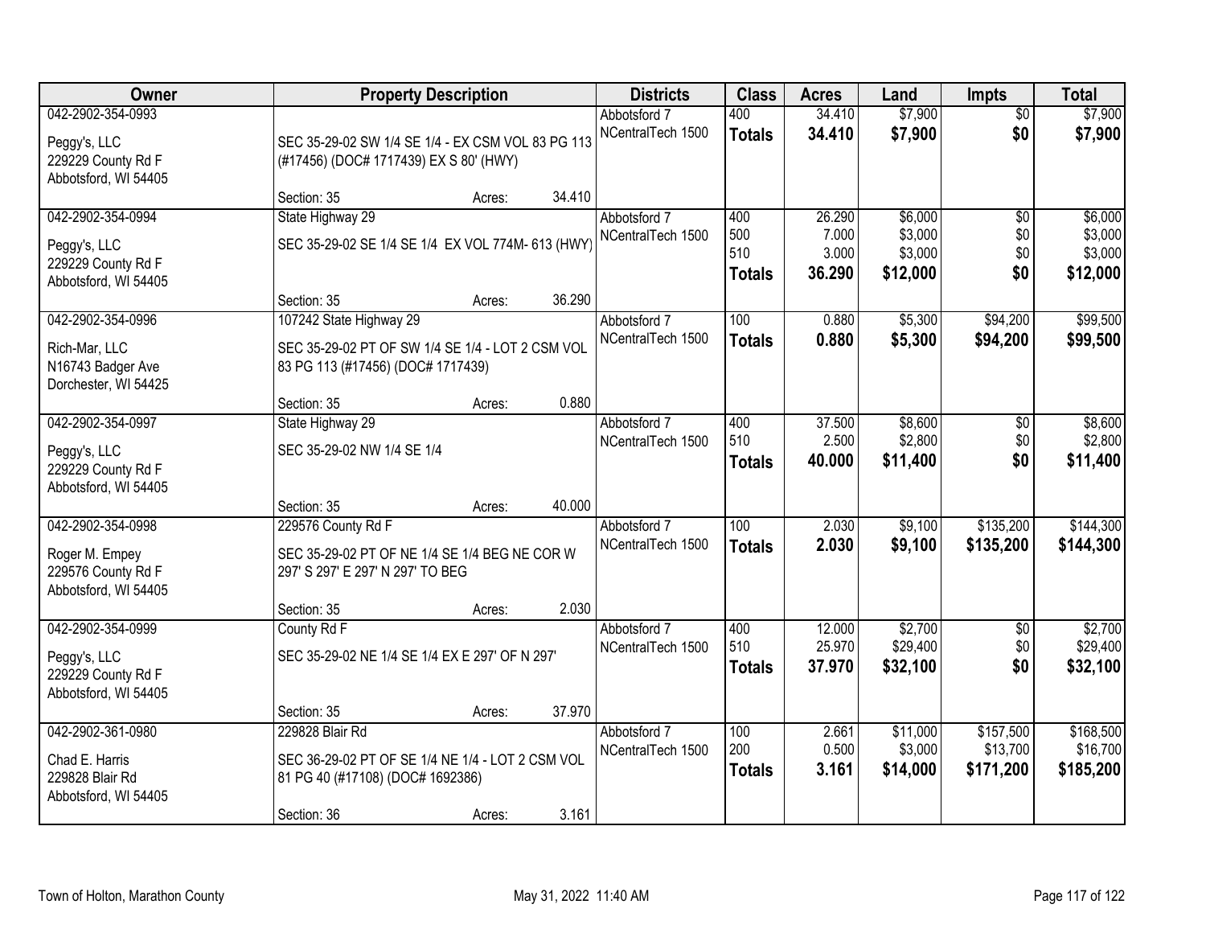| Owner | Property Description | Districts | Class | Acres | Land | Impts | Total |
|---|---|---|---|---|---|---|---|
| 042-2902-354-0993<br>Peggy's, LLC<br>229229 County Rd F<br>Abbotsford, WI 54405 | SEC 35-29-02 SW 1/4 SE 1/4 - EX CSM VOL 83 PG 113 (#17456) (DOC# 1717439) EX S 80' (HWY)<br>Section: 35 Acres: 34.410 | Abbotsford 7<br>NCentralTech 1500 | 400<br>**Totals** | 34.410<br>**34.410** | $7,900<br>**$7,900** | $0<br>**$0** | $7,900<br>**$7,900** |
| 042-2902-354-0994<br>Peggy's, LLC<br>229229 County Rd F<br>Abbotsford, WI 54405 | State Highway 29<br>SEC 35-29-02 SE 1/4 SE 1/4 EX VOL 774M- 613 (HWY)<br>Section: 35 Acres: 36.290 | Abbotsford 7<br>NCentralTech 1500 | 400<br>500<br>510<br>**Totals** | 26.290<br>7.000<br>3.000<br>**36.290** | $6,000<br>$3,000<br>$3,000<br>**$12,000** | $0<br>$0<br>$0<br>**$0** | $6,000<br>$3,000<br>$3,000<br>**$12,000** |
| 042-2902-354-0996<br>Rich-Mar, LLC<br>N16743 Badger Ave<br>Dorchester, WI 54425 | 107242 State Highway 29<br>SEC 35-29-02 PT OF SW 1/4 SE 1/4 - LOT 2 CSM VOL 83 PG 113 (#17456) (DOC# 1717439)<br>Section: 35 Acres: 0.880 | Abbotsford 7<br>NCentralTech 1500 | 100<br>**Totals** | 0.880<br>**0.880** | $5,300<br>**$5,300** | $94,200<br>**$94,200** | $99,500<br>**$99,500** |
| 042-2902-354-0997<br>Peggy's, LLC<br>229229 County Rd F<br>Abbotsford, WI 54405 | State Highway 29<br>SEC 35-29-02 NW 1/4 SE 1/4<br>Section: 35 Acres: 40.000 | Abbotsford 7<br>NCentralTech 1500 | 400<br>510<br>**Totals** | 37.500<br>2.500<br>**40.000** | $8,600<br>$2,800<br>**$11,400** | $0<br>$0<br>**$0** | $8,600<br>$2,800<br>**$11,400** |
| 042-2902-354-0998<br>Roger M. Empey<br>229576 County Rd F<br>Abbotsford, WI 54405 | 229576 County Rd F<br>SEC 35-29-02 PT OF NE 1/4 SE 1/4 BEG NE COR W 297' S 297' E 297' N 297' TO BEG<br>Section: 35 Acres: 2.030 | Abbotsford 7<br>NCentralTech 1500 | 100<br>**Totals** | 2.030<br>**2.030** | $9,100<br>**$9,100** | $135,200<br>**$135,200** | $144,300<br>**$144,300** |
| 042-2902-354-0999<br>Peggy's, LLC<br>229229 County Rd F<br>Abbotsford, WI 54405 | County Rd F<br>SEC 35-29-02 NE 1/4 SE 1/4 EX E 297' OF N 297'<br>Section: 35 Acres: 37.970 | Abbotsford 7<br>NCentralTech 1500 | 400<br>510<br>**Totals** | 12.000<br>25.970<br>**37.970** | $2,700<br>$29,400<br>**$32,100** | $0<br>$0<br>**$0** | $2,700<br>$29,400<br>**$32,100** |
| 042-2902-361-0980<br>Chad E. Harris<br>229828 Blair Rd<br>Abbotsford, WI 54405 | 229828 Blair Rd<br>SEC 36-29-02 PT OF SE 1/4 NE 1/4 - LOT 2 CSM VOL 81 PG 40 (#17108) (DOC# 1692386)<br>Section: 36 Acres: 3.161 | Abbotsford 7<br>NCentralTech 1500 | 100<br>200<br>**Totals** | 2.661<br>0.500<br>**3.161** | $11,000<br>$3,000<br>**$14,000** | $157,500<br>$13,700<br>**$171,200** | $168,500<br>$16,700<br>**$185,200** |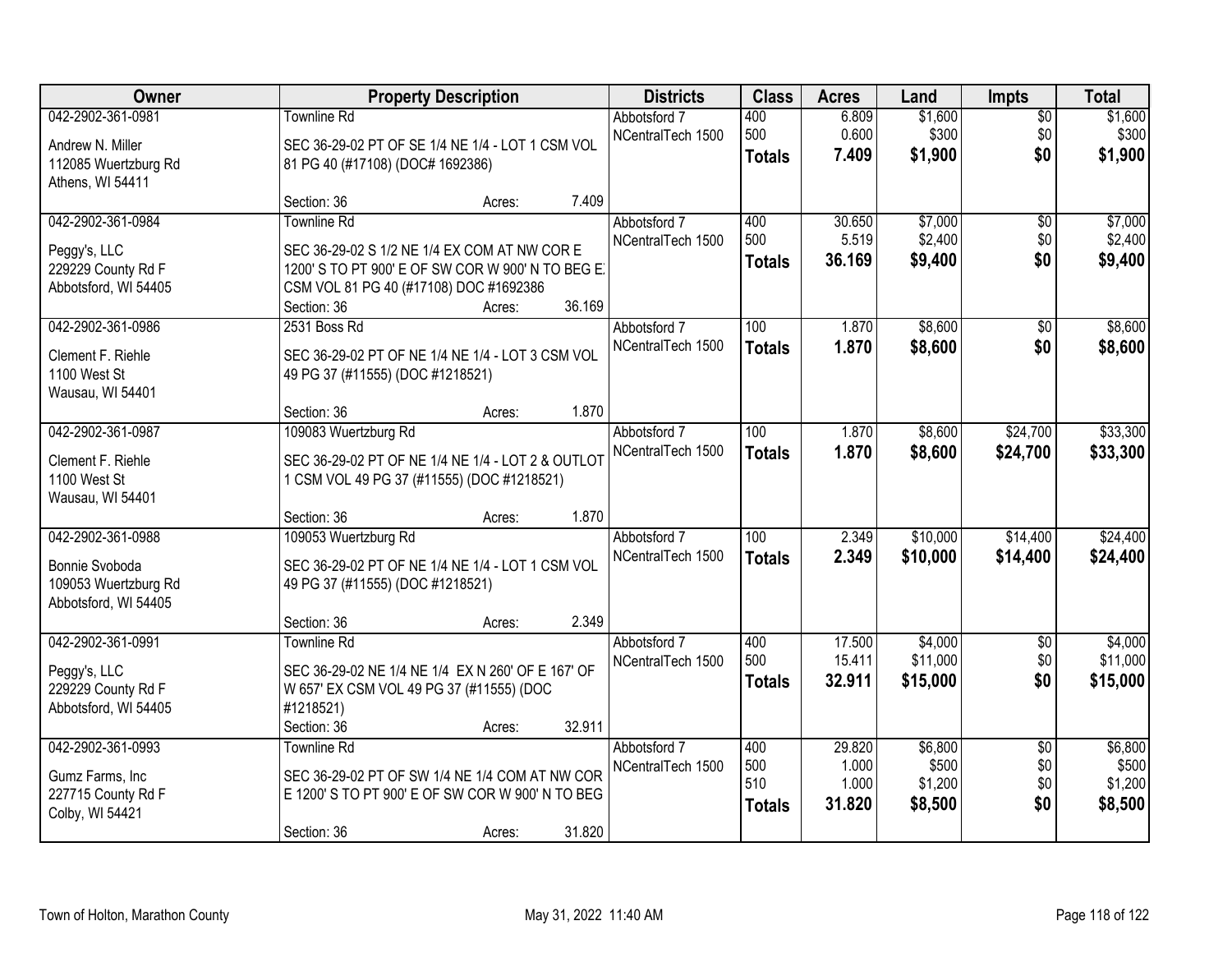| Owner | Property Description | Districts | Class | Acres | Land | Impts | Total |
|---|---|---|---|---|---|---|---|
| 042-2902-361-0981<br><br>Andrew N. Miller<br>112085 Wuertzburg Rd<br>Athens, WI 54411 | Townline Rd<br><br>SEC 36-29-02 PT OF SE 1/4 NE 1/4 - LOT 1 CSM VOL 81 PG 40 (#17108) (DOC# 1692386)<br><br>Section: 36 Acres: 7.409 | Abbotsford 7<br>NCentralTech 1500 | 400<br>500<br>**Totals** | 6.809<br>0.600<br>**7.409** | $1,600<br>$300<br>**$1,900** | $0<br>$0<br>**$0** | $1,600<br>$300<br>**$1,900** |
| 042-2902-361-0984<br><br>Peggy's, LLC<br>229229 County Rd F<br>Abbotsford, WI 54405 | Townline Rd<br><br>SEC 36-29-02 S 1/2 NE 1/4 EX COM AT NW COR E 1200' S TO PT 900' E OF SW COR W 900' N TO BEG EX CSM VOL 81 PG 40 (#17108) DOC #1692386<br>Section: 36 Acres: 36.169 | Abbotsford 7<br>NCentralTech 1500 | 400<br>500<br>**Totals** | 30.650<br>5.519<br>**36.169** | $7,000<br>$2,400<br>**$9,400** | $0<br>$0<br>**$0** | $7,000<br>$2,400<br>**$9,400** |
| 042-2902-361-0986<br><br>Clement F. Riehle<br>1100 West St<br>Wausau, WI 54401 | 2531 Boss Rd<br><br>SEC 36-29-02 PT OF NE 1/4 NE 1/4 - LOT 3 CSM VOL 49 PG 37 (#11555) (DOC #1218521)<br><br>Section: 36 Acres: 1.870 | Abbotsford 7<br>NCentralTech 1500 | 100<br>**Totals** | 1.870<br>**1.870** | $8,600<br>**$8,600** | $0<br>**$0** | $8,600<br>**$8,600** |
| 042-2902-361-0987<br><br>Clement F. Riehle<br>1100 West St<br>Wausau, WI 54401 | 109083 Wuertzburg Rd<br><br>SEC 36-29-02 PT OF NE 1/4 NE 1/4 - LOT 2 & OUTLOT 1 CSM VOL 49 PG 37 (#11555) (DOC #1218521)<br><br>Section: 36 Acres: 1.870 | Abbotsford 7<br>NCentralTech 1500 | 100<br>**Totals** | 1.870<br>**1.870** | $8,600<br>**$8,600** | $24,700<br>**$24,700** | $33,300<br>**$33,300** |
| 042-2902-361-0988<br><br>Bonnie Svoboda<br>109053 Wuertzburg Rd<br>Abbotsford, WI 54405 | 109053 Wuertzburg Rd<br><br>SEC 36-29-02 PT OF NE 1/4 NE 1/4 - LOT 1 CSM VOL 49 PG 37 (#11555) (DOC #1218521)<br><br>Section: 36 Acres: 2.349 | Abbotsford 7<br>NCentralTech 1500 | 100<br>**Totals** | 2.349<br>**2.349** | $10,000<br>**$10,000** | $14,400<br>**$14,400** | $24,400<br>**$24,400** |
| 042-2902-361-0991<br><br>Peggy's, LLC<br>229229 County Rd F<br>Abbotsford, WI 54405 | Townline Rd<br><br>SEC 36-29-02 NE 1/4 NE 1/4 EX N 260' OF E 167' OF W 657' EX CSM VOL 49 PG 37 (#11555) (DOC #1218521)<br>Section: 36 Acres: 32.911 | Abbotsford 7<br>NCentralTech 1500 | 400<br>500<br>**Totals** | 17.500<br>15.411<br>**32.911** | $4,000<br>$11,000<br>**$15,000** | $0<br>$0<br>**$0** | $4,000<br>$11,000<br>**$15,000** |
| 042-2902-361-0993<br><br>Gumz Farms, Inc<br>227715 County Rd F<br>Colby, WI 54421 | Townline Rd<br><br>SEC 36-29-02 PT OF SW 1/4 NE 1/4 COM AT NW COR E 1200' S TO PT 900' E OF SW COR W 900' N TO BEG<br><br>Section: 36 Acres: 31.820 | Abbotsford 7<br>NCentralTech 1500 | 400<br>500<br>510<br>**Totals** | 29.820<br>1.000<br>1.000<br>**31.820** | $6,800<br>$500<br>$1,200<br>**$8,500** | $0<br>$0<br>$0<br>**$0** | $6,800<br>$500<br>$1,200<br>**$8,500** |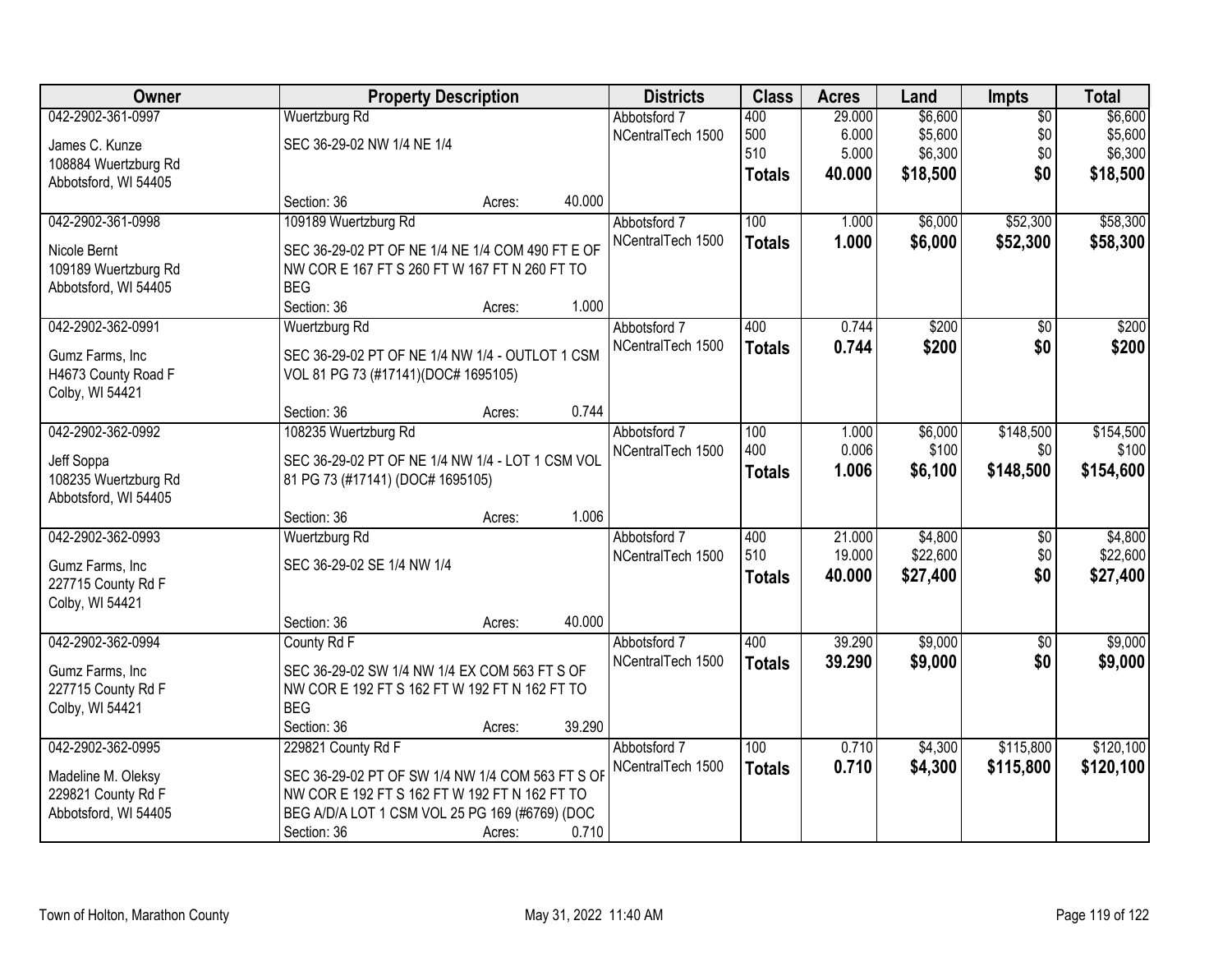| Owner | Property Description | Districts | Class | Acres | Land | Impts | Total |
|---|---|---|---|---|---|---|---|
| 042-2902-361-0997<br>James C. Kunze<br>108884 Wuertzburg Rd<br>Abbotsford, WI 54405 | Wuertzburg Rd<br>SEC 36-29-02 NW 1/4 NE 1/4<br>Section: 36 Acres: 40.000 | Abbotsford 7<br>NCentralTech 1500 | 400<br>500<br>510<br>**Totals** | 29.000<br>6.000<br>5.000<br>**40.000** | $6,600<br>$5,600<br>$6,300<br>**$18,500** | $0<br>$0<br>$0<br>**$0** | $6,600<br>$5,600<br>$6,300<br>**$18,500** |
| 042-2902-361-0998<br>Nicole Bernt<br>109189 Wuertzburg Rd<br>Abbotsford, WI 54405 | 109189 Wuertzburg Rd<br>SEC 36-29-02 PT OF NE 1/4 NE 1/4 COM 490 FT E OF NW COR E 167 FT S 260 FT W 167 FT N 260 FT TO BEG<br>Section: 36 Acres: 1.000 | Abbotsford 7<br>NCentralTech 1500 | 100<br>**Totals** | 1.000<br>**1.000** | $6,000<br>**$6,000** | $52,300<br>**$52,300** | $58,300<br>**$58,300** |
| 042-2902-362-0991<br>Gumz Farms, Inc<br>H4673 County Road F<br>Colby, WI 54421 | Wuertzburg Rd<br>SEC 36-29-02 PT OF NE 1/4 NW 1/4 - OUTLOT 1 CSM VOL 81 PG 73 (#17141)(DOC# 1695105)<br>Section: 36 Acres: 0.744 | Abbotsford 7<br>NCentralTech 1500 | 400<br>**Totals** | 0.744<br>**0.744** | $200<br>**$200** | $0<br>**$0** | $200<br>**$200** |
| 042-2902-362-0992<br>Jeff Soppa<br>108235 Wuertzburg Rd<br>Abbotsford, WI 54405 | 108235 Wuertzburg Rd<br>SEC 36-29-02 PT OF NE 1/4 NW 1/4 - LOT 1 CSM VOL 81 PG 73 (#17141) (DOC# 1695105)<br>Section: 36 Acres: 1.006 | Abbotsford 7<br>NCentralTech 1500 | 100<br>400<br>**Totals** | 1.000<br>0.006<br>**1.006** | $6,000<br>$100<br>**$6,100** | $148,500<br>$0<br>**$148,500** | $154,500<br>$100<br>**$154,600** |
| 042-2902-362-0993<br>Gumz Farms, Inc<br>227715 County Rd F<br>Colby, WI 54421 | Wuertzburg Rd<br>SEC 36-29-02 SE 1/4 NW 1/4<br>Section: 36 Acres: 40.000 | Abbotsford 7<br>NCentralTech 1500 | 400<br>510<br>**Totals** | 21.000<br>19.000<br>**40.000** | $4,800<br>$22,600<br>**$27,400** | $0<br>$0<br>**$0** | $4,800<br>$22,600<br>**$27,400** |
| 042-2902-362-0994<br>Gumz Farms, Inc<br>227715 County Rd F<br>Colby, WI 54421 | County Rd F<br>SEC 36-29-02 SW 1/4 NW 1/4 EX COM 563 FT S OF NW COR E 192 FT S 162 FT W 192 FT N 162 FT TO BEG<br>Section: 36 Acres: 39.290 | Abbotsford 7<br>NCentralTech 1500 | 400<br>**Totals** | 39.290<br>**39.290** | $9,000<br>**$9,000** | $0<br>**$0** | $9,000<br>**$9,000** |
| 042-2902-362-0995<br>Madeline M. Oleksy<br>229821 County Rd F<br>Abbotsford, WI 54405 | 229821 County Rd F<br>SEC 36-29-02 PT OF SW 1/4 NW 1/4 COM 563 FT S OF NW COR E 192 FT S 162 FT W 192 FT N 162 FT TO BEG A/D/A LOT 1 CSM VOL 25 PG 169 (#6769) (DOC<br>Section: 36 Acres: 0.710 | Abbotsford 7<br>NCentralTech 1500 | 100<br>**Totals** | 0.710<br>**0.710** | $4,300<br>**$4,300** | $115,800<br>**$115,800** | $120,100<br>**$120,100** |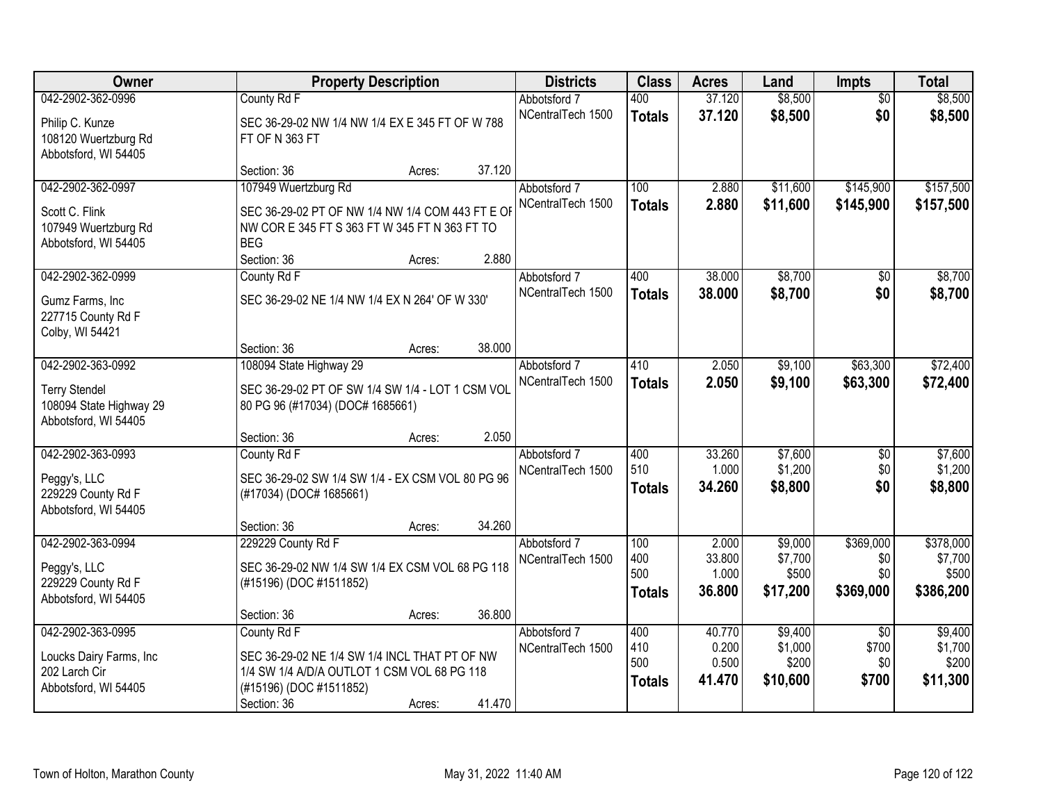| Owner | Property Description | Districts | Class | Acres | Land | Impts | Total |
|---|---|---|---|---|---|---|---|
| 042-2902-362-0996<br>Philip C. Kunze<br>108120 Wuertzburg Rd<br>Abbotsford, WI 54405 | County Rd F<br>SEC 36-29-02 NW 1/4 NW 1/4 EX E 345 FT OF W 788 FT OF N 363 FT<br>Section: 36 Acres: 37.120 | Abbotsford 7<br>NCentralTech 1500 | 400<br>**Totals** | 37.120<br>**37.120** | $8,500<br>**$8,500** | $0<br>**$0** | $8,500<br>**$8,500** |
| 042-2902-362-0997<br>Scott C. Flink<br>107949 Wuertzburg Rd<br>Abbotsford, WI 54405 | 107949 Wuertzburg Rd<br>SEC 36-29-02 PT OF NW 1/4 NW 1/4 COM 443 FT E OF NW COR E 345 FT S 363 FT W 345 FT N 363 FT TO BEG<br>Section: 36 Acres: 2.880 | Abbotsford 7<br>NCentralTech 1500 | 100<br>**Totals** | 2.880<br>**2.880** | $11,600<br>**$11,600** | $145,900<br>**$145,900** | $157,500<br>**$157,500** |
| 042-2902-362-0999<br>Gumz Farms, Inc<br>227715 County Rd F<br>Colby, WI 54421 | County Rd F<br>SEC 36-29-02 NE 1/4 NW 1/4 EX N 264' OF W 330'<br>Section: 36 Acres: 38.000 | Abbotsford 7<br>NCentralTech 1500 | 400<br>**Totals** | 38.000<br>**38.000** | $8,700<br>**$8,700** | $0<br>**$0** | $8,700<br>**$8,700** |
| 042-2902-363-0992<br>Terry Stendel<br>108094 State Highway 29<br>Abbotsford, WI 54405 | 108094 State Highway 29<br>SEC 36-29-02 PT OF SW 1/4 SW 1/4 - LOT 1 CSM VOL 80 PG 96 (#17034) (DOC# 1685661)<br>Section: 36 Acres: 2.050 | Abbotsford 7<br>NCentralTech 1500 | 410<br>**Totals** | 2.050<br>**2.050** | $9,100<br>**$9,100** | $63,300<br>**$63,300** | $72,400<br>**$72,400** |
| 042-2902-363-0993<br>Peggy's, LLC<br>229229 County Rd F<br>Abbotsford, WI 54405 | County Rd F<br>SEC 36-29-02 SW 1/4 SW 1/4 - EX CSM VOL 80 PG 96 (#17034) (DOC# 1685661)<br>Section: 36 Acres: 34.260 | Abbotsford 7<br>NCentralTech 1500 | 400<br>510<br>**Totals** | 33.260<br>1.000<br>**34.260** | $7,600<br>$1,200<br>**$8,800** | $0<br>$0<br>**$0** | $7,600<br>$1,200<br>**$8,800** |
| 042-2902-363-0994<br>Peggy's, LLC<br>229229 County Rd F<br>Abbotsford, WI 54405 | 229229 County Rd F<br>SEC 36-29-02 NW 1/4 SW 1/4 EX CSM VOL 68 PG 118 (#15196) (DOC #1511852)<br>Section: 36 Acres: 36.800 | Abbotsford 7<br>NCentralTech 1500 | 100<br>400<br>500<br>**Totals** | 2.000<br>33.800<br>1.000<br>**36.800** | $9,000<br>$7,700<br>$500<br>**$17,200** | $369,000<br>$0<br>$0<br>**$369,000** | $378,000<br>$7,700<br>$500<br>**$386,200** |
| 042-2902-363-0995<br>Loucks Dairy Farms, Inc<br>202 Larch Cir<br>Abbotsford, WI 54405 | County Rd F<br>SEC 36-29-02 NE 1/4 SW 1/4 INCL THAT PT OF NW 1/4 SW 1/4 A/D/A OUTLOT 1 CSM VOL 68 PG 118 (#15196) (DOC #1511852)<br>Section: 36 Acres: 41.470 | Abbotsford 7<br>NCentralTech 1500 | 400<br>410<br>500<br>**Totals** | 40.770<br>0.200<br>0.500<br>**41.470** | $9,400<br>$1,000<br>$200<br>**$10,600** | $0<br>$700<br>$0<br>**$700** | $9,400<br>$1,700<br>$200<br>**$11,300** |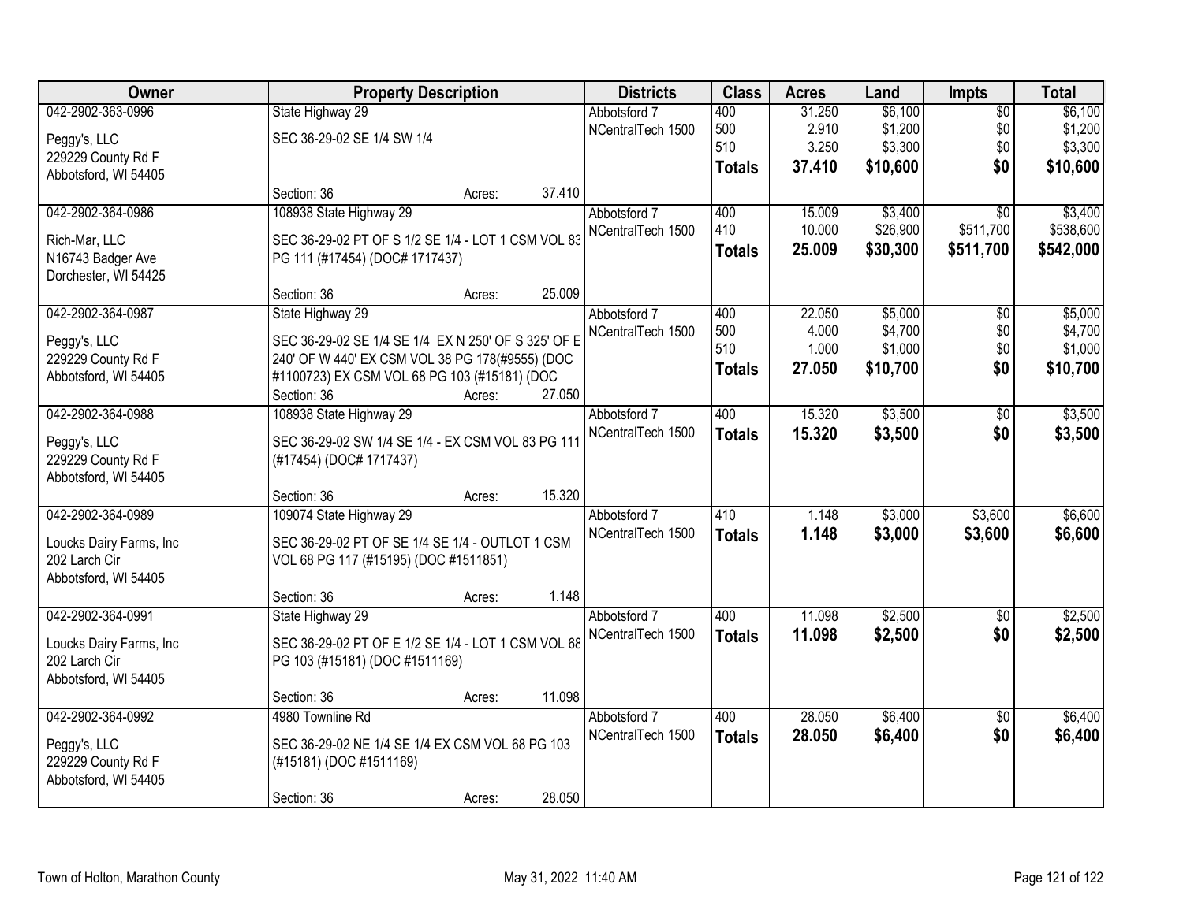| Owner | Property Description | Districts | Class | Acres | Land | Impts | Total |
|---|---|---|---|---|---|---|---|
| 042-2902-363-0996<br>Peggy's, LLC<br>229229 County Rd F<br>Abbotsford, WI 54405 | State Highway 29<br>SEC 36-29-02 SE 1/4 SW 1/4<br>Section: 36 Acres: 37.410 | Abbotsford 7<br>NCentralTech 1500 | 400<br>500<br>510<br>**Totals** | 31.250<br>2.910<br>3.250<br>**37.410** | $6,100<br>$1,200<br>$3,300<br>**$10,600** | $0<br>$0<br>$0<br>**$0** | $6,100<br>$1,200<br>$3,300<br>**$10,600** |
| 042-2902-364-0986<br>Rich-Mar, LLC<br>N16743 Badger Ave<br>Dorchester, WI 54425 | 108938 State Highway 29<br>SEC 36-29-02 PT OF S 1/2 SE 1/4 - LOT 1 CSM VOL 83 PG 111 (#17454) (DOC# 1717437)<br>Section: 36 Acres: 25.009 | Abbotsford 7<br>NCentralTech 1500 | 400<br>410<br>**Totals** | 15.009<br>10.000<br>**25.009** | $3,400<br>$26,900<br>**$30,300** | $0<br>$511,700<br>**$511,700** | $3,400<br>$538,600<br>**$542,000** |
| 042-2902-364-0987<br>Peggy's, LLC<br>229229 County Rd F<br>Abbotsford, WI 54405 | State Highway 29<br>SEC 36-29-02 SE 1/4 SE 1/4 EX N 250' OF S 325' OF E 240' OF W 440' EX CSM VOL 38 PG 178(#9555) (DOC #1100723) EX CSM VOL 68 PG 103 (#15181) (DOC<br>Section: 36 Acres: 27.050 | Abbotsford 7<br>NCentralTech 1500 | 400<br>500<br>510<br>**Totals** | 22.050<br>4.000<br>1.000<br>**27.050** | $5,000<br>$4,700<br>$1,000<br>**$10,700** | $0<br>$0<br>$0<br>**$0** | $5,000<br>$4,700<br>$1,000<br>**$10,700** |
| 042-2902-364-0988<br>Peggy's, LLC<br>229229 County Rd F<br>Abbotsford, WI 54405 | 108938 State Highway 29<br>SEC 36-29-02 SW 1/4 SE 1/4 - EX CSM VOL 83 PG 111 (#17454) (DOC# 1717437)<br>Section: 36 Acres: 15.320 | Abbotsford 7<br>NCentralTech 1500 | 400<br>**Totals** | 15.320<br>**15.320** | $3,500<br>**$3,500** | $0<br>**$0** | $3,500<br>**$3,500** |
| 042-2902-364-0989<br>Loucks Dairy Farms, Inc<br>202 Larch Cir<br>Abbotsford, WI 54405 | 109074 State Highway 29<br>SEC 36-29-02 PT OF SE 1/4 SE 1/4 - OUTLOT 1 CSM VOL 68 PG 117 (#15195) (DOC #1511851)<br>Section: 36 Acres: 1.148 | Abbotsford 7<br>NCentralTech 1500 | 410<br>**Totals** | 1.148<br>**1.148** | $3,000<br>**$3,000** | $3,600<br>**$3,600** | $6,600<br>**$6,600** |
| 042-2902-364-0991<br>Loucks Dairy Farms, Inc<br>202 Larch Cir<br>Abbotsford, WI 54405 | State Highway 29<br>SEC 36-29-02 PT OF E 1/2 SE 1/4 - LOT 1 CSM VOL 68 PG 103 (#15181) (DOC #1511169)<br>Section: 36 Acres: 11.098 | Abbotsford 7<br>NCentralTech 1500 | 400<br>**Totals** | 11.098<br>**11.098** | $2,500<br>**$2,500** | $0<br>**$0** | $2,500<br>**$2,500** |
| 042-2902-364-0992<br>Peggy's, LLC<br>229229 County Rd F<br>Abbotsford, WI 54405 | 4980 Townline Rd<br>SEC 36-29-02 NE 1/4 SE 1/4 EX CSM VOL 68 PG 103 (#15181) (DOC #1511169)<br>Section: 36 Acres: 28.050 | Abbotsford 7<br>NCentralTech 1500 | 400<br>**Totals** | 28.050<br>**28.050** | $6,400<br>**$6,400** | $0<br>**$0** | $6,400<br>**$6,400** |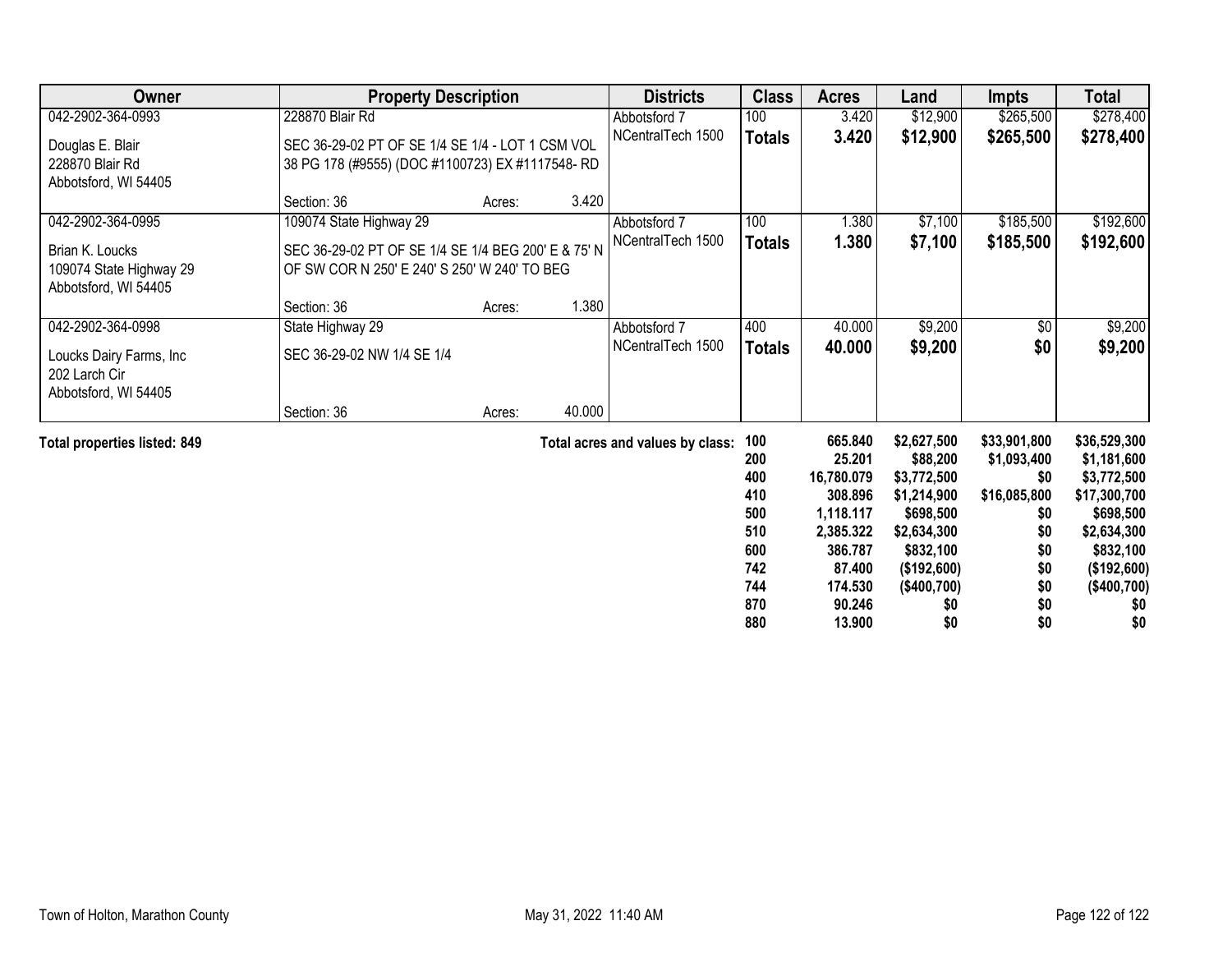| Owner | Property Description | | | Districts | Class | Acres | Land | Impts | Total |
|---|---|---|---|---|---|---|---|---|---|
| 042-2902-364-0993 | 228870 Blair Rd | | | Abbotsford 7 | 100 | 3.420 | $12,900 | $265,500 | $278,400 |
| Douglas E. Blair<br>228870 Blair Rd<br>Abbotsford, WI 54405 | SEC 36-29-02 PT OF SE 1/4 SE 1/4 - LOT 1 CSM VOL 38 PG 178 (#9555) (DOC #1100723) EX #1117548- RD | | | NCentralTech 1500 | **Totals** | **3.420** | **$12,900** | **$265,500** | **$278,400** |
| | Section: 36 | Acres: | 3.420 | | | | | | |
| 042-2902-364-0995 | 109074 State Highway 29 | | | Abbotsford 7 | 100 | 1.380 | $7,100 | $185,500 | $192,600 |
| Brian K. Loucks<br>109074 State Highway 29<br>Abbotsford, WI 54405 | SEC 36-29-02 PT OF SE 1/4 SE 1/4 BEG 200' E & 75' N OF SW COR N 250' E 240' S 250' W 240' TO BEG | | | NCentralTech 1500 | **Totals** | **1.380** | **$7,100** | **$185,500** | **$192,600** |
| | Section: 36 | Acres: | 1.380 | | | | | | |
| 042-2902-364-0998 | State Highway 29 | | | Abbotsford 7 | 400 | 40.000 | $9,200 | $0 | $9,200 |
| Loucks Dairy Farms, Inc<br>202 Larch Cir<br>Abbotsford, WI 54405 | SEC 36-29-02 NW 1/4 SE 1/4 | | | NCentralTech 1500 | **Totals** | **40.000** | **$9,200** | **$0** | **$9,200** |
| | Section: 36 | Acres: | 40.000 | | | | | | |

**Total properties listed: 849**

**Total acres and values by class:**

| Class | Acres | Land | Impts | Total |
|---|---|---|---|---|
| 100 | 665.840 | $2,627,500 | $33,901,800 | $36,529,300 |
| 200 | 25.201 | $88,200 | $1,093,400 | $1,181,600 |
| 400 | 16,780.079 | $3,772,500 | $0 | $3,772,500 |
| 410 | 308.896 | $1,214,900 | $16,085,800 | $17,300,700 |
| 500 | 1,118.117 | $698,500 | $0 | $698,500 |
| 510 | 2,385.322 | $2,634,300 | $0 | $2,634,300 |
| 600 | 386.787 | $832,100 | $0 | $832,100 |
| 742 | 87.400 | ($192,600) | $0 | ($192,600) |
| 744 | 174.530 | ($400,700) | $0 | ($400,700) |
| 870 | 90.246 | $0 | $0 | $0 |
| 880 | 13.900 | $0 | $0 | $0 |